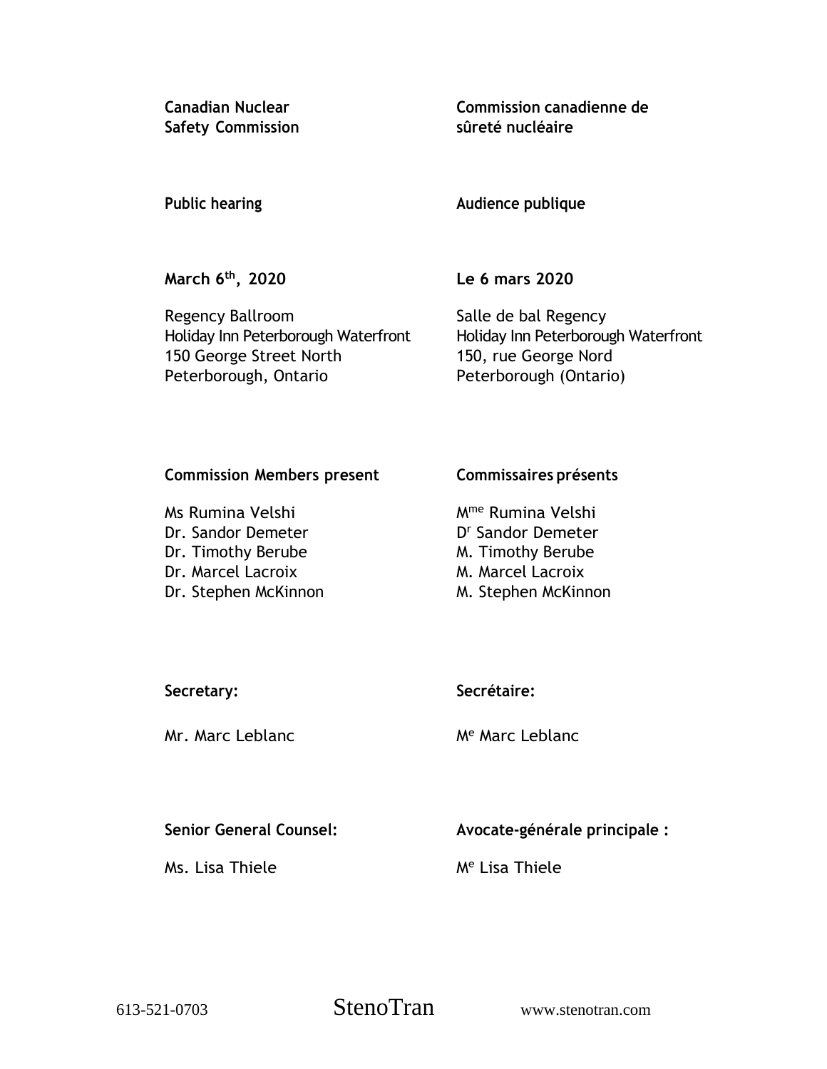| **Canadian Nuclear Safety Commission** | **Commission canadienne de sûreté nucléaire** |
|---|---|
| **Public hearing** | **Audience publique** |
| **March 6th, 2020** | **Le 6 mars 2020** |
| Regency Ballroom<br>Holiday Inn Peterborough Waterfront<br>150 George Street North<br>Peterborough, Ontario | Salle de bal Regency<br>Holiday Inn Peterborough Waterfront<br>150, rue George Nord<br>Peterborough (Ontario) |
| **Commission Members present** | **Commissaires présents** |
| Ms Rumina Velshi<br>Dr. Sandor Demeter<br>Dr. Timothy Berube<br>Dr. Marcel Lacroix<br>Dr. Stephen McKinnon | Mme Rumina Velshi<br>Dr Sandor Demeter<br>M. Timothy Berube<br>M. Marcel Lacroix<br>M. Stephen McKinnon |
| **Secretary:** | **Secrétaire:** |
| Mr. Marc Leblanc | Me Marc Leblanc |
| **Senior General Counsel:** | **Avocate-générale principale :** |
| Ms. Lisa Thiele | Me Lisa Thiele |

613-521-0703 StenoTran www.stenotran.com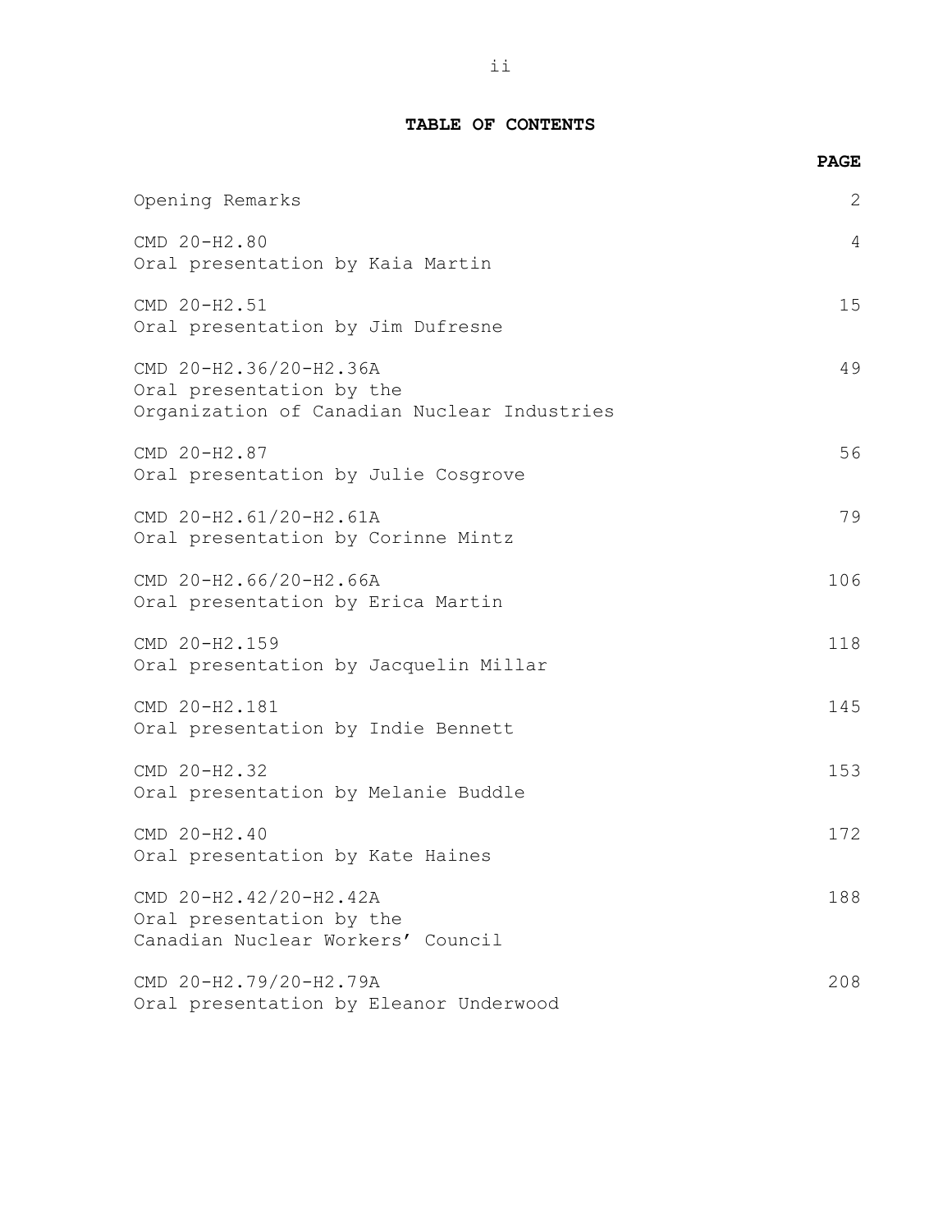## TABLE OF CONTENTS

| | PAGE |
|---|---|
| Opening Remarks | 2 |
| CMD 20-H2.80<br>Oral presentation by Kaia Martin | 4 |
| CMD 20-H2.51<br>Oral presentation by Jim Dufresne | 15 |
| CMD 20-H2.36/20-H2.36A<br>Oral presentation by the<br>Organization of Canadian Nuclear Industries | 49 |
| CMD 20-H2.87<br>Oral presentation by Julie Cosgrove | 56 |
| CMD 20-H2.61/20-H2.61A<br>Oral presentation by Corinne Mintz | 79 |
| CMD 20-H2.66/20-H2.66A<br>Oral presentation by Erica Martin | 106 |
| CMD 20-H2.159<br>Oral presentation by Jacquelin Millar | 118 |
| CMD 20-H2.181<br>Oral presentation by Indie Bennett | 145 |
| CMD 20-H2.32<br>Oral presentation by Melanie Buddle | 153 |
| CMD 20-H2.40<br>Oral presentation by Kate Haines | 172 |
| CMD 20-H2.42/20-H2.42A<br>Oral presentation by the<br>Canadian Nuclear Workers' Council | 188 |
| CMD 20-H2.79/20-H2.79A<br>Oral presentation by Eleanor Underwood | 208 |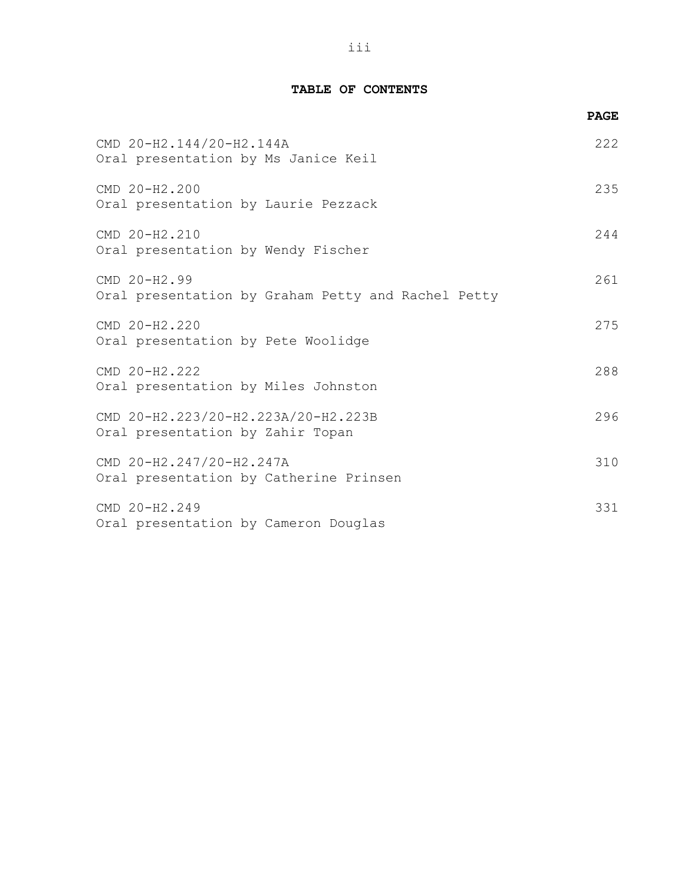## TABLE OF CONTENTS

| | PAGE |
|---|---|
| CMD 20-H2.144/20-H2.144A<br>Oral presentation by Ms Janice Keil | 222 |
| CMD 20-H2.200<br>Oral presentation by Laurie Pezzack | 235 |
| CMD 20-H2.210<br>Oral presentation by Wendy Fischer | 244 |
| CMD 20-H2.99<br>Oral presentation by Graham Petty and Rachel Petty | 261 |
| CMD 20-H2.220<br>Oral presentation by Pete Woolidge | 275 |
| CMD 20-H2.222<br>Oral presentation by Miles Johnston | 288 |
| CMD 20-H2.223/20-H2.223A/20-H2.223B<br>Oral presentation by Zahir Topan | 296 |
| CMD 20-H2.247/20-H2.247A<br>Oral presentation by Catherine Prinsen | 310 |
| CMD 20-H2.249<br>Oral presentation by Cameron Douglas | 331 |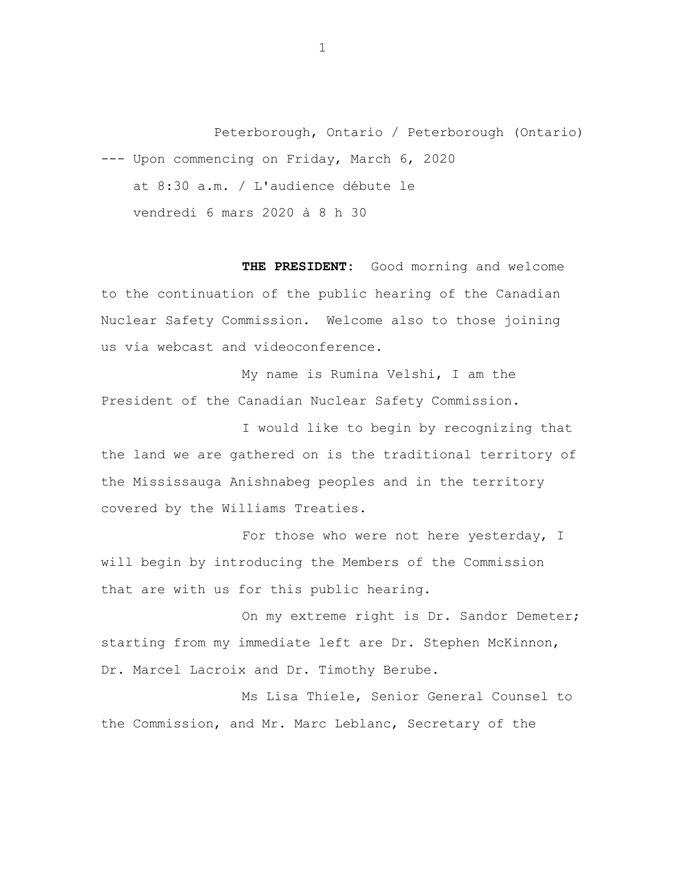Peterborough, Ontario / Peterborough (Ontario)

--- Upon commencing on Friday, March 6, 2020 at 8:30 a.m. / L'audience débute le vendredi 6 mars 2020 à 8 h 30

**THE PRESIDENT:** Good morning and welcome to the continuation of the public hearing of the Canadian Nuclear Safety Commission. Welcome also to those joining us via webcast and videoconference.

My name is Rumina Velshi, I am the President of the Canadian Nuclear Safety Commission.

I would like to begin by recognizing that the land we are gathered on is the traditional territory of the Mississauga Anishnabeg peoples and in the territory covered by the Williams Treaties.

For those who were not here yesterday, I will begin by introducing the Members of the Commission that are with us for this public hearing.

On my extreme right is Dr. Sandor Demeter; starting from my immediate left are Dr. Stephen McKinnon, Dr. Marcel Lacroix and Dr. Timothy Berube.

Ms Lisa Thiele, Senior General Counsel to the Commission, and Mr. Marc Leblanc, Secretary of the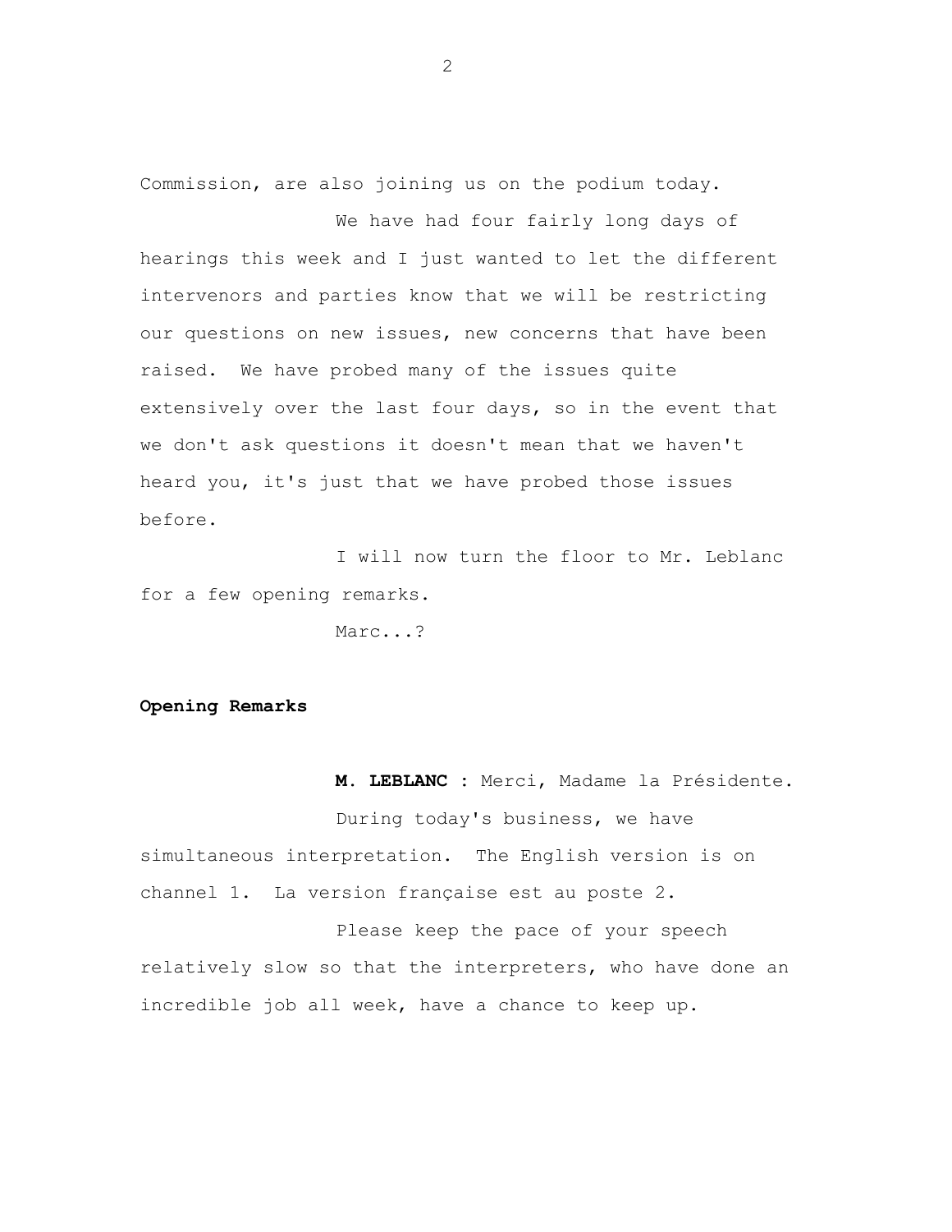Commission, are also joining us on the podium today.

We have had four fairly long days of hearings this week and I just wanted to let the different intervenors and parties know that we will be restricting our questions on new issues, new concerns that have been raised. We have probed many of the issues quite extensively over the last four days, so in the event that we don't ask questions it doesn't mean that we haven't heard you, it's just that we have probed those issues before.

I will now turn the floor to Mr. Leblanc for a few opening remarks.

Marc...?

**Opening Remarks**

**M. LEBLANC :** Merci, Madame la Présidente.

During today's business, we have simultaneous interpretation. The English version is on channel 1. La version française est au poste 2.

Please keep the pace of your speech relatively slow so that the interpreters, who have done an incredible job all week, have a chance to keep up.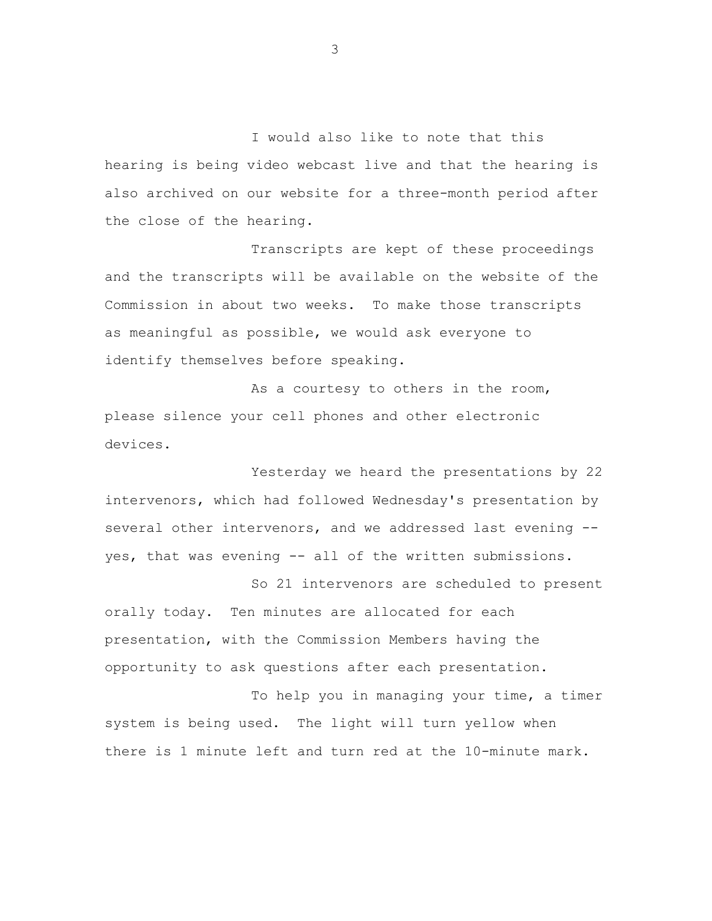I would also like to note that this hearing is being video webcast live and that the hearing is also archived on our website for a three-month period after the close of the hearing.

Transcripts are kept of these proceedings and the transcripts will be available on the website of the Commission in about two weeks. To make those transcripts as meaningful as possible, we would ask everyone to identify themselves before speaking.

As a courtesy to others in the room, please silence your cell phones and other electronic devices.

Yesterday we heard the presentations by 22 intervenors, which had followed Wednesday's presentation by several other intervenors, and we addressed last evening -- yes, that was evening -- all of the written submissions.

So 21 intervenors are scheduled to present orally today. Ten minutes are allocated for each presentation, with the Commission Members having the opportunity to ask questions after each presentation.

To help you in managing your time, a timer system is being used. The light will turn yellow when there is 1 minute left and turn red at the 10-minute mark.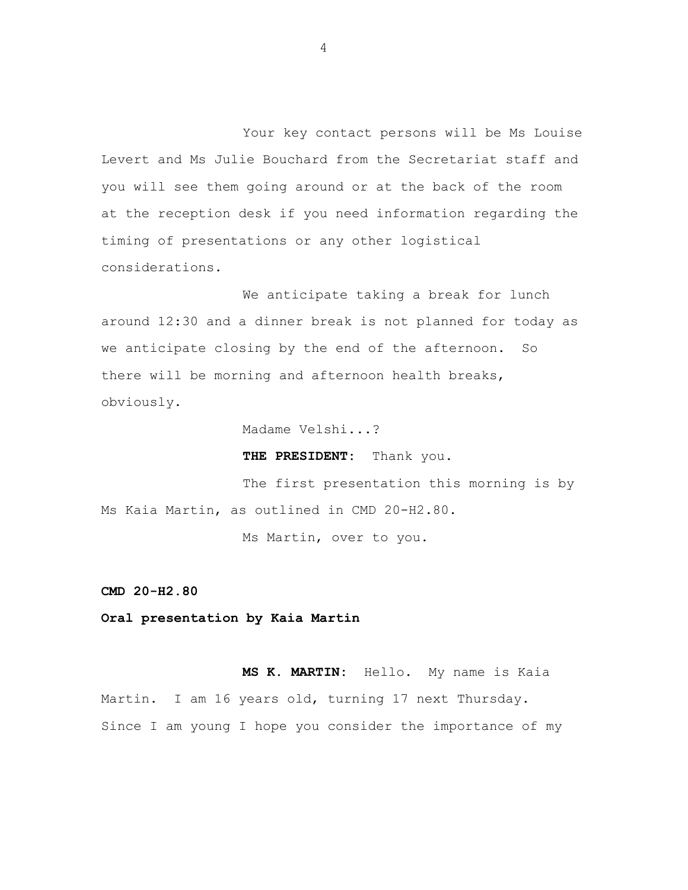Your key contact persons will be Ms Louise Levert and Ms Julie Bouchard from the Secretariat staff and you will see them going around or at the back of the room at the reception desk if you need information regarding the timing of presentations or any other logistical considerations.

We anticipate taking a break for lunch around 12:30 and a dinner break is not planned for today as we anticipate closing by the end of the afternoon. So there will be morning and afternoon health breaks, obviously.

Madame Velshi...?

**THE PRESIDENT:** Thank you.

The first presentation this morning is by Ms Kaia Martin, as outlined in CMD 20-H2.80.

Ms Martin, over to you.

**CMD 20-H2.80**

**Oral presentation by Kaia Martin**

**MS K. MARTIN:** Hello. My name is Kaia Martin. I am 16 years old, turning 17 next Thursday. Since I am young I hope you consider the importance of my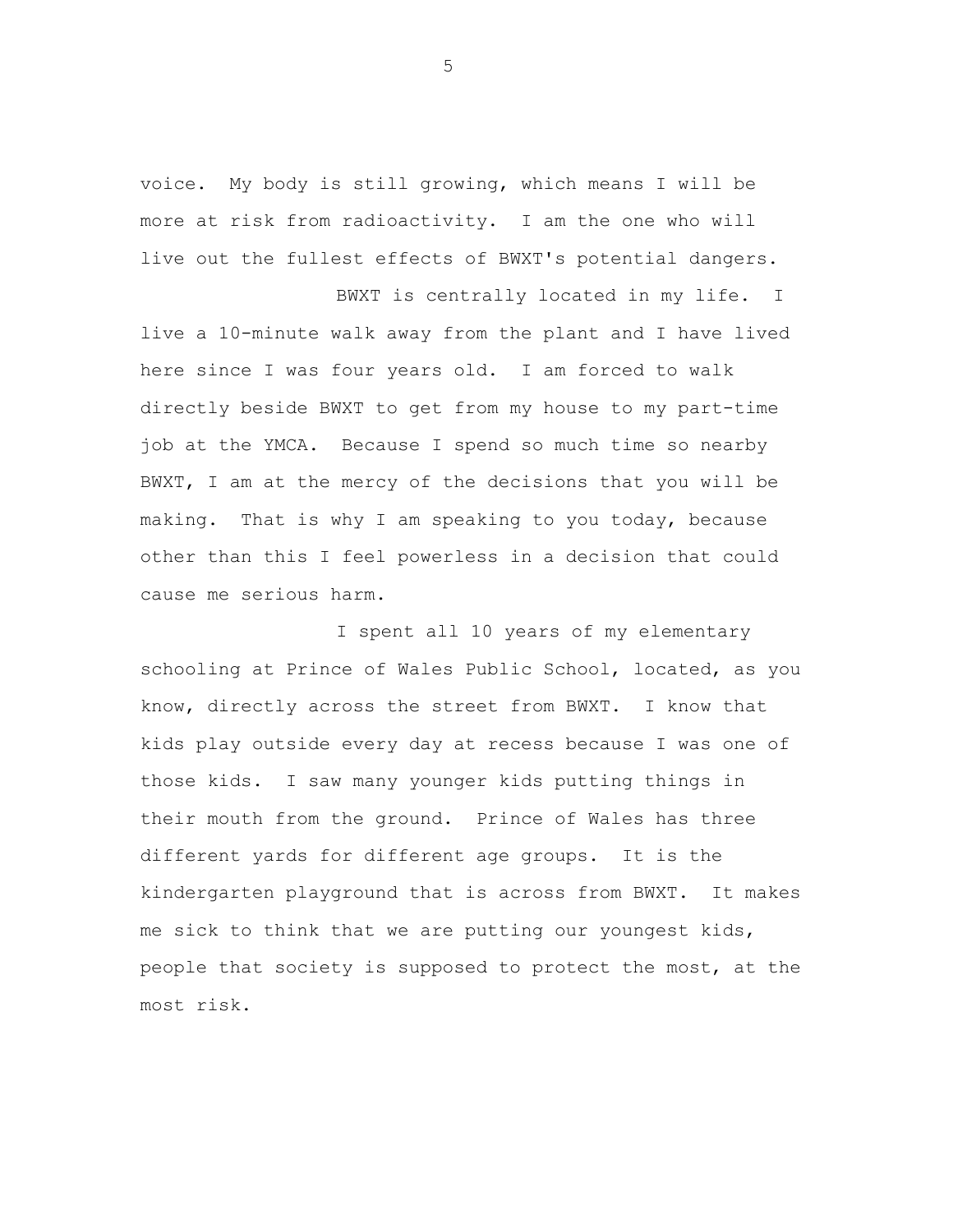voice. My body is still growing, which means I will be more at risk from radioactivity. I am the one who will live out the fullest effects of BWXT's potential dangers.

BWXT is centrally located in my life. I live a 10-minute walk away from the plant and I have lived here since I was four years old. I am forced to walk directly beside BWXT to get from my house to my part-time job at the YMCA. Because I spend so much time so nearby BWXT, I am at the mercy of the decisions that you will be making. That is why I am speaking to you today, because other than this I feel powerless in a decision that could cause me serious harm.

I spent all 10 years of my elementary schooling at Prince of Wales Public School, located, as you know, directly across the street from BWXT. I know that kids play outside every day at recess because I was one of those kids. I saw many younger kids putting things in their mouth from the ground. Prince of Wales has three different yards for different age groups. It is the kindergarten playground that is across from BWXT. It makes me sick to think that we are putting our youngest kids, people that society is supposed to protect the most, at the most risk.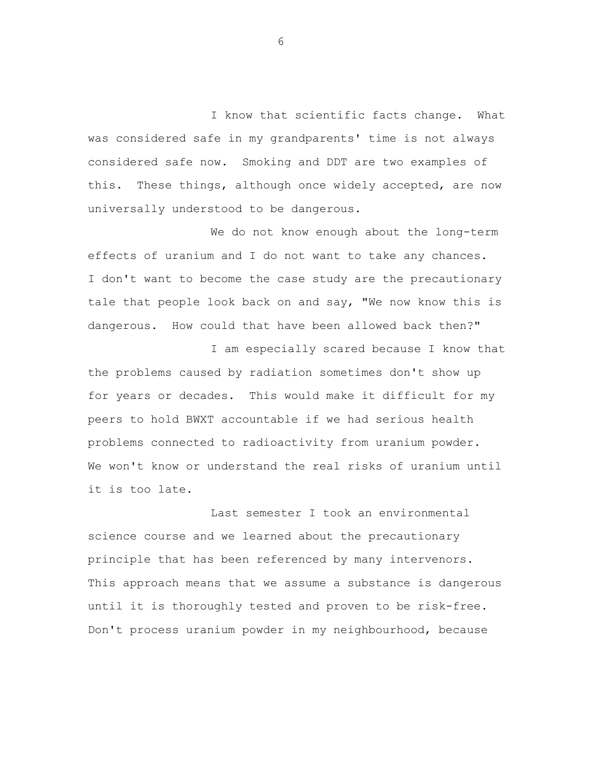I know that scientific facts change. What was considered safe in my grandparents' time is not always considered safe now. Smoking and DDT are two examples of this. These things, although once widely accepted, are now universally understood to be dangerous.

We do not know enough about the long-term effects of uranium and I do not want to take any chances. I don't want to become the case study are the precautionary tale that people look back on and say, "We now know this is dangerous. How could that have been allowed back then?"

I am especially scared because I know that the problems caused by radiation sometimes don't show up for years or decades. This would make it difficult for my peers to hold BWXT accountable if we had serious health problems connected to radioactivity from uranium powder. We won't know or understand the real risks of uranium until it is too late.

Last semester I took an environmental science course and we learned about the precautionary principle that has been referenced by many intervenors. This approach means that we assume a substance is dangerous until it is thoroughly tested and proven to be risk-free. Don't process uranium powder in my neighbourhood, because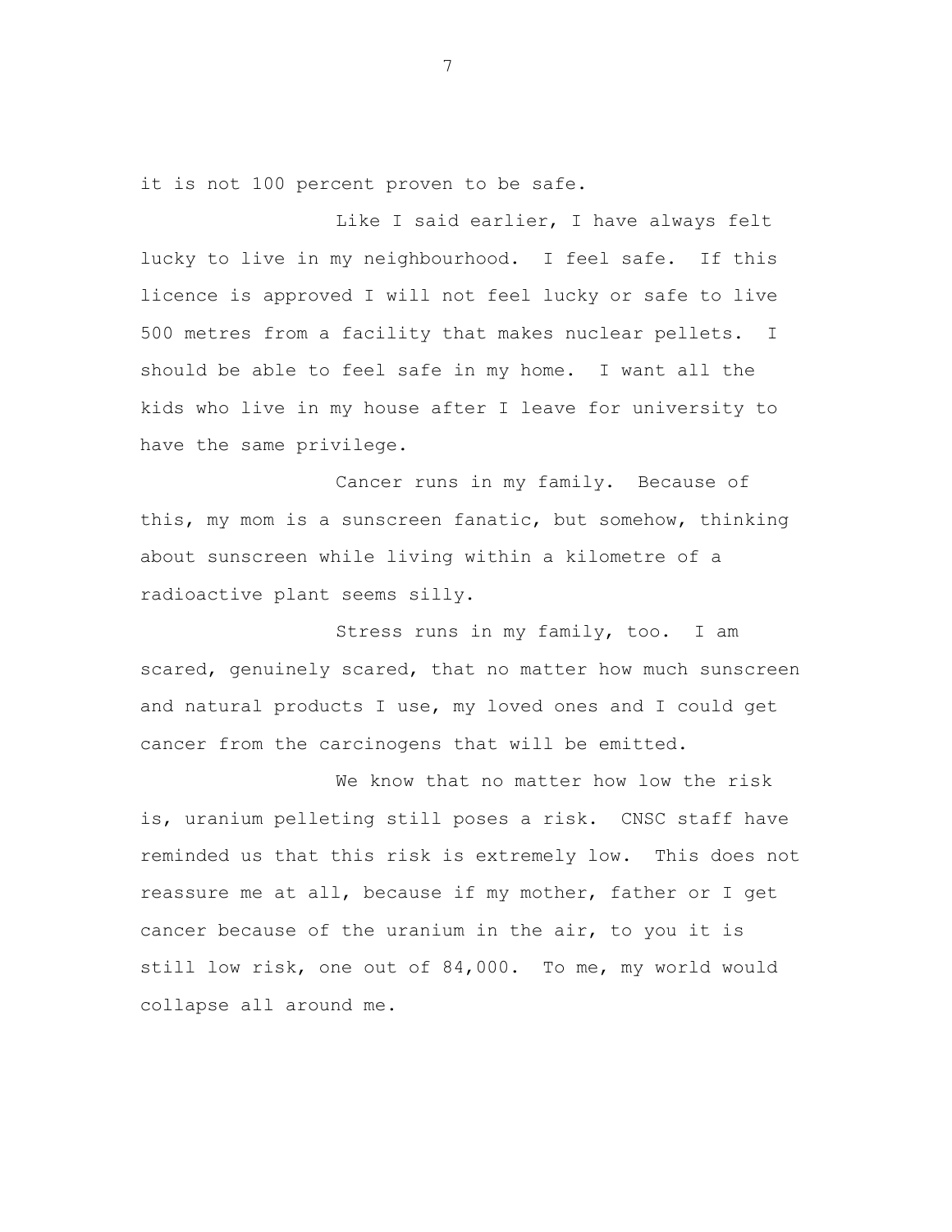it is not 100 percent proven to be safe.

Like I said earlier, I have always felt lucky to live in my neighbourhood. I feel safe. If this licence is approved I will not feel lucky or safe to live 500 metres from a facility that makes nuclear pellets. I should be able to feel safe in my home. I want all the kids who live in my house after I leave for university to have the same privilege.

Cancer runs in my family. Because of this, my mom is a sunscreen fanatic, but somehow, thinking about sunscreen while living within a kilometre of a radioactive plant seems silly.

Stress runs in my family, too. I am scared, genuinely scared, that no matter how much sunscreen and natural products I use, my loved ones and I could get cancer from the carcinogens that will be emitted.

We know that no matter how low the risk is, uranium pelleting still poses a risk. CNSC staff have reminded us that this risk is extremely low. This does not reassure me at all, because if my mother, father or I get cancer because of the uranium in the air, to you it is still low risk, one out of 84,000. To me, my world would collapse all around me.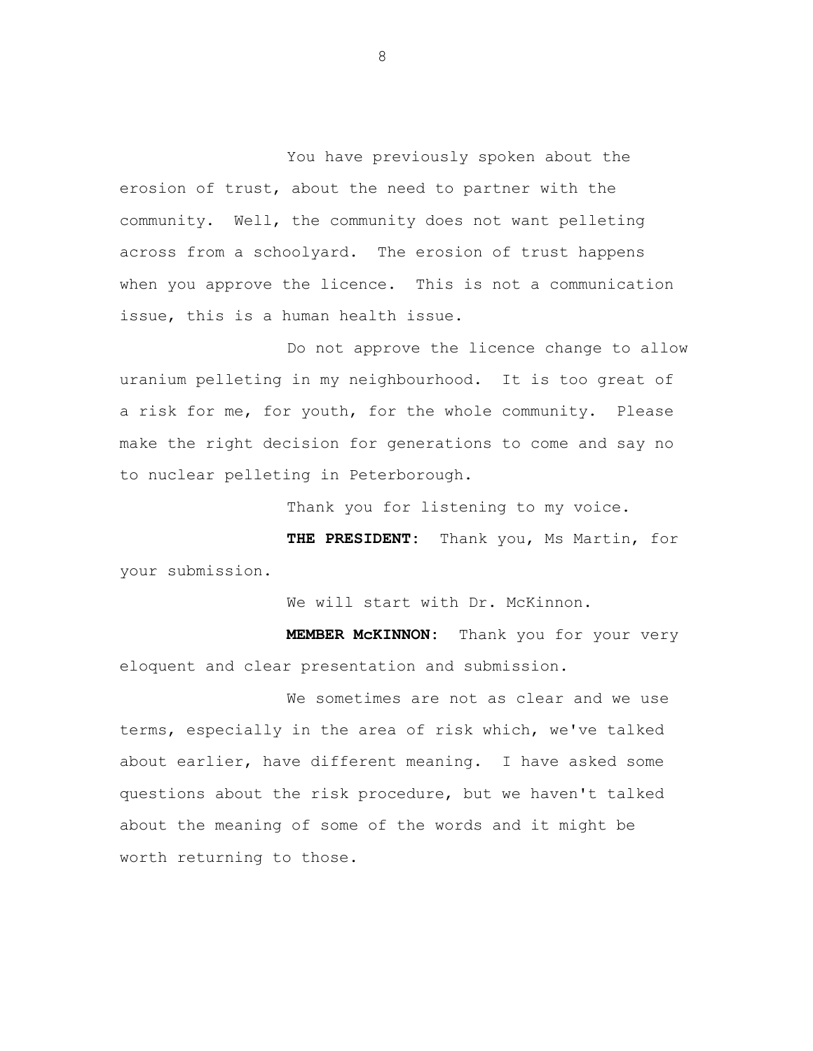You have previously spoken about the erosion of trust, about the need to partner with the community. Well, the community does not want pelleting across from a schoolyard. The erosion of trust happens when you approve the licence. This is not a communication issue, this is a human health issue.

Do not approve the licence change to allow uranium pelleting in my neighbourhood. It is too great of a risk for me, for youth, for the whole community. Please make the right decision for generations to come and say no to nuclear pelleting in Peterborough.

Thank you for listening to my voice.

**THE PRESIDENT:** Thank you, Ms Martin, for your submission.

We will start with Dr. McKinnon.

**MEMBER McKINNON:** Thank you for your very eloquent and clear presentation and submission.

We sometimes are not as clear and we use terms, especially in the area of risk which, we've talked about earlier, have different meaning. I have asked some questions about the risk procedure, but we haven't talked about the meaning of some of the words and it might be worth returning to those.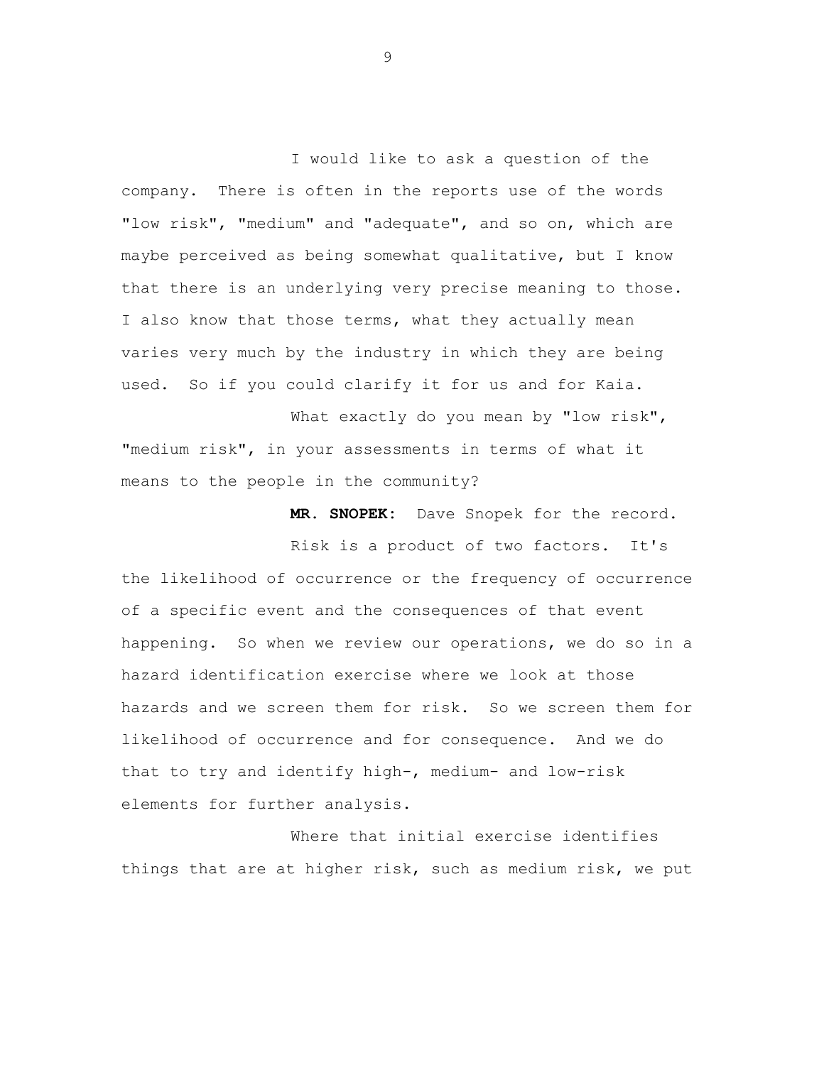I would like to ask a question of the company. There is often in the reports use of the words "low risk", "medium" and "adequate", and so on, which are maybe perceived as being somewhat qualitative, but I know that there is an underlying very precise meaning to those. I also know that those terms, what they actually mean varies very much by the industry in which they are being used. So if you could clarify it for us and for Kaia.

What exactly do you mean by "low risk", "medium risk", in your assessments in terms of what it means to the people in the community?

**MR. SNOPEK:** Dave Snopek for the record.

Risk is a product of two factors. It's the likelihood of occurrence or the frequency of occurrence of a specific event and the consequences of that event happening. So when we review our operations, we do so in a hazard identification exercise where we look at those hazards and we screen them for risk. So we screen them for likelihood of occurrence and for consequence. And we do that to try and identify high-, medium- and low-risk elements for further analysis.

Where that initial exercise identifies things that are at higher risk, such as medium risk, we put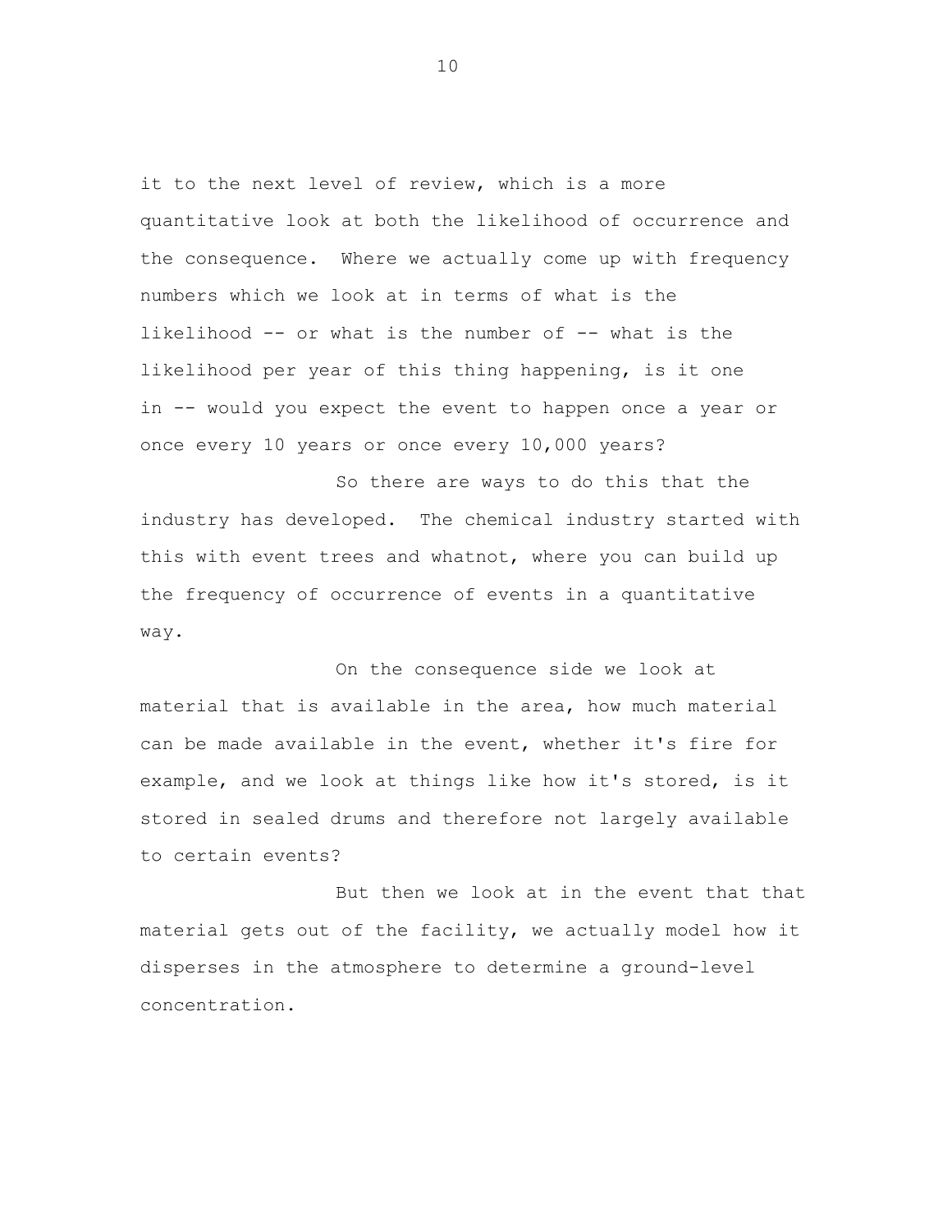it to the next level of review, which is a more quantitative look at both the likelihood of occurrence and the consequence. Where we actually come up with frequency numbers which we look at in terms of what is the likelihood -- or what is the number of -- what is the likelihood per year of this thing happening, is it one in -- would you expect the event to happen once a year or once every 10 years or once every 10,000 years?

So there are ways to do this that the industry has developed. The chemical industry started with this with event trees and whatnot, where you can build up the frequency of occurrence of events in a quantitative way.

On the consequence side we look at material that is available in the area, how much material can be made available in the event, whether it's fire for example, and we look at things like how it's stored, is it stored in sealed drums and therefore not largely available to certain events?

But then we look at in the event that that material gets out of the facility, we actually model how it disperses in the atmosphere to determine a ground-level concentration.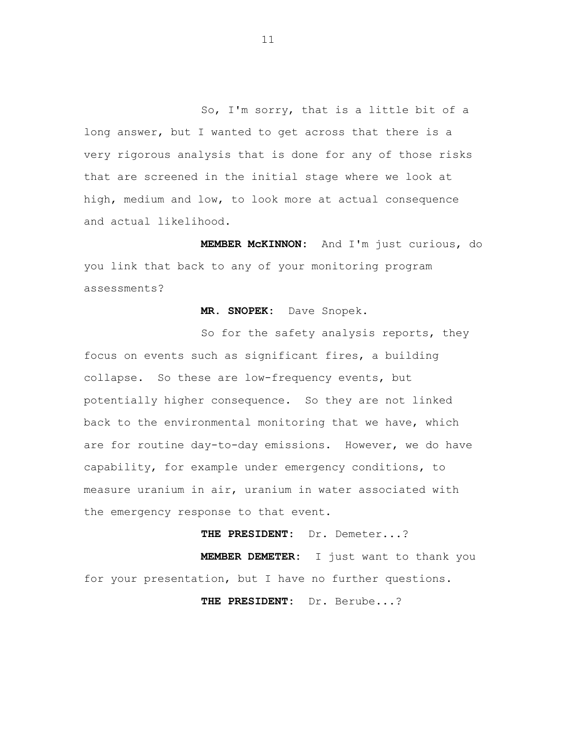So, I'm sorry, that is a little bit of a long answer, but I wanted to get across that there is a very rigorous analysis that is done for any of those risks that are screened in the initial stage where we look at high, medium and low, to look more at actual consequence and actual likelihood.

**MEMBER McKINNON:** And I'm just curious, do you link that back to any of your monitoring program assessments?

**MR. SNOPEK:** Dave Snopek.

So for the safety analysis reports, they focus on events such as significant fires, a building collapse. So these are low-frequency events, but potentially higher consequence. So they are not linked back to the environmental monitoring that we have, which are for routine day-to-day emissions. However, we do have capability, for example under emergency conditions, to measure uranium in air, uranium in water associated with the emergency response to that event.

**THE PRESIDENT:** Dr. Demeter...?

**MEMBER DEMETER:** I just want to thank you for your presentation, but I have no further questions.

**THE PRESIDENT:** Dr. Berube...?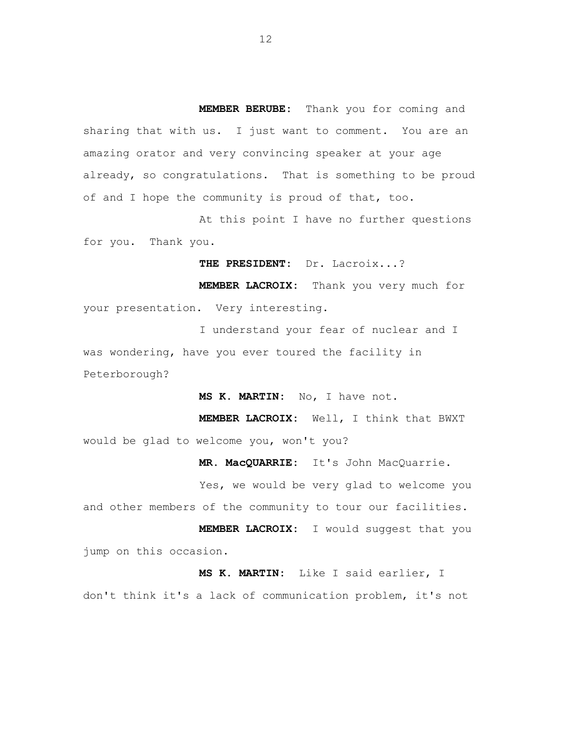**MEMBER BERUBE:** Thank you for coming and sharing that with us. I just want to comment. You are an amazing orator and very convincing speaker at your age already, so congratulations. That is something to be proud of and I hope the community is proud of that, too.

At this point I have no further questions for you. Thank you.

**THE PRESIDENT:** Dr. Lacroix...?

**MEMBER LACROIX:** Thank you very much for your presentation. Very interesting.

I understand your fear of nuclear and I was wondering, have you ever toured the facility in Peterborough?

**MS K. MARTIN:** No, I have not.

**MEMBER LACROIX:** Well, I think that BWXT would be glad to welcome you, won't you?

**MR. MacQUARRIE:** It's John MacQuarrie.

Yes, we would be very glad to welcome you and other members of the community to tour our facilities.

**MEMBER LACROIX:** I would suggest that you jump on this occasion.

**MS K. MARTIN:** Like I said earlier, I don't think it's a lack of communication problem, it's not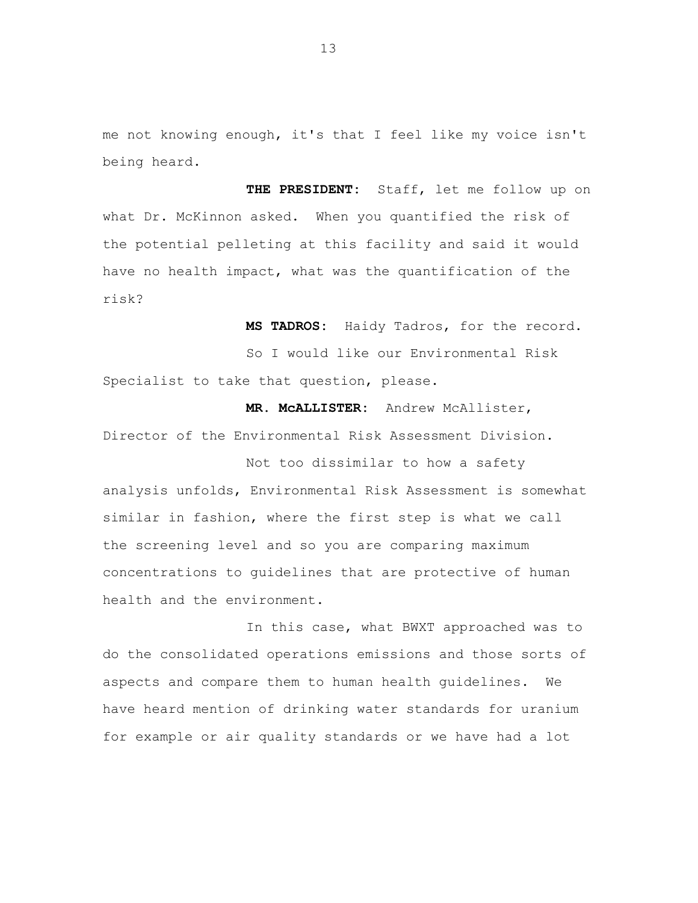me not knowing enough, it's that I feel like my voice isn't being heard.

**THE PRESIDENT:** Staff, let me follow up on what Dr. McKinnon asked. When you quantified the risk of the potential pelleting at this facility and said it would have no health impact, what was the quantification of the risk?

**MS TADROS:** Haidy Tadros, for the record.

So I would like our Environmental Risk Specialist to take that question, please.

**MR. McALLISTER:** Andrew McAllister, Director of the Environmental Risk Assessment Division.

Not too dissimilar to how a safety analysis unfolds, Environmental Risk Assessment is somewhat similar in fashion, where the first step is what we call the screening level and so you are comparing maximum concentrations to guidelines that are protective of human health and the environment.

In this case, what BWXT approached was to do the consolidated operations emissions and those sorts of aspects and compare them to human health guidelines. We have heard mention of drinking water standards for uranium for example or air quality standards or we have had a lot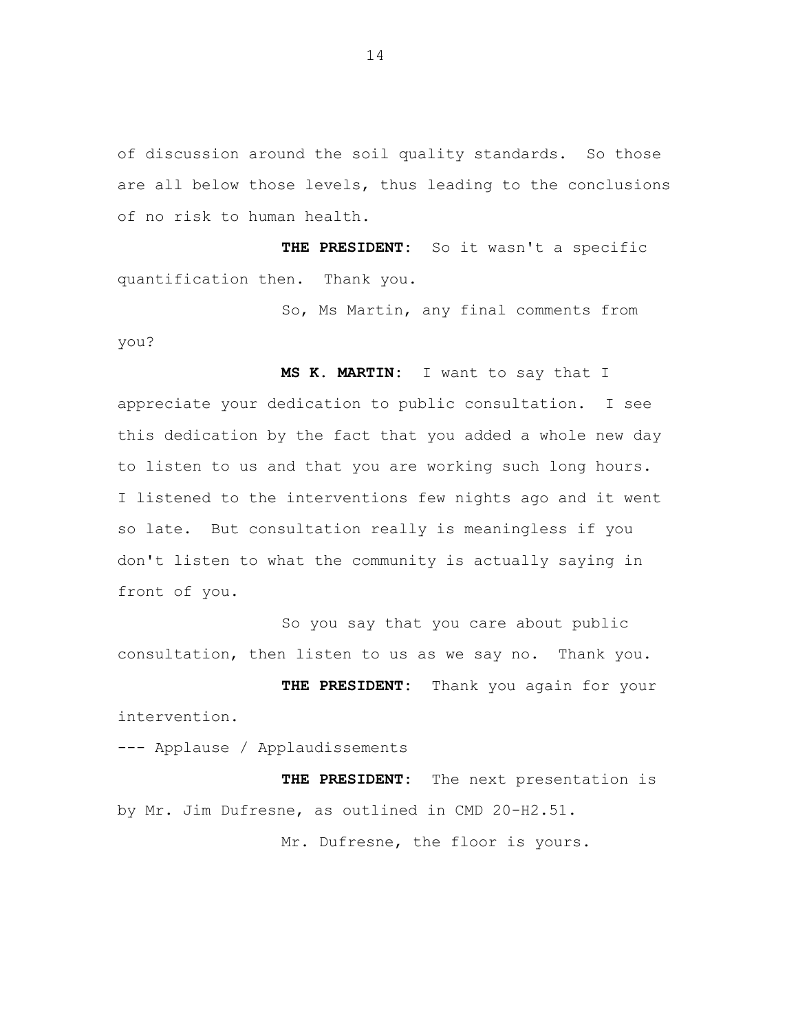of discussion around the soil quality standards. So those are all below those levels, thus leading to the conclusions of no risk to human health.

**THE PRESIDENT:** So it wasn't a specific quantification then. Thank you.

So, Ms Martin, any final comments from you?

**MS K. MARTIN:** I want to say that I appreciate your dedication to public consultation. I see this dedication by the fact that you added a whole new day to listen to us and that you are working such long hours. I listened to the interventions few nights ago and it went so late. But consultation really is meaningless if you don't listen to what the community is actually saying in front of you.

So you say that you care about public consultation, then listen to us as we say no. Thank you.

**THE PRESIDENT:** Thank you again for your intervention.

--- Applause / Applaudissements

**THE PRESIDENT:** The next presentation is by Mr. Jim Dufresne, as outlined in CMD 20-H2.51.

Mr. Dufresne, the floor is yours.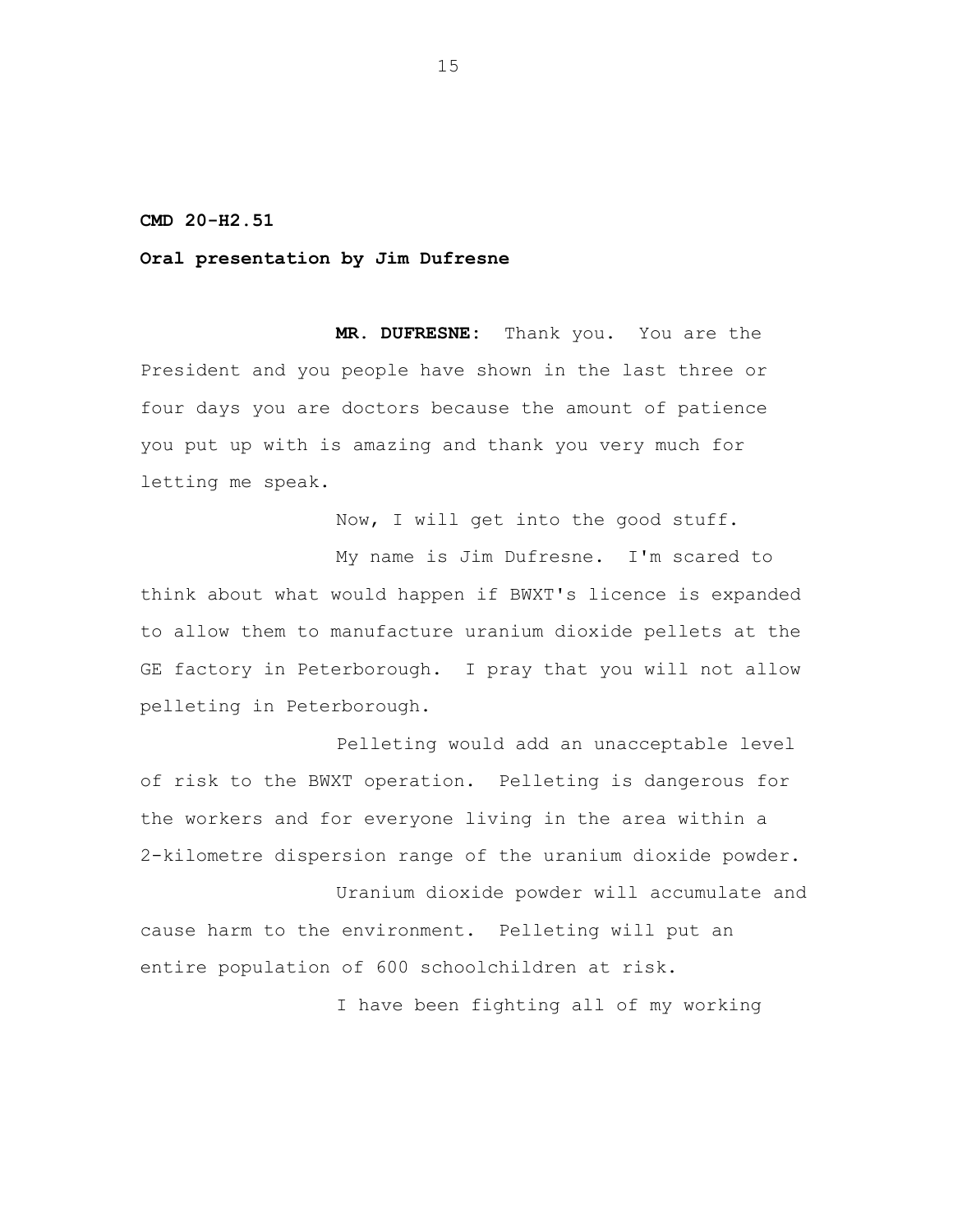**CMD 20-H2.51**

**Oral presentation by Jim Dufresne**

**MR. DUFRESNE:** Thank you. You are the President and you people have shown in the last three or four days you are doctors because the amount of patience you put up with is amazing and thank you very much for letting me speak.

Now, I will get into the good stuff.

My name is Jim Dufresne. I'm scared to think about what would happen if BWXT's licence is expanded to allow them to manufacture uranium dioxide pellets at the GE factory in Peterborough. I pray that you will not allow pelleting in Peterborough.

Pelleting would add an unacceptable level of risk to the BWXT operation. Pelleting is dangerous for the workers and for everyone living in the area within a 2-kilometre dispersion range of the uranium dioxide powder.

Uranium dioxide powder will accumulate and cause harm to the environment. Pelleting will put an entire population of 600 schoolchildren at risk.

I have been fighting all of my working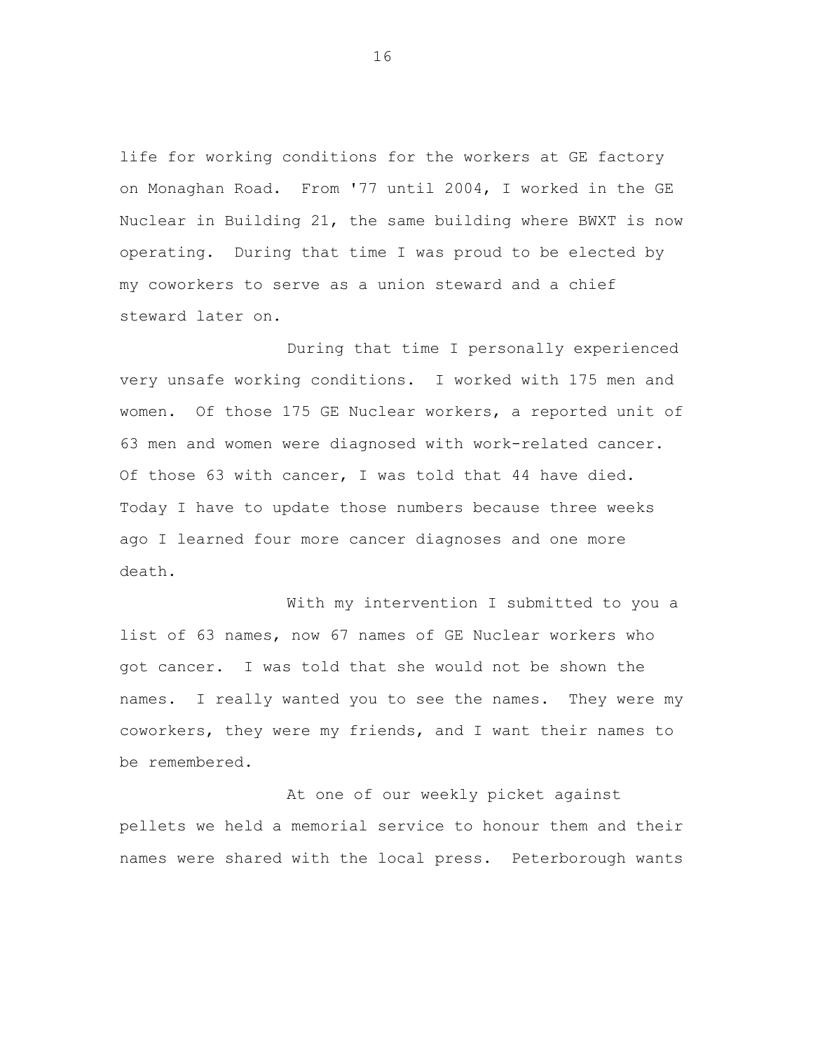life for working conditions for the workers at GE factory on Monaghan Road. From '77 until 2004, I worked in the GE Nuclear in Building 21, the same building where BWXT is now operating. During that time I was proud to be elected by my coworkers to serve as a union steward and a chief steward later on.

During that time I personally experienced very unsafe working conditions. I worked with 175 men and women. Of those 175 GE Nuclear workers, a reported unit of 63 men and women were diagnosed with work-related cancer. Of those 63 with cancer, I was told that 44 have died. Today I have to update those numbers because three weeks ago I learned four more cancer diagnoses and one more death.

With my intervention I submitted to you a list of 63 names, now 67 names of GE Nuclear workers who got cancer. I was told that she would not be shown the names. I really wanted you to see the names. They were my coworkers, they were my friends, and I want their names to be remembered.

At one of our weekly picket against pellets we held a memorial service to honour them and their names were shared with the local press. Peterborough wants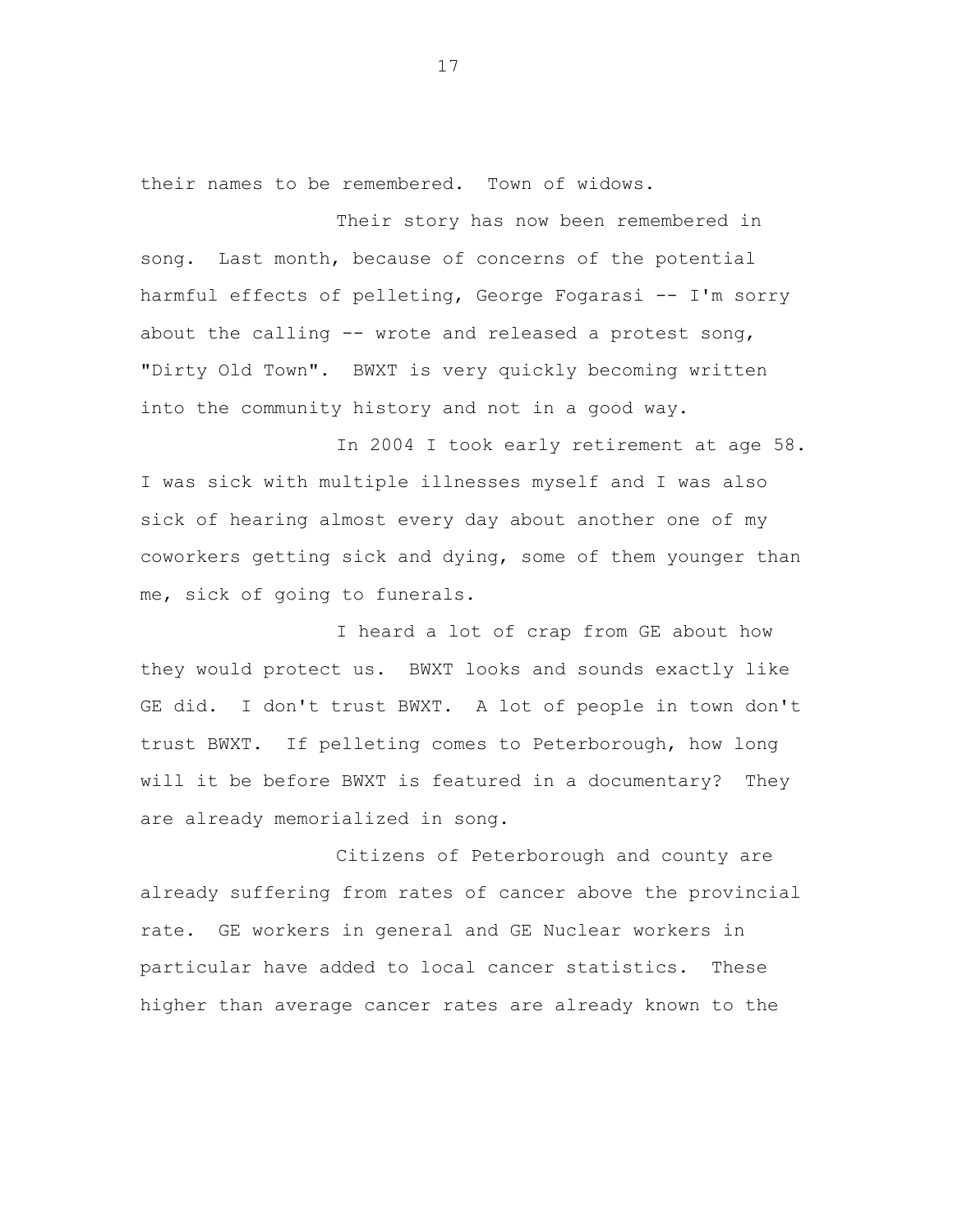their names to be remembered. Town of widows.

Their story has now been remembered in song. Last month, because of concerns of the potential harmful effects of pelleting, George Fogarasi -- I'm sorry about the calling -- wrote and released a protest song, "Dirty Old Town". BWXT is very quickly becoming written into the community history and not in a good way.

In 2004 I took early retirement at age 58. I was sick with multiple illnesses myself and I was also sick of hearing almost every day about another one of my coworkers getting sick and dying, some of them younger than me, sick of going to funerals.

I heard a lot of crap from GE about how they would protect us. BWXT looks and sounds exactly like GE did. I don't trust BWXT. A lot of people in town don't trust BWXT. If pelleting comes to Peterborough, how long will it be before BWXT is featured in a documentary? They are already memorialized in song.

Citizens of Peterborough and county are already suffering from rates of cancer above the provincial rate. GE workers in general and GE Nuclear workers in particular have added to local cancer statistics. These higher than average cancer rates are already known to the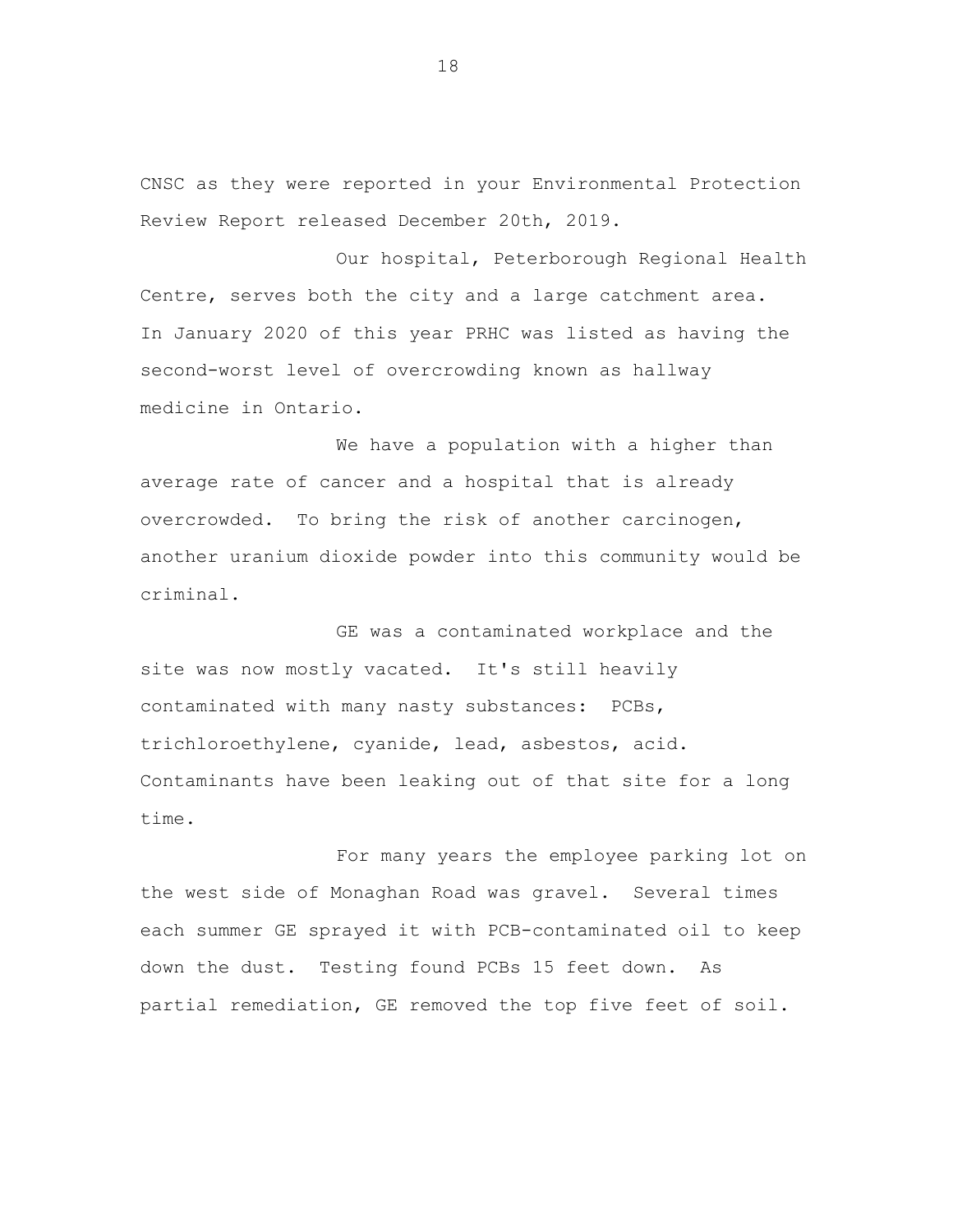CNSC as they were reported in your Environmental Protection Review Report released December 20th, 2019.

Our hospital, Peterborough Regional Health Centre, serves both the city and a large catchment area. In January 2020 of this year PRHC was listed as having the second-worst level of overcrowding known as hallway medicine in Ontario.

We have a population with a higher than average rate of cancer and a hospital that is already overcrowded. To bring the risk of another carcinogen, another uranium dioxide powder into this community would be criminal.

GE was a contaminated workplace and the site was now mostly vacated. It's still heavily contaminated with many nasty substances: PCBs, trichloroethylene, cyanide, lead, asbestos, acid. Contaminants have been leaking out of that site for a long time.

For many years the employee parking lot on the west side of Monaghan Road was gravel. Several times each summer GE sprayed it with PCB-contaminated oil to keep down the dust. Testing found PCBs 15 feet down. As partial remediation, GE removed the top five feet of soil.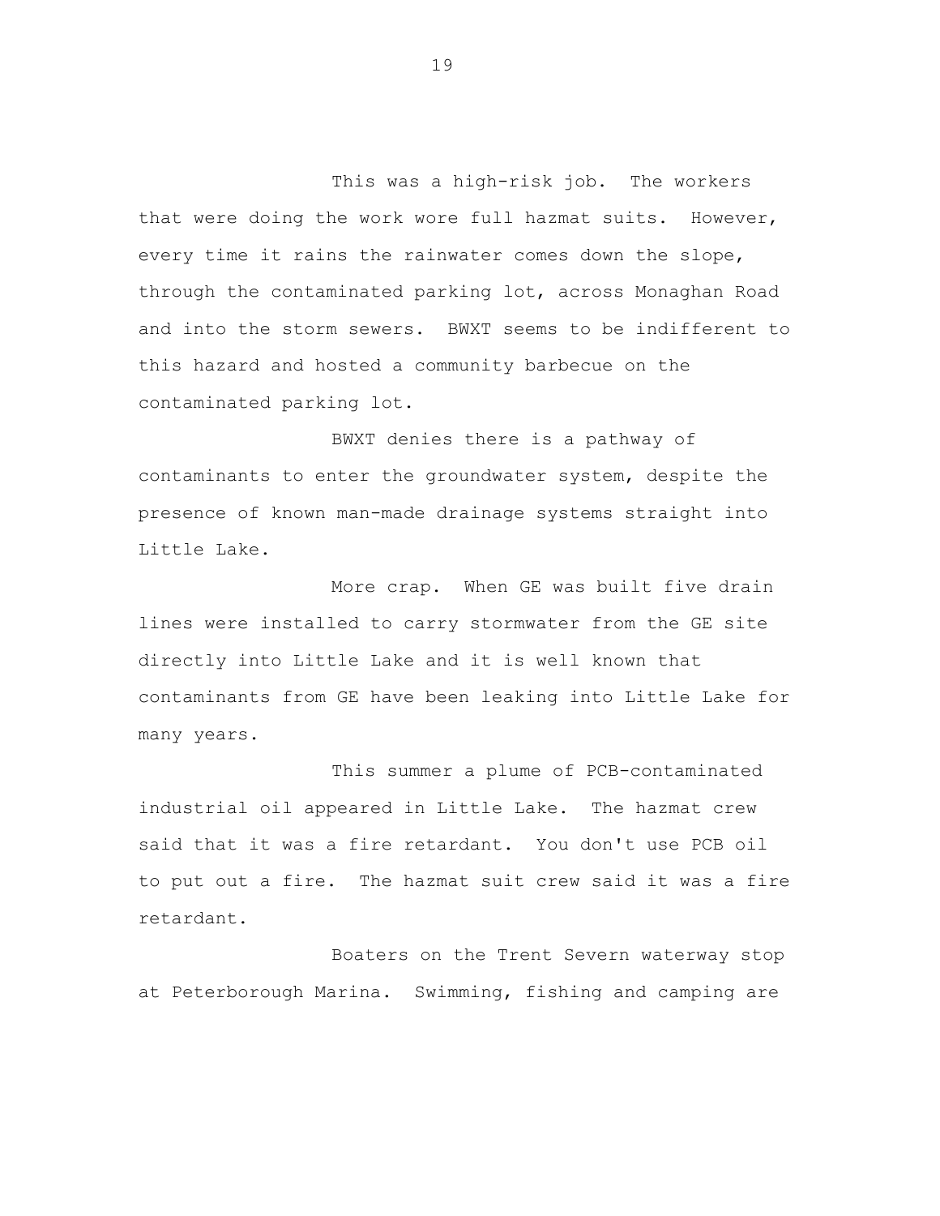This was a high-risk job. The workers that were doing the work wore full hazmat suits. However, every time it rains the rainwater comes down the slope, through the contaminated parking lot, across Monaghan Road and into the storm sewers. BWXT seems to be indifferent to this hazard and hosted a community barbecue on the contaminated parking lot.

BWXT denies there is a pathway of contaminants to enter the groundwater system, despite the presence of known man-made drainage systems straight into Little Lake.

More crap. When GE was built five drain lines were installed to carry stormwater from the GE site directly into Little Lake and it is well known that contaminants from GE have been leaking into Little Lake for many years.

This summer a plume of PCB-contaminated industrial oil appeared in Little Lake. The hazmat crew said that it was a fire retardant. You don't use PCB oil to put out a fire. The hazmat suit crew said it was a fire retardant.

Boaters on the Trent Severn waterway stop at Peterborough Marina. Swimming, fishing and camping are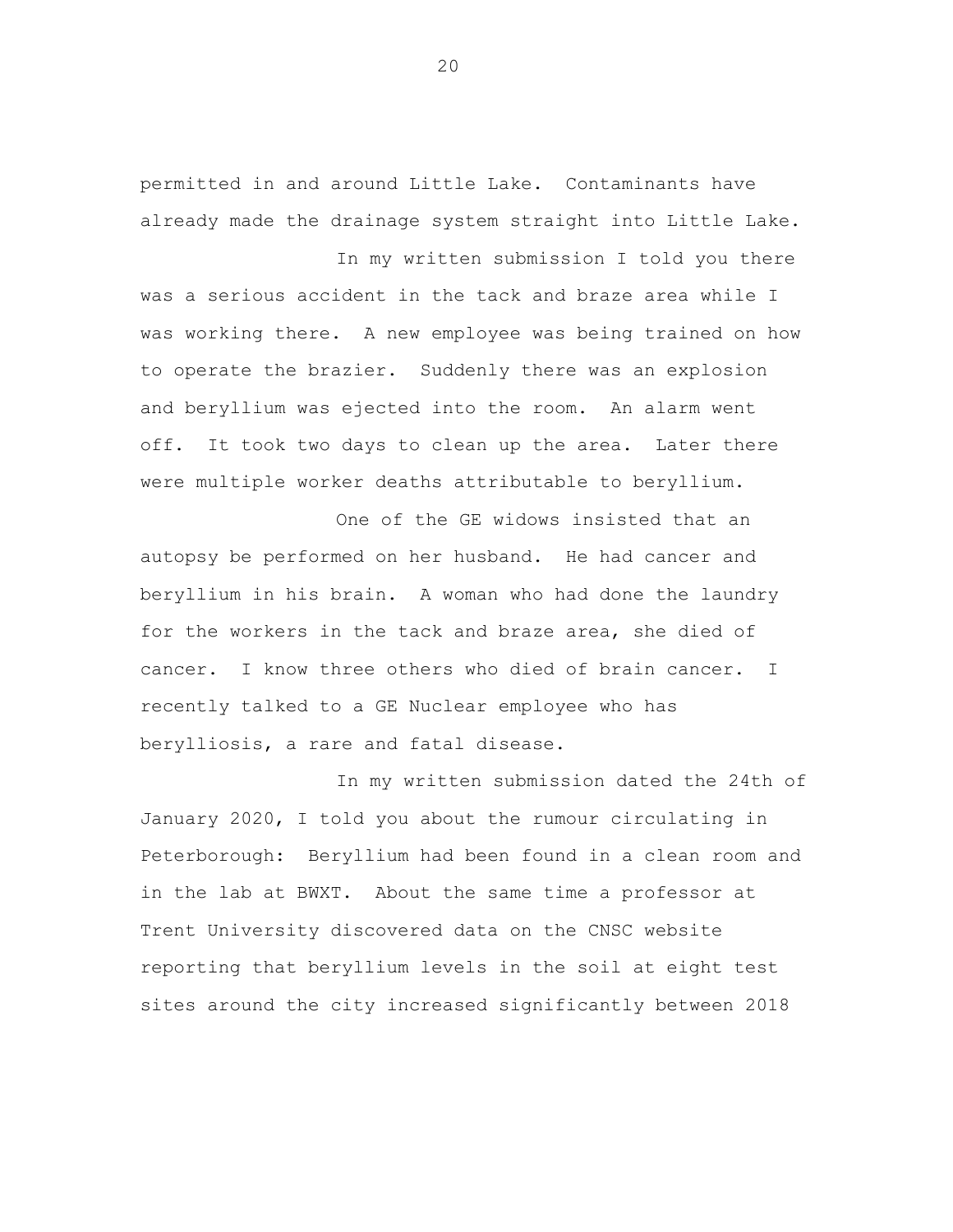permitted in and around Little Lake. Contaminants have already made the drainage system straight into Little Lake.

In my written submission I told you there was a serious accident in the tack and braze area while I was working there. A new employee was being trained on how to operate the brazier. Suddenly there was an explosion and beryllium was ejected into the room. An alarm went off. It took two days to clean up the area. Later there were multiple worker deaths attributable to beryllium.

One of the GE widows insisted that an autopsy be performed on her husband. He had cancer and beryllium in his brain. A woman who had done the laundry for the workers in the tack and braze area, she died of cancer. I know three others who died of brain cancer. I recently talked to a GE Nuclear employee who has berylliosis, a rare and fatal disease.

In my written submission dated the 24th of January 2020, I told you about the rumour circulating in Peterborough: Beryllium had been found in a clean room and in the lab at BWXT. About the same time a professor at Trent University discovered data on the CNSC website reporting that beryllium levels in the soil at eight test sites around the city increased significantly between 2018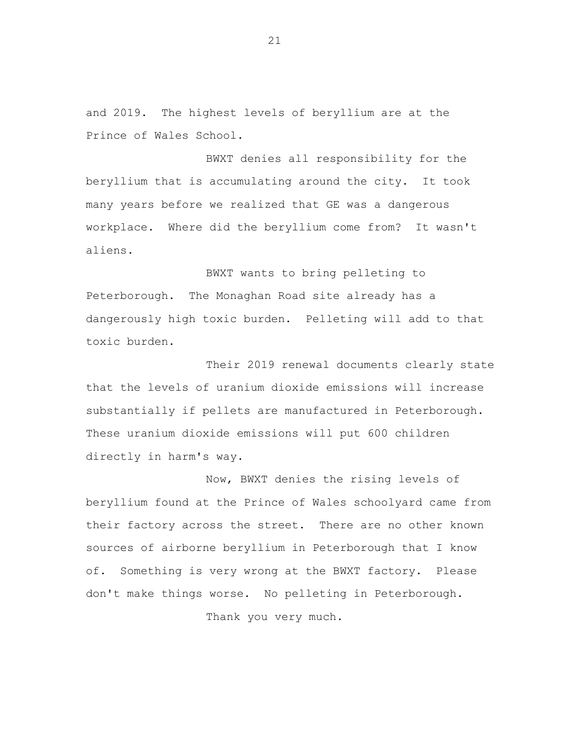and 2019. The highest levels of beryllium are at the Prince of Wales School.

BWXT denies all responsibility for the beryllium that is accumulating around the city. It took many years before we realized that GE was a dangerous workplace. Where did the beryllium come from? It wasn't aliens.

BWXT wants to bring pelleting to Peterborough. The Monaghan Road site already has a dangerously high toxic burden. Pelleting will add to that toxic burden.

Their 2019 renewal documents clearly state that the levels of uranium dioxide emissions will increase substantially if pellets are manufactured in Peterborough. These uranium dioxide emissions will put 600 children directly in harm's way.

Now, BWXT denies the rising levels of beryllium found at the Prince of Wales schoolyard came from their factory across the street. There are no other known sources of airborne beryllium in Peterborough that I know of. Something is very wrong at the BWXT factory. Please don't make things worse. No pelleting in Peterborough.

Thank you very much.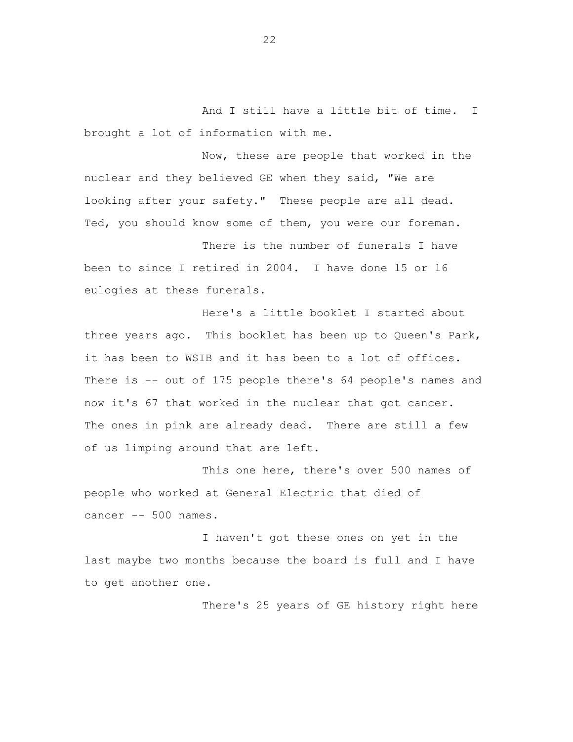And I still have a little bit of time. I brought a lot of information with me.

Now, these are people that worked in the nuclear and they believed GE when they said, "We are looking after your safety." These people are all dead. Ted, you should know some of them, you were our foreman.

There is the number of funerals I have been to since I retired in 2004. I have done 15 or 16 eulogies at these funerals.

Here's a little booklet I started about three years ago. This booklet has been up to Queen's Park, it has been to WSIB and it has been to a lot of offices. There is -- out of 175 people there's 64 people's names and now it's 67 that worked in the nuclear that got cancer. The ones in pink are already dead. There are still a few of us limping around that are left.

This one here, there's over 500 names of people who worked at General Electric that died of cancer -- 500 names.

I haven't got these ones on yet in the last maybe two months because the board is full and I have to get another one.

There's 25 years of GE history right here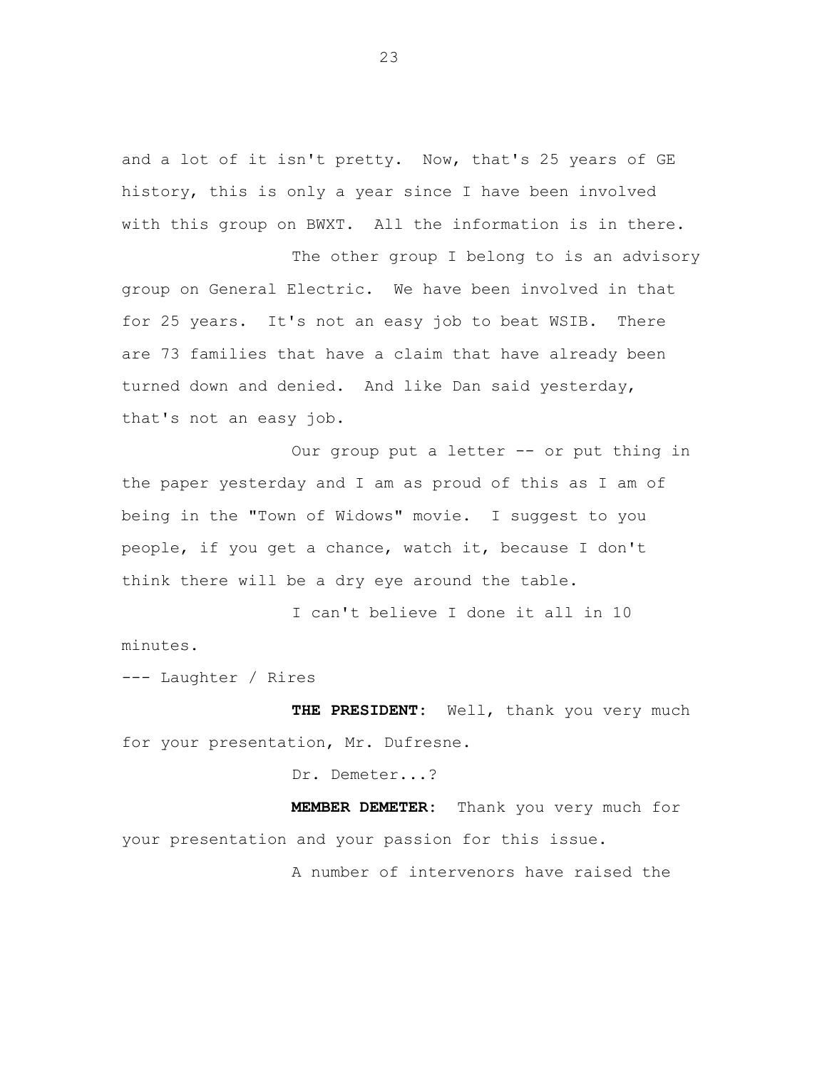and a lot of it isn't pretty. Now, that's 25 years of GE history, this is only a year since I have been involved with this group on BWXT. All the information is in there.

The other group I belong to is an advisory group on General Electric. We have been involved in that for 25 years. It's not an easy job to beat WSIB. There are 73 families that have a claim that have already been turned down and denied. And like Dan said yesterday, that's not an easy job.

Our group put a letter -- or put thing in the paper yesterday and I am as proud of this as I am of being in the "Town of Widows" movie. I suggest to you people, if you get a chance, watch it, because I don't think there will be a dry eye around the table.

I can't believe I done it all in 10 minutes.

--- Laughter / Rires

**THE PRESIDENT:** Well, thank you very much for your presentation, Mr. Dufresne.

Dr. Demeter...?

**MEMBER DEMETER:** Thank you very much for your presentation and your passion for this issue.

A number of intervenors have raised the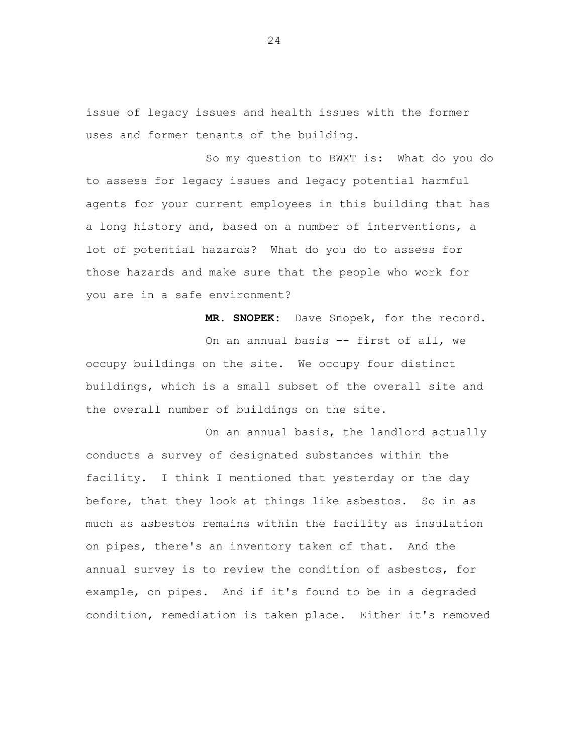issue of legacy issues and health issues with the former uses and former tenants of the building.

So my question to BWXT is: What do you do to assess for legacy issues and legacy potential harmful agents for your current employees in this building that has a long history and, based on a number of interventions, a lot of potential hazards? What do you do to assess for those hazards and make sure that the people who work for you are in a safe environment?

**MR. SNOPEK:** Dave Snopek, for the record.

On an annual basis -- first of all, we occupy buildings on the site. We occupy four distinct buildings, which is a small subset of the overall site and the overall number of buildings on the site.

On an annual basis, the landlord actually conducts a survey of designated substances within the facility. I think I mentioned that yesterday or the day before, that they look at things like asbestos. So in as much as asbestos remains within the facility as insulation on pipes, there's an inventory taken of that. And the annual survey is to review the condition of asbestos, for example, on pipes. And if it's found to be in a degraded condition, remediation is taken place. Either it's removed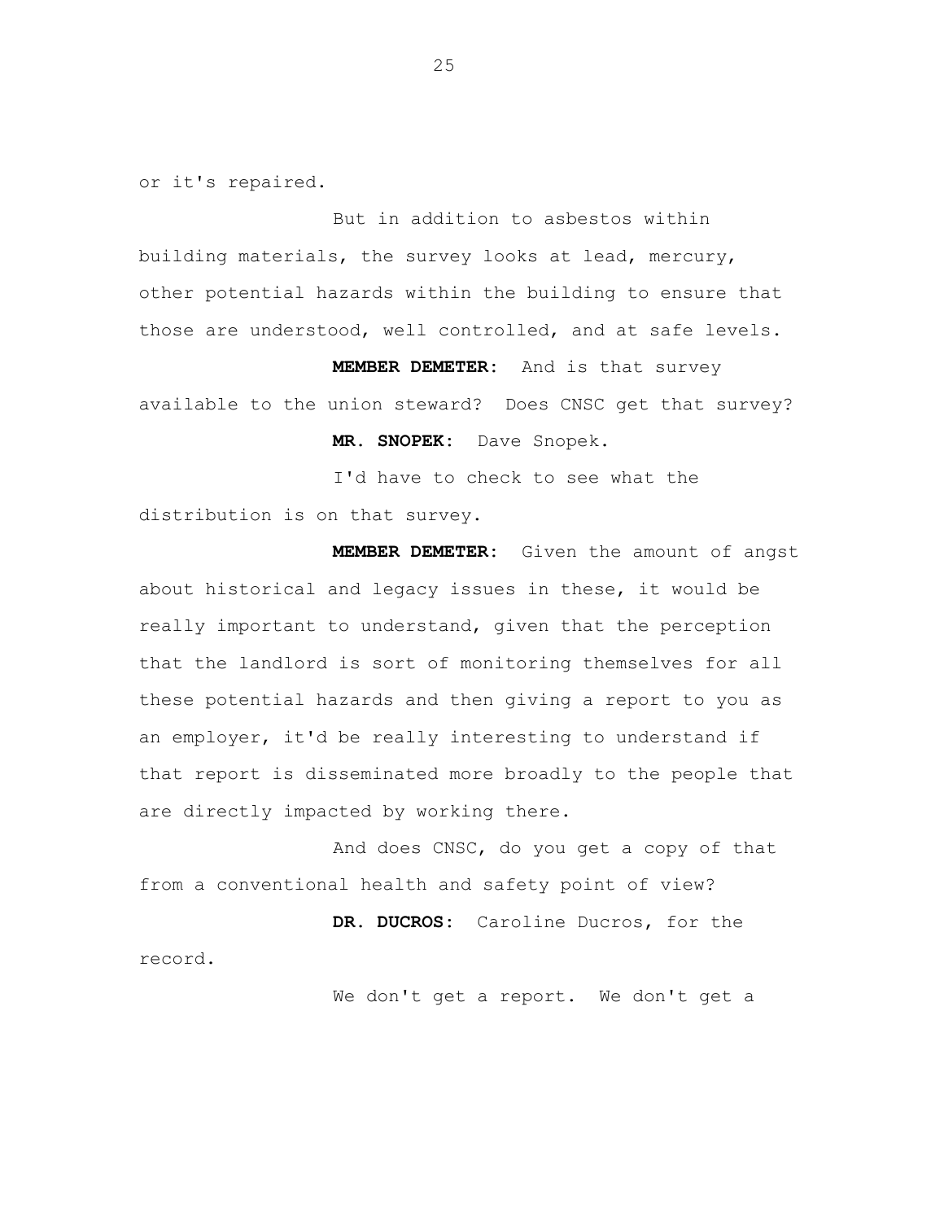or it's repaired.

But in addition to asbestos within building materials, the survey looks at lead, mercury, other potential hazards within the building to ensure that those are understood, well controlled, and at safe levels.

**MEMBER DEMETER:** And is that survey available to the union steward? Does CNSC get that survey?

**MR. SNOPEK:** Dave Snopek.

I'd have to check to see what the distribution is on that survey.

**MEMBER DEMETER:** Given the amount of angst about historical and legacy issues in these, it would be really important to understand, given that the perception that the landlord is sort of monitoring themselves for all these potential hazards and then giving a report to you as an employer, it'd be really interesting to understand if that report is disseminated more broadly to the people that are directly impacted by working there.

And does CNSC, do you get a copy of that from a conventional health and safety point of view?

**DR. DUCROS:** Caroline Ducros, for the record.

We don't get a report. We don't get a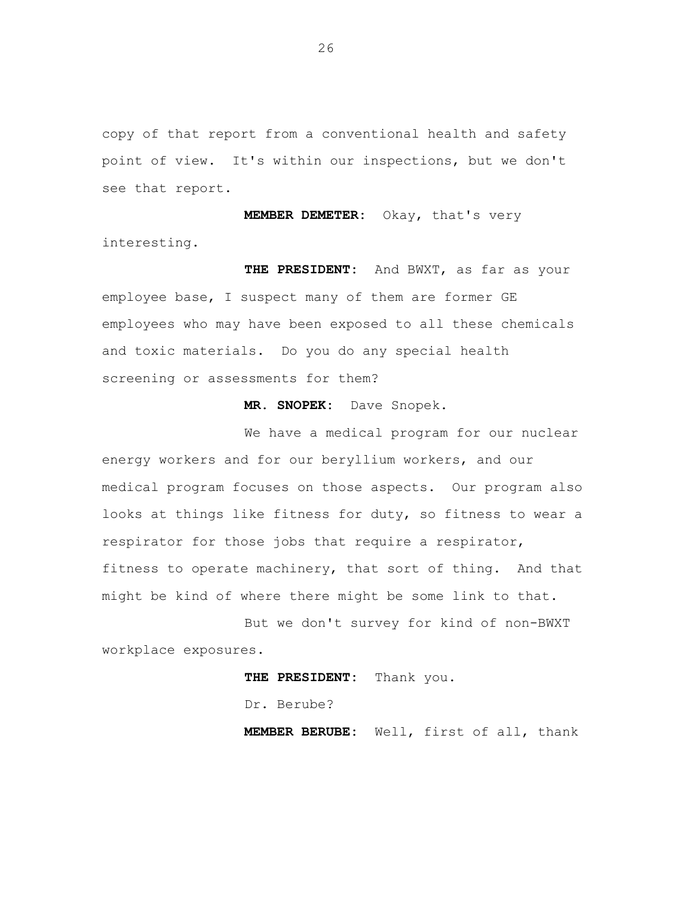copy of that report from a conventional health and safety point of view. It's within our inspections, but we don't see that report.

**MEMBER DEMETER:** Okay, that's very interesting.

**THE PRESIDENT:** And BWXT, as far as your employee base, I suspect many of them are former GE employees who may have been exposed to all these chemicals and toxic materials. Do you do any special health screening or assessments for them?

**MR. SNOPEK:** Dave Snopek.

We have a medical program for our nuclear energy workers and for our beryllium workers, and our medical program focuses on those aspects. Our program also looks at things like fitness for duty, so fitness to wear a respirator for those jobs that require a respirator, fitness to operate machinery, that sort of thing. And that might be kind of where there might be some link to that.

But we don't survey for kind of non-BWXT workplace exposures.

**THE PRESIDENT:** Thank you.

Dr. Berube?

**MEMBER BERUBE:** Well, first of all, thank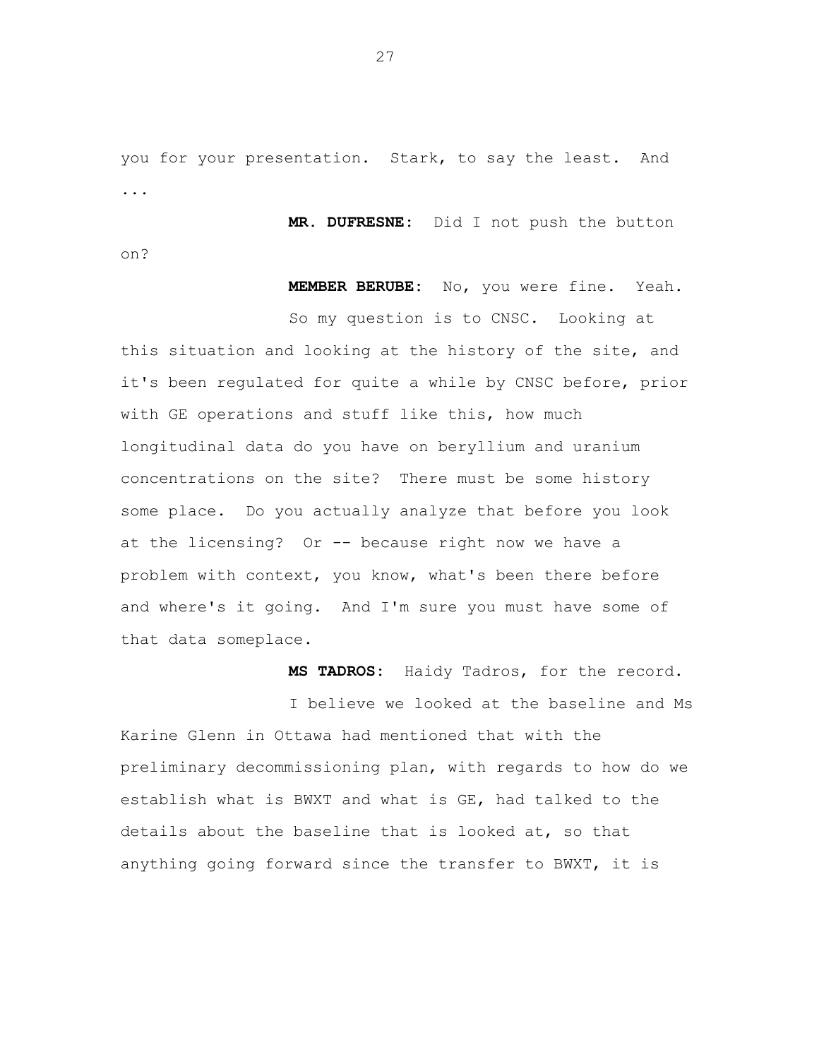you for your presentation. Stark, to say the least. And ...

**MR. DUFRESNE:** Did I not push the button on?

**MEMBER BERUBE:** No, you were fine. Yeah.

So my question is to CNSC. Looking at this situation and looking at the history of the site, and it's been regulated for quite a while by CNSC before, prior with GE operations and stuff like this, how much longitudinal data do you have on beryllium and uranium concentrations on the site? There must be some history some place. Do you actually analyze that before you look at the licensing? Or -- because right now we have a problem with context, you know, what's been there before and where's it going. And I'm sure you must have some of that data someplace.

**MS TADROS:** Haidy Tadros, for the record.

I believe we looked at the baseline and Ms Karine Glenn in Ottawa had mentioned that with the preliminary decommissioning plan, with regards to how do we establish what is BWXT and what is GE, had talked to the details about the baseline that is looked at, so that anything going forward since the transfer to BWXT, it is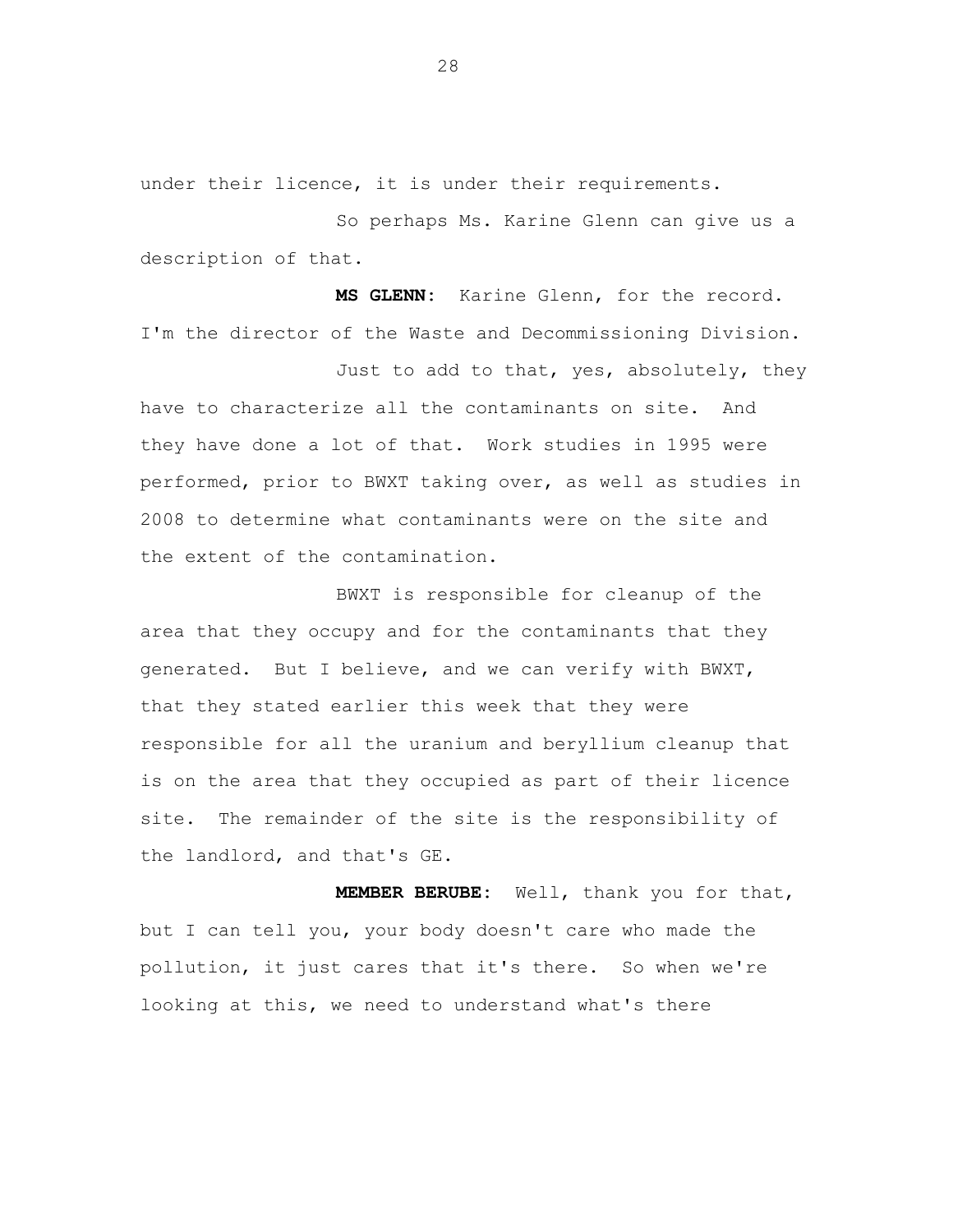under their licence, it is under their requirements.

So perhaps Ms. Karine Glenn can give us a description of that.

**MS GLENN:** Karine Glenn, for the record. I'm the director of the Waste and Decommissioning Division.

Just to add to that, yes, absolutely, they have to characterize all the contaminants on site. And they have done a lot of that. Work studies in 1995 were performed, prior to BWXT taking over, as well as studies in 2008 to determine what contaminants were on the site and the extent of the contamination.

BWXT is responsible for cleanup of the area that they occupy and for the contaminants that they generated. But I believe, and we can verify with BWXT, that they stated earlier this week that they were responsible for all the uranium and beryllium cleanup that is on the area that they occupied as part of their licence site. The remainder of the site is the responsibility of the landlord, and that's GE.

**MEMBER BERUBE:** Well, thank you for that, but I can tell you, your body doesn't care who made the pollution, it just cares that it's there. So when we're looking at this, we need to understand what's there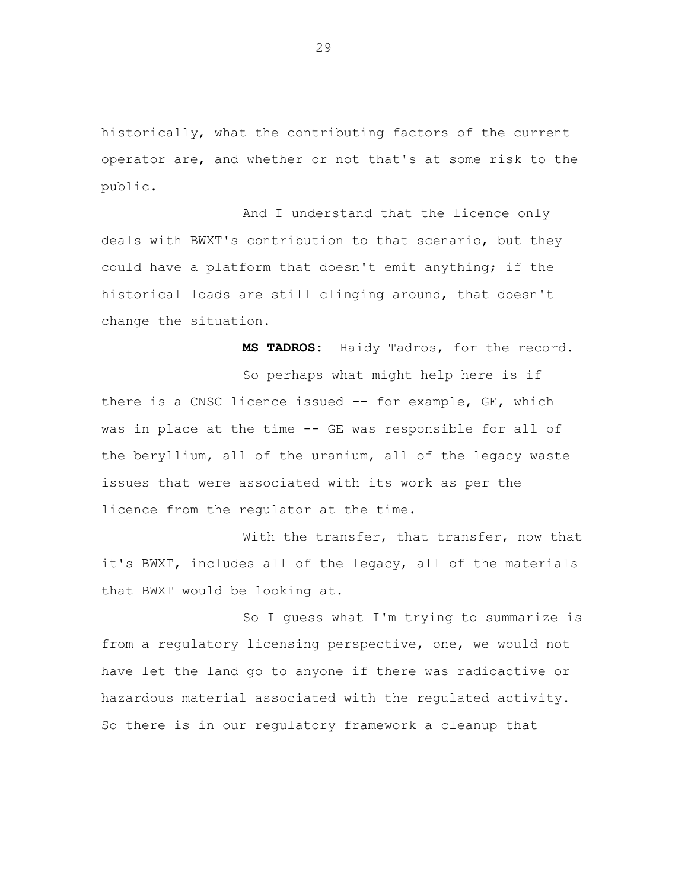historically, what the contributing factors of the current operator are, and whether or not that's at some risk to the public.

And I understand that the licence only deals with BWXT's contribution to that scenario, but they could have a platform that doesn't emit anything; if the historical loads are still clinging around, that doesn't change the situation.

**MS TADROS:** Haidy Tadros, for the record.

So perhaps what might help here is if there is a CNSC licence issued -- for example, GE, which was in place at the time -- GE was responsible for all of the beryllium, all of the uranium, all of the legacy waste issues that were associated with its work as per the licence from the regulator at the time.

With the transfer, that transfer, now that it's BWXT, includes all of the legacy, all of the materials that BWXT would be looking at.

So I guess what I'm trying to summarize is from a regulatory licensing perspective, one, we would not have let the land go to anyone if there was radioactive or hazardous material associated with the regulated activity. So there is in our regulatory framework a cleanup that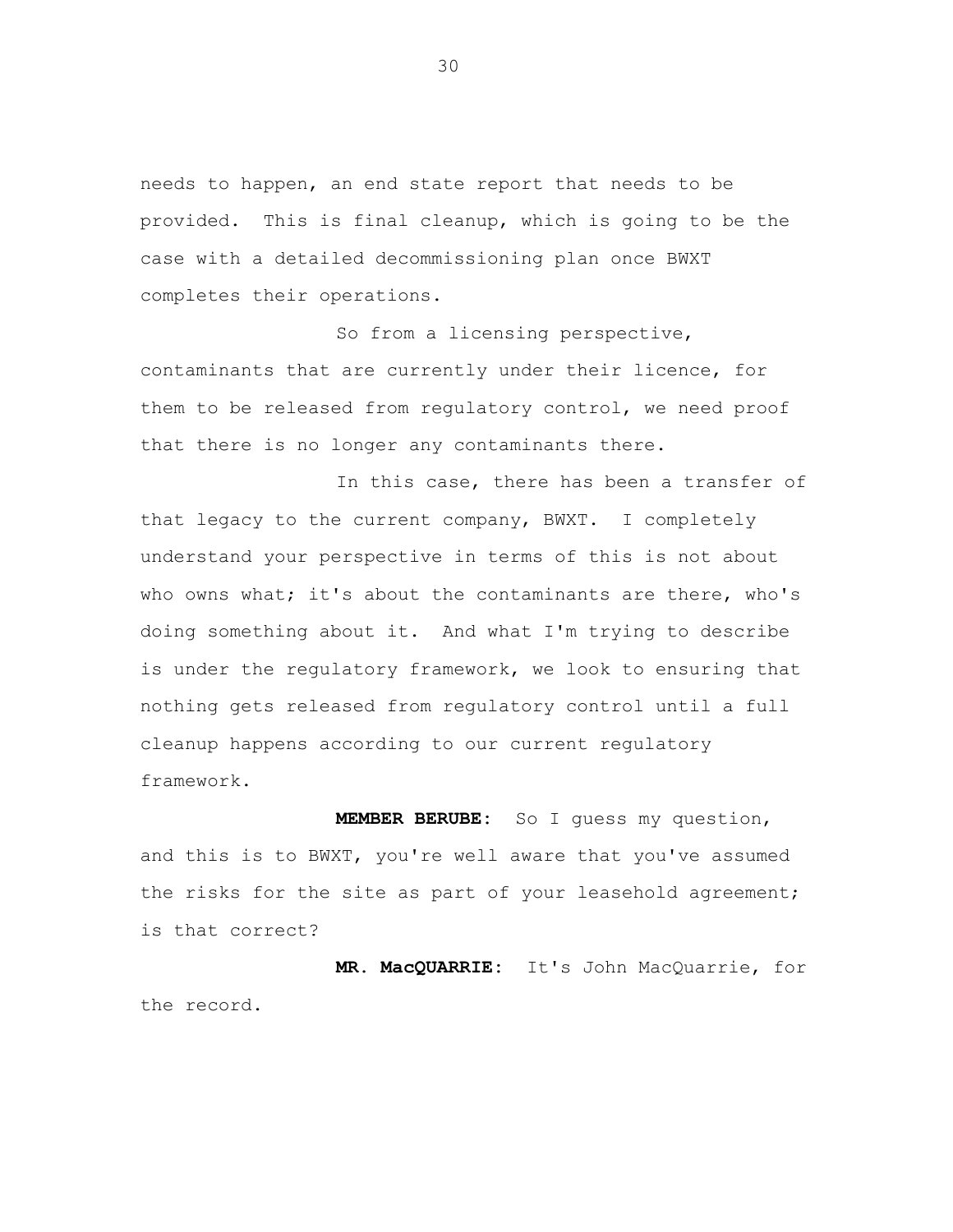needs to happen, an end state report that needs to be provided. This is final cleanup, which is going to be the case with a detailed decommissioning plan once BWXT completes their operations.

So from a licensing perspective, contaminants that are currently under their licence, for them to be released from regulatory control, we need proof that there is no longer any contaminants there.

In this case, there has been a transfer of that legacy to the current company, BWXT. I completely understand your perspective in terms of this is not about who owns what; it's about the contaminants are there, who's doing something about it. And what I'm trying to describe is under the regulatory framework, we look to ensuring that nothing gets released from regulatory control until a full cleanup happens according to our current regulatory framework.

**MEMBER BERUBE:** So I guess my question, and this is to BWXT, you're well aware that you've assumed the risks for the site as part of your leasehold agreement; is that correct?

**MR. MacQUARRIE:** It's John MacQuarrie, for the record.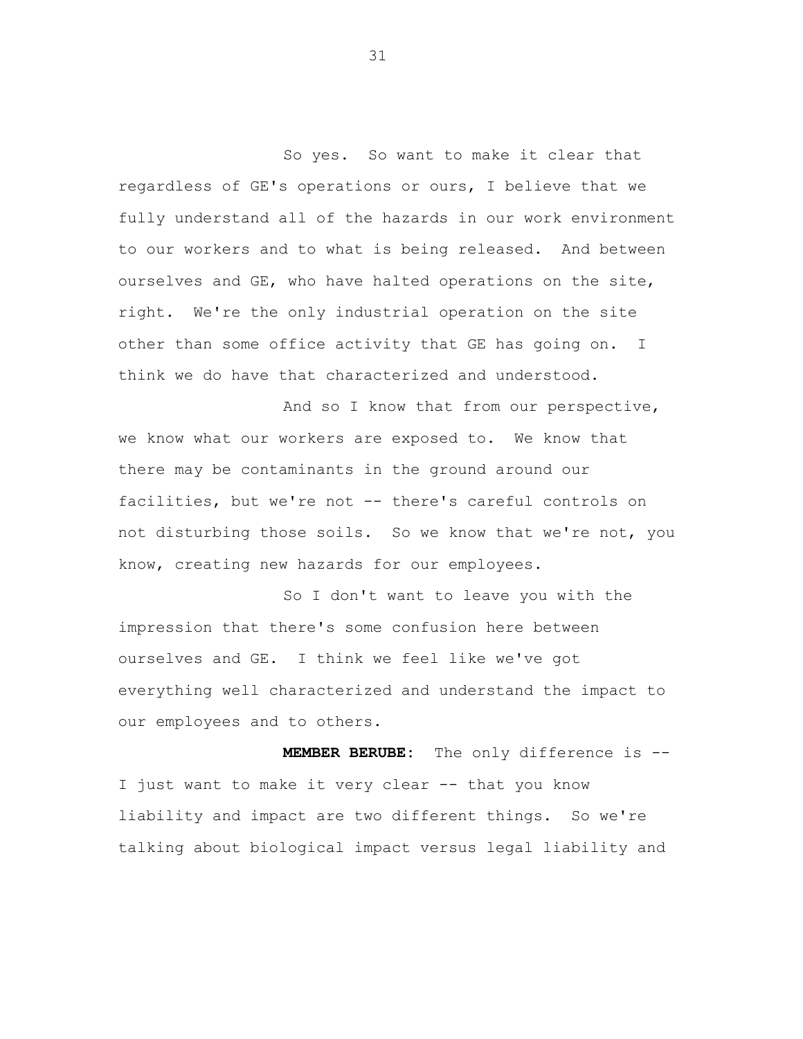So yes. So want to make it clear that regardless of GE's operations or ours, I believe that we fully understand all of the hazards in our work environment to our workers and to what is being released. And between ourselves and GE, who have halted operations on the site, right. We're the only industrial operation on the site other than some office activity that GE has going on. I think we do have that characterized and understood.

And so I know that from our perspective, we know what our workers are exposed to. We know that there may be contaminants in the ground around our facilities, but we're not -- there's careful controls on not disturbing those soils. So we know that we're not, you know, creating new hazards for our employees.

So I don't want to leave you with the impression that there's some confusion here between ourselves and GE. I think we feel like we've got everything well characterized and understand the impact to our employees and to others.

**MEMBER BERUBE:** The only difference is -- I just want to make it very clear -- that you know liability and impact are two different things. So we're talking about biological impact versus legal liability and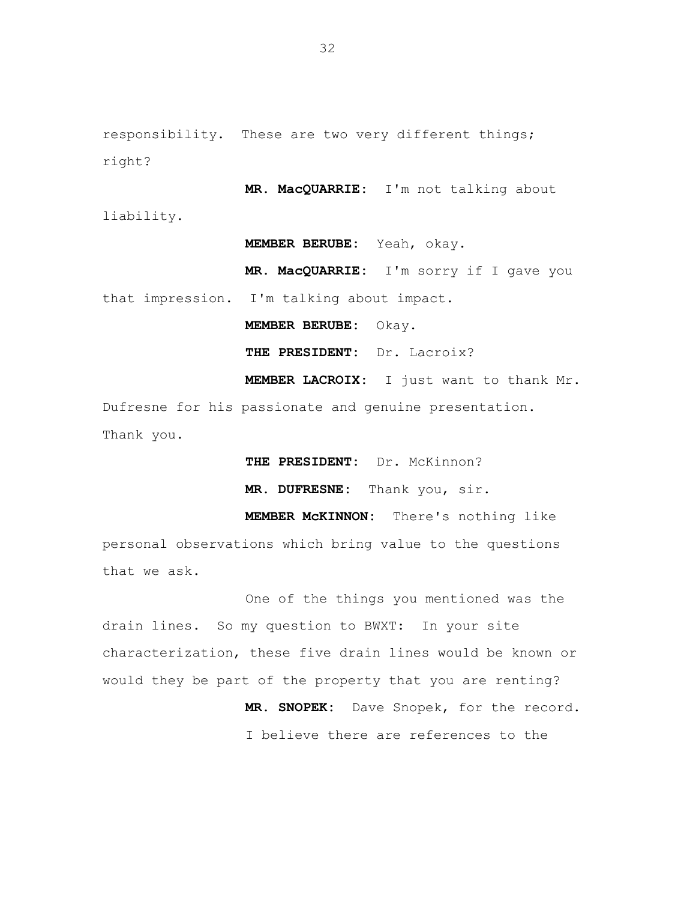responsibility. These are two very different things; right?

**MR. MacQUARRIE:** I'm not talking about liability.

**MEMBER BERUBE:** Yeah, okay.

**MR. MacQUARRIE:** I'm sorry if I gave you that impression. I'm talking about impact.

**MEMBER BERUBE:** Okay.

**THE PRESIDENT:** Dr. Lacroix?

**MEMBER LACROIX:** I just want to thank Mr. Dufresne for his passionate and genuine presentation. Thank you.

**THE PRESIDENT:** Dr. McKinnon?

**MR. DUFRESNE:** Thank you, sir.

**MEMBER McKINNON:** There's nothing like personal observations which bring value to the questions that we ask.

One of the things you mentioned was the drain lines. So my question to BWXT: In your site characterization, these five drain lines would be known or would they be part of the property that you are renting?

**MR. SNOPEK:** Dave Snopek, for the record.

I believe there are references to the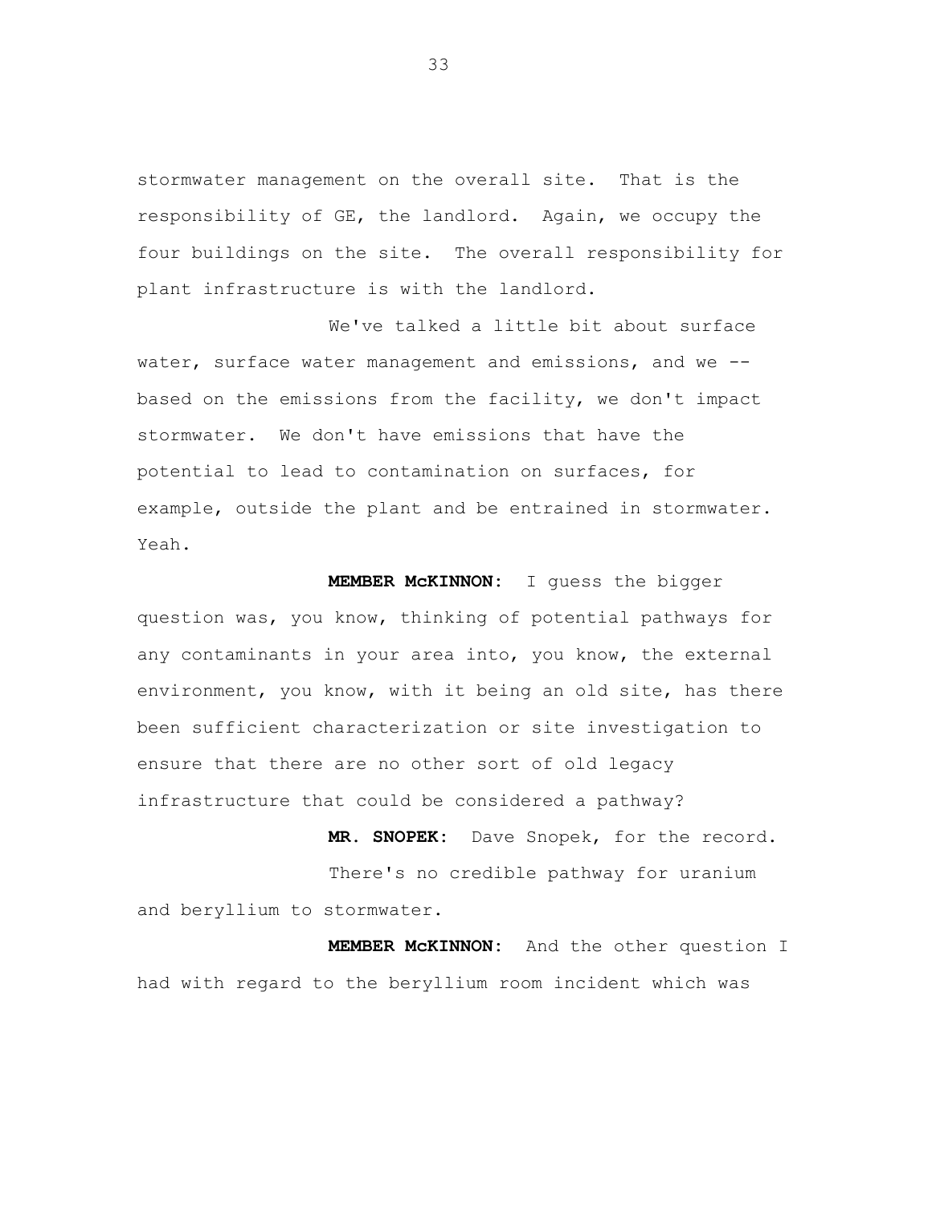stormwater management on the overall site. That is the responsibility of GE, the landlord. Again, we occupy the four buildings on the site. The overall responsibility for plant infrastructure is with the landlord.

We've talked a little bit about surface water, surface water management and emissions, and we -- based on the emissions from the facility, we don't impact stormwater. We don't have emissions that have the potential to lead to contamination on surfaces, for example, outside the plant and be entrained in stormwater. Yeah.

**MEMBER McKINNON:** I guess the bigger question was, you know, thinking of potential pathways for any contaminants in your area into, you know, the external environment, you know, with it being an old site, has there been sufficient characterization or site investigation to ensure that there are no other sort of old legacy infrastructure that could be considered a pathway?

**MR. SNOPEK:** Dave Snopek, for the record.

There's no credible pathway for uranium and beryllium to stormwater.

**MEMBER McKINNON:** And the other question I had with regard to the beryllium room incident which was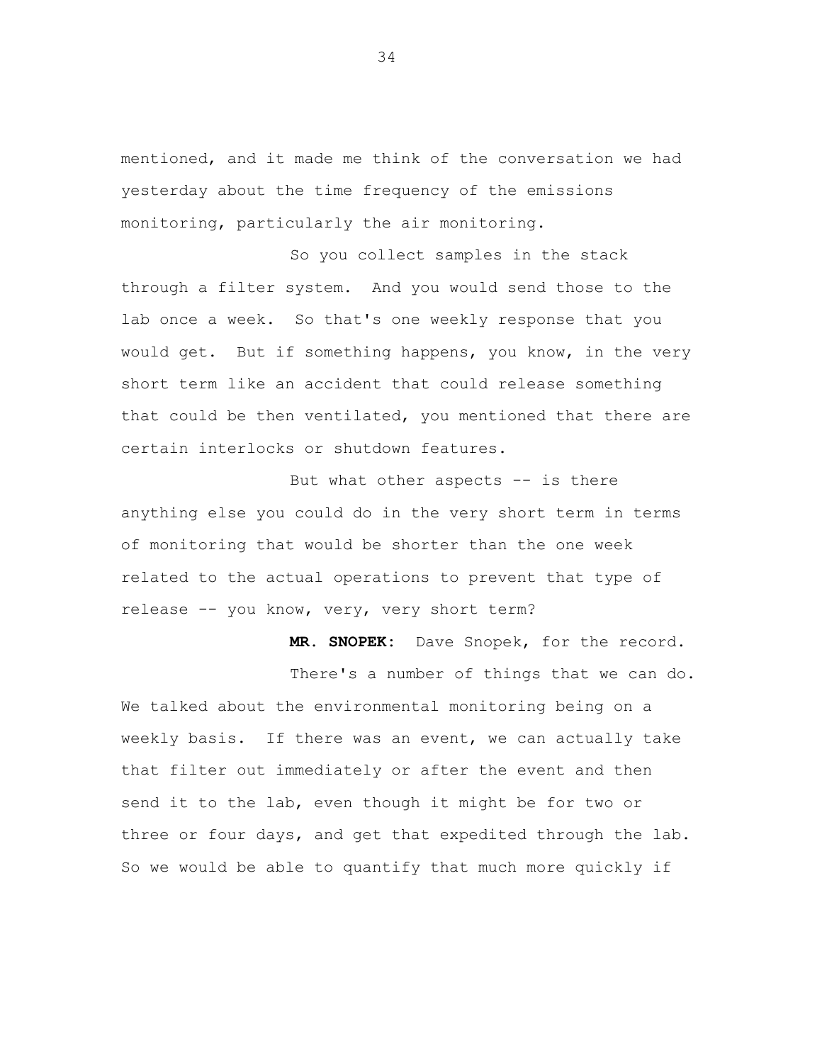mentioned, and it made me think of the conversation we had yesterday about the time frequency of the emissions monitoring, particularly the air monitoring.

So you collect samples in the stack through a filter system. And you would send those to the lab once a week. So that's one weekly response that you would get. But if something happens, you know, in the very short term like an accident that could release something that could be then ventilated, you mentioned that there are certain interlocks or shutdown features.

But what other aspects -- is there anything else you could do in the very short term in terms of monitoring that would be shorter than the one week related to the actual operations to prevent that type of release -- you know, very, very short term?

**MR. SNOPEK:** Dave Snopek, for the record.

There's a number of things that we can do. We talked about the environmental monitoring being on a weekly basis. If there was an event, we can actually take that filter out immediately or after the event and then send it to the lab, even though it might be for two or three or four days, and get that expedited through the lab. So we would be able to quantify that much more quickly if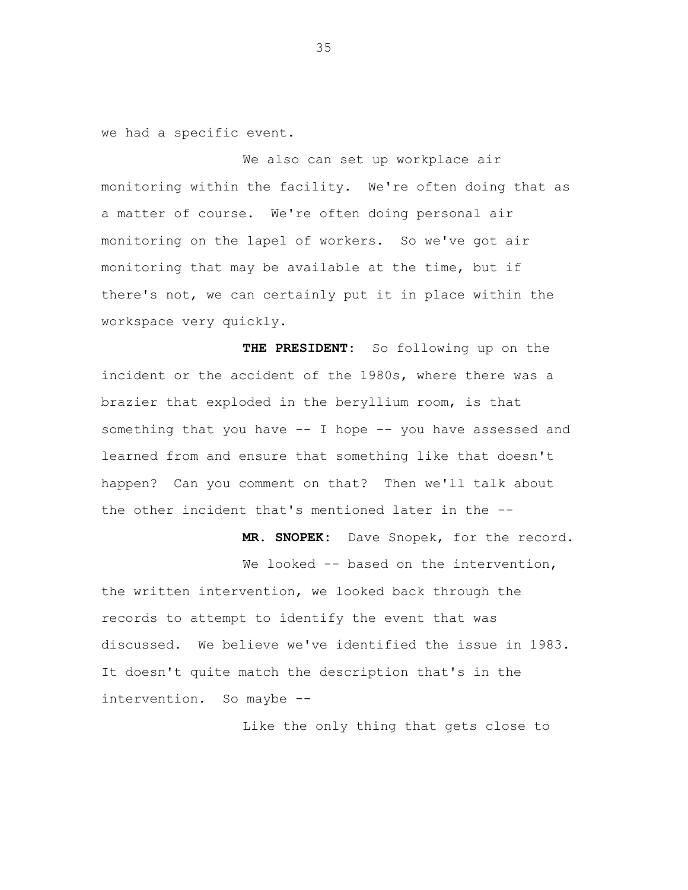we had a specific event.

We also can set up workplace air monitoring within the facility. We're often doing that as a matter of course. We're often doing personal air monitoring on the lapel of workers. So we've got air monitoring that may be available at the time, but if there's not, we can certainly put it in place within the workspace very quickly.

**THE PRESIDENT:** So following up on the incident or the accident of the 1980s, where there was a brazier that exploded in the beryllium room, is that something that you have -- I hope -- you have assessed and learned from and ensure that something like that doesn't happen? Can you comment on that? Then we'll talk about the other incident that's mentioned later in the --

**MR. SNOPEK:** Dave Snopek, for the record.

We looked -- based on the intervention, the written intervention, we looked back through the records to attempt to identify the event that was discussed. We believe we've identified the issue in 1983. It doesn't quite match the description that's in the intervention. So maybe --

Like the only thing that gets close to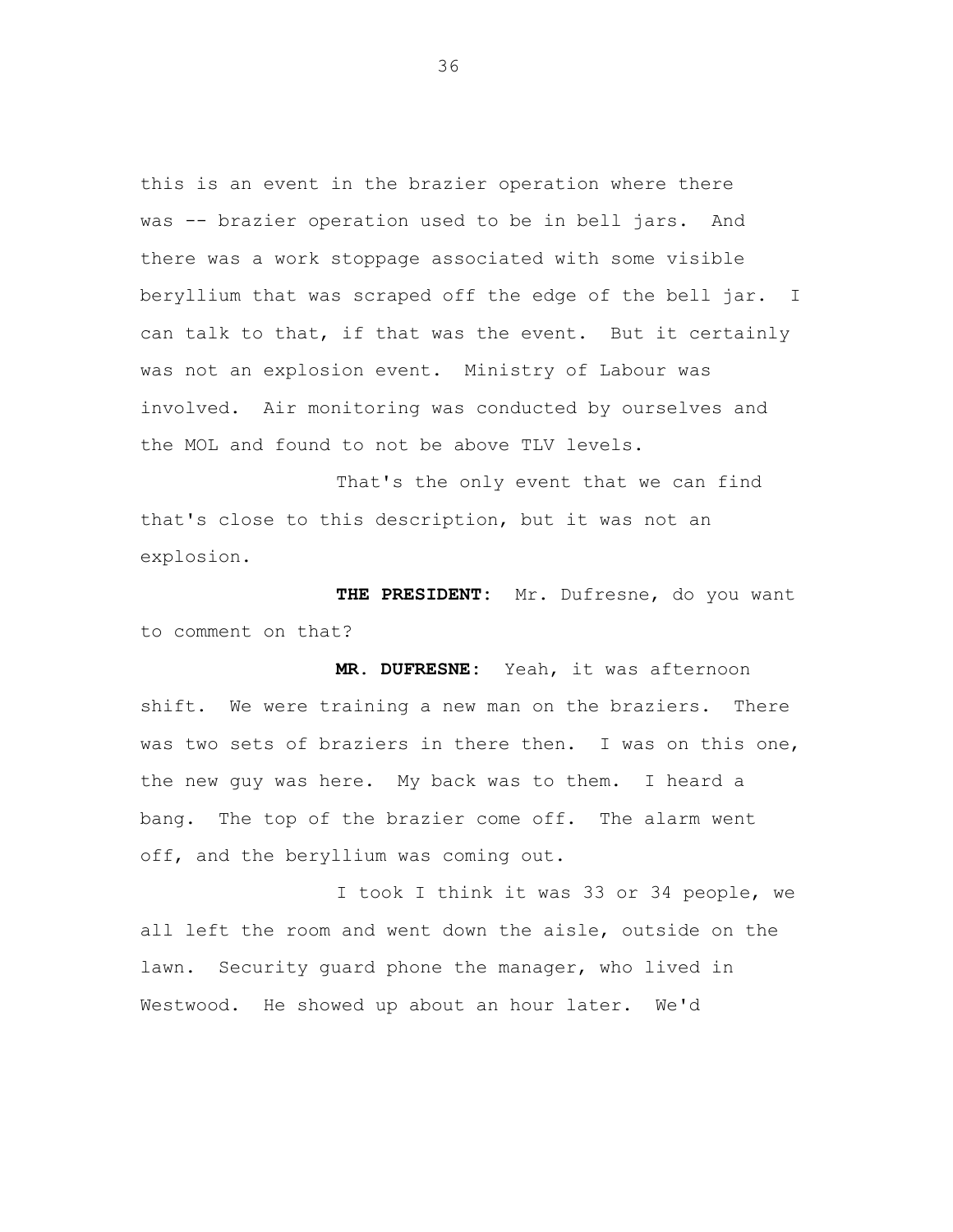this is an event in the brazier operation where there was -- brazier operation used to be in bell jars. And there was a work stoppage associated with some visible beryllium that was scraped off the edge of the bell jar. I can talk to that, if that was the event. But it certainly was not an explosion event. Ministry of Labour was involved. Air monitoring was conducted by ourselves and the MOL and found to not be above TLV levels.

That's the only event that we can find that's close to this description, but it was not an explosion.

**THE PRESIDENT:** Mr. Dufresne, do you want to comment on that?

**MR. DUFRESNE:** Yeah, it was afternoon shift. We were training a new man on the braziers. There was two sets of braziers in there then. I was on this one, the new guy was here. My back was to them. I heard a bang. The top of the brazier come off. The alarm went off, and the beryllium was coming out.

I took I think it was 33 or 34 people, we all left the room and went down the aisle, outside on the lawn. Security guard phone the manager, who lived in Westwood. He showed up about an hour later. We'd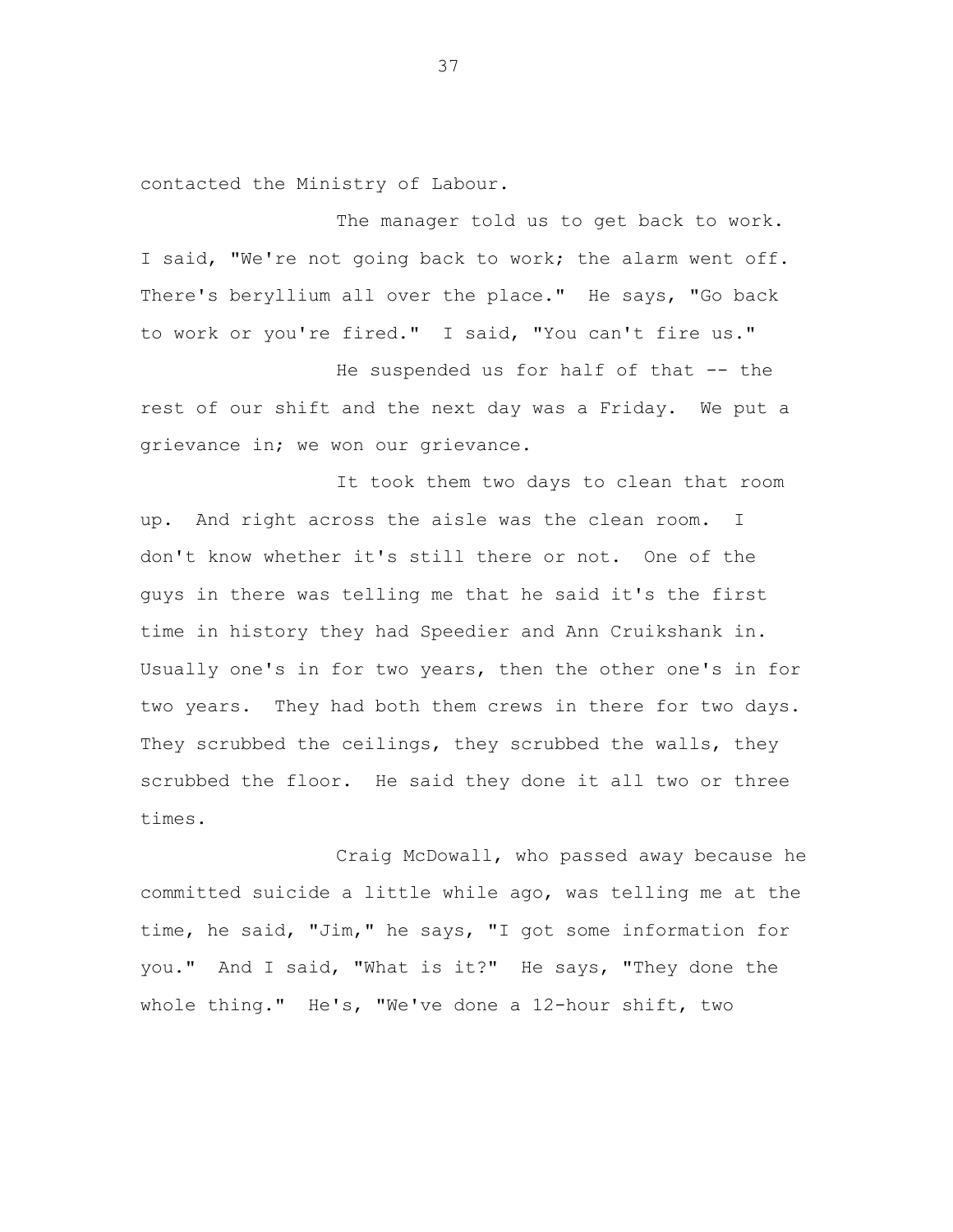contacted the Ministry of Labour.

The manager told us to get back to work. I said, "We're not going back to work; the alarm went off. There's beryllium all over the place." He says, "Go back to work or you're fired." I said, "You can't fire us."

He suspended us for half of that -- the rest of our shift and the next day was a Friday. We put a grievance in; we won our grievance.

It took them two days to clean that room up. And right across the aisle was the clean room. I don't know whether it's still there or not. One of the guys in there was telling me that he said it's the first time in history they had Speedier and Ann Cruikshank in. Usually one's in for two years, then the other one's in for two years. They had both them crews in there for two days. They scrubbed the ceilings, they scrubbed the walls, they scrubbed the floor. He said they done it all two or three times.

Craig McDowall, who passed away because he committed suicide a little while ago, was telling me at the time, he said, "Jim," he says, "I got some information for you." And I said, "What is it?" He says, "They done the whole thing." He's, "We've done a 12-hour shift, two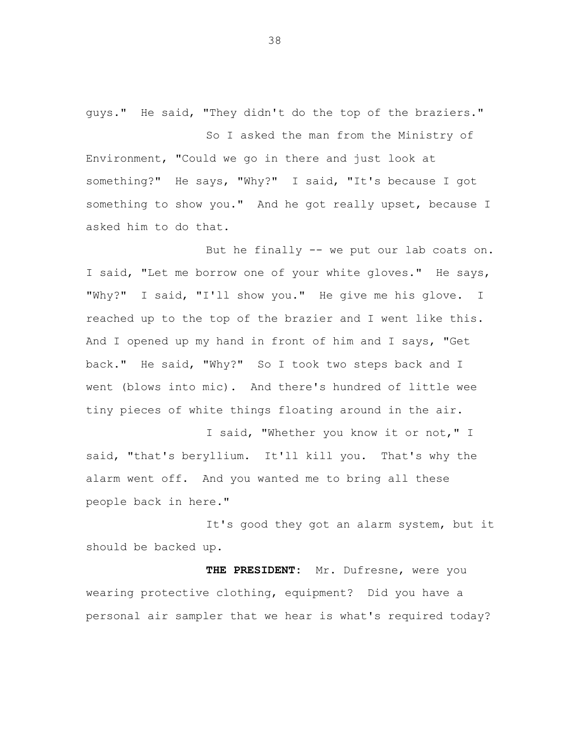guys." He said, "They didn't do the top of the braziers."

So I asked the man from the Ministry of Environment, "Could we go in there and just look at something?" He says, "Why?" I said, "It's because I got something to show you." And he got really upset, because I asked him to do that.

But he finally -- we put our lab coats on. I said, "Let me borrow one of your white gloves." He says, "Why?" I said, "I'll show you." He give me his glove. I reached up to the top of the brazier and I went like this. And I opened up my hand in front of him and I says, "Get back." He said, "Why?" So I took two steps back and I went (blows into mic). And there's hundred of little wee tiny pieces of white things floating around in the air.

I said, "Whether you know it or not," I said, "that's beryllium. It'll kill you. That's why the alarm went off. And you wanted me to bring all these people back in here."

It's good they got an alarm system, but it should be backed up.

**THE PRESIDENT:** Mr. Dufresne, were you wearing protective clothing, equipment? Did you have a personal air sampler that we hear is what's required today?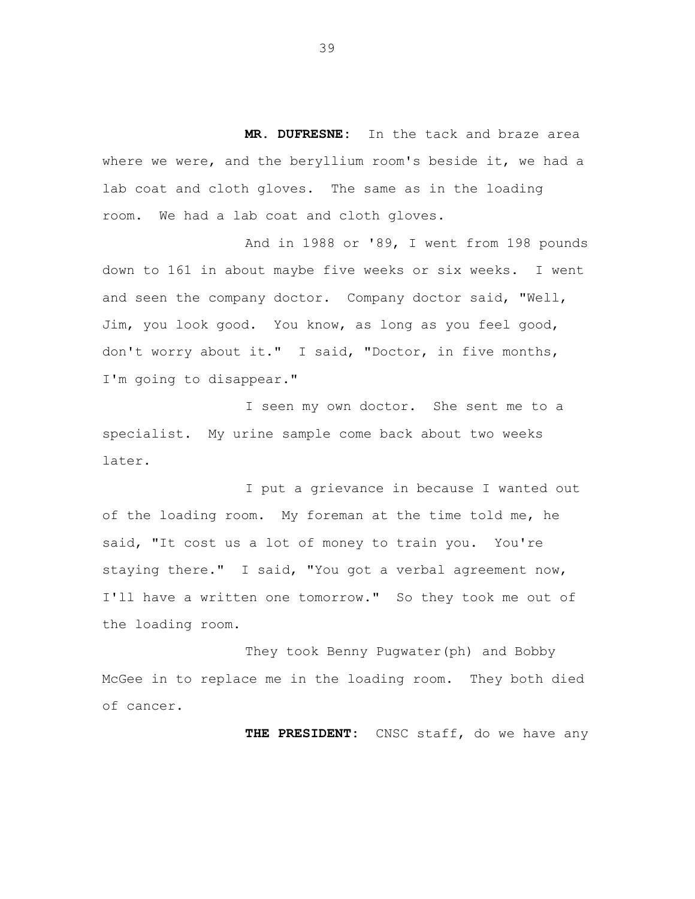**MR. DUFRESNE:** In the tack and braze area where we were, and the beryllium room's beside it, we had a lab coat and cloth gloves. The same as in the loading room. We had a lab coat and cloth gloves.

And in 1988 or '89, I went from 198 pounds down to 161 in about maybe five weeks or six weeks. I went and seen the company doctor. Company doctor said, "Well, Jim, you look good. You know, as long as you feel good, don't worry about it." I said, "Doctor, in five months, I'm going to disappear."

I seen my own doctor. She sent me to a specialist. My urine sample come back about two weeks later.

I put a grievance in because I wanted out of the loading room. My foreman at the time told me, he said, "It cost us a lot of money to train you. You're staying there." I said, "You got a verbal agreement now, I'll have a written one tomorrow." So they took me out of the loading room.

They took Benny Pugwater(ph) and Bobby McGee in to replace me in the loading room. They both died of cancer.

**THE PRESIDENT:** CNSC staff, do we have any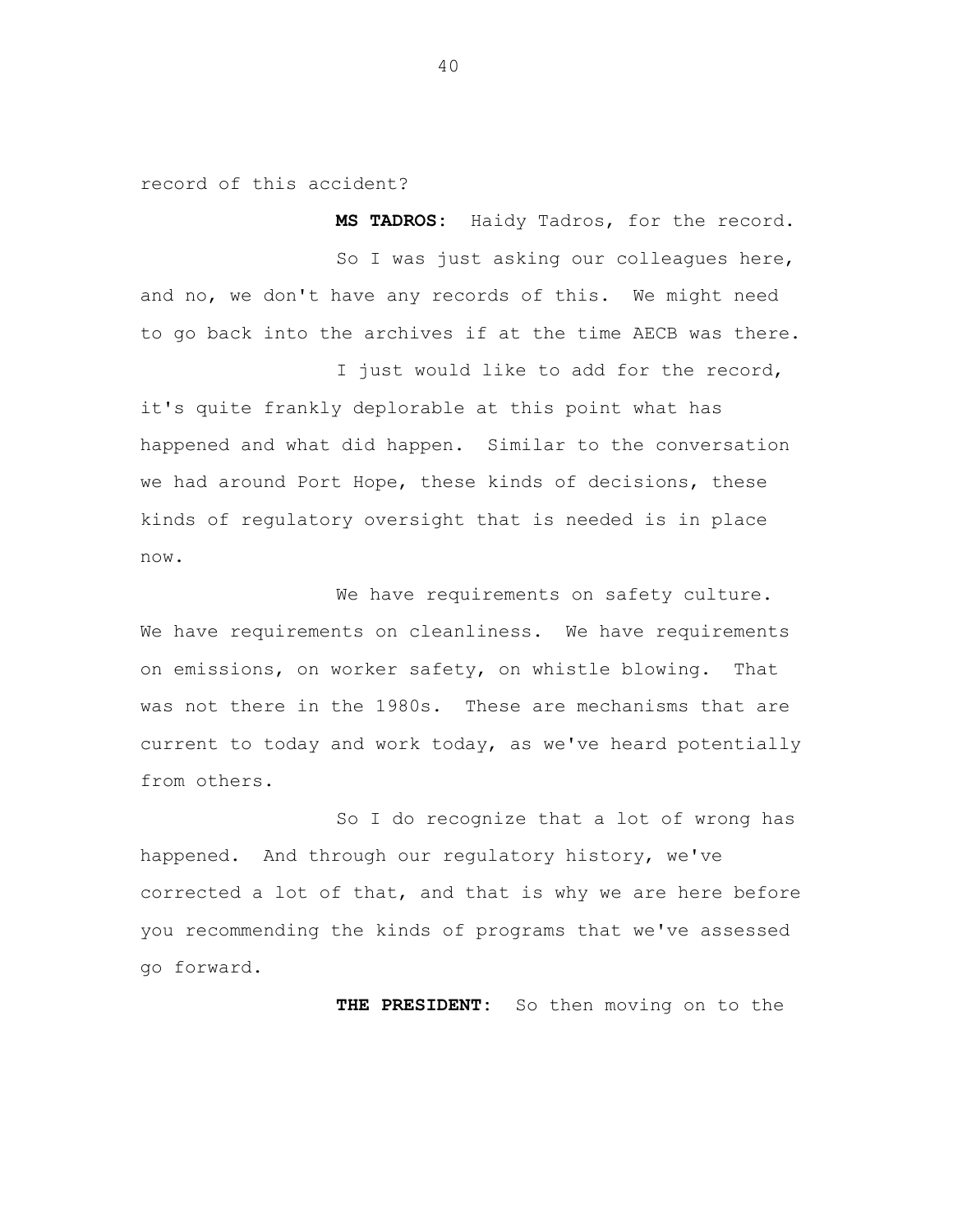record of this accident?

**MS TADROS:** Haidy Tadros, for the record.

So I was just asking our colleagues here, and no, we don't have any records of this. We might need to go back into the archives if at the time AECB was there.

I just would like to add for the record, it's quite frankly deplorable at this point what has happened and what did happen. Similar to the conversation we had around Port Hope, these kinds of decisions, these kinds of regulatory oversight that is needed is in place now.

We have requirements on safety culture. We have requirements on cleanliness. We have requirements on emissions, on worker safety, on whistle blowing. That was not there in the 1980s. These are mechanisms that are current to today and work today, as we've heard potentially from others.

So I do recognize that a lot of wrong has happened. And through our regulatory history, we've corrected a lot of that, and that is why we are here before you recommending the kinds of programs that we've assessed go forward.

**THE PRESIDENT:** So then moving on to the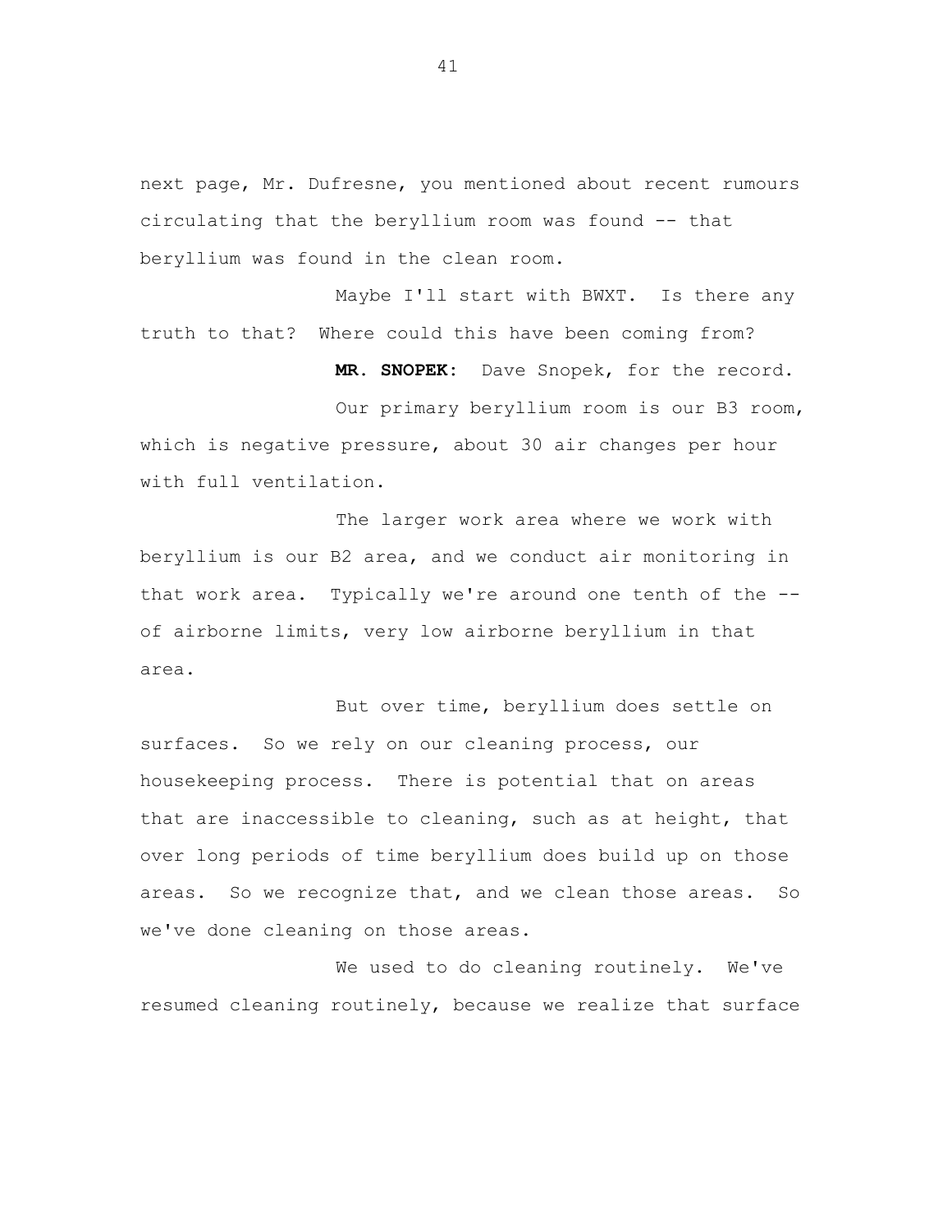next page, Mr. Dufresne, you mentioned about recent rumours circulating that the beryllium room was found -- that beryllium was found in the clean room.

Maybe I'll start with BWXT. Is there any truth to that? Where could this have been coming from?

**MR. SNOPEK:** Dave Snopek, for the record.

Our primary beryllium room is our B3 room, which is negative pressure, about 30 air changes per hour with full ventilation.

The larger work area where we work with beryllium is our B2 area, and we conduct air monitoring in that work area. Typically we're around one tenth of the -- of airborne limits, very low airborne beryllium in that area.

But over time, beryllium does settle on surfaces. So we rely on our cleaning process, our housekeeping process. There is potential that on areas that are inaccessible to cleaning, such as at height, that over long periods of time beryllium does build up on those areas. So we recognize that, and we clean those areas. So we've done cleaning on those areas.

We used to do cleaning routinely. We've resumed cleaning routinely, because we realize that surface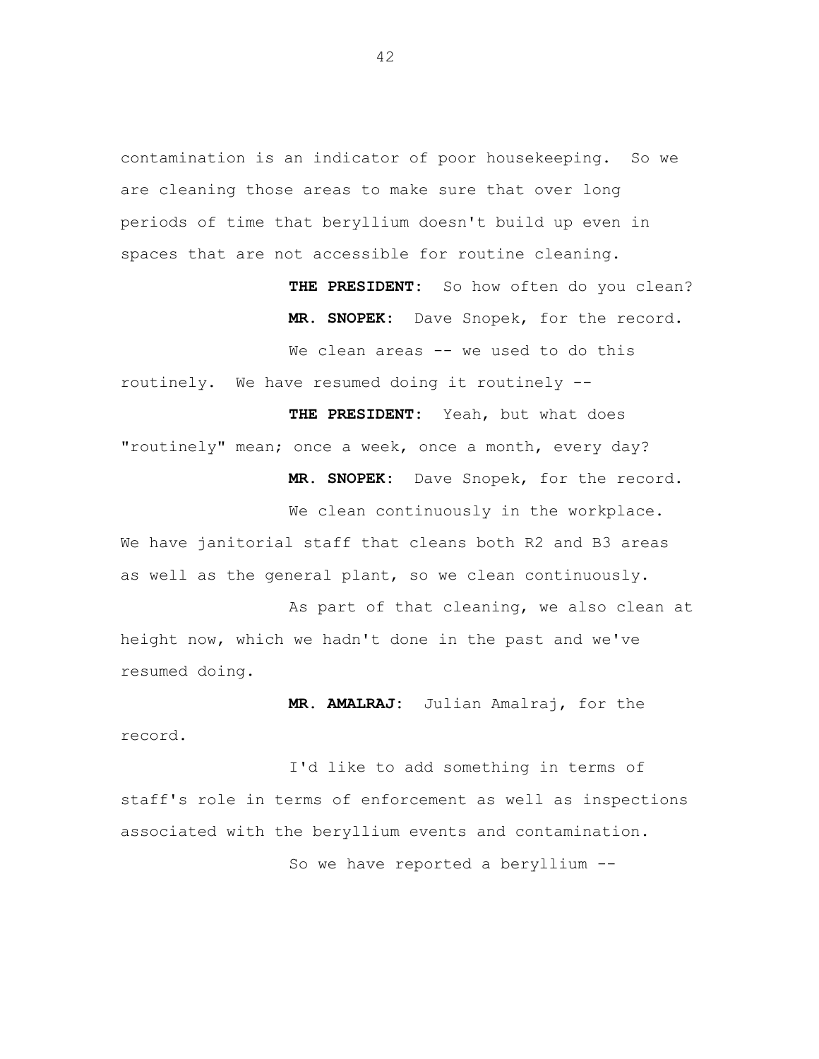contamination is an indicator of poor housekeeping. So we are cleaning those areas to make sure that over long periods of time that beryllium doesn't build up even in spaces that are not accessible for routine cleaning.

**THE PRESIDENT:** So how often do you clean?

**MR. SNOPEK:** Dave Snopek, for the record.

We clean areas -- we used to do this routinely. We have resumed doing it routinely --

**THE PRESIDENT:** Yeah, but what does "routinely" mean; once a week, once a month, every day?

**MR. SNOPEK:** Dave Snopek, for the record.

We clean continuously in the workplace. We have janitorial staff that cleans both R2 and B3 areas as well as the general plant, so we clean continuously.

As part of that cleaning, we also clean at height now, which we hadn't done in the past and we've resumed doing.

**MR. AMALRAJ:** Julian Amalraj, for the record.

I'd like to add something in terms of staff's role in terms of enforcement as well as inspections associated with the beryllium events and contamination.

So we have reported a beryllium --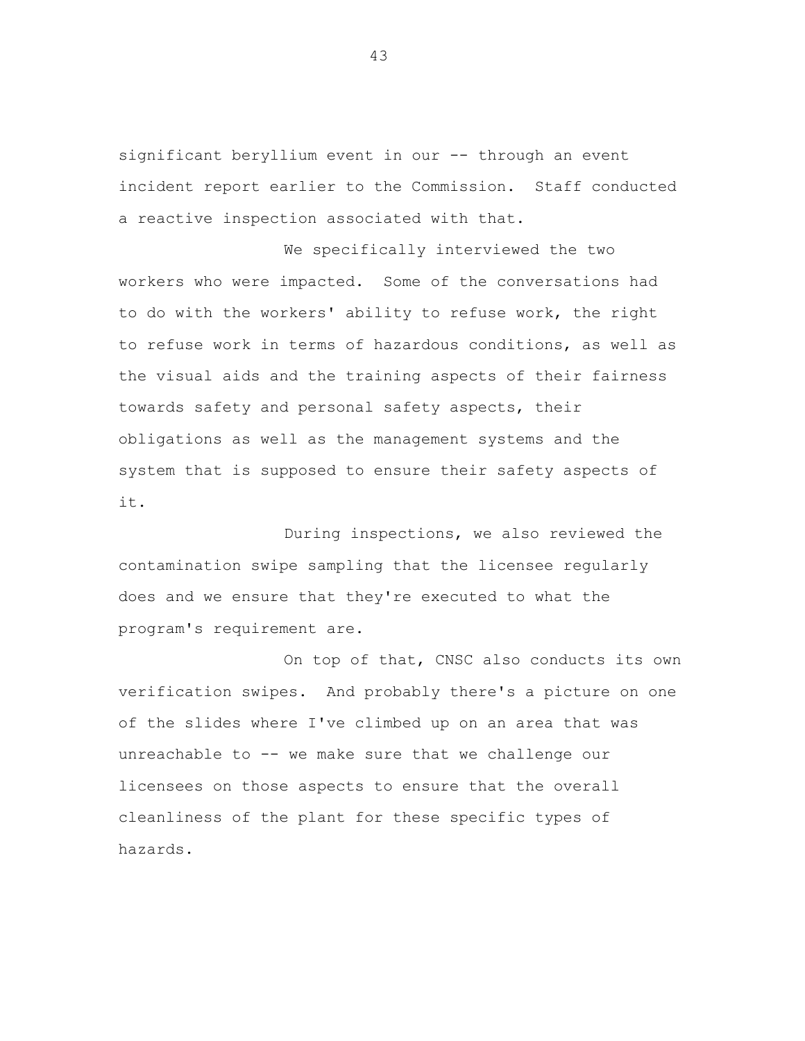significant beryllium event in our -- through an event incident report earlier to the Commission. Staff conducted a reactive inspection associated with that.

We specifically interviewed the two workers who were impacted. Some of the conversations had to do with the workers' ability to refuse work, the right to refuse work in terms of hazardous conditions, as well as the visual aids and the training aspects of their fairness towards safety and personal safety aspects, their obligations as well as the management systems and the system that is supposed to ensure their safety aspects of it.

During inspections, we also reviewed the contamination swipe sampling that the licensee regularly does and we ensure that they're executed to what the program's requirement are.

On top of that, CNSC also conducts its own verification swipes. And probably there's a picture on one of the slides where I've climbed up on an area that was unreachable to -- we make sure that we challenge our licensees on those aspects to ensure that the overall cleanliness of the plant for these specific types of hazards.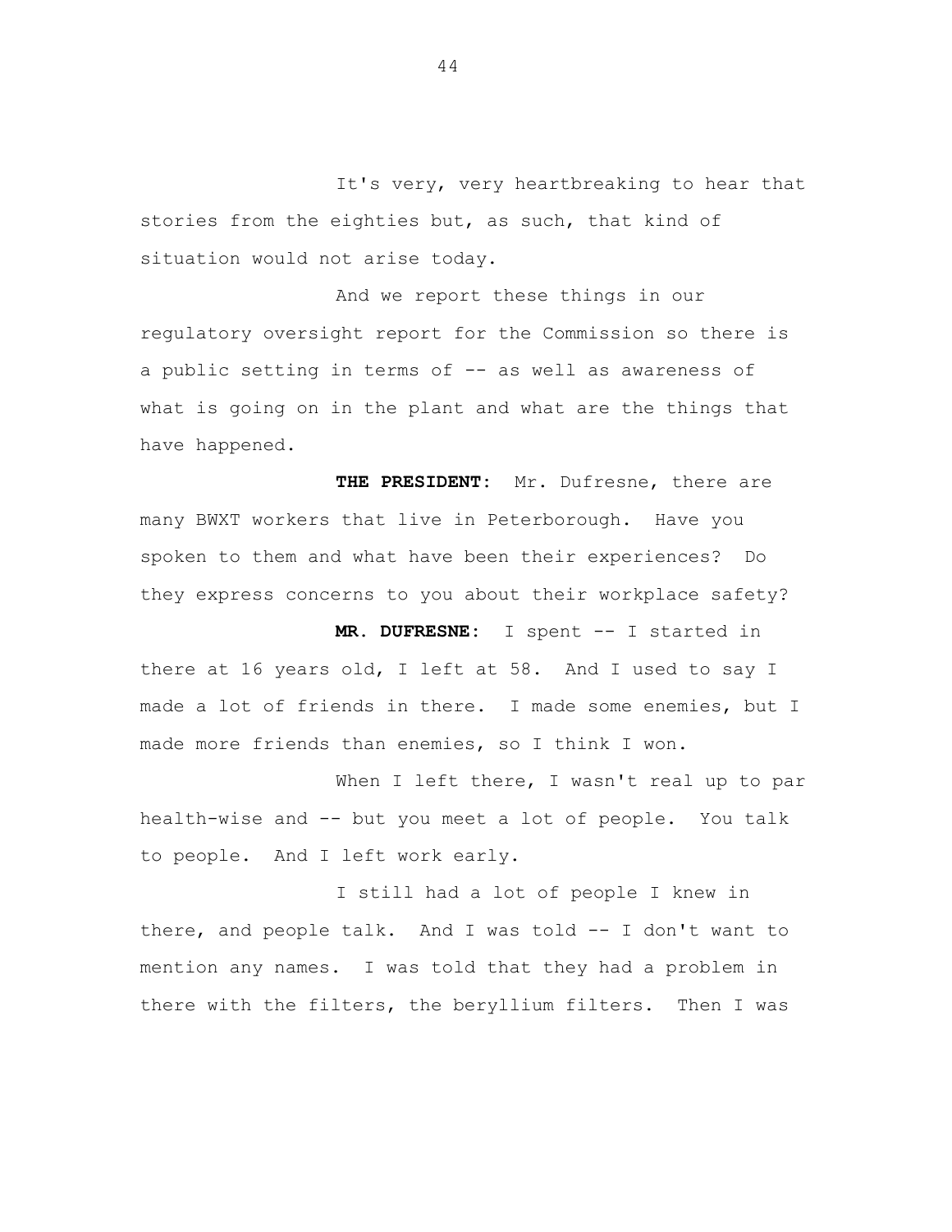It's very, very heartbreaking to hear that stories from the eighties but, as such, that kind of situation would not arise today.

And we report these things in our regulatory oversight report for the Commission so there is a public setting in terms of -- as well as awareness of what is going on in the plant and what are the things that have happened.

**THE PRESIDENT:** Mr. Dufresne, there are many BWXT workers that live in Peterborough. Have you spoken to them and what have been their experiences? Do they express concerns to you about their workplace safety?

**MR. DUFRESNE:** I spent -- I started in there at 16 years old, I left at 58. And I used to say I made a lot of friends in there. I made some enemies, but I made more friends than enemies, so I think I won.

When I left there, I wasn't real up to par health-wise and -- but you meet a lot of people. You talk to people. And I left work early.

I still had a lot of people I knew in there, and people talk. And I was told -- I don't want to mention any names. I was told that they had a problem in there with the filters, the beryllium filters. Then I was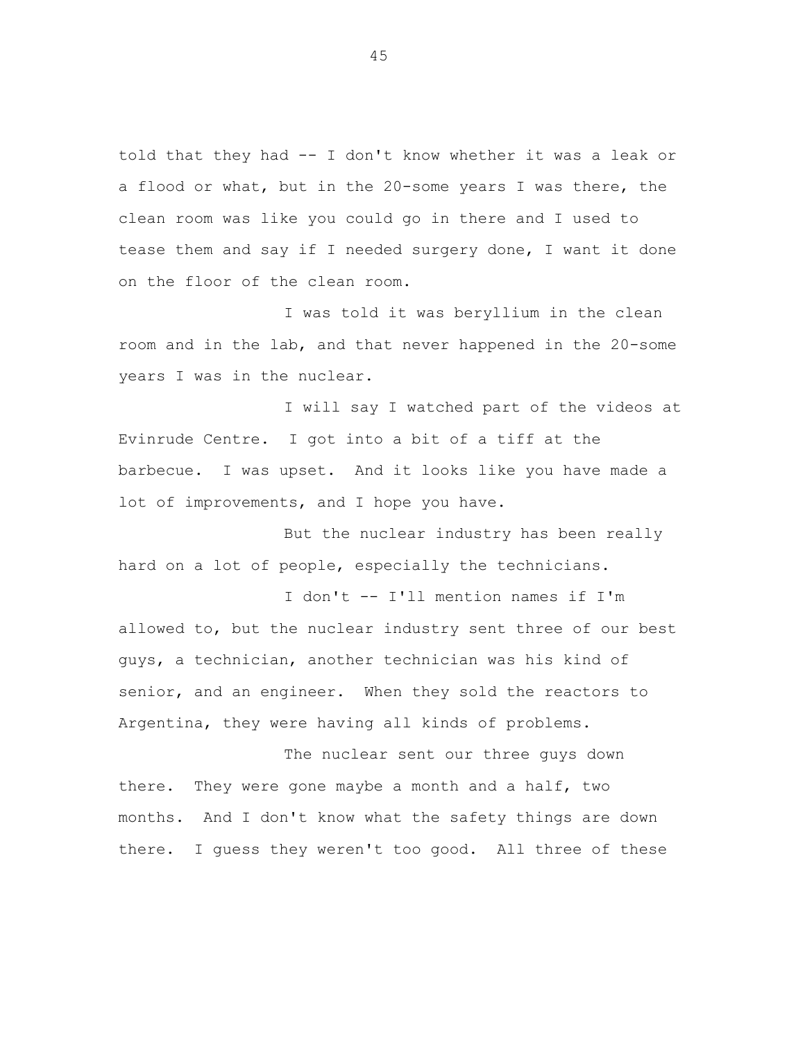told that they had -- I don't know whether it was a leak or a flood or what, but in the 20-some years I was there, the clean room was like you could go in there and I used to tease them and say if I needed surgery done, I want it done on the floor of the clean room.

I was told it was beryllium in the clean room and in the lab, and that never happened in the 20-some years I was in the nuclear.

I will say I watched part of the videos at Evinrude Centre. I got into a bit of a tiff at the barbecue. I was upset. And it looks like you have made a lot of improvements, and I hope you have.

But the nuclear industry has been really hard on a lot of people, especially the technicians.

I don't -- I'll mention names if I'm allowed to, but the nuclear industry sent three of our best guys, a technician, another technician was his kind of senior, and an engineer. When they sold the reactors to Argentina, they were having all kinds of problems.

The nuclear sent our three guys down there. They were gone maybe a month and a half, two months. And I don't know what the safety things are down there. I guess they weren't too good. All three of these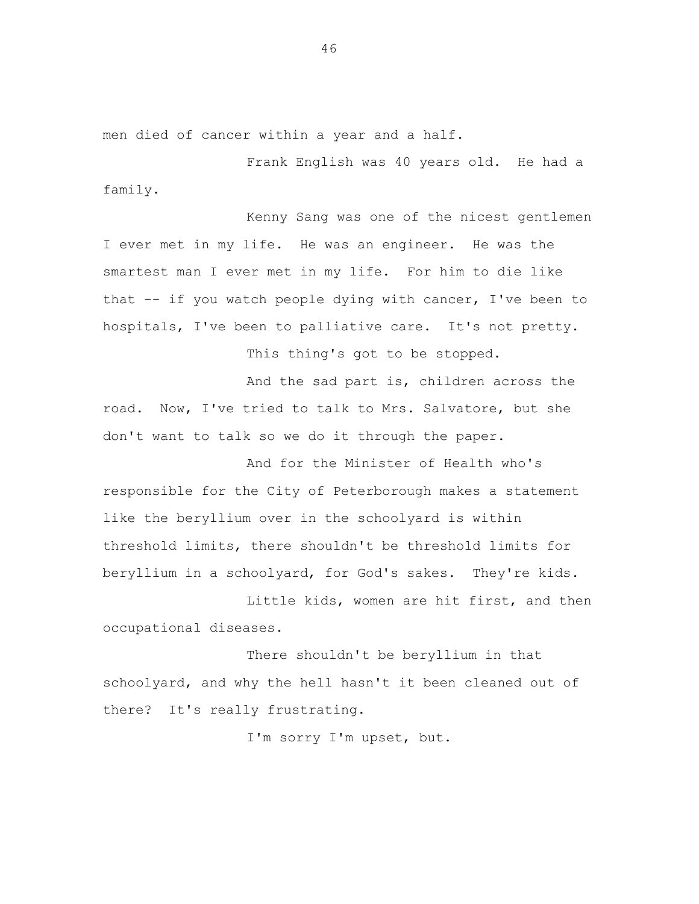men died of cancer within a year and a half.

Frank English was 40 years old. He had a family.

Kenny Sang was one of the nicest gentlemen I ever met in my life. He was an engineer. He was the smartest man I ever met in my life. For him to die like that -- if you watch people dying with cancer, I've been to hospitals, I've been to palliative care. It's not pretty.

This thing's got to be stopped.

And the sad part is, children across the road. Now, I've tried to talk to Mrs. Salvatore, but she don't want to talk so we do it through the paper.

And for the Minister of Health who's responsible for the City of Peterborough makes a statement like the beryllium over in the schoolyard is within threshold limits, there shouldn't be threshold limits for beryllium in a schoolyard, for God's sakes. They're kids.

Little kids, women are hit first, and then occupational diseases.

There shouldn't be beryllium in that schoolyard, and why the hell hasn't it been cleaned out of there? It's really frustrating.

I'm sorry I'm upset, but.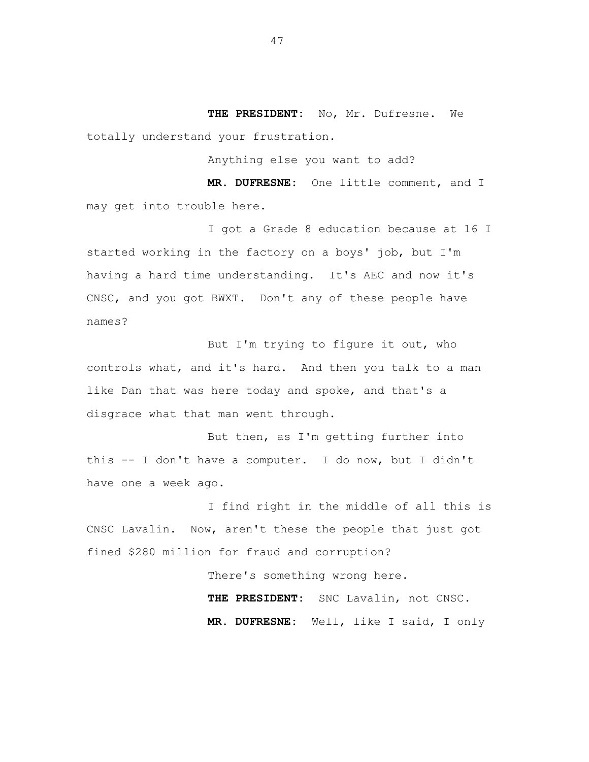**THE PRESIDENT:** No, Mr. Dufresne. We totally understand your frustration.

Anything else you want to add?

**MR. DUFRESNE:** One little comment, and I may get into trouble here.

I got a Grade 8 education because at 16 I started working in the factory on a boys' job, but I'm having a hard time understanding. It's AEC and now it's CNSC, and you got BWXT. Don't any of these people have names?

But I'm trying to figure it out, who controls what, and it's hard. And then you talk to a man like Dan that was here today and spoke, and that's a disgrace what that man went through.

But then, as I'm getting further into this -- I don't have a computer. I do now, but I didn't have one a week ago.

I find right in the middle of all this is CNSC Lavalin. Now, aren't these the people that just got fined $280 million for fraud and corruption?

There's something wrong here.

**THE PRESIDENT:** SNC Lavalin, not CNSC.

**MR. DUFRESNE:** Well, like I said, I only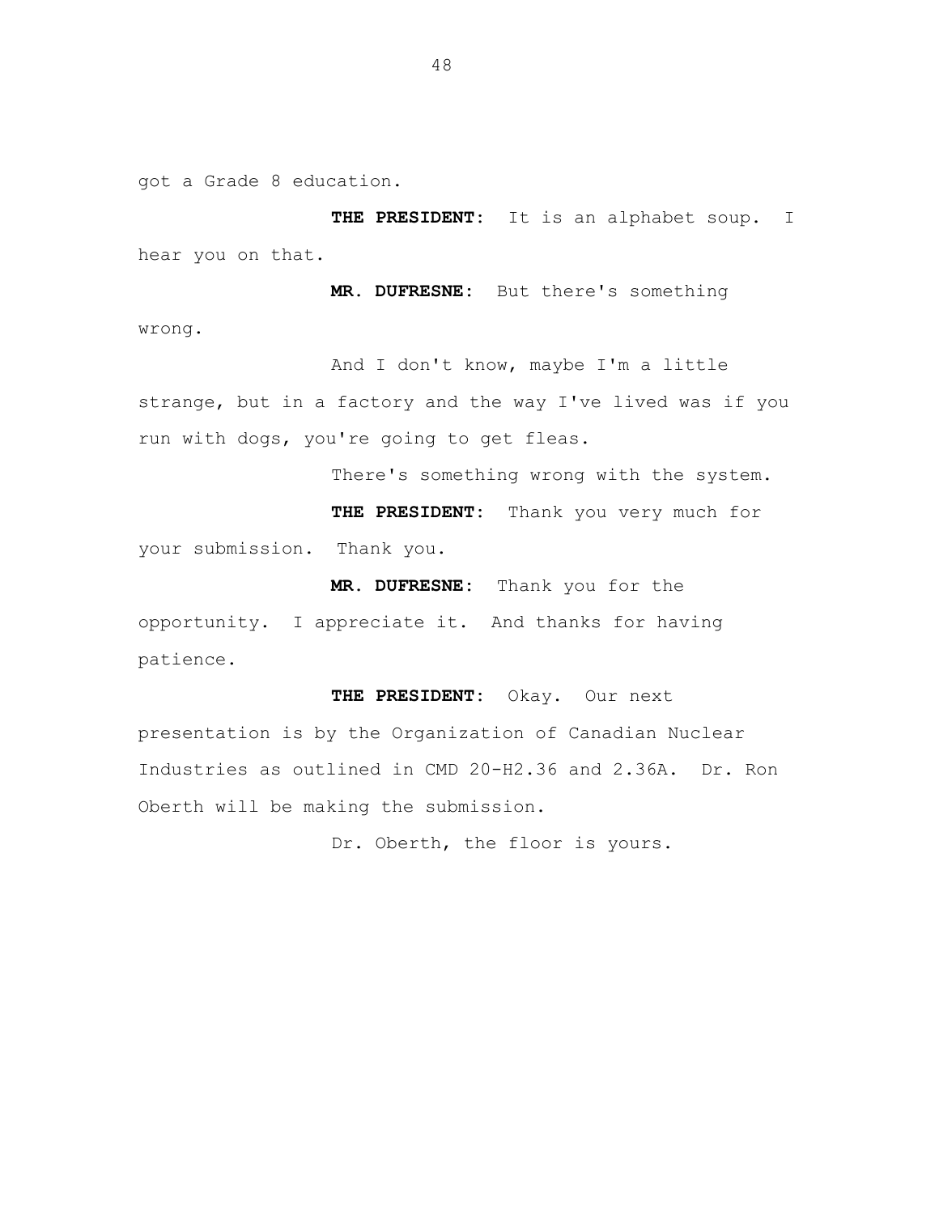got a Grade 8 education.

**THE PRESIDENT:** It is an alphabet soup. I hear you on that.

**MR. DUFRESNE:** But there's something wrong.

And I don't know, maybe I'm a little strange, but in a factory and the way I've lived was if you run with dogs, you're going to get fleas.

There's something wrong with the system.

**THE PRESIDENT:** Thank you very much for your submission. Thank you.

**MR. DUFRESNE:** Thank you for the opportunity. I appreciate it. And thanks for having patience.

**THE PRESIDENT:** Okay. Our next presentation is by the Organization of Canadian Nuclear Industries as outlined in CMD 20-H2.36 and 2.36A. Dr. Ron Oberth will be making the submission.

Dr. Oberth, the floor is yours.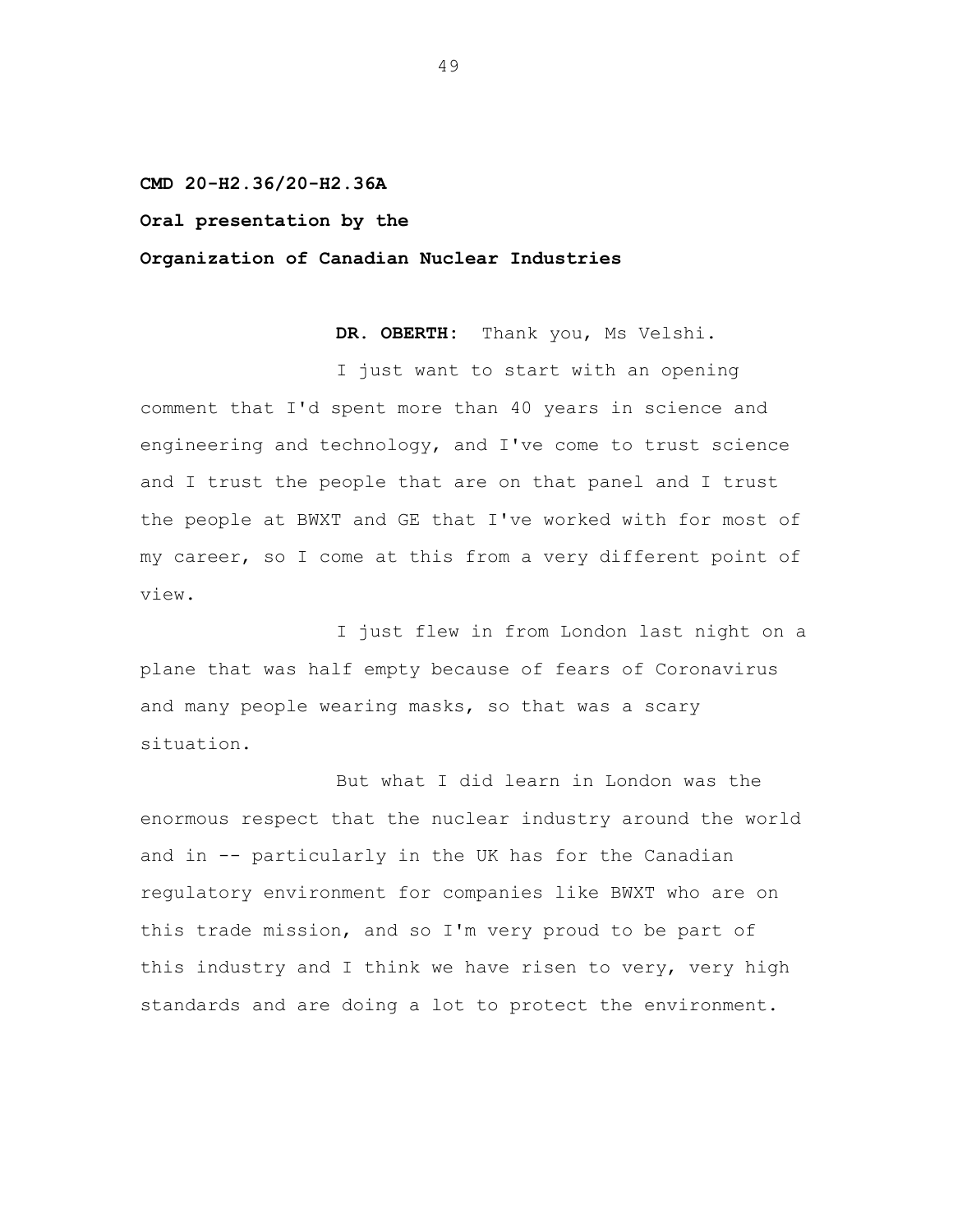**CMD 20-H2.36/20-H2.36A**

**Oral presentation by the**

**Organization of Canadian Nuclear Industries**

**DR. OBERTH:** Thank you, Ms Velshi.

I just want to start with an opening comment that I'd spent more than 40 years in science and engineering and technology, and I've come to trust science and I trust the people that are on that panel and I trust the people at BWXT and GE that I've worked with for most of my career, so I come at this from a very different point of view.

I just flew in from London last night on a plane that was half empty because of fears of Coronavirus and many people wearing masks, so that was a scary situation.

But what I did learn in London was the enormous respect that the nuclear industry around the world and in -- particularly in the UK has for the Canadian regulatory environment for companies like BWXT who are on this trade mission, and so I'm very proud to be part of this industry and I think we have risen to very, very high standards and are doing a lot to protect the environment.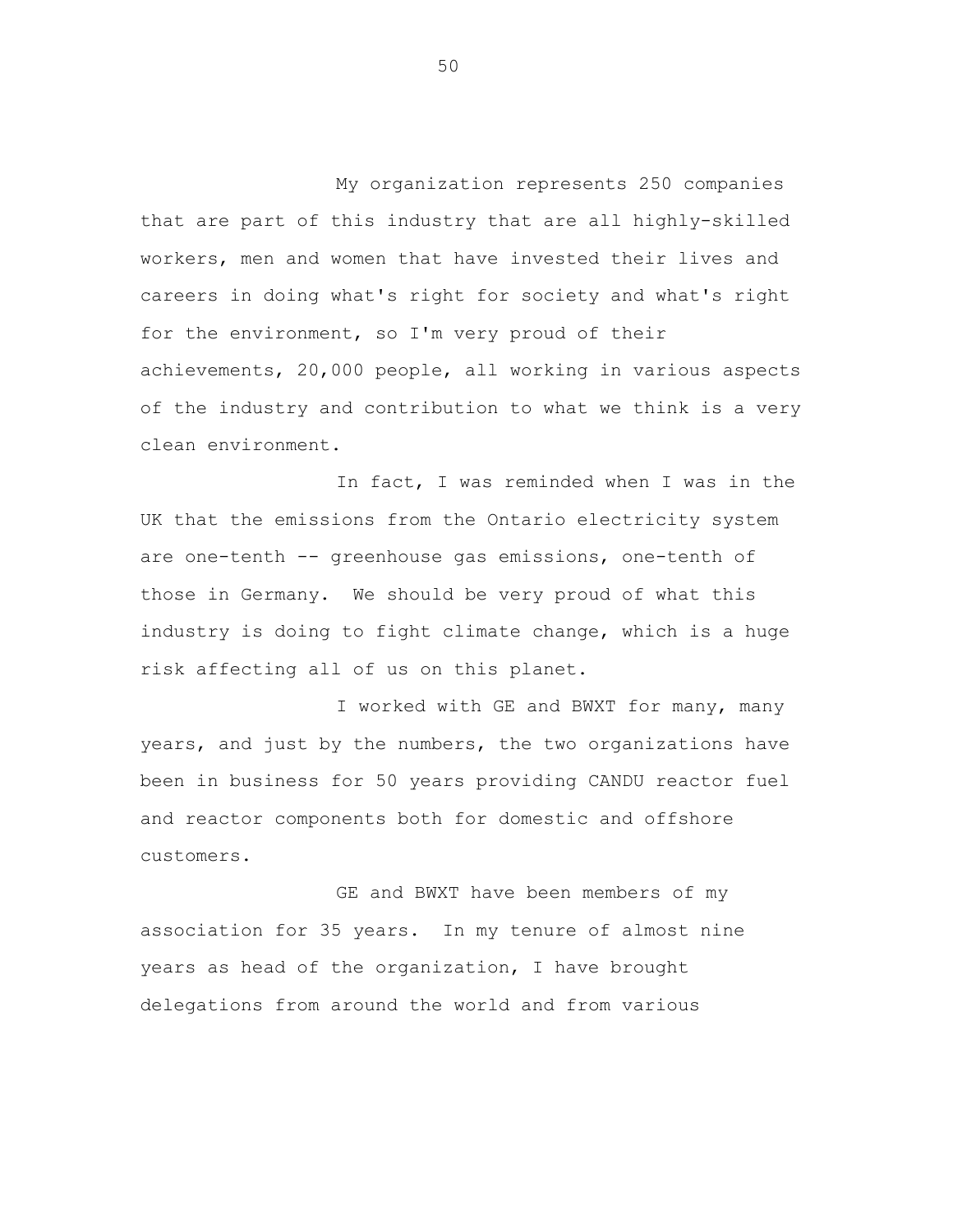My organization represents 250 companies that are part of this industry that are all highly-skilled workers, men and women that have invested their lives and careers in doing what's right for society and what's right for the environment, so I'm very proud of their achievements, 20,000 people, all working in various aspects of the industry and contribution to what we think is a very clean environment.

In fact, I was reminded when I was in the UK that the emissions from the Ontario electricity system are one-tenth -- greenhouse gas emissions, one-tenth of those in Germany. We should be very proud of what this industry is doing to fight climate change, which is a huge risk affecting all of us on this planet.

I worked with GE and BWXT for many, many years, and just by the numbers, the two organizations have been in business for 50 years providing CANDU reactor fuel and reactor components both for domestic and offshore customers.

GE and BWXT have been members of my association for 35 years. In my tenure of almost nine years as head of the organization, I have brought delegations from around the world and from various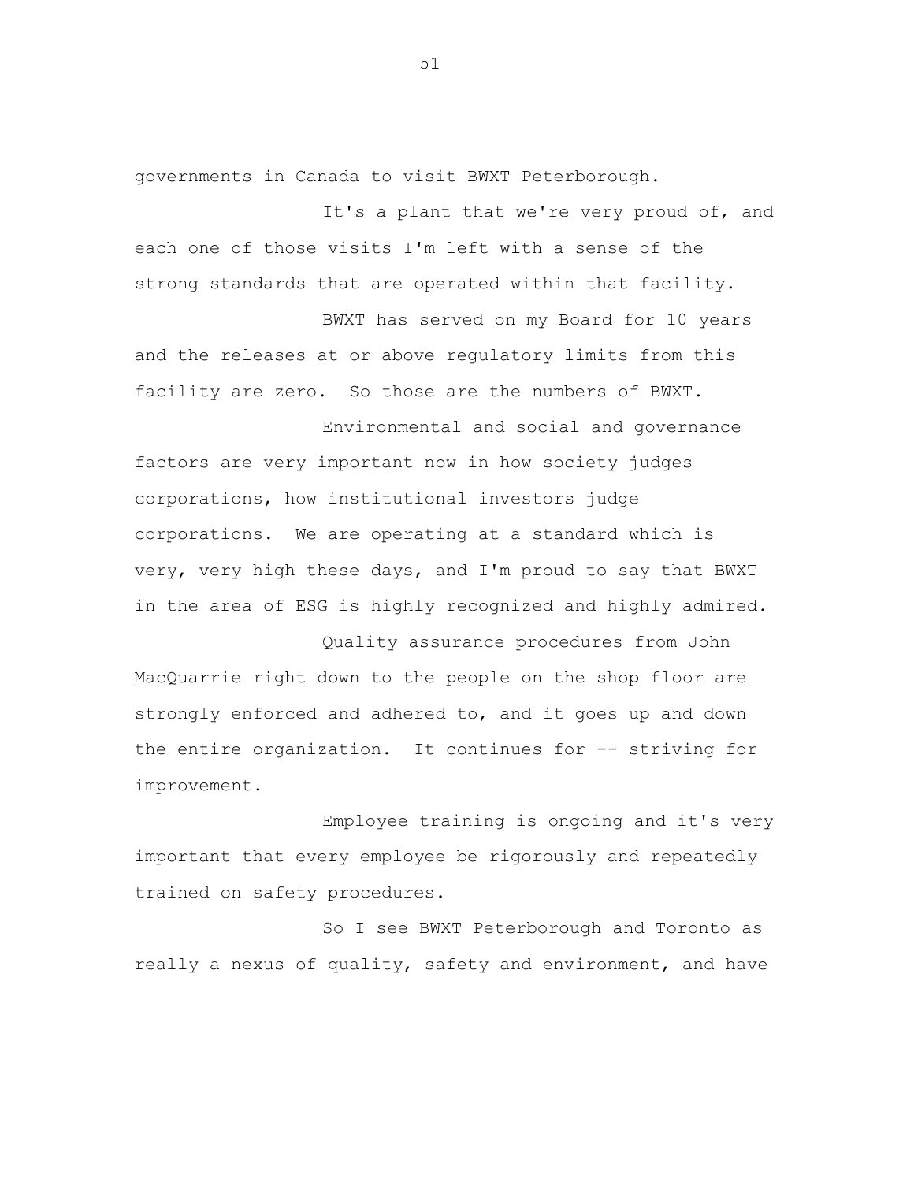governments in Canada to visit BWXT Peterborough.

It's a plant that we're very proud of, and each one of those visits I'm left with a sense of the strong standards that are operated within that facility.

BWXT has served on my Board for 10 years and the releases at or above regulatory limits from this facility are zero. So those are the numbers of BWXT.

Environmental and social and governance factors are very important now in how society judges corporations, how institutional investors judge corporations. We are operating at a standard which is very, very high these days, and I'm proud to say that BWXT in the area of ESG is highly recognized and highly admired.

Quality assurance procedures from John MacQuarrie right down to the people on the shop floor are strongly enforced and adhered to, and it goes up and down the entire organization. It continues for -- striving for improvement.

Employee training is ongoing and it's very important that every employee be rigorously and repeatedly trained on safety procedures.

So I see BWXT Peterborough and Toronto as really a nexus of quality, safety and environment, and have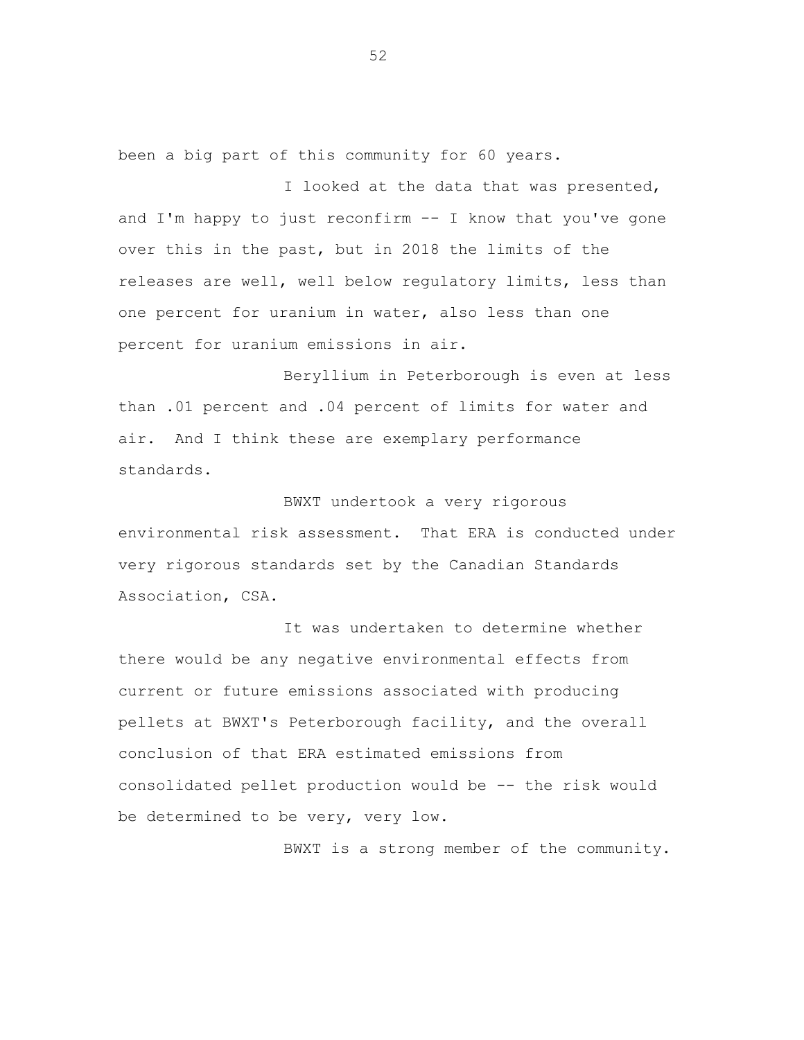been a big part of this community for 60 years.

I looked at the data that was presented, and I'm happy to just reconfirm -- I know that you've gone over this in the past, but in 2018 the limits of the releases are well, well below regulatory limits, less than one percent for uranium in water, also less than one percent for uranium emissions in air.

Beryllium in Peterborough is even at less than .01 percent and .04 percent of limits for water and air. And I think these are exemplary performance standards.

BWXT undertook a very rigorous environmental risk assessment. That ERA is conducted under very rigorous standards set by the Canadian Standards Association, CSA.

It was undertaken to determine whether there would be any negative environmental effects from current or future emissions associated with producing pellets at BWXT's Peterborough facility, and the overall conclusion of that ERA estimated emissions from consolidated pellet production would be -- the risk would be determined to be very, very low.

BWXT is a strong member of the community.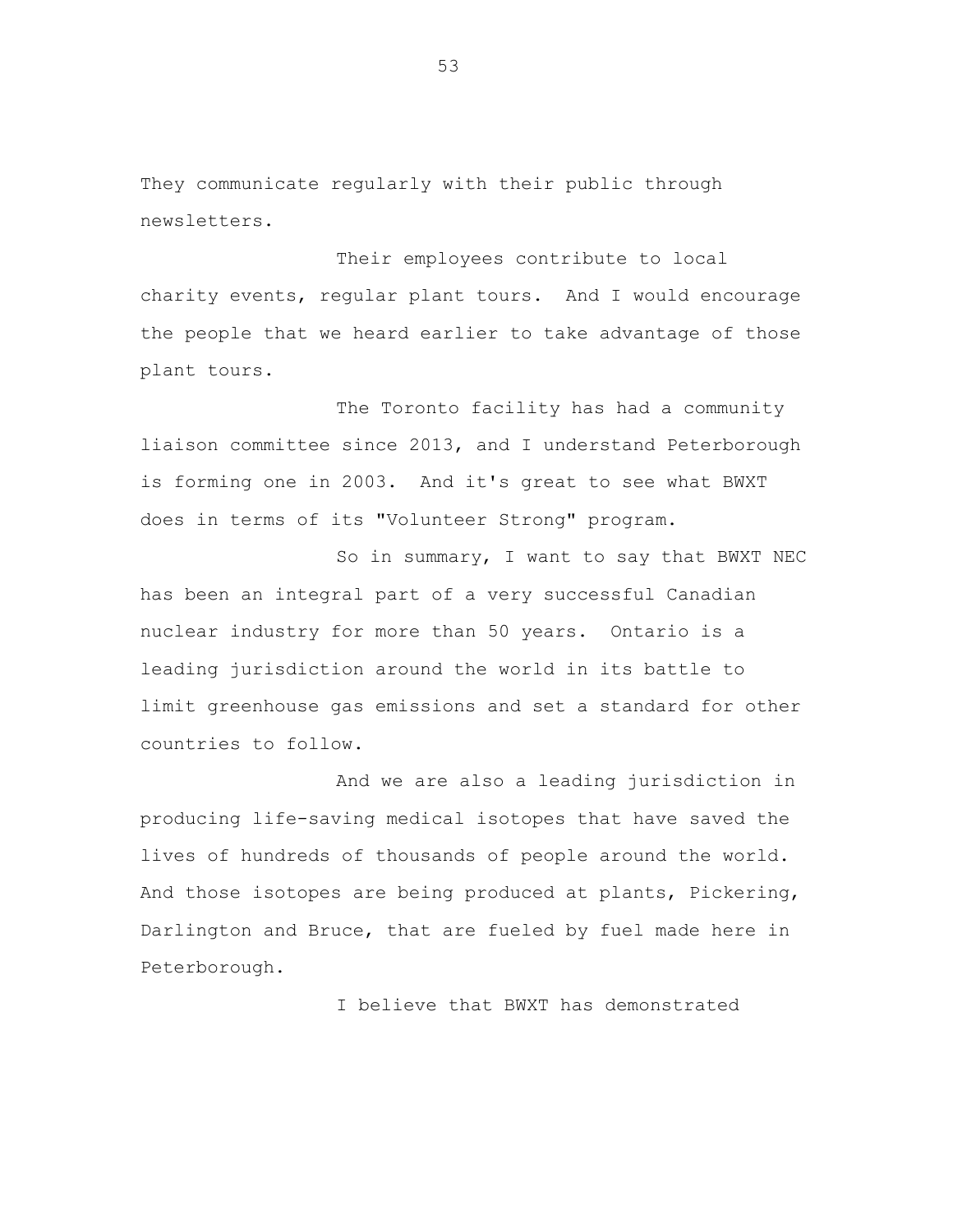They communicate regularly with their public through newsletters.

Their employees contribute to local charity events, regular plant tours. And I would encourage the people that we heard earlier to take advantage of those plant tours.

The Toronto facility has had a community liaison committee since 2013, and I understand Peterborough is forming one in 2003. And it's great to see what BWXT does in terms of its "Volunteer Strong" program.

So in summary, I want to say that BWXT NEC has been an integral part of a very successful Canadian nuclear industry for more than 50 years. Ontario is a leading jurisdiction around the world in its battle to limit greenhouse gas emissions and set a standard for other countries to follow.

And we are also a leading jurisdiction in producing life-saving medical isotopes that have saved the lives of hundreds of thousands of people around the world. And those isotopes are being produced at plants, Pickering, Darlington and Bruce, that are fueled by fuel made here in Peterborough.

I believe that BWXT has demonstrated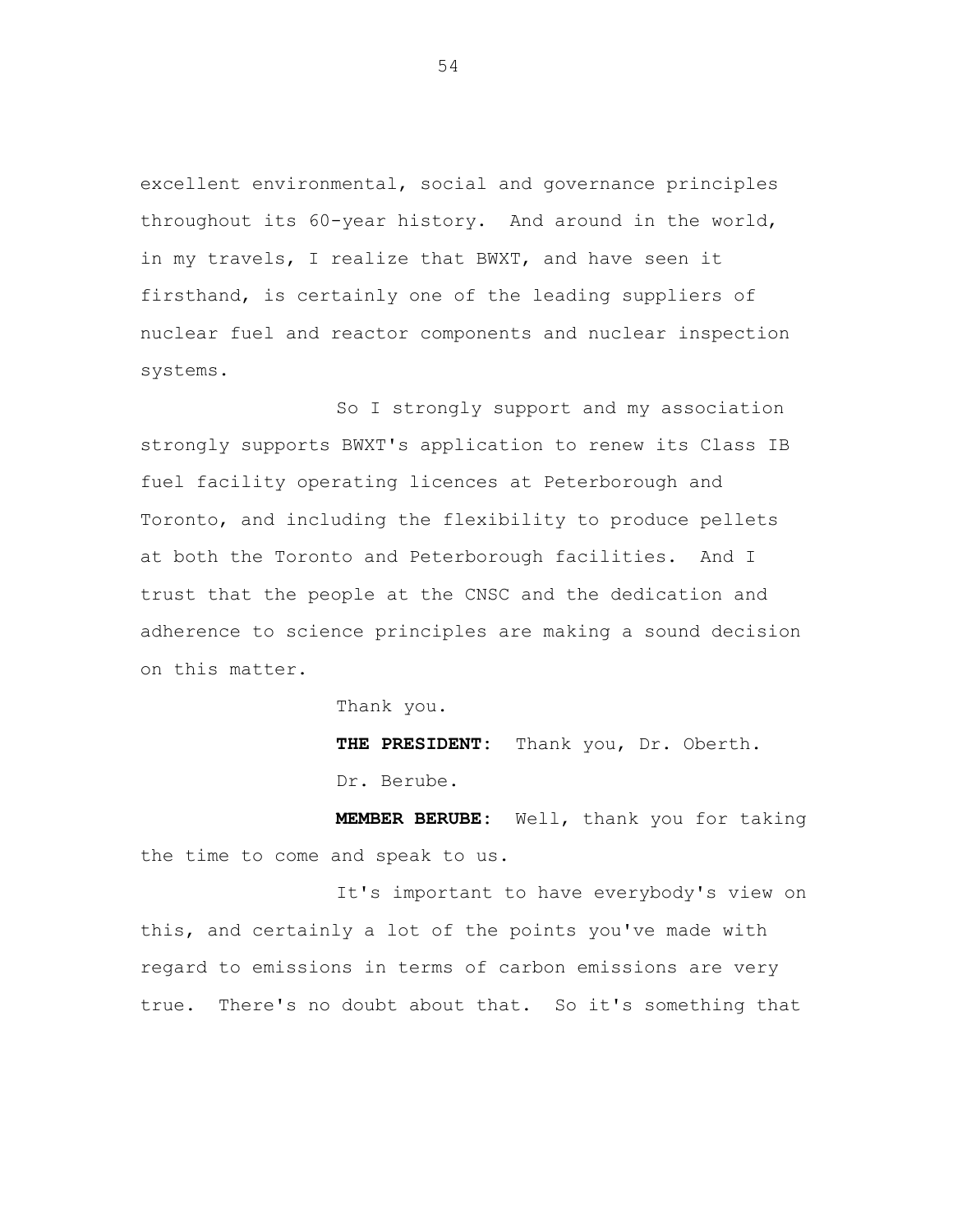excellent environmental, social and governance principles throughout its 60-year history. And around in the world, in my travels, I realize that BWXT, and have seen it firsthand, is certainly one of the leading suppliers of nuclear fuel and reactor components and nuclear inspection systems.

So I strongly support and my association strongly supports BWXT's application to renew its Class IB fuel facility operating licences at Peterborough and Toronto, and including the flexibility to produce pellets at both the Toronto and Peterborough facilities. And I trust that the people at the CNSC and the dedication and adherence to science principles are making a sound decision on this matter.

Thank you.

**THE PRESIDENT:** Thank you, Dr. Oberth.

Dr. Berube.

**MEMBER BERUBE:** Well, thank you for taking the time to come and speak to us.

It's important to have everybody's view on this, and certainly a lot of the points you've made with regard to emissions in terms of carbon emissions are very true. There's no doubt about that. So it's something that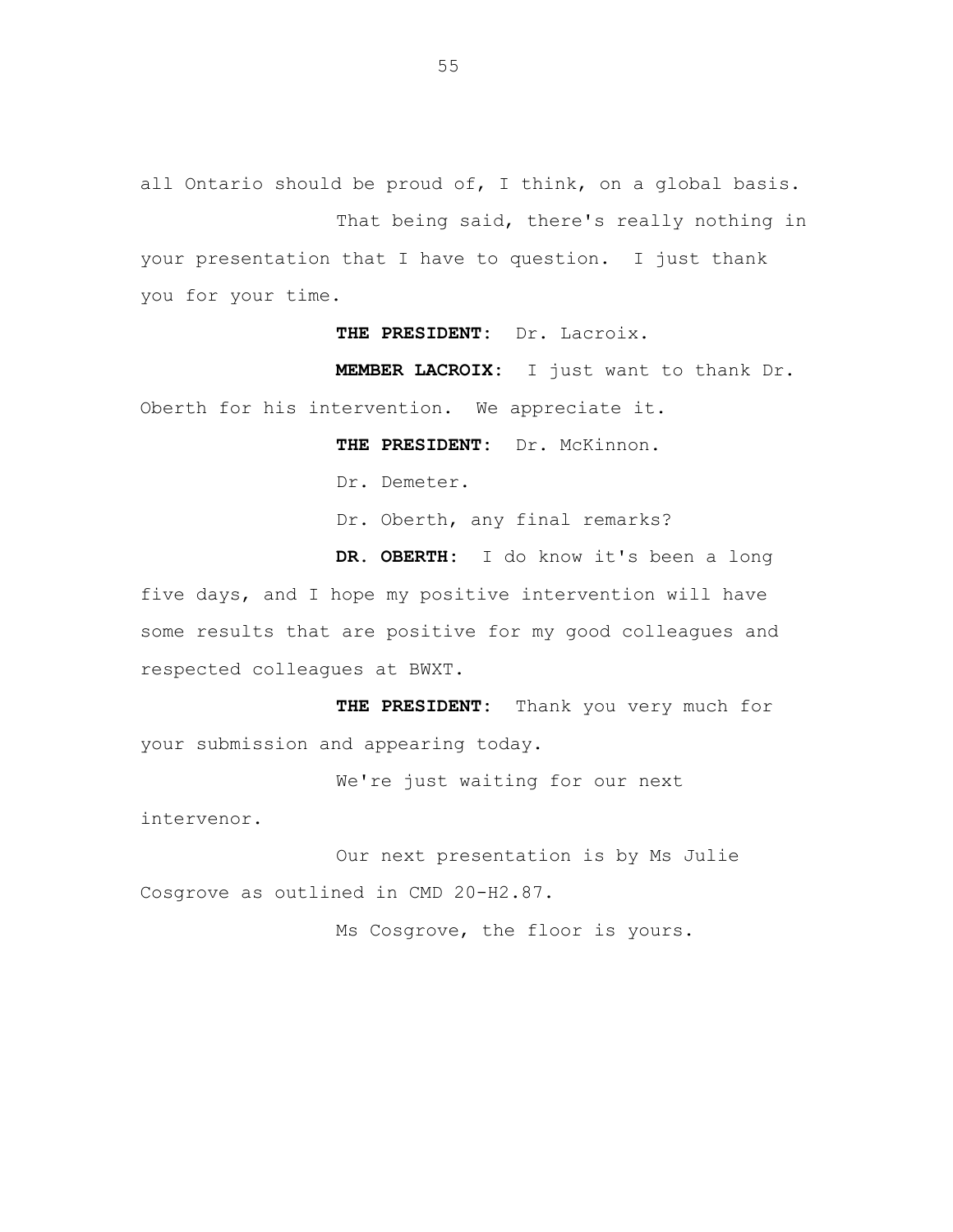all Ontario should be proud of, I think, on a global basis.

That being said, there's really nothing in your presentation that I have to question. I just thank you for your time.

**THE PRESIDENT:** Dr. Lacroix.

**MEMBER LACROIX:** I just want to thank Dr. Oberth for his intervention. We appreciate it.

**THE PRESIDENT:** Dr. McKinnon.

Dr. Demeter.

Dr. Oberth, any final remarks?

**DR. OBERTH:** I do know it's been a long five days, and I hope my positive intervention will have some results that are positive for my good colleagues and respected colleagues at BWXT.

**THE PRESIDENT:** Thank you very much for your submission and appearing today.

We're just waiting for our next intervenor.

Our next presentation is by Ms Julie Cosgrove as outlined in CMD 20-H2.87.

Ms Cosgrove, the floor is yours.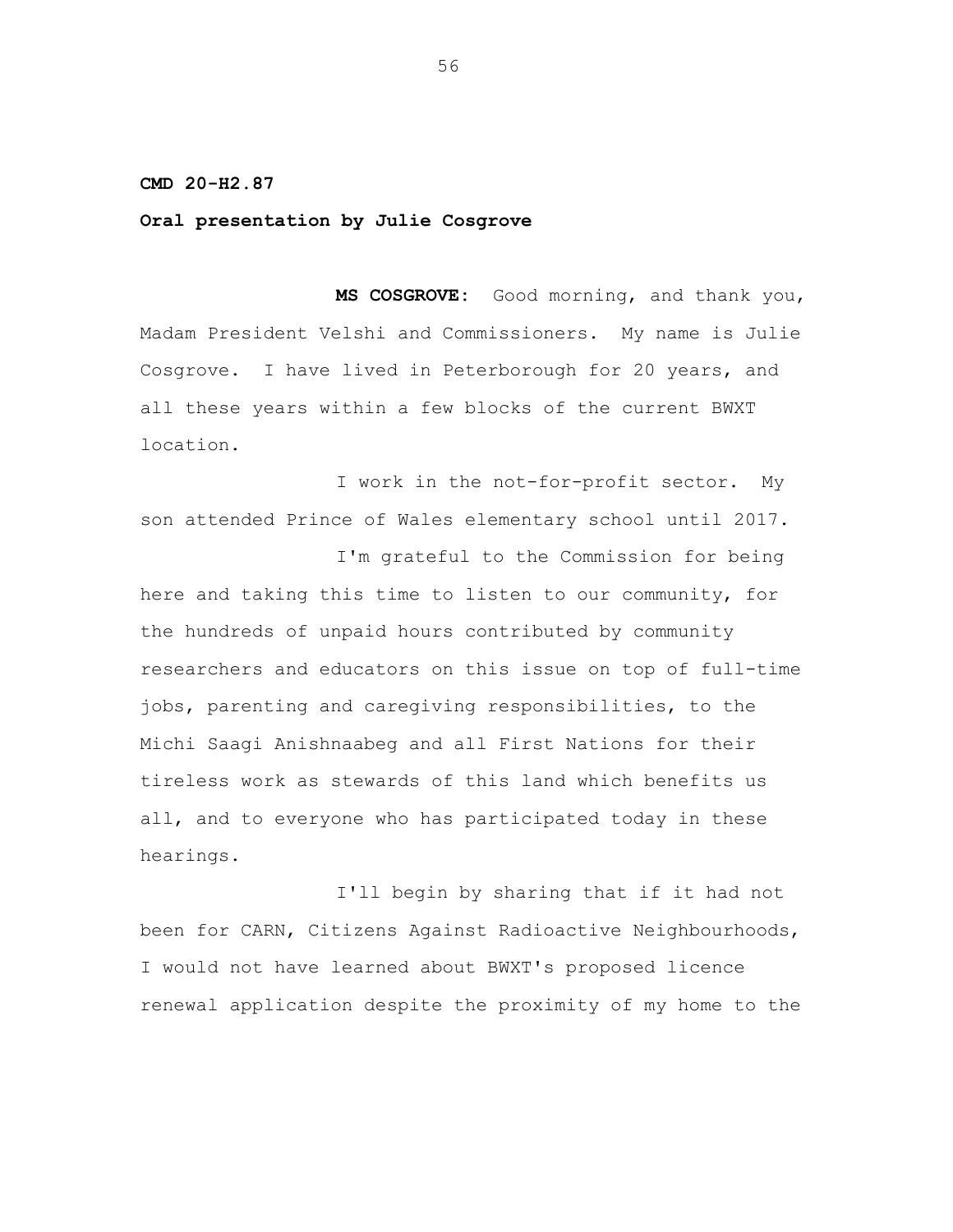**CMD 20-H2.87**

**Oral presentation by Julie Cosgrove**

**MS COSGROVE:** Good morning, and thank you, Madam President Velshi and Commissioners. My name is Julie Cosgrove. I have lived in Peterborough for 20 years, and all these years within a few blocks of the current BWXT location.

I work in the not-for-profit sector. My son attended Prince of Wales elementary school until 2017.

I'm grateful to the Commission for being here and taking this time to listen to our community, for the hundreds of unpaid hours contributed by community researchers and educators on this issue on top of full-time jobs, parenting and caregiving responsibilities, to the Michi Saagi Anishnaabeg and all First Nations for their tireless work as stewards of this land which benefits us all, and to everyone who has participated today in these hearings.

I'll begin by sharing that if it had not been for CARN, Citizens Against Radioactive Neighbourhoods, I would not have learned about BWXT's proposed licence renewal application despite the proximity of my home to the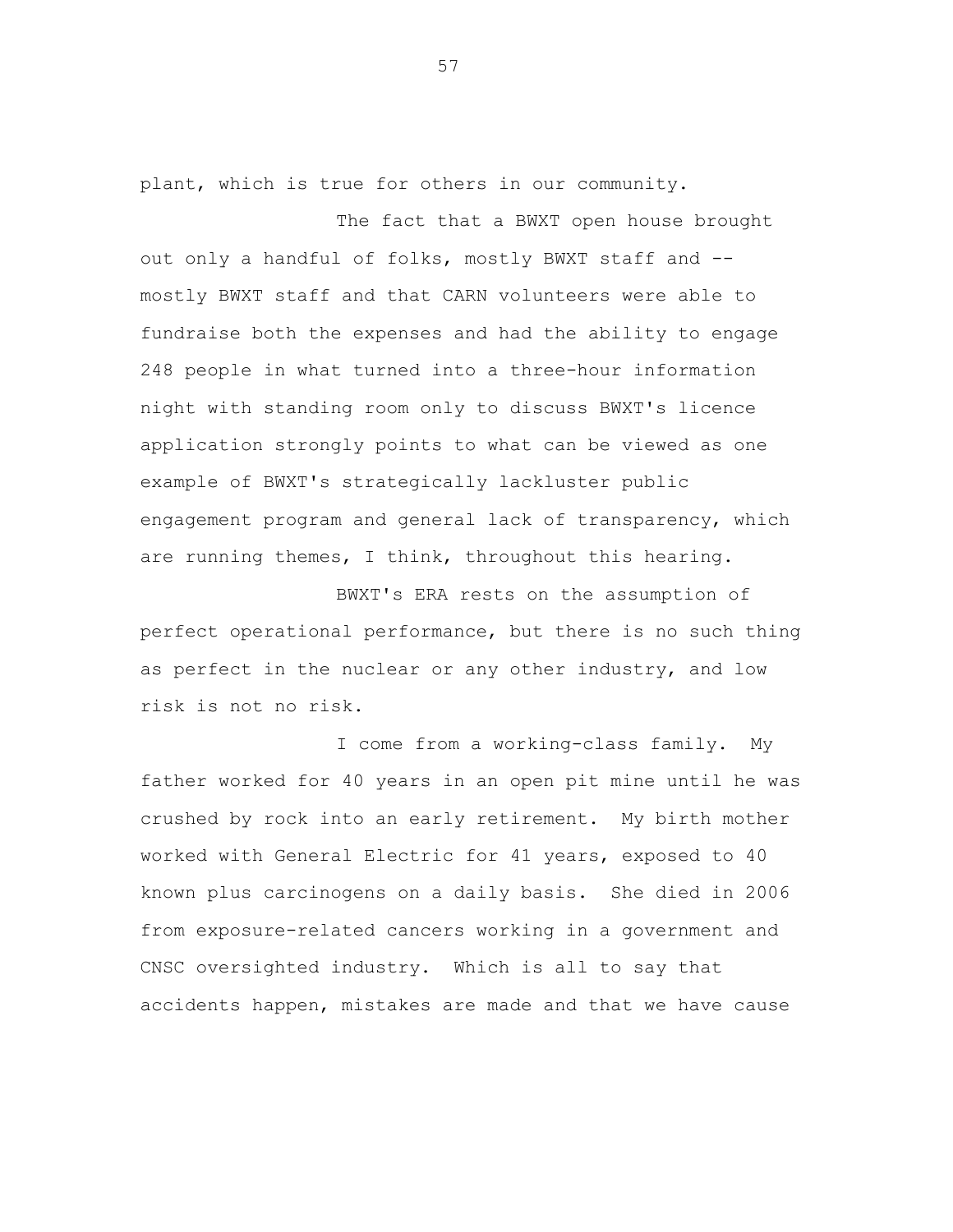plant, which is true for others in our community.

The fact that a BWXT open house brought out only a handful of folks, mostly BWXT staff and -- mostly BWXT staff and that CARN volunteers were able to fundraise both the expenses and had the ability to engage 248 people in what turned into a three-hour information night with standing room only to discuss BWXT's licence application strongly points to what can be viewed as one example of BWXT's strategically lackluster public engagement program and general lack of transparency, which are running themes, I think, throughout this hearing.

BWXT's ERA rests on the assumption of perfect operational performance, but there is no such thing as perfect in the nuclear or any other industry, and low risk is not no risk.

I come from a working-class family. My father worked for 40 years in an open pit mine until he was crushed by rock into an early retirement. My birth mother worked with General Electric for 41 years, exposed to 40 known plus carcinogens on a daily basis. She died in 2006 from exposure-related cancers working in a government and CNSC oversighted industry. Which is all to say that accidents happen, mistakes are made and that we have cause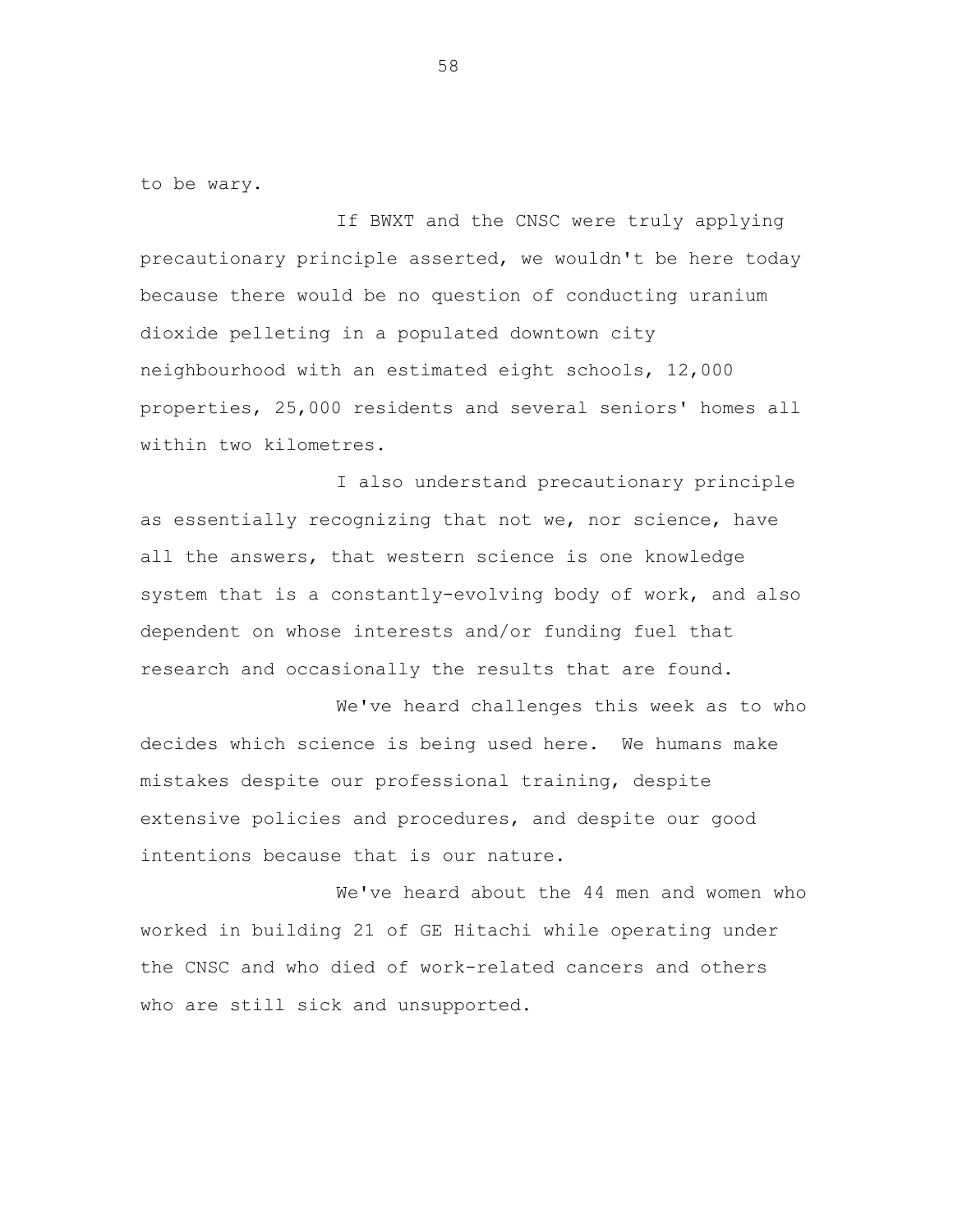to be wary.

If BWXT and the CNSC were truly applying precautionary principle asserted, we wouldn't be here today because there would be no question of conducting uranium dioxide pelleting in a populated downtown city neighbourhood with an estimated eight schools, 12,000 properties, 25,000 residents and several seniors' homes all within two kilometres.

I also understand precautionary principle as essentially recognizing that not we, nor science, have all the answers, that western science is one knowledge system that is a constantly-evolving body of work, and also dependent on whose interests and/or funding fuel that research and occasionally the results that are found.

We've heard challenges this week as to who decides which science is being used here. We humans make mistakes despite our professional training, despite extensive policies and procedures, and despite our good intentions because that is our nature.

We've heard about the 44 men and women who worked in building 21 of GE Hitachi while operating under the CNSC and who died of work-related cancers and others who are still sick and unsupported.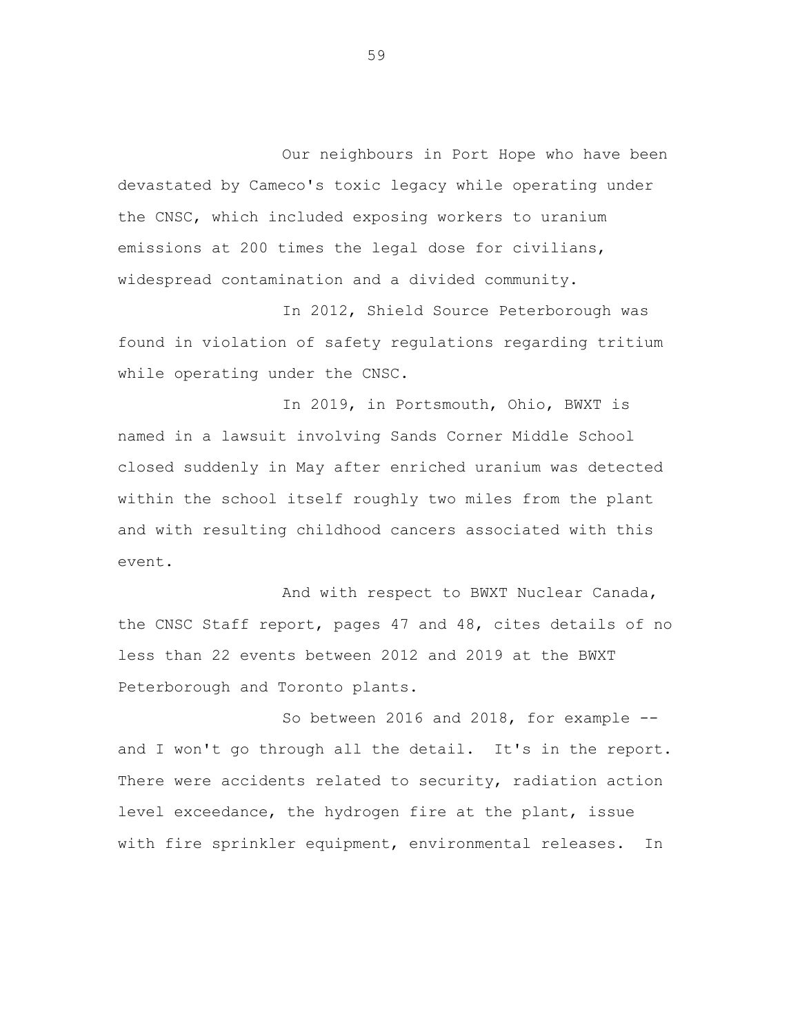Our neighbours in Port Hope who have been devastated by Cameco's toxic legacy while operating under the CNSC, which included exposing workers to uranium emissions at 200 times the legal dose for civilians, widespread contamination and a divided community.

In 2012, Shield Source Peterborough was found in violation of safety regulations regarding tritium while operating under the CNSC.

In 2019, in Portsmouth, Ohio, BWXT is named in a lawsuit involving Sands Corner Middle School closed suddenly in May after enriched uranium was detected within the school itself roughly two miles from the plant and with resulting childhood cancers associated with this event.

And with respect to BWXT Nuclear Canada, the CNSC Staff report, pages 47 and 48, cites details of no less than 22 events between 2012 and 2019 at the BWXT Peterborough and Toronto plants.

So between 2016 and 2018, for example -- and I won't go through all the detail. It's in the report. There were accidents related to security, radiation action level exceedance, the hydrogen fire at the plant, issue with fire sprinkler equipment, environmental releases. In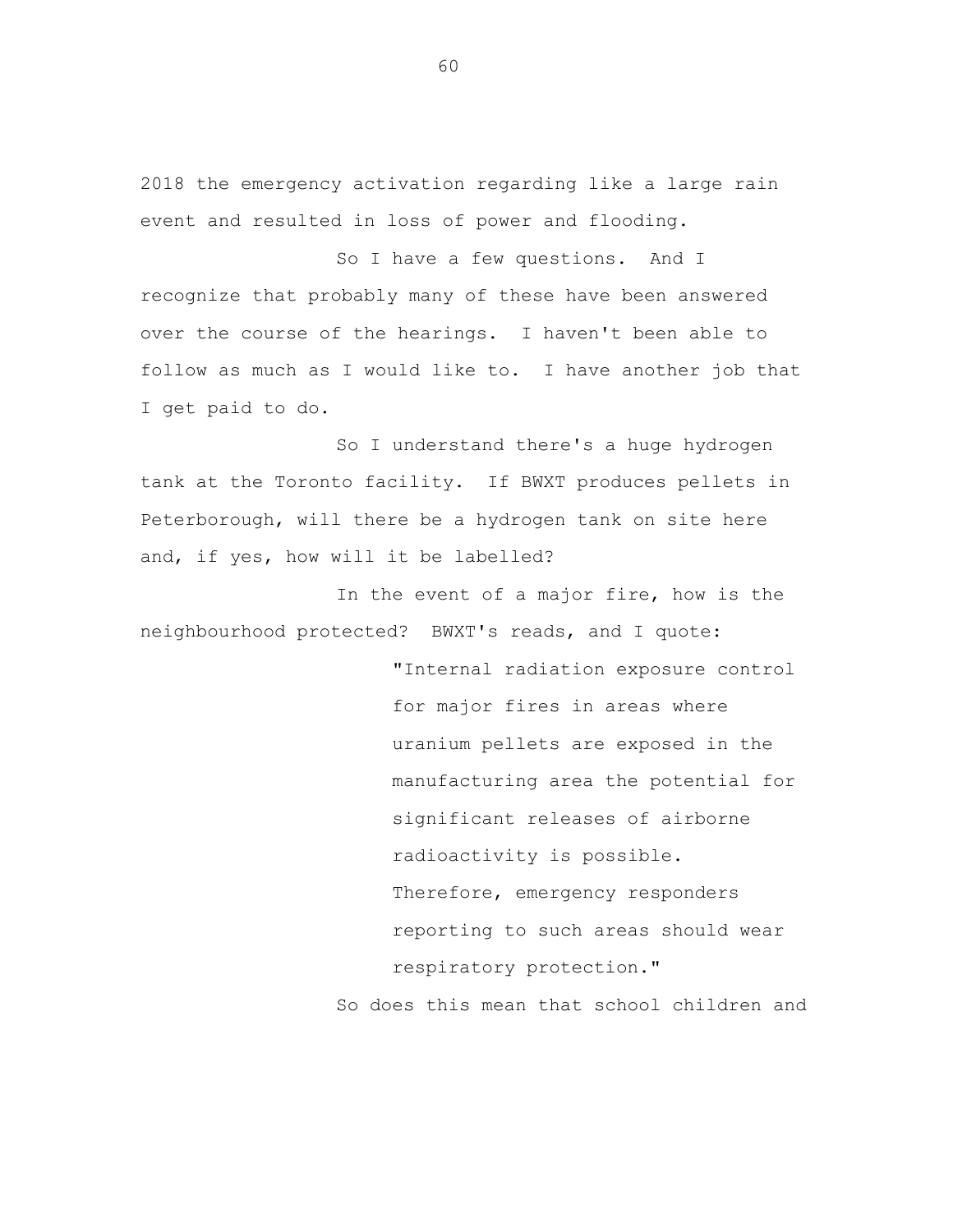2018 the emergency activation regarding like a large rain event and resulted in loss of power and flooding.

So I have a few questions. And I recognize that probably many of these have been answered over the course of the hearings. I haven't been able to follow as much as I would like to. I have another job that I get paid to do.

So I understand there's a huge hydrogen tank at the Toronto facility. If BWXT produces pellets in Peterborough, will there be a hydrogen tank on site here and, if yes, how will it be labelled?

In the event of a major fire, how is the neighbourhood protected? BWXT's reads, and I quote:

> "Internal radiation exposure control for major fires in areas where uranium pellets are exposed in the manufacturing area the potential for significant releases of airborne radioactivity is possible. Therefore, emergency responders reporting to such areas should wear respiratory protection."

So does this mean that school children and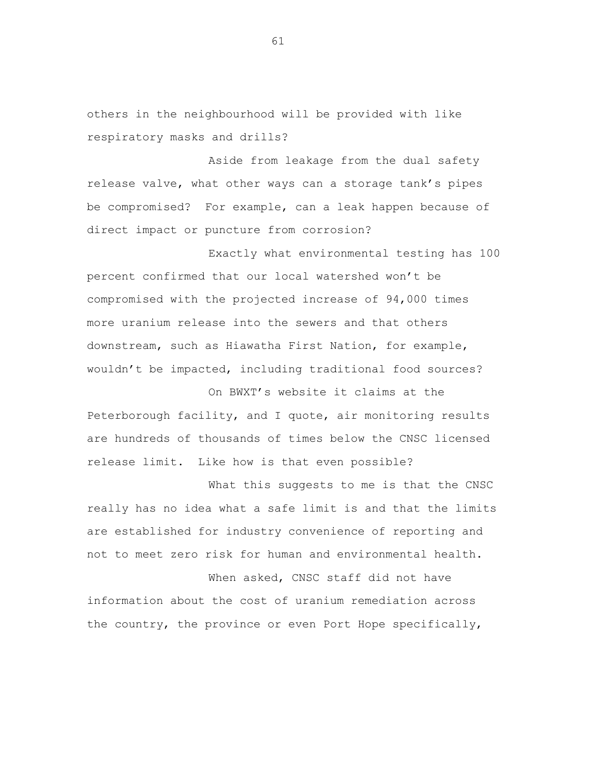others in the neighbourhood will be provided with like respiratory masks and drills?

Aside from leakage from the dual safety release valve, what other ways can a storage tank's pipes be compromised? For example, can a leak happen because of direct impact or puncture from corrosion?

Exactly what environmental testing has 100 percent confirmed that our local watershed won't be compromised with the projected increase of 94,000 times more uranium release into the sewers and that others downstream, such as Hiawatha First Nation, for example, wouldn't be impacted, including traditional food sources?

On BWXT's website it claims at the Peterborough facility, and I quote, air monitoring results are hundreds of thousands of times below the CNSC licensed release limit. Like how is that even possible?

What this suggests to me is that the CNSC really has no idea what a safe limit is and that the limits are established for industry convenience of reporting and not to meet zero risk for human and environmental health.

When asked, CNSC staff did not have information about the cost of uranium remediation across the country, the province or even Port Hope specifically,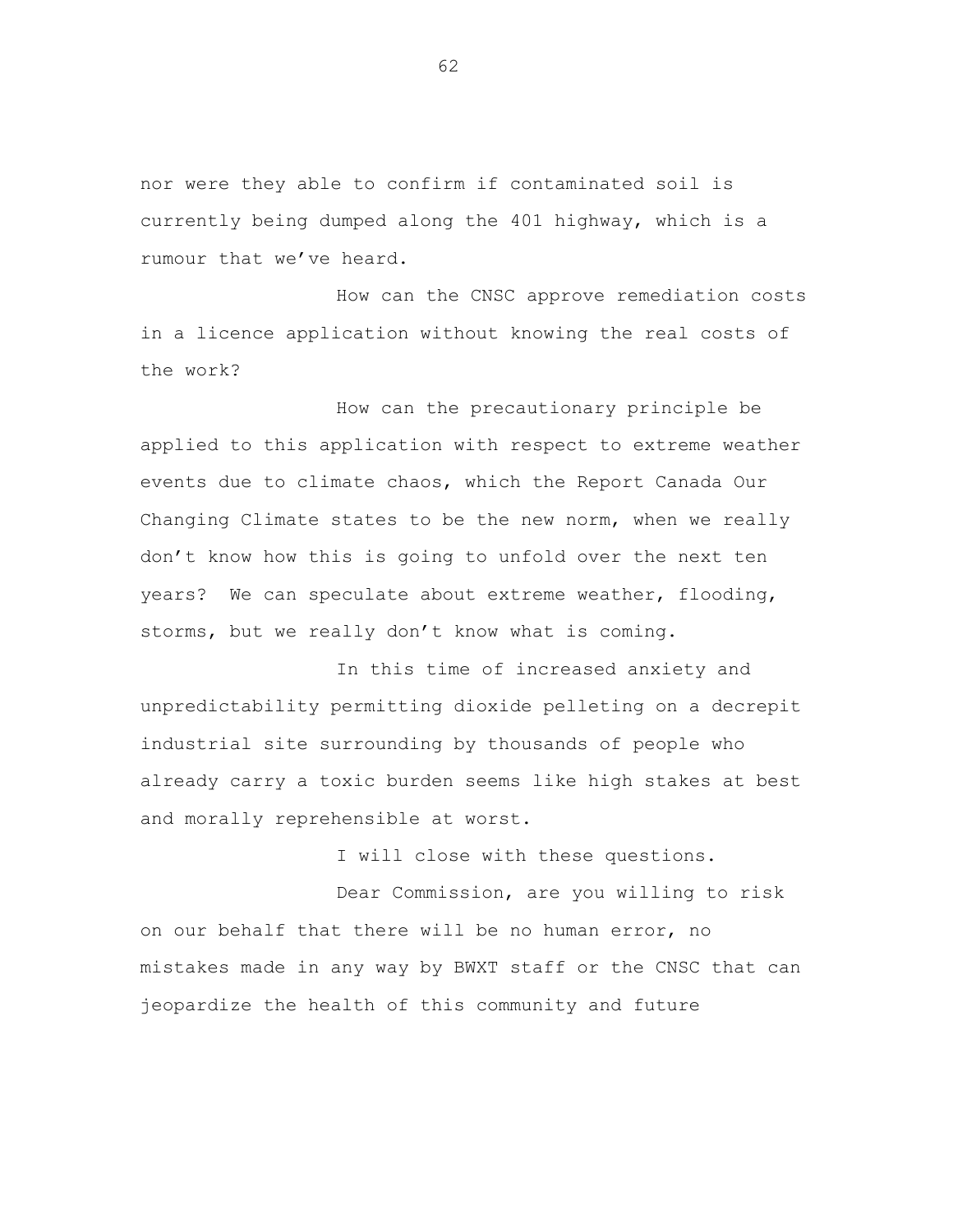nor were they able to confirm if contaminated soil is currently being dumped along the 401 highway, which is a rumour that we've heard.

How can the CNSC approve remediation costs in a licence application without knowing the real costs of the work?

How can the precautionary principle be applied to this application with respect to extreme weather events due to climate chaos, which the Report Canada Our Changing Climate states to be the new norm, when we really don't know how this is going to unfold over the next ten years? We can speculate about extreme weather, flooding, storms, but we really don't know what is coming.

In this time of increased anxiety and unpredictability permitting dioxide pelleting on a decrepit industrial site surrounding by thousands of people who already carry a toxic burden seems like high stakes at best and morally reprehensible at worst.

I will close with these questions.

Dear Commission, are you willing to risk on our behalf that there will be no human error, no mistakes made in any way by BWXT staff or the CNSC that can jeopardize the health of this community and future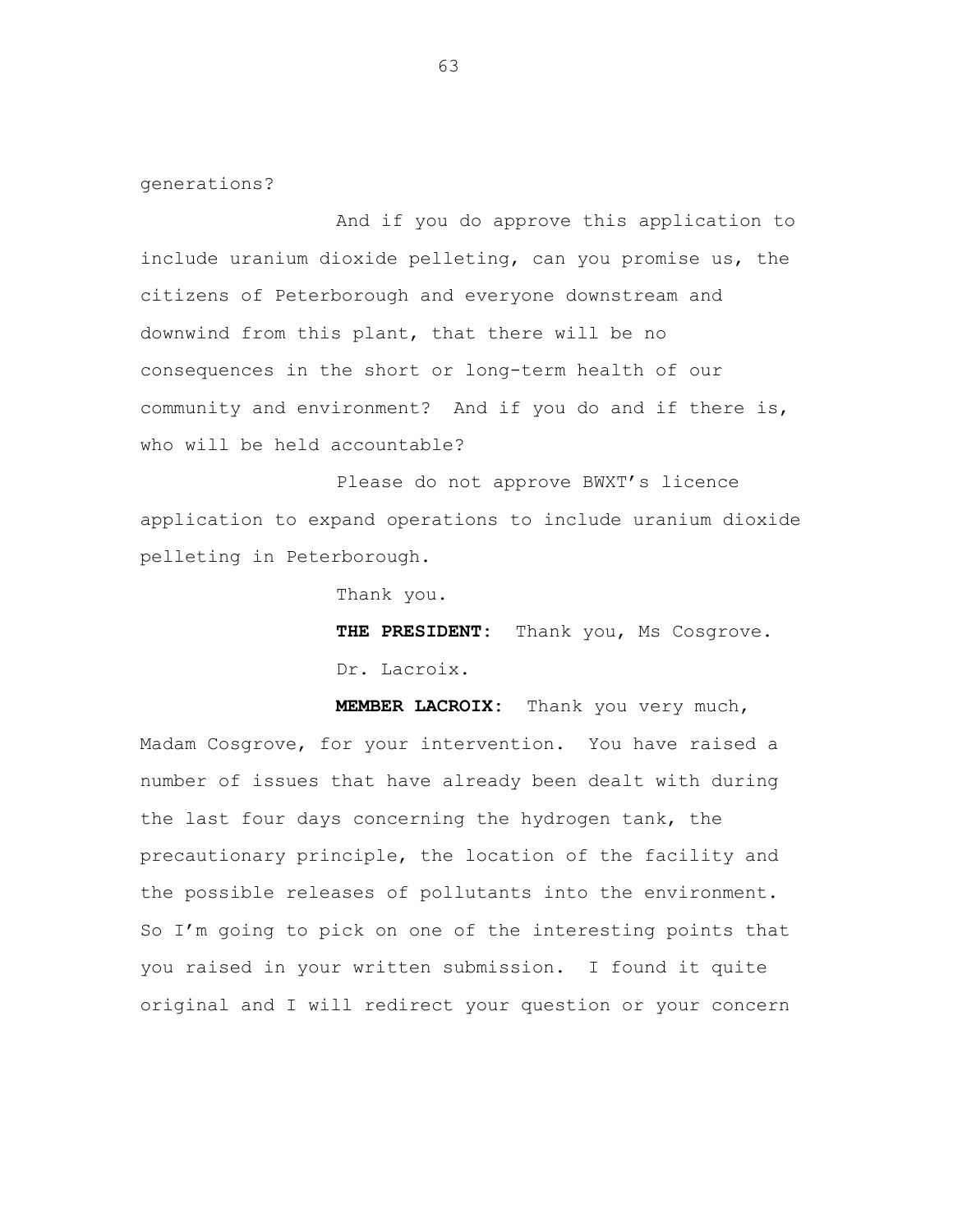generations?

And if you do approve this application to include uranium dioxide pelleting, can you promise us, the citizens of Peterborough and everyone downstream and downwind from this plant, that there will be no consequences in the short or long-term health of our community and environment? And if you do and if there is, who will be held accountable?

Please do not approve BWXT's licence application to expand operations to include uranium dioxide pelleting in Peterborough.

Thank you.

**THE PRESIDENT:** Thank you, Ms Cosgrove.

Dr. Lacroix.

**MEMBER LACROIX:** Thank you very much, Madam Cosgrove, for your intervention. You have raised a number of issues that have already been dealt with during the last four days concerning the hydrogen tank, the precautionary principle, the location of the facility and the possible releases of pollutants into the environment. So I'm going to pick on one of the interesting points that you raised in your written submission. I found it quite original and I will redirect your question or your concern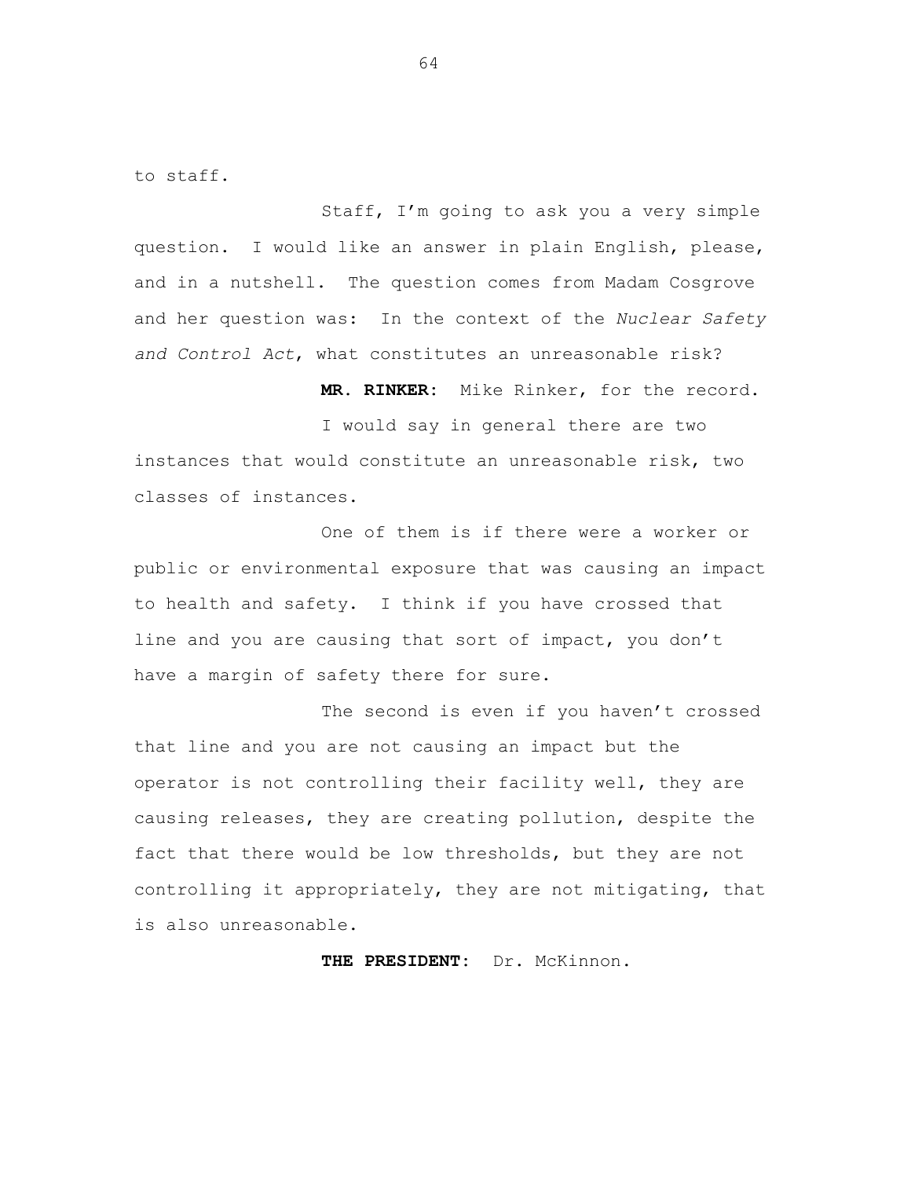to staff.

Staff, I'm going to ask you a very simple question. I would like an answer in plain English, please, and in a nutshell. The question comes from Madam Cosgrove and her question was: In the context of the *Nuclear Safety and Control Act*, what constitutes an unreasonable risk?

**MR. RINKER:** Mike Rinker, for the record.

I would say in general there are two instances that would constitute an unreasonable risk, two classes of instances.

One of them is if there were a worker or public or environmental exposure that was causing an impact to health and safety. I think if you have crossed that line and you are causing that sort of impact, you don't have a margin of safety there for sure.

The second is even if you haven't crossed that line and you are not causing an impact but the operator is not controlling their facility well, they are causing releases, they are creating pollution, despite the fact that there would be low thresholds, but they are not controlling it appropriately, they are not mitigating, that is also unreasonable.

**THE PRESIDENT:** Dr. McKinnon.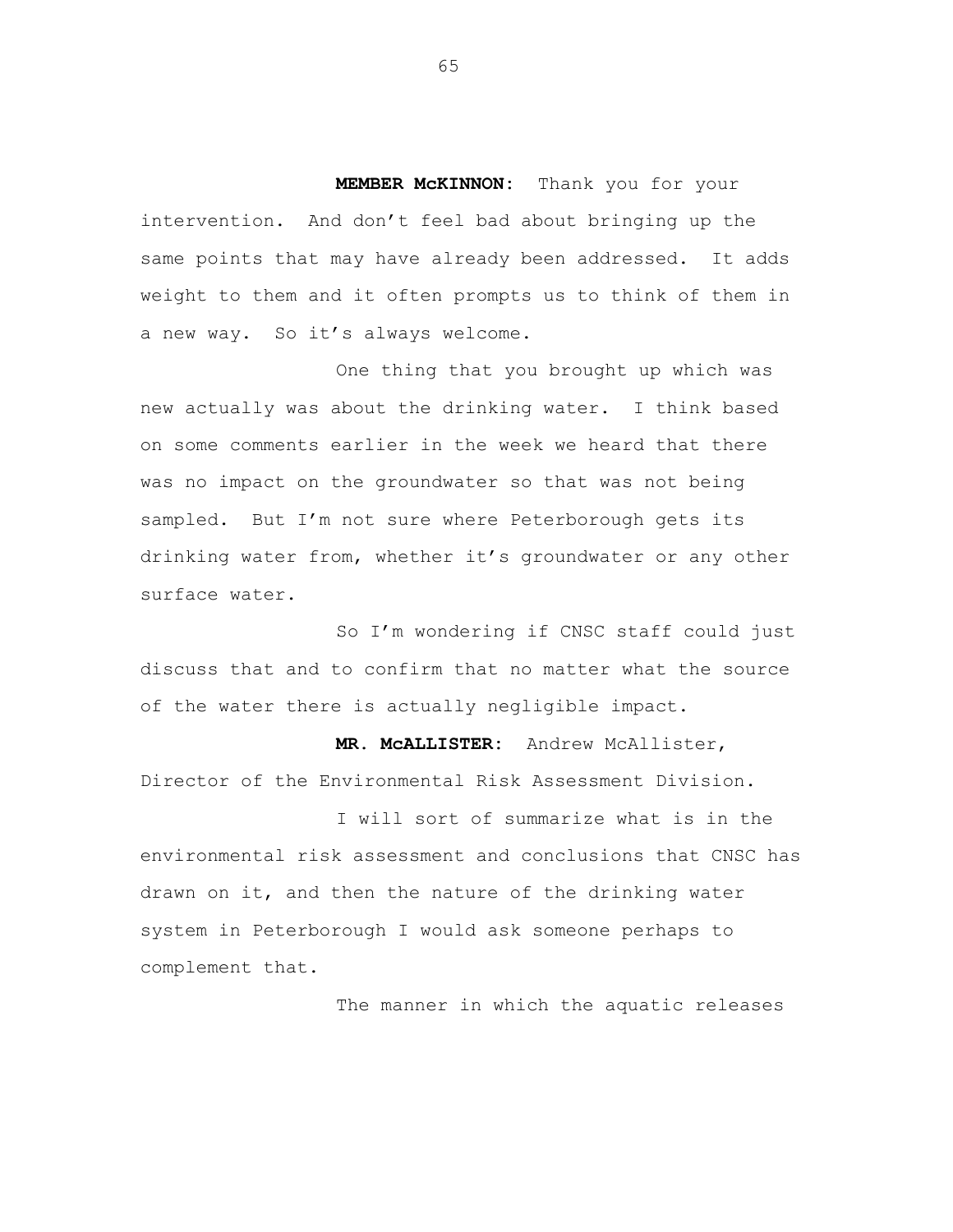**MEMBER McKINNON:** Thank you for your intervention. And don't feel bad about bringing up the same points that may have already been addressed. It adds weight to them and it often prompts us to think of them in a new way. So it's always welcome.

One thing that you brought up which was new actually was about the drinking water. I think based on some comments earlier in the week we heard that there was no impact on the groundwater so that was not being sampled. But I'm not sure where Peterborough gets its drinking water from, whether it's groundwater or any other surface water.

So I'm wondering if CNSC staff could just discuss that and to confirm that no matter what the source of the water there is actually negligible impact.

**MR. McALLISTER:** Andrew McAllister, Director of the Environmental Risk Assessment Division.

I will sort of summarize what is in the environmental risk assessment and conclusions that CNSC has drawn on it, and then the nature of the drinking water system in Peterborough I would ask someone perhaps to complement that.

The manner in which the aquatic releases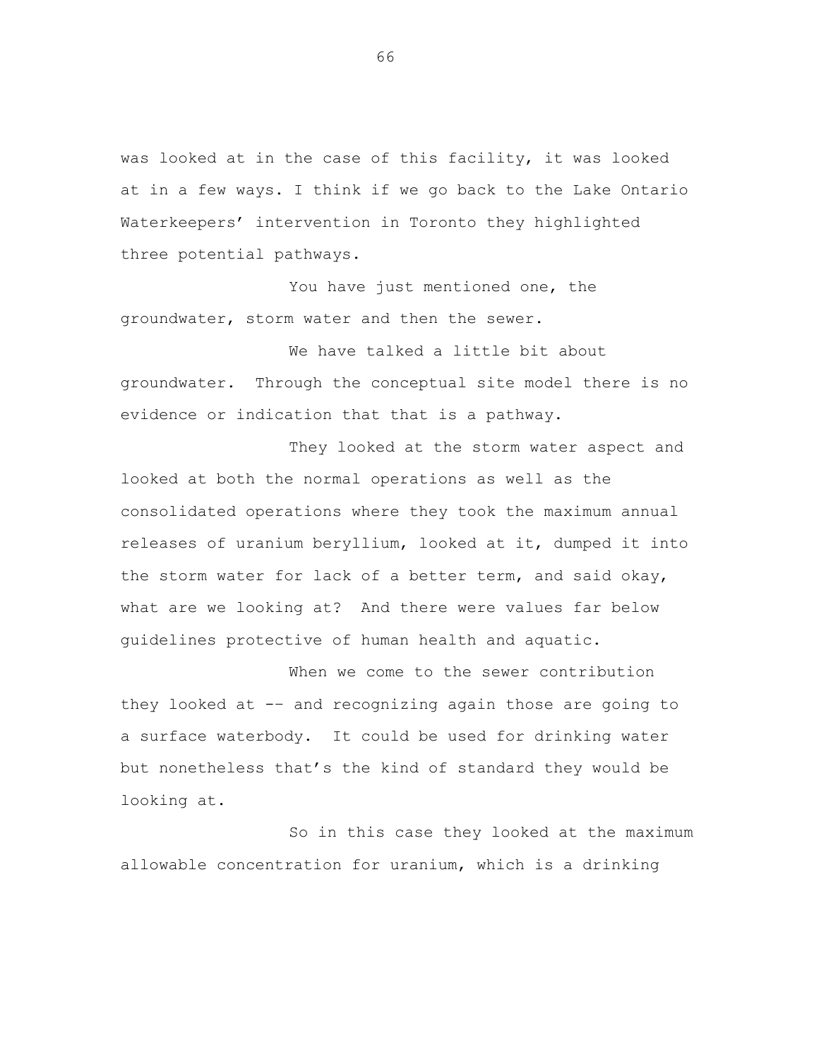was looked at in the case of this facility, it was looked at in a few ways. I think if we go back to the Lake Ontario Waterkeepers' intervention in Toronto they highlighted three potential pathways.

You have just mentioned one, the groundwater, storm water and then the sewer.

We have talked a little bit about groundwater. Through the conceptual site model there is no evidence or indication that that is a pathway.

They looked at the storm water aspect and looked at both the normal operations as well as the consolidated operations where they took the maximum annual releases of uranium beryllium, looked at it, dumped it into the storm water for lack of a better term, and said okay, what are we looking at? And there were values far below guidelines protective of human health and aquatic.

When we come to the sewer contribution they looked at -- and recognizing again those are going to a surface waterbody. It could be used for drinking water but nonetheless that's the kind of standard they would be looking at.

So in this case they looked at the maximum allowable concentration for uranium, which is a drinking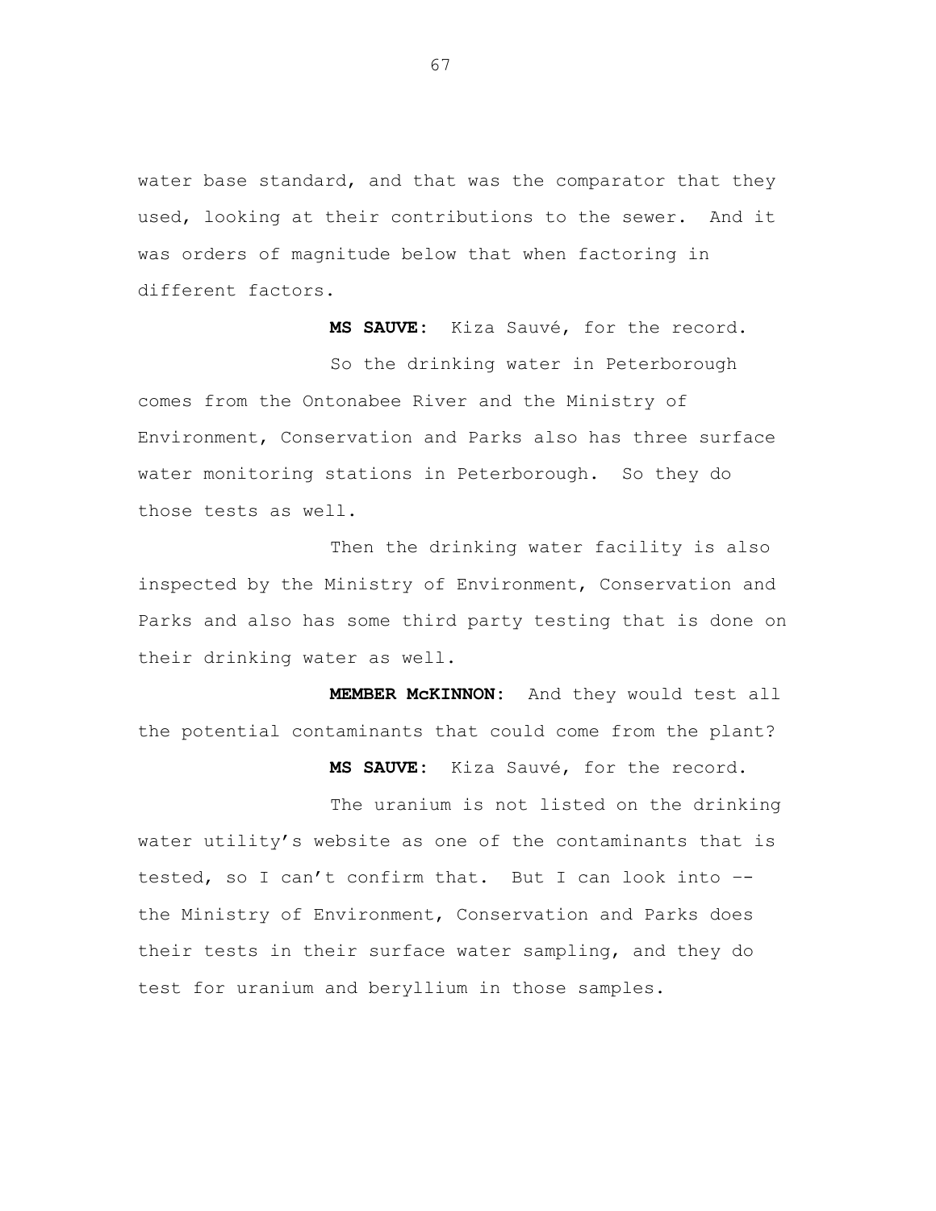water base standard, and that was the comparator that they used, looking at their contributions to the sewer. And it was orders of magnitude below that when factoring in different factors.

**MS SAUVE:** Kiza Sauvé, for the record.

So the drinking water in Peterborough comes from the Ontonabee River and the Ministry of Environment, Conservation and Parks also has three surface water monitoring stations in Peterborough. So they do those tests as well.

Then the drinking water facility is also inspected by the Ministry of Environment, Conservation and Parks and also has some third party testing that is done on their drinking water as well.

**MEMBER McKINNON:** And they would test all the potential contaminants that could come from the plant?

**MS SAUVE:** Kiza Sauvé, for the record.

The uranium is not listed on the drinking water utility's website as one of the contaminants that is tested, so I can't confirm that. But I can look into -- the Ministry of Environment, Conservation and Parks does their tests in their surface water sampling, and they do test for uranium and beryllium in those samples.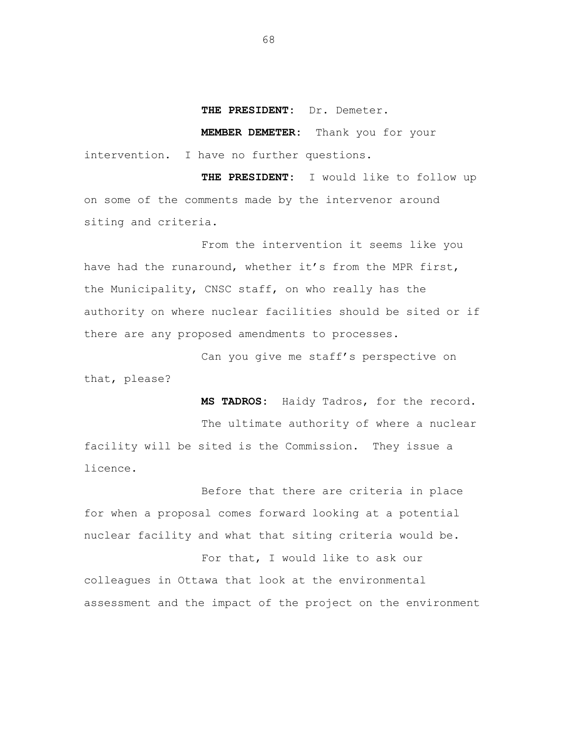**THE PRESIDENT:** Dr. Demeter.

**MEMBER DEMETER:** Thank you for your intervention. I have no further questions.

**THE PRESIDENT:** I would like to follow up on some of the comments made by the intervenor around siting and criteria.

From the intervention it seems like you have had the runaround, whether it's from the MPR first, the Municipality, CNSC staff, on who really has the authority on where nuclear facilities should be sited or if there are any proposed amendments to processes.

Can you give me staff's perspective on that, please?

**MS TADROS:** Haidy Tadros, for the record.

The ultimate authority of where a nuclear facility will be sited is the Commission. They issue a licence.

Before that there are criteria in place for when a proposal comes forward looking at a potential nuclear facility and what that siting criteria would be.

For that, I would like to ask our colleagues in Ottawa that look at the environmental assessment and the impact of the project on the environment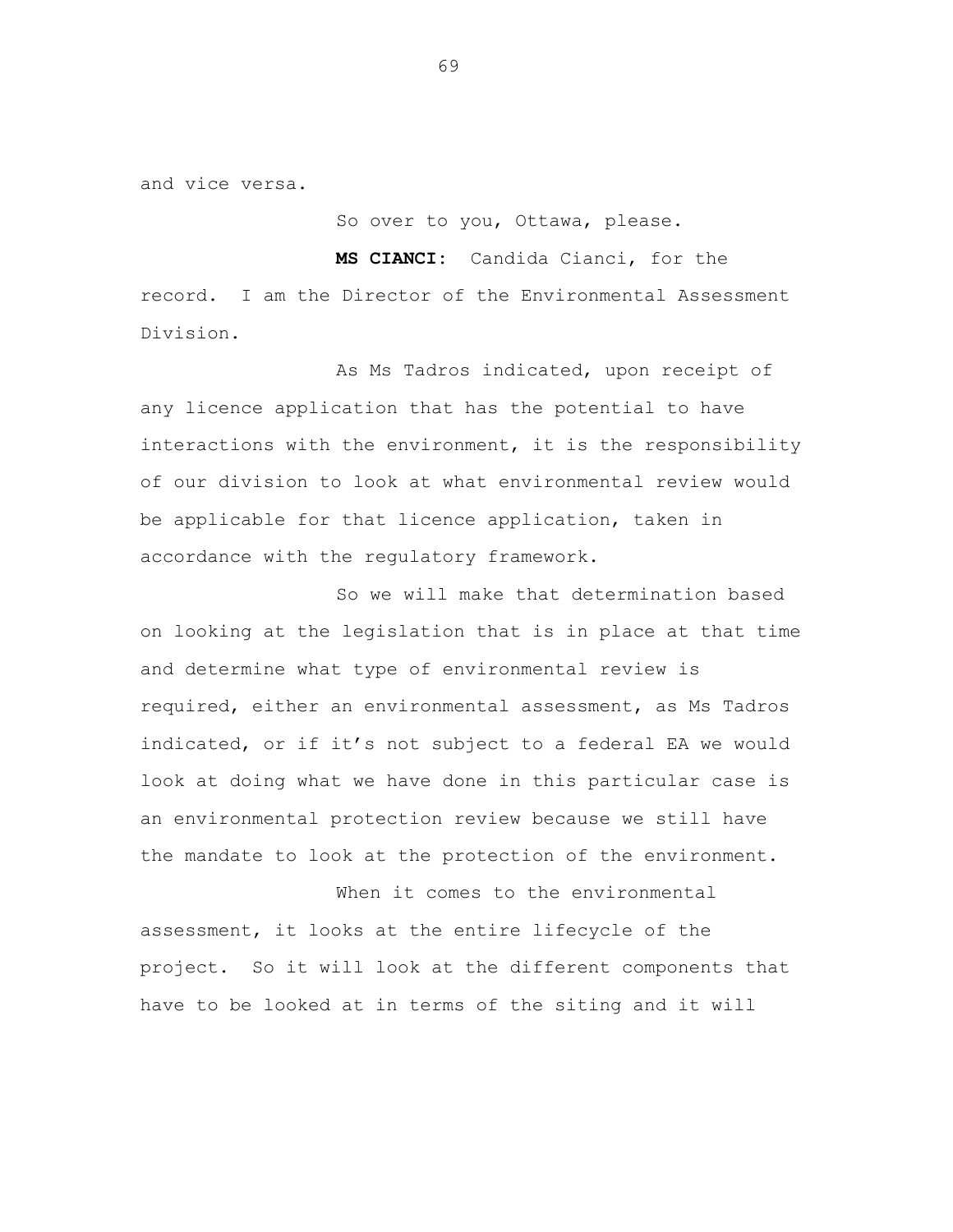and vice versa.

So over to you, Ottawa, please.

**MS CIANCI:** Candida Cianci, for the record. I am the Director of the Environmental Assessment Division.

As Ms Tadros indicated, upon receipt of any licence application that has the potential to have interactions with the environment, it is the responsibility of our division to look at what environmental review would be applicable for that licence application, taken in accordance with the regulatory framework.

So we will make that determination based on looking at the legislation that is in place at that time and determine what type of environmental review is required, either an environmental assessment, as Ms Tadros indicated, or if it's not subject to a federal EA we would look at doing what we have done in this particular case is an environmental protection review because we still have the mandate to look at the protection of the environment.

When it comes to the environmental assessment, it looks at the entire lifecycle of the project. So it will look at the different components that have to be looked at in terms of the siting and it will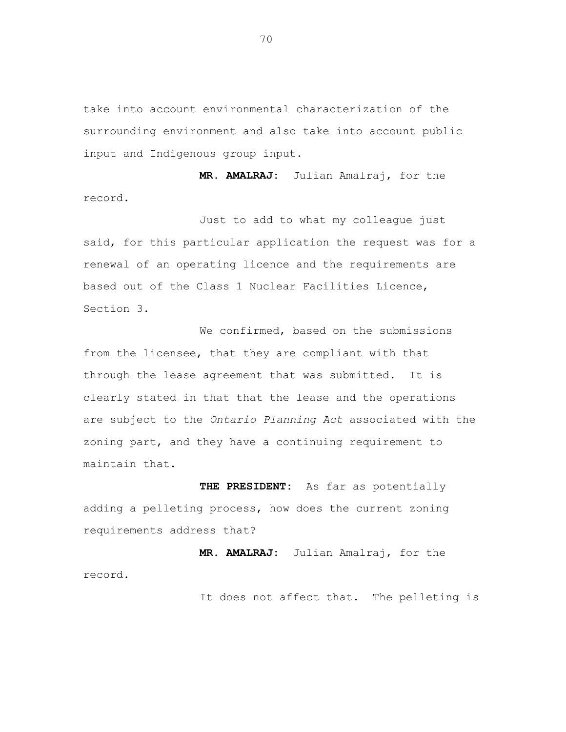take into account environmental characterization of the surrounding environment and also take into account public input and Indigenous group input.

**MR. AMALRAJ:** Julian Amalraj, for the record.

Just to add to what my colleague just said, for this particular application the request was for a renewal of an operating licence and the requirements are based out of the Class 1 Nuclear Facilities Licence, Section 3.

We confirmed, based on the submissions from the licensee, that they are compliant with that through the lease agreement that was submitted. It is clearly stated in that that the lease and the operations are subject to the *Ontario Planning Act* associated with the zoning part, and they have a continuing requirement to maintain that.

**THE PRESIDENT:** As far as potentially adding a pelleting process, how does the current zoning requirements address that?

**MR. AMALRAJ:** Julian Amalraj, for the record.

It does not affect that. The pelleting is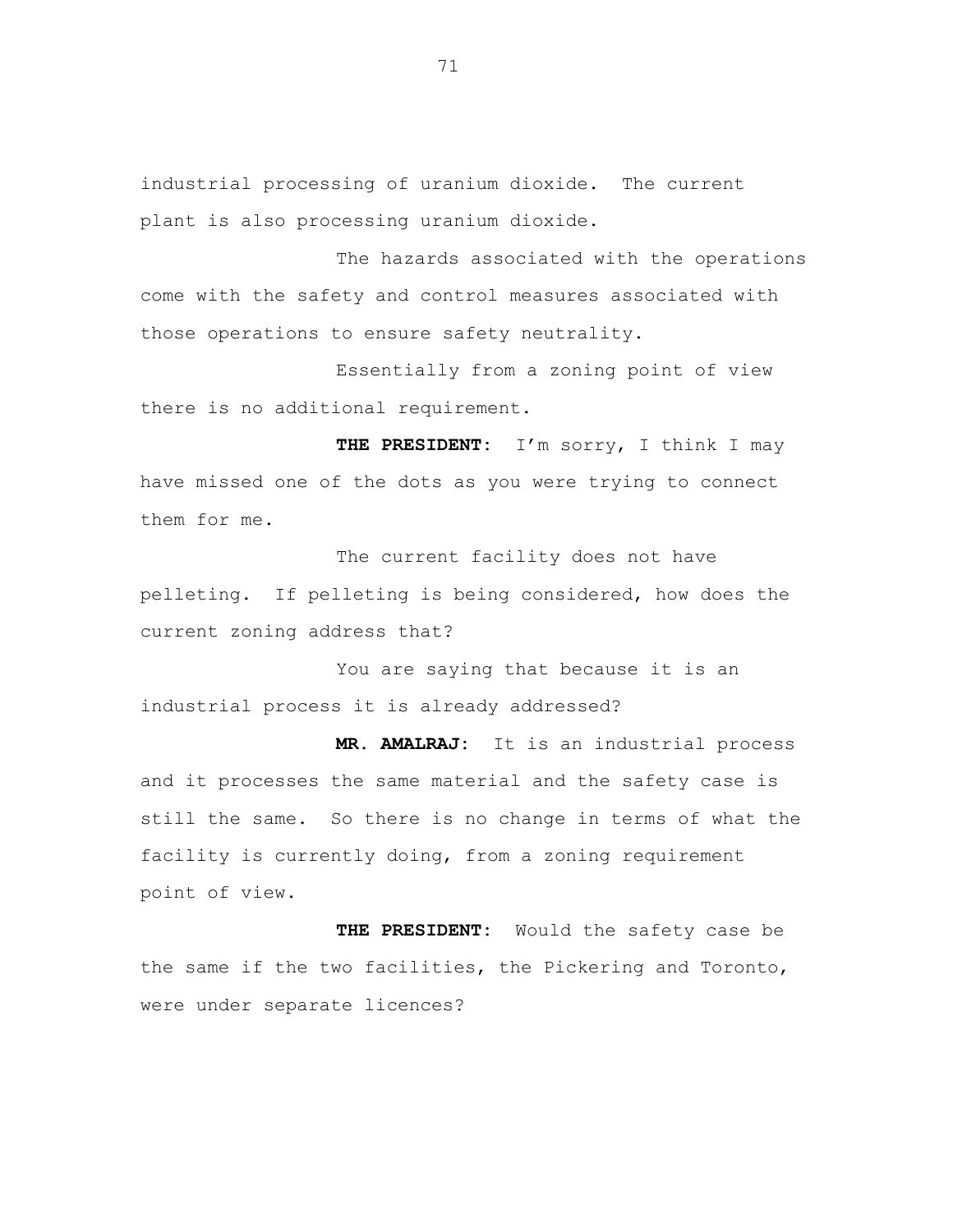industrial processing of uranium dioxide. The current plant is also processing uranium dioxide.

The hazards associated with the operations come with the safety and control measures associated with those operations to ensure safety neutrality.

Essentially from a zoning point of view there is no additional requirement.

**THE PRESIDENT:** I'm sorry, I think I may have missed one of the dots as you were trying to connect them for me.

The current facility does not have pelleting. If pelleting is being considered, how does the current zoning address that?

You are saying that because it is an industrial process it is already addressed?

**MR. AMALRAJ:** It is an industrial process and it processes the same material and the safety case is still the same. So there is no change in terms of what the facility is currently doing, from a zoning requirement point of view.

**THE PRESIDENT:** Would the safety case be the same if the two facilities, the Pickering and Toronto, were under separate licences?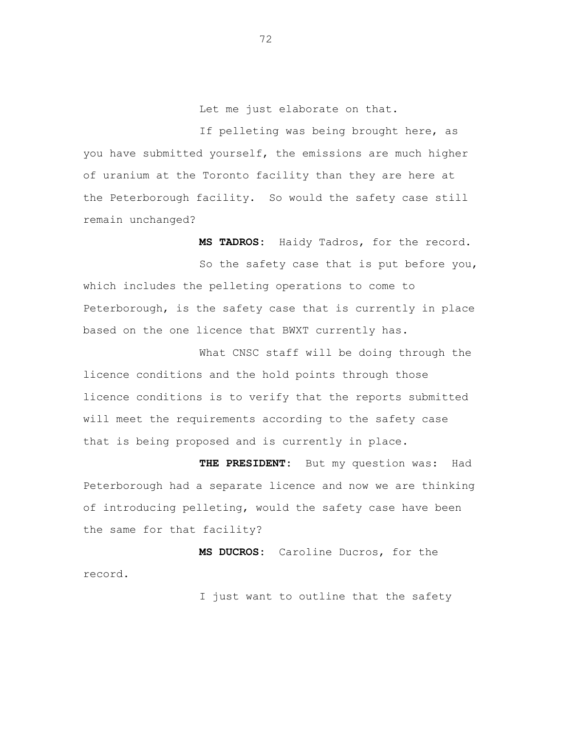Let me just elaborate on that.

If pelleting was being brought here, as you have submitted yourself, the emissions are much higher of uranium at the Toronto facility than they are here at the Peterborough facility. So would the safety case still remain unchanged?

**MS TADROS:** Haidy Tadros, for the record.

So the safety case that is put before you, which includes the pelleting operations to come to Peterborough, is the safety case that is currently in place based on the one licence that BWXT currently has.

What CNSC staff will be doing through the licence conditions and the hold points through those licence conditions is to verify that the reports submitted will meet the requirements according to the safety case that is being proposed and is currently in place.

**THE PRESIDENT:** But my question was: Had Peterborough had a separate licence and now we are thinking of introducing pelleting, would the safety case have been the same for that facility?

**MS DUCROS:** Caroline Ducros, for the record.

I just want to outline that the safety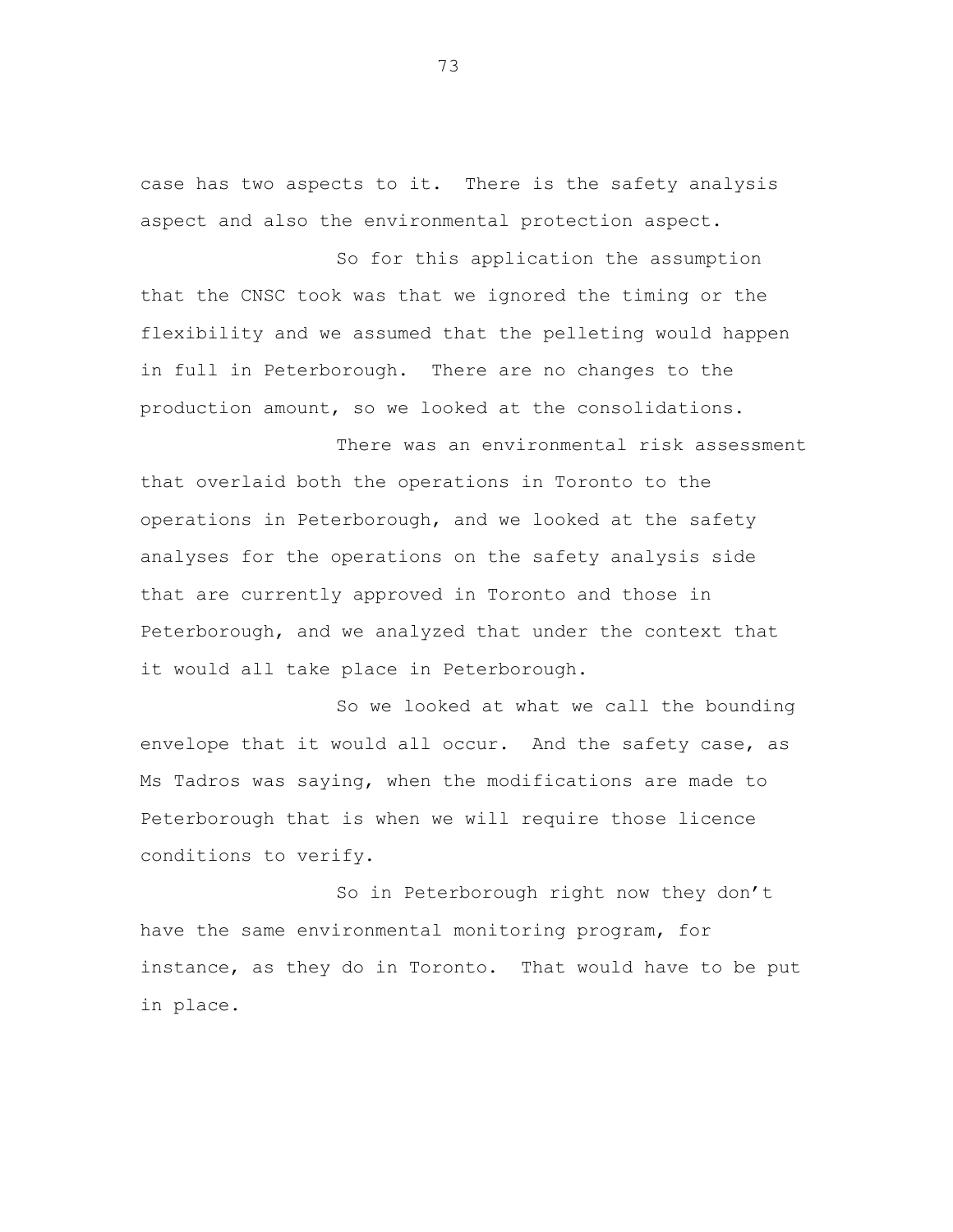case has two aspects to it. There is the safety analysis aspect and also the environmental protection aspect.

So for this application the assumption that the CNSC took was that we ignored the timing or the flexibility and we assumed that the pelleting would happen in full in Peterborough. There are no changes to the production amount, so we looked at the consolidations.

There was an environmental risk assessment that overlaid both the operations in Toronto to the operations in Peterborough, and we looked at the safety analyses for the operations on the safety analysis side that are currently approved in Toronto and those in Peterborough, and we analyzed that under the context that it would all take place in Peterborough.

So we looked at what we call the bounding envelope that it would all occur. And the safety case, as Ms Tadros was saying, when the modifications are made to Peterborough that is when we will require those licence conditions to verify.

So in Peterborough right now they don't have the same environmental monitoring program, for instance, as they do in Toronto. That would have to be put in place.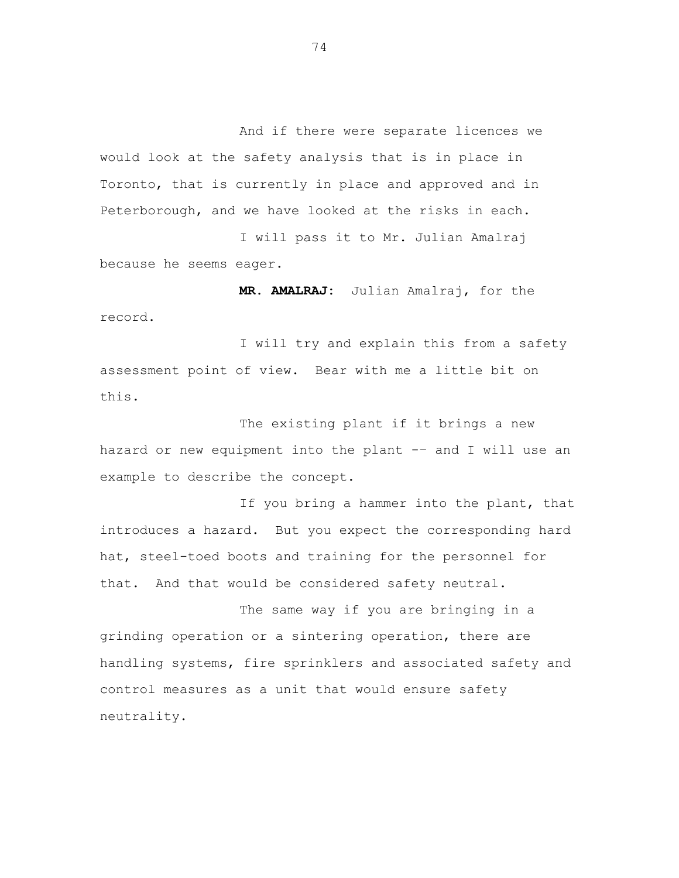And if there were separate licences we would look at the safety analysis that is in place in Toronto, that is currently in place and approved and in Peterborough, and we have looked at the risks in each.

I will pass it to Mr. Julian Amalraj because he seems eager.

**MR. AMALRAJ:** Julian Amalraj, for the record.

I will try and explain this from a safety assessment point of view. Bear with me a little bit on this.

The existing plant if it brings a new hazard or new equipment into the plant -- and I will use an example to describe the concept.

If you bring a hammer into the plant, that introduces a hazard. But you expect the corresponding hard hat, steel-toed boots and training for the personnel for that. And that would be considered safety neutral.

The same way if you are bringing in a grinding operation or a sintering operation, there are handling systems, fire sprinklers and associated safety and control measures as a unit that would ensure safety neutrality.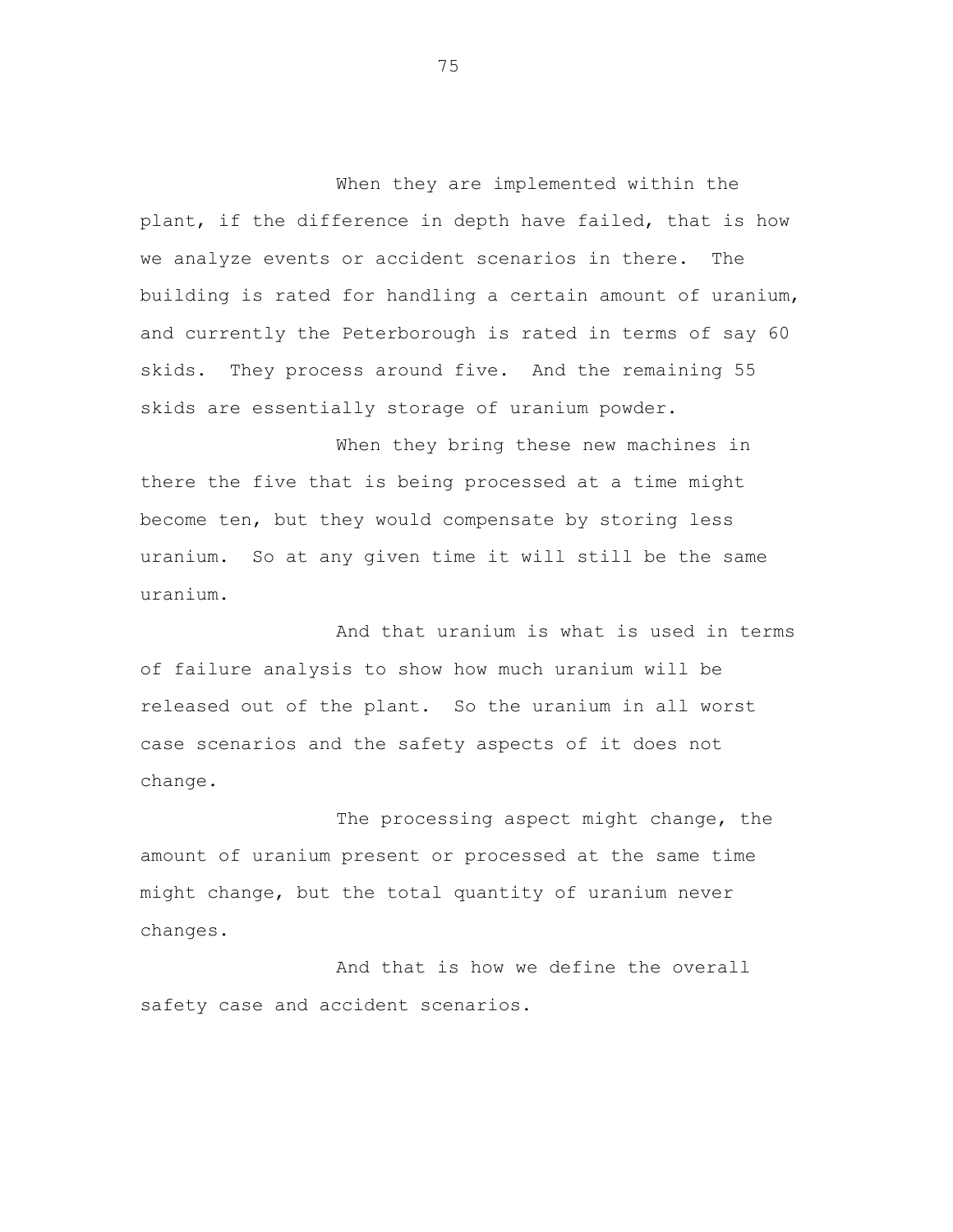When they are implemented within the plant, if the difference in depth have failed, that is how we analyze events or accident scenarios in there. The building is rated for handling a certain amount of uranium, and currently the Peterborough is rated in terms of say 60 skids. They process around five. And the remaining 55 skids are essentially storage of uranium powder.

When they bring these new machines in there the five that is being processed at a time might become ten, but they would compensate by storing less uranium. So at any given time it will still be the same uranium.

And that uranium is what is used in terms of failure analysis to show how much uranium will be released out of the plant. So the uranium in all worst case scenarios and the safety aspects of it does not change.

The processing aspect might change, the amount of uranium present or processed at the same time might change, but the total quantity of uranium never changes.

And that is how we define the overall safety case and accident scenarios.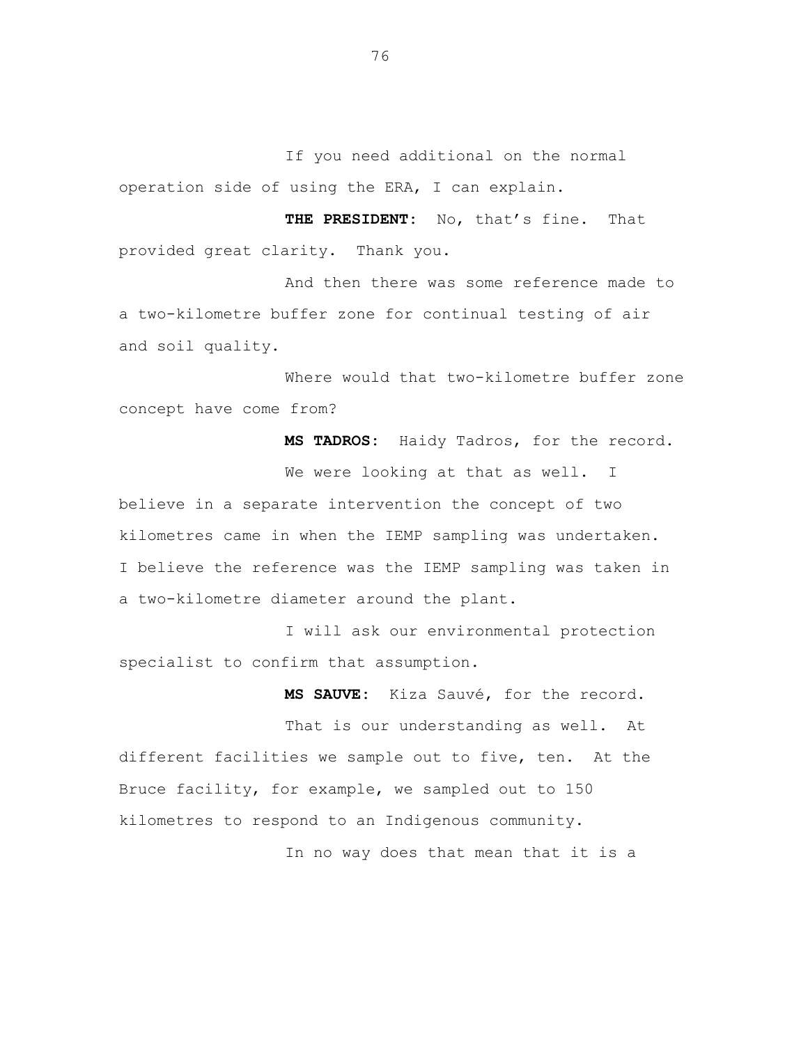If you need additional on the normal operation side of using the ERA, I can explain.

**THE PRESIDENT:** No, that's fine. That provided great clarity. Thank you.

And then there was some reference made to a two-kilometre buffer zone for continual testing of air and soil quality.

Where would that two-kilometre buffer zone concept have come from?

**MS TADROS:** Haidy Tadros, for the record.

We were looking at that as well. I believe in a separate intervention the concept of two kilometres came in when the IEMP sampling was undertaken. I believe the reference was the IEMP sampling was taken in a two-kilometre diameter around the plant.

I will ask our environmental protection specialist to confirm that assumption.

**MS SAUVE:** Kiza Sauvé, for the record.

That is our understanding as well. At different facilities we sample out to five, ten. At the Bruce facility, for example, we sampled out to 150 kilometres to respond to an Indigenous community.

In no way does that mean that it is a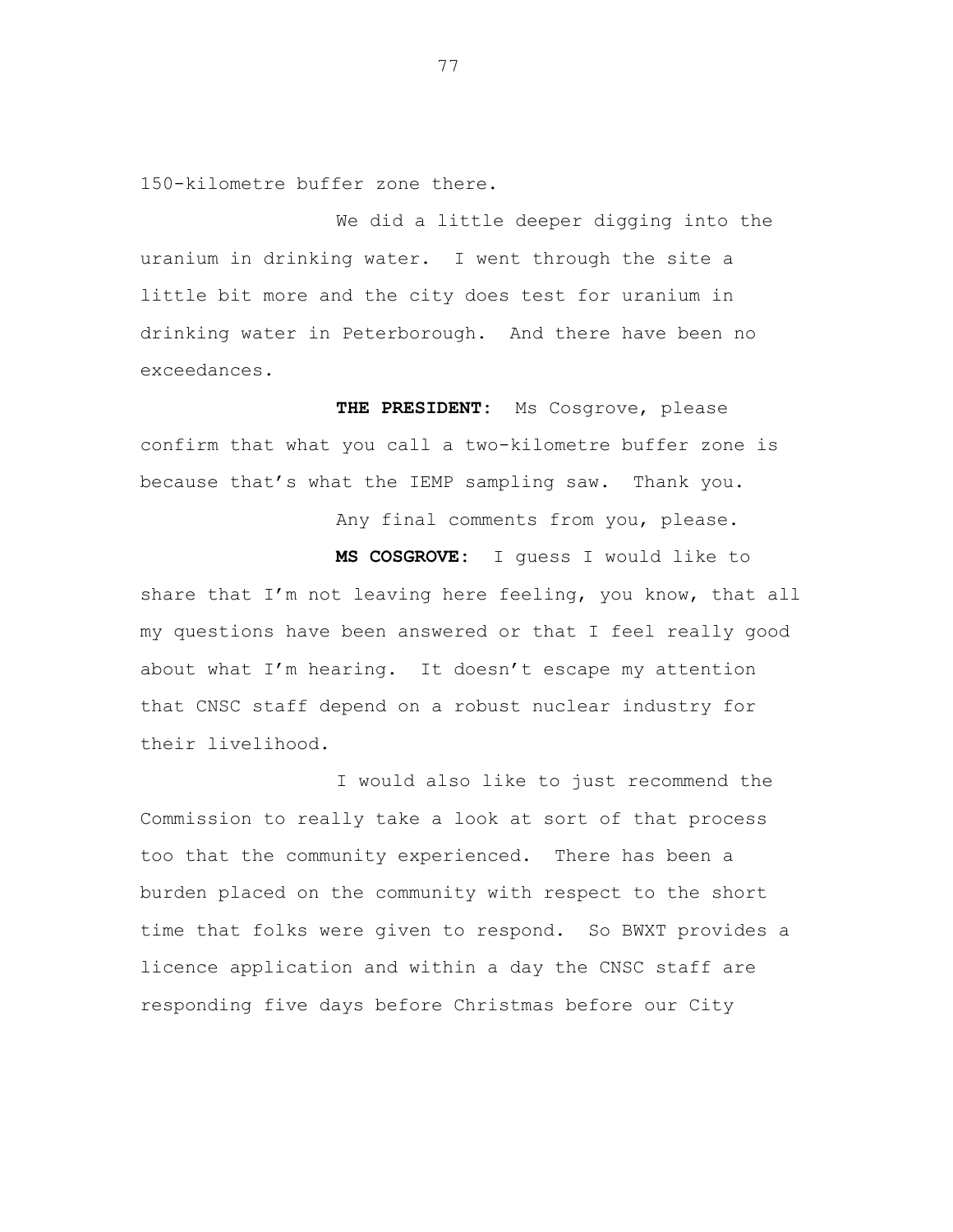150-kilometre buffer zone there.

We did a little deeper digging into the uranium in drinking water. I went through the site a little bit more and the city does test for uranium in drinking water in Peterborough. And there have been no exceedances.

**THE PRESIDENT:** Ms Cosgrove, please confirm that what you call a two-kilometre buffer zone is because that's what the IEMP sampling saw. Thank you.

Any final comments from you, please.

**MS COSGROVE:** I guess I would like to share that I'm not leaving here feeling, you know, that all my questions have been answered or that I feel really good about what I'm hearing. It doesn't escape my attention that CNSC staff depend on a robust nuclear industry for their livelihood.

I would also like to just recommend the Commission to really take a look at sort of that process too that the community experienced. There has been a burden placed on the community with respect to the short time that folks were given to respond. So BWXT provides a licence application and within a day the CNSC staff are responding five days before Christmas before our City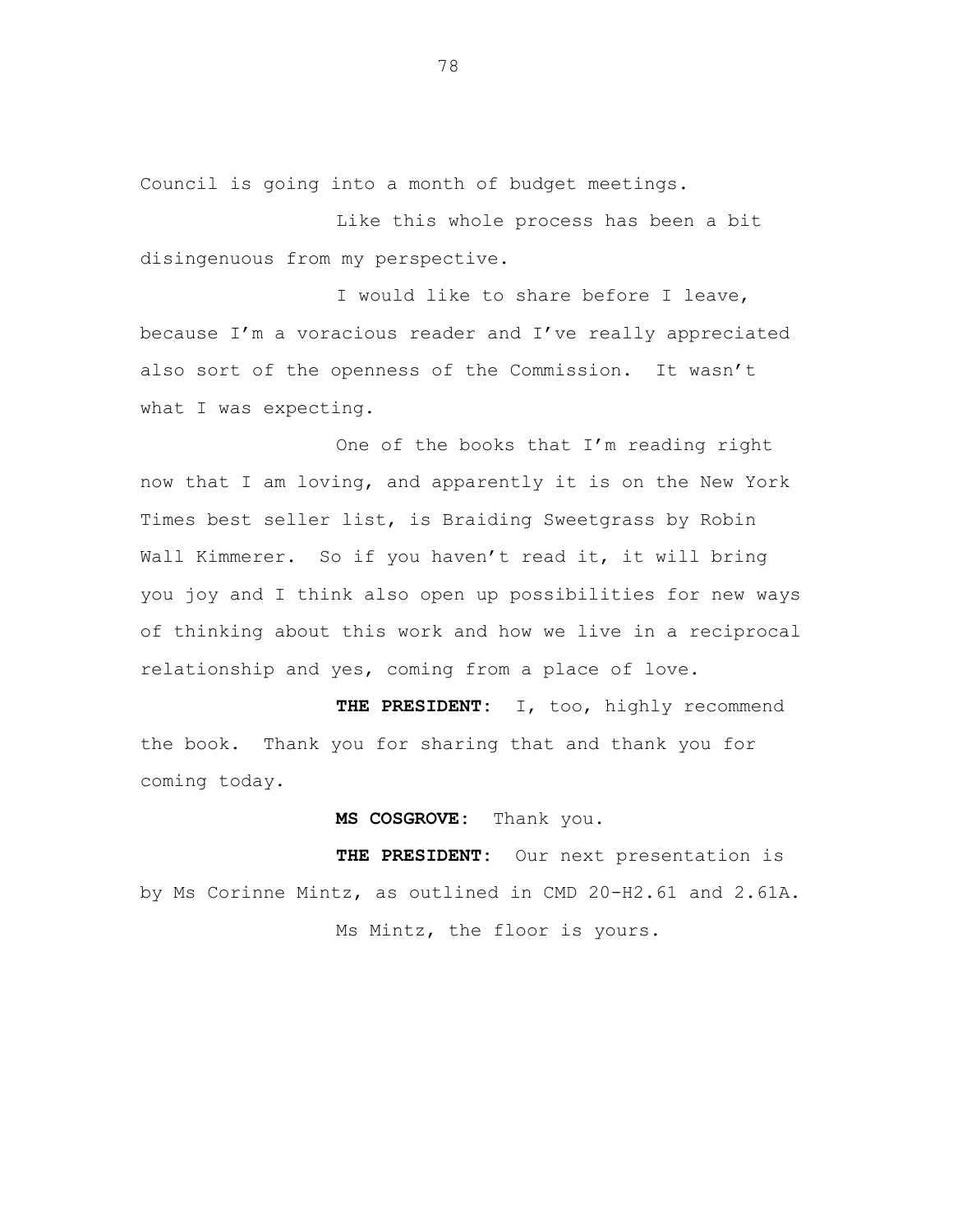Council is going into a month of budget meetings.

Like this whole process has been a bit disingenuous from my perspective.

I would like to share before I leave, because I'm a voracious reader and I've really appreciated also sort of the openness of the Commission. It wasn't what I was expecting.

One of the books that I'm reading right now that I am loving, and apparently it is on the New York Times best seller list, is Braiding Sweetgrass by Robin Wall Kimmerer. So if you haven't read it, it will bring you joy and I think also open up possibilities for new ways of thinking about this work and how we live in a reciprocal relationship and yes, coming from a place of love.

**THE PRESIDENT:** I, too, highly recommend the book. Thank you for sharing that and thank you for coming today.

**MS COSGROVE:** Thank you.

**THE PRESIDENT:** Our next presentation is by Ms Corinne Mintz, as outlined in CMD 20-H2.61 and 2.61A.

Ms Mintz, the floor is yours.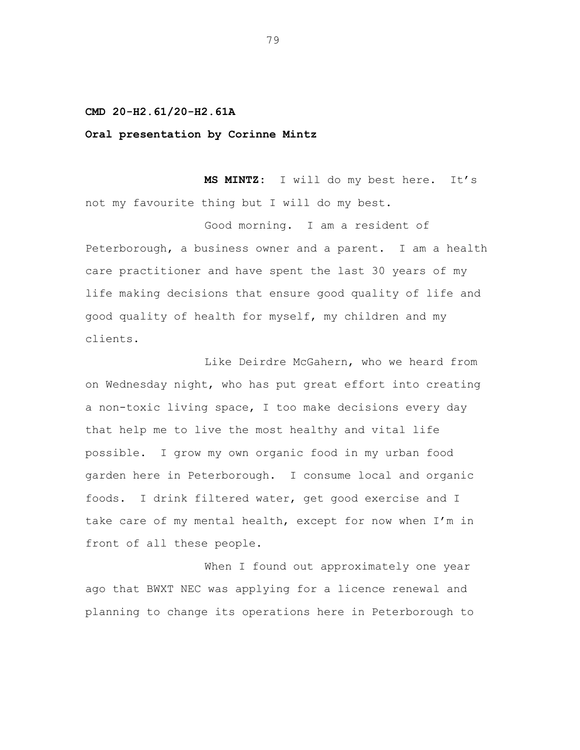**CMD 20-H2.61/20-H2.61A**

**Oral presentation by Corinne Mintz**

**MS MINTZ:** I will do my best here. It's not my favourite thing but I will do my best.

Good morning. I am a resident of Peterborough, a business owner and a parent. I am a health care practitioner and have spent the last 30 years of my life making decisions that ensure good quality of life and good quality of health for myself, my children and my clients.

Like Deirdre McGahern, who we heard from on Wednesday night, who has put great effort into creating a non-toxic living space, I too make decisions every day that help me to live the most healthy and vital life possible. I grow my own organic food in my urban food garden here in Peterborough. I consume local and organic foods. I drink filtered water, get good exercise and I take care of my mental health, except for now when I'm in front of all these people.

When I found out approximately one year ago that BWXT NEC was applying for a licence renewal and planning to change its operations here in Peterborough to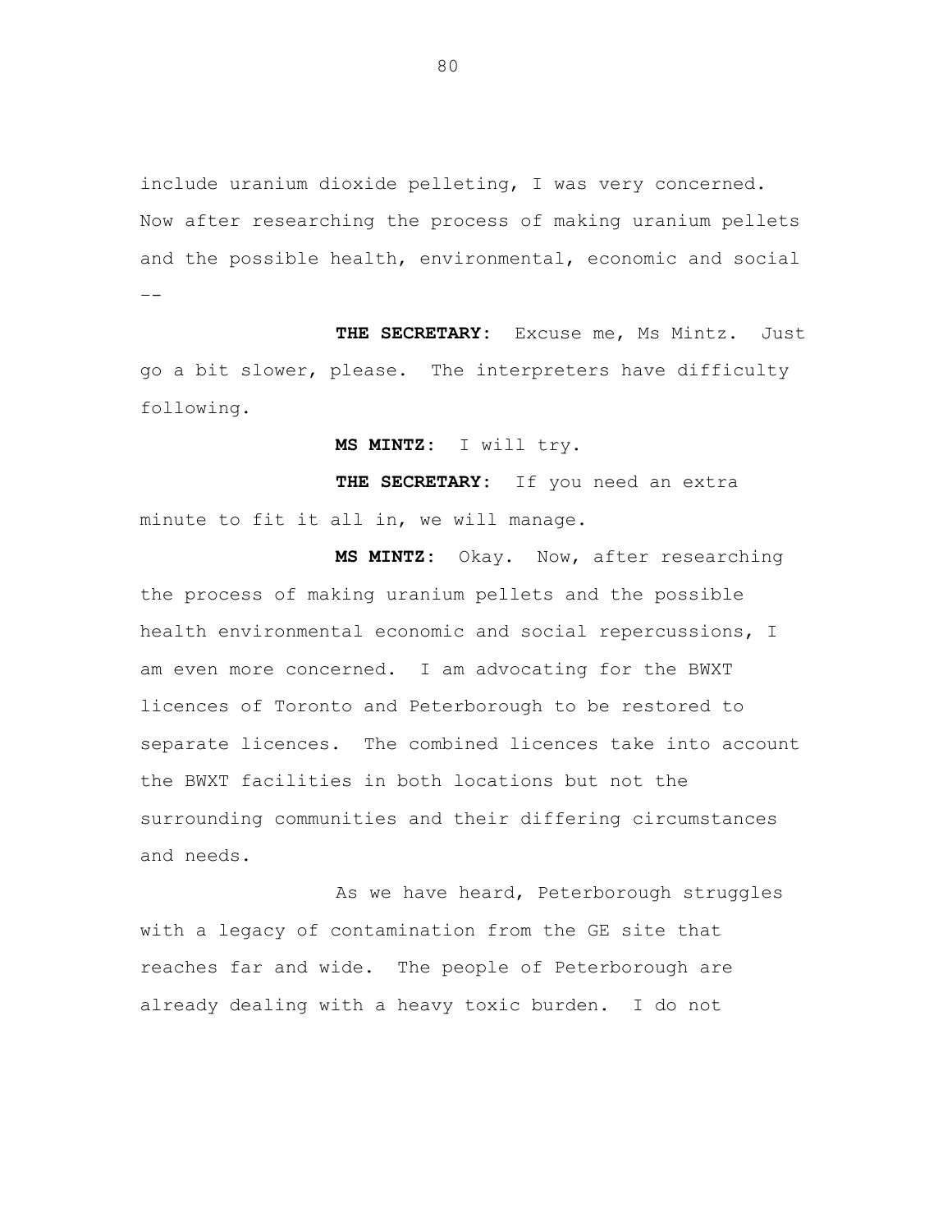include uranium dioxide pelleting, I was very concerned. Now after researching the process of making uranium pellets and the possible health, environmental, economic and social --

**THE SECRETARY:** Excuse me, Ms Mintz. Just go a bit slower, please. The interpreters have difficulty following.

**MS MINTZ:** I will try.

**THE SECRETARY:** If you need an extra minute to fit it all in, we will manage.

**MS MINTZ:** Okay. Now, after researching the process of making uranium pellets and the possible health environmental economic and social repercussions, I am even more concerned. I am advocating for the BWXT licences of Toronto and Peterborough to be restored to separate licences. The combined licences take into account the BWXT facilities in both locations but not the surrounding communities and their differing circumstances and needs.

As we have heard, Peterborough struggles with a legacy of contamination from the GE site that reaches far and wide. The people of Peterborough are already dealing with a heavy toxic burden. I do not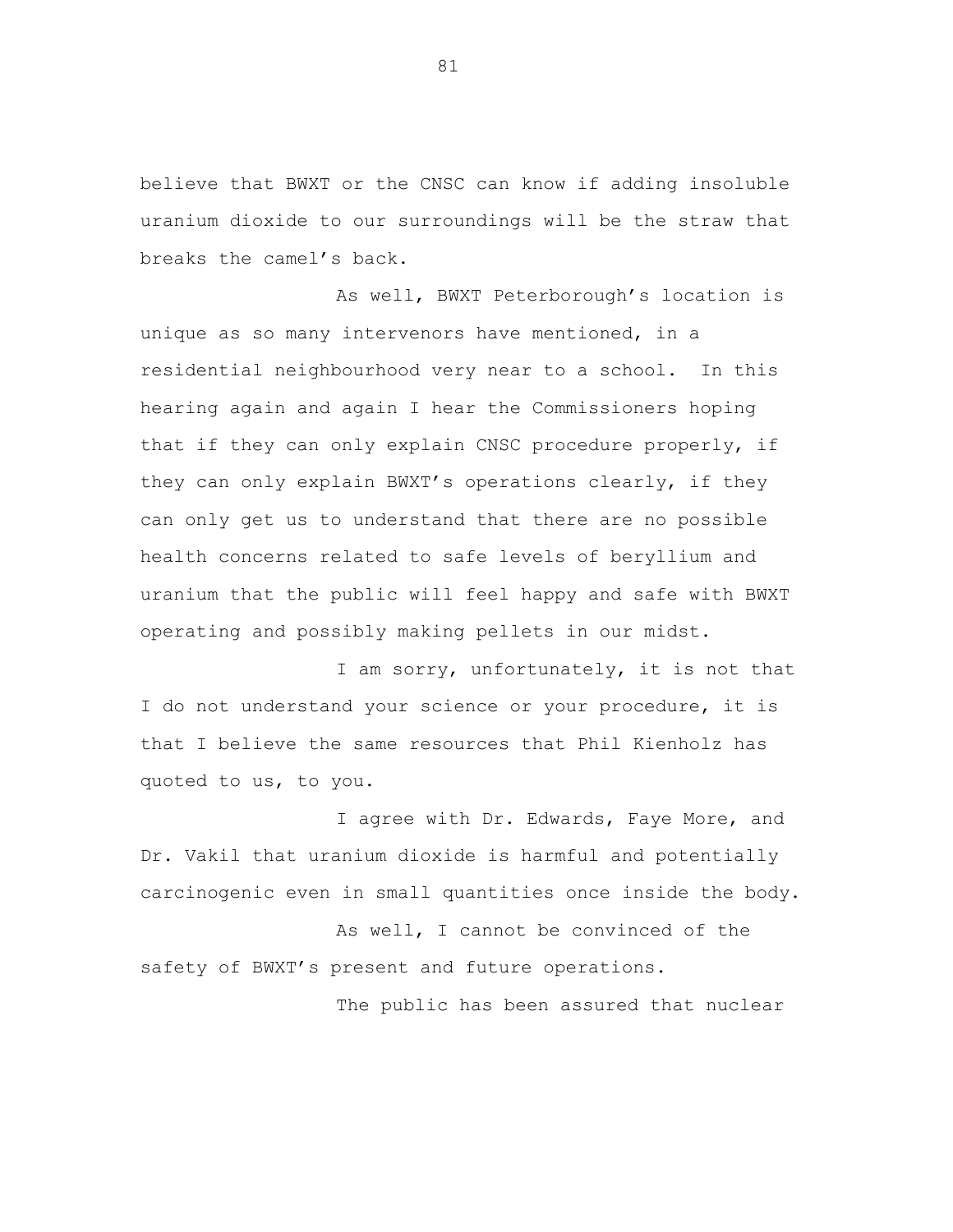believe that BWXT or the CNSC can know if adding insoluble uranium dioxide to our surroundings will be the straw that breaks the camel's back.

As well, BWXT Peterborough's location is unique as so many intervenors have mentioned, in a residential neighbourhood very near to a school. In this hearing again and again I hear the Commissioners hoping that if they can only explain CNSC procedure properly, if they can only explain BWXT's operations clearly, if they can only get us to understand that there are no possible health concerns related to safe levels of beryllium and uranium that the public will feel happy and safe with BWXT operating and possibly making pellets in our midst.

I am sorry, unfortunately, it is not that I do not understand your science or your procedure, it is that I believe the same resources that Phil Kienholz has quoted to us, to you.

I agree with Dr. Edwards, Faye More, and Dr. Vakil that uranium dioxide is harmful and potentially carcinogenic even in small quantities once inside the body.

As well, I cannot be convinced of the safety of BWXT's present and future operations.

The public has been assured that nuclear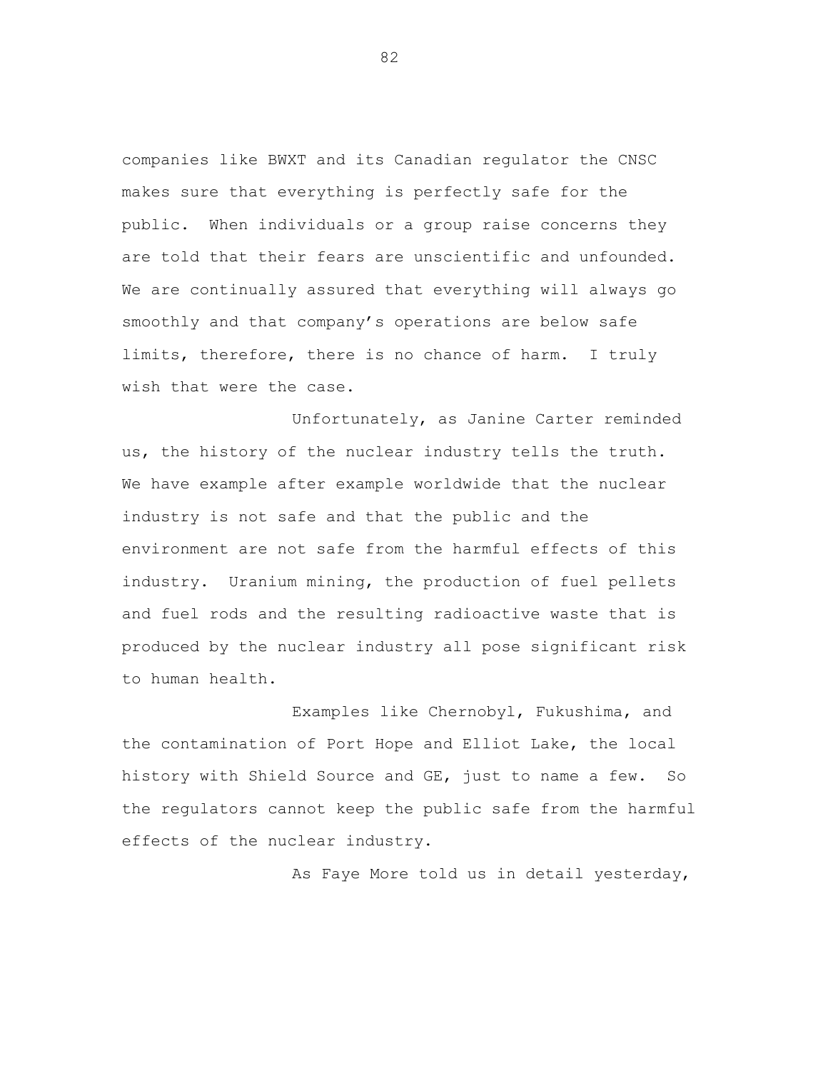companies like BWXT and its Canadian regulator the CNSC makes sure that everything is perfectly safe for the public. When individuals or a group raise concerns they are told that their fears are unscientific and unfounded. We are continually assured that everything will always go smoothly and that company's operations are below safe limits, therefore, there is no chance of harm. I truly wish that were the case.

Unfortunately, as Janine Carter reminded us, the history of the nuclear industry tells the truth. We have example after example worldwide that the nuclear industry is not safe and that the public and the environment are not safe from the harmful effects of this industry. Uranium mining, the production of fuel pellets and fuel rods and the resulting radioactive waste that is produced by the nuclear industry all pose significant risk to human health.

Examples like Chernobyl, Fukushima, and the contamination of Port Hope and Elliot Lake, the local history with Shield Source and GE, just to name a few. So the regulators cannot keep the public safe from the harmful effects of the nuclear industry.

As Faye More told us in detail yesterday,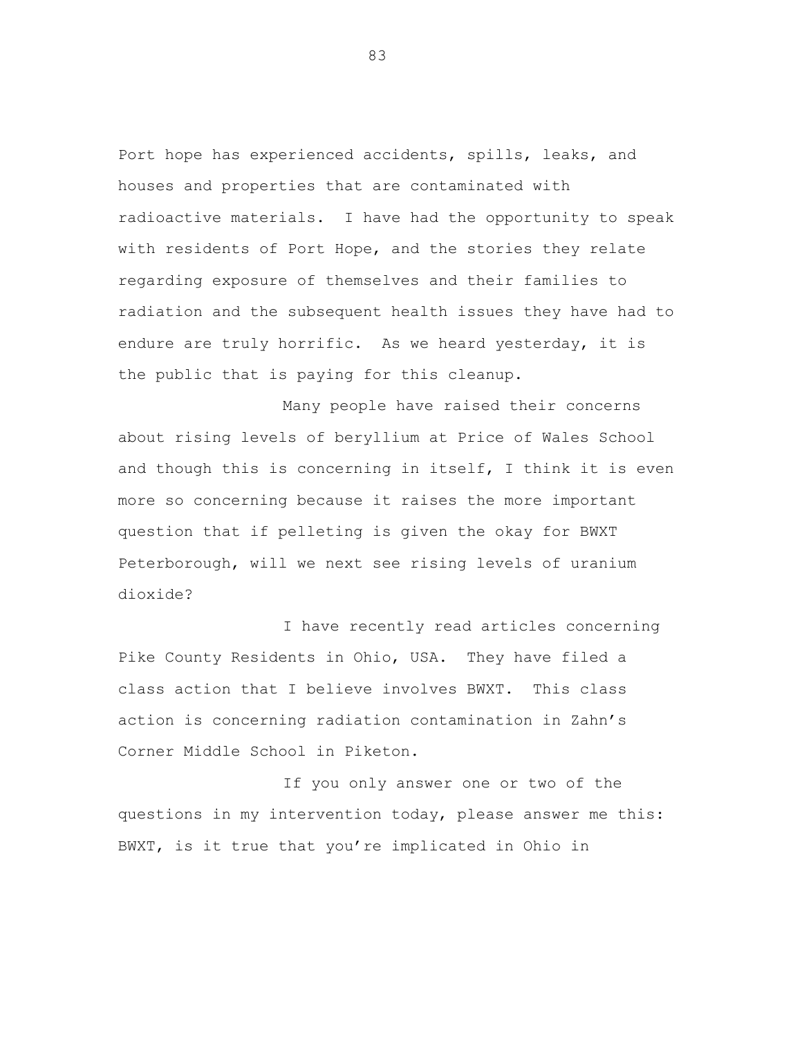Port hope has experienced accidents, spills, leaks, and houses and properties that are contaminated with radioactive materials. I have had the opportunity to speak with residents of Port Hope, and the stories they relate regarding exposure of themselves and their families to radiation and the subsequent health issues they have had to endure are truly horrific. As we heard yesterday, it is the public that is paying for this cleanup.

Many people have raised their concerns about rising levels of beryllium at Price of Wales School and though this is concerning in itself, I think it is even more so concerning because it raises the more important question that if pelleting is given the okay for BWXT Peterborough, will we next see rising levels of uranium dioxide?

I have recently read articles concerning Pike County Residents in Ohio, USA. They have filed a class action that I believe involves BWXT. This class action is concerning radiation contamination in Zahn's Corner Middle School in Piketon.

If you only answer one or two of the questions in my intervention today, please answer me this: BWXT, is it true that you're implicated in Ohio in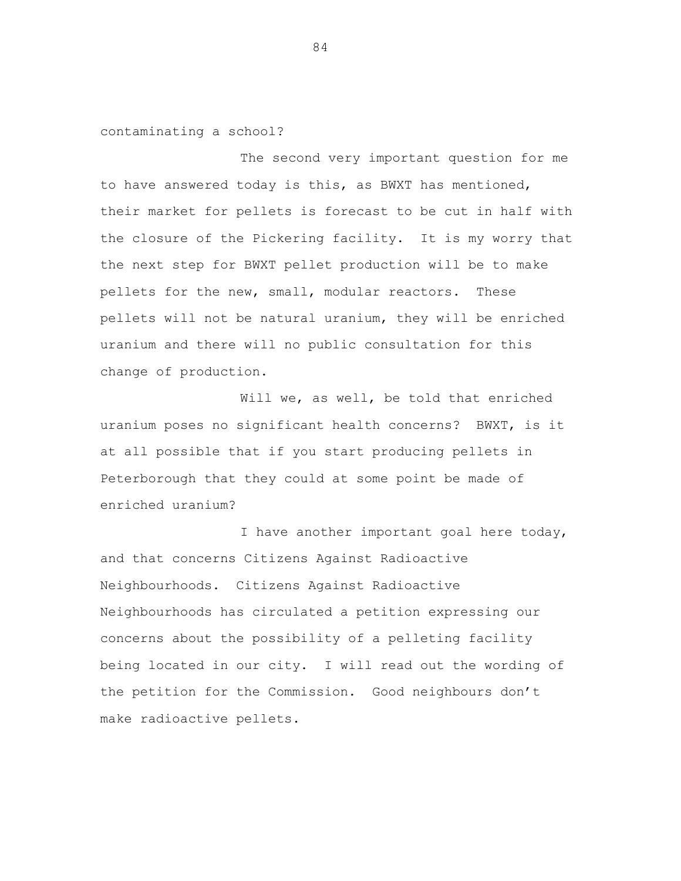contaminating a school?

The second very important question for me to have answered today is this, as BWXT has mentioned, their market for pellets is forecast to be cut in half with the closure of the Pickering facility. It is my worry that the next step for BWXT pellet production will be to make pellets for the new, small, modular reactors. These pellets will not be natural uranium, they will be enriched uranium and there will no public consultation for this change of production.

Will we, as well, be told that enriched uranium poses no significant health concerns? BWXT, is it at all possible that if you start producing pellets in Peterborough that they could at some point be made of enriched uranium?

I have another important goal here today, and that concerns Citizens Against Radioactive Neighbourhoods. Citizens Against Radioactive Neighbourhoods has circulated a petition expressing our concerns about the possibility of a pelleting facility being located in our city. I will read out the wording of the petition for the Commission. Good neighbours don't make radioactive pellets.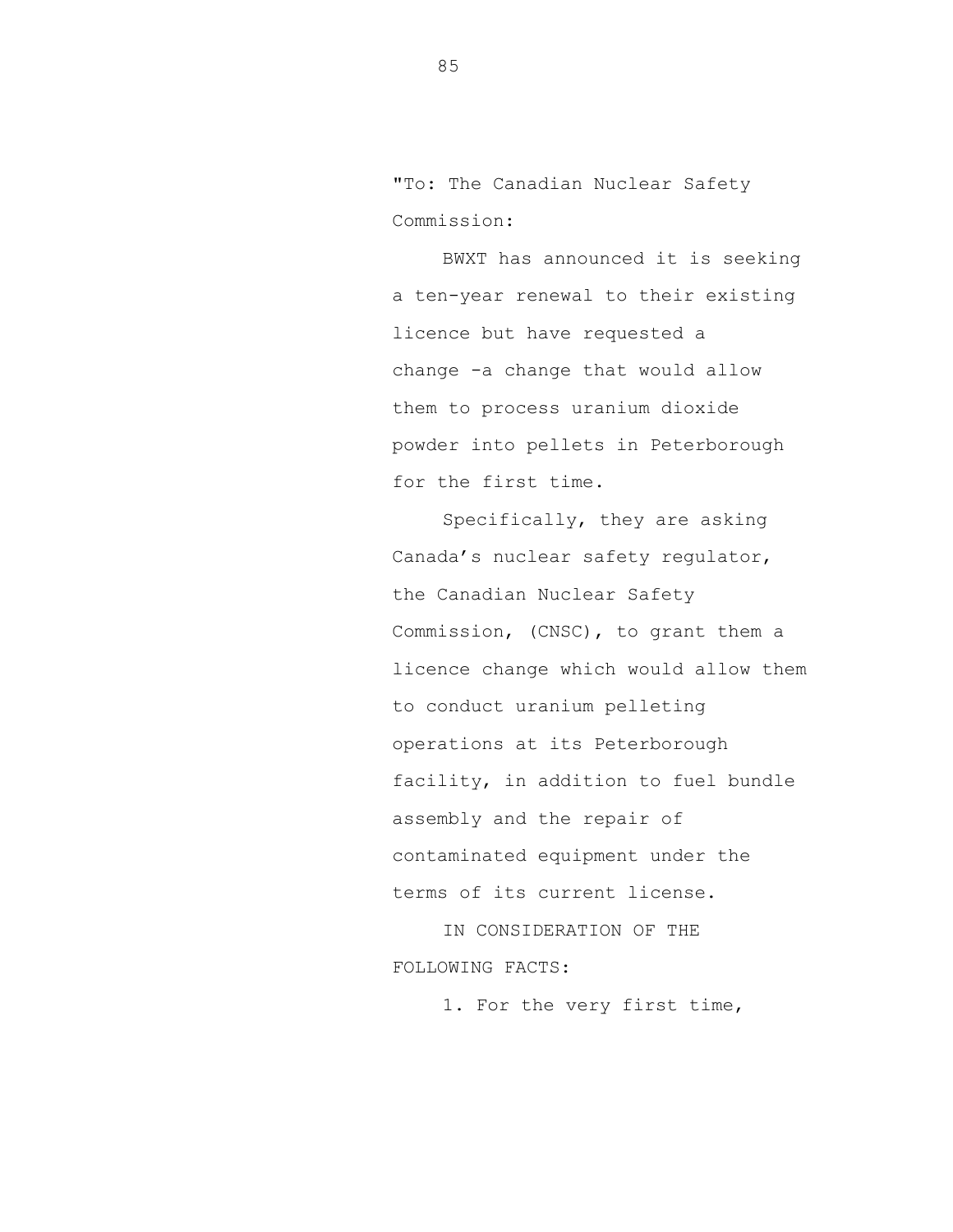"To: The Canadian Nuclear Safety Commission:

BWXT has announced it is seeking a ten-year renewal to their existing licence but have requested a change -a change that would allow them to process uranium dioxide powder into pellets in Peterborough for the first time.

Specifically, they are asking Canada's nuclear safety regulator, the Canadian Nuclear Safety Commission, (CNSC), to grant them a licence change which would allow them to conduct uranium pelleting operations at its Peterborough facility, in addition to fuel bundle assembly and the repair of contaminated equipment under the terms of its current license.

IN CONSIDERATION OF THE FOLLOWING FACTS:

1. For the very first time,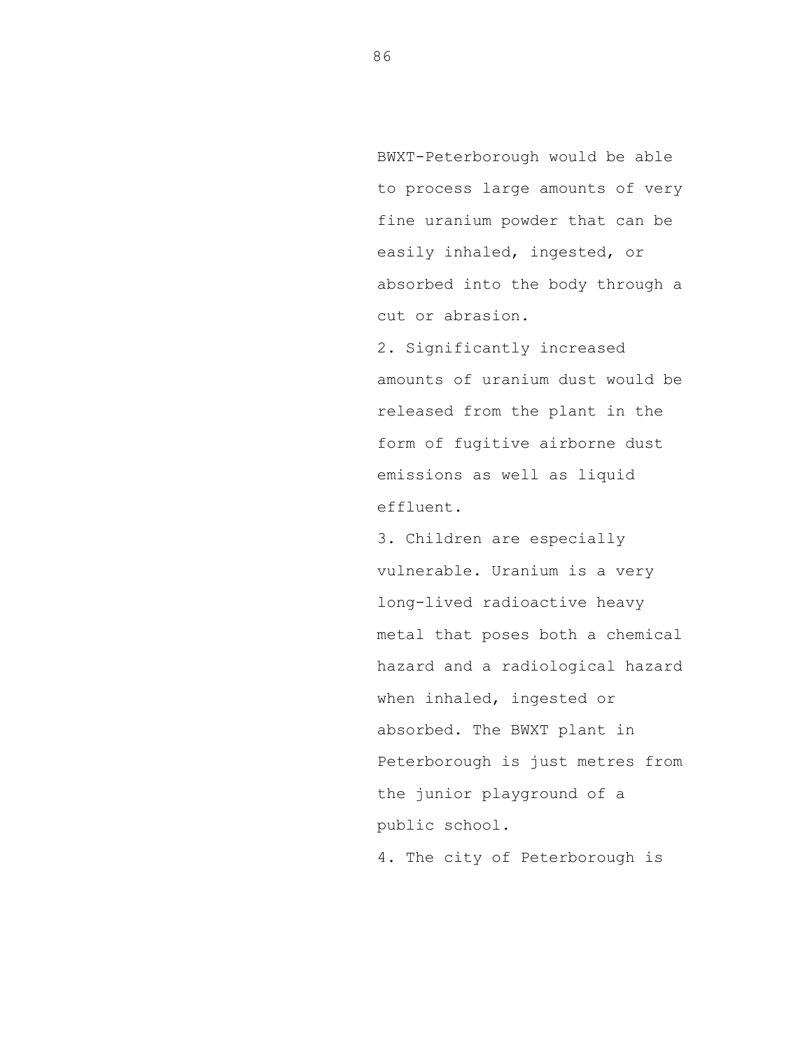BWXT-Peterborough would be able to process large amounts of very fine uranium powder that can be easily inhaled, ingested, or absorbed into the body through a cut or abrasion.

2. Significantly increased amounts of uranium dust would be released from the plant in the form of fugitive airborne dust emissions as well as liquid effluent.

3. Children are especially vulnerable. Uranium is a very long-lived radioactive heavy metal that poses both a chemical hazard and a radiological hazard when inhaled, ingested or absorbed. The BWXT plant in Peterborough is just metres from the junior playground of a public school.

4. The city of Peterborough is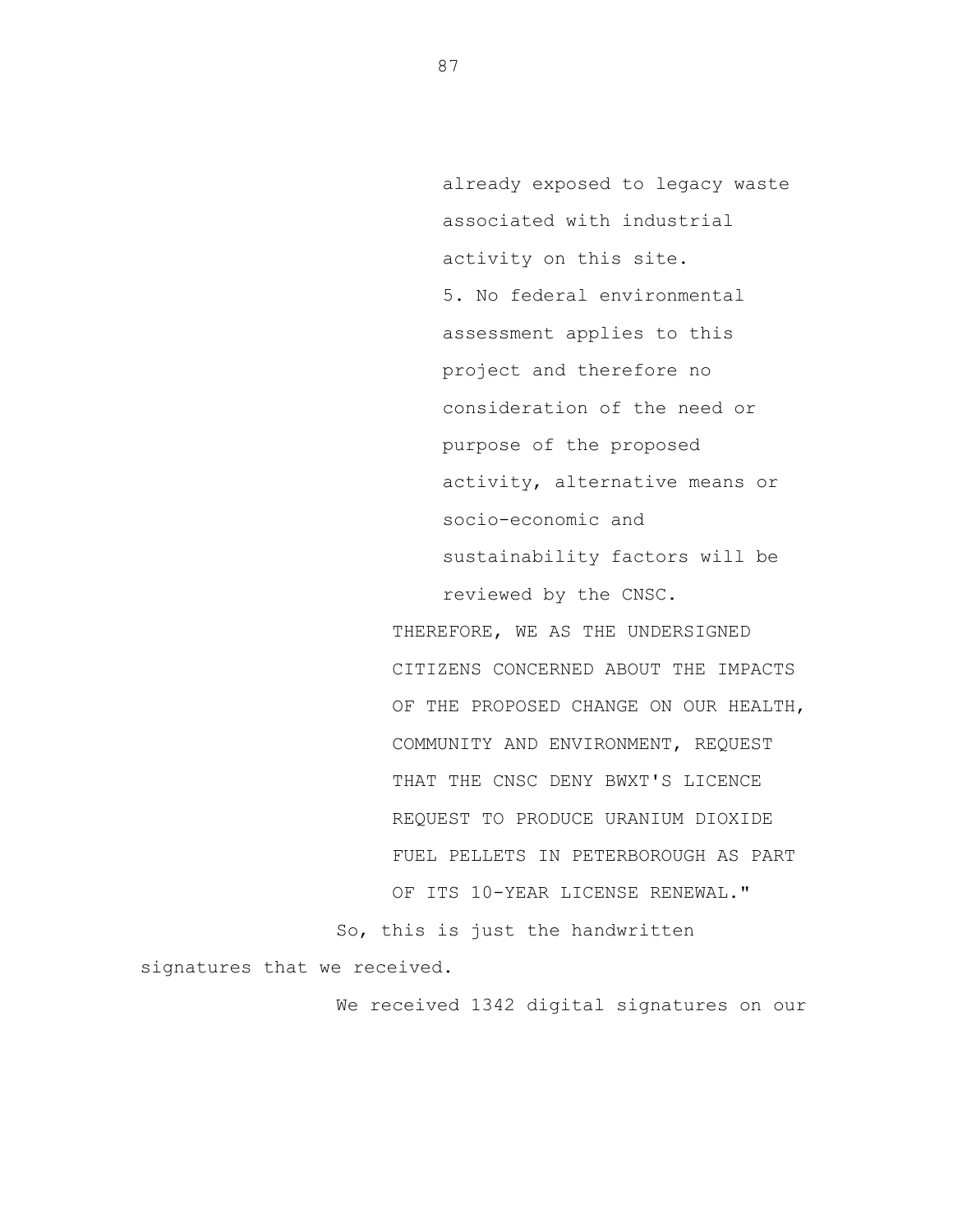already exposed to legacy waste associated with industrial activity on this site.

5. No federal environmental assessment applies to this project and therefore no consideration of the need or purpose of the proposed activity, alternative means or socio-economic and sustainability factors will be reviewed by the CNSC.

THEREFORE, WE AS THE UNDERSIGNED CITIZENS CONCERNED ABOUT THE IMPACTS OF THE PROPOSED CHANGE ON OUR HEALTH, COMMUNITY AND ENVIRONMENT, REQUEST THAT THE CNSC DENY BWXT'S LICENCE REQUEST TO PRODUCE URANIUM DIOXIDE FUEL PELLETS IN PETERBOROUGH AS PART OF ITS 10-YEAR LICENSE RENEWAL."

So, this is just the handwritten signatures that we received.

We received 1342 digital signatures on our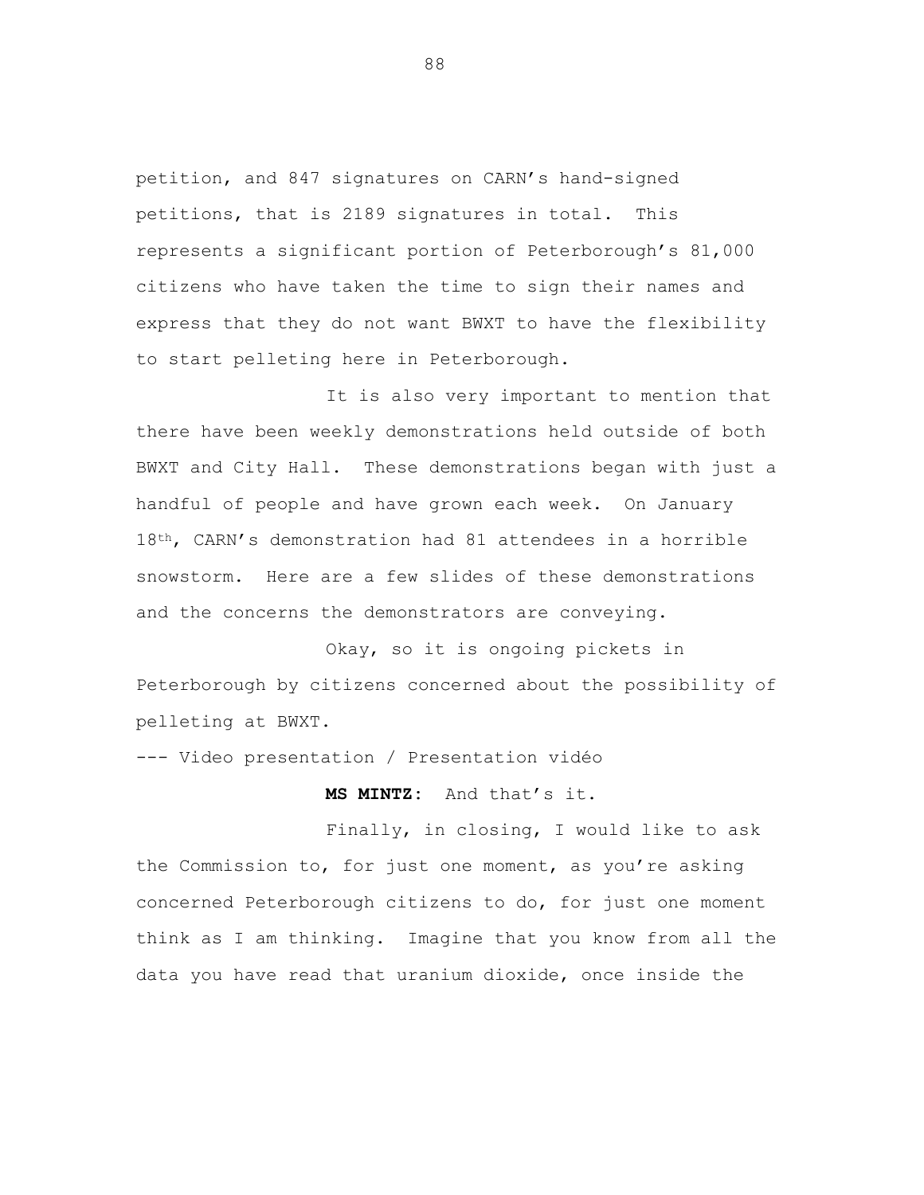petition, and 847 signatures on CARN's hand-signed petitions, that is 2189 signatures in total. This represents a significant portion of Peterborough's 81,000 citizens who have taken the time to sign their names and express that they do not want BWXT to have the flexibility to start pelleting here in Peterborough.

It is also very important to mention that there have been weekly demonstrations held outside of both BWXT and City Hall. These demonstrations began with just a handful of people and have grown each week. On January 18th, CARN's demonstration had 81 attendees in a horrible snowstorm. Here are a few slides of these demonstrations and the concerns the demonstrators are conveying.

Okay, so it is ongoing pickets in Peterborough by citizens concerned about the possibility of pelleting at BWXT.

--- Video presentation / Presentation vidéo

**MS MINTZ:** And that's it.

Finally, in closing, I would like to ask the Commission to, for just one moment, as you're asking concerned Peterborough citizens to do, for just one moment think as I am thinking. Imagine that you know from all the data you have read that uranium dioxide, once inside the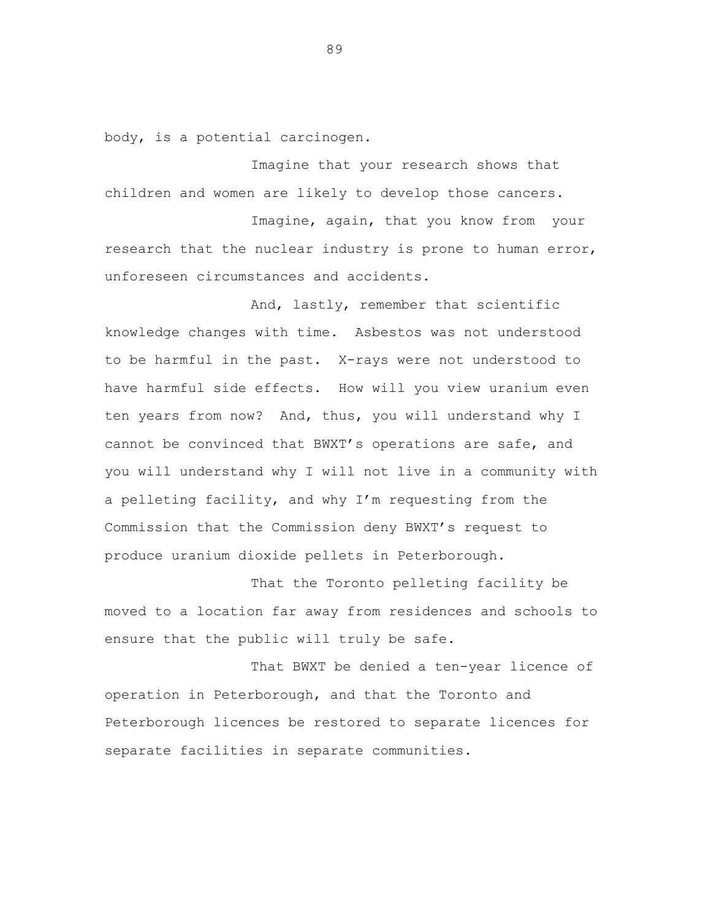body, is a potential carcinogen.

Imagine that your research shows that children and women are likely to develop those cancers.

Imagine, again, that you know from your research that the nuclear industry is prone to human error, unforeseen circumstances and accidents.

And, lastly, remember that scientific knowledge changes with time. Asbestos was not understood to be harmful in the past. X-rays were not understood to have harmful side effects. How will you view uranium even ten years from now? And, thus, you will understand why I cannot be convinced that BWXT's operations are safe, and you will understand why I will not live in a community with a pelleting facility, and why I'm requesting from the Commission that the Commission deny BWXT's request to produce uranium dioxide pellets in Peterborough.

That the Toronto pelleting facility be moved to a location far away from residences and schools to ensure that the public will truly be safe.

That BWXT be denied a ten-year licence of operation in Peterborough, and that the Toronto and Peterborough licences be restored to separate licences for separate facilities in separate communities.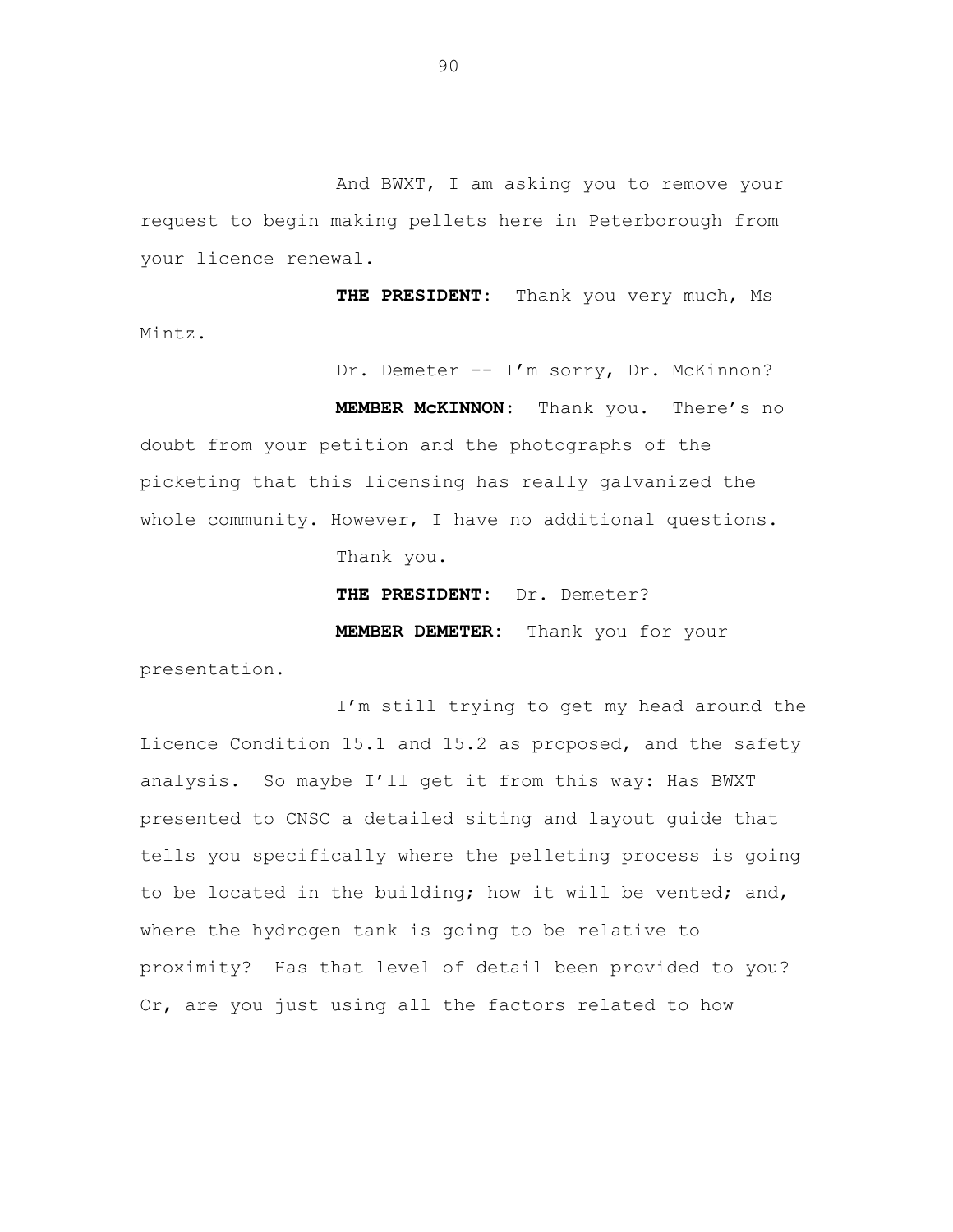And BWXT, I am asking you to remove your request to begin making pellets here in Peterborough from your licence renewal.

**THE PRESIDENT:** Thank you very much, Ms Mintz.

Dr. Demeter -- I'm sorry, Dr. McKinnon?

**MEMBER McKINNON:** Thank you. There's no doubt from your petition and the photographs of the picketing that this licensing has really galvanized the whole community. However, I have no additional questions.

Thank you.

**THE PRESIDENT:** Dr. Demeter?

**MEMBER DEMETER:** Thank you for your presentation.

I'm still trying to get my head around the Licence Condition 15.1 and 15.2 as proposed, and the safety analysis. So maybe I'll get it from this way: Has BWXT presented to CNSC a detailed siting and layout guide that tells you specifically where the pelleting process is going to be located in the building; how it will be vented; and, where the hydrogen tank is going to be relative to proximity? Has that level of detail been provided to you? Or, are you just using all the factors related to how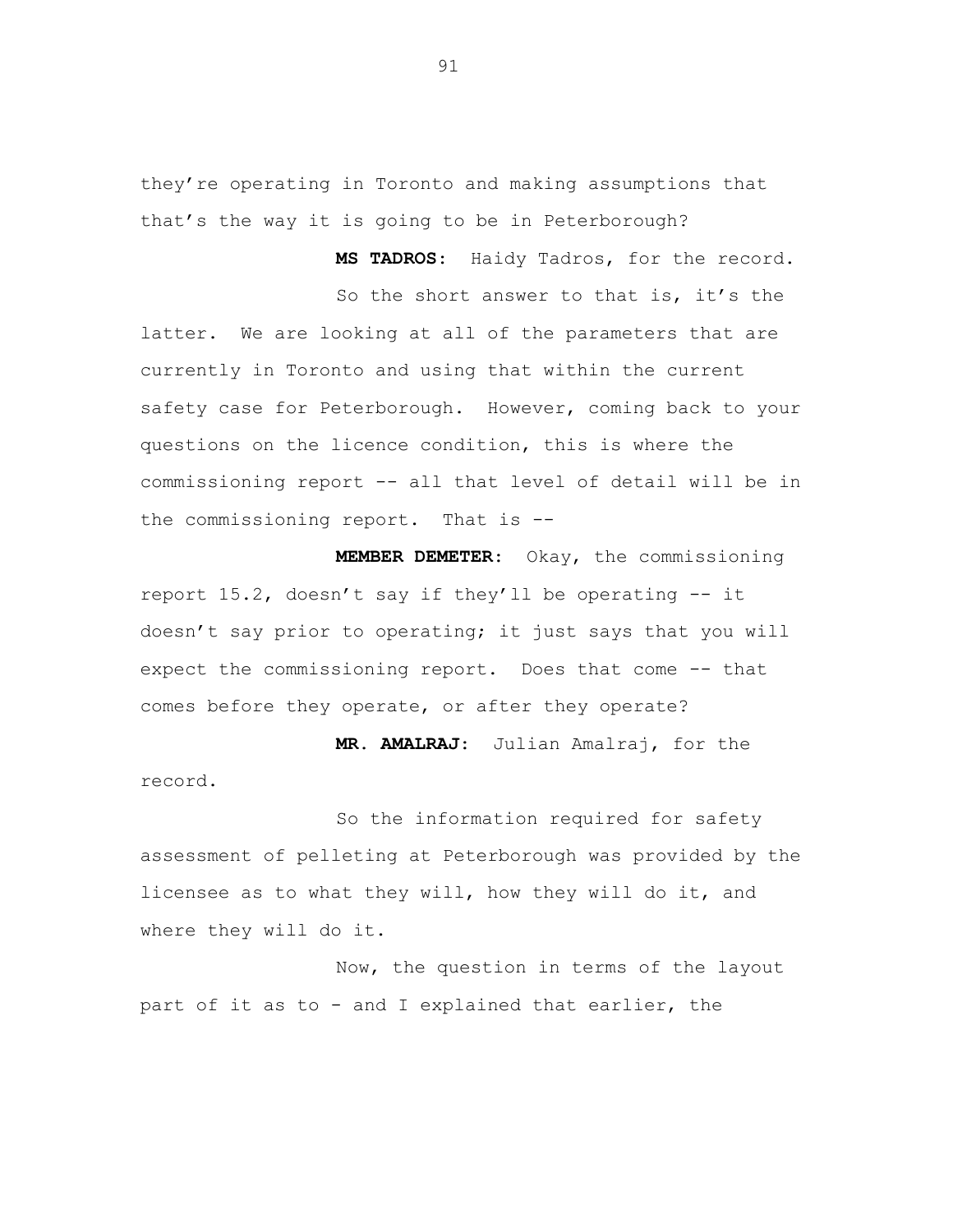they’re operating in Toronto and making assumptions that that’s the way it is going to be in Peterborough?

**MS TADROS:** Haidy Tadros, for the record.

So the short answer to that is, it’s the latter. We are looking at all of the parameters that are currently in Toronto and using that within the current safety case for Peterborough. However, coming back to your questions on the licence condition, this is where the commissioning report -- all that level of detail will be in the commissioning report. That is --

**MEMBER DEMETER:** Okay, the commissioning report 15.2, doesn’t say if they’ll be operating -- it doesn’t say prior to operating; it just says that you will expect the commissioning report. Does that come -- that comes before they operate, or after they operate?

**MR. AMALRAJ:** Julian Amalraj, for the record.

So the information required for safety assessment of pelleting at Peterborough was provided by the licensee as to what they will, how they will do it, and where they will do it.

Now, the question in terms of the layout part of it as to - and I explained that earlier, the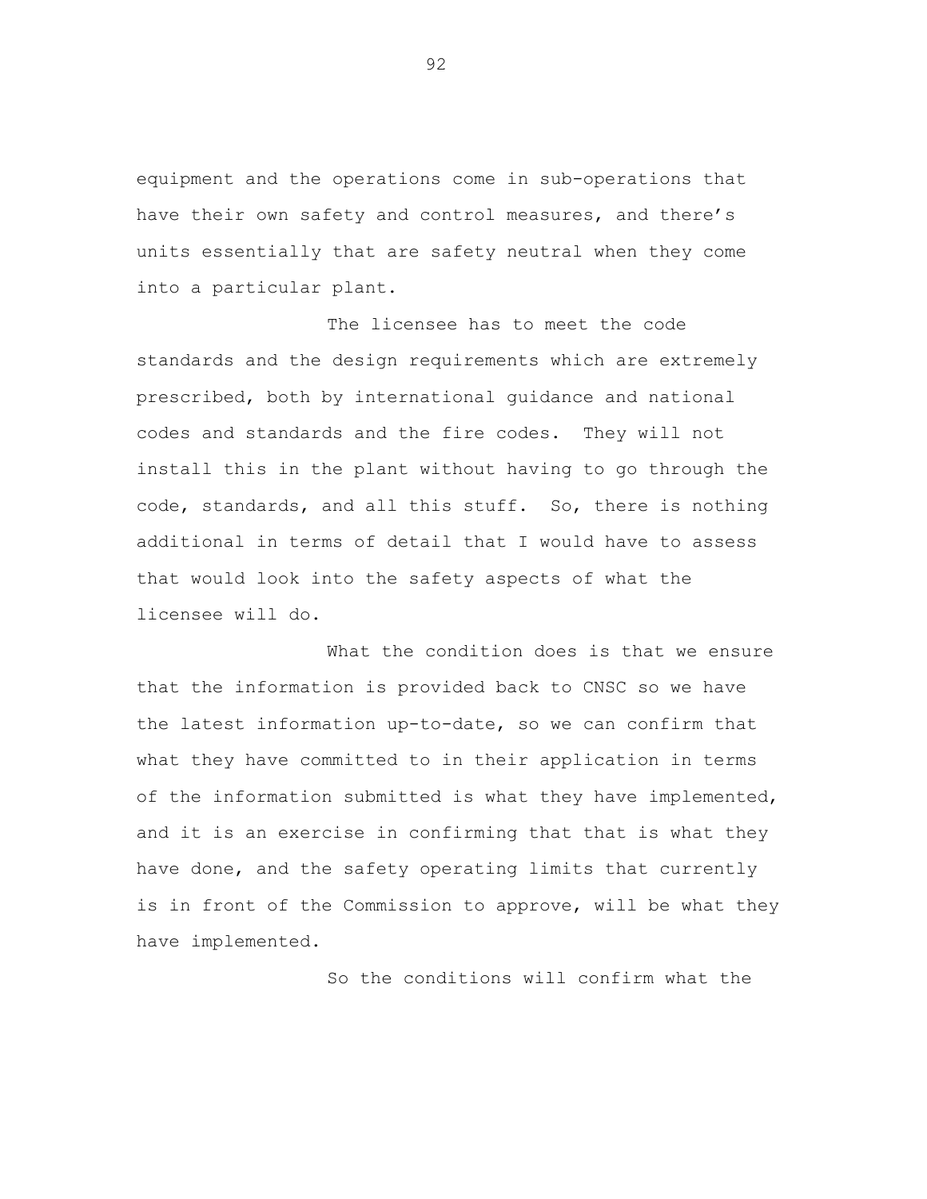equipment and the operations come in sub-operations that have their own safety and control measures, and there's units essentially that are safety neutral when they come into a particular plant.

The licensee has to meet the code standards and the design requirements which are extremely prescribed, both by international guidance and national codes and standards and the fire codes. They will not install this in the plant without having to go through the code, standards, and all this stuff. So, there is nothing additional in terms of detail that I would have to assess that would look into the safety aspects of what the licensee will do.

What the condition does is that we ensure that the information is provided back to CNSC so we have the latest information up-to-date, so we can confirm that what they have committed to in their application in terms of the information submitted is what they have implemented, and it is an exercise in confirming that that is what they have done, and the safety operating limits that currently is in front of the Commission to approve, will be what they have implemented.

So the conditions will confirm what the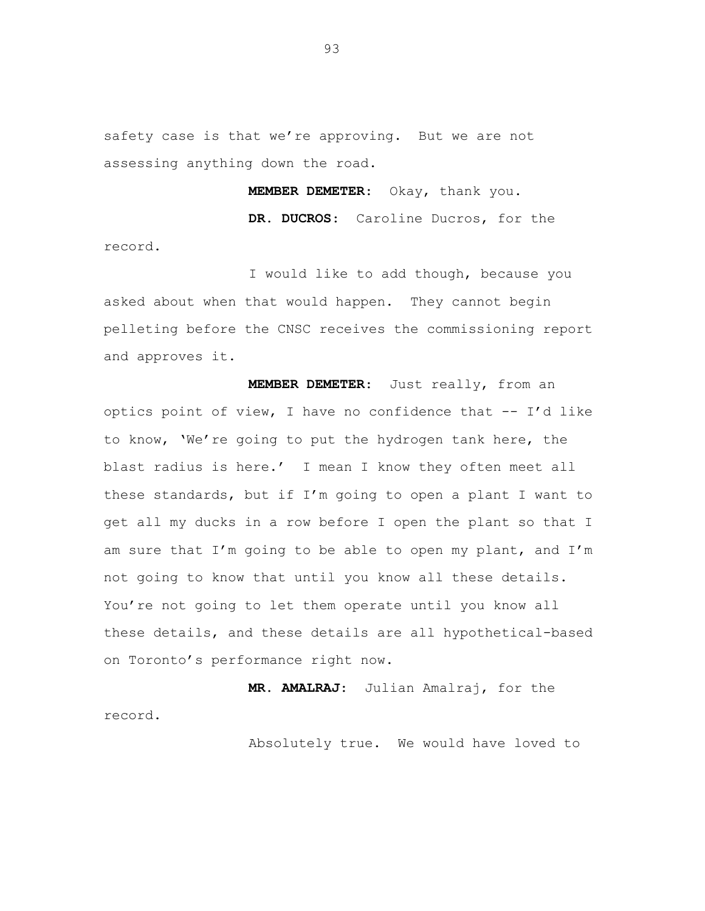safety case is that we're approving. But we are not assessing anything down the road.

**MEMBER DEMETER:** Okay, thank you.

**DR. DUCROS:** Caroline Ducros, for the record.

I would like to add though, because you asked about when that would happen. They cannot begin pelleting before the CNSC receives the commissioning report and approves it.

**MEMBER DEMETER:** Just really, from an optics point of view, I have no confidence that -- I'd like to know, 'We're going to put the hydrogen tank here, the blast radius is here.' I mean I know they often meet all these standards, but if I'm going to open a plant I want to get all my ducks in a row before I open the plant so that I am sure that I'm going to be able to open my plant, and I'm not going to know that until you know all these details. You're not going to let them operate until you know all these details, and these details are all hypothetical-based on Toronto's performance right now.

**MR. AMALRAJ:** Julian Amalraj, for the record.

Absolutely true. We would have loved to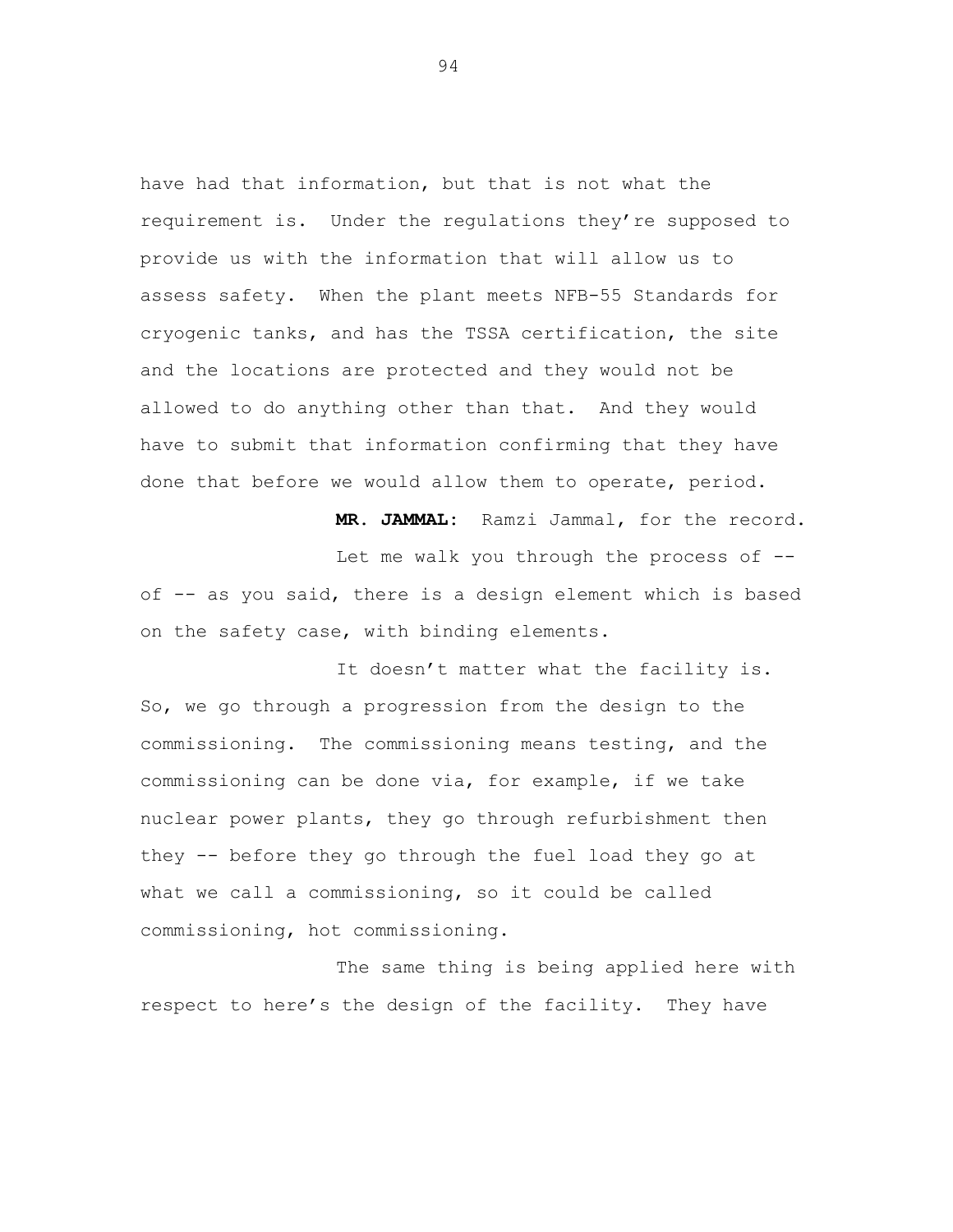have had that information, but that is not what the requirement is. Under the regulations they're supposed to provide us with the information that will allow us to assess safety. When the plant meets NFB-55 Standards for cryogenic tanks, and has the TSSA certification, the site and the locations are protected and they would not be allowed to do anything other than that. And they would have to submit that information confirming that they have done that before we would allow them to operate, period.

**MR. JAMMAL:** Ramzi Jammal, for the record.

Let me walk you through the process of -- of -- as you said, there is a design element which is based on the safety case, with binding elements.

It doesn't matter what the facility is. So, we go through a progression from the design to the commissioning. The commissioning means testing, and the commissioning can be done via, for example, if we take nuclear power plants, they go through refurbishment then they -- before they go through the fuel load they go at what we call a commissioning, so it could be called commissioning, hot commissioning.

The same thing is being applied here with respect to here's the design of the facility. They have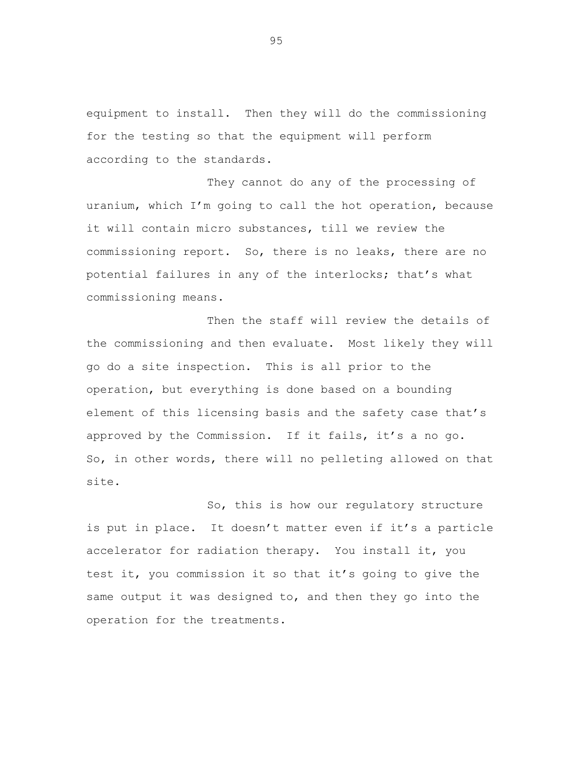equipment to install. Then they will do the commissioning for the testing so that the equipment will perform according to the standards.

They cannot do any of the processing of uranium, which I'm going to call the hot operation, because it will contain micro substances, till we review the commissioning report. So, there is no leaks, there are no potential failures in any of the interlocks; that's what commissioning means.

Then the staff will review the details of the commissioning and then evaluate. Most likely they will go do a site inspection. This is all prior to the operation, but everything is done based on a bounding element of this licensing basis and the safety case that's approved by the Commission. If it fails, it's a no go. So, in other words, there will no pelleting allowed on that site.

So, this is how our regulatory structure is put in place. It doesn't matter even if it's a particle accelerator for radiation therapy. You install it, you test it, you commission it so that it's going to give the same output it was designed to, and then they go into the operation for the treatments.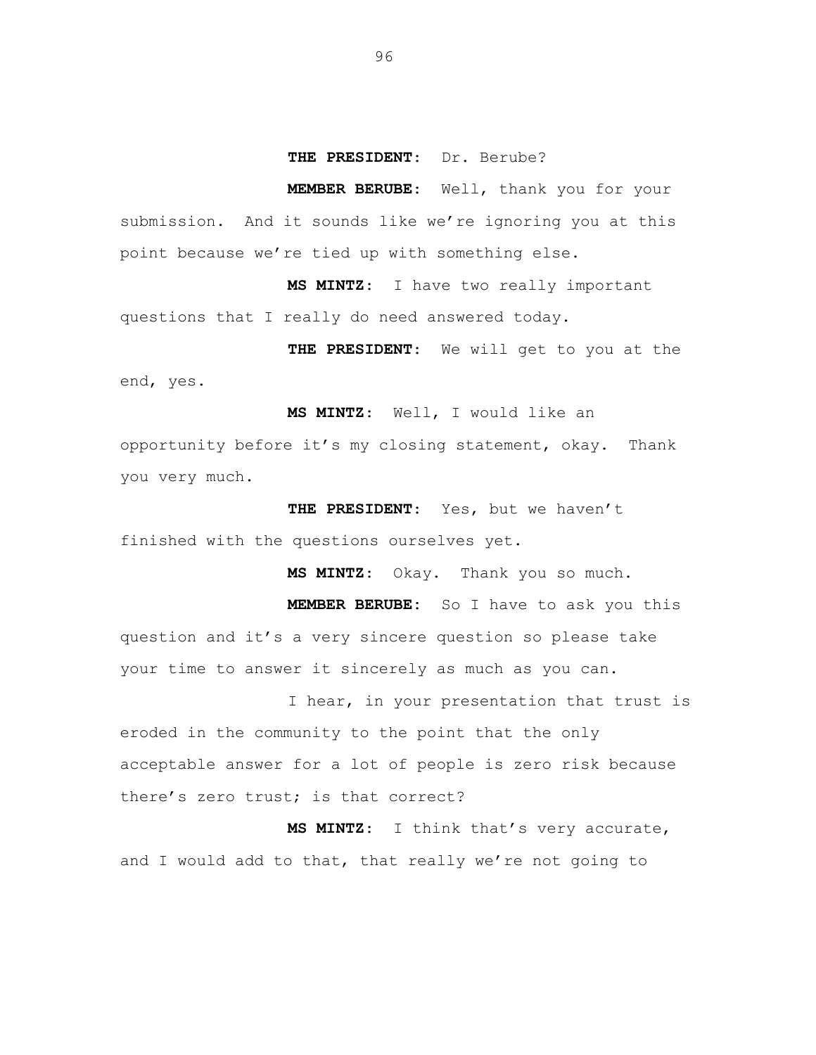**THE PRESIDENT:** Dr. Berube?

**MEMBER BERUBE:** Well, thank you for your submission. And it sounds like we're ignoring you at this point because we're tied up with something else.

**MS MINTZ:** I have two really important questions that I really do need answered today.

**THE PRESIDENT:** We will get to you at the end, yes.

**MS MINTZ:** Well, I would like an opportunity before it's my closing statement, okay. Thank you very much.

**THE PRESIDENT:** Yes, but we haven't finished with the questions ourselves yet.

**MS MINTZ:** Okay. Thank you so much.

**MEMBER BERUBE:** So I have to ask you this question and it's a very sincere question so please take your time to answer it sincerely as much as you can.

I hear, in your presentation that trust is eroded in the community to the point that the only acceptable answer for a lot of people is zero risk because there's zero trust; is that correct?

**MS MINTZ:** I think that's very accurate, and I would add to that, that really we're not going to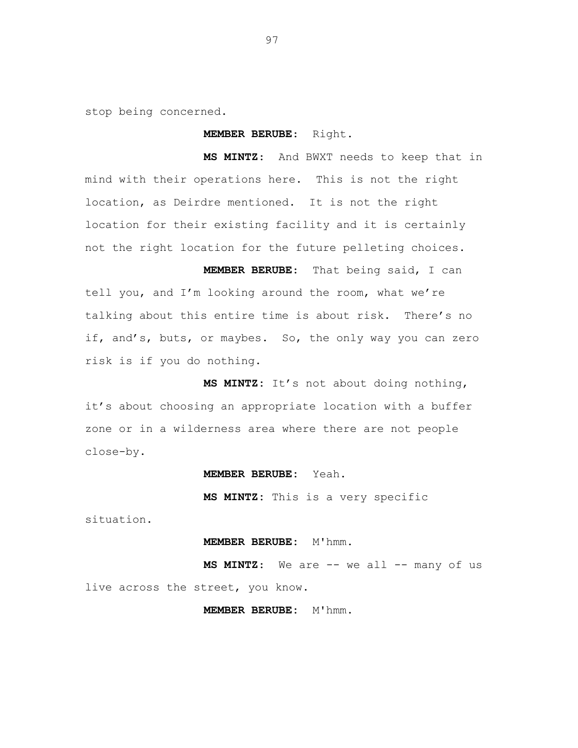stop being concerned.

**MEMBER BERUBE:** Right.

**MS MINTZ:** And BWXT needs to keep that in mind with their operations here. This is not the right location, as Deirdre mentioned. It is not the right location for their existing facility and it is certainly not the right location for the future pelleting choices.

**MEMBER BERUBE:** That being said, I can tell you, and I'm looking around the room, what we're talking about this entire time is about risk. There's no if, and's, buts, or maybes. So, the only way you can zero risk is if you do nothing.

**MS MINTZ:** It's not about doing nothing, it's about choosing an appropriate location with a buffer zone or in a wilderness area where there are not people close-by.

**MEMBER BERUBE:** Yeah.

**MS MINTZ:** This is a very specific situation.

**MEMBER BERUBE:** M'hmm.

**MS MINTZ:** We are -- we all -- many of us live across the street, you know.

**MEMBER BERUBE:** M'hmm.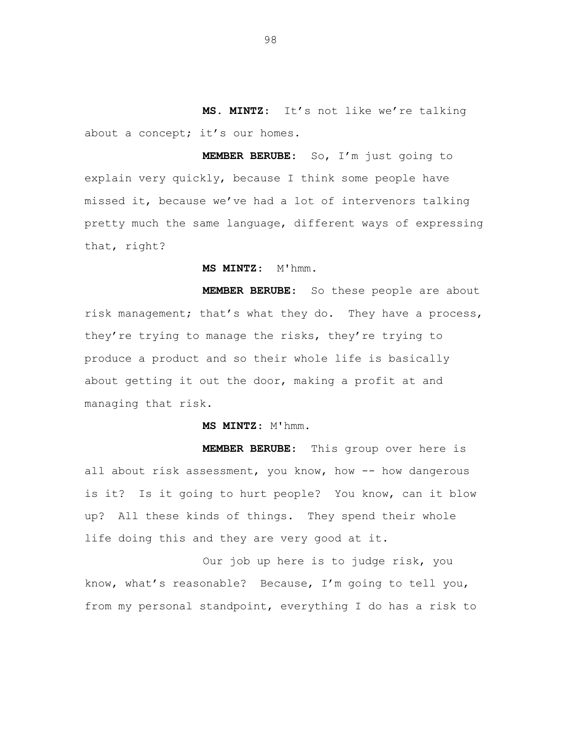**MS. MINTZ:** It’s not like we’re talking about a concept; it’s our homes.

**MEMBER BERUBE:** So, I’m just going to explain very quickly, because I think some people have missed it, because we’ve had a lot of intervenors talking pretty much the same language, different ways of expressing that, right?

**MS MINTZ:** M'hmm.

**MEMBER BERUBE:** So these people are about risk management; that’s what they do. They have a process, they’re trying to manage the risks, they’re trying to produce a product and so their whole life is basically about getting it out the door, making a profit at and managing that risk.

**MS MINTZ:** M'hmm.

**MEMBER BERUBE:** This group over here is all about risk assessment, you know, how -- how dangerous is it? Is it going to hurt people? You know, can it blow up? All these kinds of things. They spend their whole life doing this and they are very good at it.

Our job up here is to judge risk, you know, what’s reasonable? Because, I’m going to tell you, from my personal standpoint, everything I do has a risk to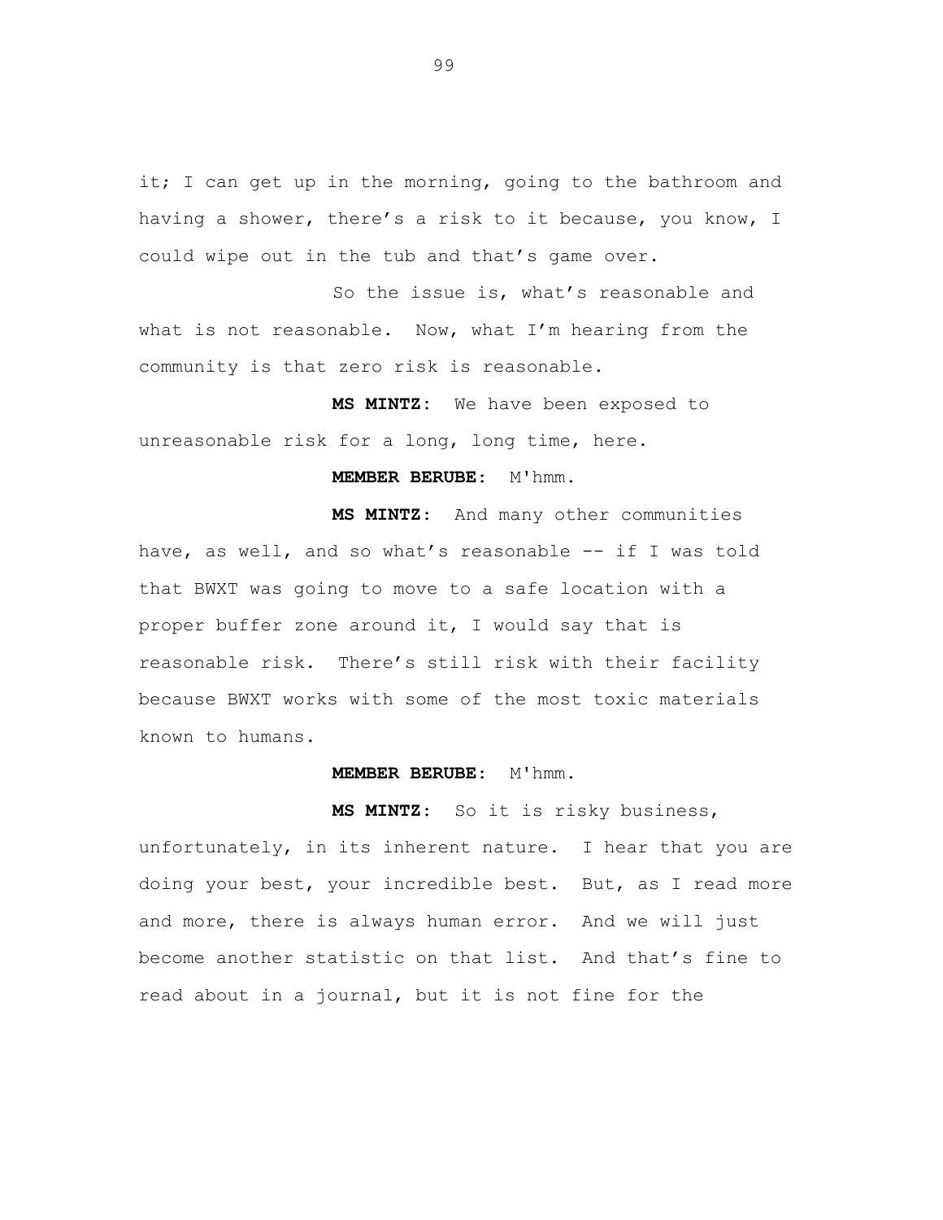it; I can get up in the morning, going to the bathroom and having a shower, there's a risk to it because, you know, I could wipe out in the tub and that's game over.

So the issue is, what's reasonable and what is not reasonable. Now, what I'm hearing from the community is that zero risk is reasonable.

**MS MINTZ:** We have been exposed to unreasonable risk for a long, long time, here.

**MEMBER BERUBE:** M'hmm.

**MS MINTZ:** And many other communities have, as well, and so what's reasonable -- if I was told that BWXT was going to move to a safe location with a proper buffer zone around it, I would say that is reasonable risk. There's still risk with their facility because BWXT works with some of the most toxic materials known to humans.

**MEMBER BERUBE:** M'hmm.

**MS MINTZ:** So it is risky business, unfortunately, in its inherent nature. I hear that you are doing your best, your incredible best. But, as I read more and more, there is always human error. And we will just become another statistic on that list. And that's fine to read about in a journal, but it is not fine for the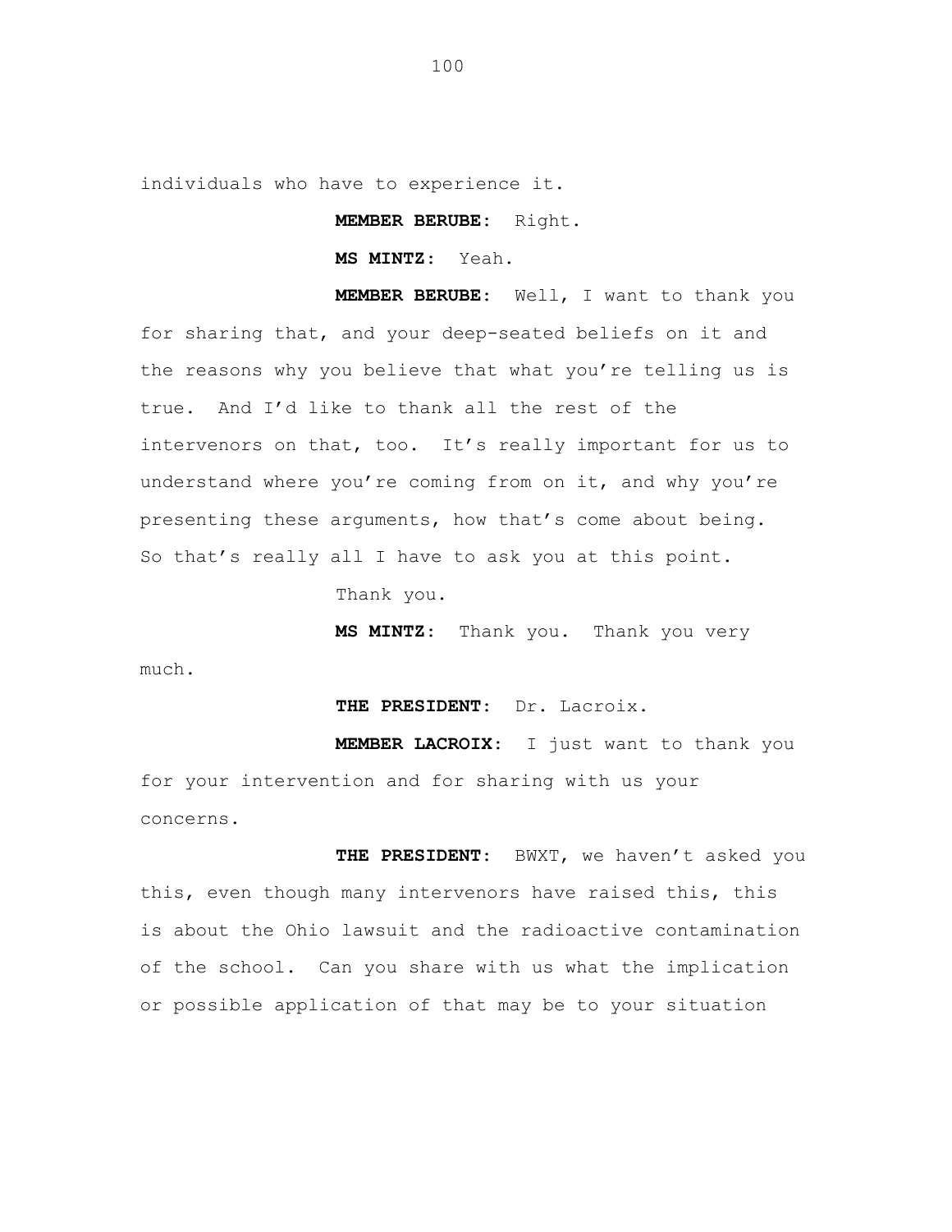individuals who have to experience it.

**MEMBER BERUBE:** Right.

**MS MINTZ:** Yeah.

**MEMBER BERUBE:** Well, I want to thank you for sharing that, and your deep-seated beliefs on it and the reasons why you believe that what you're telling us is true. And I'd like to thank all the rest of the intervenors on that, too. It's really important for us to understand where you're coming from on it, and why you're presenting these arguments, how that's come about being. So that's really all I have to ask you at this point.

Thank you.

**MS MINTZ:** Thank you. Thank you very much.

**THE PRESIDENT:** Dr. Lacroix.

**MEMBER LACROIX:** I just want to thank you for your intervention and for sharing with us your concerns.

**THE PRESIDENT:** BWXT, we haven't asked you this, even though many intervenors have raised this, this is about the Ohio lawsuit and the radioactive contamination of the school. Can you share with us what the implication or possible application of that may be to your situation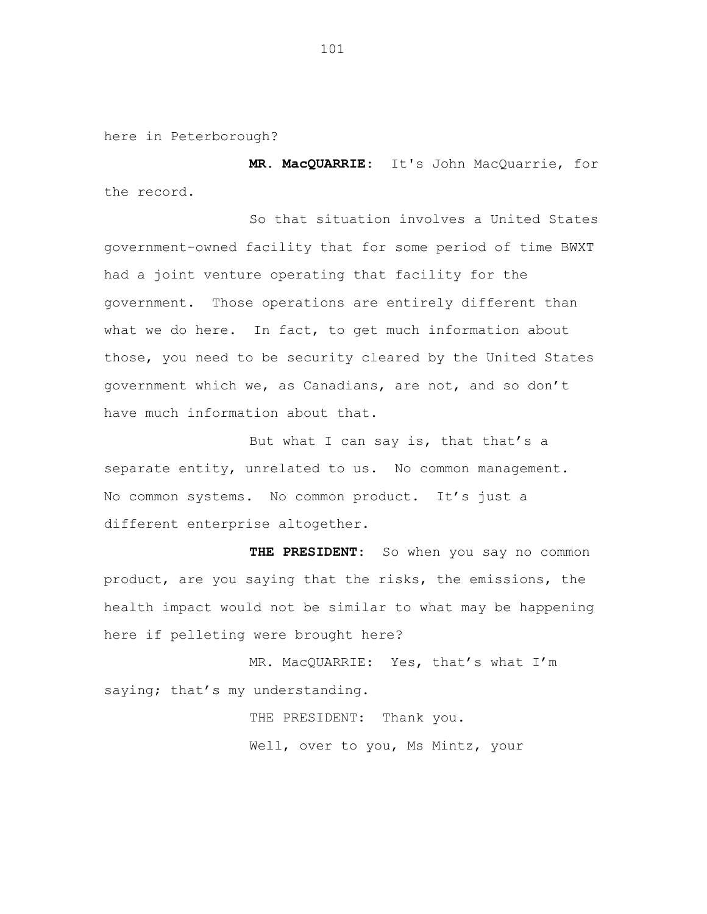here in Peterborough?

**MR. MacQUARRIE:** It's John MacQuarrie, for the record.

So that situation involves a United States government-owned facility that for some period of time BWXT had a joint venture operating that facility for the government. Those operations are entirely different than what we do here. In fact, to get much information about those, you need to be security cleared by the United States government which we, as Canadians, are not, and so don't have much information about that.

But what I can say is, that that's a separate entity, unrelated to us. No common management. No common systems. No common product. It's just a different enterprise altogether.

**THE PRESIDENT:** So when you say no common product, are you saying that the risks, the emissions, the health impact would not be similar to what may be happening here if pelleting were brought here?

MR. MacQUARRIE: Yes, that's what I'm saying; that's my understanding.

THE PRESIDENT: Thank you.

Well, over to you, Ms Mintz, your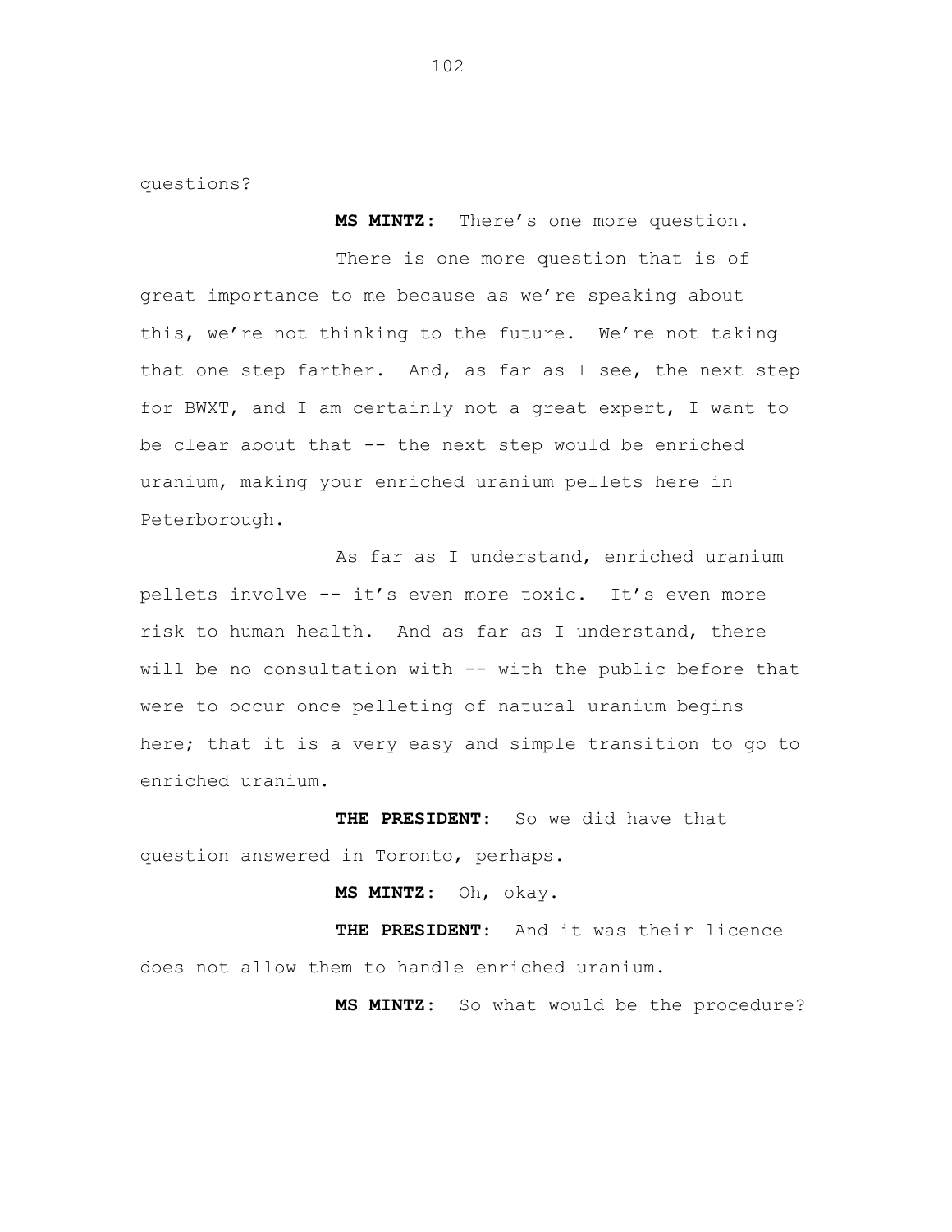questions?

**MS MINTZ:** There's one more question.

There is one more question that is of great importance to me because as we're speaking about this, we're not thinking to the future. We're not taking that one step farther. And, as far as I see, the next step for BWXT, and I am certainly not a great expert, I want to be clear about that -- the next step would be enriched uranium, making your enriched uranium pellets here in Peterborough.

As far as I understand, enriched uranium pellets involve -- it's even more toxic. It's even more risk to human health. And as far as I understand, there will be no consultation with -- with the public before that were to occur once pelleting of natural uranium begins here; that it is a very easy and simple transition to go to enriched uranium.

**THE PRESIDENT:** So we did have that question answered in Toronto, perhaps.

**MS MINTZ:** Oh, okay.

**THE PRESIDENT:** And it was their licence does not allow them to handle enriched uranium.

**MS MINTZ:** So what would be the procedure?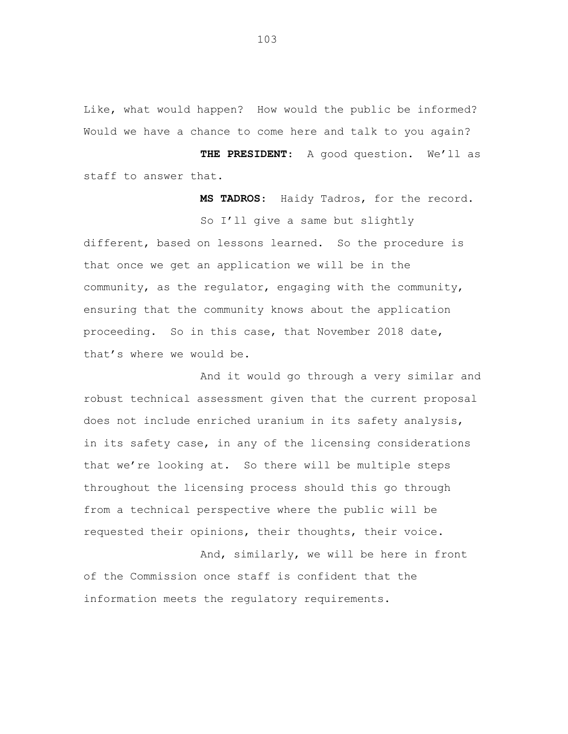Like, what would happen? How would the public be informed? Would we have a chance to come here and talk to you again?

**THE PRESIDENT:** A good question. We'll as staff to answer that.

**MS TADROS:** Haidy Tadros, for the record.

So I'll give a same but slightly different, based on lessons learned. So the procedure is that once we get an application we will be in the community, as the regulator, engaging with the community, ensuring that the community knows about the application proceeding. So in this case, that November 2018 date, that's where we would be.

And it would go through a very similar and robust technical assessment given that the current proposal does not include enriched uranium in its safety analysis, in its safety case, in any of the licensing considerations that we're looking at. So there will be multiple steps throughout the licensing process should this go through from a technical perspective where the public will be requested their opinions, their thoughts, their voice.

And, similarly, we will be here in front of the Commission once staff is confident that the information meets the regulatory requirements.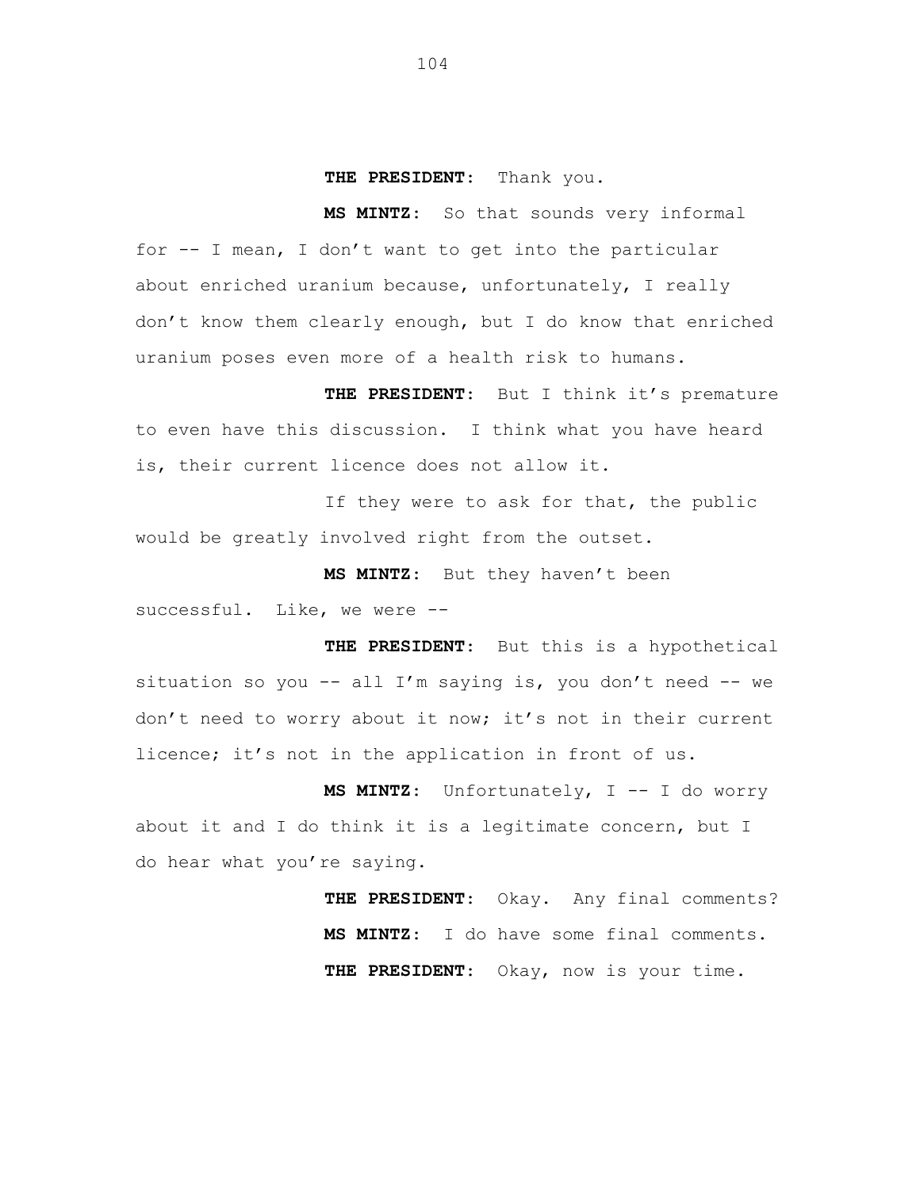**THE PRESIDENT:** Thank you.

**MS MINTZ:** So that sounds very informal for -- I mean, I don't want to get into the particular about enriched uranium because, unfortunately, I really don't know them clearly enough, but I do know that enriched uranium poses even more of a health risk to humans.

**THE PRESIDENT:** But I think it's premature to even have this discussion. I think what you have heard is, their current licence does not allow it.

If they were to ask for that, the public would be greatly involved right from the outset.

**MS MINTZ:** But they haven't been successful. Like, we were --

**THE PRESIDENT:** But this is a hypothetical situation so you -- all I'm saying is, you don't need -- we don't need to worry about it now; it's not in their current licence; it's not in the application in front of us.

**MS MINTZ:** Unfortunately, I -- I do worry about it and I do think it is a legitimate concern, but I do hear what you're saying.

**THE PRESIDENT:** Okay. Any final comments?

**MS MINTZ:** I do have some final comments.

**THE PRESIDENT:** Okay, now is your time.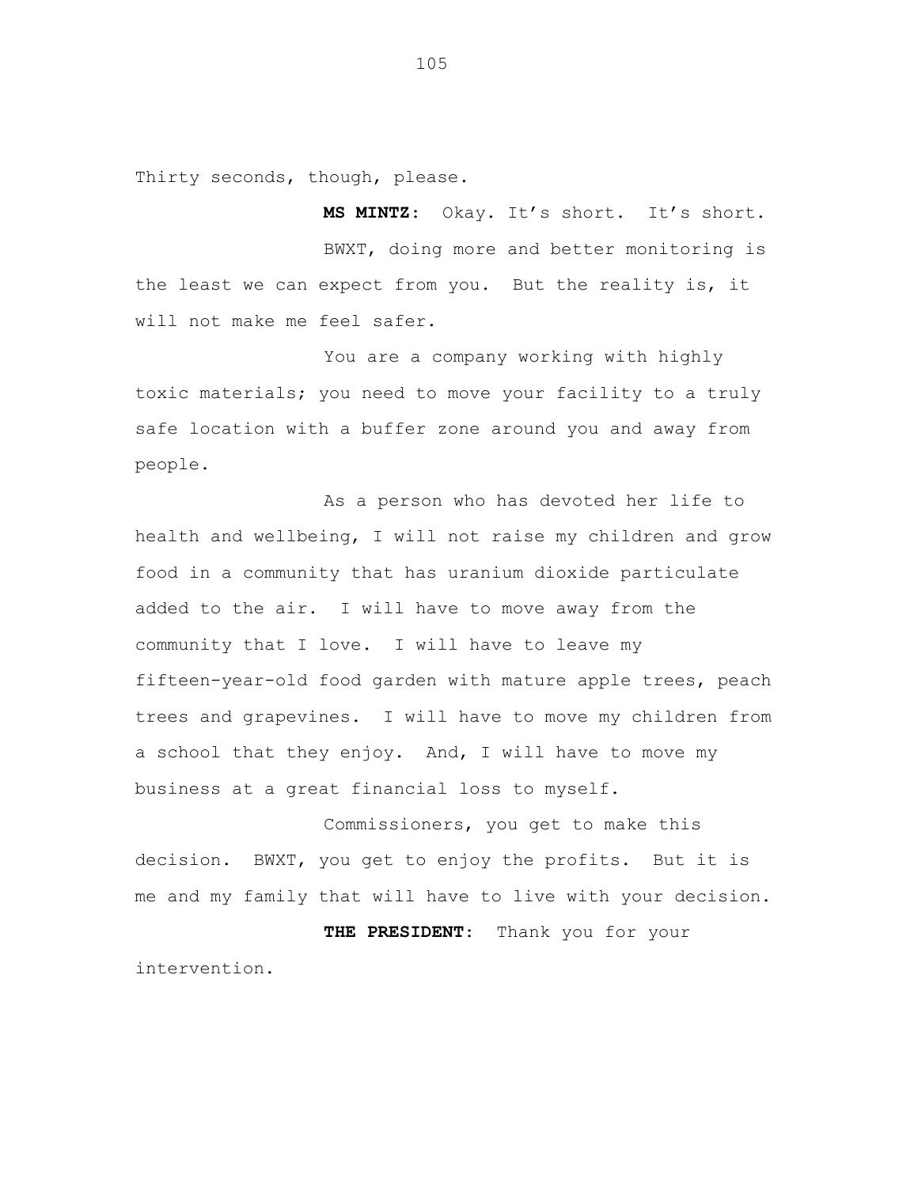Thirty seconds, though, please.

**MS MINTZ:** Okay. It's short. It's short.

BWXT, doing more and better monitoring is the least we can expect from you. But the reality is, it will not make me feel safer.

You are a company working with highly toxic materials; you need to move your facility to a truly safe location with a buffer zone around you and away from people.

As a person who has devoted her life to health and wellbeing, I will not raise my children and grow food in a community that has uranium dioxide particulate added to the air. I will have to move away from the community that I love. I will have to leave my fifteen-year-old food garden with mature apple trees, peach trees and grapevines. I will have to move my children from a school that they enjoy. And, I will have to move my business at a great financial loss to myself.

Commissioners, you get to make this decision. BWXT, you get to enjoy the profits. But it is me and my family that will have to live with your decision.

**THE PRESIDENT:** Thank you for your intervention.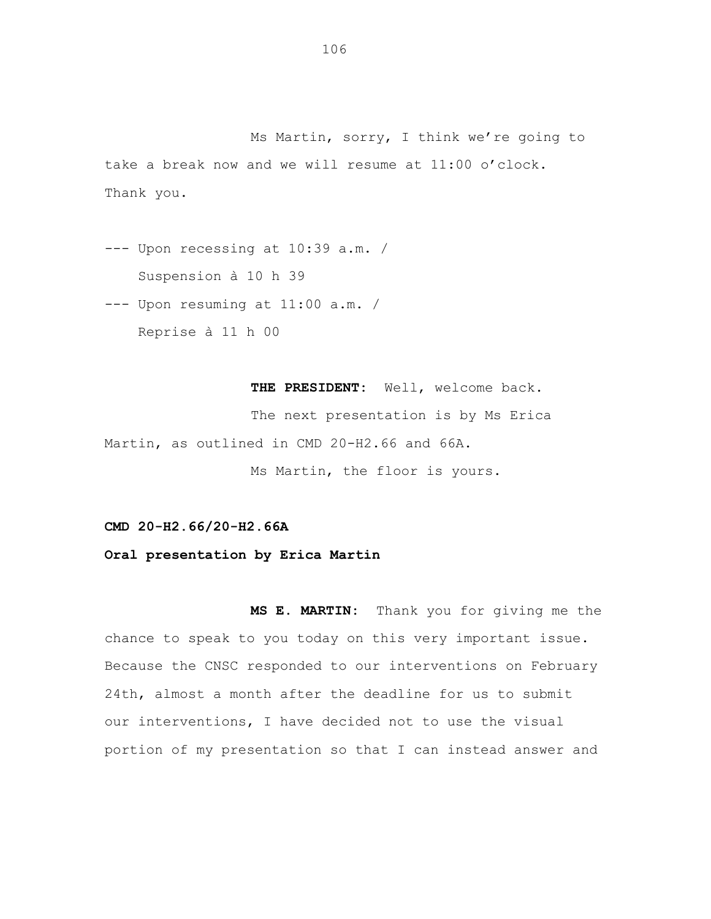Ms Martin, sorry, I think we're going to take a break now and we will resume at 11:00 o'clock. Thank you.

--- Upon recessing at 10:39 a.m. /
Suspension à 10 h 39

--- Upon resuming at 11:00 a.m. /
Reprise à 11 h 00

**THE PRESIDENT:** Well, welcome back.

The next presentation is by Ms Erica Martin, as outlined in CMD 20-H2.66 and 66A.

Ms Martin, the floor is yours.

**CMD 20-H2.66/20-H2.66A**

**Oral presentation by Erica Martin**

**MS E. MARTIN:** Thank you for giving me the chance to speak to you today on this very important issue. Because the CNSC responded to our interventions on February 24th, almost a month after the deadline for us to submit our interventions, I have decided not to use the visual portion of my presentation so that I can instead answer and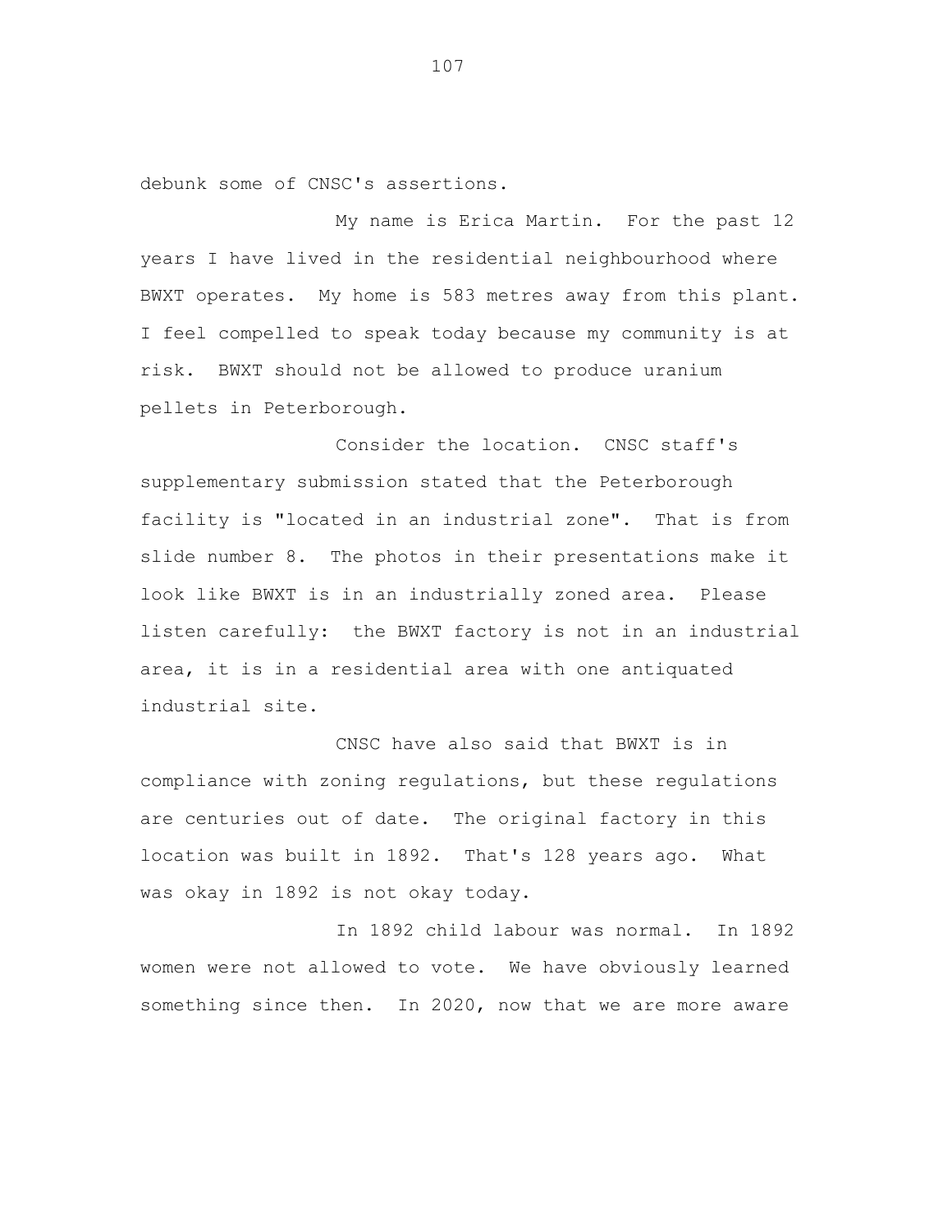debunk some of CNSC's assertions.

My name is Erica Martin. For the past 12 years I have lived in the residential neighbourhood where BWXT operates. My home is 583 metres away from this plant. I feel compelled to speak today because my community is at risk. BWXT should not be allowed to produce uranium pellets in Peterborough.

Consider the location. CNSC staff's supplementary submission stated that the Peterborough facility is "located in an industrial zone". That is from slide number 8. The photos in their presentations make it look like BWXT is in an industrially zoned area. Please listen carefully: the BWXT factory is not in an industrial area, it is in a residential area with one antiquated industrial site.

CNSC have also said that BWXT is in compliance with zoning regulations, but these regulations are centuries out of date. The original factory in this location was built in 1892. That's 128 years ago. What was okay in 1892 is not okay today.

In 1892 child labour was normal. In 1892 women were not allowed to vote. We have obviously learned something since then. In 2020, now that we are more aware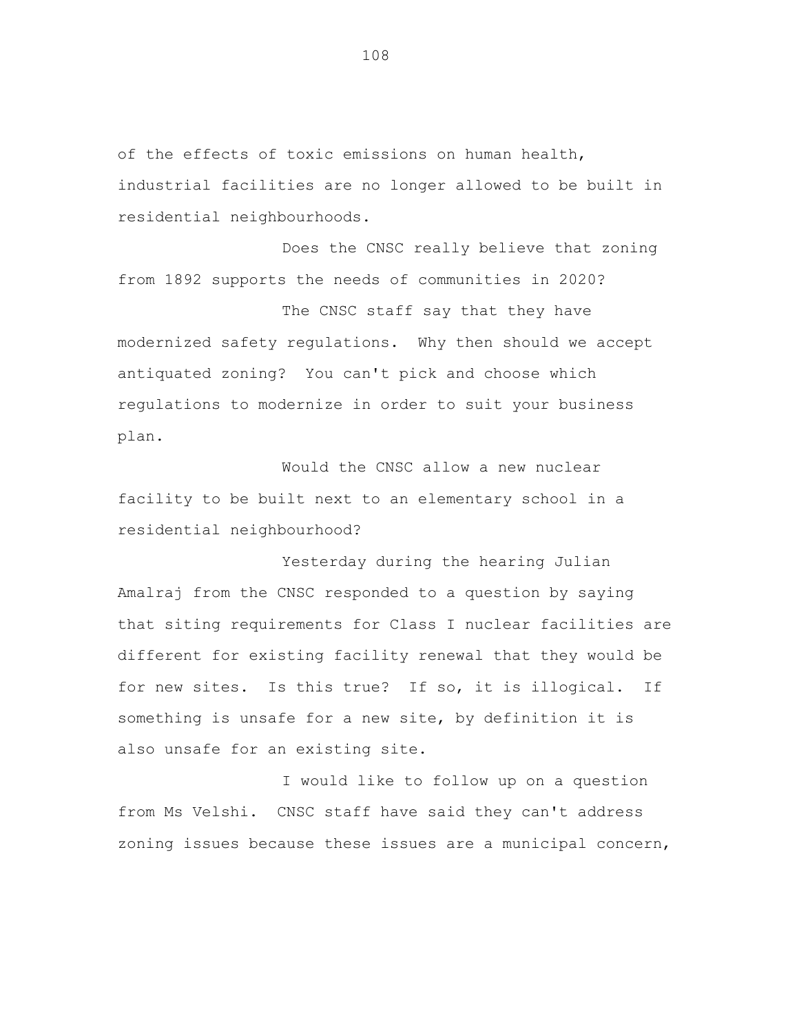of the effects of toxic emissions on human health, industrial facilities are no longer allowed to be built in residential neighbourhoods.

Does the CNSC really believe that zoning from 1892 supports the needs of communities in 2020?

The CNSC staff say that they have modernized safety regulations. Why then should we accept antiquated zoning? You can't pick and choose which regulations to modernize in order to suit your business plan.

Would the CNSC allow a new nuclear facility to be built next to an elementary school in a residential neighbourhood?

Yesterday during the hearing Julian Amalraj from the CNSC responded to a question by saying that siting requirements for Class I nuclear facilities are different for existing facility renewal that they would be for new sites. Is this true? If so, it is illogical. If something is unsafe for a new site, by definition it is also unsafe for an existing site.

I would like to follow up on a question from Ms Velshi. CNSC staff have said they can't address zoning issues because these issues are a municipal concern,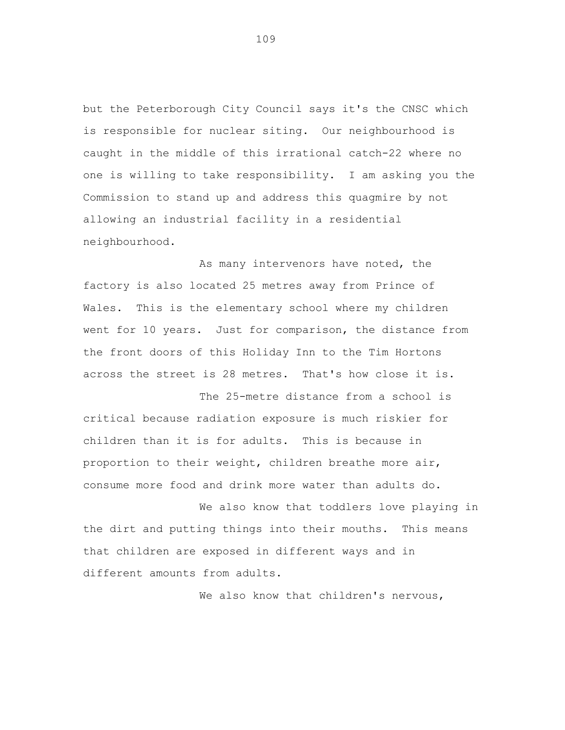but the Peterborough City Council says it's the CNSC which is responsible for nuclear siting. Our neighbourhood is caught in the middle of this irrational catch-22 where no one is willing to take responsibility. I am asking you the Commission to stand up and address this quagmire by not allowing an industrial facility in a residential neighbourhood.

As many intervenors have noted, the factory is also located 25 metres away from Prince of Wales. This is the elementary school where my children went for 10 years. Just for comparison, the distance from the front doors of this Holiday Inn to the Tim Hortons across the street is 28 metres. That's how close it is.

The 25-metre distance from a school is critical because radiation exposure is much riskier for children than it is for adults. This is because in proportion to their weight, children breathe more air, consume more food and drink more water than adults do.

We also know that toddlers love playing in the dirt and putting things into their mouths. This means that children are exposed in different ways and in different amounts from adults.

We also know that children's nervous,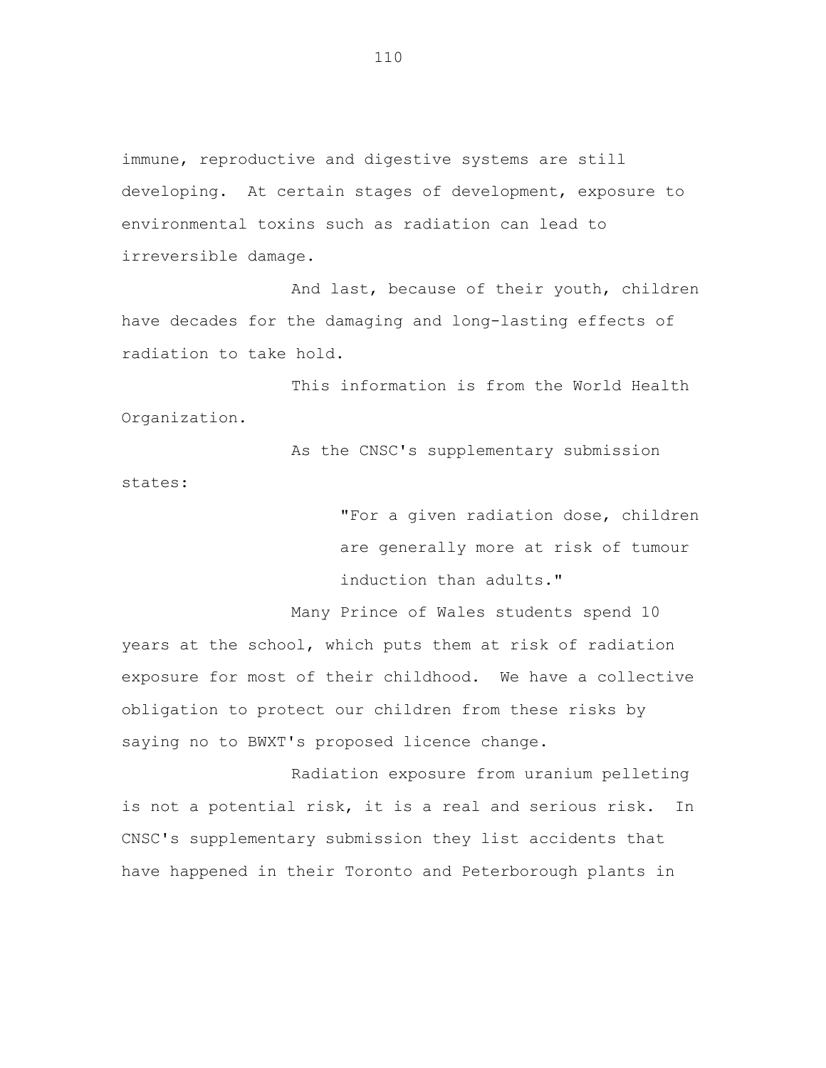immune, reproductive and digestive systems are still developing. At certain stages of development, exposure to environmental toxins such as radiation can lead to irreversible damage.

And last, because of their youth, children have decades for the damaging and long-lasting effects of radiation to take hold.

This information is from the World Health Organization.

As the CNSC's supplementary submission states:

> "For a given radiation dose, children are generally more at risk of tumour induction than adults."

Many Prince of Wales students spend 10 years at the school, which puts them at risk of radiation exposure for most of their childhood. We have a collective obligation to protect our children from these risks by saying no to BWXT's proposed licence change.

Radiation exposure from uranium pelleting is not a potential risk, it is a real and serious risk. In CNSC's supplementary submission they list accidents that have happened in their Toronto and Peterborough plants in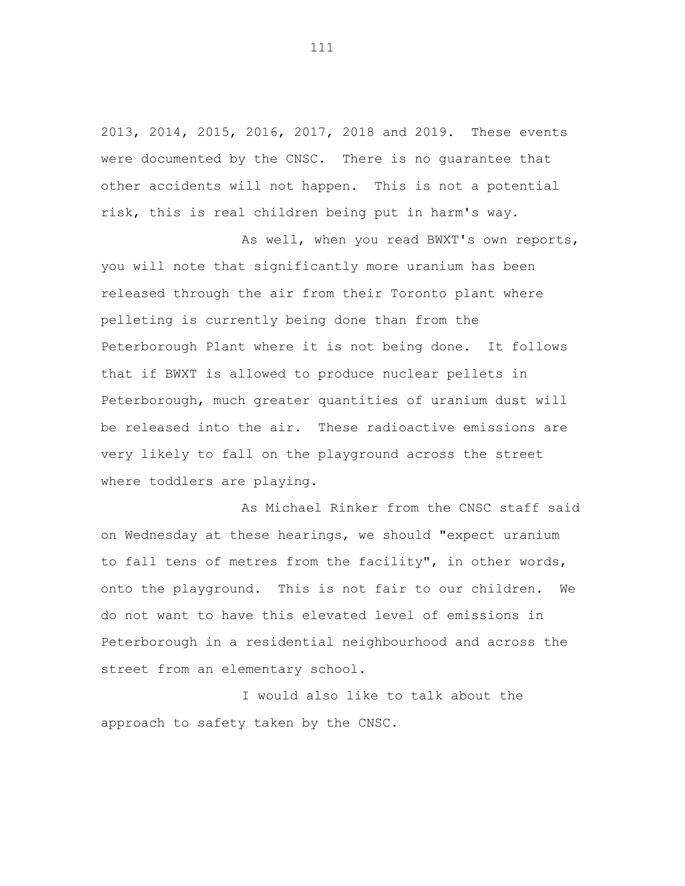2013, 2014, 2015, 2016, 2017, 2018 and 2019. These events were documented by the CNSC. There is no guarantee that other accidents will not happen. This is not a potential risk, this is real children being put in harm's way.

As well, when you read BWXT's own reports, you will note that significantly more uranium has been released through the air from their Toronto plant where pelleting is currently being done than from the Peterborough Plant where it is not being done. It follows that if BWXT is allowed to produce nuclear pellets in Peterborough, much greater quantities of uranium dust will be released into the air. These radioactive emissions are very likely to fall on the playground across the street where toddlers are playing.

As Michael Rinker from the CNSC staff said on Wednesday at these hearings, we should "expect uranium to fall tens of metres from the facility", in other words, onto the playground. This is not fair to our children. We do not want to have this elevated level of emissions in Peterborough in a residential neighbourhood and across the street from an elementary school.

I would also like to talk about the approach to safety taken by the CNSC.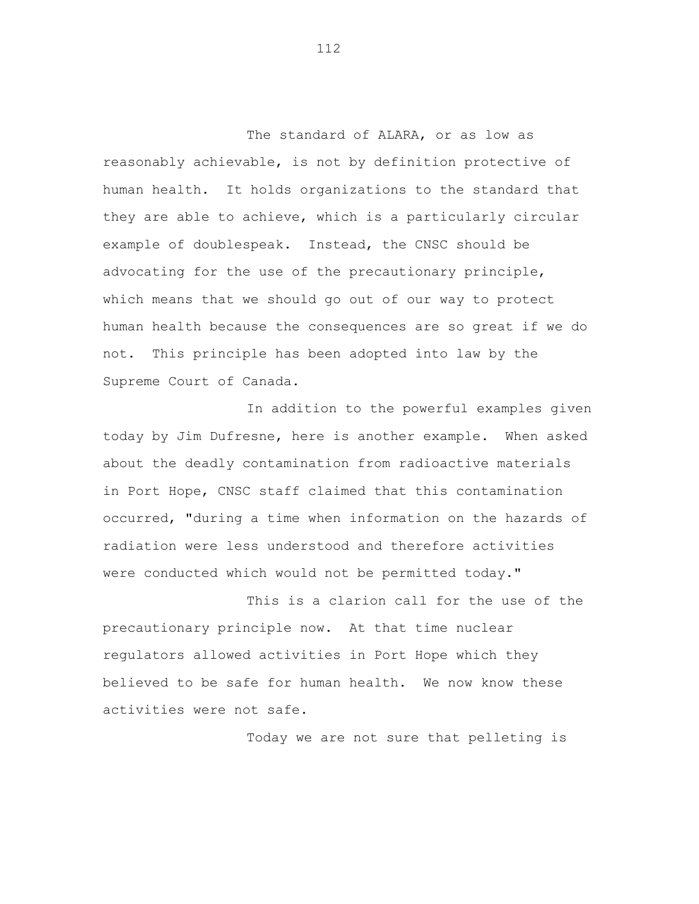The standard of ALARA, or as low as reasonably achievable, is not by definition protective of human health. It holds organizations to the standard that they are able to achieve, which is a particularly circular example of doublespeak. Instead, the CNSC should be advocating for the use of the precautionary principle, which means that we should go out of our way to protect human health because the consequences are so great if we do not. This principle has been adopted into law by the Supreme Court of Canada.

In addition to the powerful examples given today by Jim Dufresne, here is another example. When asked about the deadly contamination from radioactive materials in Port Hope, CNSC staff claimed that this contamination occurred, "during a time when information on the hazards of radiation were less understood and therefore activities were conducted which would not be permitted today."

This is a clarion call for the use of the precautionary principle now. At that time nuclear regulators allowed activities in Port Hope which they believed to be safe for human health. We now know these activities were not safe.

Today we are not sure that pelleting is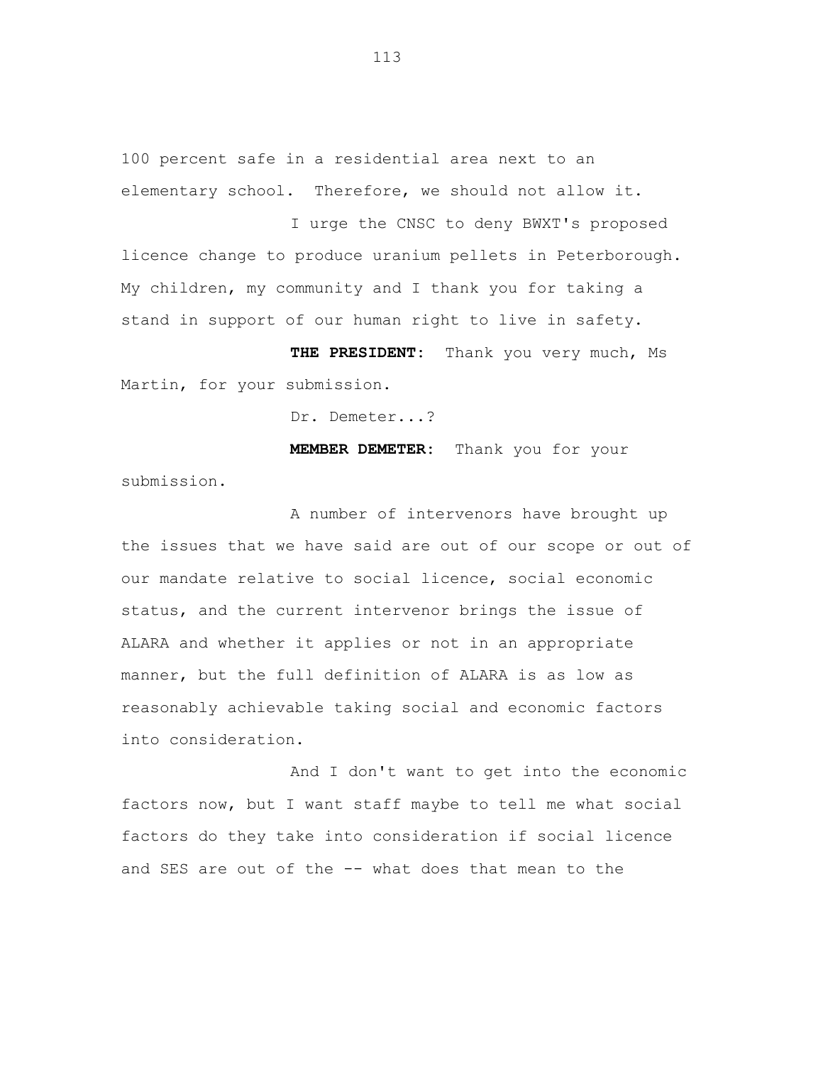100 percent safe in a residential area next to an elementary school. Therefore, we should not allow it.

I urge the CNSC to deny BWXT's proposed licence change to produce uranium pellets in Peterborough. My children, my community and I thank you for taking a stand in support of our human right to live in safety.

**THE PRESIDENT:** Thank you very much, Ms Martin, for your submission.

Dr. Demeter...?

**MEMBER DEMETER:** Thank you for your submission.

A number of intervenors have brought up the issues that we have said are out of our scope or out of our mandate relative to social licence, social economic status, and the current intervenor brings the issue of ALARA and whether it applies or not in an appropriate manner, but the full definition of ALARA is as low as reasonably achievable taking social and economic factors into consideration.

And I don't want to get into the economic factors now, but I want staff maybe to tell me what social factors do they take into consideration if social licence and SES are out of the -- what does that mean to the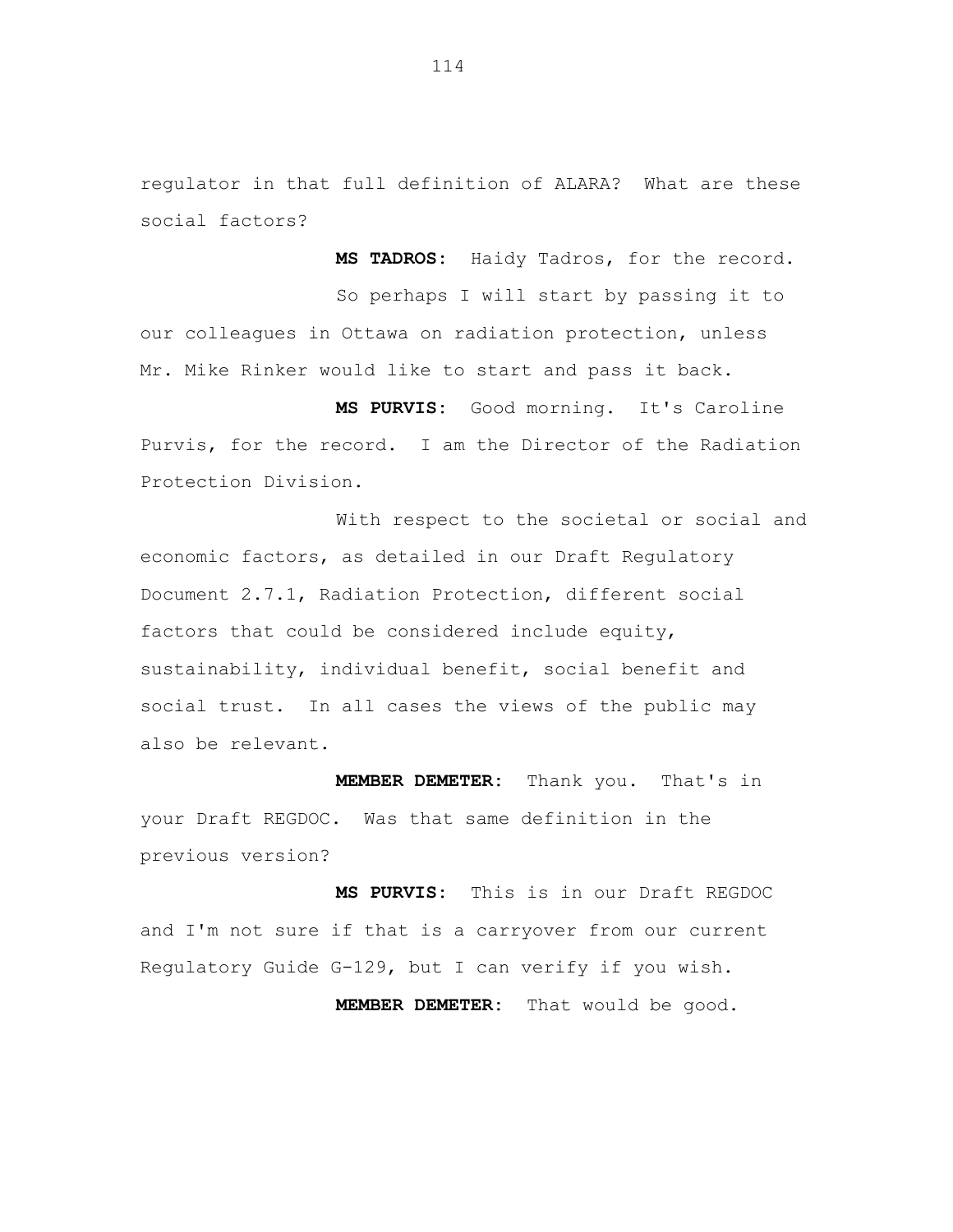regulator in that full definition of ALARA? What are these social factors?

**MS TADROS:** Haidy Tadros, for the record.

So perhaps I will start by passing it to our colleagues in Ottawa on radiation protection, unless Mr. Mike Rinker would like to start and pass it back.

**MS PURVIS:** Good morning. It's Caroline Purvis, for the record. I am the Director of the Radiation Protection Division.

With respect to the societal or social and economic factors, as detailed in our Draft Regulatory Document 2.7.1, Radiation Protection, different social factors that could be considered include equity, sustainability, individual benefit, social benefit and social trust. In all cases the views of the public may also be relevant.

**MEMBER DEMETER:** Thank you. That's in your Draft REGDOC. Was that same definition in the previous version?

**MS PURVIS:** This is in our Draft REGDOC and I'm not sure if that is a carryover from our current Regulatory Guide G-129, but I can verify if you wish.

**MEMBER DEMETER:** That would be good.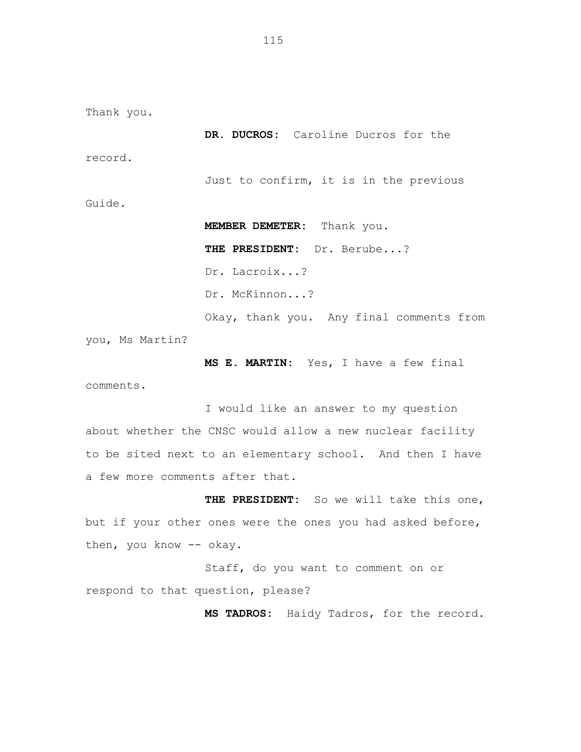Thank you.

**DR. DUCROS:** Caroline Ducros for the record.

Just to confirm, it is in the previous Guide.

**MEMBER DEMETER:** Thank you.

**THE PRESIDENT:** Dr. Berube...?

Dr. Lacroix...?

Dr. McKinnon...?

Okay, thank you. Any final comments from you, Ms Martin?

**MS E. MARTIN:** Yes, I have a few final comments.

I would like an answer to my question about whether the CNSC would allow a new nuclear facility to be sited next to an elementary school. And then I have a few more comments after that.

**THE PRESIDENT:** So we will take this one, but if your other ones were the ones you had asked before, then, you know -- okay.

Staff, do you want to comment on or respond to that question, please?

**MS TADROS:** Haidy Tadros, for the record.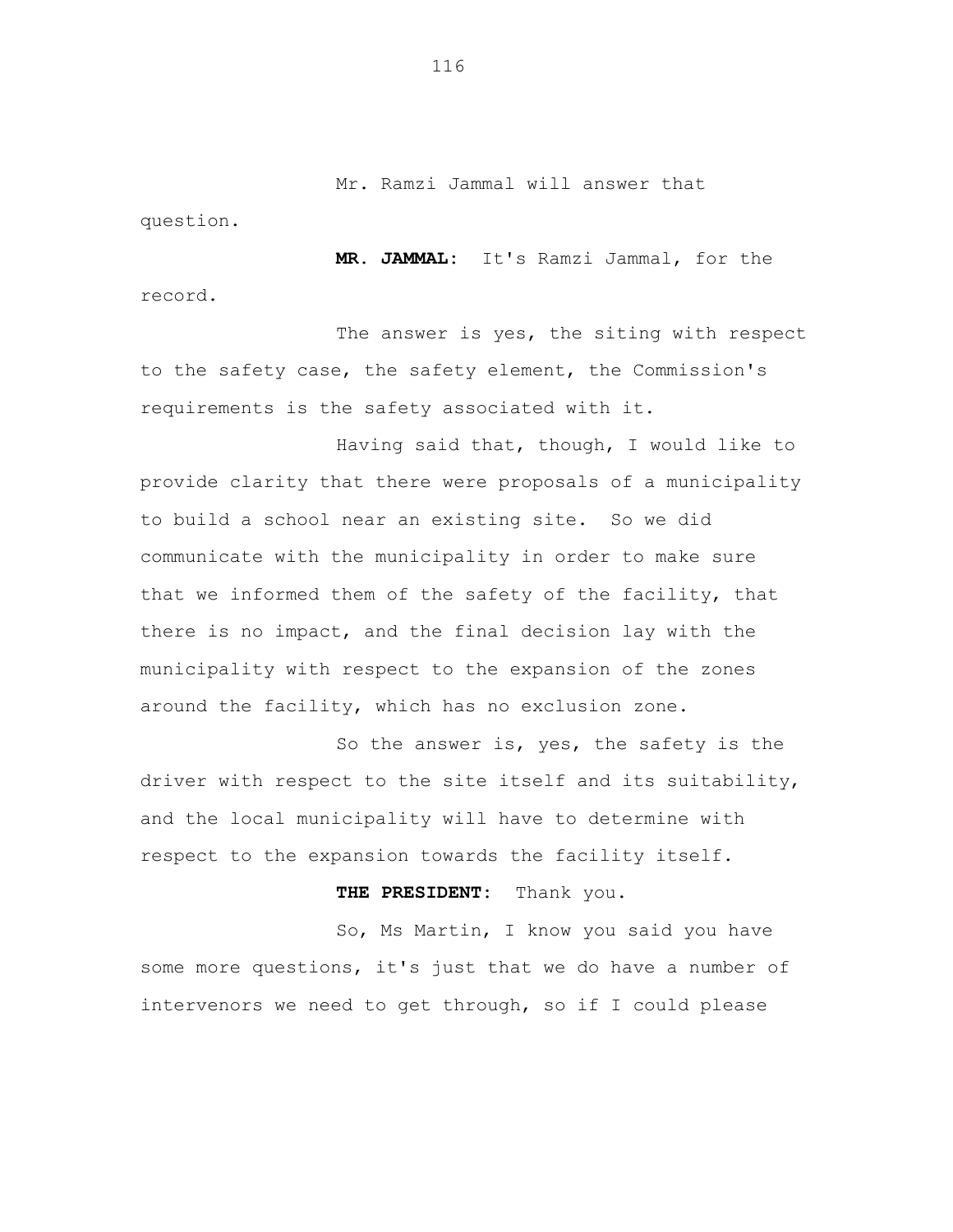Mr. Ramzi Jammal will answer that question.

**MR. JAMMAL:** It's Ramzi Jammal, for the record.

The answer is yes, the siting with respect to the safety case, the safety element, the Commission's requirements is the safety associated with it.

Having said that, though, I would like to provide clarity that there were proposals of a municipality to build a school near an existing site. So we did communicate with the municipality in order to make sure that we informed them of the safety of the facility, that there is no impact, and the final decision lay with the municipality with respect to the expansion of the zones around the facility, which has no exclusion zone.

So the answer is, yes, the safety is the driver with respect to the site itself and its suitability, and the local municipality will have to determine with respect to the expansion towards the facility itself.

**THE PRESIDENT:** Thank you.

So, Ms Martin, I know you said you have some more questions, it's just that we do have a number of intervenors we need to get through, so if I could please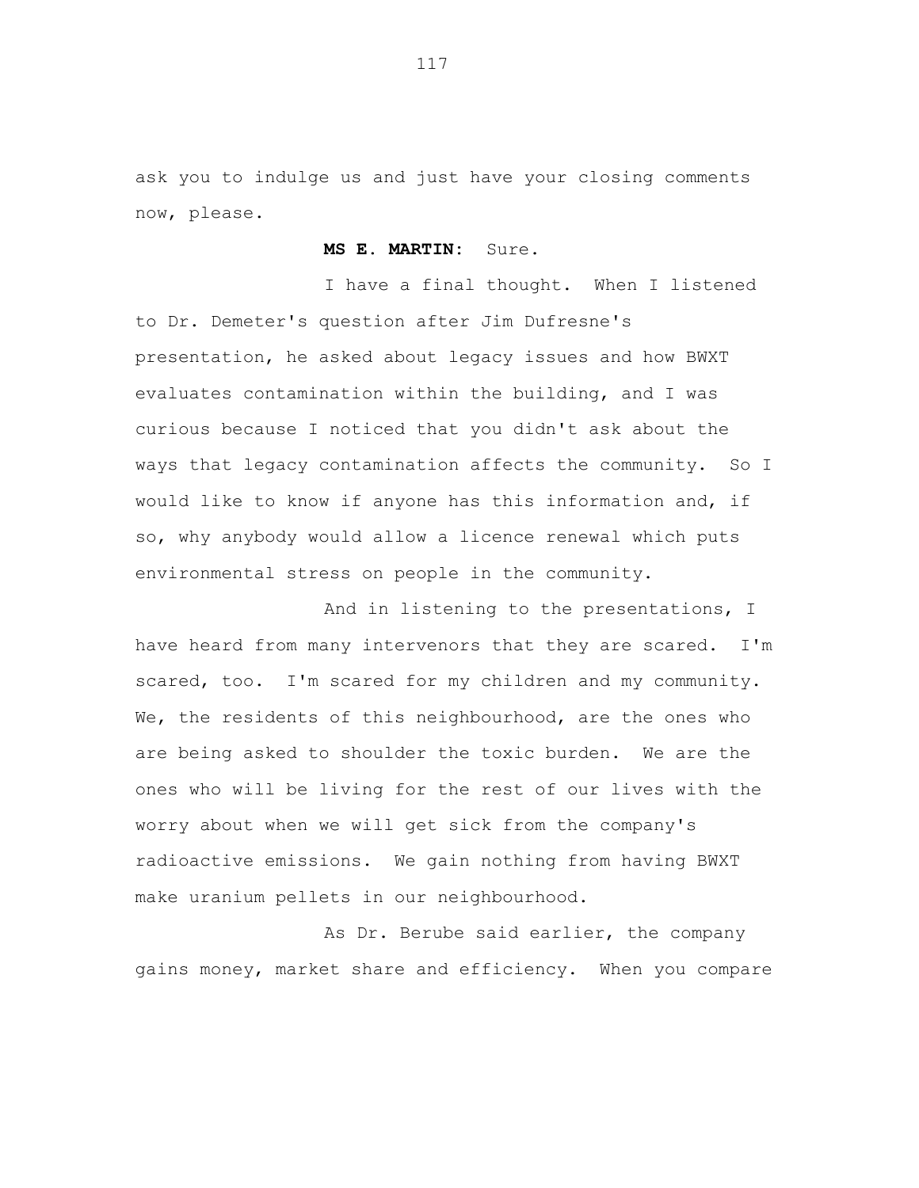ask you to indulge us and just have your closing comments now, please.

**MS E. MARTIN:** Sure.

I have a final thought. When I listened to Dr. Demeter's question after Jim Dufresne's presentation, he asked about legacy issues and how BWXT evaluates contamination within the building, and I was curious because I noticed that you didn't ask about the ways that legacy contamination affects the community. So I would like to know if anyone has this information and, if so, why anybody would allow a licence renewal which puts environmental stress on people in the community.

And in listening to the presentations, I have heard from many intervenors that they are scared. I'm scared, too. I'm scared for my children and my community. We, the residents of this neighbourhood, are the ones who are being asked to shoulder the toxic burden. We are the ones who will be living for the rest of our lives with the worry about when we will get sick from the company's radioactive emissions. We gain nothing from having BWXT make uranium pellets in our neighbourhood.

As Dr. Berube said earlier, the company gains money, market share and efficiency. When you compare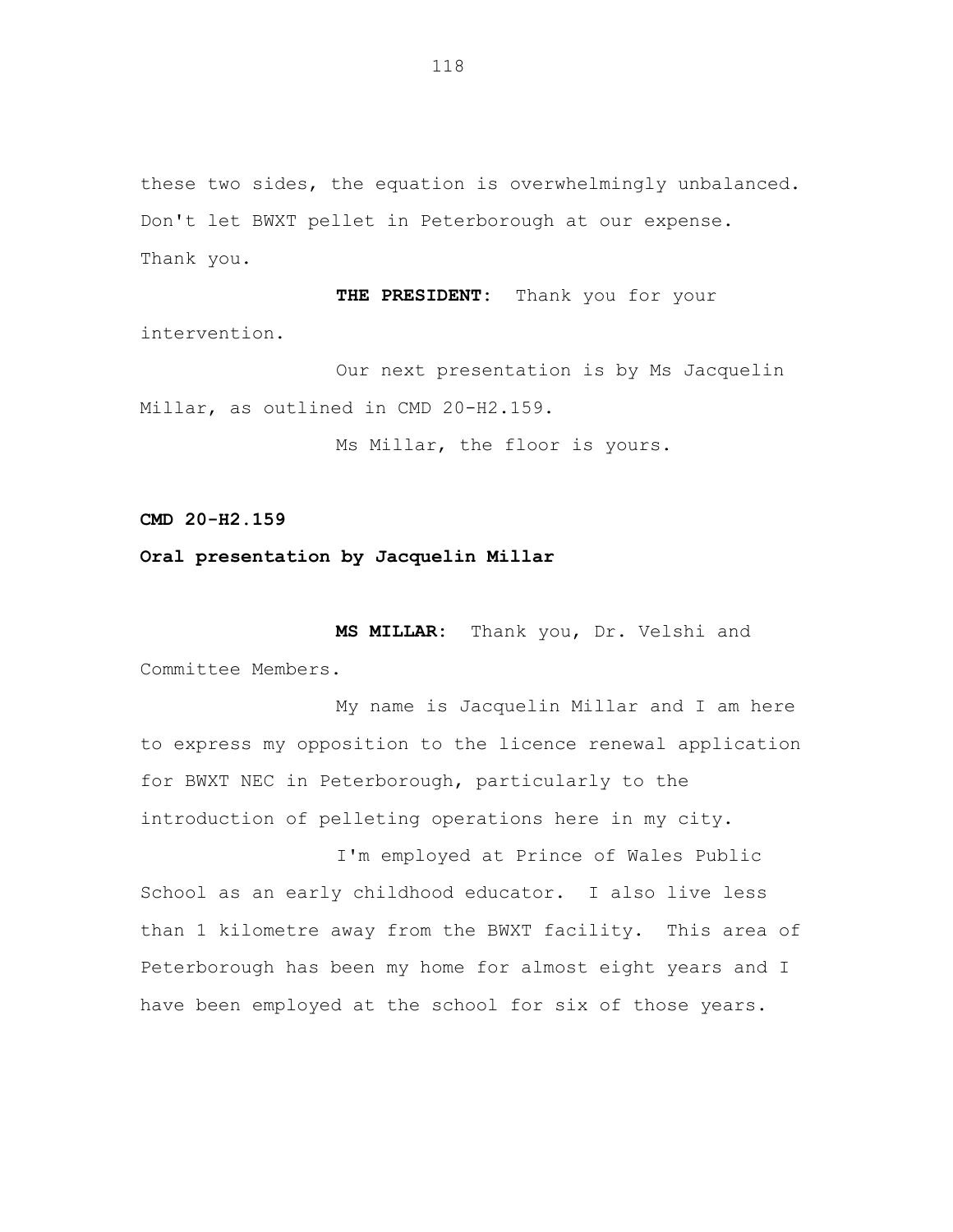these two sides, the equation is overwhelmingly unbalanced. Don't let BWXT pellet in Peterborough at our expense. Thank you.

**THE PRESIDENT:** Thank you for your intervention.

Our next presentation is by Ms Jacquelin Millar, as outlined in CMD 20-H2.159.

Ms Millar, the floor is yours.

**CMD 20-H2.159**

**Oral presentation by Jacquelin Millar**

**MS MILLAR:** Thank you, Dr. Velshi and Committee Members.

My name is Jacquelin Millar and I am here to express my opposition to the licence renewal application for BWXT NEC in Peterborough, particularly to the introduction of pelleting operations here in my city.

I'm employed at Prince of Wales Public School as an early childhood educator. I also live less than 1 kilometre away from the BWXT facility. This area of Peterborough has been my home for almost eight years and I have been employed at the school for six of those years.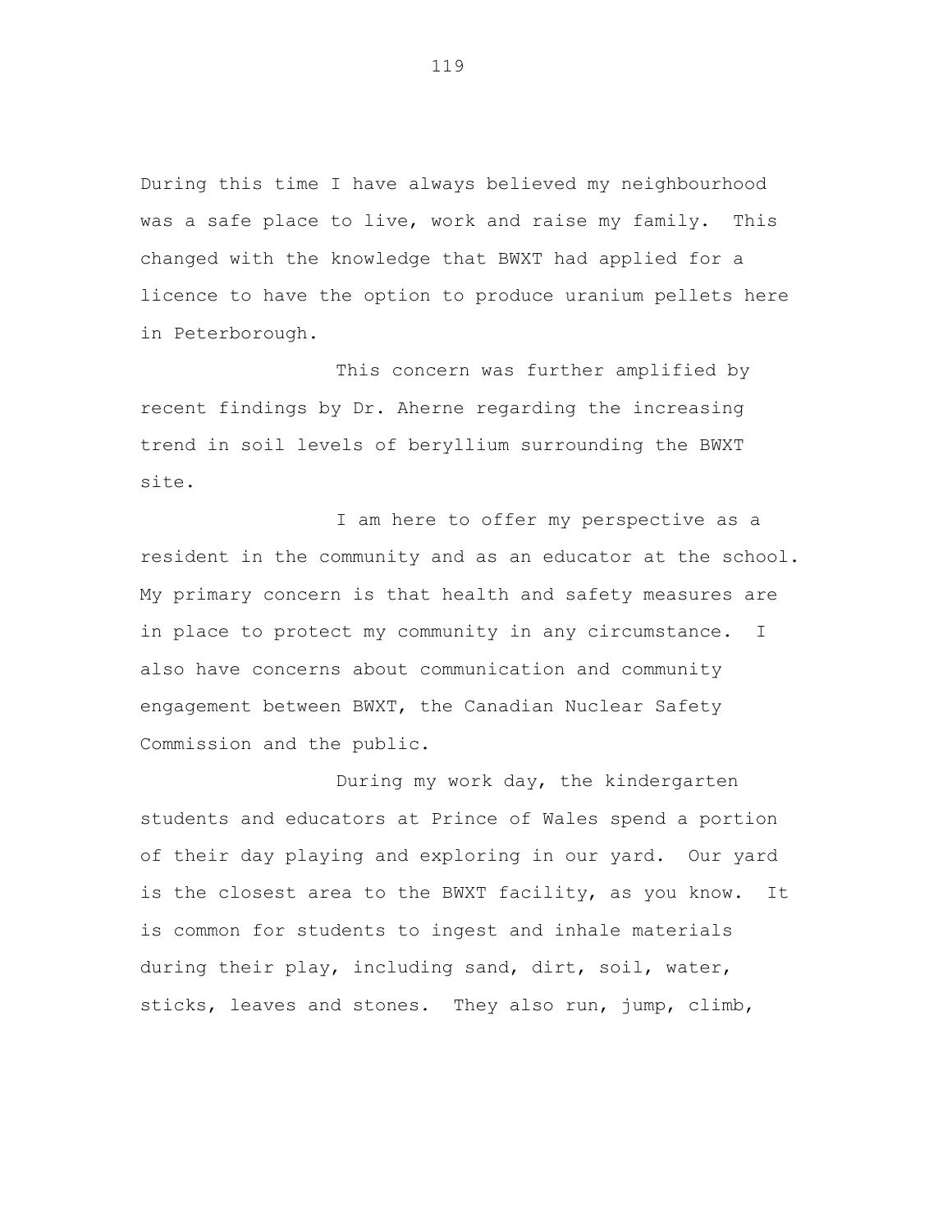During this time I have always believed my neighbourhood was a safe place to live, work and raise my family. This changed with the knowledge that BWXT had applied for a licence to have the option to produce uranium pellets here in Peterborough.

This concern was further amplified by recent findings by Dr. Aherne regarding the increasing trend in soil levels of beryllium surrounding the BWXT site.

I am here to offer my perspective as a resident in the community and as an educator at the school. My primary concern is that health and safety measures are in place to protect my community in any circumstance. I also have concerns about communication and community engagement between BWXT, the Canadian Nuclear Safety Commission and the public.

During my work day, the kindergarten students and educators at Prince of Wales spend a portion of their day playing and exploring in our yard. Our yard is the closest area to the BWXT facility, as you know. It is common for students to ingest and inhale materials during their play, including sand, dirt, soil, water, sticks, leaves and stones. They also run, jump, climb,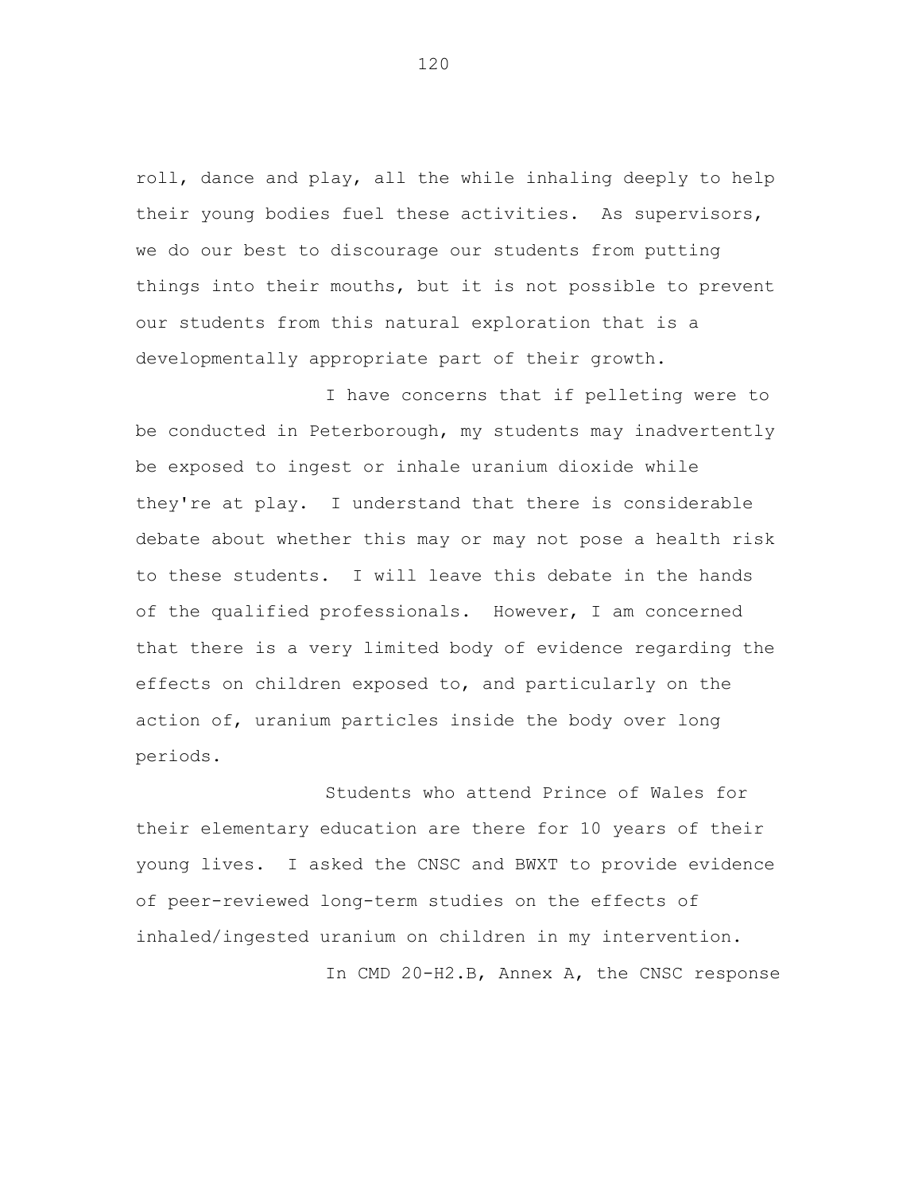roll, dance and play, all the while inhaling deeply to help their young bodies fuel these activities. As supervisors, we do our best to discourage our students from putting things into their mouths, but it is not possible to prevent our students from this natural exploration that is a developmentally appropriate part of their growth.

I have concerns that if pelleting were to be conducted in Peterborough, my students may inadvertently be exposed to ingest or inhale uranium dioxide while they're at play. I understand that there is considerable debate about whether this may or may not pose a health risk to these students. I will leave this debate in the hands of the qualified professionals. However, I am concerned that there is a very limited body of evidence regarding the effects on children exposed to, and particularly on the action of, uranium particles inside the body over long periods.

Students who attend Prince of Wales for their elementary education are there for 10 years of their young lives. I asked the CNSC and BWXT to provide evidence of peer-reviewed long-term studies on the effects of inhaled/ingested uranium on children in my intervention.

In CMD 20-H2.B, Annex A, the CNSC response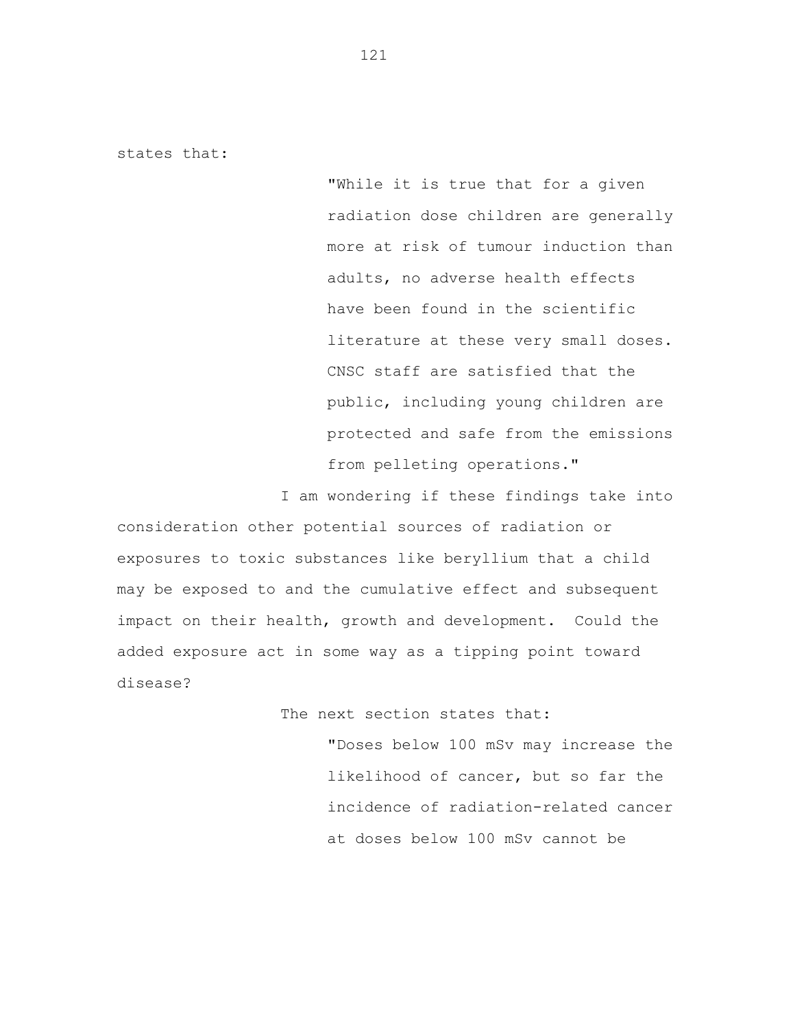states that:

> "While it is true that for a given radiation dose children are generally more at risk of tumour induction than adults, no adverse health effects have been found in the scientific literature at these very small doses. CNSC staff are satisfied that the public, including young children are protected and safe from the emissions from pelleting operations."

I am wondering if these findings take into consideration other potential sources of radiation or exposures to toxic substances like beryllium that a child may be exposed to and the cumulative effect and subsequent impact on their health, growth and development. Could the added exposure act in some way as a tipping point toward disease?

The next section states that:

> "Doses below 100 mSv may increase the likelihood of cancer, but so far the incidence of radiation-related cancer at doses below 100 mSv cannot be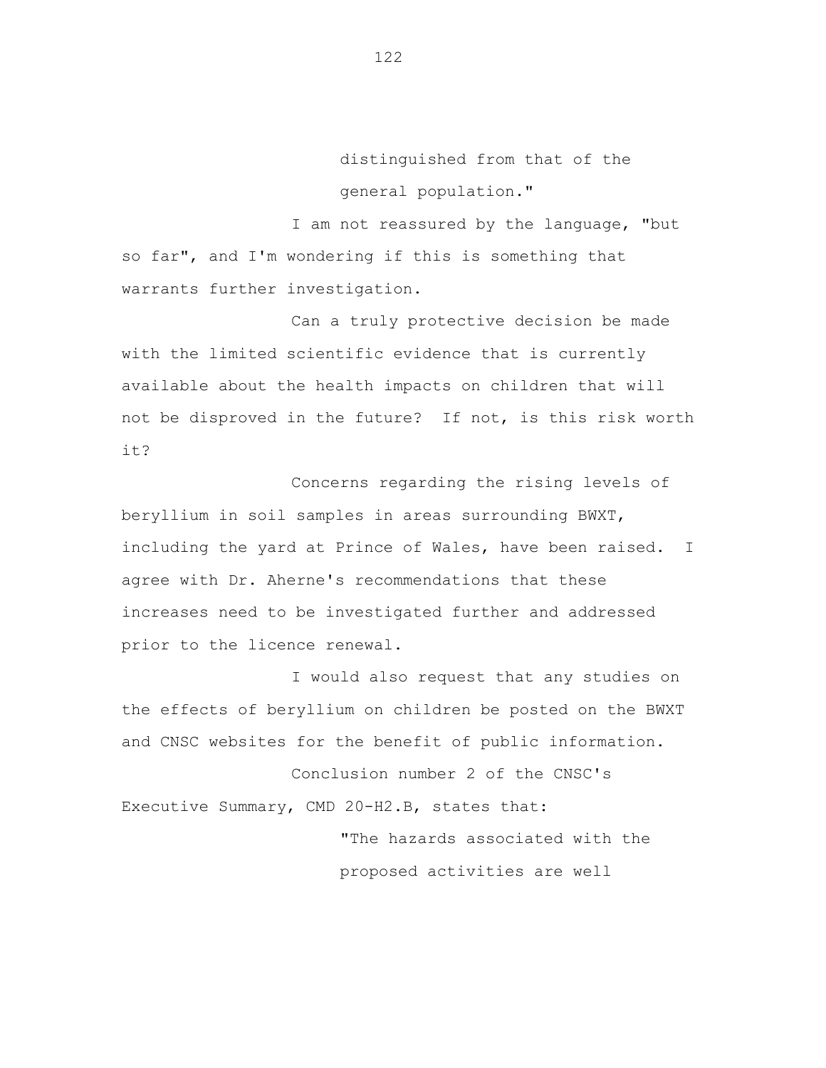> distinguished from that of the general population."

I am not reassured by the language, "but so far", and I'm wondering if this is something that warrants further investigation.

Can a truly protective decision be made with the limited scientific evidence that is currently available about the health impacts on children that will not be disproved in the future? If not, is this risk worth it?

Concerns regarding the rising levels of beryllium in soil samples in areas surrounding BWXT, including the yard at Prince of Wales, have been raised. I agree with Dr. Aherne's recommendations that these increases need to be investigated further and addressed prior to the licence renewal.

I would also request that any studies on the effects of beryllium on children be posted on the BWXT and CNSC websites for the benefit of public information.

Conclusion number 2 of the CNSC's Executive Summary, CMD 20-H2.B, states that:

> "The hazards associated with the proposed activities are well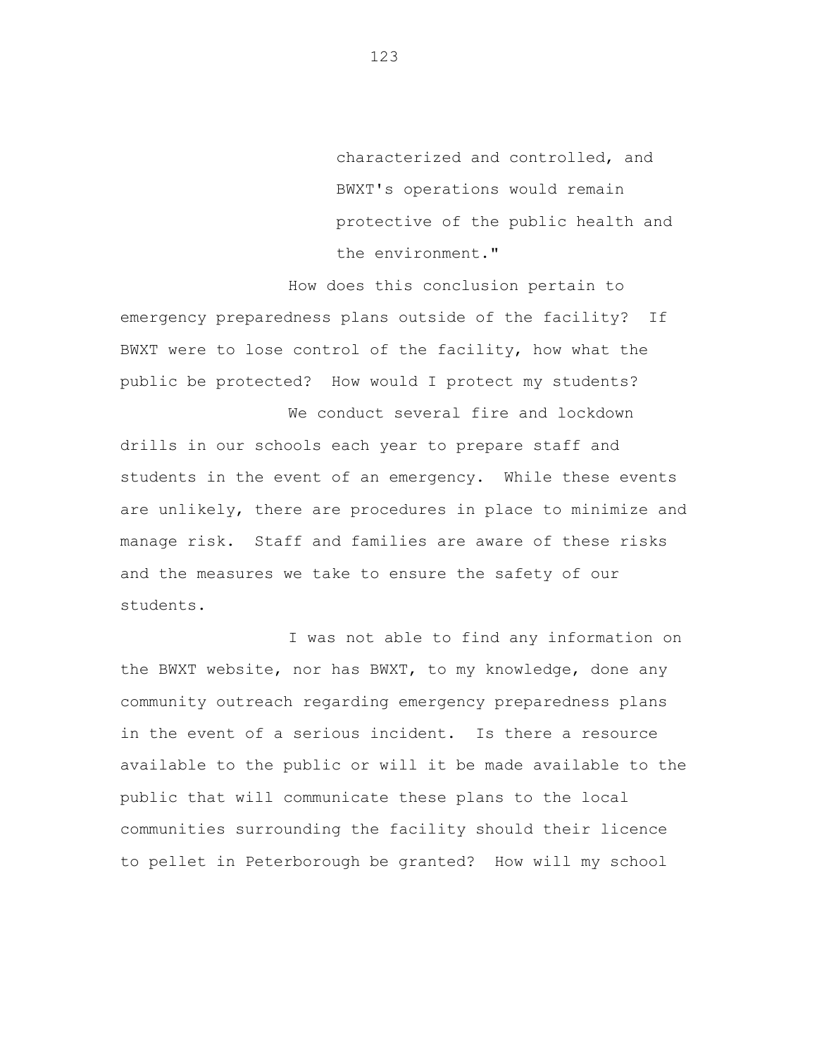> characterized and controlled, and BWXT's operations would remain protective of the public health and the environment."

How does this conclusion pertain to emergency preparedness plans outside of the facility? If BWXT were to lose control of the facility, how what the public be protected? How would I protect my students?

We conduct several fire and lockdown drills in our schools each year to prepare staff and students in the event of an emergency. While these events are unlikely, there are procedures in place to minimize and manage risk. Staff and families are aware of these risks and the measures we take to ensure the safety of our students.

I was not able to find any information on the BWXT website, nor has BWXT, to my knowledge, done any community outreach regarding emergency preparedness plans in the event of a serious incident. Is there a resource available to the public or will it be made available to the public that will communicate these plans to the local communities surrounding the facility should their licence to pellet in Peterborough be granted? How will my school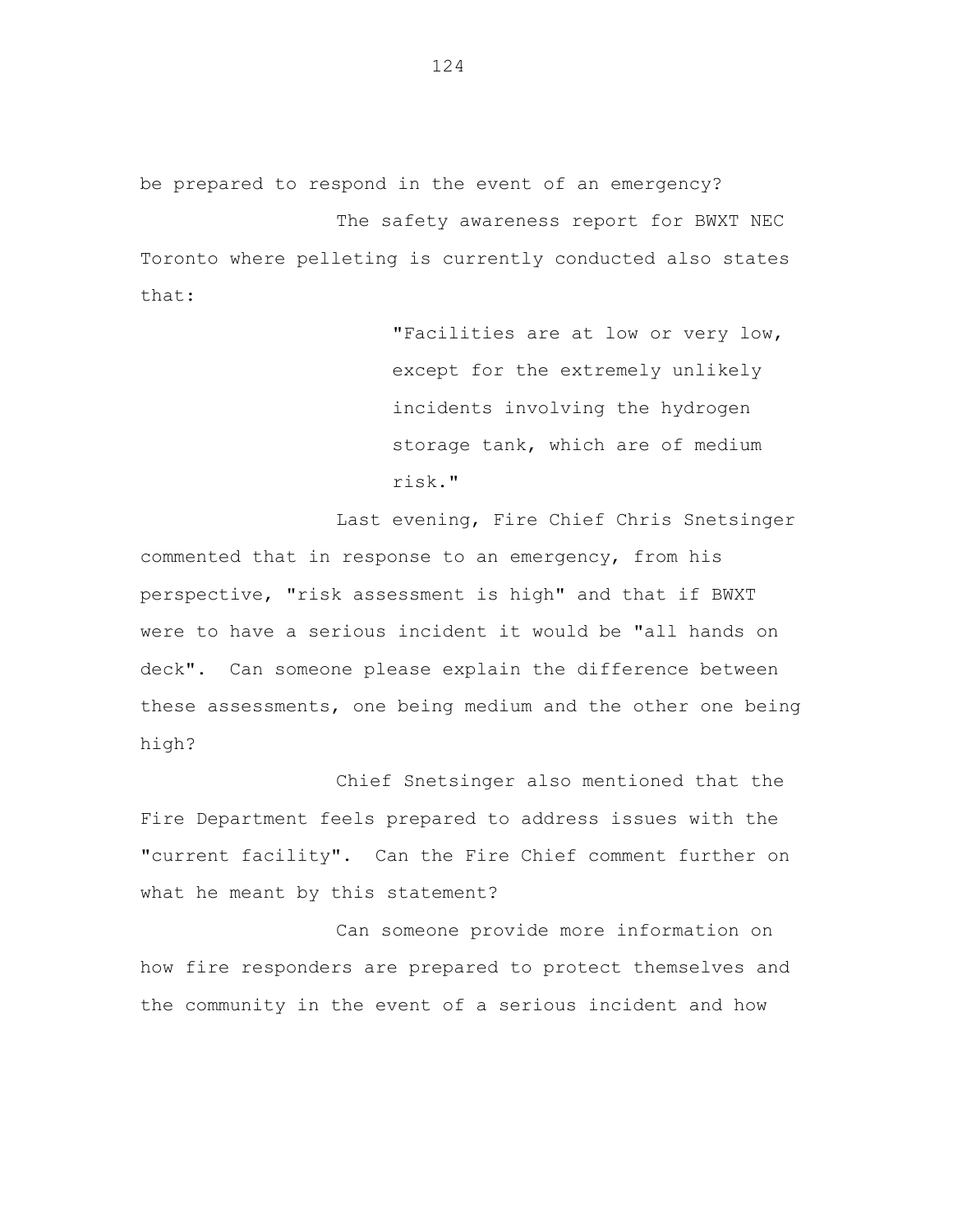be prepared to respond in the event of an emergency?

The safety awareness report for BWXT NEC Toronto where pelleting is currently conducted also states that:

> "Facilities are at low or very low, except for the extremely unlikely incidents involving the hydrogen storage tank, which are of medium risk."

Last evening, Fire Chief Chris Snetsinger commented that in response to an emergency, from his perspective, "risk assessment is high" and that if BWXT were to have a serious incident it would be "all hands on deck". Can someone please explain the difference between these assessments, one being medium and the other one being high?

Chief Snetsinger also mentioned that the Fire Department feels prepared to address issues with the "current facility". Can the Fire Chief comment further on what he meant by this statement?

Can someone provide more information on how fire responders are prepared to protect themselves and the community in the event of a serious incident and how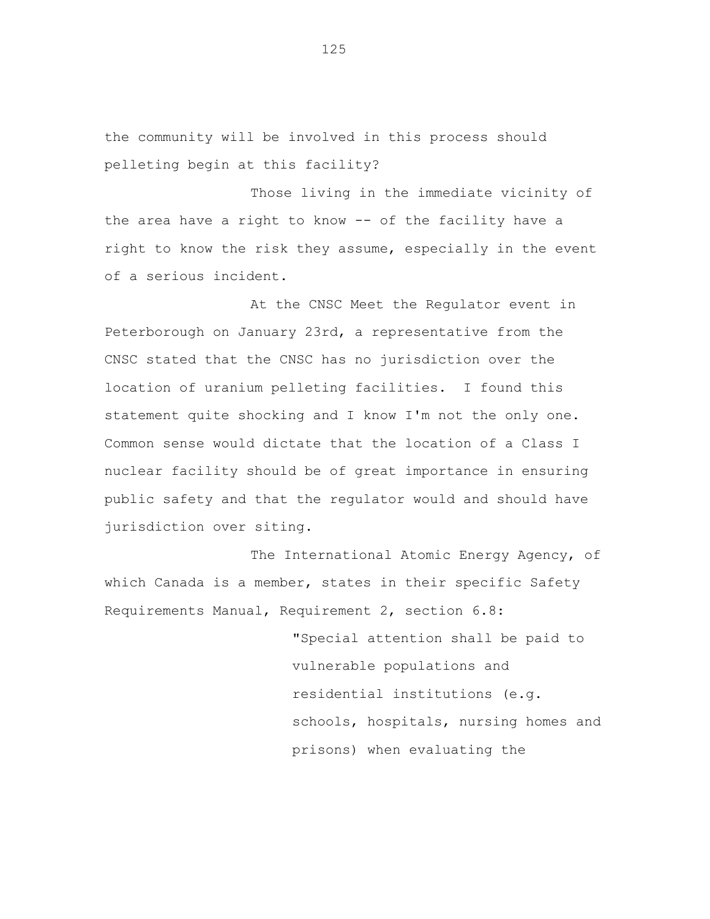the community will be involved in this process should pelleting begin at this facility?

Those living in the immediate vicinity of the area have a right to know -- of the facility have a right to know the risk they assume, especially in the event of a serious incident.

At the CNSC Meet the Regulator event in Peterborough on January 23rd, a representative from the CNSC stated that the CNSC has no jurisdiction over the location of uranium pelleting facilities. I found this statement quite shocking and I know I'm not the only one. Common sense would dictate that the location of a Class I nuclear facility should be of great importance in ensuring public safety and that the regulator would and should have jurisdiction over siting.

The International Atomic Energy Agency, of which Canada is a member, states in their specific Safety Requirements Manual, Requirement 2, section 6.8:

> "Special attention shall be paid to vulnerable populations and residential institutions (e.g. schools, hospitals, nursing homes and prisons) when evaluating the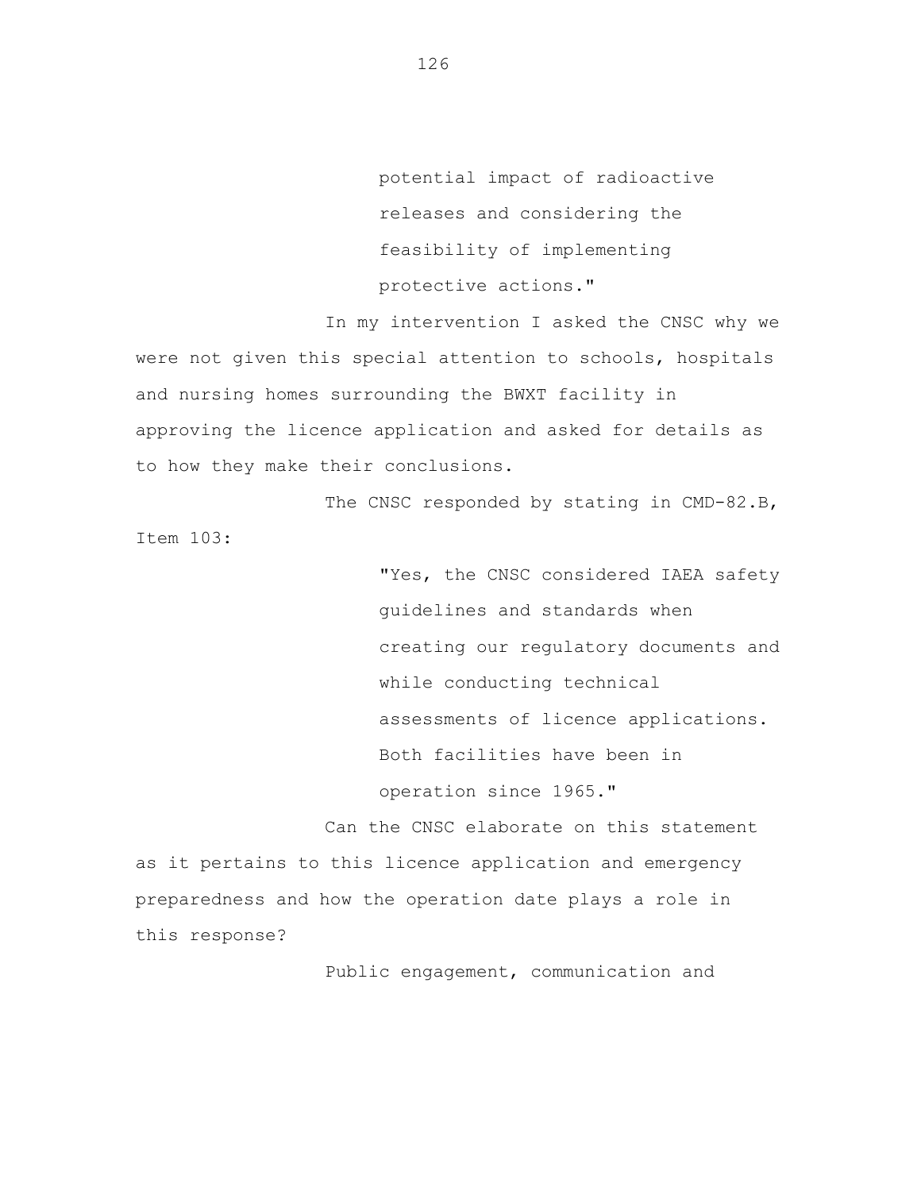> potential impact of radioactive releases and considering the feasibility of implementing protective actions."

In my intervention I asked the CNSC why we were not given this special attention to schools, hospitals and nursing homes surrounding the BWXT facility in approving the licence application and asked for details as to how they make their conclusions.

The CNSC responded by stating in CMD-82.B, Item 103:

> "Yes, the CNSC considered IAEA safety guidelines and standards when creating our regulatory documents and while conducting technical assessments of licence applications. Both facilities have been in operation since 1965."

Can the CNSC elaborate on this statement as it pertains to this licence application and emergency preparedness and how the operation date plays a role in this response?

Public engagement, communication and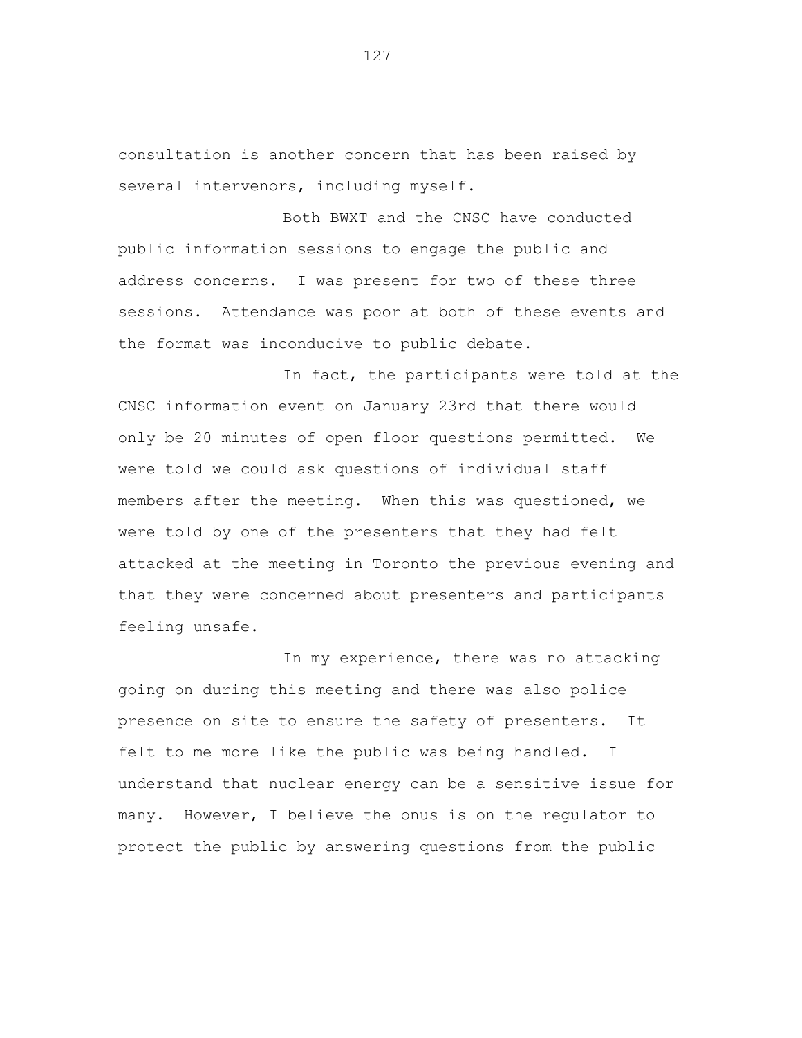consultation is another concern that has been raised by several intervenors, including myself.

Both BWXT and the CNSC have conducted public information sessions to engage the public and address concerns. I was present for two of these three sessions. Attendance was poor at both of these events and the format was inconducive to public debate.

In fact, the participants were told at the CNSC information event on January 23rd that there would only be 20 minutes of open floor questions permitted. We were told we could ask questions of individual staff members after the meeting. When this was questioned, we were told by one of the presenters that they had felt attacked at the meeting in Toronto the previous evening and that they were concerned about presenters and participants feeling unsafe.

In my experience, there was no attacking going on during this meeting and there was also police presence on site to ensure the safety of presenters. It felt to me more like the public was being handled. I understand that nuclear energy can be a sensitive issue for many. However, I believe the onus is on the regulator to protect the public by answering questions from the public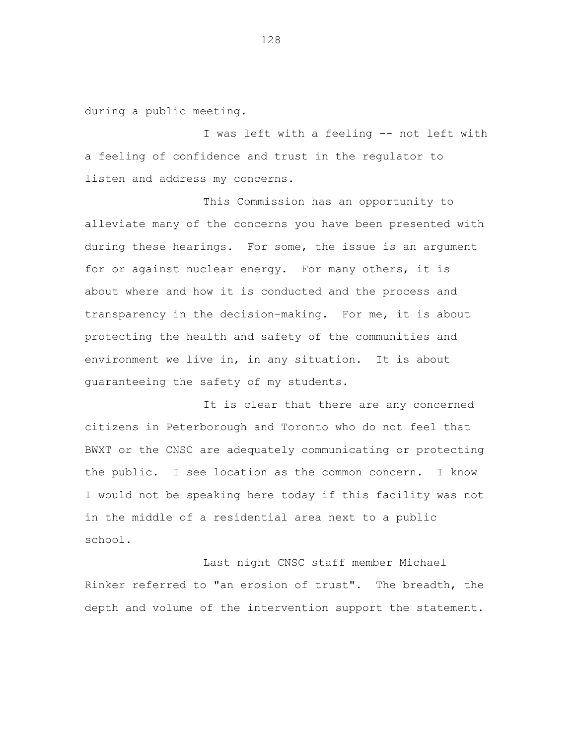during a public meeting.

I was left with a feeling -- not left with a feeling of confidence and trust in the regulator to listen and address my concerns.

This Commission has an opportunity to alleviate many of the concerns you have been presented with during these hearings. For some, the issue is an argument for or against nuclear energy. For many others, it is about where and how it is conducted and the process and transparency in the decision-making. For me, it is about protecting the health and safety of the communities and environment we live in, in any situation. It is about guaranteeing the safety of my students.

It is clear that there are any concerned citizens in Peterborough and Toronto who do not feel that BWXT or the CNSC are adequately communicating or protecting the public. I see location as the common concern. I know I would not be speaking here today if this facility was not in the middle of a residential area next to a public school.

Last night CNSC staff member Michael Rinker referred to "an erosion of trust". The breadth, the depth and volume of the intervention support the statement.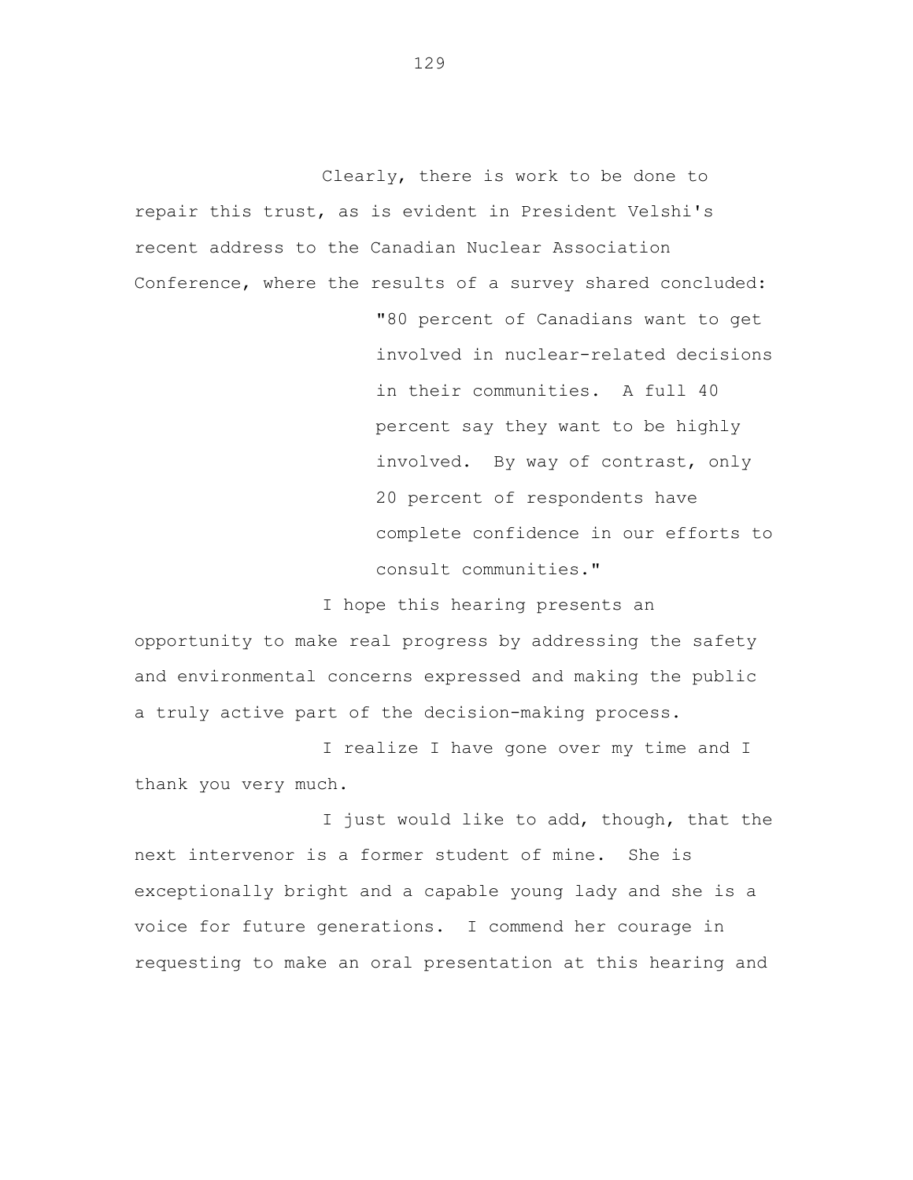Clearly, there is work to be done to repair this trust, as is evident in President Velshi's recent address to the Canadian Nuclear Association Conference, where the results of a survey shared concluded:

> "80 percent of Canadians want to get involved in nuclear-related decisions in their communities. A full 40 percent say they want to be highly involved. By way of contrast, only 20 percent of respondents have complete confidence in our efforts to consult communities."

I hope this hearing presents an opportunity to make real progress by addressing the safety and environmental concerns expressed and making the public a truly active part of the decision-making process.

I realize I have gone over my time and I thank you very much.

I just would like to add, though, that the next intervenor is a former student of mine. She is exceptionally bright and a capable young lady and she is a voice for future generations. I commend her courage in requesting to make an oral presentation at this hearing and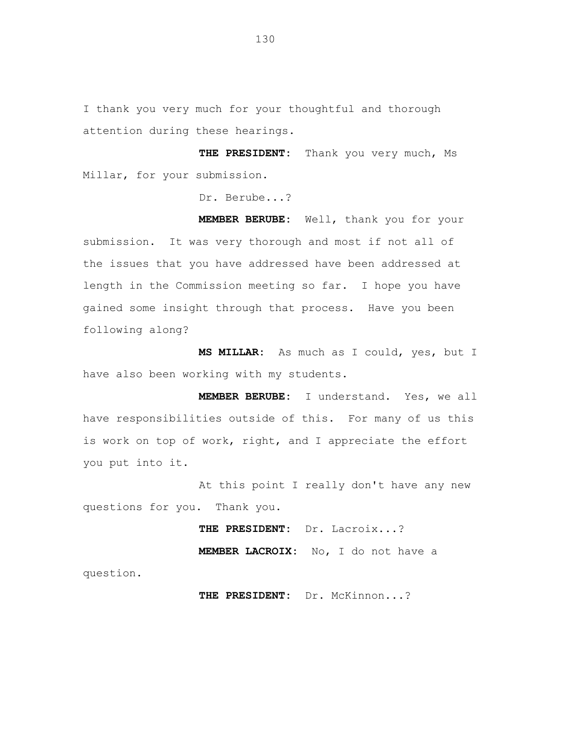I thank you very much for your thoughtful and thorough attention during these hearings.

**THE PRESIDENT:** Thank you very much, Ms Millar, for your submission.

Dr. Berube...?

**MEMBER BERUBE:** Well, thank you for your submission. It was very thorough and most if not all of the issues that you have addressed have been addressed at length in the Commission meeting so far. I hope you have gained some insight through that process. Have you been following along?

**MS MILLAR:** As much as I could, yes, but I have also been working with my students.

**MEMBER BERUBE:** I understand. Yes, we all have responsibilities outside of this. For many of us this is work on top of work, right, and I appreciate the effort you put into it.

At this point I really don't have any new questions for you. Thank you.

**THE PRESIDENT:** Dr. Lacroix...?

**MEMBER LACROIX:** No, I do not have a question.

**THE PRESIDENT:** Dr. McKinnon...?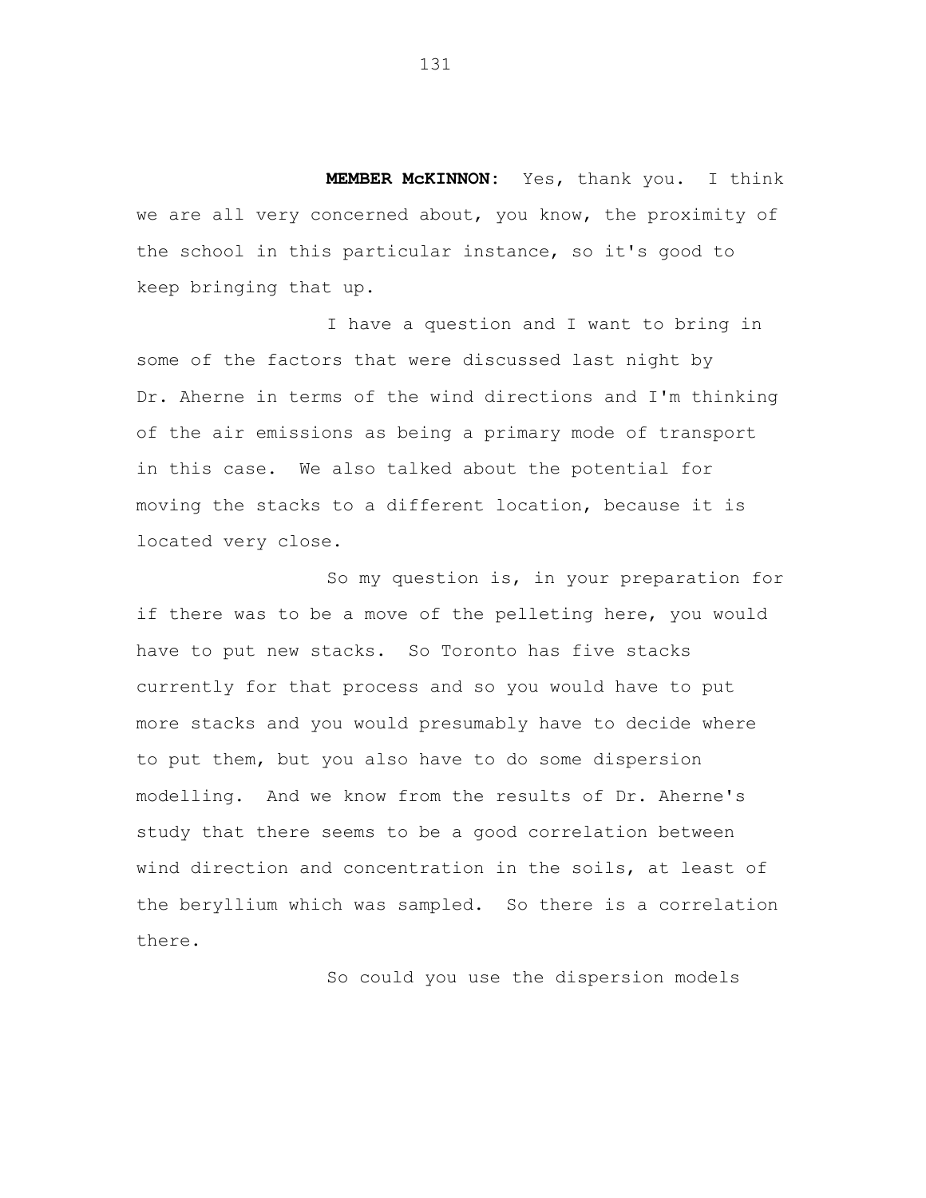**MEMBER McKINNON:** Yes, thank you. I think we are all very concerned about, you know, the proximity of the school in this particular instance, so it's good to keep bringing that up.

I have a question and I want to bring in some of the factors that were discussed last night by Dr. Aherne in terms of the wind directions and I'm thinking of the air emissions as being a primary mode of transport in this case. We also talked about the potential for moving the stacks to a different location, because it is located very close.

So my question is, in your preparation for if there was to be a move of the pelleting here, you would have to put new stacks. So Toronto has five stacks currently for that process and so you would have to put more stacks and you would presumably have to decide where to put them, but you also have to do some dispersion modelling. And we know from the results of Dr. Aherne's study that there seems to be a good correlation between wind direction and concentration in the soils, at least of the beryllium which was sampled. So there is a correlation there.

So could you use the dispersion models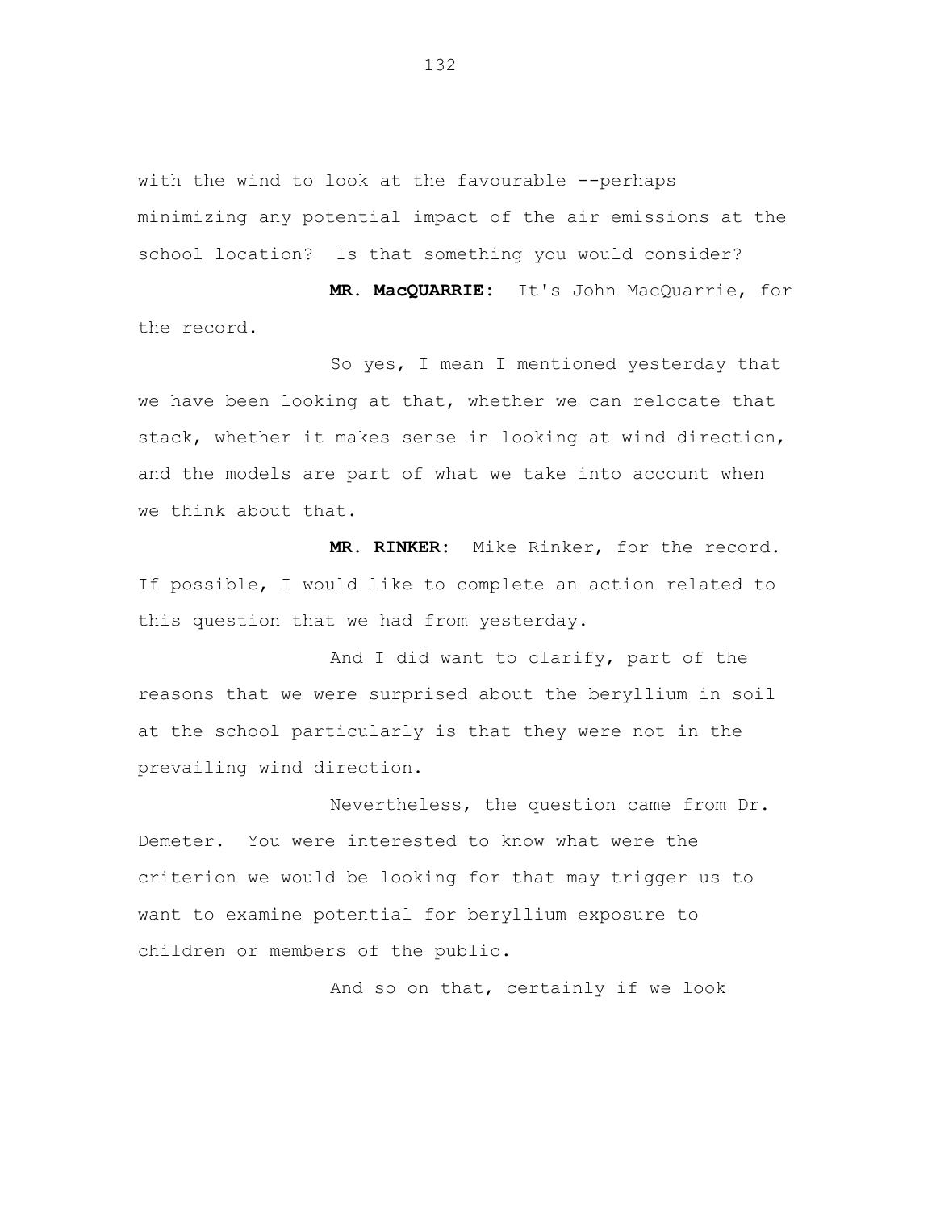with the wind to look at the favourable --perhaps minimizing any potential impact of the air emissions at the school location? Is that something you would consider?

**MR. MacQUARRIE:** It's John MacQuarrie, for the record.

So yes, I mean I mentioned yesterday that we have been looking at that, whether we can relocate that stack, whether it makes sense in looking at wind direction, and the models are part of what we take into account when we think about that.

**MR. RINKER:** Mike Rinker, for the record. If possible, I would like to complete an action related to this question that we had from yesterday.

And I did want to clarify, part of the reasons that we were surprised about the beryllium in soil at the school particularly is that they were not in the prevailing wind direction.

Nevertheless, the question came from Dr. Demeter. You were interested to know what were the criterion we would be looking for that may trigger us to want to examine potential for beryllium exposure to children or members of the public.

And so on that, certainly if we look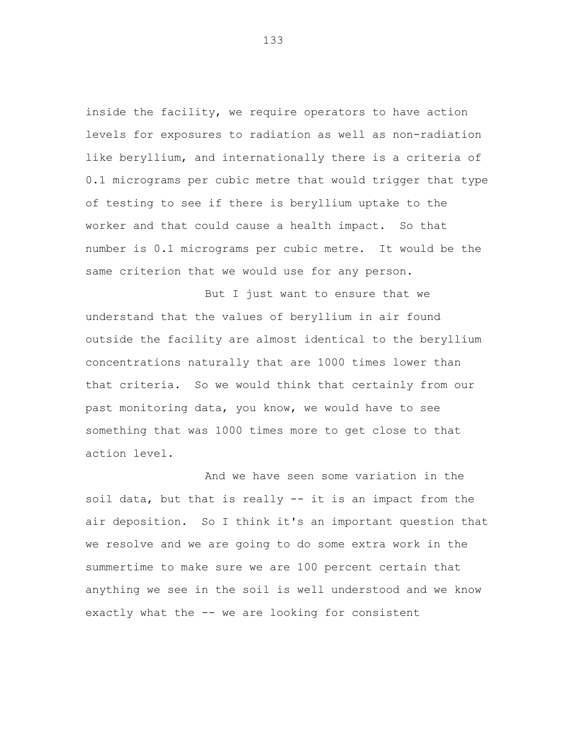inside the facility, we require operators to have action levels for exposures to radiation as well as non-radiation like beryllium, and internationally there is a criteria of 0.1 micrograms per cubic metre that would trigger that type of testing to see if there is beryllium uptake to the worker and that could cause a health impact. So that number is 0.1 micrograms per cubic metre. It would be the same criterion that we would use for any person.

But I just want to ensure that we understand that the values of beryllium in air found outside the facility are almost identical to the beryllium concentrations naturally that are 1000 times lower than that criteria. So we would think that certainly from our past monitoring data, you know, we would have to see something that was 1000 times more to get close to that action level.

And we have seen some variation in the soil data, but that is really -- it is an impact from the air deposition. So I think it's an important question that we resolve and we are going to do some extra work in the summertime to make sure we are 100 percent certain that anything we see in the soil is well understood and we know exactly what the -- we are looking for consistent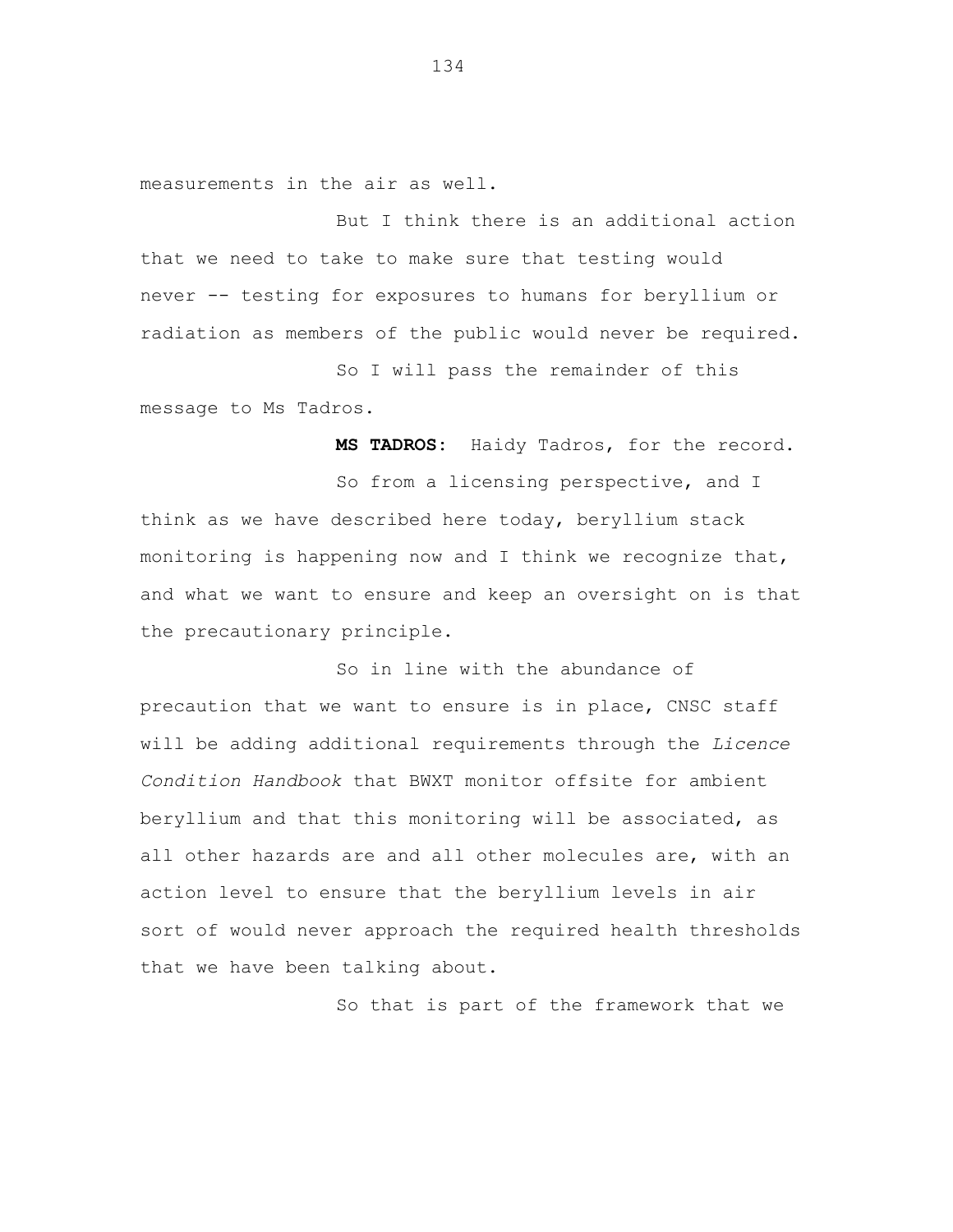measurements in the air as well.

But I think there is an additional action that we need to take to make sure that testing would never -- testing for exposures to humans for beryllium or radiation as members of the public would never be required.

So I will pass the remainder of this message to Ms Tadros.

**MS TADROS:** Haidy Tadros, for the record.

So from a licensing perspective, and I think as we have described here today, beryllium stack monitoring is happening now and I think we recognize that, and what we want to ensure and keep an oversight on is that the precautionary principle.

So in line with the abundance of precaution that we want to ensure is in place, CNSC staff will be adding additional requirements through the *Licence Condition Handbook* that BWXT monitor offsite for ambient beryllium and that this monitoring will be associated, as all other hazards are and all other molecules are, with an action level to ensure that the beryllium levels in air sort of would never approach the required health thresholds that we have been talking about.

So that is part of the framework that we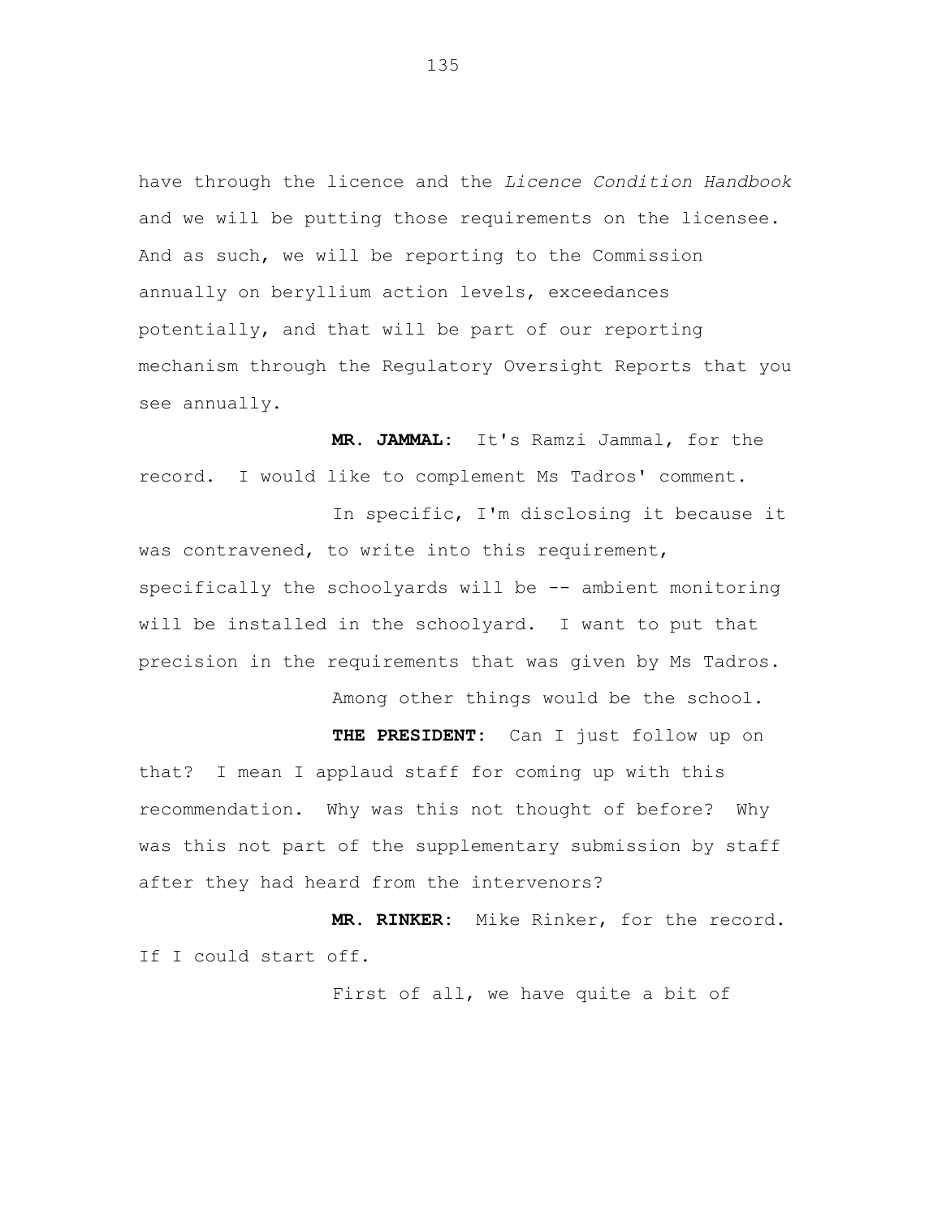have through the licence and the *Licence Condition Handbook* and we will be putting those requirements on the licensee. And as such, we will be reporting to the Commission annually on beryllium action levels, exceedances potentially, and that will be part of our reporting mechanism through the Regulatory Oversight Reports that you see annually.

**MR. JAMMAL:** It's Ramzi Jammal, for the record. I would like to complement Ms Tadros' comment.

In specific, I'm disclosing it because it was contravened, to write into this requirement, specifically the schoolyards will be -- ambient monitoring will be installed in the schoolyard. I want to put that precision in the requirements that was given by Ms Tadros.

Among other things would be the school.

**THE PRESIDENT:** Can I just follow up on that? I mean I applaud staff for coming up with this recommendation. Why was this not thought of before? Why was this not part of the supplementary submission by staff after they had heard from the intervenors?

**MR. RINKER:** Mike Rinker, for the record. If I could start off.

First of all, we have quite a bit of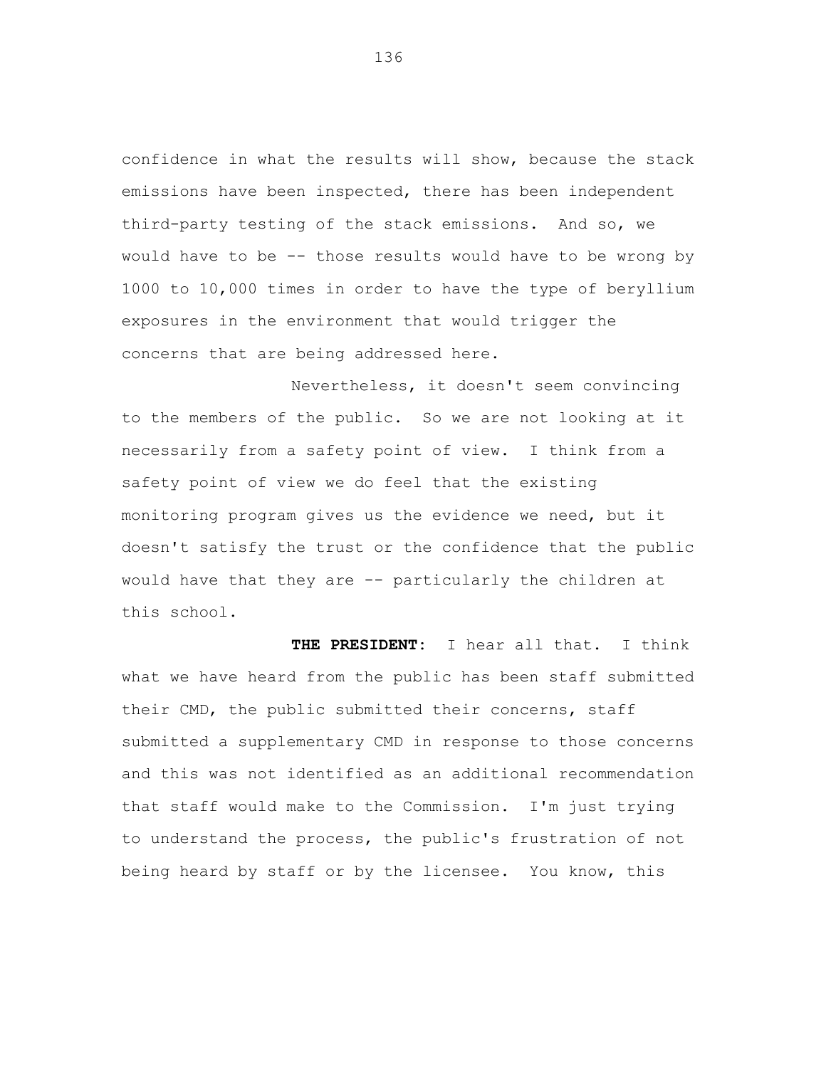confidence in what the results will show, because the stack emissions have been inspected, there has been independent third-party testing of the stack emissions. And so, we would have to be -- those results would have to be wrong by 1000 to 10,000 times in order to have the type of beryllium exposures in the environment that would trigger the concerns that are being addressed here.

Nevertheless, it doesn't seem convincing to the members of the public. So we are not looking at it necessarily from a safety point of view. I think from a safety point of view we do feel that the existing monitoring program gives us the evidence we need, but it doesn't satisfy the trust or the confidence that the public would have that they are -- particularly the children at this school.

**THE PRESIDENT:** I hear all that. I think what we have heard from the public has been staff submitted their CMD, the public submitted their concerns, staff submitted a supplementary CMD in response to those concerns and this was not identified as an additional recommendation that staff would make to the Commission. I'm just trying to understand the process, the public's frustration of not being heard by staff or by the licensee. You know, this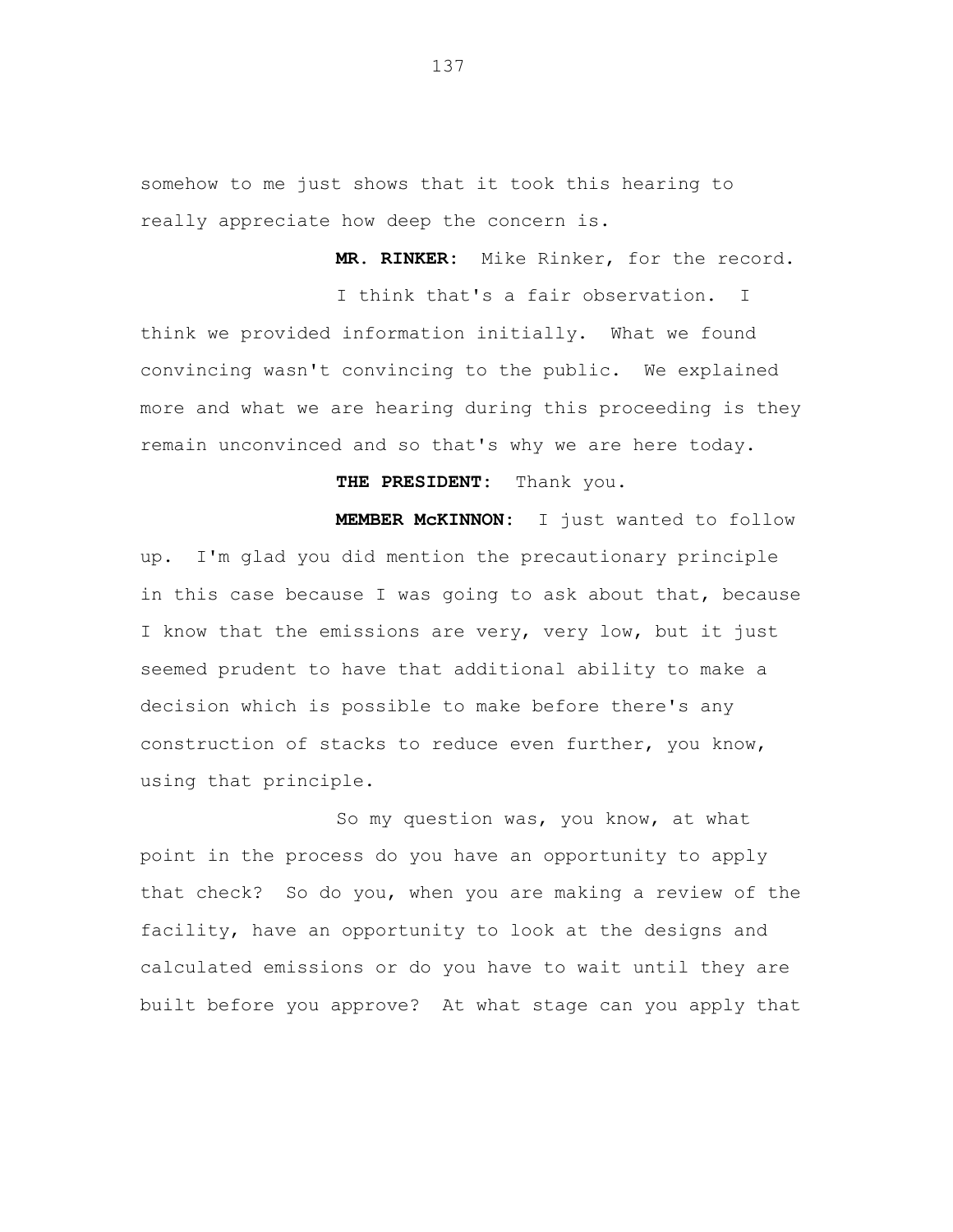somehow to me just shows that it took this hearing to really appreciate how deep the concern is.

**MR. RINKER:** Mike Rinker, for the record.

I think that's a fair observation. I think we provided information initially. What we found convincing wasn't convincing to the public. We explained more and what we are hearing during this proceeding is they remain unconvinced and so that's why we are here today.

**THE PRESIDENT:** Thank you.

**MEMBER McKINNON:** I just wanted to follow up. I'm glad you did mention the precautionary principle in this case because I was going to ask about that, because I know that the emissions are very, very low, but it just seemed prudent to have that additional ability to make a decision which is possible to make before there's any construction of stacks to reduce even further, you know, using that principle.

So my question was, you know, at what point in the process do you have an opportunity to apply that check? So do you, when you are making a review of the facility, have an opportunity to look at the designs and calculated emissions or do you have to wait until they are built before you approve? At what stage can you apply that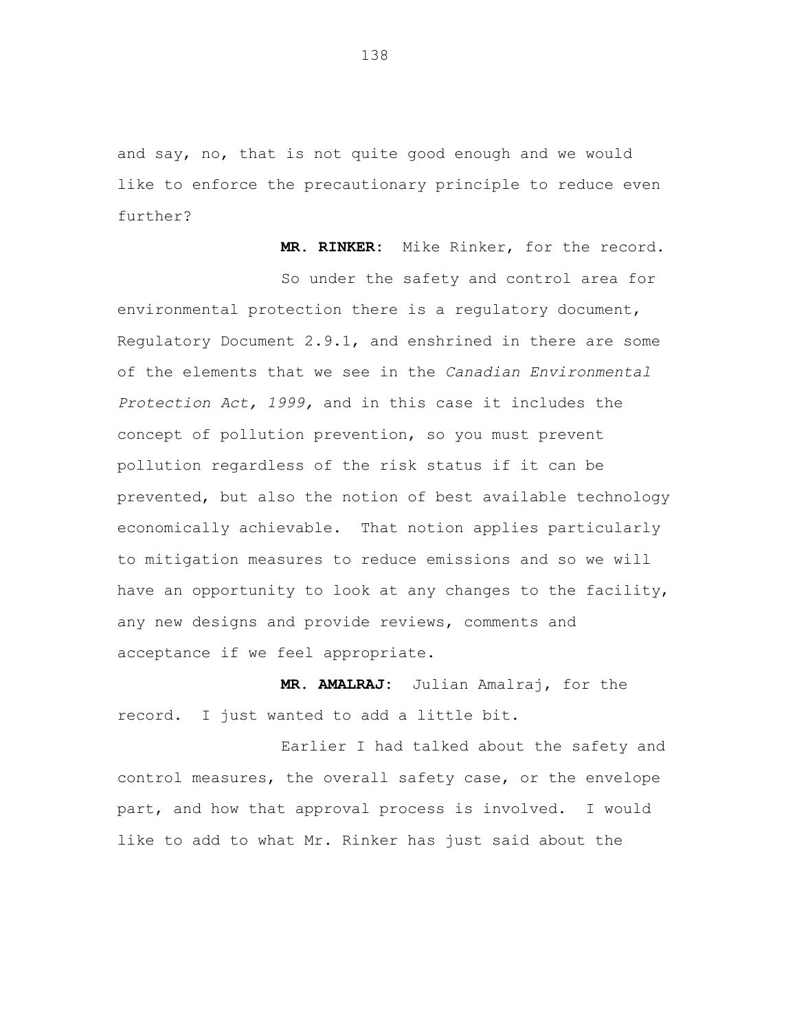and say, no, that is not quite good enough and we would like to enforce the precautionary principle to reduce even further?

**MR. RINKER:** Mike Rinker, for the record.

So under the safety and control area for environmental protection there is a regulatory document, Regulatory Document 2.9.1, and enshrined in there are some of the elements that we see in the *Canadian Environmental Protection Act, 1999,* and in this case it includes the concept of pollution prevention, so you must prevent pollution regardless of the risk status if it can be prevented, but also the notion of best available technology economically achievable. That notion applies particularly to mitigation measures to reduce emissions and so we will have an opportunity to look at any changes to the facility, any new designs and provide reviews, comments and acceptance if we feel appropriate.

**MR. AMALRAJ:** Julian Amalraj, for the record. I just wanted to add a little bit.

Earlier I had talked about the safety and control measures, the overall safety case, or the envelope part, and how that approval process is involved. I would like to add to what Mr. Rinker has just said about the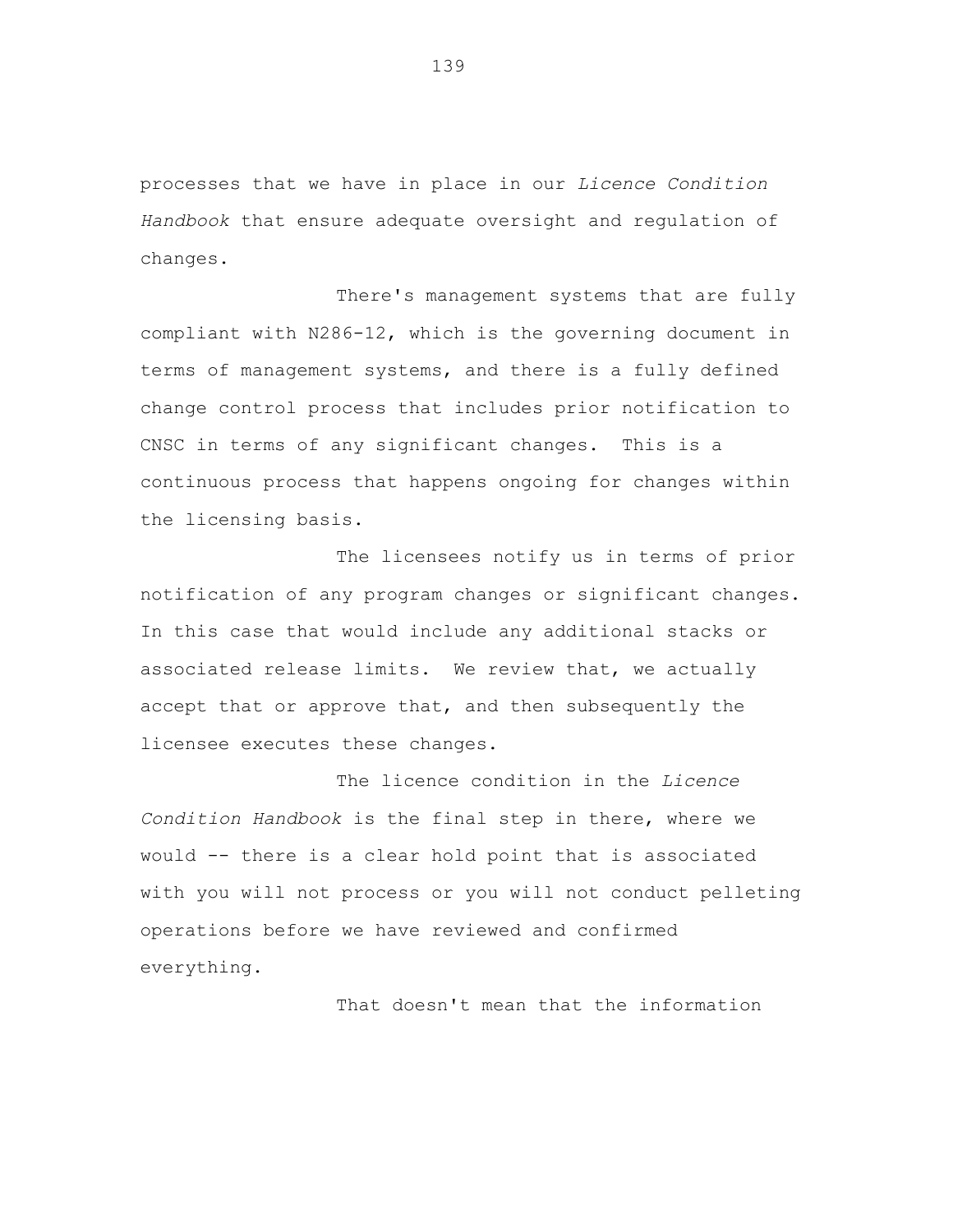processes that we have in place in our *Licence Condition Handbook* that ensure adequate oversight and regulation of changes.

There's management systems that are fully compliant with N286-12, which is the governing document in terms of management systems, and there is a fully defined change control process that includes prior notification to CNSC in terms of any significant changes. This is a continuous process that happens ongoing for changes within the licensing basis.

The licensees notify us in terms of prior notification of any program changes or significant changes. In this case that would include any additional stacks or associated release limits. We review that, we actually accept that or approve that, and then subsequently the licensee executes these changes.

The licence condition in the *Licence Condition Handbook* is the final step in there, where we would -- there is a clear hold point that is associated with you will not process or you will not conduct pelleting operations before we have reviewed and confirmed everything.

That doesn't mean that the information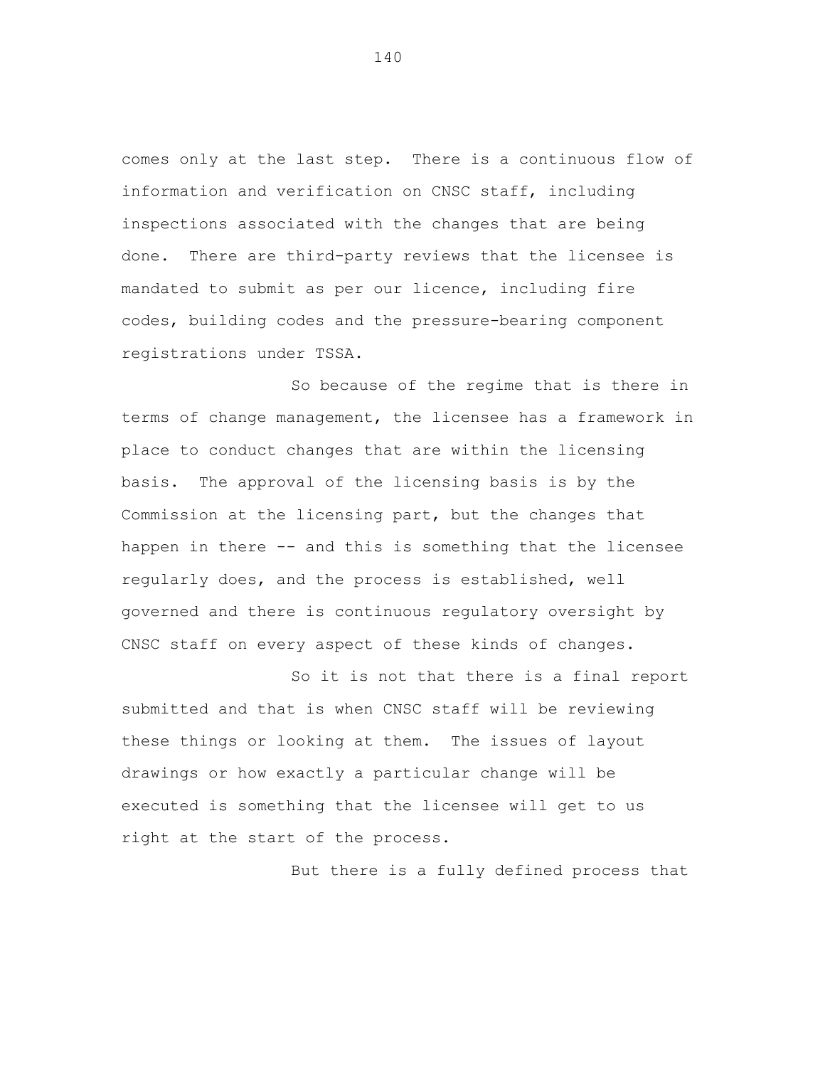comes only at the last step. There is a continuous flow of information and verification on CNSC staff, including inspections associated with the changes that are being done. There are third-party reviews that the licensee is mandated to submit as per our licence, including fire codes, building codes and the pressure-bearing component registrations under TSSA.

So because of the regime that is there in terms of change management, the licensee has a framework in place to conduct changes that are within the licensing basis. The approval of the licensing basis is by the Commission at the licensing part, but the changes that happen in there -- and this is something that the licensee regularly does, and the process is established, well governed and there is continuous regulatory oversight by CNSC staff on every aspect of these kinds of changes.

So it is not that there is a final report submitted and that is when CNSC staff will be reviewing these things or looking at them. The issues of layout drawings or how exactly a particular change will be executed is something that the licensee will get to us right at the start of the process.

But there is a fully defined process that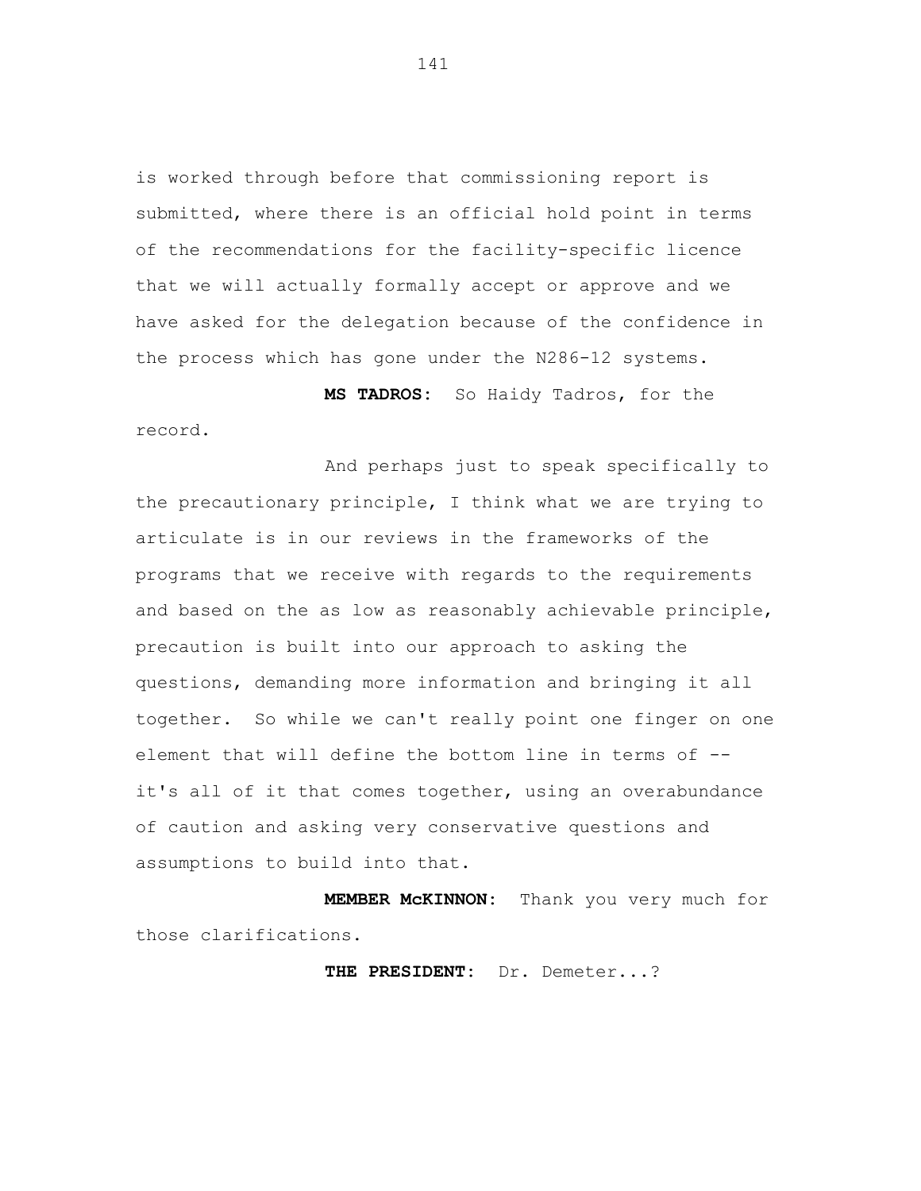is worked through before that commissioning report is submitted, where there is an official hold point in terms of the recommendations for the facility-specific licence that we will actually formally accept or approve and we have asked for the delegation because of the confidence in the process which has gone under the N286-12 systems.

**MS TADROS:** So Haidy Tadros, for the record.

And perhaps just to speak specifically to the precautionary principle, I think what we are trying to articulate is in our reviews in the frameworks of the programs that we receive with regards to the requirements and based on the as low as reasonably achievable principle, precaution is built into our approach to asking the questions, demanding more information and bringing it all together. So while we can't really point one finger on one element that will define the bottom line in terms of -- it's all of it that comes together, using an overabundance of caution and asking very conservative questions and assumptions to build into that.

**MEMBER McKINNON:** Thank you very much for those clarifications.

**THE PRESIDENT:** Dr. Demeter...?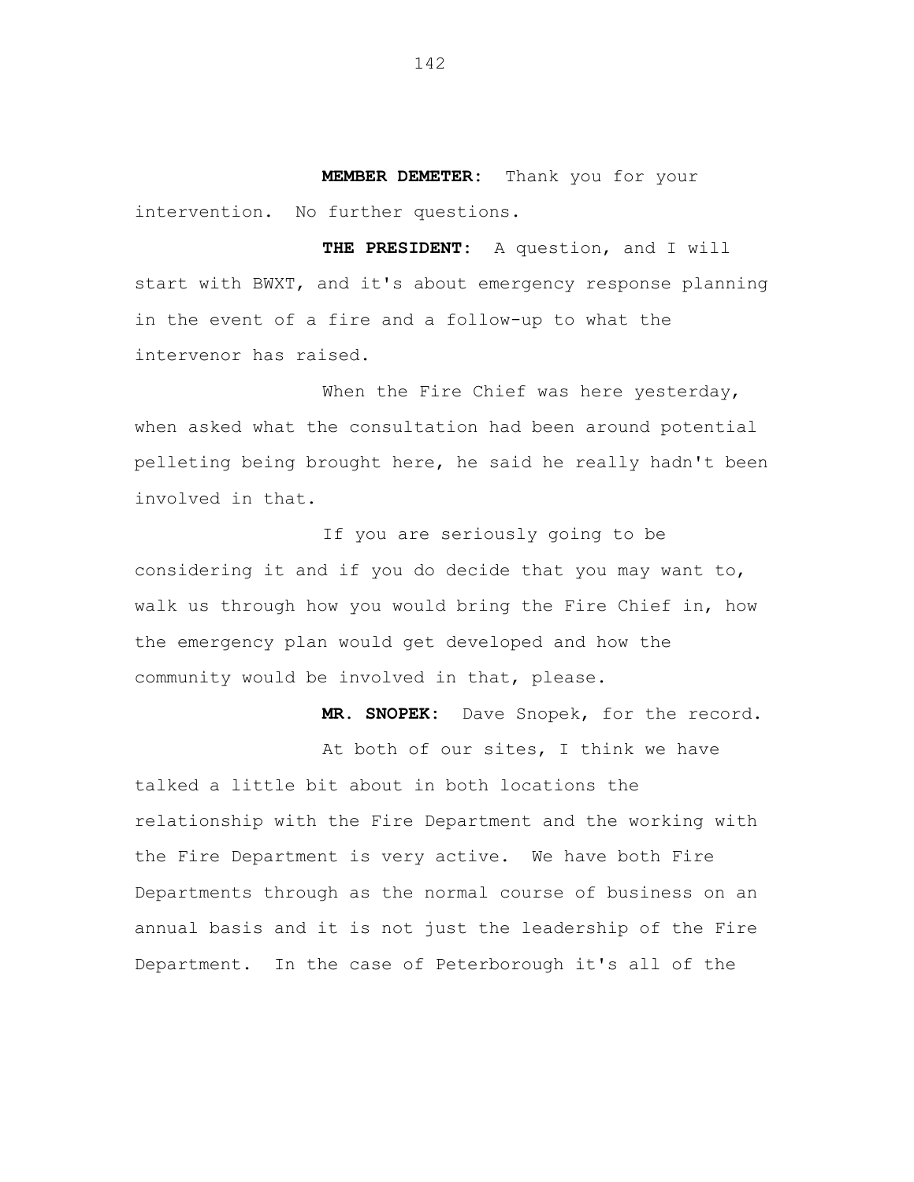**MEMBER DEMETER:** Thank you for your intervention. No further questions.

**THE PRESIDENT:** A question, and I will start with BWXT, and it's about emergency response planning in the event of a fire and a follow-up to what the intervenor has raised.

When the Fire Chief was here yesterday, when asked what the consultation had been around potential pelleting being brought here, he said he really hadn't been involved in that.

If you are seriously going to be considering it and if you do decide that you may want to, walk us through how you would bring the Fire Chief in, how the emergency plan would get developed and how the community would be involved in that, please.

**MR. SNOPEK:** Dave Snopek, for the record.

At both of our sites, I think we have talked a little bit about in both locations the relationship with the Fire Department and the working with the Fire Department is very active. We have both Fire Departments through as the normal course of business on an annual basis and it is not just the leadership of the Fire Department. In the case of Peterborough it's all of the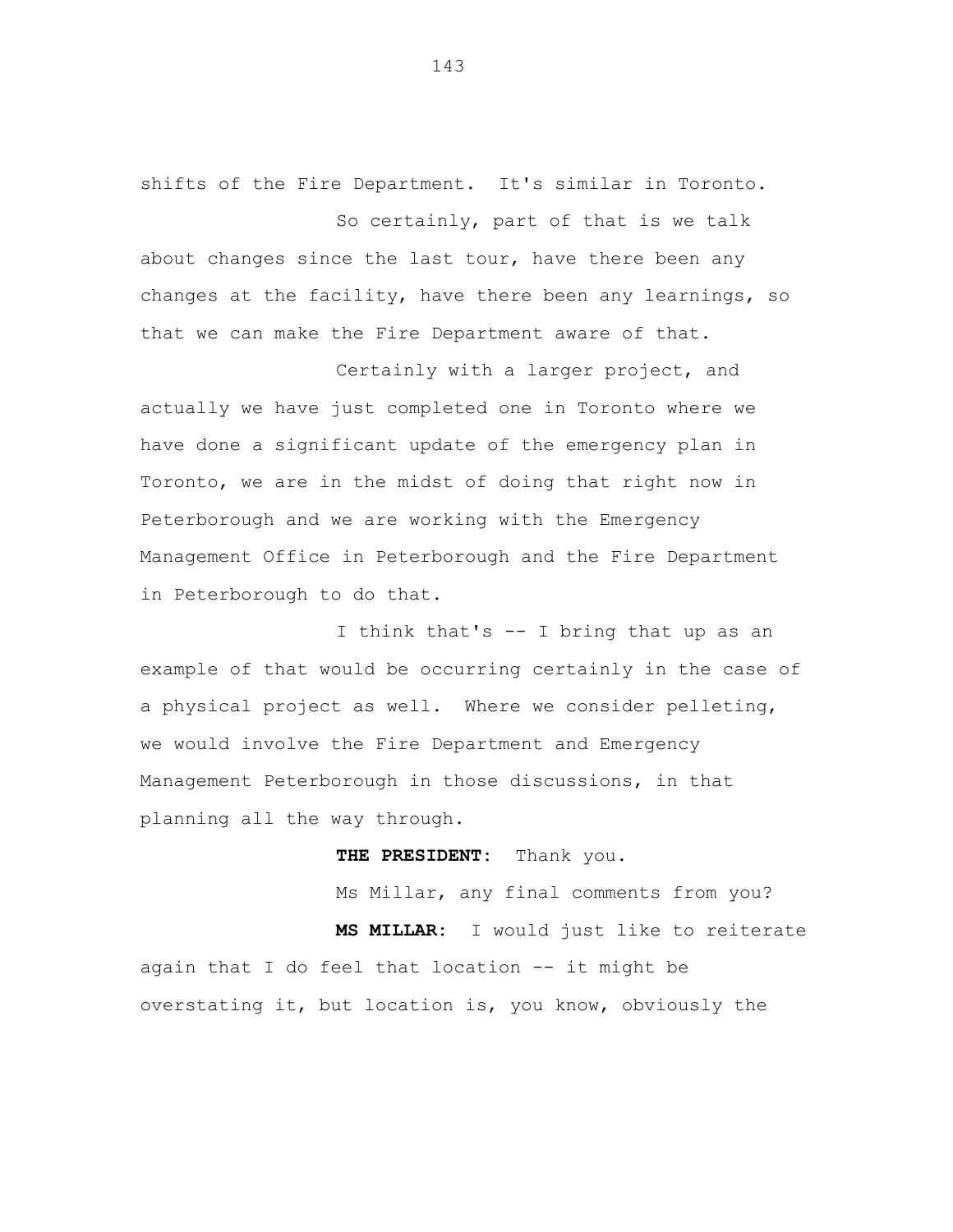shifts of the Fire Department. It's similar in Toronto.

So certainly, part of that is we talk about changes since the last tour, have there been any changes at the facility, have there been any learnings, so that we can make the Fire Department aware of that.

Certainly with a larger project, and actually we have just completed one in Toronto where we have done a significant update of the emergency plan in Toronto, we are in the midst of doing that right now in Peterborough and we are working with the Emergency Management Office in Peterborough and the Fire Department in Peterborough to do that.

I think that's -- I bring that up as an example of that would be occurring certainly in the case of a physical project as well. Where we consider pelleting, we would involve the Fire Department and Emergency Management Peterborough in those discussions, in that planning all the way through.

**THE PRESIDENT:** Thank you.

Ms Millar, any final comments from you?

**MS MILLAR:** I would just like to reiterate again that I do feel that location -- it might be overstating it, but location is, you know, obviously the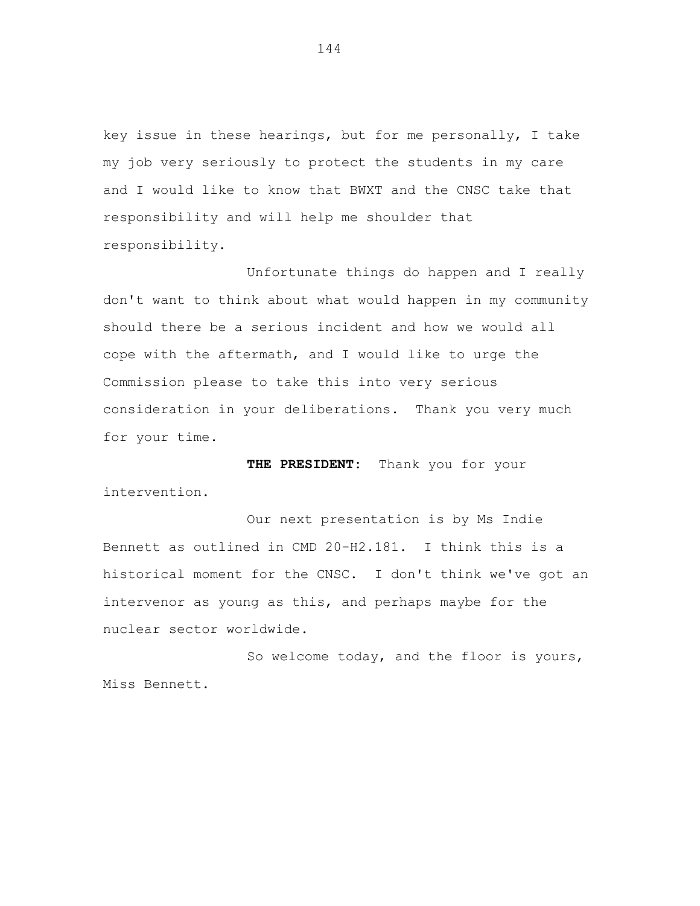key issue in these hearings, but for me personally, I take my job very seriously to protect the students in my care and I would like to know that BWXT and the CNSC take that responsibility and will help me shoulder that responsibility.

Unfortunate things do happen and I really don't want to think about what would happen in my community should there be a serious incident and how we would all cope with the aftermath, and I would like to urge the Commission please to take this into very serious consideration in your deliberations. Thank you very much for your time.

**THE PRESIDENT:** Thank you for your intervention.

Our next presentation is by Ms Indie Bennett as outlined in CMD 20-H2.181. I think this is a historical moment for the CNSC. I don't think we've got an intervenor as young as this, and perhaps maybe for the nuclear sector worldwide.

So welcome today, and the floor is yours, Miss Bennett.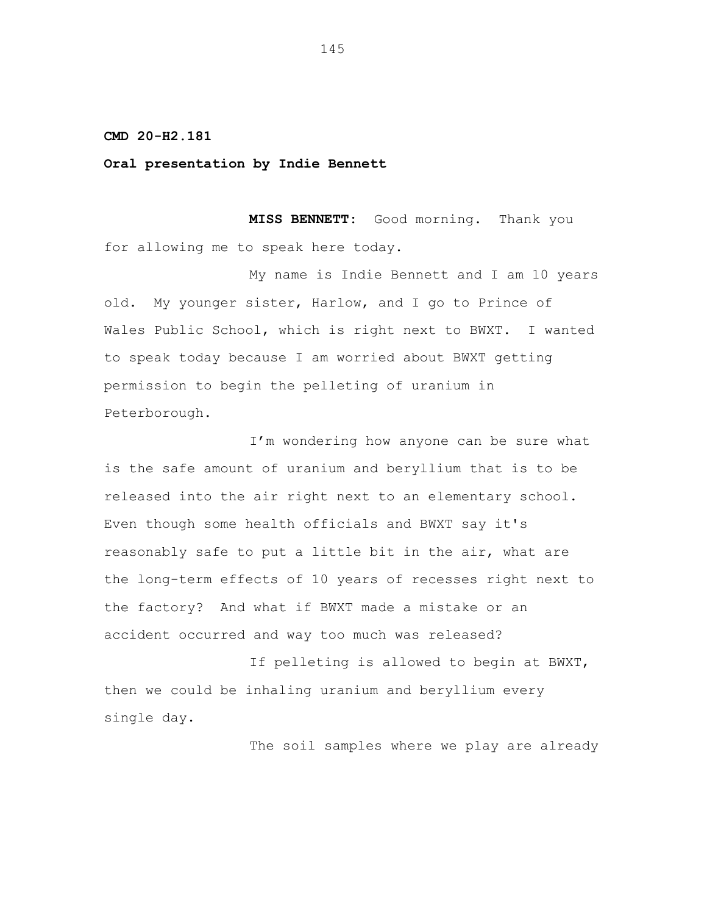**CMD 20-H2.181**

**Oral presentation by Indie Bennett**

**MISS BENNETT:** Good morning. Thank you for allowing me to speak here today.

My name is Indie Bennett and I am 10 years old. My younger sister, Harlow, and I go to Prince of Wales Public School, which is right next to BWXT. I wanted to speak today because I am worried about BWXT getting permission to begin the pelleting of uranium in Peterborough.

I'm wondering how anyone can be sure what is the safe amount of uranium and beryllium that is to be released into the air right next to an elementary school. Even though some health officials and BWXT say it's reasonably safe to put a little bit in the air, what are the long-term effects of 10 years of recesses right next to the factory? And what if BWXT made a mistake or an accident occurred and way too much was released?

If pelleting is allowed to begin at BWXT, then we could be inhaling uranium and beryllium every single day.

The soil samples where we play are already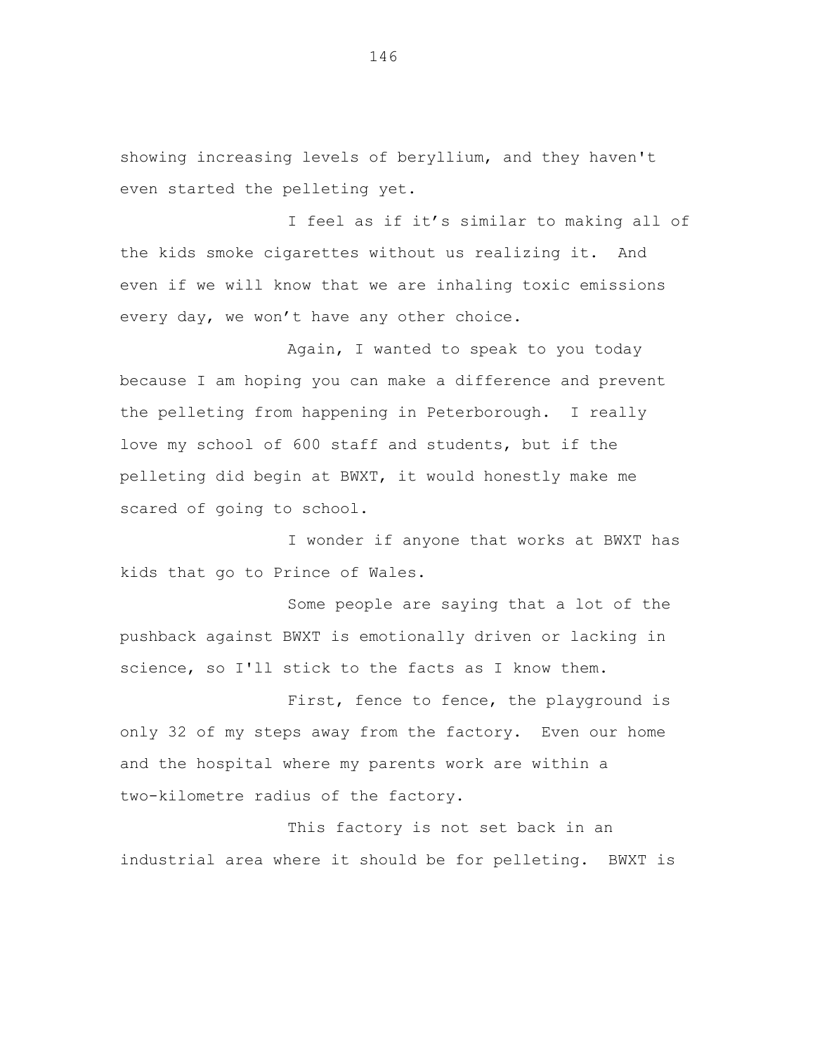showing increasing levels of beryllium, and they haven't even started the pelleting yet.

I feel as if it’s similar to making all of the kids smoke cigarettes without us realizing it. And even if we will know that we are inhaling toxic emissions every day, we won’t have any other choice.

Again, I wanted to speak to you today because I am hoping you can make a difference and prevent the pelleting from happening in Peterborough. I really love my school of 600 staff and students, but if the pelleting did begin at BWXT, it would honestly make me scared of going to school.

I wonder if anyone that works at BWXT has kids that go to Prince of Wales.

Some people are saying that a lot of the pushback against BWXT is emotionally driven or lacking in science, so I'll stick to the facts as I know them.

First, fence to fence, the playground is only 32 of my steps away from the factory. Even our home and the hospital where my parents work are within a two-kilometre radius of the factory.

This factory is not set back in an industrial area where it should be for pelleting. BWXT is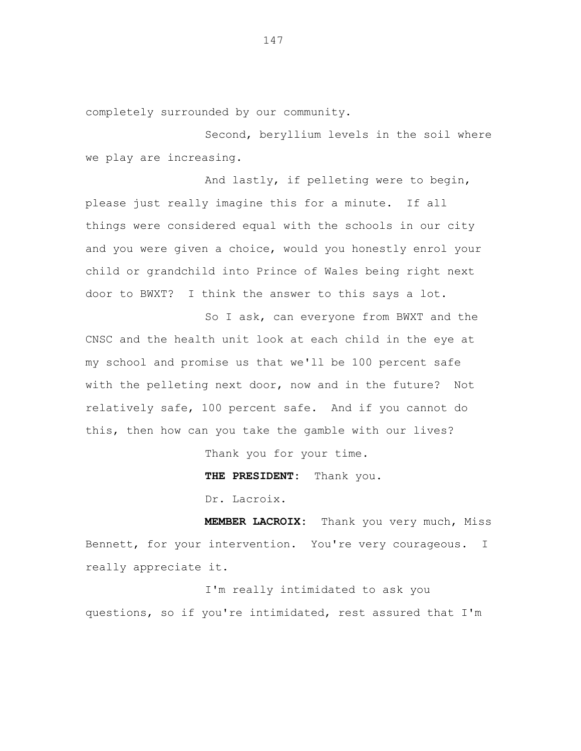completely surrounded by our community.

Second, beryllium levels in the soil where we play are increasing.

And lastly, if pelleting were to begin, please just really imagine this for a minute. If all things were considered equal with the schools in our city and you were given a choice, would you honestly enrol your child or grandchild into Prince of Wales being right next door to BWXT? I think the answer to this says a lot.

So I ask, can everyone from BWXT and the CNSC and the health unit look at each child in the eye at my school and promise us that we'll be 100 percent safe with the pelleting next door, now and in the future? Not relatively safe, 100 percent safe. And if you cannot do this, then how can you take the gamble with our lives?

Thank you for your time.

**THE PRESIDENT:** Thank you.

Dr. Lacroix.

**MEMBER LACROIX:** Thank you very much, Miss Bennett, for your intervention. You're very courageous. I really appreciate it.

I'm really intimidated to ask you questions, so if you're intimidated, rest assured that I'm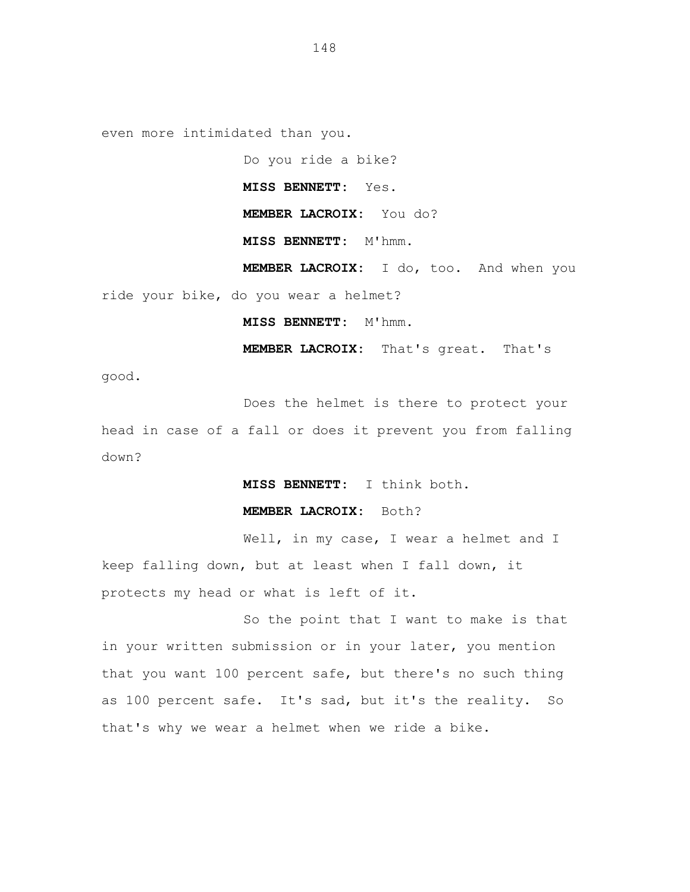even more intimidated than you.

Do you ride a bike?

**MISS BENNETT:** Yes.

**MEMBER LACROIX:** You do?

**MISS BENNETT:** M'hmm.

**MEMBER LACROIX:** I do, too. And when you ride your bike, do you wear a helmet?

**MISS BENNETT:** M'hmm.

**MEMBER LACROIX:** That's great. That's good.

Does the helmet is there to protect your head in case of a fall or does it prevent you from falling down?

**MISS BENNETT:** I think both.

**MEMBER LACROIX:** Both?

Well, in my case, I wear a helmet and I keep falling down, but at least when I fall down, it protects my head or what is left of it.

So the point that I want to make is that in your written submission or in your later, you mention that you want 100 percent safe, but there's no such thing as 100 percent safe. It's sad, but it's the reality. So that's why we wear a helmet when we ride a bike.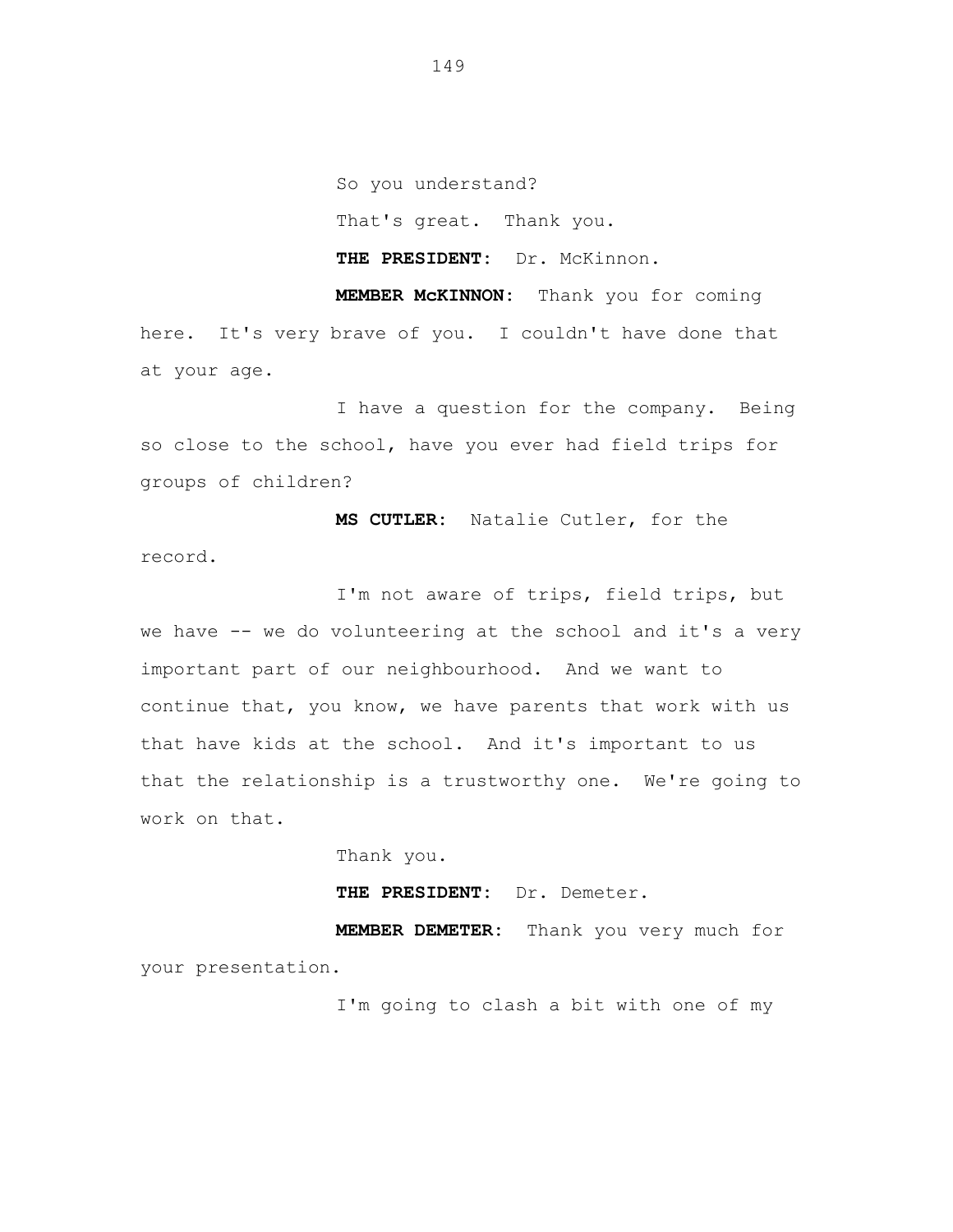So you understand?

That's great. Thank you.

**THE PRESIDENT:** Dr. McKinnon.

**MEMBER McKINNON:** Thank you for coming here. It's very brave of you. I couldn't have done that at your age.

I have a question for the company. Being so close to the school, have you ever had field trips for groups of children?

**MS CUTLER:** Natalie Cutler, for the record.

I'm not aware of trips, field trips, but we have -- we do volunteering at the school and it's a very important part of our neighbourhood. And we want to continue that, you know, we have parents that work with us that have kids at the school. And it's important to us that the relationship is a trustworthy one. We're going to work on that.

Thank you.

**THE PRESIDENT:** Dr. Demeter.

**MEMBER DEMETER:** Thank you very much for your presentation.

I'm going to clash a bit with one of my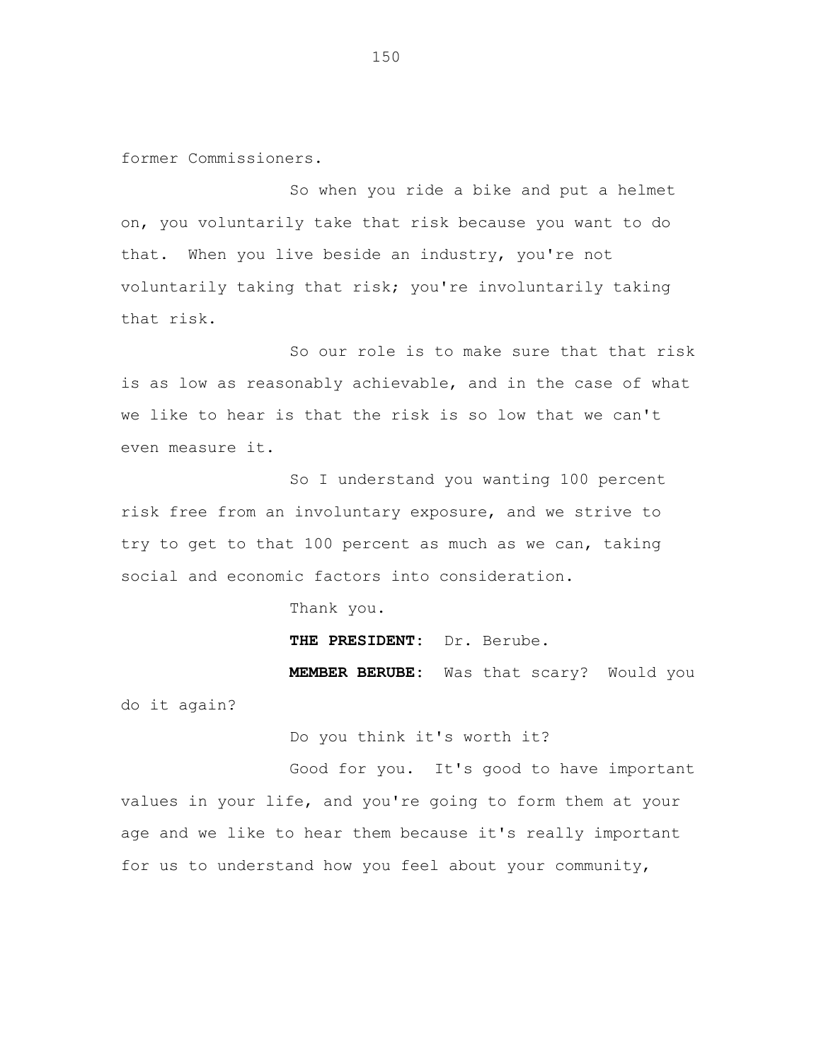former Commissioners.

So when you ride a bike and put a helmet on, you voluntarily take that risk because you want to do that. When you live beside an industry, you're not voluntarily taking that risk; you're involuntarily taking that risk.

So our role is to make sure that that risk is as low as reasonably achievable, and in the case of what we like to hear is that the risk is so low that we can't even measure it.

So I understand you wanting 100 percent risk free from an involuntary exposure, and we strive to try to get to that 100 percent as much as we can, taking social and economic factors into consideration.

Thank you.

**THE PRESIDENT:** Dr. Berube.

**MEMBER BERUBE:** Was that scary? Would you do it again?

Do you think it's worth it?

Good for you. It's good to have important values in your life, and you're going to form them at your age and we like to hear them because it's really important for us to understand how you feel about your community,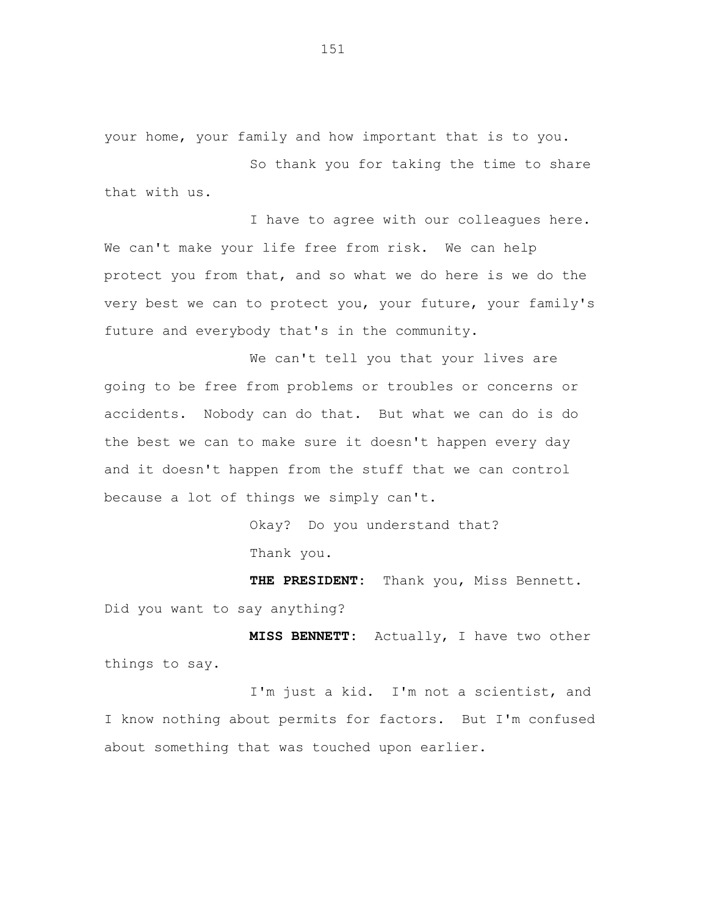your home, your family and how important that is to you.

So thank you for taking the time to share that with us.

I have to agree with our colleagues here. We can't make your life free from risk. We can help protect you from that, and so what we do here is we do the very best we can to protect you, your future, your family's future and everybody that's in the community.

We can't tell you that your lives are going to be free from problems or troubles or concerns or accidents. Nobody can do that. But what we can do is do the best we can to make sure it doesn't happen every day and it doesn't happen from the stuff that we can control because a lot of things we simply can't.

Okay? Do you understand that?

Thank you.

**THE PRESIDENT:** Thank you, Miss Bennett. Did you want to say anything?

**MISS BENNETT:** Actually, I have two other things to say.

I'm just a kid. I'm not a scientist, and I know nothing about permits for factors. But I'm confused about something that was touched upon earlier.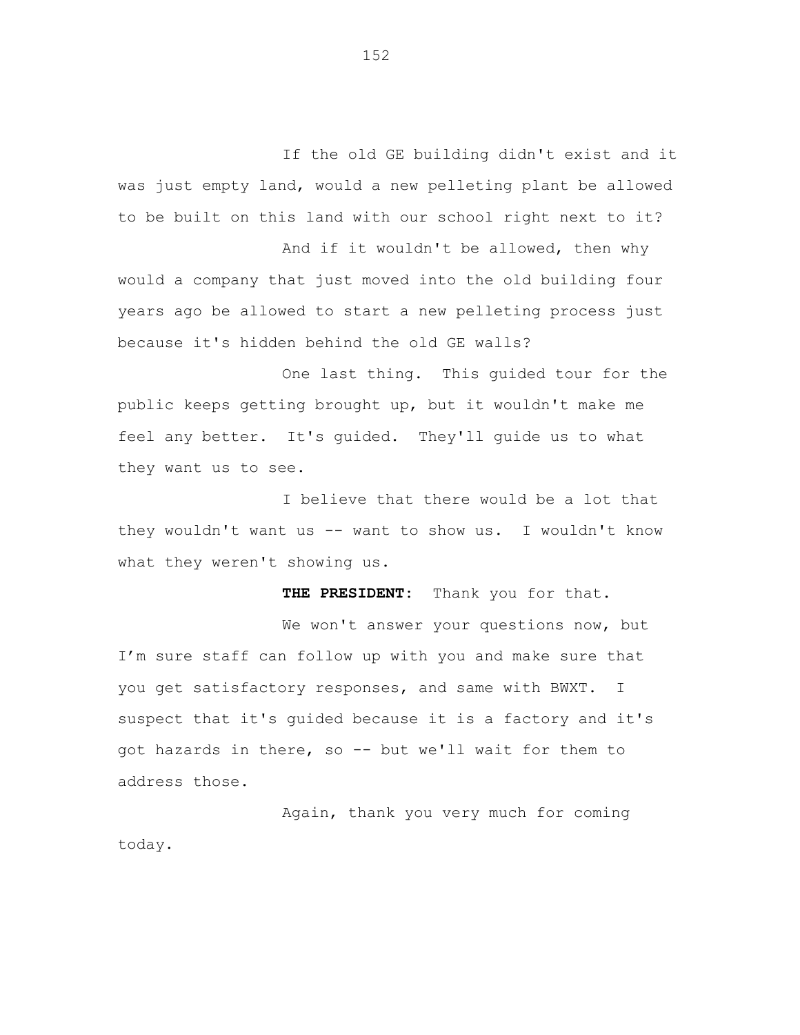If the old GE building didn't exist and it was just empty land, would a new pelleting plant be allowed to be built on this land with our school right next to it?

And if it wouldn't be allowed, then why would a company that just moved into the old building four years ago be allowed to start a new pelleting process just because it's hidden behind the old GE walls?

One last thing. This guided tour for the public keeps getting brought up, but it wouldn't make me feel any better. It's guided. They'll guide us to what they want us to see.

I believe that there would be a lot that they wouldn't want us -- want to show us. I wouldn't know what they weren't showing us.

**THE PRESIDENT:** Thank you for that.

We won't answer your questions now, but I'm sure staff can follow up with you and make sure that you get satisfactory responses, and same with BWXT. I suspect that it's guided because it is a factory and it's got hazards in there, so -- but we'll wait for them to address those.

Again, thank you very much for coming today.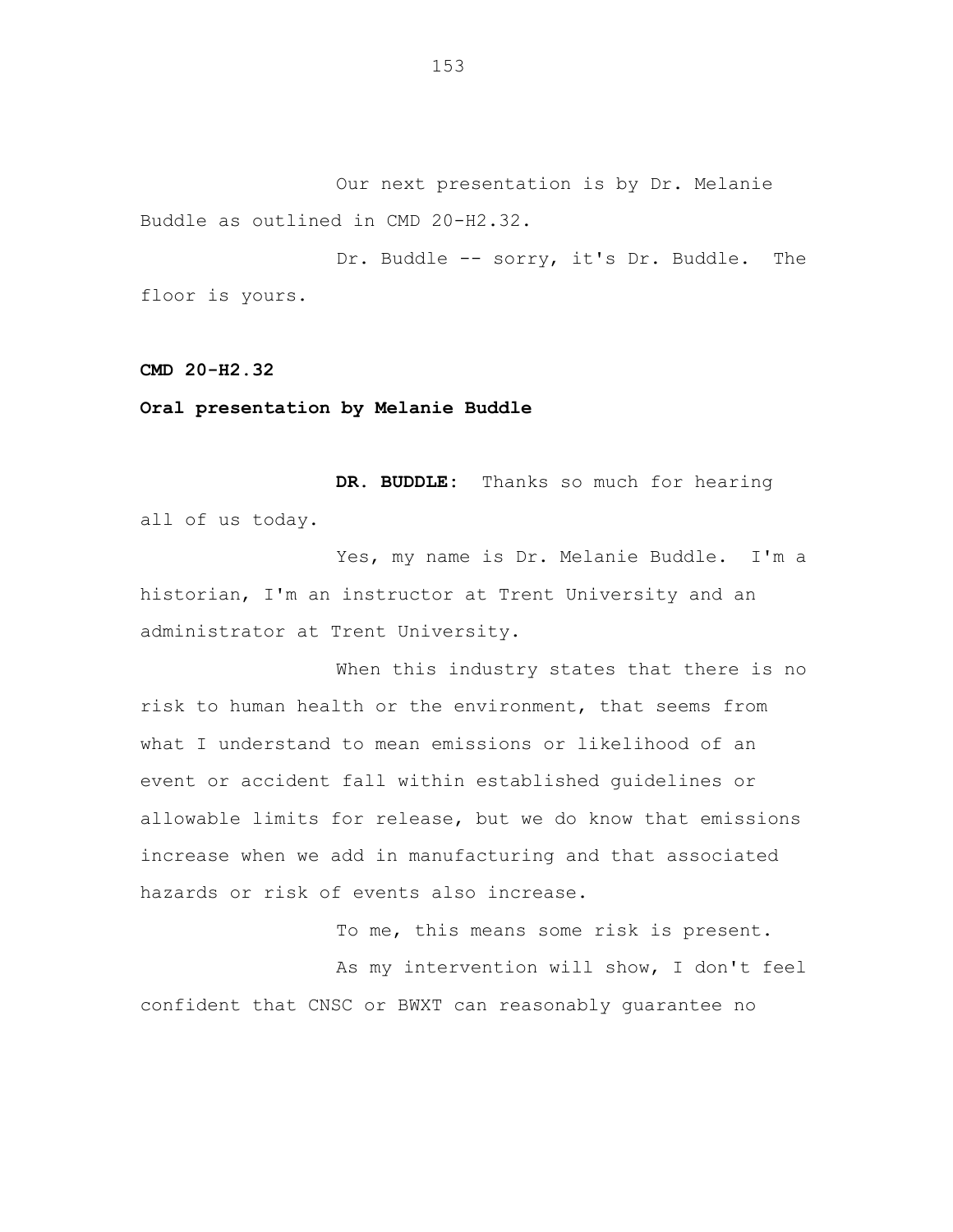Our next presentation is by Dr. Melanie Buddle as outlined in CMD 20-H2.32.

Dr. Buddle -- sorry, it's Dr. Buddle. The floor is yours.

**CMD 20-H2.32**

**Oral presentation by Melanie Buddle**

**DR. BUDDLE:** Thanks so much for hearing all of us today.

Yes, my name is Dr. Melanie Buddle. I'm a historian, I'm an instructor at Trent University and an administrator at Trent University.

When this industry states that there is no risk to human health or the environment, that seems from what I understand to mean emissions or likelihood of an event or accident fall within established guidelines or allowable limits for release, but we do know that emissions increase when we add in manufacturing and that associated hazards or risk of events also increase.

To me, this means some risk is present.

As my intervention will show, I don't feel confident that CNSC or BWXT can reasonably guarantee no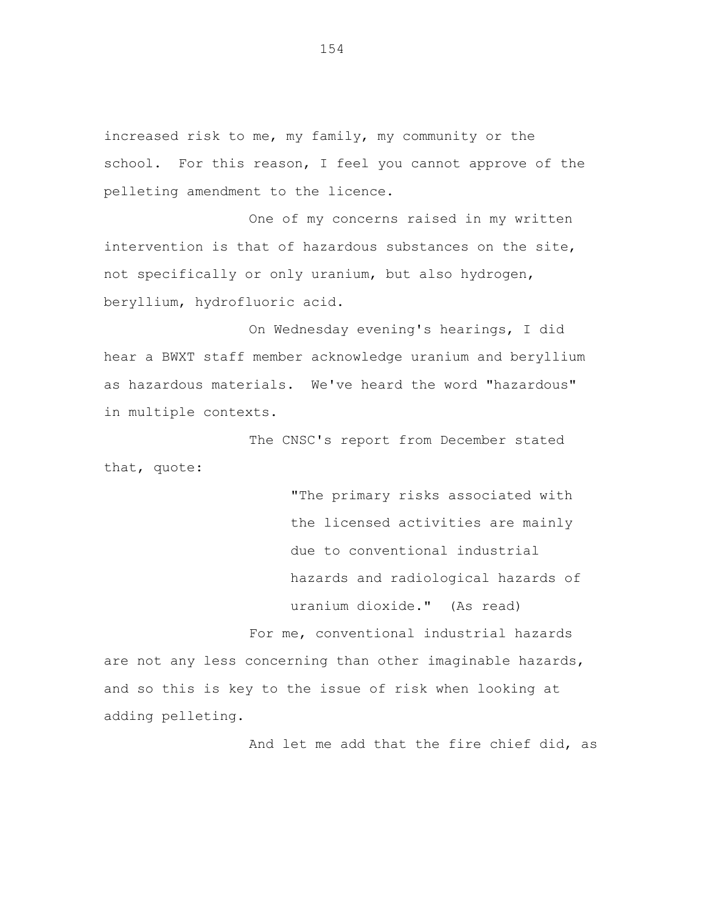increased risk to me, my family, my community or the school. For this reason, I feel you cannot approve of the pelleting amendment to the licence.

One of my concerns raised in my written intervention is that of hazardous substances on the site, not specifically or only uranium, but also hydrogen, beryllium, hydrofluoric acid.

On Wednesday evening's hearings, I did hear a BWXT staff member acknowledge uranium and beryllium as hazardous materials. We've heard the word "hazardous" in multiple contexts.

The CNSC's report from December stated that, quote:

> "The primary risks associated with the licensed activities are mainly due to conventional industrial hazards and radiological hazards of uranium dioxide." (As read)

For me, conventional industrial hazards are not any less concerning than other imaginable hazards, and so this is key to the issue of risk when looking at adding pelleting.

And let me add that the fire chief did, as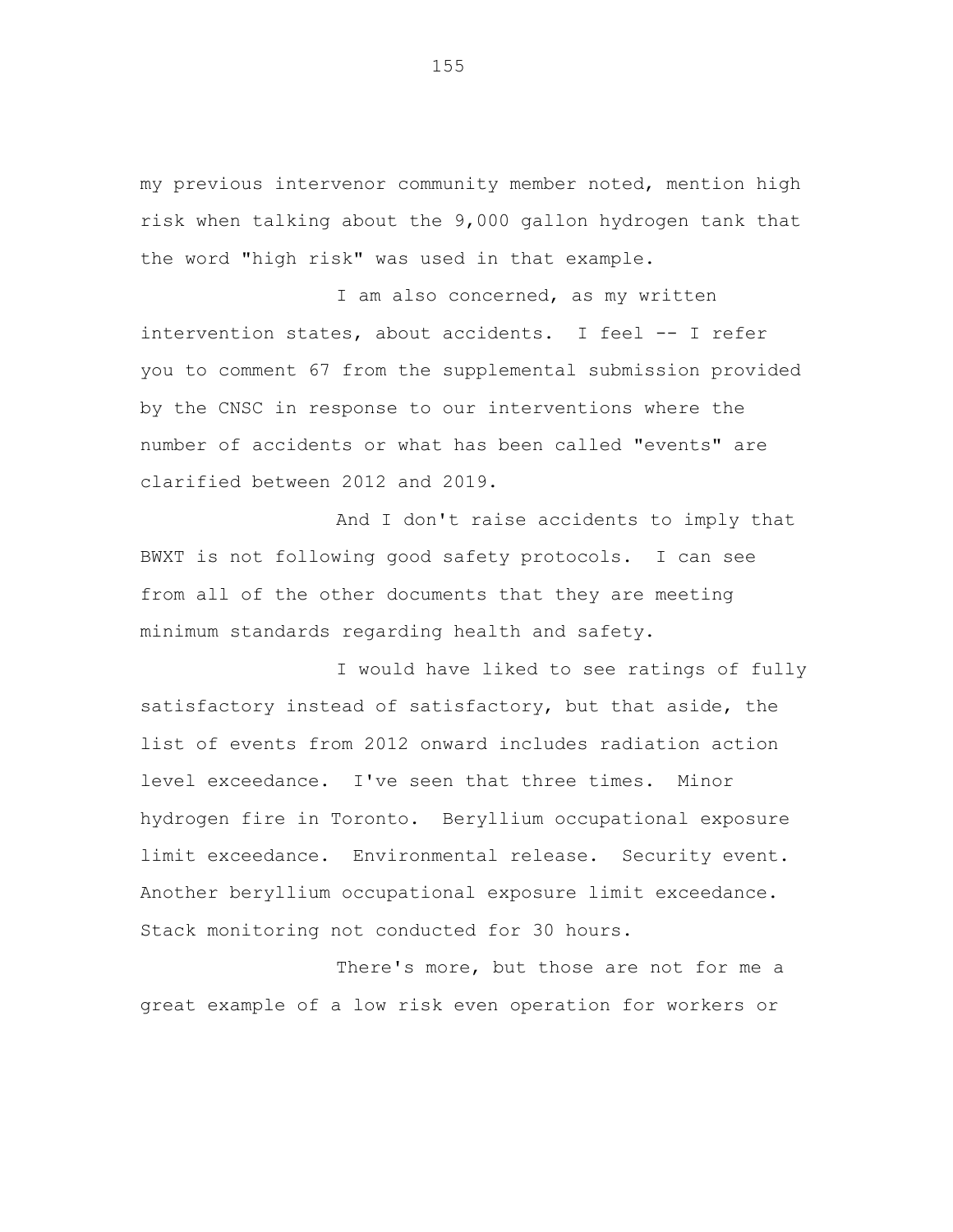my previous intervenor community member noted, mention high risk when talking about the 9,000 gallon hydrogen tank that the word "high risk" was used in that example.

I am also concerned, as my written intervention states, about accidents. I feel -- I refer you to comment 67 from the supplemental submission provided by the CNSC in response to our interventions where the number of accidents or what has been called "events" are clarified between 2012 and 2019.

And I don't raise accidents to imply that BWXT is not following good safety protocols. I can see from all of the other documents that they are meeting minimum standards regarding health and safety.

I would have liked to see ratings of fully satisfactory instead of satisfactory, but that aside, the list of events from 2012 onward includes radiation action level exceedance. I've seen that three times. Minor hydrogen fire in Toronto. Beryllium occupational exposure limit exceedance. Environmental release. Security event. Another beryllium occupational exposure limit exceedance. Stack monitoring not conducted for 30 hours.

There's more, but those are not for me a great example of a low risk even operation for workers or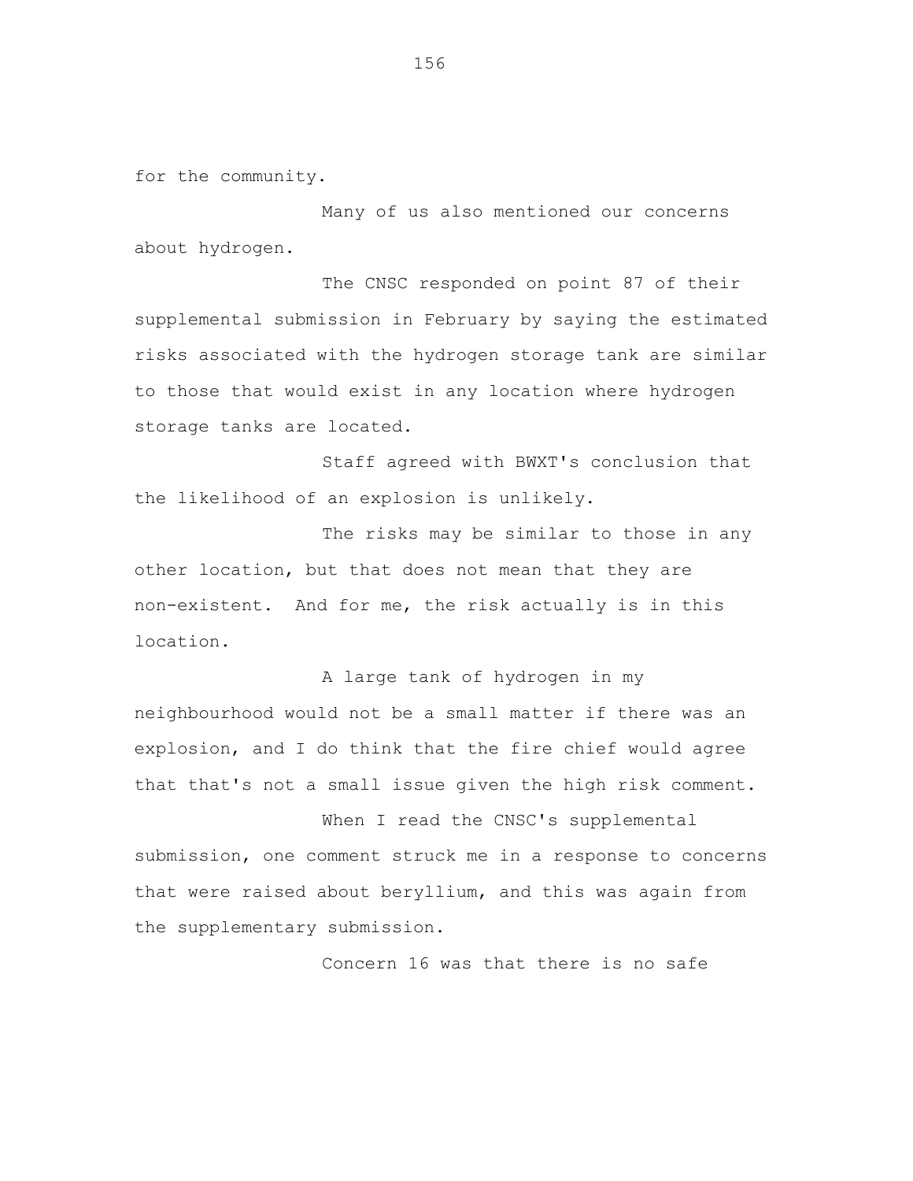for the community.

Many of us also mentioned our concerns about hydrogen.

The CNSC responded on point 87 of their supplemental submission in February by saying the estimated risks associated with the hydrogen storage tank are similar to those that would exist in any location where hydrogen storage tanks are located.

Staff agreed with BWXT's conclusion that the likelihood of an explosion is unlikely.

The risks may be similar to those in any other location, but that does not mean that they are non-existent. And for me, the risk actually is in this location.

A large tank of hydrogen in my neighbourhood would not be a small matter if there was an explosion, and I do think that the fire chief would agree that that's not a small issue given the high risk comment.

When I read the CNSC's supplemental submission, one comment struck me in a response to concerns that were raised about beryllium, and this was again from the supplementary submission.

Concern 16 was that there is no safe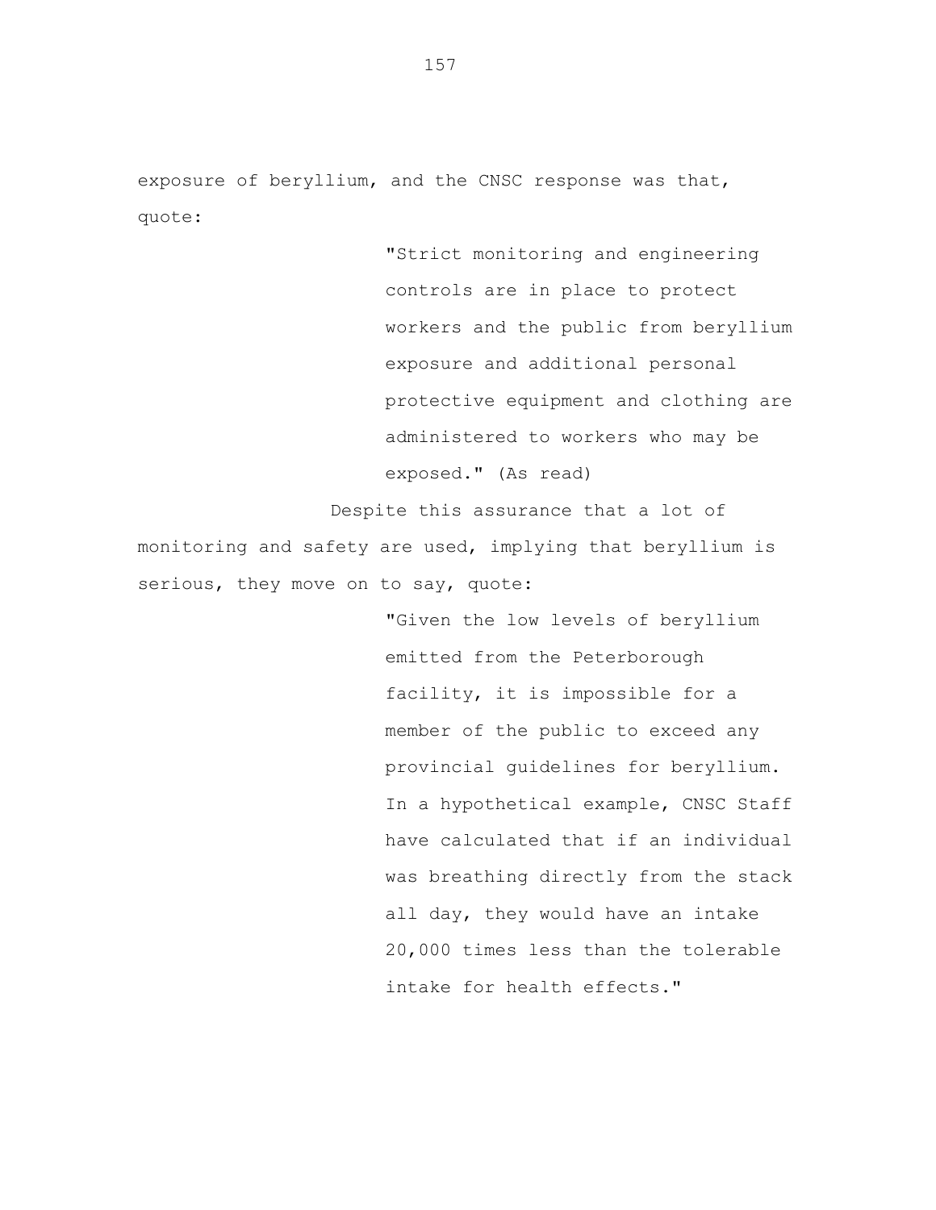exposure of beryllium, and the CNSC response was that, quote:

> "Strict monitoring and engineering controls are in place to protect workers and the public from beryllium exposure and additional personal protective equipment and clothing are administered to workers who may be exposed." (As read)

Despite this assurance that a lot of monitoring and safety are used, implying that beryllium is serious, they move on to say, quote:

> "Given the low levels of beryllium emitted from the Peterborough facility, it is impossible for a member of the public to exceed any provincial guidelines for beryllium. In a hypothetical example, CNSC Staff have calculated that if an individual was breathing directly from the stack all day, they would have an intake 20,000 times less than the tolerable intake for health effects."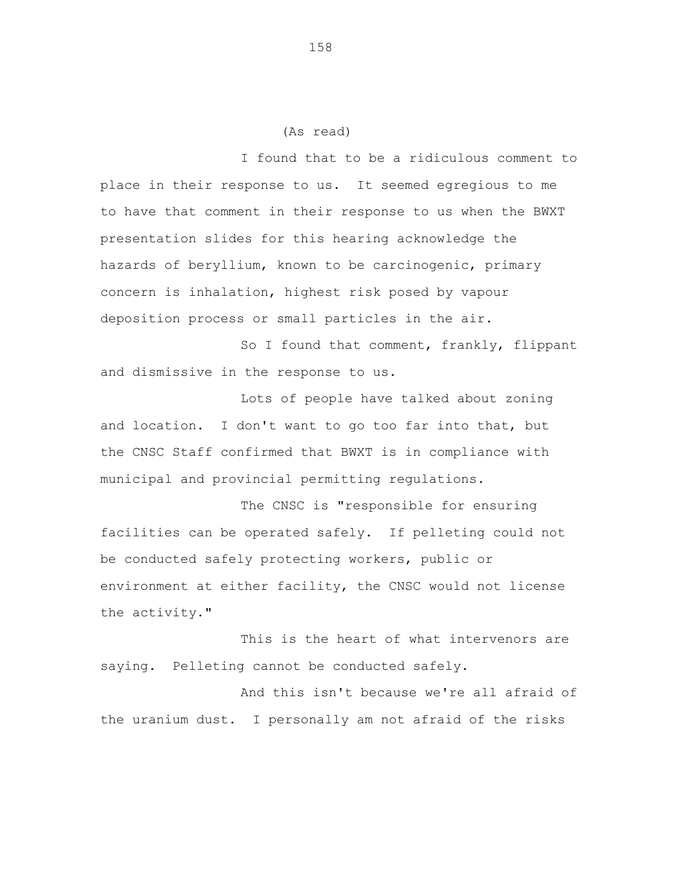(As read)

I found that to be a ridiculous comment to place in their response to us. It seemed egregious to me to have that comment in their response to us when the BWXT presentation slides for this hearing acknowledge the hazards of beryllium, known to be carcinogenic, primary concern is inhalation, highest risk posed by vapour deposition process or small particles in the air.

So I found that comment, frankly, flippant and dismissive in the response to us.

Lots of people have talked about zoning and location. I don't want to go too far into that, but the CNSC Staff confirmed that BWXT is in compliance with municipal and provincial permitting regulations.

The CNSC is "responsible for ensuring facilities can be operated safely. If pelleting could not be conducted safely protecting workers, public or environment at either facility, the CNSC would not license the activity."

This is the heart of what intervenors are saying. Pelleting cannot be conducted safely.

And this isn't because we're all afraid of the uranium dust. I personally am not afraid of the risks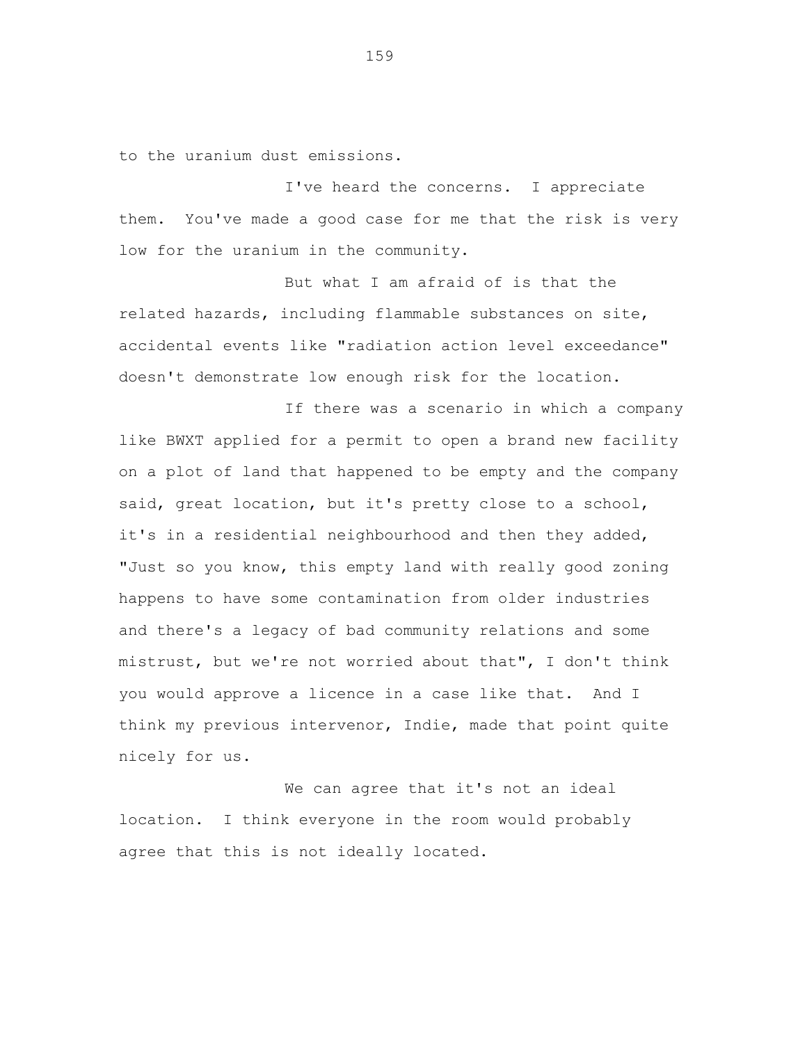to the uranium dust emissions.

I've heard the concerns. I appreciate them. You've made a good case for me that the risk is very low for the uranium in the community.

But what I am afraid of is that the related hazards, including flammable substances on site, accidental events like "radiation action level exceedance" doesn't demonstrate low enough risk for the location.

If there was a scenario in which a company like BWXT applied for a permit to open a brand new facility on a plot of land that happened to be empty and the company said, great location, but it's pretty close to a school, it's in a residential neighbourhood and then they added, "Just so you know, this empty land with really good zoning happens to have some contamination from older industries and there's a legacy of bad community relations and some mistrust, but we're not worried about that", I don't think you would approve a licence in a case like that. And I think my previous intervenor, Indie, made that point quite nicely for us.

We can agree that it's not an ideal location. I think everyone in the room would probably agree that this is not ideally located.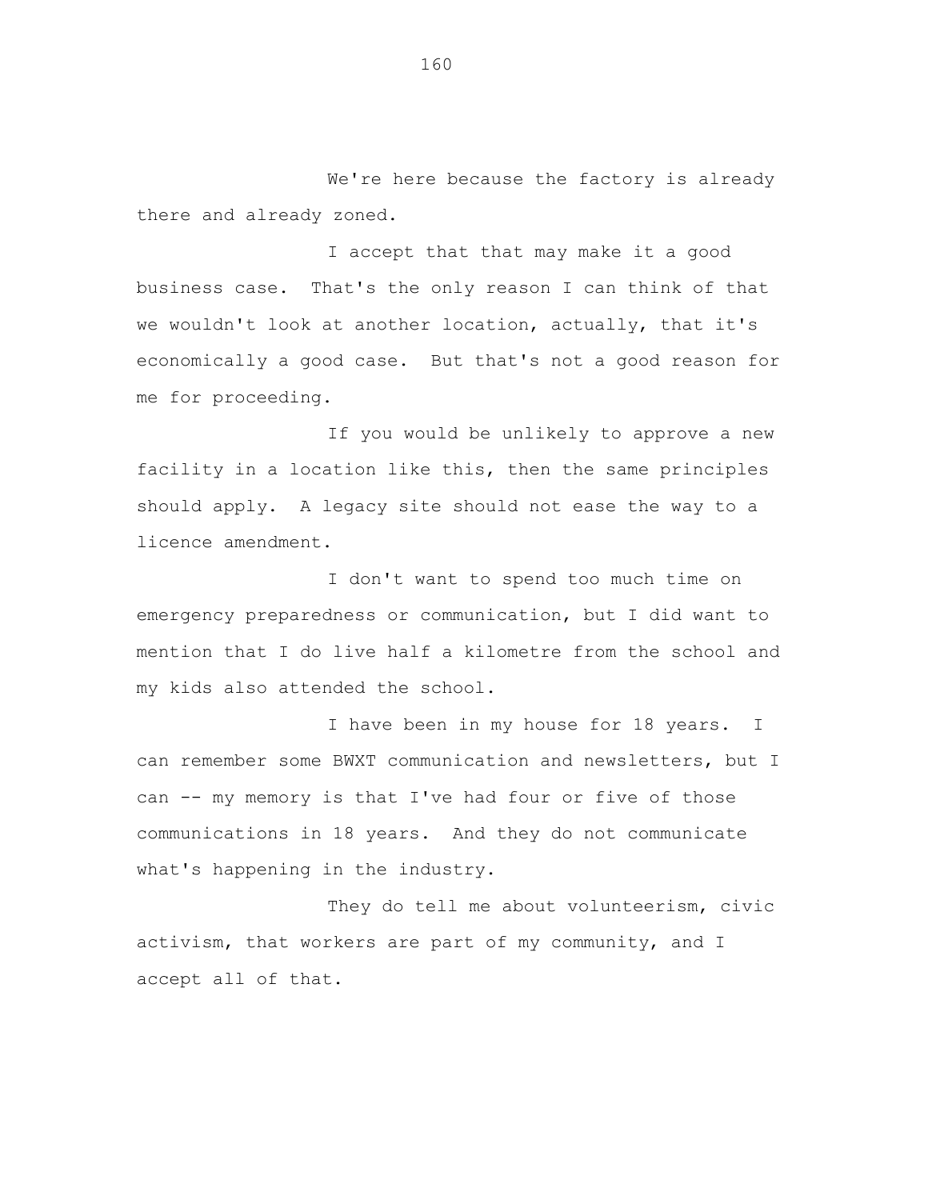We're here because the factory is already there and already zoned.

I accept that that may make it a good business case. That's the only reason I can think of that we wouldn't look at another location, actually, that it's economically a good case. But that's not a good reason for me for proceeding.

If you would be unlikely to approve a new facility in a location like this, then the same principles should apply. A legacy site should not ease the way to a licence amendment.

I don't want to spend too much time on emergency preparedness or communication, but I did want to mention that I do live half a kilometre from the school and my kids also attended the school.

I have been in my house for 18 years. I can remember some BWXT communication and newsletters, but I can -- my memory is that I've had four or five of those communications in 18 years. And they do not communicate what's happening in the industry.

They do tell me about volunteerism, civic activism, that workers are part of my community, and I accept all of that.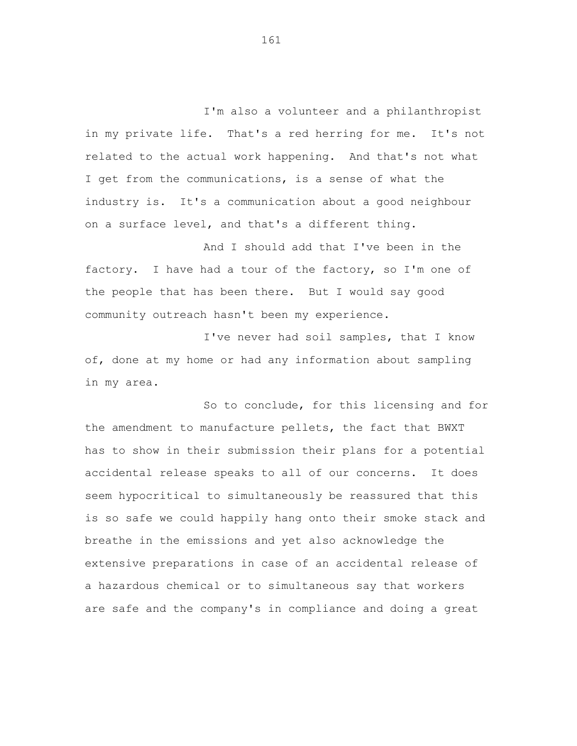I'm also a volunteer and a philanthropist in my private life. That's a red herring for me. It's not related to the actual work happening. And that's not what I get from the communications, is a sense of what the industry is. It's a communication about a good neighbour on a surface level, and that's a different thing.

And I should add that I've been in the factory. I have had a tour of the factory, so I'm one of the people that has been there. But I would say good community outreach hasn't been my experience.

I've never had soil samples, that I know of, done at my home or had any information about sampling in my area.

So to conclude, for this licensing and for the amendment to manufacture pellets, the fact that BWXT has to show in their submission their plans for a potential accidental release speaks to all of our concerns. It does seem hypocritical to simultaneously be reassured that this is so safe we could happily hang onto their smoke stack and breathe in the emissions and yet also acknowledge the extensive preparations in case of an accidental release of a hazardous chemical or to simultaneous say that workers are safe and the company's in compliance and doing a great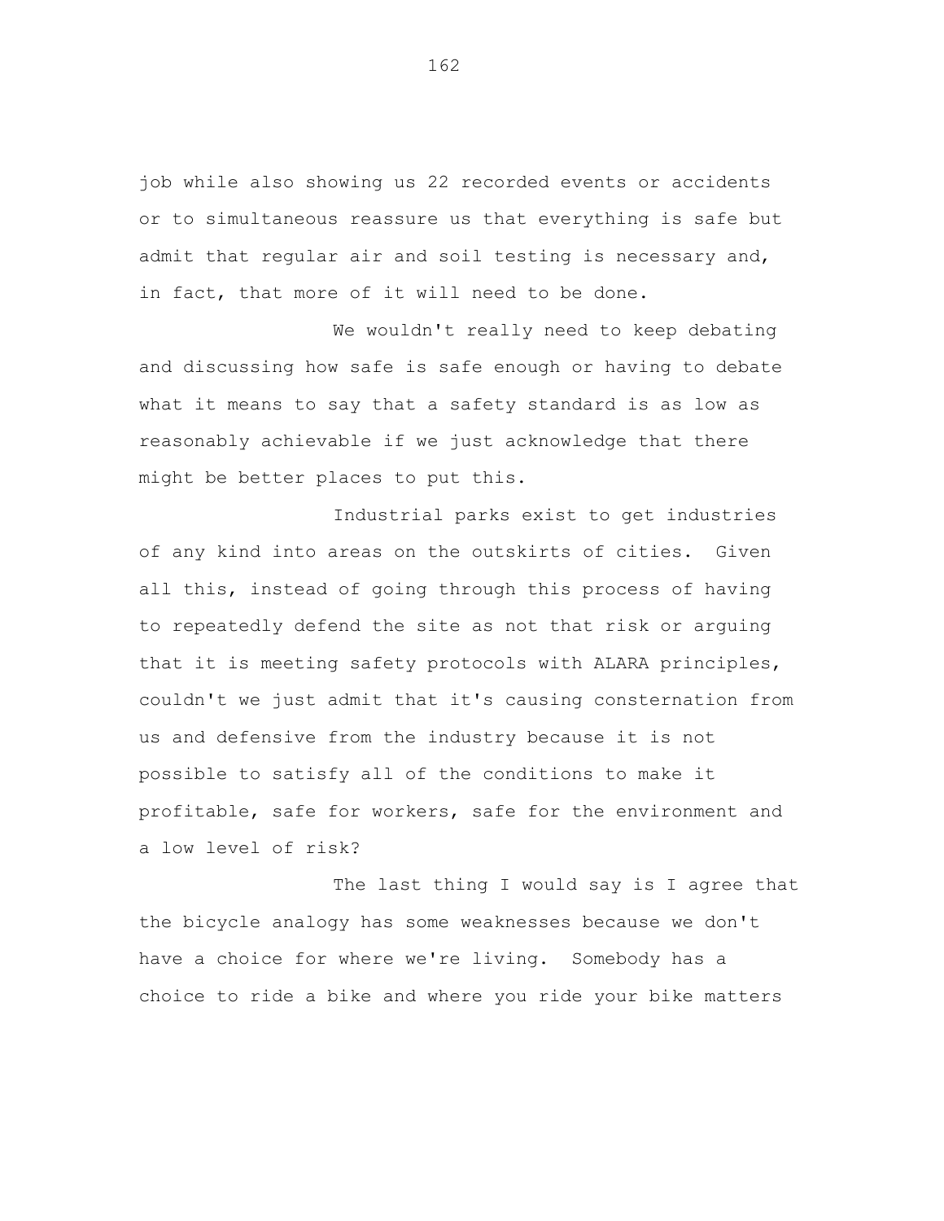job while also showing us 22 recorded events or accidents or to simultaneous reassure us that everything is safe but admit that regular air and soil testing is necessary and, in fact, that more of it will need to be done.

We wouldn't really need to keep debating and discussing how safe is safe enough or having to debate what it means to say that a safety standard is as low as reasonably achievable if we just acknowledge that there might be better places to put this.

Industrial parks exist to get industries of any kind into areas on the outskirts of cities. Given all this, instead of going through this process of having to repeatedly defend the site as not that risk or arguing that it is meeting safety protocols with ALARA principles, couldn't we just admit that it's causing consternation from us and defensive from the industry because it is not possible to satisfy all of the conditions to make it profitable, safe for workers, safe for the environment and a low level of risk?

The last thing I would say is I agree that the bicycle analogy has some weaknesses because we don't have a choice for where we're living. Somebody has a choice to ride a bike and where you ride your bike matters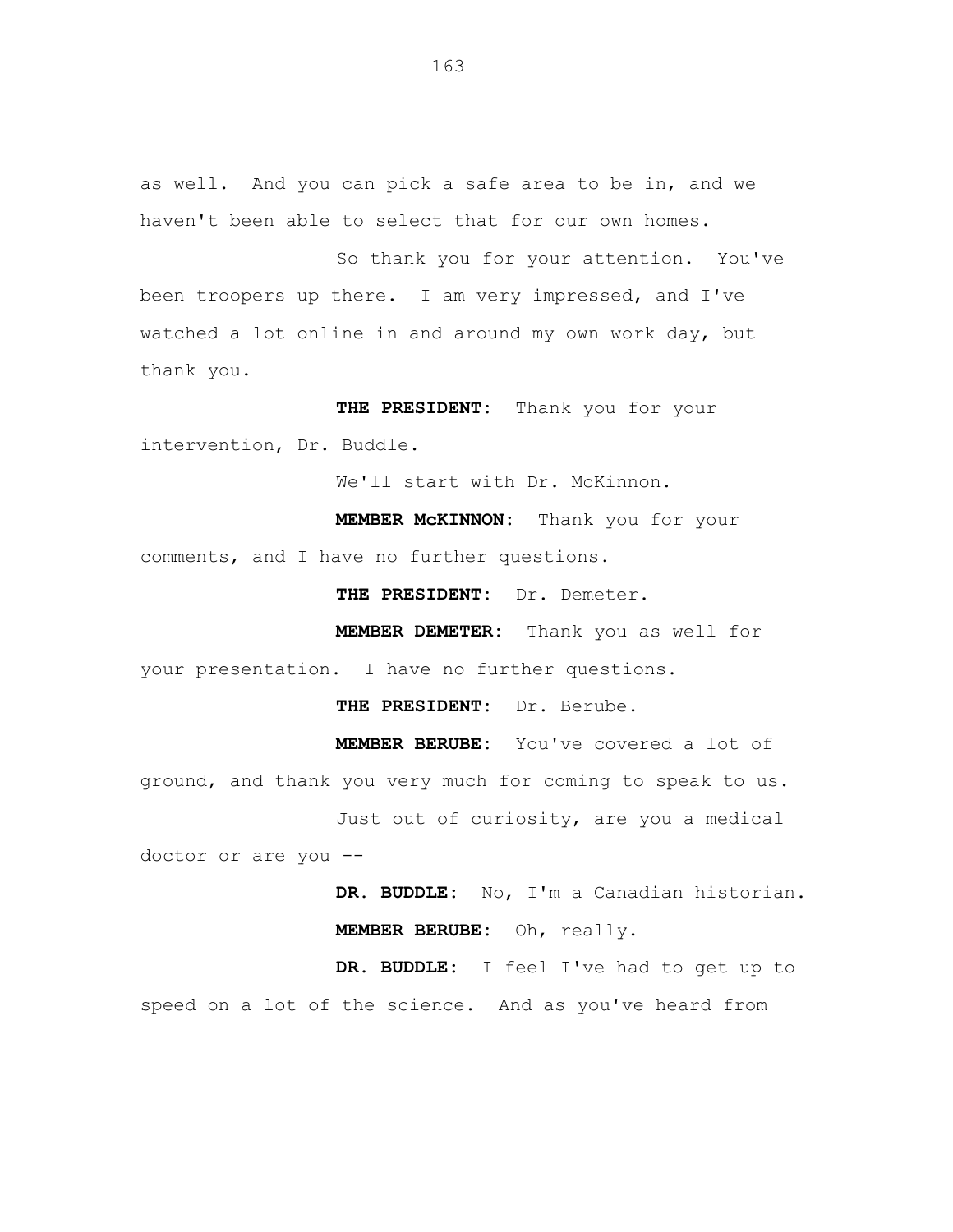as well. And you can pick a safe area to be in, and we haven't been able to select that for our own homes.

So thank you for your attention. You've been troopers up there. I am very impressed, and I've watched a lot online in and around my own work day, but thank you.

**THE PRESIDENT:** Thank you for your intervention, Dr. Buddle.

We'll start with Dr. McKinnon.

**MEMBER McKINNON:** Thank you for your comments, and I have no further questions.

**THE PRESIDENT:** Dr. Demeter.

**MEMBER DEMETER:** Thank you as well for your presentation. I have no further questions.

**THE PRESIDENT:** Dr. Berube.

**MEMBER BERUBE:** You've covered a lot of ground, and thank you very much for coming to speak to us.

Just out of curiosity, are you a medical doctor or are you --

**DR. BUDDLE:** No, I'm a Canadian historian.

**MEMBER BERUBE:** Oh, really.

**DR. BUDDLE:** I feel I've had to get up to speed on a lot of the science. And as you've heard from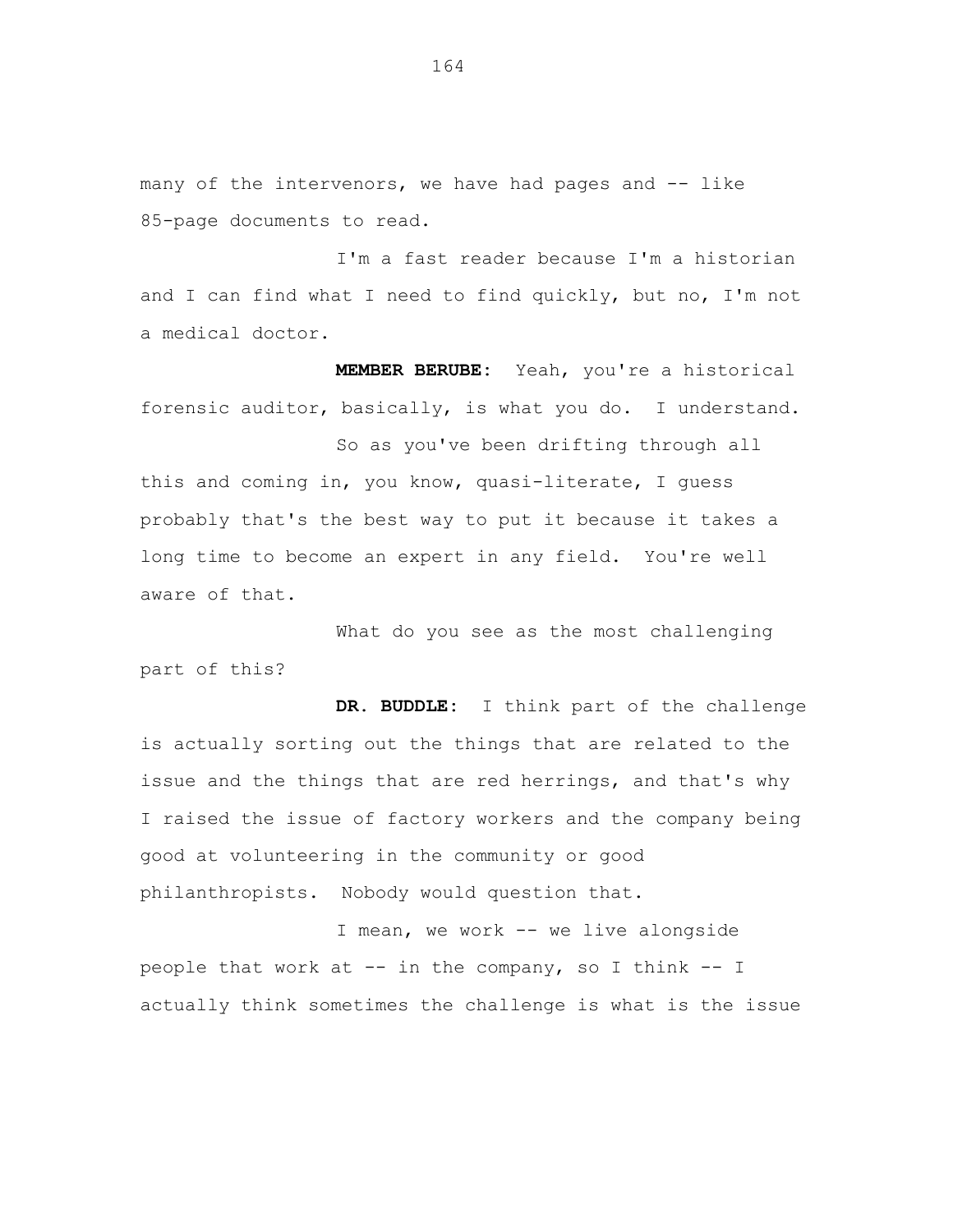many of the intervenors, we have had pages and -- like 85-page documents to read.

I'm a fast reader because I'm a historian and I can find what I need to find quickly, but no, I'm not a medical doctor.

**MEMBER BERUBE:** Yeah, you're a historical forensic auditor, basically, is what you do. I understand.

So as you've been drifting through all this and coming in, you know, quasi-literate, I guess probably that's the best way to put it because it takes a long time to become an expert in any field. You're well aware of that.

What do you see as the most challenging part of this?

**DR. BUDDLE:** I think part of the challenge is actually sorting out the things that are related to the issue and the things that are red herrings, and that's why I raised the issue of factory workers and the company being good at volunteering in the community or good philanthropists. Nobody would question that.

I mean, we work -- we live alongside people that work at -- in the company, so I think -- I actually think sometimes the challenge is what is the issue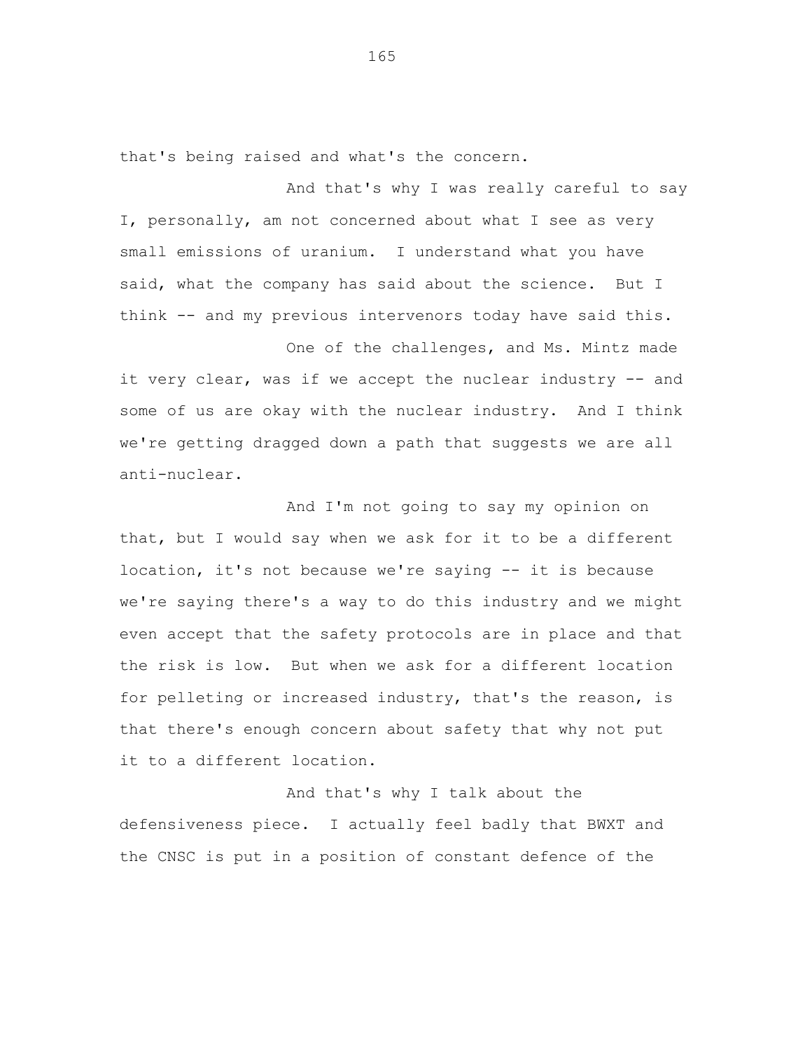that's being raised and what's the concern.

And that's why I was really careful to say I, personally, am not concerned about what I see as very small emissions of uranium. I understand what you have said, what the company has said about the science. But I think -- and my previous intervenors today have said this.

One of the challenges, and Ms. Mintz made it very clear, was if we accept the nuclear industry -- and some of us are okay with the nuclear industry. And I think we're getting dragged down a path that suggests we are all anti-nuclear.

And I'm not going to say my opinion on that, but I would say when we ask for it to be a different location, it's not because we're saying -- it is because we're saying there's a way to do this industry and we might even accept that the safety protocols are in place and that the risk is low. But when we ask for a different location for pelleting or increased industry, that's the reason, is that there's enough concern about safety that why not put it to a different location.

And that's why I talk about the defensiveness piece. I actually feel badly that BWXT and the CNSC is put in a position of constant defence of the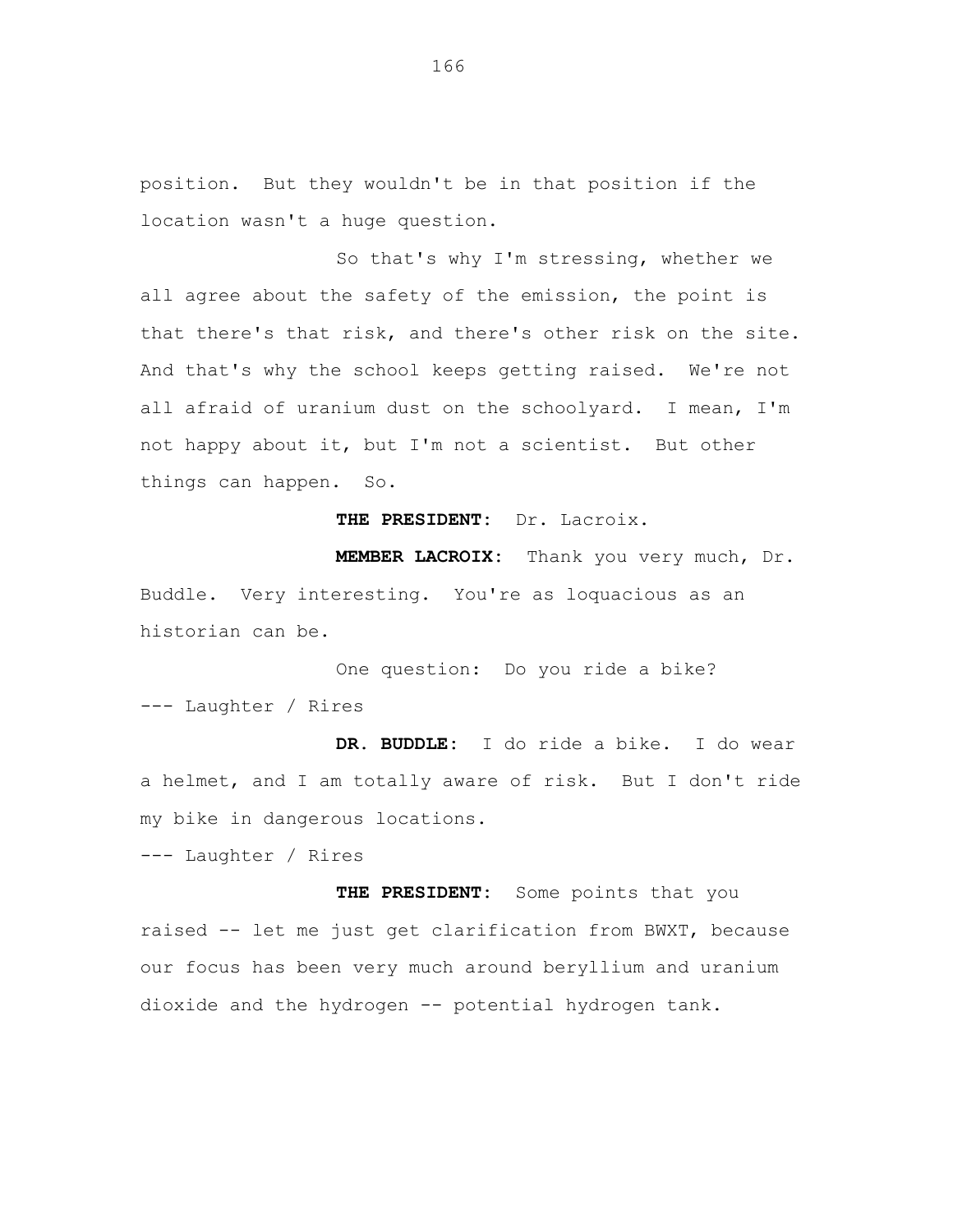position. But they wouldn't be in that position if the location wasn't a huge question.

So that's why I'm stressing, whether we all agree about the safety of the emission, the point is that there's that risk, and there's other risk on the site. And that's why the school keeps getting raised. We're not all afraid of uranium dust on the schoolyard. I mean, I'm not happy about it, but I'm not a scientist. But other things can happen. So.

**THE PRESIDENT:** Dr. Lacroix.

**MEMBER LACROIX:** Thank you very much, Dr. Buddle. Very interesting. You're as loquacious as an historian can be.

One question: Do you ride a bike?

--- Laughter / Rires

**DR. BUDDLE:** I do ride a bike. I do wear a helmet, and I am totally aware of risk. But I don't ride my bike in dangerous locations.

--- Laughter / Rires

**THE PRESIDENT:** Some points that you raised -- let me just get clarification from BWXT, because our focus has been very much around beryllium and uranium dioxide and the hydrogen -- potential hydrogen tank.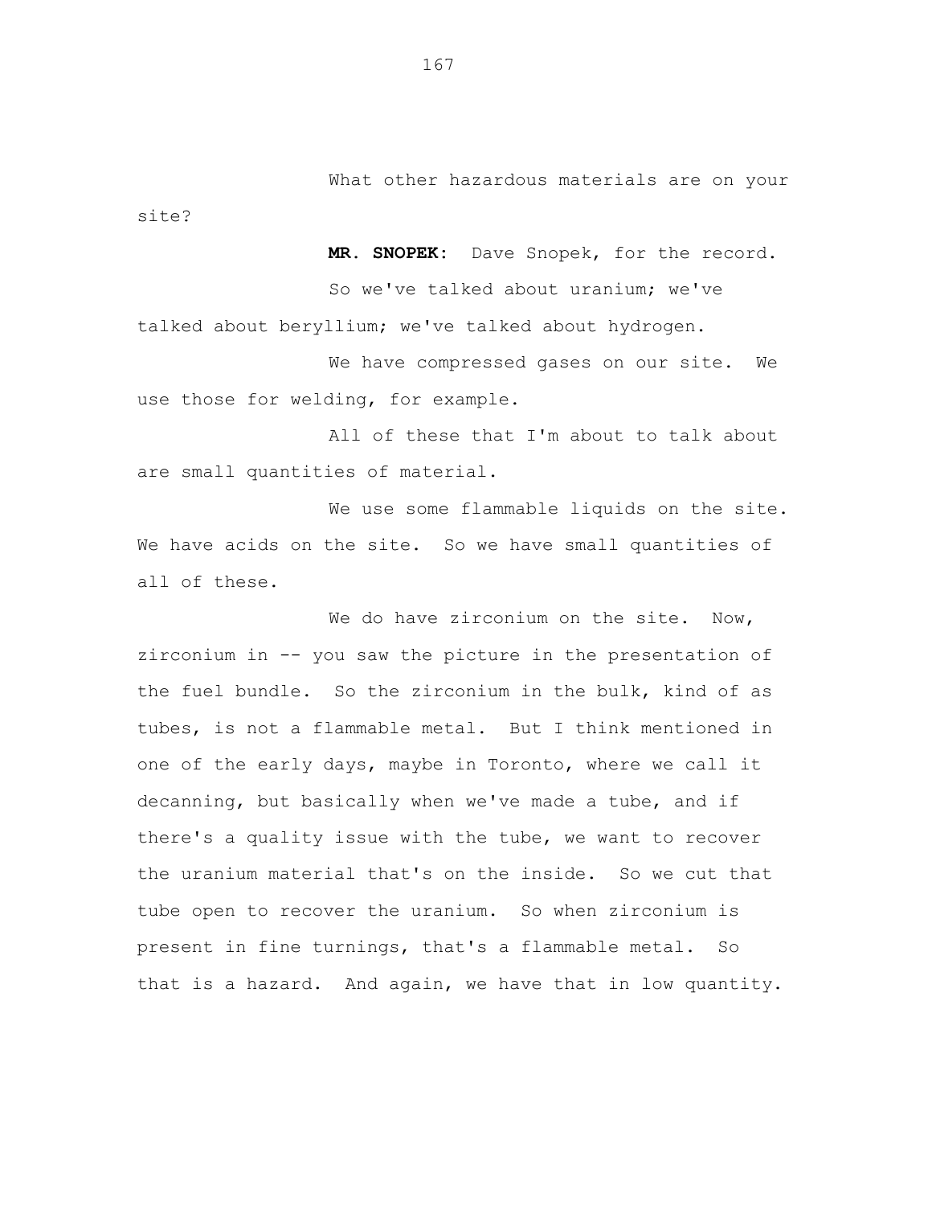What other hazardous materials are on your site?

**MR. SNOPEK:** Dave Snopek, for the record.

So we've talked about uranium; we've talked about beryllium; we've talked about hydrogen.

We have compressed gases on our site. We use those for welding, for example.

All of these that I'm about to talk about are small quantities of material.

We use some flammable liquids on the site. We have acids on the site. So we have small quantities of all of these.

We do have zirconium on the site. Now, zirconium in -- you saw the picture in the presentation of the fuel bundle. So the zirconium in the bulk, kind of as tubes, is not a flammable metal. But I think mentioned in one of the early days, maybe in Toronto, where we call it decanning, but basically when we've made a tube, and if there's a quality issue with the tube, we want to recover the uranium material that's on the inside. So we cut that tube open to recover the uranium. So when zirconium is present in fine turnings, that's a flammable metal. So that is a hazard. And again, we have that in low quantity.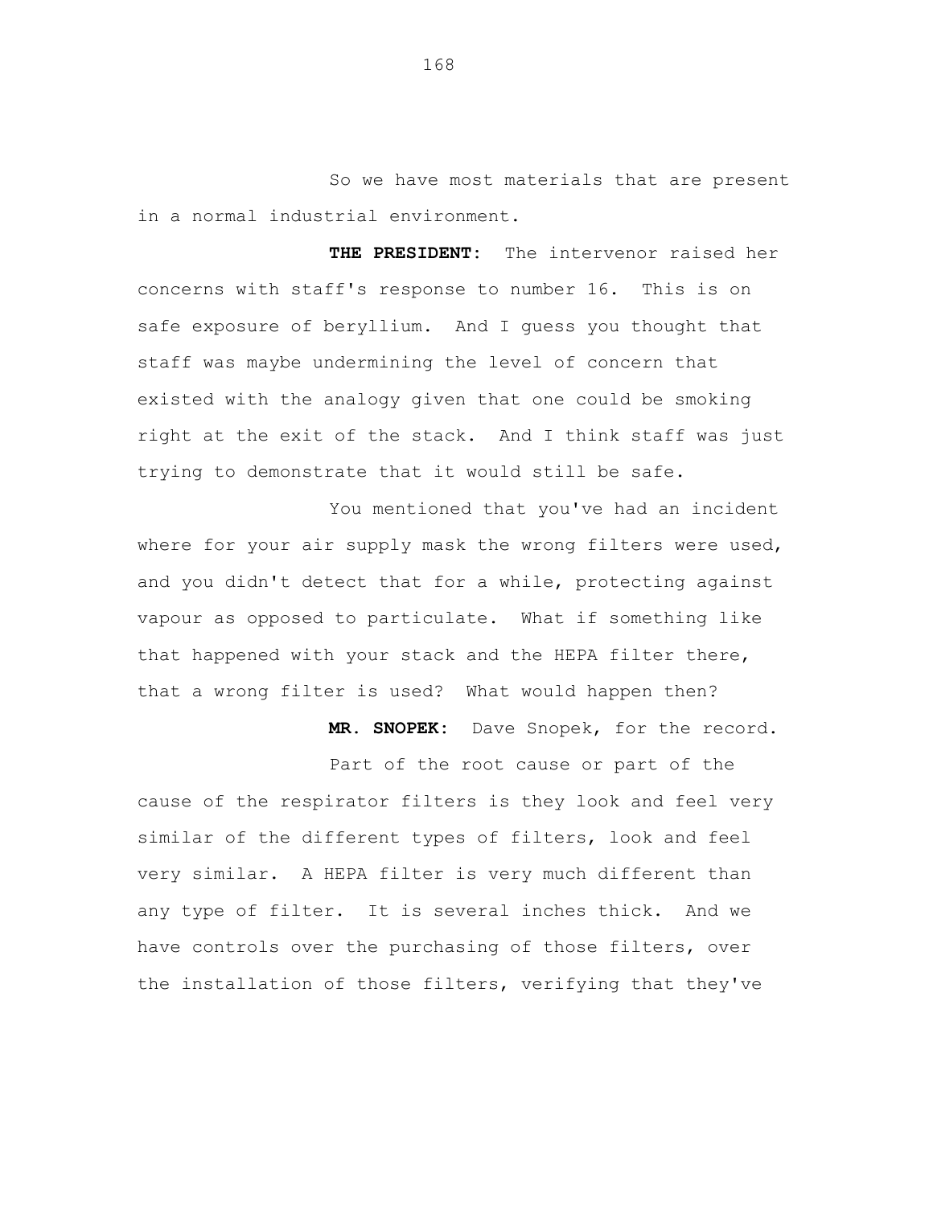So we have most materials that are present in a normal industrial environment.

**THE PRESIDENT:** The intervenor raised her concerns with staff's response to number 16. This is on safe exposure of beryllium. And I guess you thought that staff was maybe undermining the level of concern that existed with the analogy given that one could be smoking right at the exit of the stack. And I think staff was just trying to demonstrate that it would still be safe.

You mentioned that you've had an incident where for your air supply mask the wrong filters were used, and you didn't detect that for a while, protecting against vapour as opposed to particulate. What if something like that happened with your stack and the HEPA filter there, that a wrong filter is used? What would happen then?

**MR. SNOPEK:** Dave Snopek, for the record.

Part of the root cause or part of the cause of the respirator filters is they look and feel very similar of the different types of filters, look and feel very similar. A HEPA filter is very much different than any type of filter. It is several inches thick. And we have controls over the purchasing of those filters, over the installation of those filters, verifying that they've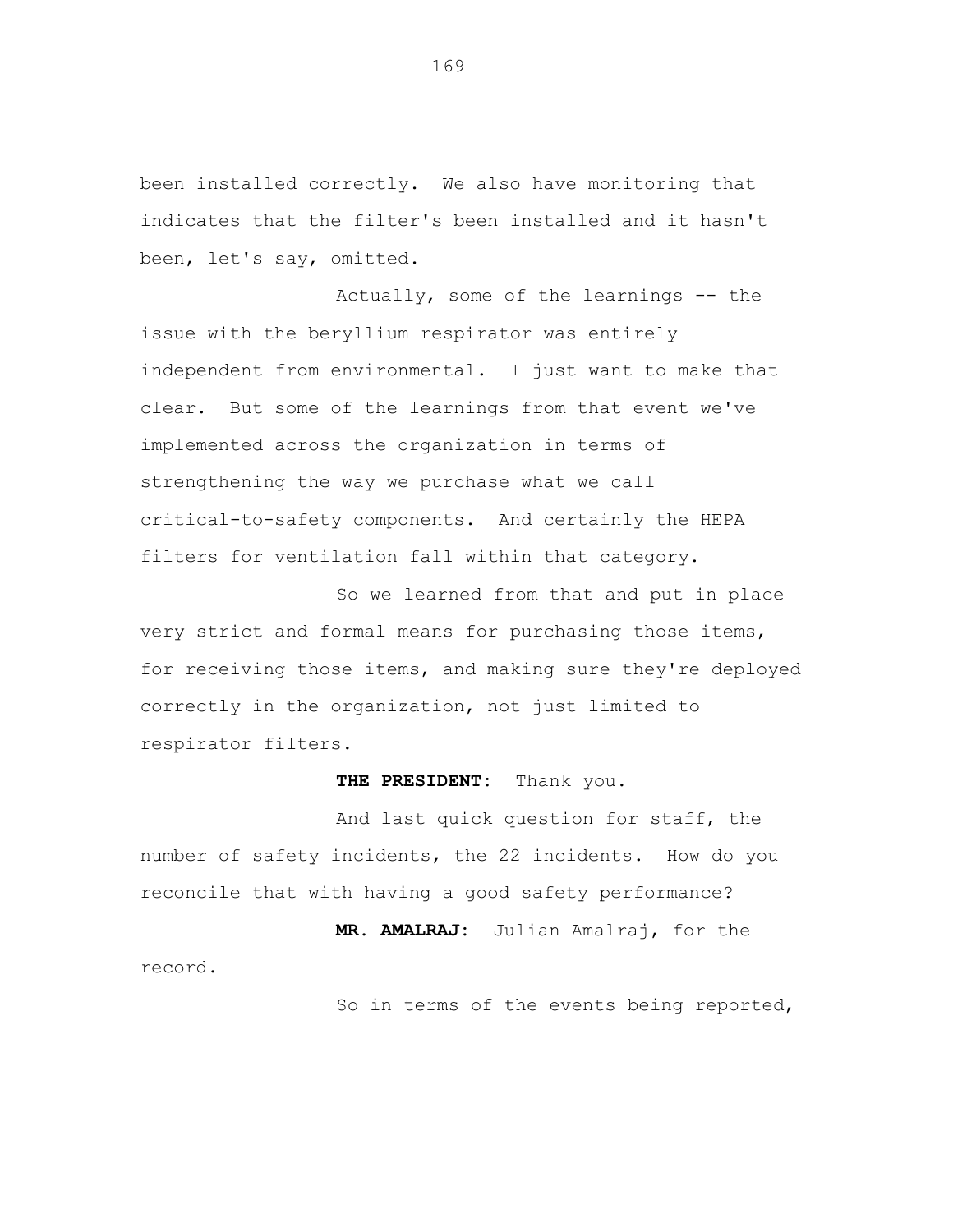been installed correctly. We also have monitoring that indicates that the filter's been installed and it hasn't been, let's say, omitted.

Actually, some of the learnings -- the issue with the beryllium respirator was entirely independent from environmental. I just want to make that clear. But some of the learnings from that event we've implemented across the organization in terms of strengthening the way we purchase what we call critical-to-safety components. And certainly the HEPA filters for ventilation fall within that category.

So we learned from that and put in place very strict and formal means for purchasing those items, for receiving those items, and making sure they're deployed correctly in the organization, not just limited to respirator filters.

**THE PRESIDENT:** Thank you.

And last quick question for staff, the number of safety incidents, the 22 incidents. How do you reconcile that with having a good safety performance?

**MR. AMALRAJ:** Julian Amalraj, for the record.

So in terms of the events being reported,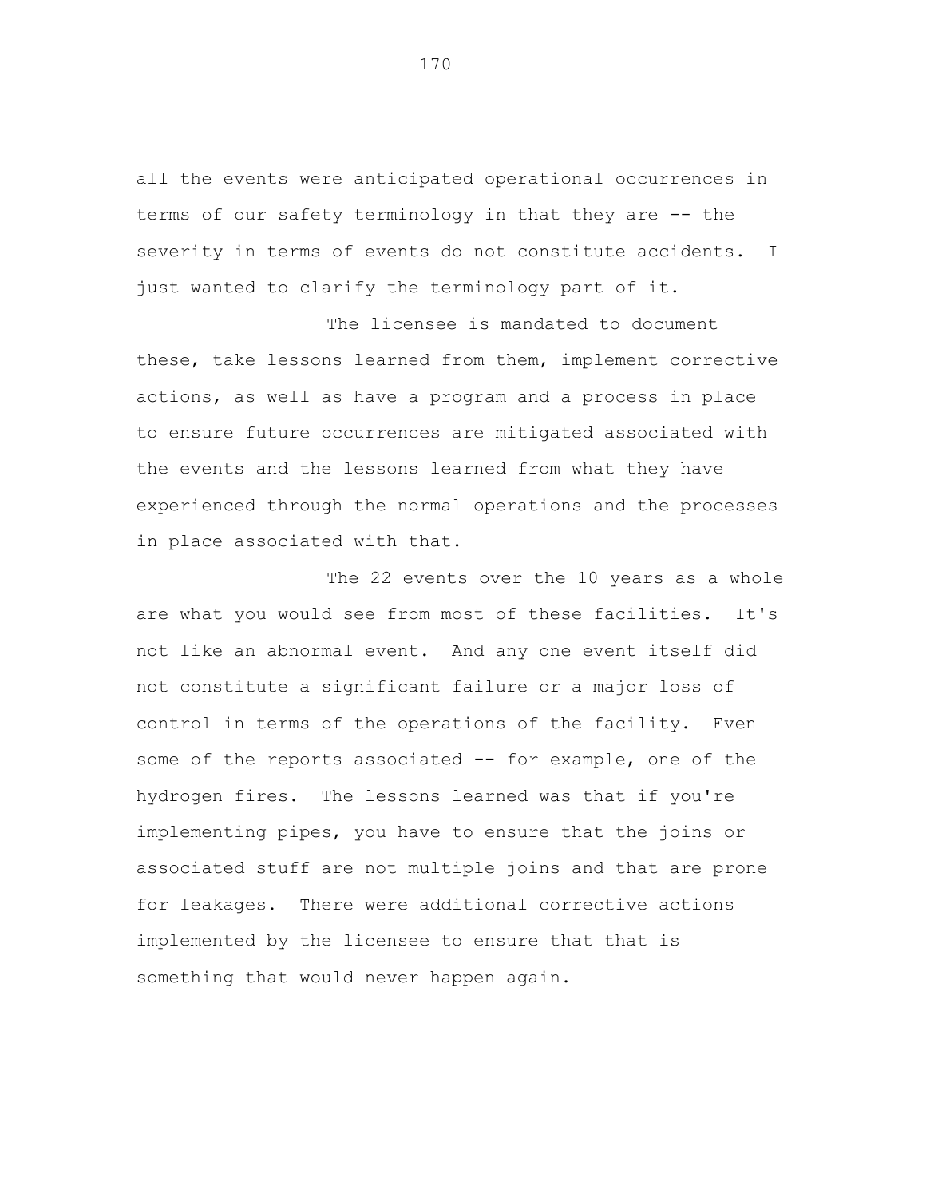all the events were anticipated operational occurrences in terms of our safety terminology in that they are -- the severity in terms of events do not constitute accidents. I just wanted to clarify the terminology part of it.

The licensee is mandated to document these, take lessons learned from them, implement corrective actions, as well as have a program and a process in place to ensure future occurrences are mitigated associated with the events and the lessons learned from what they have experienced through the normal operations and the processes in place associated with that.

The 22 events over the 10 years as a whole are what you would see from most of these facilities. It's not like an abnormal event. And any one event itself did not constitute a significant failure or a major loss of control in terms of the operations of the facility. Even some of the reports associated -- for example, one of the hydrogen fires. The lessons learned was that if you're implementing pipes, you have to ensure that the joins or associated stuff are not multiple joins and that are prone for leakages. There were additional corrective actions implemented by the licensee to ensure that that is something that would never happen again.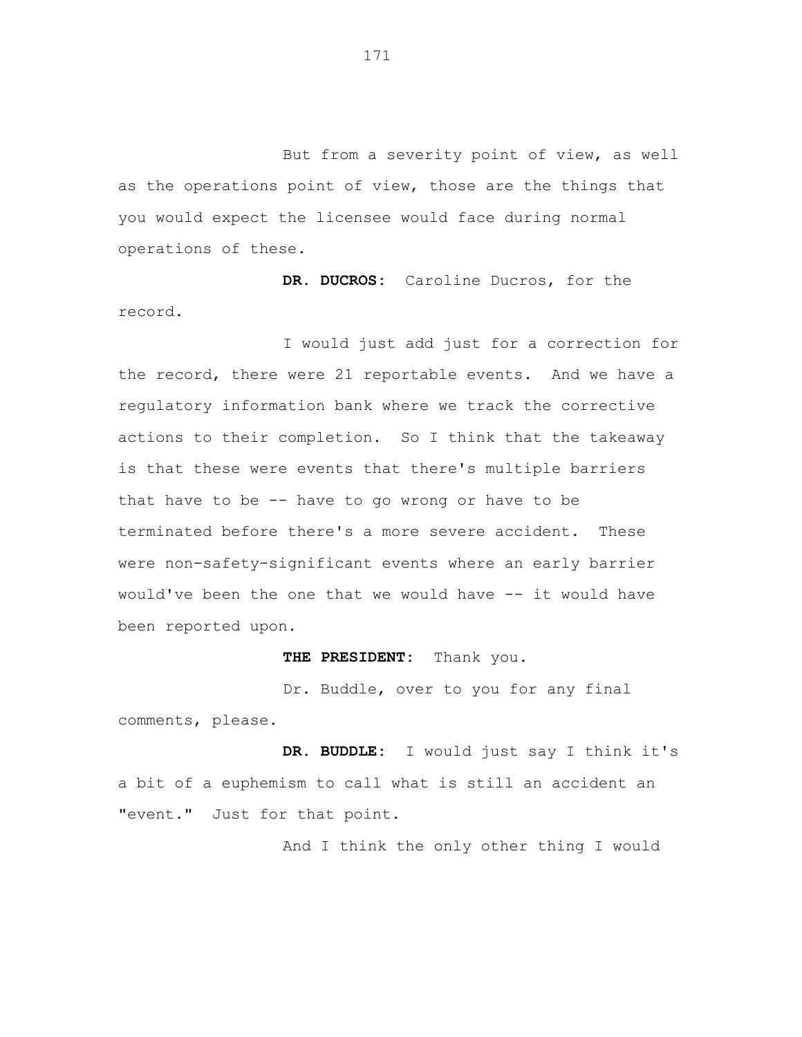But from a severity point of view, as well as the operations point of view, those are the things that you would expect the licensee would face during normal operations of these.

**DR. DUCROS:** Caroline Ducros, for the record.

I would just add just for a correction for the record, there were 21 reportable events. And we have a regulatory information bank where we track the corrective actions to their completion. So I think that the takeaway is that these were events that there's multiple barriers that have to be -- have to go wrong or have to be terminated before there's a more severe accident. These were non-safety-significant events where an early barrier would've been the one that we would have -- it would have been reported upon.

**THE PRESIDENT:** Thank you.

Dr. Buddle, over to you for any final comments, please.

**DR. BUDDLE:** I would just say I think it's a bit of a euphemism to call what is still an accident an "event." Just for that point.

And I think the only other thing I would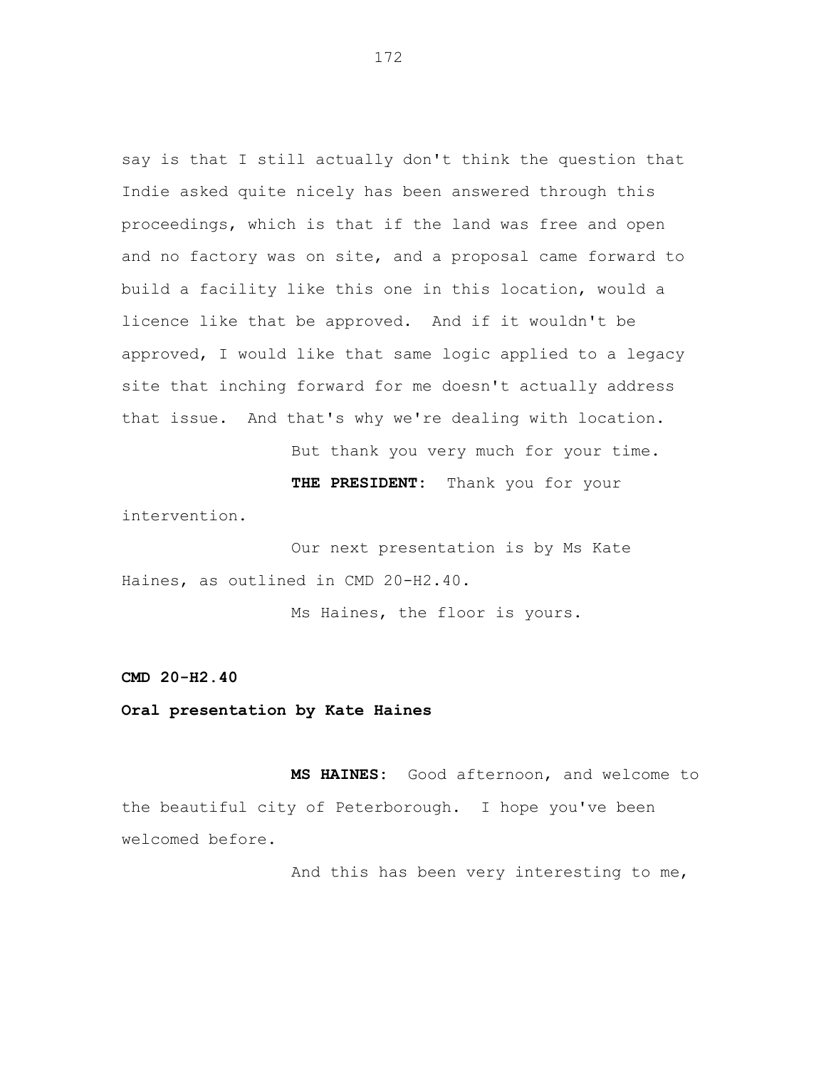say is that I still actually don't think the question that Indie asked quite nicely has been answered through this proceedings, which is that if the land was free and open and no factory was on site, and a proposal came forward to build a facility like this one in this location, would a licence like that be approved. And if it wouldn't be approved, I would like that same logic applied to a legacy site that inching forward for me doesn't actually address that issue. And that's why we're dealing with location.

But thank you very much for your time.

**THE PRESIDENT:** Thank you for your intervention.

Our next presentation is by Ms Kate Haines, as outlined in CMD 20-H2.40.

Ms Haines, the floor is yours.

**CMD 20-H2.40**

**Oral presentation by Kate Haines**

**MS HAINES:** Good afternoon, and welcome to the beautiful city of Peterborough. I hope you've been welcomed before.

And this has been very interesting to me,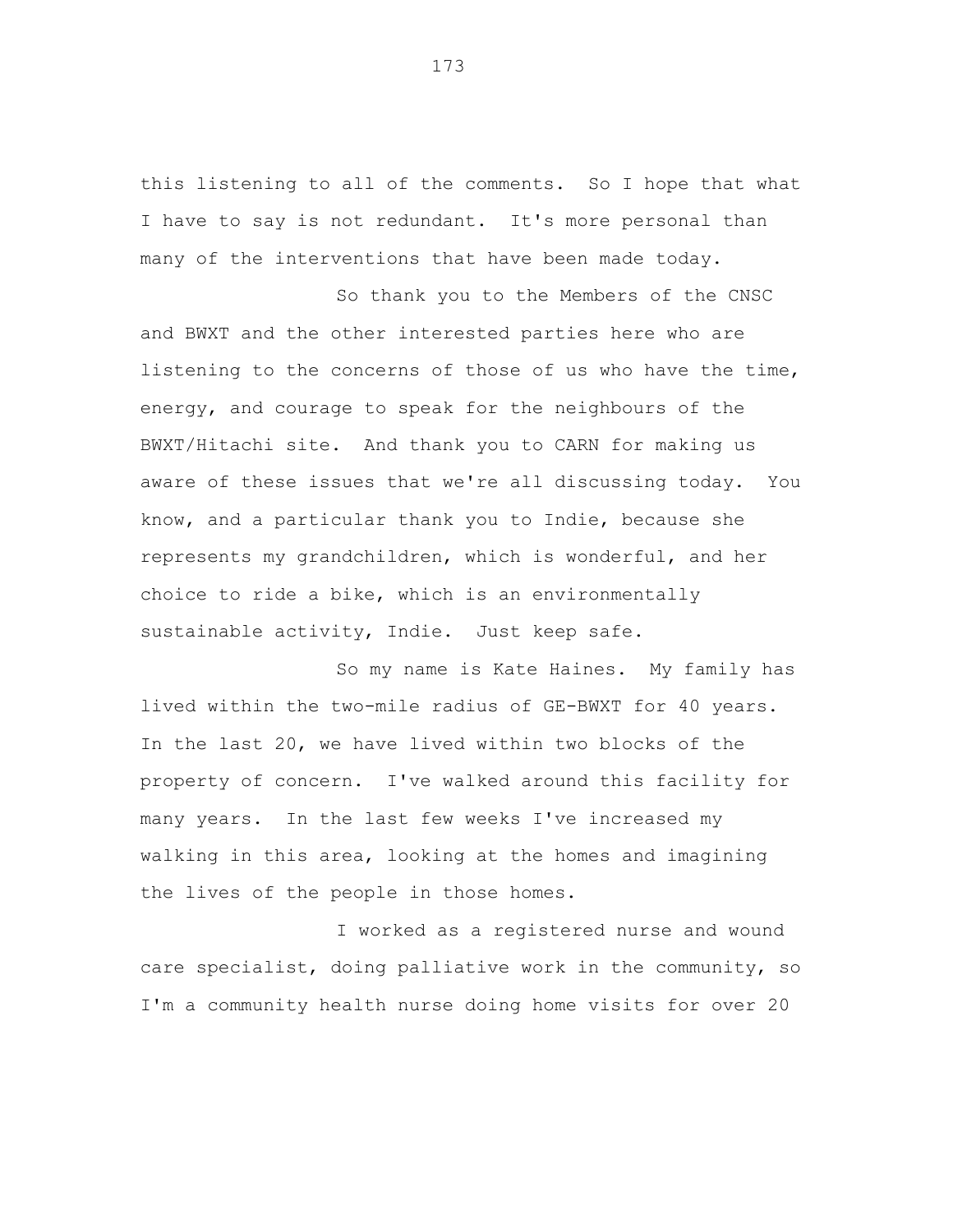this listening to all of the comments. So I hope that what I have to say is not redundant. It's more personal than many of the interventions that have been made today.

So thank you to the Members of the CNSC and BWXT and the other interested parties here who are listening to the concerns of those of us who have the time, energy, and courage to speak for the neighbours of the BWXT/Hitachi site. And thank you to CARN for making us aware of these issues that we're all discussing today. You know, and a particular thank you to Indie, because she represents my grandchildren, which is wonderful, and her choice to ride a bike, which is an environmentally sustainable activity, Indie. Just keep safe.

So my name is Kate Haines. My family has lived within the two-mile radius of GE-BWXT for 40 years. In the last 20, we have lived within two blocks of the property of concern. I've walked around this facility for many years. In the last few weeks I've increased my walking in this area, looking at the homes and imagining the lives of the people in those homes.

I worked as a registered nurse and wound care specialist, doing palliative work in the community, so I'm a community health nurse doing home visits for over 20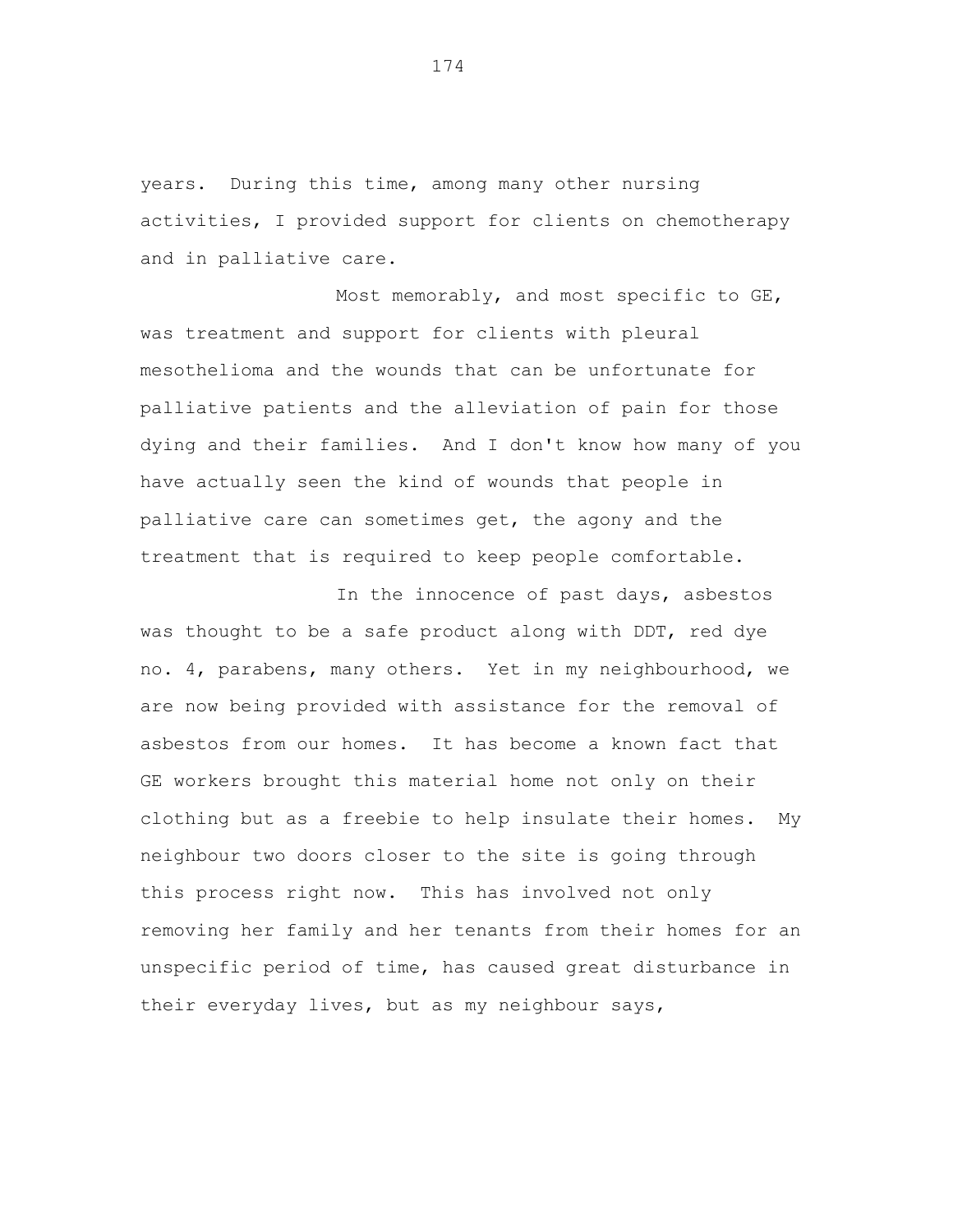years. During this time, among many other nursing activities, I provided support for clients on chemotherapy and in palliative care.

Most memorably, and most specific to GE, was treatment and support for clients with pleural mesothelioma and the wounds that can be unfortunate for palliative patients and the alleviation of pain for those dying and their families. And I don't know how many of you have actually seen the kind of wounds that people in palliative care can sometimes get, the agony and the treatment that is required to keep people comfortable.

In the innocence of past days, asbestos was thought to be a safe product along with DDT, red dye no. 4, parabens, many others. Yet in my neighbourhood, we are now being provided with assistance for the removal of asbestos from our homes. It has become a known fact that GE workers brought this material home not only on their clothing but as a freebie to help insulate their homes. My neighbour two doors closer to the site is going through this process right now. This has involved not only removing her family and her tenants from their homes for an unspecific period of time, has caused great disturbance in their everyday lives, but as my neighbour says,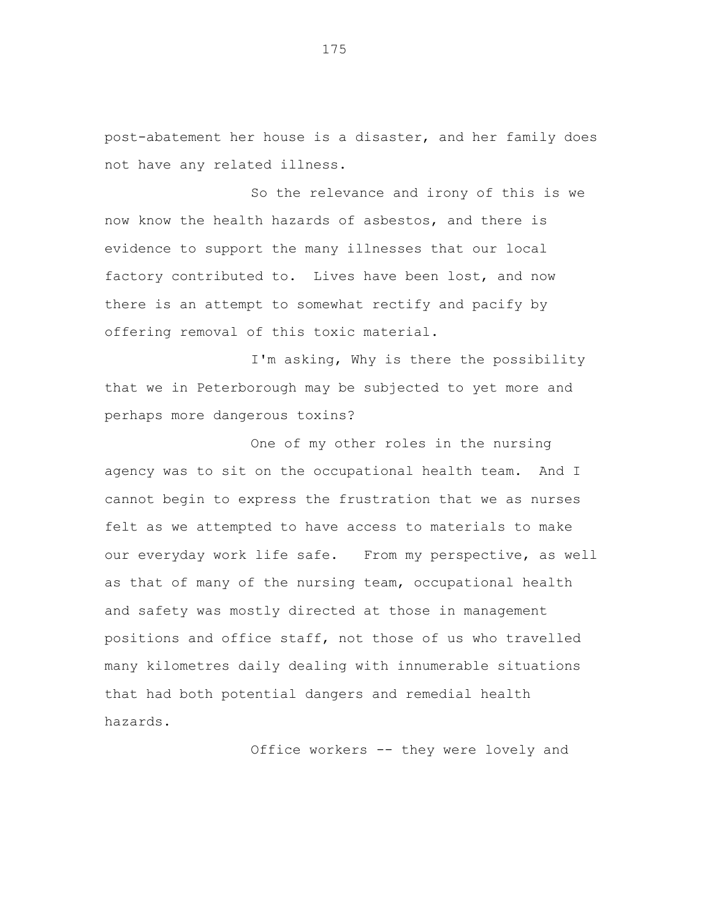post-abatement her house is a disaster, and her family does not have any related illness.

So the relevance and irony of this is we now know the health hazards of asbestos, and there is evidence to support the many illnesses that our local factory contributed to. Lives have been lost, and now there is an attempt to somewhat rectify and pacify by offering removal of this toxic material.

I'm asking, Why is there the possibility that we in Peterborough may be subjected to yet more and perhaps more dangerous toxins?

One of my other roles in the nursing agency was to sit on the occupational health team. And I cannot begin to express the frustration that we as nurses felt as we attempted to have access to materials to make our everyday work life safe. From my perspective, as well as that of many of the nursing team, occupational health and safety was mostly directed at those in management positions and office staff, not those of us who travelled many kilometres daily dealing with innumerable situations that had both potential dangers and remedial health hazards.

Office workers -- they were lovely and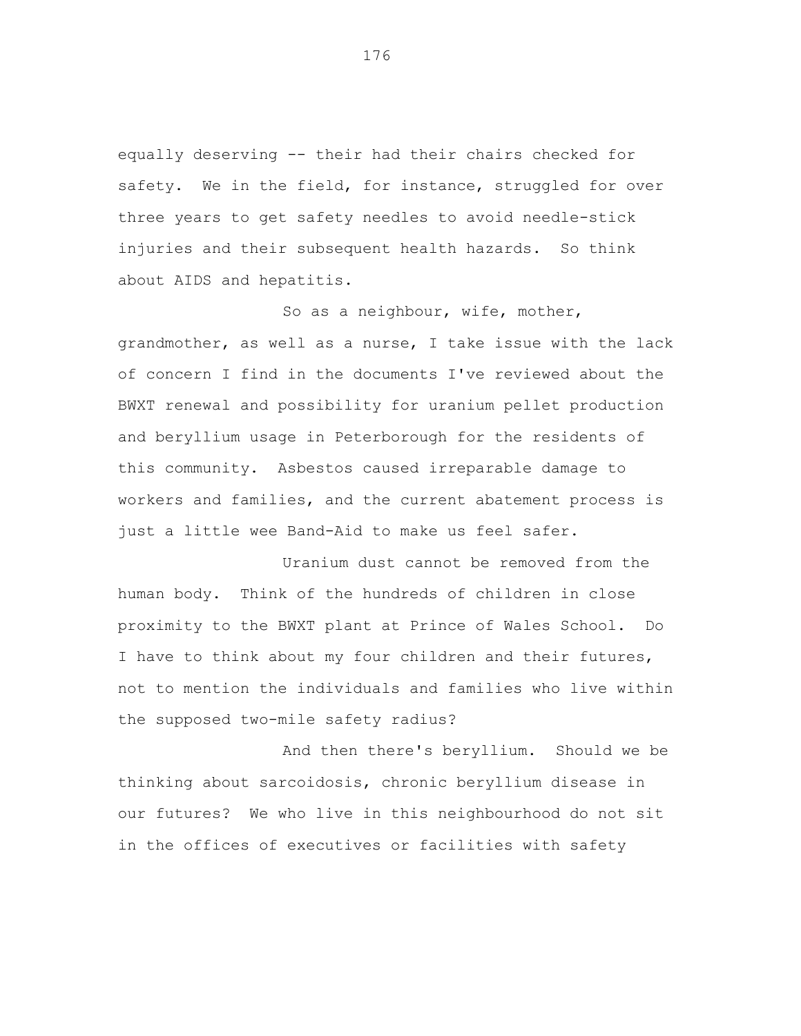equally deserving -- their had their chairs checked for safety. We in the field, for instance, struggled for over three years to get safety needles to avoid needle-stick injuries and their subsequent health hazards. So think about AIDS and hepatitis.

So as a neighbour, wife, mother, grandmother, as well as a nurse, I take issue with the lack of concern I find in the documents I've reviewed about the BWXT renewal and possibility for uranium pellet production and beryllium usage in Peterborough for the residents of this community. Asbestos caused irreparable damage to workers and families, and the current abatement process is just a little wee Band-Aid to make us feel safer.

Uranium dust cannot be removed from the human body. Think of the hundreds of children in close proximity to the BWXT plant at Prince of Wales School. Do I have to think about my four children and their futures, not to mention the individuals and families who live within the supposed two-mile safety radius?

And then there's beryllium. Should we be thinking about sarcoidosis, chronic beryllium disease in our futures? We who live in this neighbourhood do not sit in the offices of executives or facilities with safety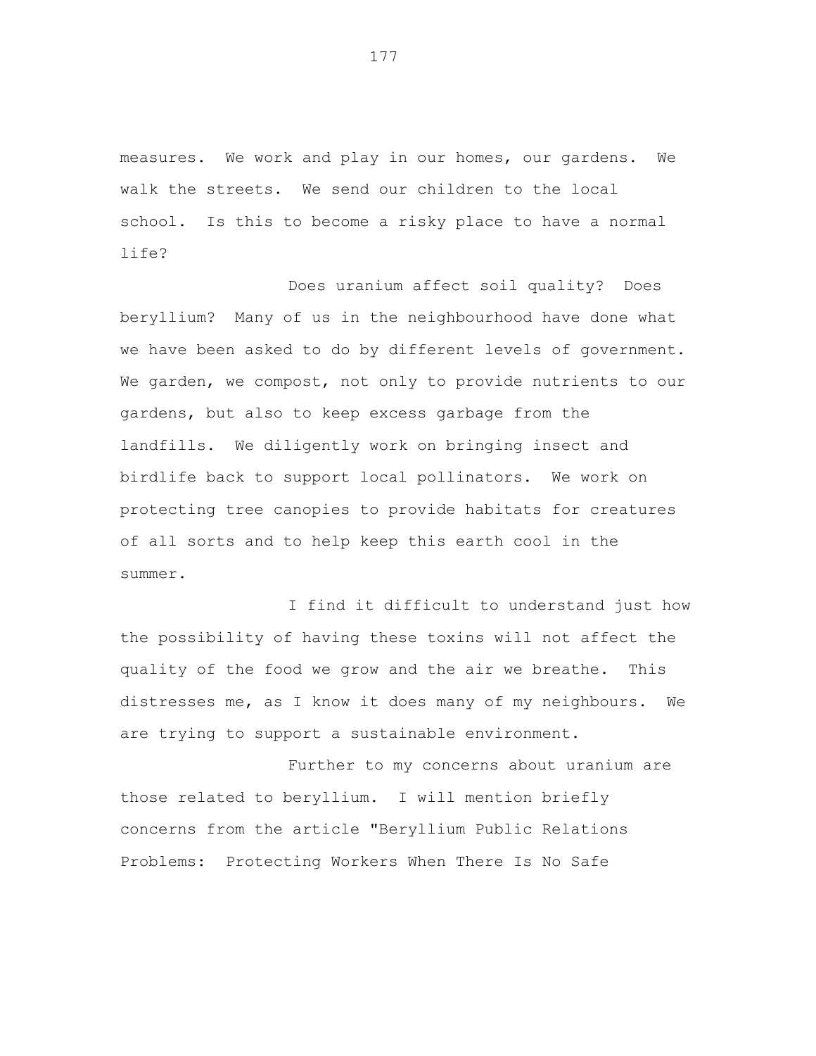measures. We work and play in our homes, our gardens. We walk the streets. We send our children to the local school. Is this to become a risky place to have a normal life?

Does uranium affect soil quality? Does beryllium? Many of us in the neighbourhood have done what we have been asked to do by different levels of government. We garden, we compost, not only to provide nutrients to our gardens, but also to keep excess garbage from the landfills. We diligently work on bringing insect and birdlife back to support local pollinators. We work on protecting tree canopies to provide habitats for creatures of all sorts and to help keep this earth cool in the summer.

I find it difficult to understand just how the possibility of having these toxins will not affect the quality of the food we grow and the air we breathe. This distresses me, as I know it does many of my neighbours. We are trying to support a sustainable environment.

Further to my concerns about uranium are those related to beryllium. I will mention briefly concerns from the article "Beryllium Public Relations Problems: Protecting Workers When There Is No Safe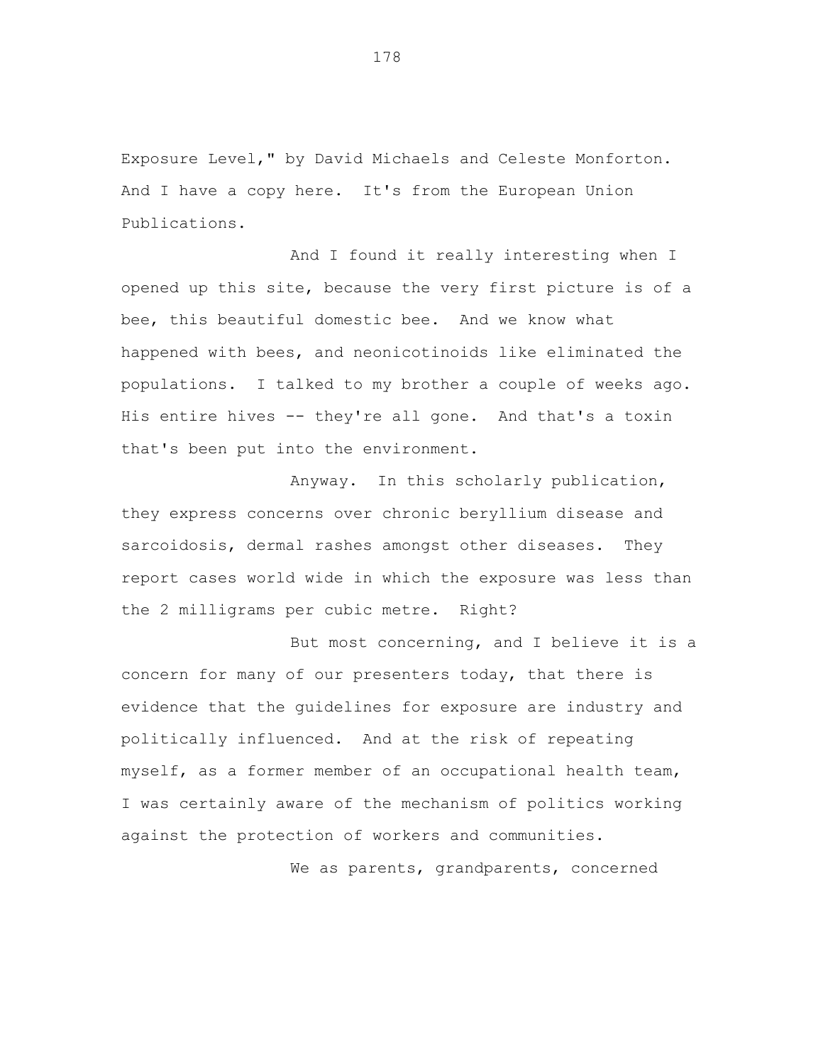Exposure Level," by David Michaels and Celeste Monforton. And I have a copy here. It's from the European Union Publications.

And I found it really interesting when I opened up this site, because the very first picture is of a bee, this beautiful domestic bee. And we know what happened with bees, and neonicotinoids like eliminated the populations. I talked to my brother a couple of weeks ago. His entire hives -- they're all gone. And that's a toxin that's been put into the environment.

Anyway. In this scholarly publication, they express concerns over chronic beryllium disease and sarcoidosis, dermal rashes amongst other diseases. They report cases world wide in which the exposure was less than the 2 milligrams per cubic metre. Right?

But most concerning, and I believe it is a concern for many of our presenters today, that there is evidence that the guidelines for exposure are industry and politically influenced. And at the risk of repeating myself, as a former member of an occupational health team, I was certainly aware of the mechanism of politics working against the protection of workers and communities.

We as parents, grandparents, concerned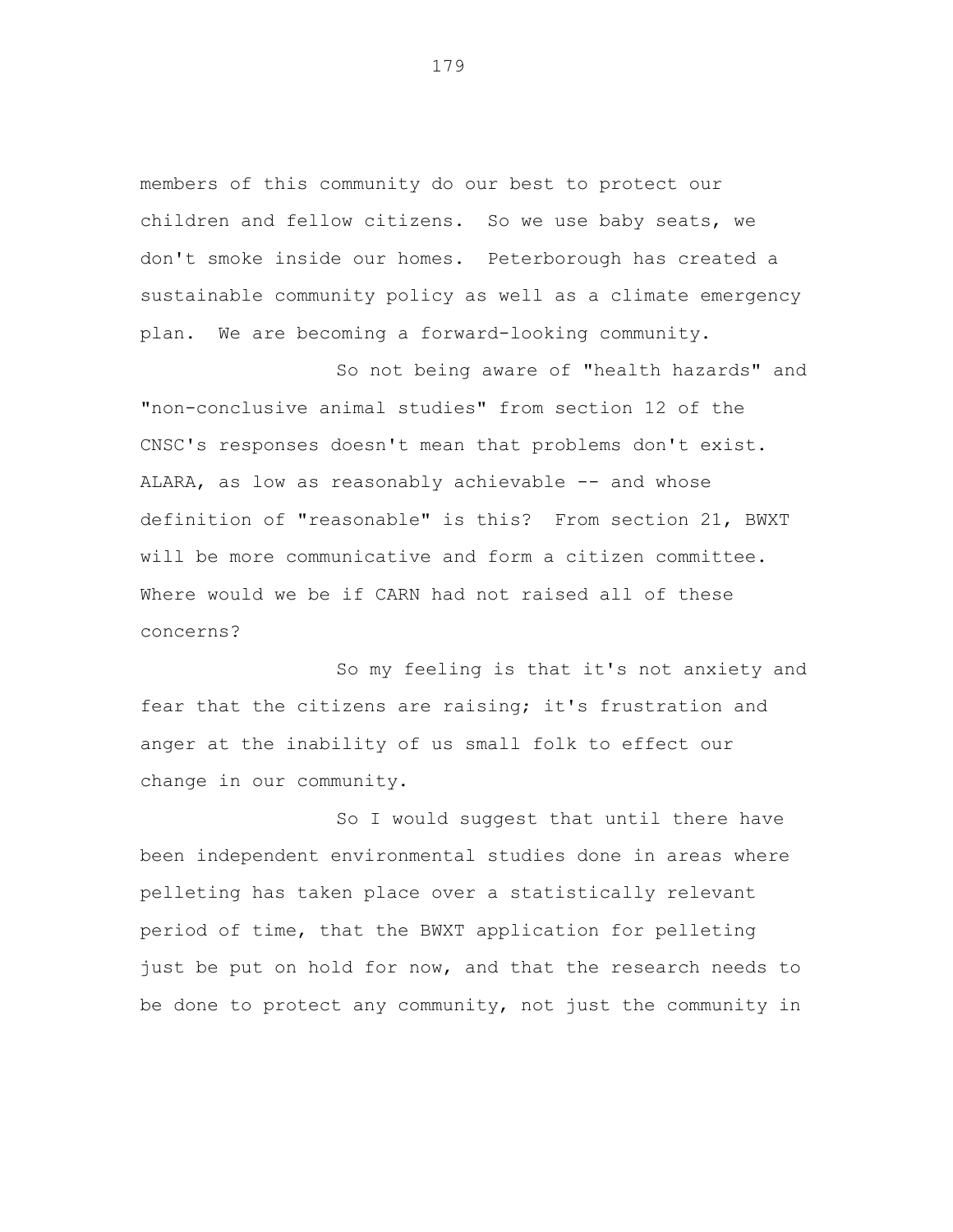members of this community do our best to protect our children and fellow citizens. So we use baby seats, we don't smoke inside our homes. Peterborough has created a sustainable community policy as well as a climate emergency plan. We are becoming a forward-looking community.

So not being aware of "health hazards" and "non-conclusive animal studies" from section 12 of the CNSC's responses doesn't mean that problems don't exist. ALARA, as low as reasonably achievable -- and whose definition of "reasonable" is this? From section 21, BWXT will be more communicative and form a citizen committee. Where would we be if CARN had not raised all of these concerns?

So my feeling is that it's not anxiety and fear that the citizens are raising; it's frustration and anger at the inability of us small folk to effect our change in our community.

So I would suggest that until there have been independent environmental studies done in areas where pelleting has taken place over a statistically relevant period of time, that the BWXT application for pelleting just be put on hold for now, and that the research needs to be done to protect any community, not just the community in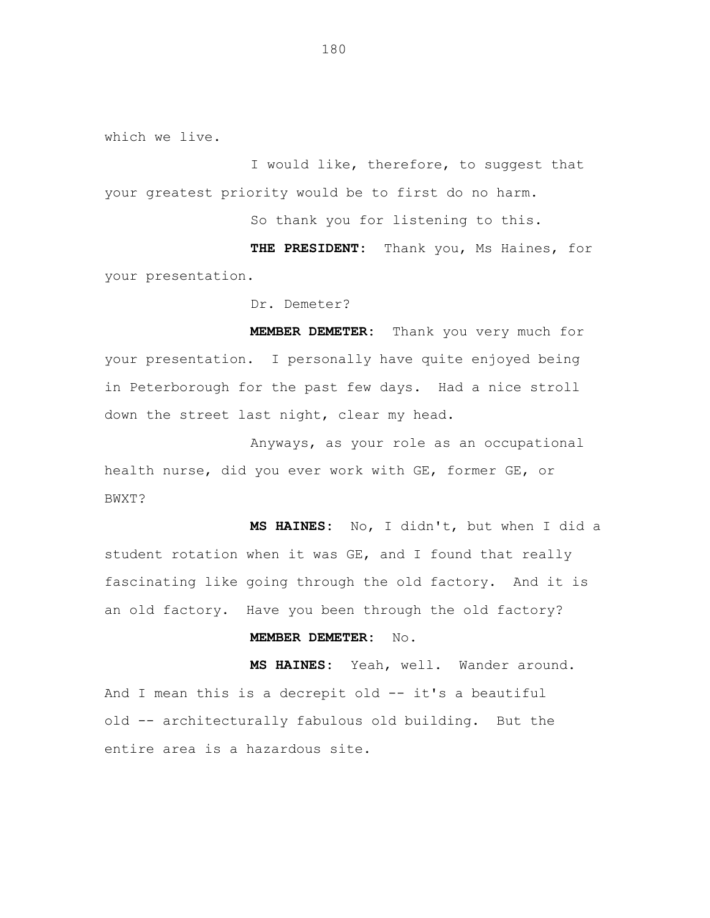which we live.

I would like, therefore, to suggest that your greatest priority would be to first do no harm.

So thank you for listening to this.

**THE PRESIDENT:** Thank you, Ms Haines, for your presentation.

Dr. Demeter?

**MEMBER DEMETER:** Thank you very much for your presentation. I personally have quite enjoyed being in Peterborough for the past few days. Had a nice stroll down the street last night, clear my head.

Anyways, as your role as an occupational health nurse, did you ever work with GE, former GE, or BWXT?

**MS HAINES:** No, I didn't, but when I did a student rotation when it was GE, and I found that really fascinating like going through the old factory. And it is an old factory. Have you been through the old factory?

**MEMBER DEMETER:** No.

**MS HAINES:** Yeah, well. Wander around. And I mean this is a decrepit old -- it's a beautiful old -- architecturally fabulous old building. But the entire area is a hazardous site.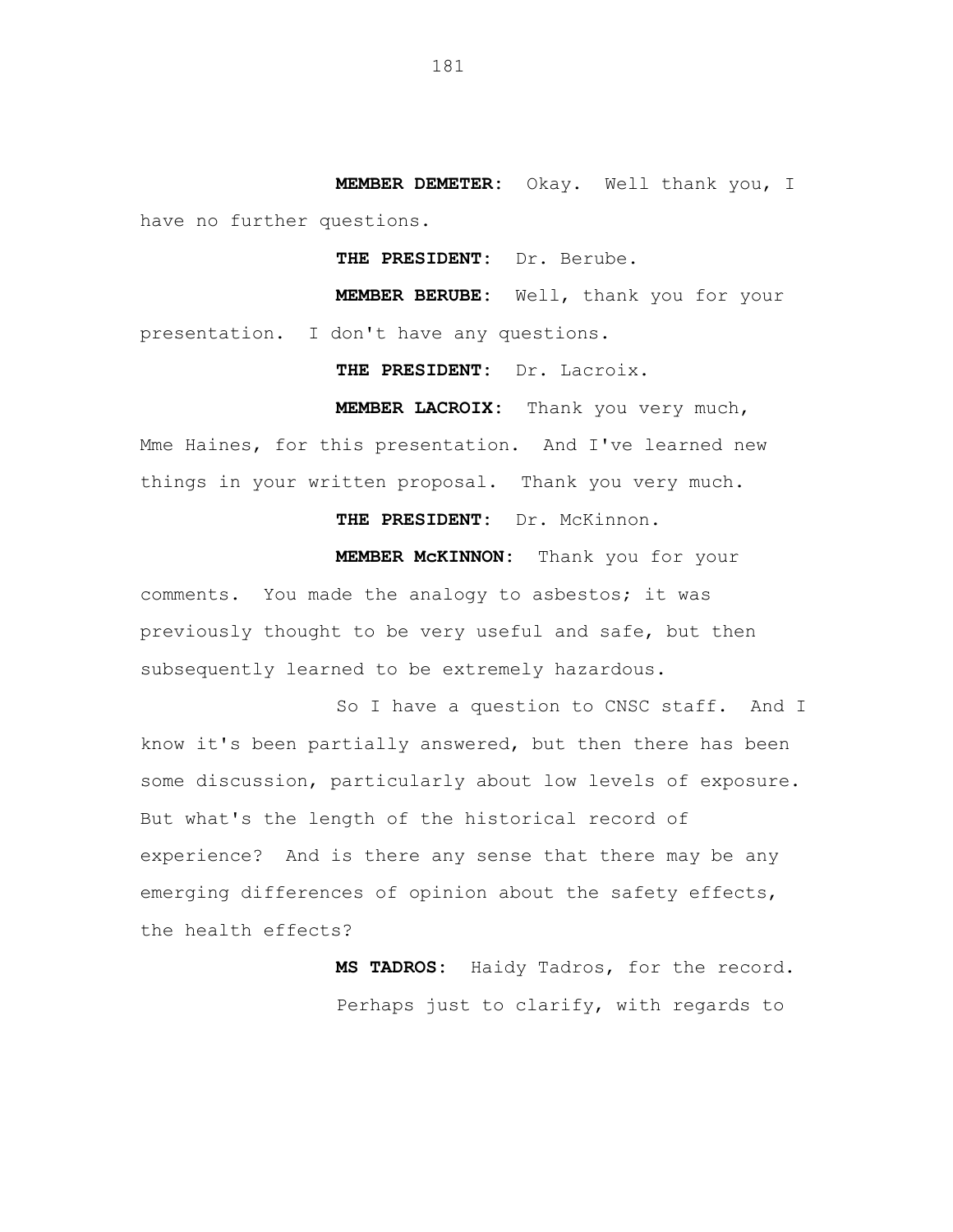**MEMBER DEMETER:** Okay. Well thank you, I have no further questions.

**THE PRESIDENT:** Dr. Berube.

**MEMBER BERUBE:** Well, thank you for your presentation. I don't have any questions.

**THE PRESIDENT:** Dr. Lacroix.

**MEMBER LACROIX:** Thank you very much, Mme Haines, for this presentation. And I've learned new things in your written proposal. Thank you very much.

**THE PRESIDENT:** Dr. McKinnon.

**MEMBER McKINNON:** Thank you for your comments. You made the analogy to asbestos; it was previously thought to be very useful and safe, but then subsequently learned to be extremely hazardous.

So I have a question to CNSC staff. And I know it's been partially answered, but then there has been some discussion, particularly about low levels of exposure. But what's the length of the historical record of experience? And is there any sense that there may be any emerging differences of opinion about the safety effects, the health effects?

**MS TADROS:** Haidy Tadros, for the record.

Perhaps just to clarify, with regards to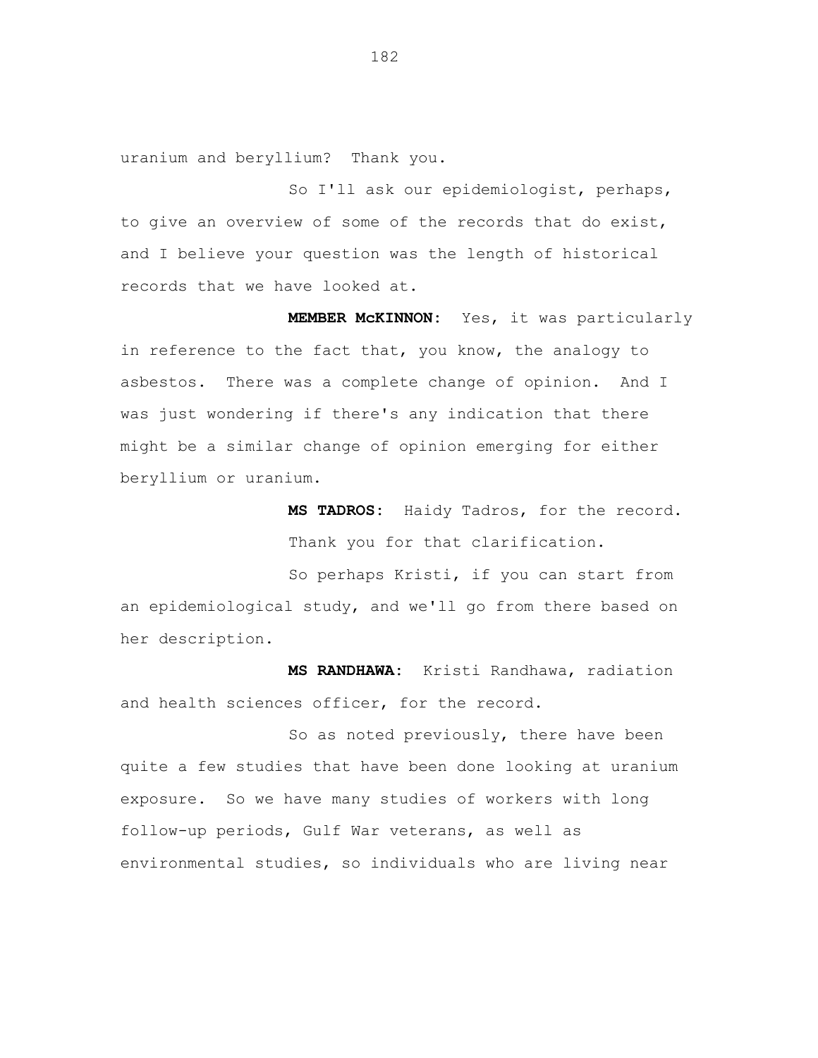uranium and beryllium? Thank you.

So I'll ask our epidemiologist, perhaps, to give an overview of some of the records that do exist, and I believe your question was the length of historical records that we have looked at.

**MEMBER McKINNON:** Yes, it was particularly in reference to the fact that, you know, the analogy to asbestos. There was a complete change of opinion. And I was just wondering if there's any indication that there might be a similar change of opinion emerging for either beryllium or uranium.

**MS TADROS:** Haidy Tadros, for the record.

Thank you for that clarification.

So perhaps Kristi, if you can start from an epidemiological study, and we'll go from there based on her description.

**MS RANDHAWA:** Kristi Randhawa, radiation and health sciences officer, for the record.

So as noted previously, there have been quite a few studies that have been done looking at uranium exposure. So we have many studies of workers with long follow-up periods, Gulf War veterans, as well as environmental studies, so individuals who are living near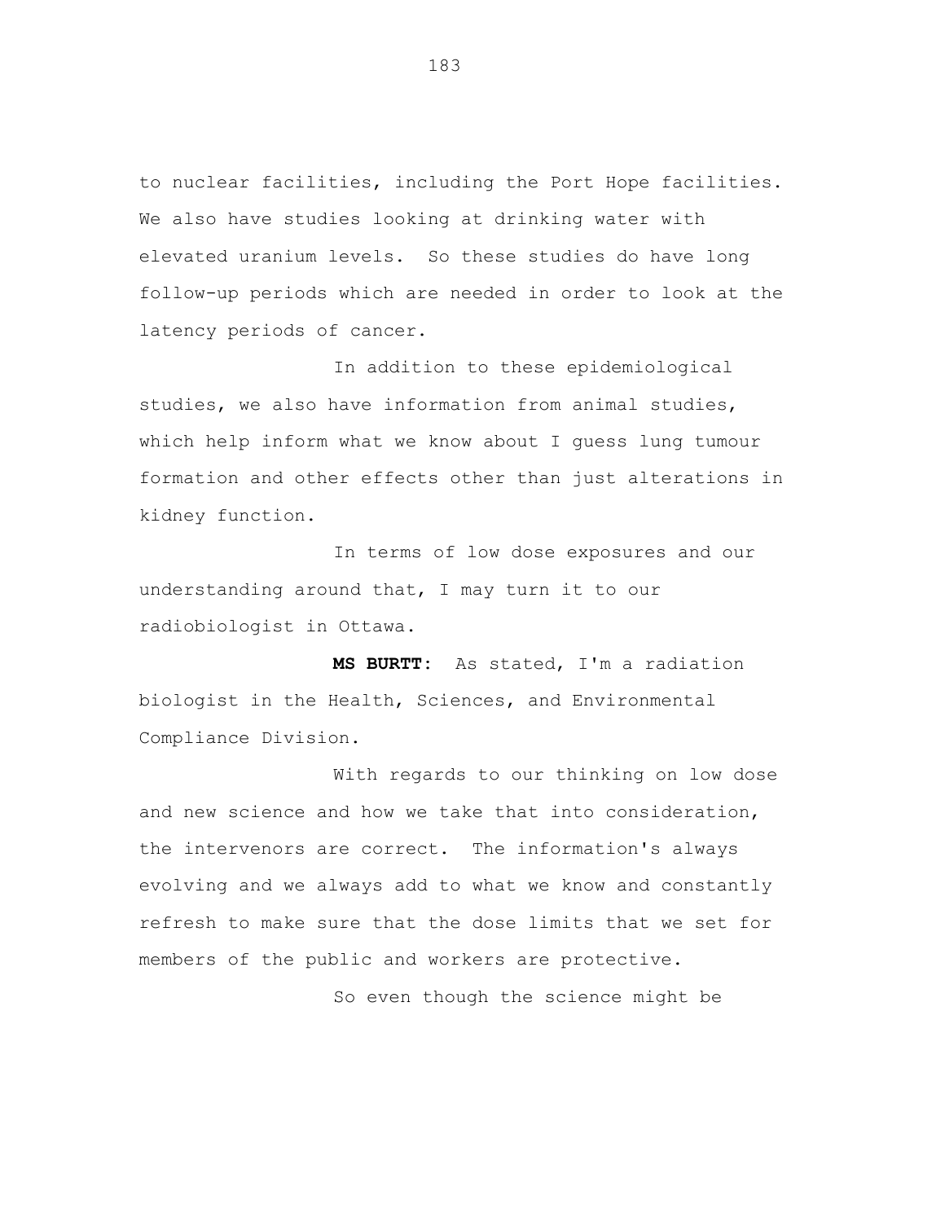to nuclear facilities, including the Port Hope facilities. We also have studies looking at drinking water with elevated uranium levels. So these studies do have long follow-up periods which are needed in order to look at the latency periods of cancer.

In addition to these epidemiological studies, we also have information from animal studies, which help inform what we know about I guess lung tumour formation and other effects other than just alterations in kidney function.

In terms of low dose exposures and our understanding around that, I may turn it to our radiobiologist in Ottawa.

**MS BURTT:** As stated, I'm a radiation biologist in the Health, Sciences, and Environmental Compliance Division.

With regards to our thinking on low dose and new science and how we take that into consideration, the intervenors are correct. The information's always evolving and we always add to what we know and constantly refresh to make sure that the dose limits that we set for members of the public and workers are protective.

So even though the science might be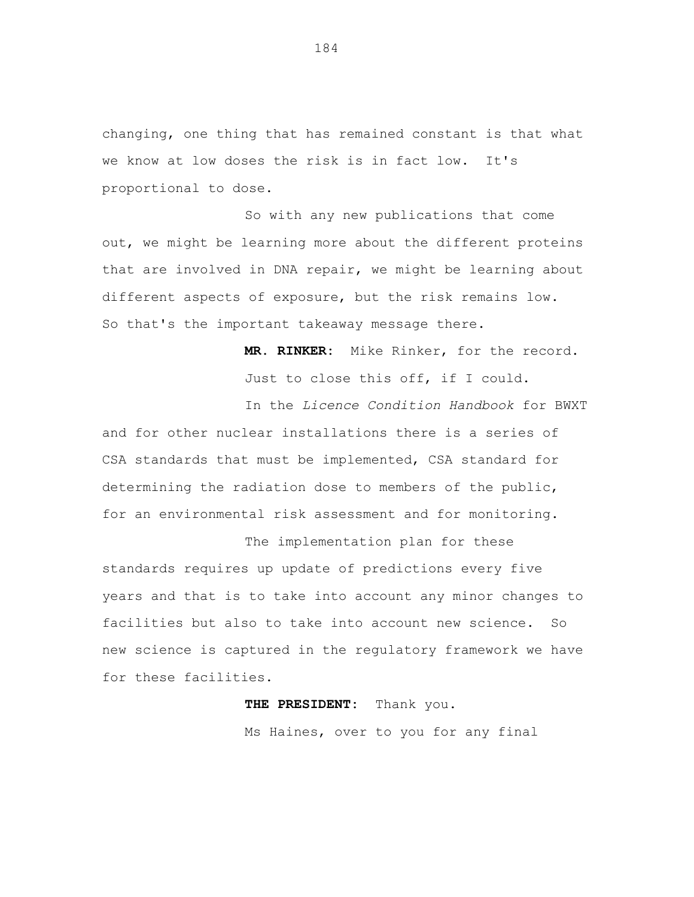changing, one thing that has remained constant is that what we know at low doses the risk is in fact low. It's proportional to dose.

So with any new publications that come out, we might be learning more about the different proteins that are involved in DNA repair, we might be learning about different aspects of exposure, but the risk remains low. So that's the important takeaway message there.

**MR. RINKER:** Mike Rinker, for the record.

Just to close this off, if I could.

In the *Licence Condition Handbook* for BWXT and for other nuclear installations there is a series of CSA standards that must be implemented, CSA standard for determining the radiation dose to members of the public, for an environmental risk assessment and for monitoring.

The implementation plan for these standards requires up update of predictions every five years and that is to take into account any minor changes to facilities but also to take into account new science. So new science is captured in the regulatory framework we have for these facilities.

**THE PRESIDENT:** Thank you.

Ms Haines, over to you for any final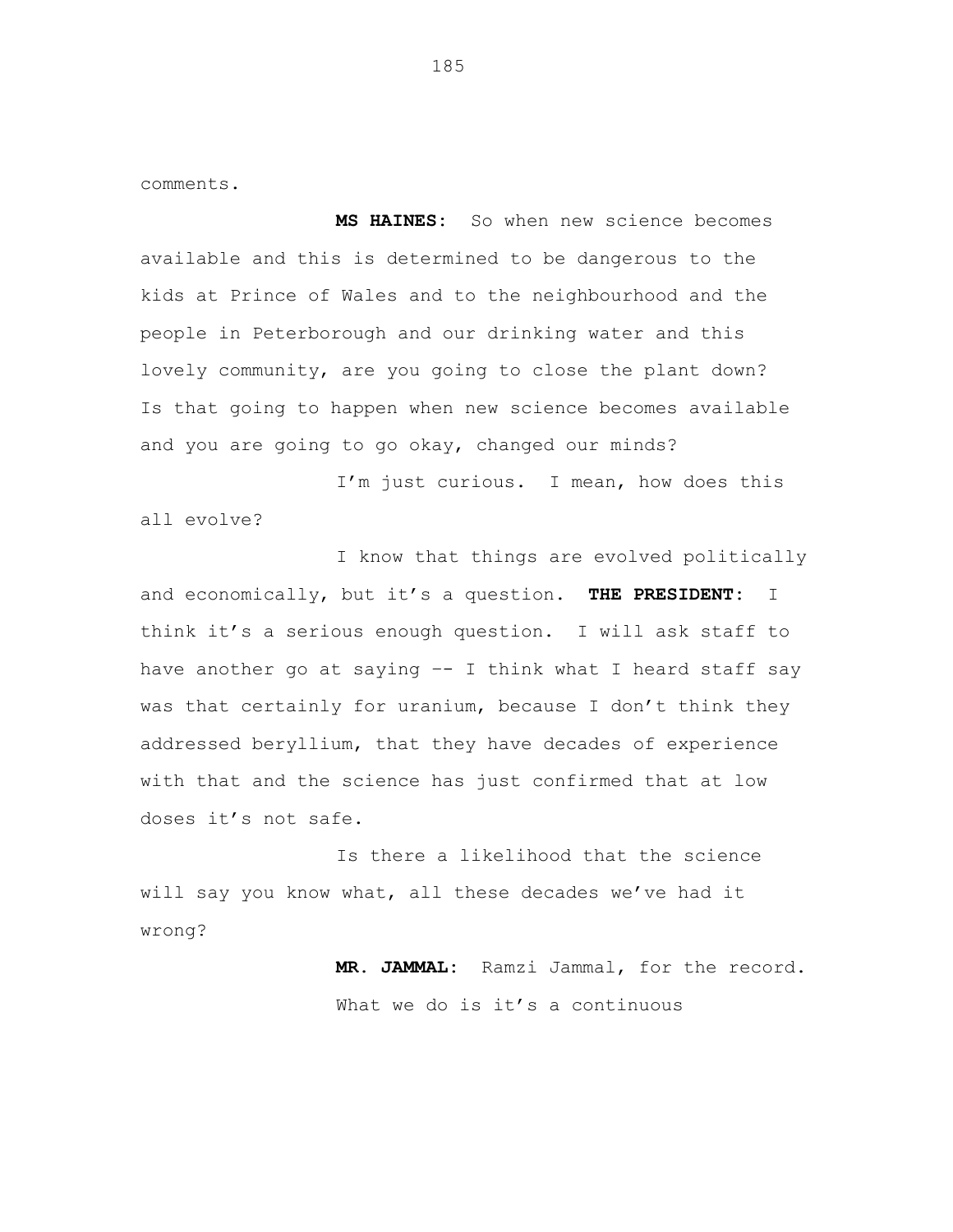comments.

**MS HAINES:** So when new science becomes available and this is determined to be dangerous to the kids at Prince of Wales and to the neighbourhood and the people in Peterborough and our drinking water and this lovely community, are you going to close the plant down? Is that going to happen when new science becomes available and you are going to go okay, changed our minds?

I'm just curious. I mean, how does this all evolve?

I know that things are evolved politically and economically, but it's a question. **THE PRESIDENT:** I think it's a serious enough question. I will ask staff to have another go at saying -- I think what I heard staff say was that certainly for uranium, because I don't think they addressed beryllium, that they have decades of experience with that and the science has just confirmed that at low doses it's not safe.

Is there a likelihood that the science will say you know what, all these decades we've had it wrong?

**MR. JAMMAL:** Ramzi Jammal, for the record. What we do is it's a continuous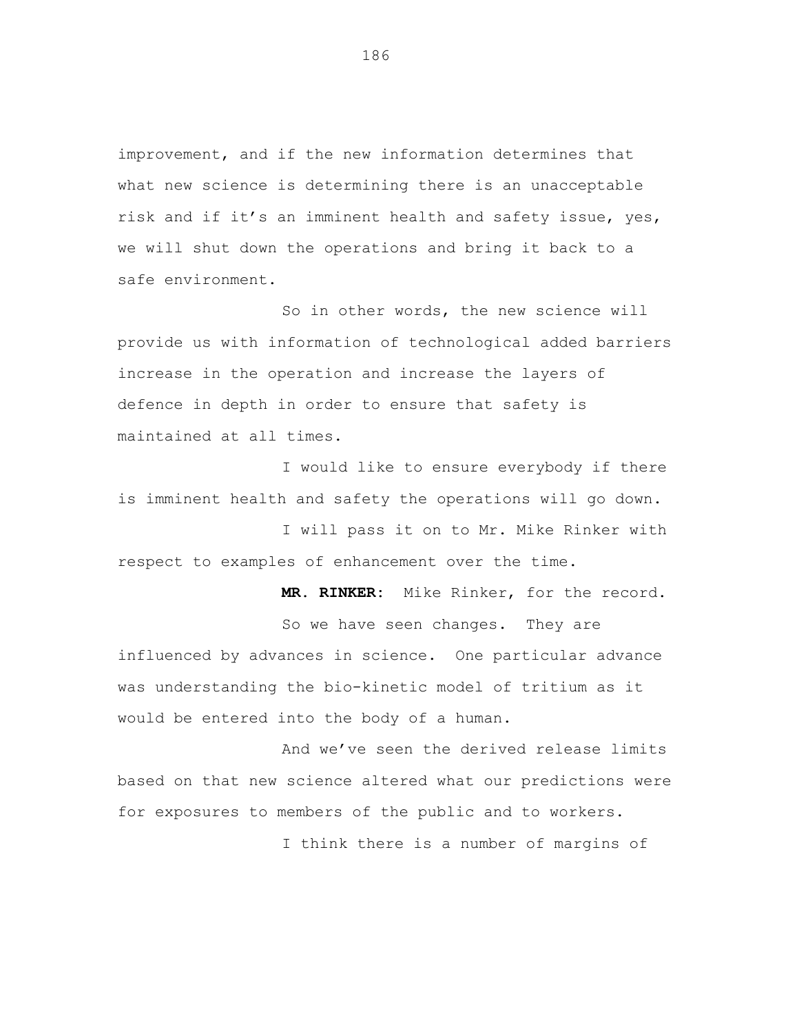improvement, and if the new information determines that what new science is determining there is an unacceptable risk and if it's an imminent health and safety issue, yes, we will shut down the operations and bring it back to a safe environment.

So in other words, the new science will provide us with information of technological added barriers increase in the operation and increase the layers of defence in depth in order to ensure that safety is maintained at all times.

I would like to ensure everybody if there is imminent health and safety the operations will go down.

I will pass it on to Mr. Mike Rinker with respect to examples of enhancement over the time.

**MR. RINKER:** Mike Rinker, for the record.

So we have seen changes. They are influenced by advances in science. One particular advance was understanding the bio-kinetic model of tritium as it would be entered into the body of a human.

And we've seen the derived release limits based on that new science altered what our predictions were for exposures to members of the public and to workers.

I think there is a number of margins of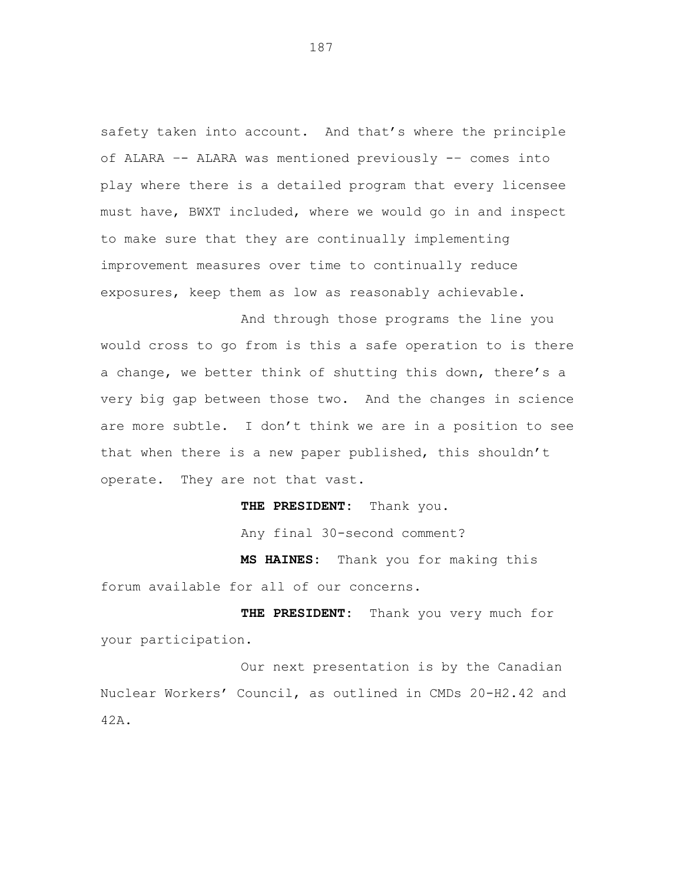safety taken into account. And that's where the principle of ALARA –- ALARA was mentioned previously -– comes into play where there is a detailed program that every licensee must have, BWXT included, where we would go in and inspect to make sure that they are continually implementing improvement measures over time to continually reduce exposures, keep them as low as reasonably achievable.

And through those programs the line you would cross to go from is this a safe operation to is there a change, we better think of shutting this down, there's a very big gap between those two. And the changes in science are more subtle. I don't think we are in a position to see that when there is a new paper published, this shouldn't operate. They are not that vast.

**THE PRESIDENT:** Thank you.

Any final 30-second comment?

**MS HAINES:** Thank you for making this forum available for all of our concerns.

**THE PRESIDENT:** Thank you very much for your participation.

Our next presentation is by the Canadian Nuclear Workers' Council, as outlined in CMDs 20-H2.42 and 42A.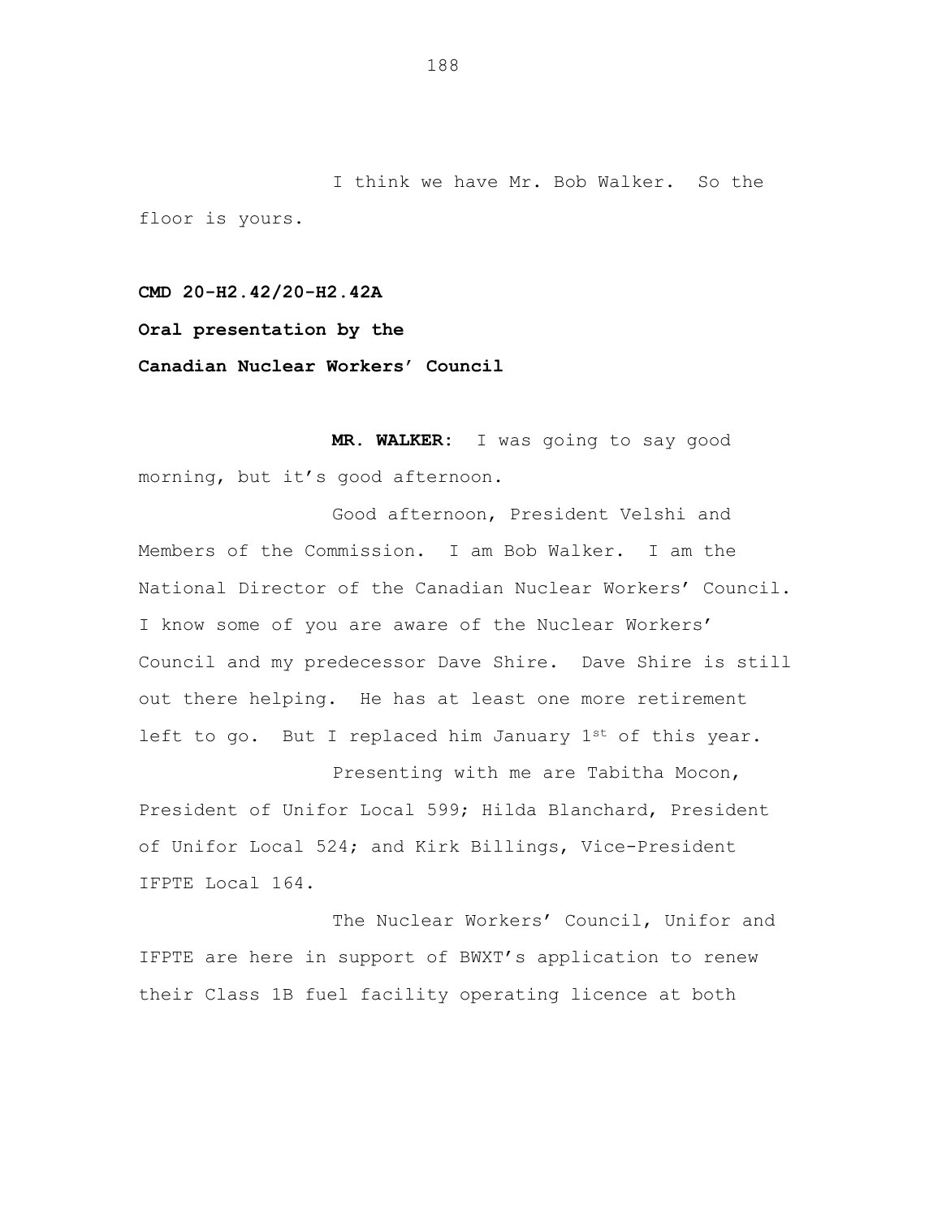I think we have Mr. Bob Walker. So the floor is yours.

**CMD 20-H2.42/20-H2.42A**

**Oral presentation by the**

**Canadian Nuclear Workers' Council**

**MR. WALKER:** I was going to say good morning, but it's good afternoon.

Good afternoon, President Velshi and Members of the Commission. I am Bob Walker. I am the National Director of the Canadian Nuclear Workers' Council. I know some of you are aware of the Nuclear Workers' Council and my predecessor Dave Shire. Dave Shire is still out there helping. He has at least one more retirement left to go. But I replaced him January 1st of this year.

Presenting with me are Tabitha Mocon, President of Unifor Local 599; Hilda Blanchard, President of Unifor Local 524; and Kirk Billings, Vice-President IFPTE Local 164.

The Nuclear Workers' Council, Unifor and IFPTE are here in support of BWXT's application to renew their Class 1B fuel facility operating licence at both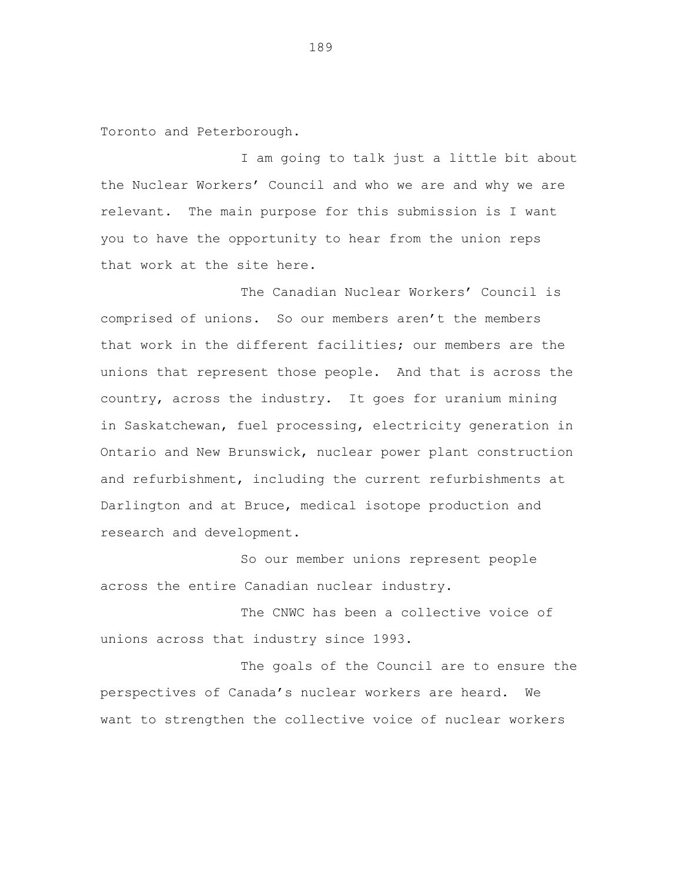Toronto and Peterborough.

I am going to talk just a little bit about the Nuclear Workers' Council and who we are and why we are relevant. The main purpose for this submission is I want you to have the opportunity to hear from the union reps that work at the site here.

The Canadian Nuclear Workers' Council is comprised of unions. So our members aren't the members that work in the different facilities; our members are the unions that represent those people. And that is across the country, across the industry. It goes for uranium mining in Saskatchewan, fuel processing, electricity generation in Ontario and New Brunswick, nuclear power plant construction and refurbishment, including the current refurbishments at Darlington and at Bruce, medical isotope production and research and development.

So our member unions represent people across the entire Canadian nuclear industry.

The CNWC has been a collective voice of unions across that industry since 1993.

The goals of the Council are to ensure the perspectives of Canada's nuclear workers are heard. We want to strengthen the collective voice of nuclear workers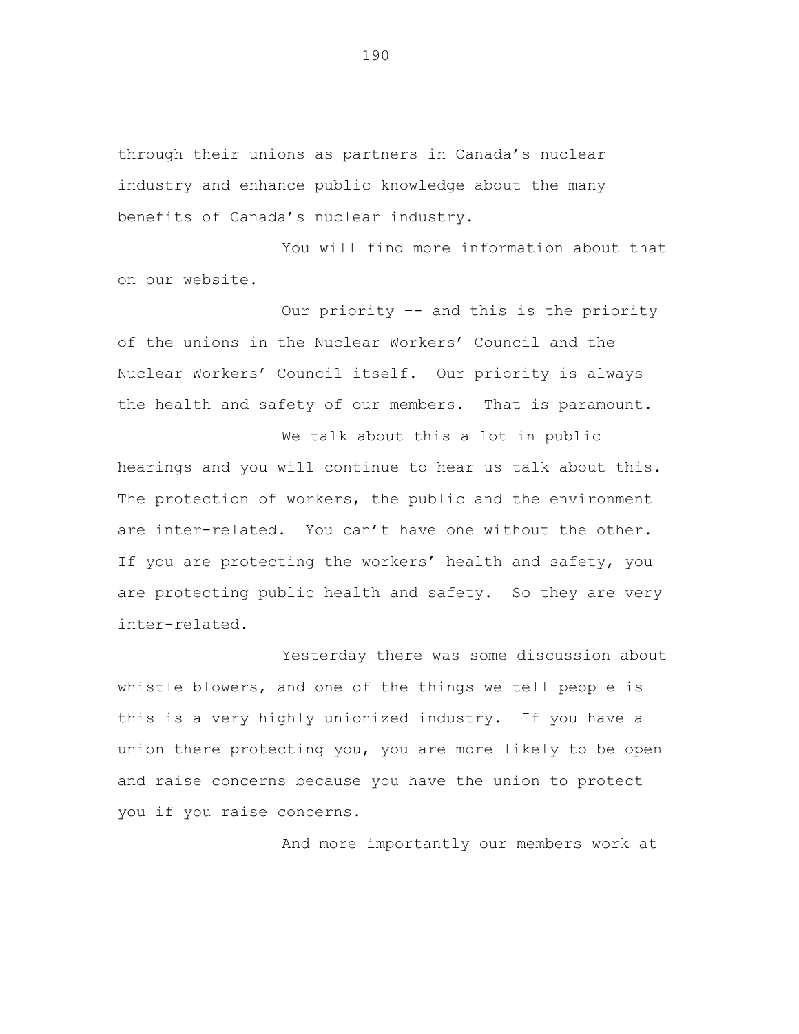through their unions as partners in Canada's nuclear industry and enhance public knowledge about the many benefits of Canada's nuclear industry.

You will find more information about that on our website.

Our priority -- and this is the priority of the unions in the Nuclear Workers' Council and the Nuclear Workers' Council itself. Our priority is always the health and safety of our members. That is paramount.

We talk about this a lot in public hearings and you will continue to hear us talk about this. The protection of workers, the public and the environment are inter-related. You can't have one without the other. If you are protecting the workers' health and safety, you are protecting public health and safety. So they are very inter-related.

Yesterday there was some discussion about whistle blowers, and one of the things we tell people is this is a very highly unionized industry. If you have a union there protecting you, you are more likely to be open and raise concerns because you have the union to protect you if you raise concerns.

And more importantly our members work at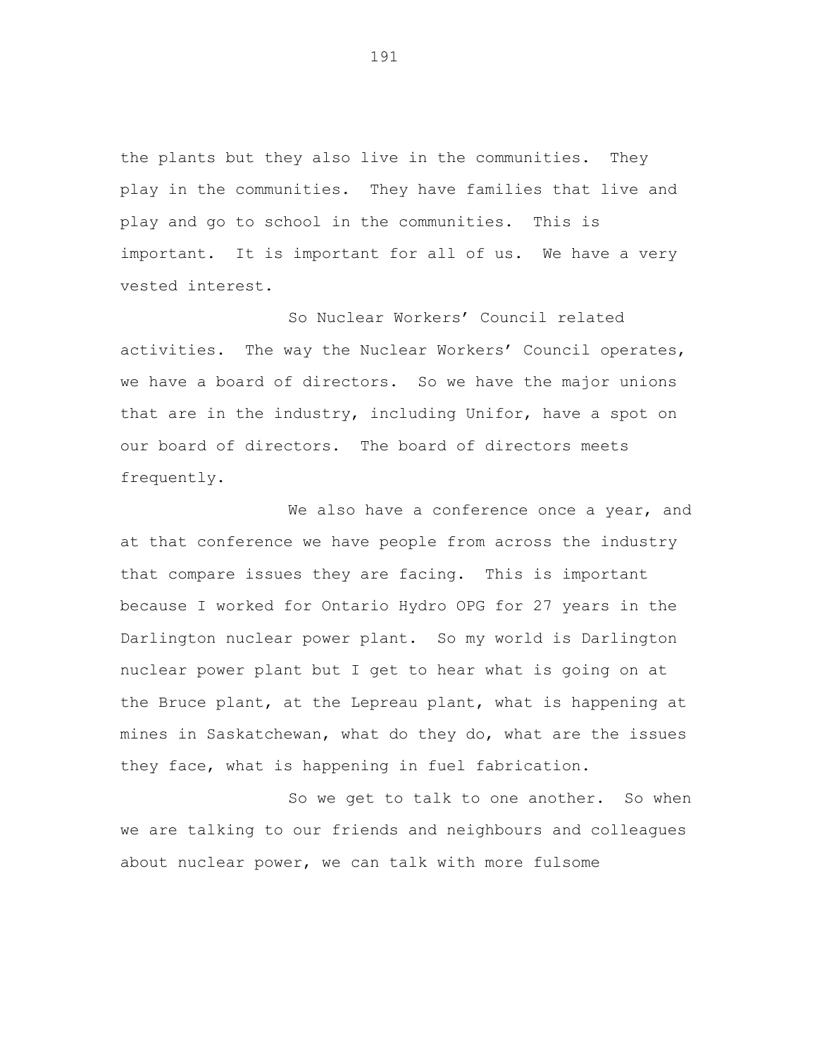the plants but they also live in the communities. They play in the communities. They have families that live and play and go to school in the communities. This is important. It is important for all of us. We have a very vested interest.

So Nuclear Workers' Council related activities. The way the Nuclear Workers' Council operates, we have a board of directors. So we have the major unions that are in the industry, including Unifor, have a spot on our board of directors. The board of directors meets frequently.

We also have a conference once a year, and at that conference we have people from across the industry that compare issues they are facing. This is important because I worked for Ontario Hydro OPG for 27 years in the Darlington nuclear power plant. So my world is Darlington nuclear power plant but I get to hear what is going on at the Bruce plant, at the Lepreau plant, what is happening at mines in Saskatchewan, what do they do, what are the issues they face, what is happening in fuel fabrication.

So we get to talk to one another. So when we are talking to our friends and neighbours and colleagues about nuclear power, we can talk with more fulsome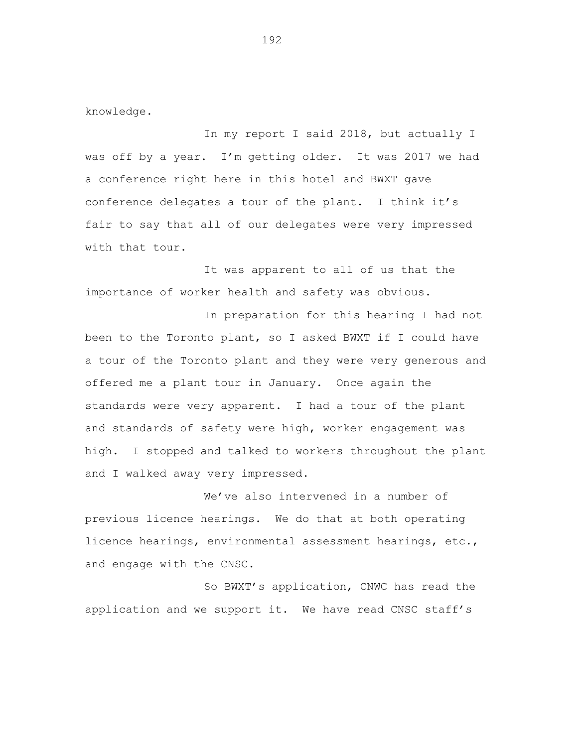knowledge.

In my report I said 2018, but actually I was off by a year. I'm getting older. It was 2017 we had a conference right here in this hotel and BWXT gave conference delegates a tour of the plant. I think it's fair to say that all of our delegates were very impressed with that tour.

It was apparent to all of us that the importance of worker health and safety was obvious.

In preparation for this hearing I had not been to the Toronto plant, so I asked BWXT if I could have a tour of the Toronto plant and they were very generous and offered me a plant tour in January. Once again the standards were very apparent. I had a tour of the plant and standards of safety were high, worker engagement was high. I stopped and talked to workers throughout the plant and I walked away very impressed.

We've also intervened in a number of previous licence hearings. We do that at both operating licence hearings, environmental assessment hearings, etc., and engage with the CNSC.

So BWXT's application, CNWC has read the application and we support it. We have read CNSC staff's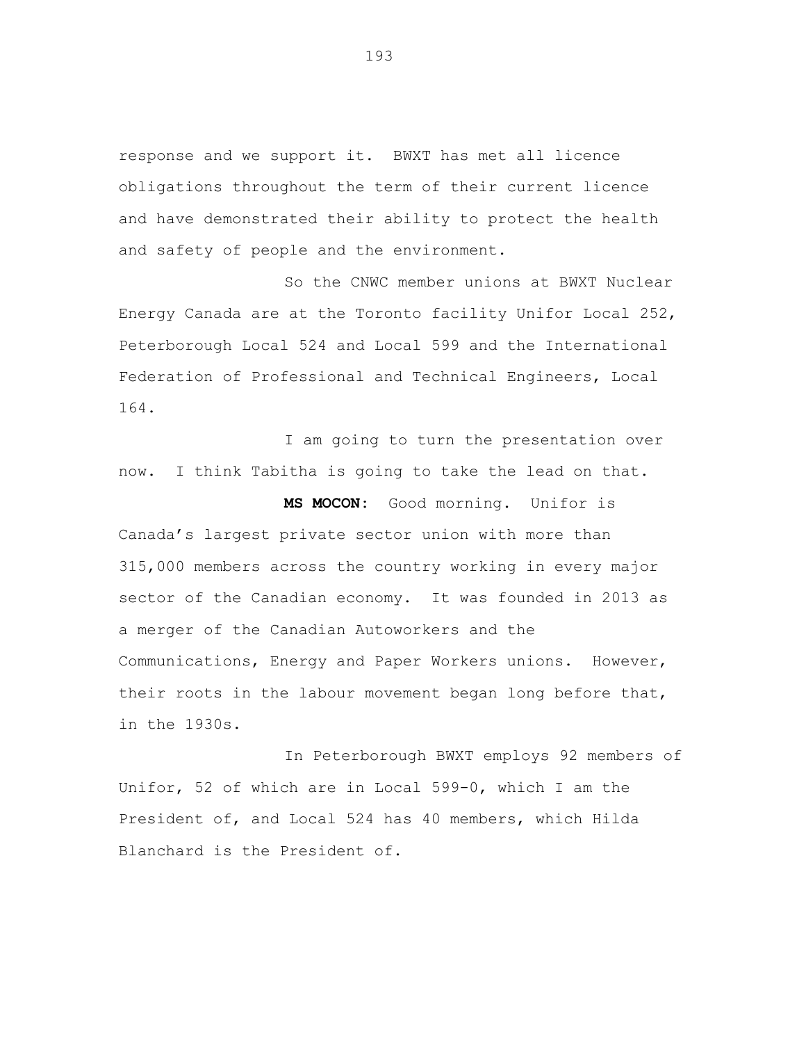response and we support it. BWXT has met all licence obligations throughout the term of their current licence and have demonstrated their ability to protect the health and safety of people and the environment.

So the CNWC member unions at BWXT Nuclear Energy Canada are at the Toronto facility Unifor Local 252, Peterborough Local 524 and Local 599 and the International Federation of Professional and Technical Engineers, Local 164.

I am going to turn the presentation over now. I think Tabitha is going to take the lead on that.

**MS MOCON:** Good morning. Unifor is Canada's largest private sector union with more than 315,000 members across the country working in every major sector of the Canadian economy. It was founded in 2013 as a merger of the Canadian Autoworkers and the Communications, Energy and Paper Workers unions. However, their roots in the labour movement began long before that, in the 1930s.

In Peterborough BWXT employs 92 members of Unifor, 52 of which are in Local 599-0, which I am the President of, and Local 524 has 40 members, which Hilda Blanchard is the President of.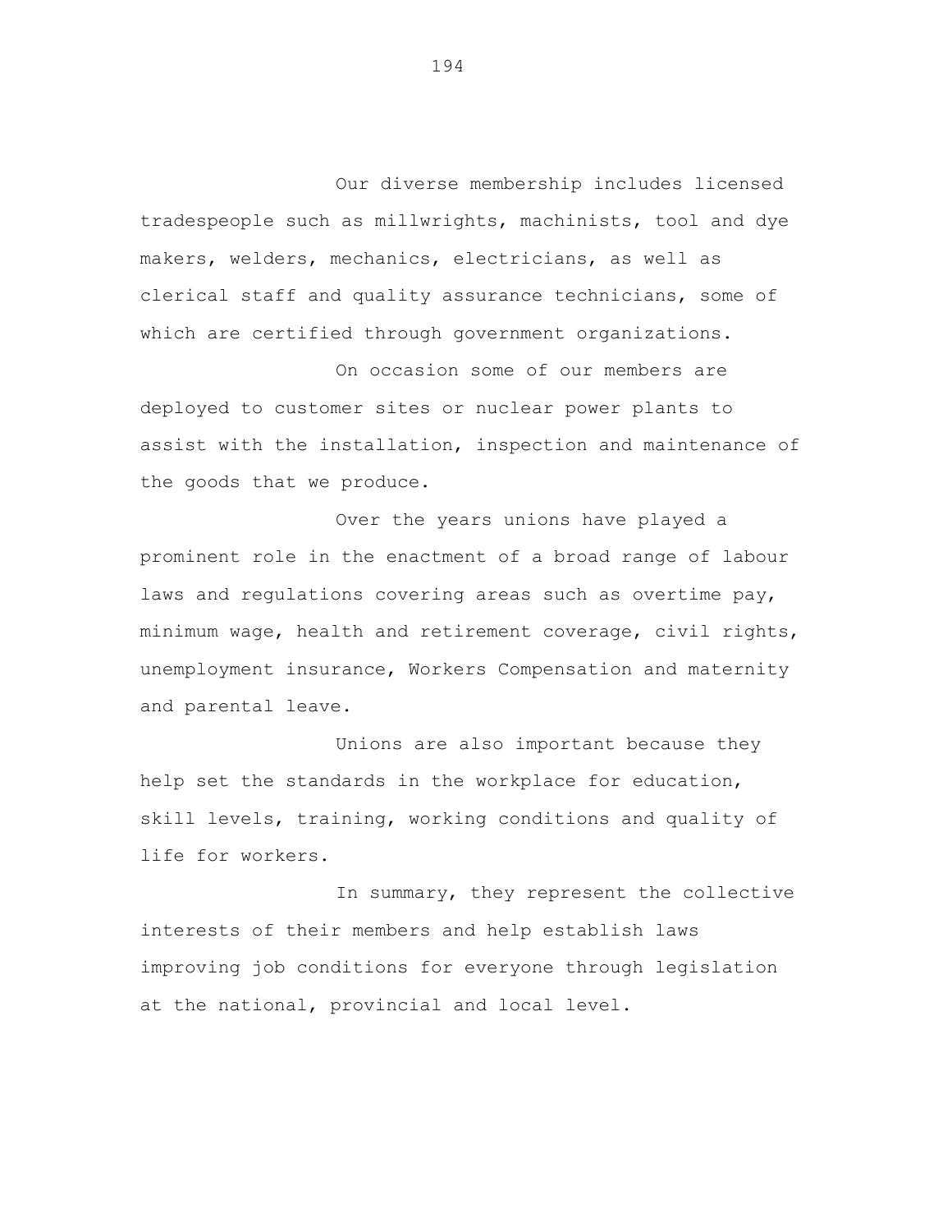Our diverse membership includes licensed tradespeople such as millwrights, machinists, tool and dye makers, welders, mechanics, electricians, as well as clerical staff and quality assurance technicians, some of which are certified through government organizations.

On occasion some of our members are deployed to customer sites or nuclear power plants to assist with the installation, inspection and maintenance of the goods that we produce.

Over the years unions have played a prominent role in the enactment of a broad range of labour laws and regulations covering areas such as overtime pay, minimum wage, health and retirement coverage, civil rights, unemployment insurance, Workers Compensation and maternity and parental leave.

Unions are also important because they help set the standards in the workplace for education, skill levels, training, working conditions and quality of life for workers.

In summary, they represent the collective interests of their members and help establish laws improving job conditions for everyone through legislation at the national, provincial and local level.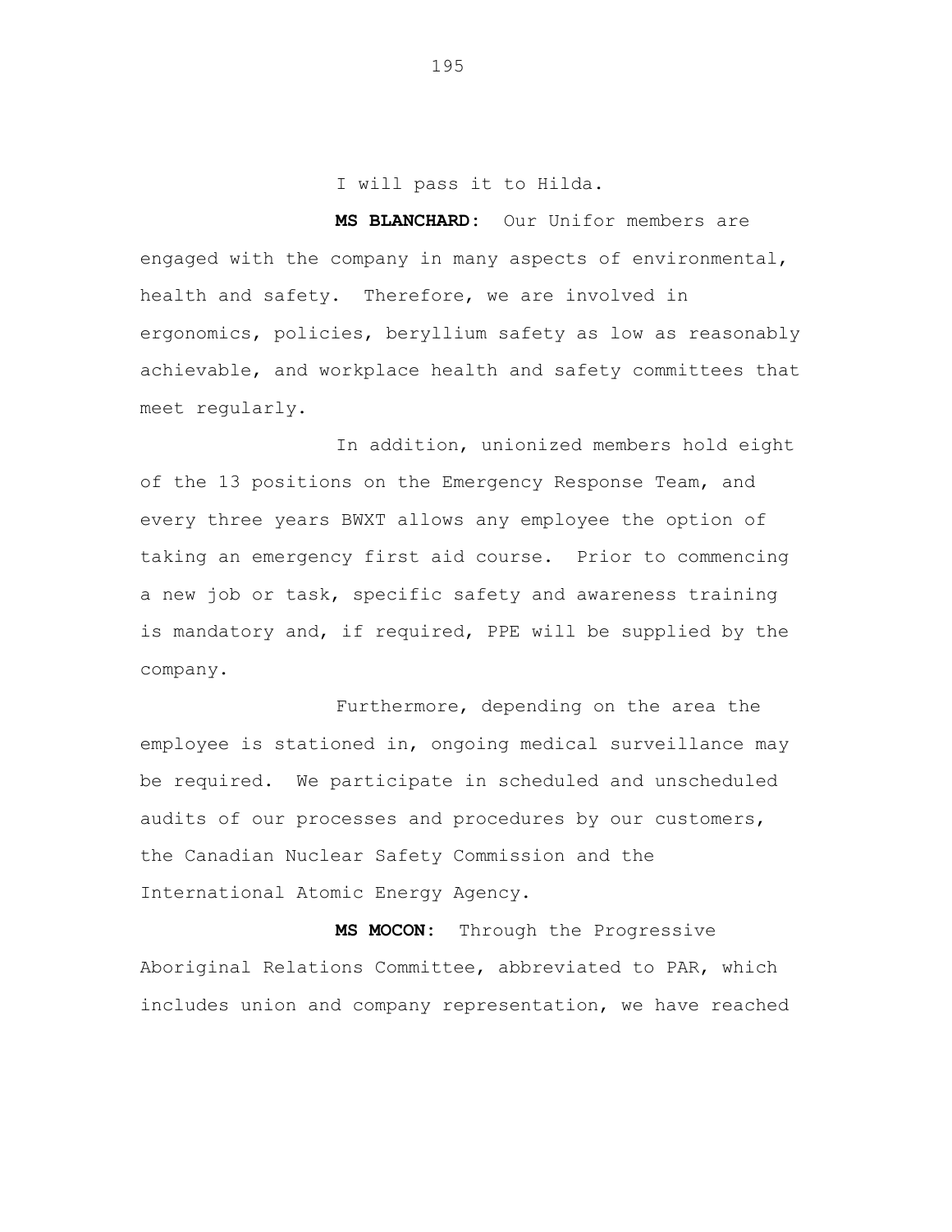I will pass it to Hilda.

**MS BLANCHARD:** Our Unifor members are engaged with the company in many aspects of environmental, health and safety. Therefore, we are involved in ergonomics, policies, beryllium safety as low as reasonably achievable, and workplace health and safety committees that meet regularly.

In addition, unionized members hold eight of the 13 positions on the Emergency Response Team, and every three years BWXT allows any employee the option of taking an emergency first aid course. Prior to commencing a new job or task, specific safety and awareness training is mandatory and, if required, PPE will be supplied by the company.

Furthermore, depending on the area the employee is stationed in, ongoing medical surveillance may be required. We participate in scheduled and unscheduled audits of our processes and procedures by our customers, the Canadian Nuclear Safety Commission and the International Atomic Energy Agency.

**MS MOCON:** Through the Progressive Aboriginal Relations Committee, abbreviated to PAR, which includes union and company representation, we have reached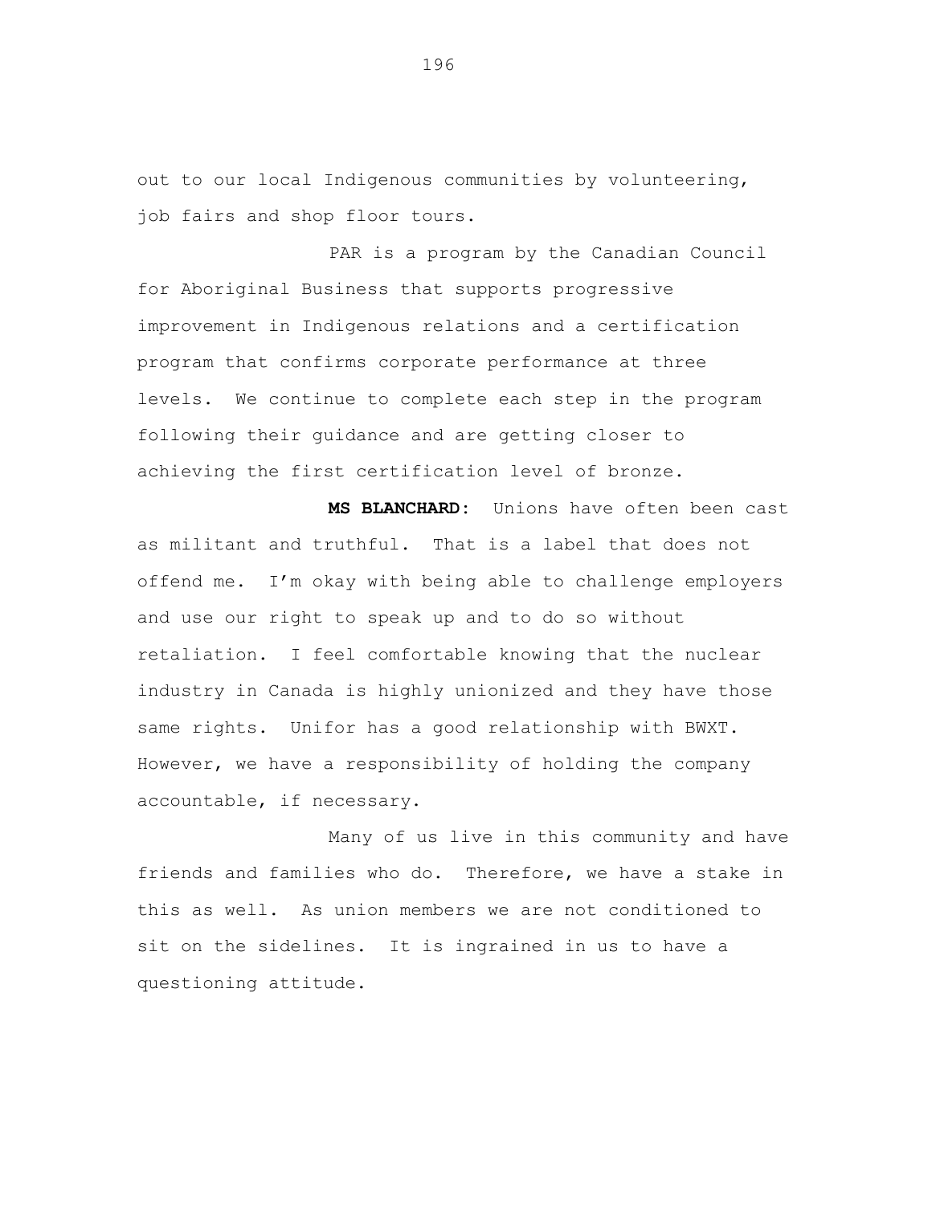out to our local Indigenous communities by volunteering, job fairs and shop floor tours.

PAR is a program by the Canadian Council for Aboriginal Business that supports progressive improvement in Indigenous relations and a certification program that confirms corporate performance at three levels. We continue to complete each step in the program following their guidance and are getting closer to achieving the first certification level of bronze.

**MS BLANCHARD:** Unions have often been cast as militant and truthful. That is a label that does not offend me. I'm okay with being able to challenge employers and use our right to speak up and to do so without retaliation. I feel comfortable knowing that the nuclear industry in Canada is highly unionized and they have those same rights. Unifor has a good relationship with BWXT. However, we have a responsibility of holding the company accountable, if necessary.

Many of us live in this community and have friends and families who do. Therefore, we have a stake in this as well. As union members we are not conditioned to sit on the sidelines. It is ingrained in us to have a questioning attitude.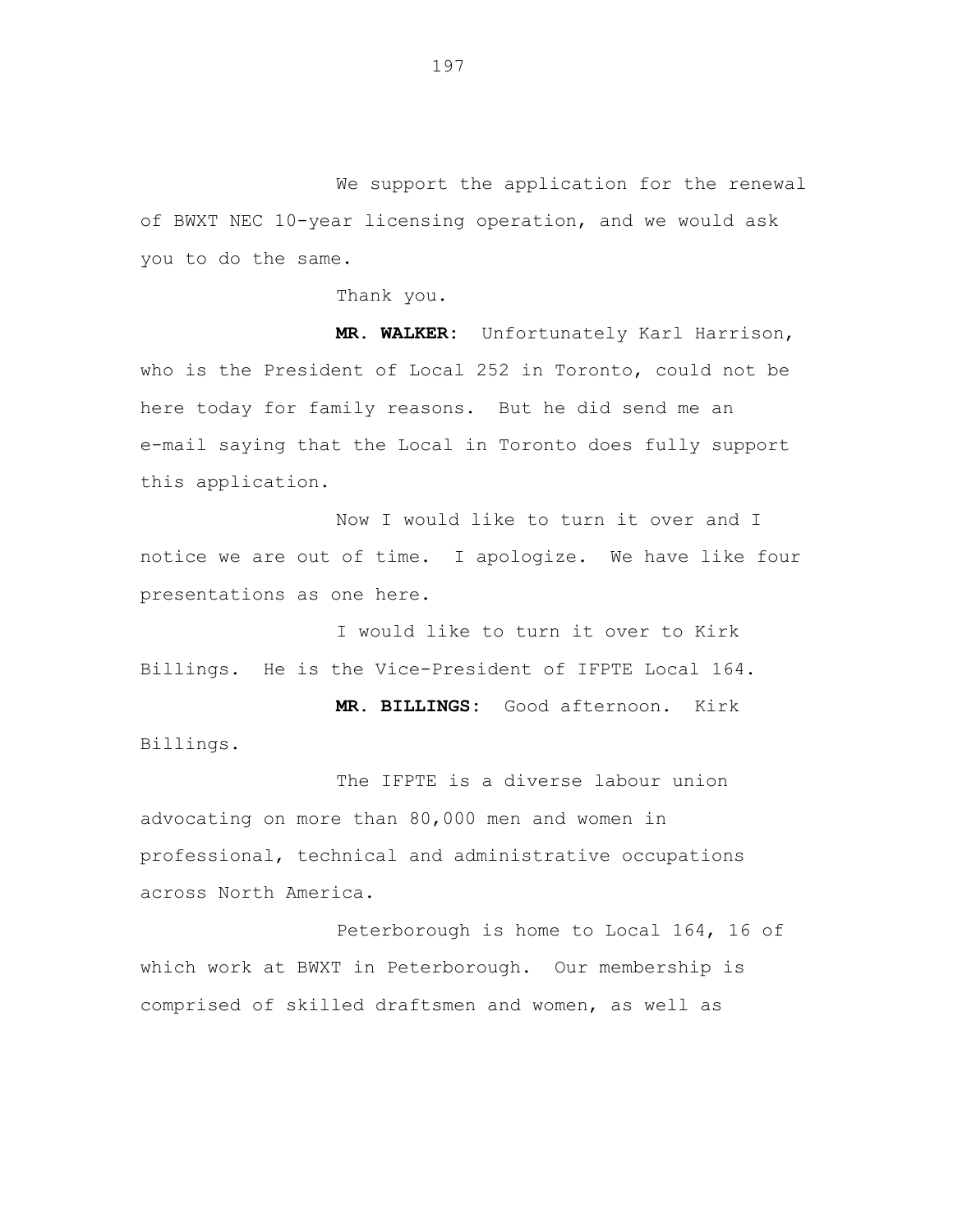We support the application for the renewal of BWXT NEC 10-year licensing operation, and we would ask you to do the same.

Thank you.

**MR. WALKER:** Unfortunately Karl Harrison, who is the President of Local 252 in Toronto, could not be here today for family reasons. But he did send me an e-mail saying that the Local in Toronto does fully support this application.

Now I would like to turn it over and I notice we are out of time. I apologize. We have like four presentations as one here.

I would like to turn it over to Kirk Billings. He is the Vice-President of IFPTE Local 164.

**MR. BILLINGS:** Good afternoon. Kirk Billings.

The IFPTE is a diverse labour union advocating on more than 80,000 men and women in professional, technical and administrative occupations across North America.

Peterborough is home to Local 164, 16 of which work at BWXT in Peterborough. Our membership is comprised of skilled draftsmen and women, as well as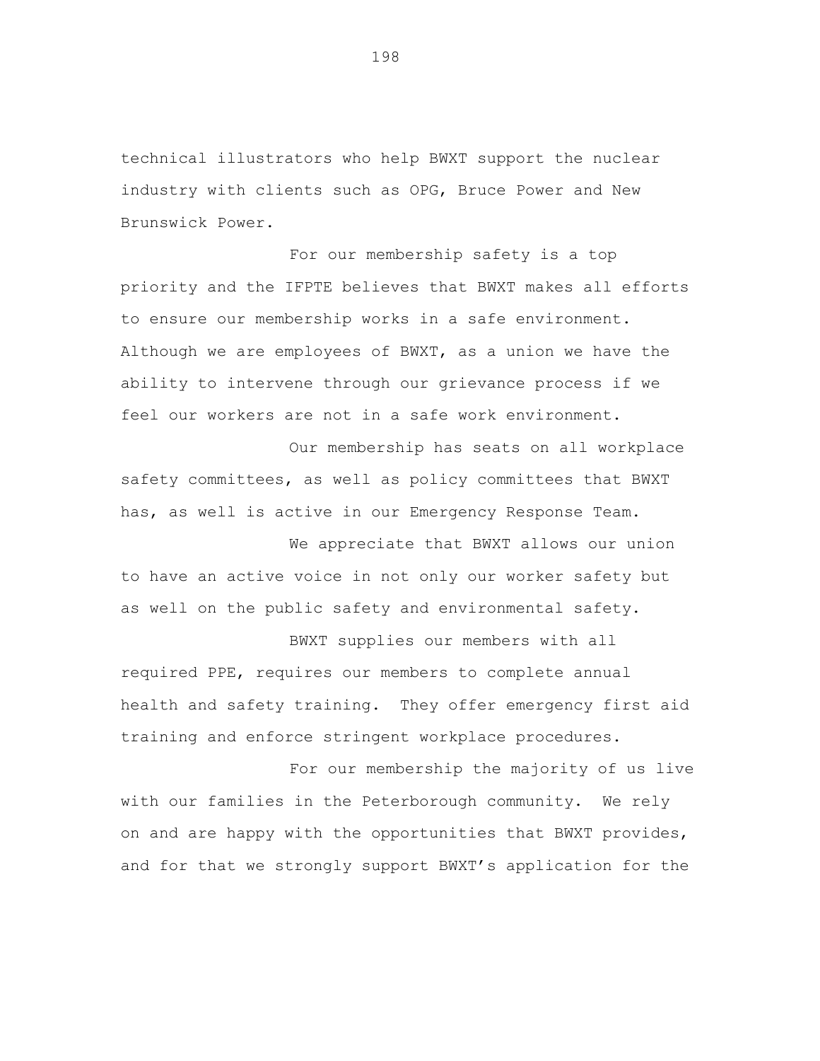technical illustrators who help BWXT support the nuclear industry with clients such as OPG, Bruce Power and New Brunswick Power.

For our membership safety is a top priority and the IFPTE believes that BWXT makes all efforts to ensure our membership works in a safe environment. Although we are employees of BWXT, as a union we have the ability to intervene through our grievance process if we feel our workers are not in a safe work environment.

Our membership has seats on all workplace safety committees, as well as policy committees that BWXT has, as well is active in our Emergency Response Team.

We appreciate that BWXT allows our union to have an active voice in not only our worker safety but as well on the public safety and environmental safety.

BWXT supplies our members with all required PPE, requires our members to complete annual health and safety training. They offer emergency first aid training and enforce stringent workplace procedures.

For our membership the majority of us live with our families in the Peterborough community. We rely on and are happy with the opportunities that BWXT provides, and for that we strongly support BWXT's application for the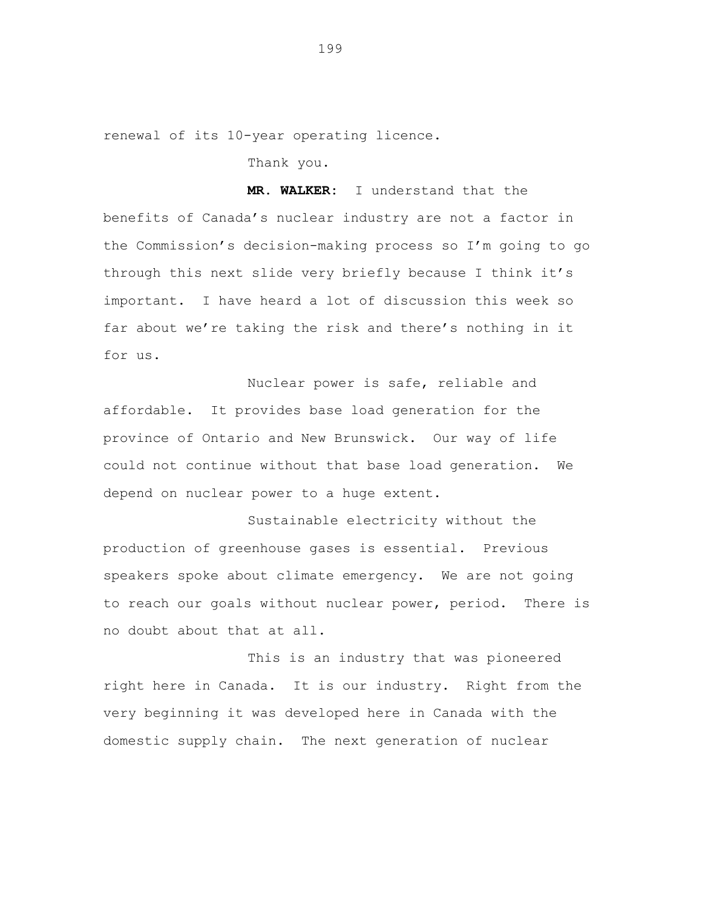renewal of its 10-year operating licence.

Thank you.

**MR. WALKER:** I understand that the benefits of Canada's nuclear industry are not a factor in the Commission's decision-making process so I'm going to go through this next slide very briefly because I think it's important. I have heard a lot of discussion this week so far about we're taking the risk and there's nothing in it for us.

Nuclear power is safe, reliable and affordable. It provides base load generation for the province of Ontario and New Brunswick. Our way of life could not continue without that base load generation. We depend on nuclear power to a huge extent.

Sustainable electricity without the production of greenhouse gases is essential. Previous speakers spoke about climate emergency. We are not going to reach our goals without nuclear power, period. There is no doubt about that at all.

This is an industry that was pioneered right here in Canada. It is our industry. Right from the very beginning it was developed here in Canada with the domestic supply chain. The next generation of nuclear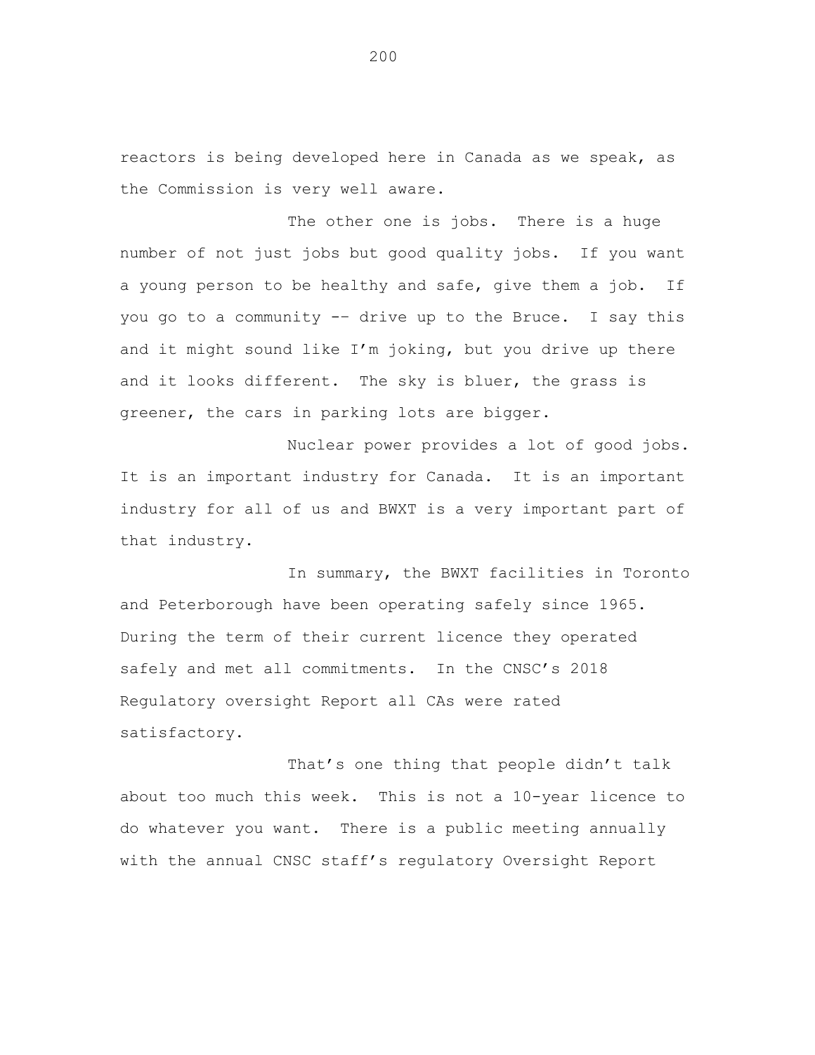reactors is being developed here in Canada as we speak, as the Commission is very well aware.

The other one is jobs. There is a huge number of not just jobs but good quality jobs. If you want a young person to be healthy and safe, give them a job. If you go to a community -- drive up to the Bruce. I say this and it might sound like I'm joking, but you drive up there and it looks different. The sky is bluer, the grass is greener, the cars in parking lots are bigger.

Nuclear power provides a lot of good jobs. It is an important industry for Canada. It is an important industry for all of us and BWXT is a very important part of that industry.

In summary, the BWXT facilities in Toronto and Peterborough have been operating safely since 1965. During the term of their current licence they operated safely and met all commitments. In the CNSC's 2018 Regulatory oversight Report all CAs were rated satisfactory.

That's one thing that people didn't talk about too much this week. This is not a 10-year licence to do whatever you want. There is a public meeting annually with the annual CNSC staff's regulatory Oversight Report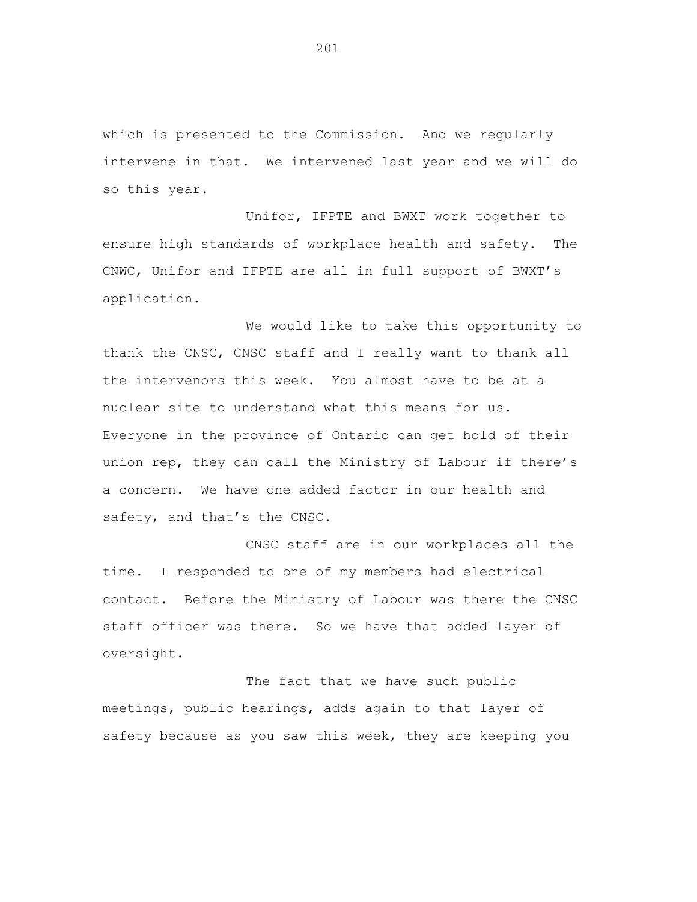which is presented to the Commission. And we regularly intervene in that. We intervened last year and we will do so this year.

Unifor, IFPTE and BWXT work together to ensure high standards of workplace health and safety. The CNWC, Unifor and IFPTE are all in full support of BWXT's application.

We would like to take this opportunity to thank the CNSC, CNSC staff and I really want to thank all the intervenors this week. You almost have to be at a nuclear site to understand what this means for us. Everyone in the province of Ontario can get hold of their union rep, they can call the Ministry of Labour if there's a concern. We have one added factor in our health and safety, and that's the CNSC.

CNSC staff are in our workplaces all the time. I responded to one of my members had electrical contact. Before the Ministry of Labour was there the CNSC staff officer was there. So we have that added layer of oversight.

The fact that we have such public meetings, public hearings, adds again to that layer of safety because as you saw this week, they are keeping you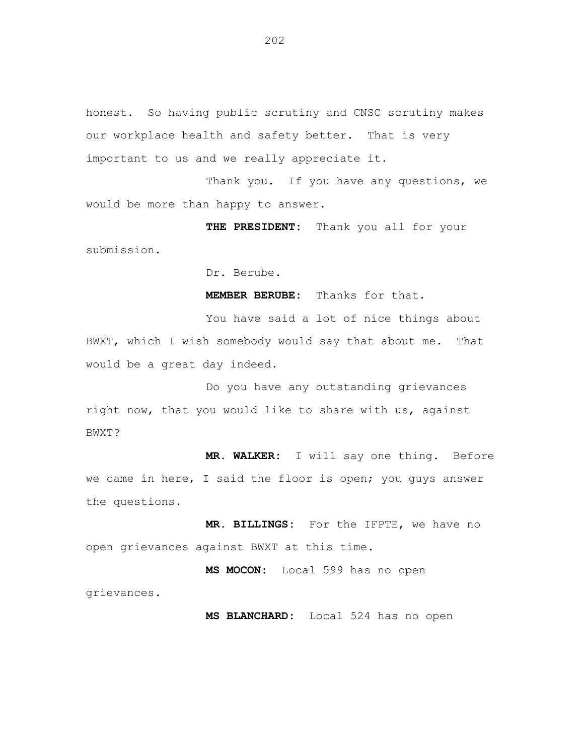honest. So having public scrutiny and CNSC scrutiny makes our workplace health and safety better. That is very important to us and we really appreciate it.

Thank you. If you have any questions, we would be more than happy to answer.

**THE PRESIDENT:** Thank you all for your submission.

Dr. Berube.

**MEMBER BERUBE:** Thanks for that.

You have said a lot of nice things about BWXT, which I wish somebody would say that about me. That would be a great day indeed.

Do you have any outstanding grievances right now, that you would like to share with us, against BWXT?

**MR. WALKER:** I will say one thing. Before we came in here, I said the floor is open; you guys answer the questions.

**MR. BILLINGS:** For the IFPTE, we have no open grievances against BWXT at this time.

**MS MOCON:** Local 599 has no open grievances.

**MS BLANCHARD:** Local 524 has no open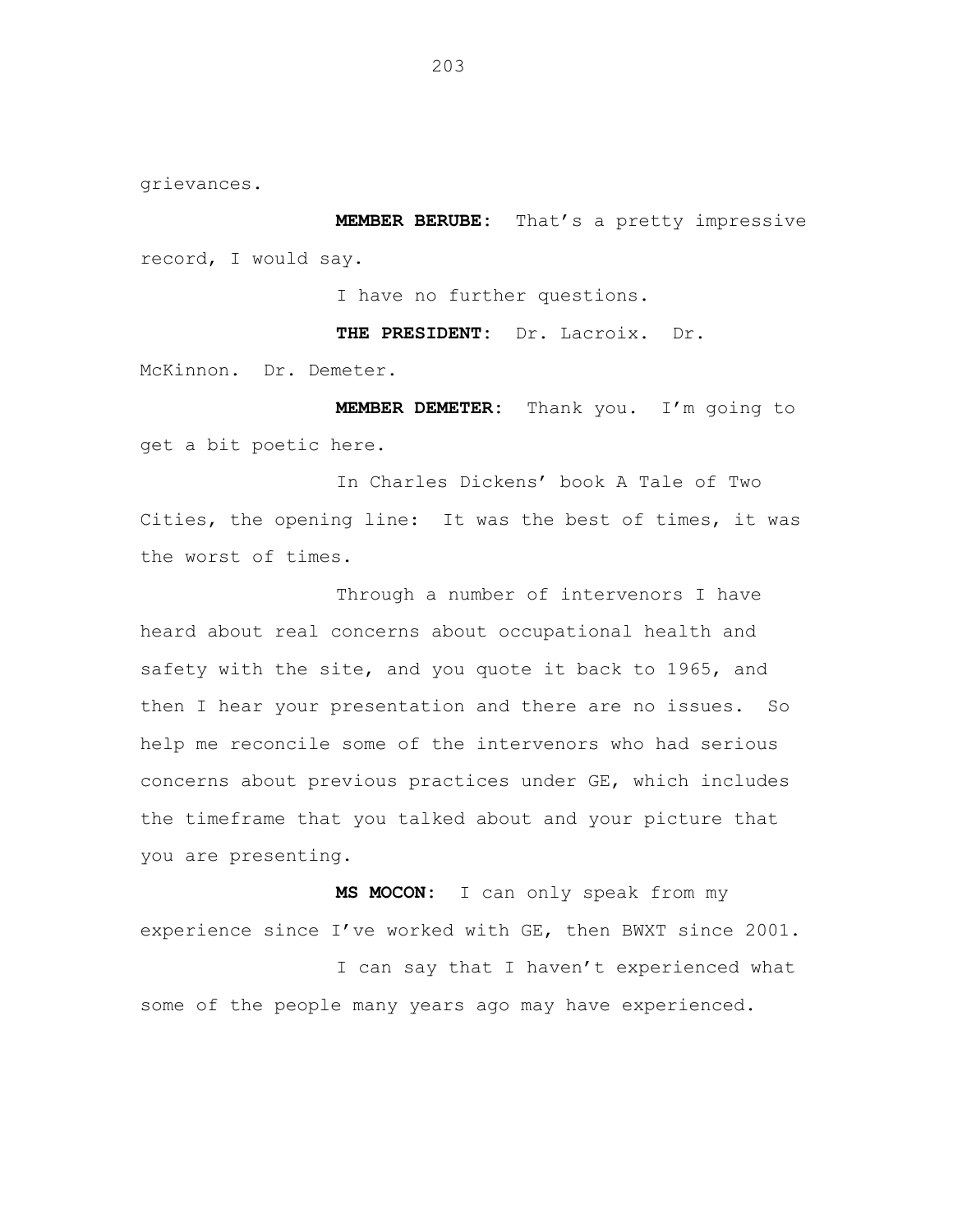grievances.

**MEMBER BERUBE:** That's a pretty impressive record, I would say.

I have no further questions.

**THE PRESIDENT:** Dr. Lacroix. Dr. McKinnon. Dr. Demeter.

**MEMBER DEMETER:** Thank you. I'm going to get a bit poetic here.

In Charles Dickens' book A Tale of Two Cities, the opening line: It was the best of times, it was the worst of times.

Through a number of intervenors I have heard about real concerns about occupational health and safety with the site, and you quote it back to 1965, and then I hear your presentation and there are no issues. So help me reconcile some of the intervenors who had serious concerns about previous practices under GE, which includes the timeframe that you talked about and your picture that you are presenting.

**MS MOCON:** I can only speak from my experience since I've worked with GE, then BWXT since 2001.

I can say that I haven't experienced what some of the people many years ago may have experienced.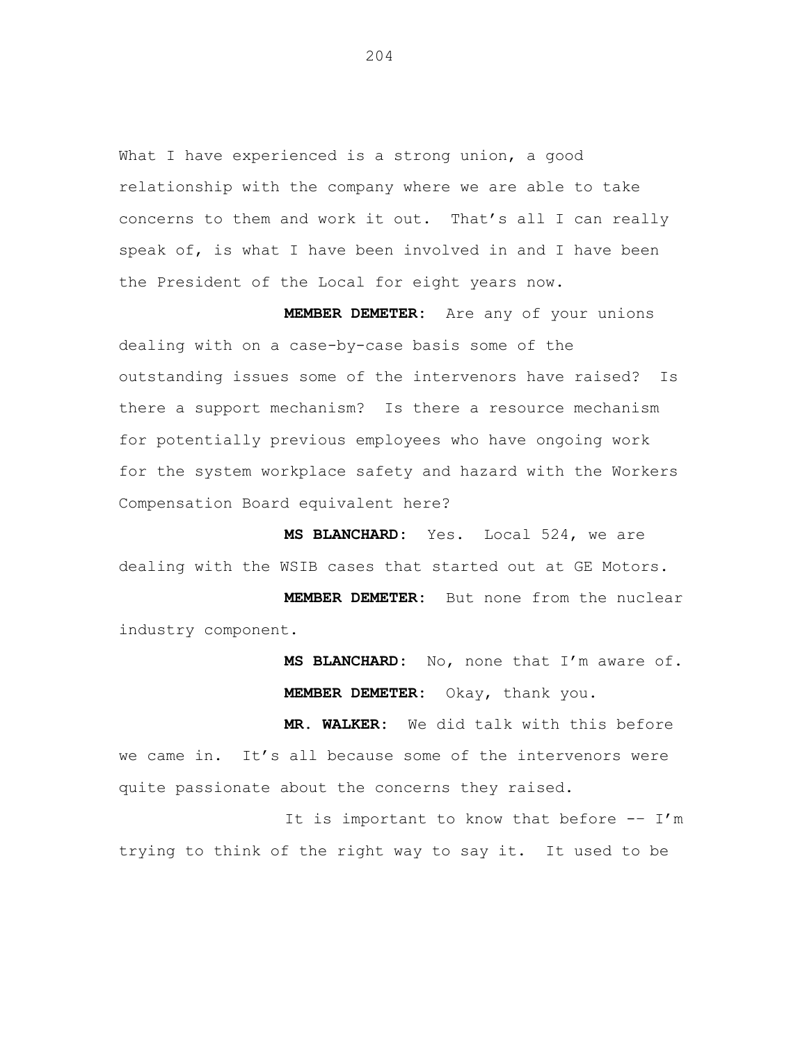What I have experienced is a strong union, a good relationship with the company where we are able to take concerns to them and work it out. That's all I can really speak of, is what I have been involved in and I have been the President of the Local for eight years now.

**MEMBER DEMETER:** Are any of your unions dealing with on a case-by-case basis some of the outstanding issues some of the intervenors have raised? Is there a support mechanism? Is there a resource mechanism for potentially previous employees who have ongoing work for the system workplace safety and hazard with the Workers Compensation Board equivalent here?

**MS BLANCHARD:** Yes. Local 524, we are dealing with the WSIB cases that started out at GE Motors.

**MEMBER DEMETER:** But none from the nuclear industry component.

**MS BLANCHARD:** No, none that I'm aware of.

**MEMBER DEMETER:** Okay, thank you.

**MR. WALKER:** We did talk with this before we came in. It's all because some of the intervenors were quite passionate about the concerns they raised.

It is important to know that before -- I'm trying to think of the right way to say it. It used to be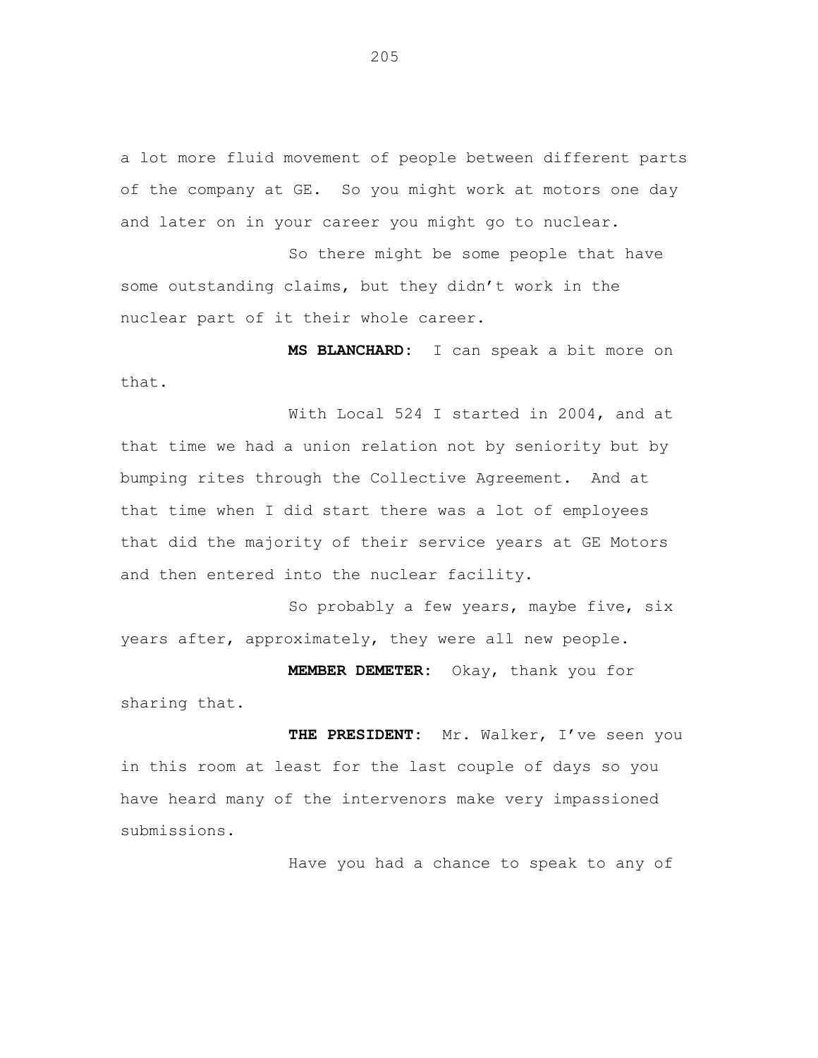a lot more fluid movement of people between different parts of the company at GE. So you might work at motors one day and later on in your career you might go to nuclear.

So there might be some people that have some outstanding claims, but they didn't work in the nuclear part of it their whole career.

**MS BLANCHARD:** I can speak a bit more on that.

With Local 524 I started in 2004, and at that time we had a union relation not by seniority but by bumping rites through the Collective Agreement. And at that time when I did start there was a lot of employees that did the majority of their service years at GE Motors and then entered into the nuclear facility.

So probably a few years, maybe five, six years after, approximately, they were all new people.

**MEMBER DEMETER:** Okay, thank you for sharing that.

**THE PRESIDENT:** Mr. Walker, I've seen you in this room at least for the last couple of days so you have heard many of the intervenors make very impassioned submissions.

Have you had a chance to speak to any of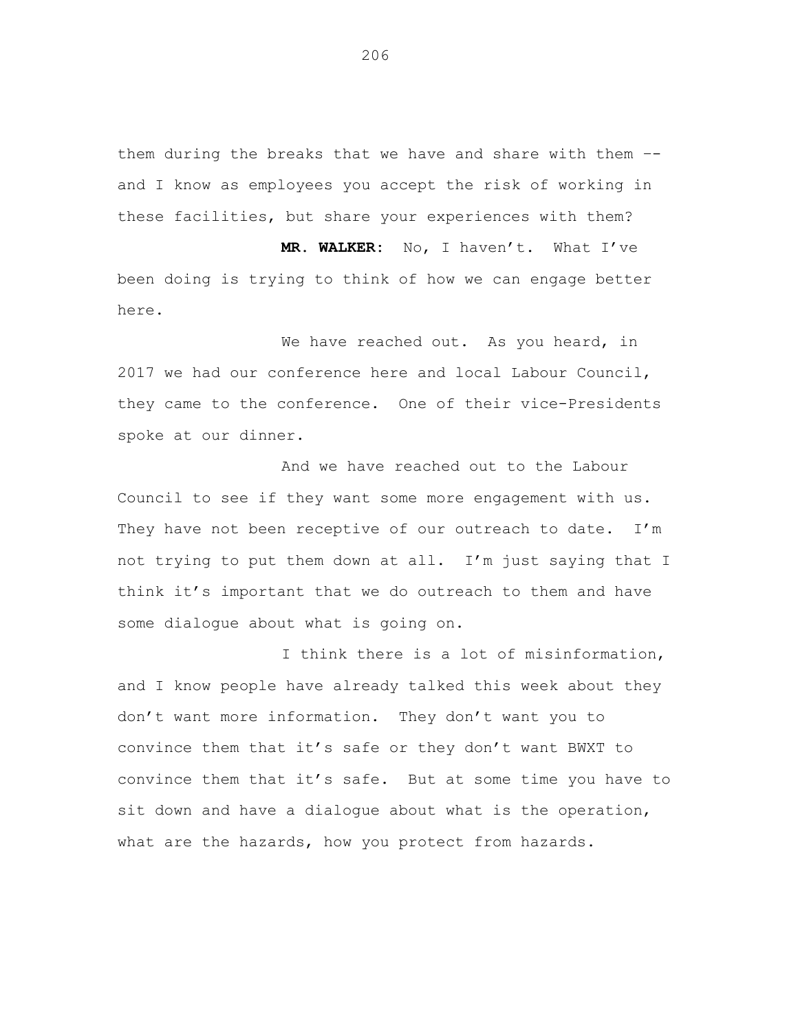them during the breaks that we have and share with them -- and I know as employees you accept the risk of working in these facilities, but share your experiences with them?

**MR. WALKER:** No, I haven't. What I've been doing is trying to think of how we can engage better here.

We have reached out. As you heard, in 2017 we had our conference here and local Labour Council, they came to the conference. One of their vice-Presidents spoke at our dinner.

And we have reached out to the Labour Council to see if they want some more engagement with us. They have not been receptive of our outreach to date. I'm not trying to put them down at all. I'm just saying that I think it's important that we do outreach to them and have some dialogue about what is going on.

I think there is a lot of misinformation, and I know people have already talked this week about they don't want more information. They don't want you to convince them that it's safe or they don't want BWXT to convince them that it's safe. But at some time you have to sit down and have a dialogue about what is the operation, what are the hazards, how you protect from hazards.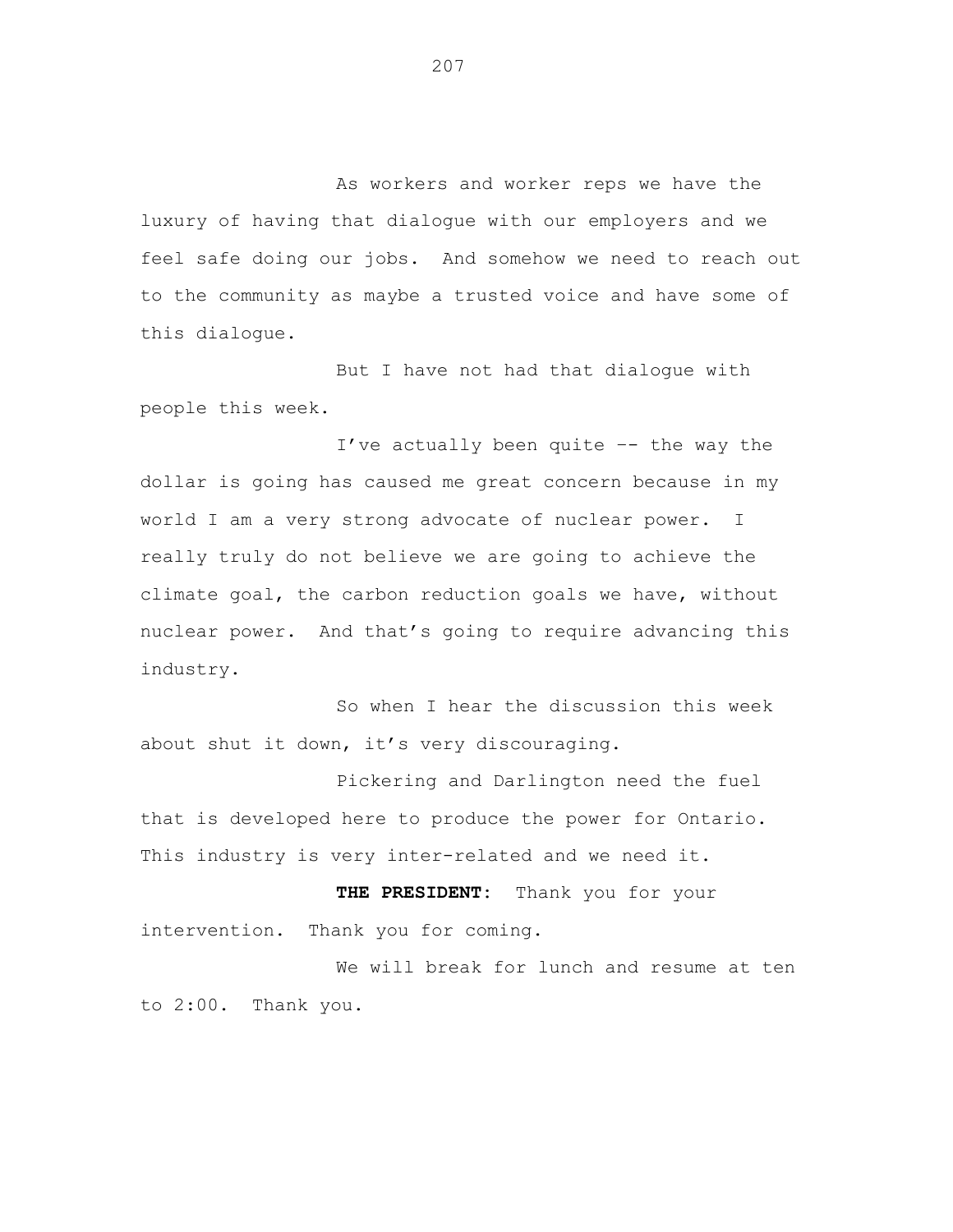As workers and worker reps we have the luxury of having that dialogue with our employers and we feel safe doing our jobs. And somehow we need to reach out to the community as maybe a trusted voice and have some of this dialogue.

But I have not had that dialogue with people this week.

I've actually been quite -- the way the dollar is going has caused me great concern because in my world I am a very strong advocate of nuclear power. I really truly do not believe we are going to achieve the climate goal, the carbon reduction goals we have, without nuclear power. And that's going to require advancing this industry.

So when I hear the discussion this week about shut it down, it's very discouraging.

Pickering and Darlington need the fuel that is developed here to produce the power for Ontario. This industry is very inter-related and we need it.

**THE PRESIDENT:** Thank you for your intervention. Thank you for coming.

We will break for lunch and resume at ten to 2:00. Thank you.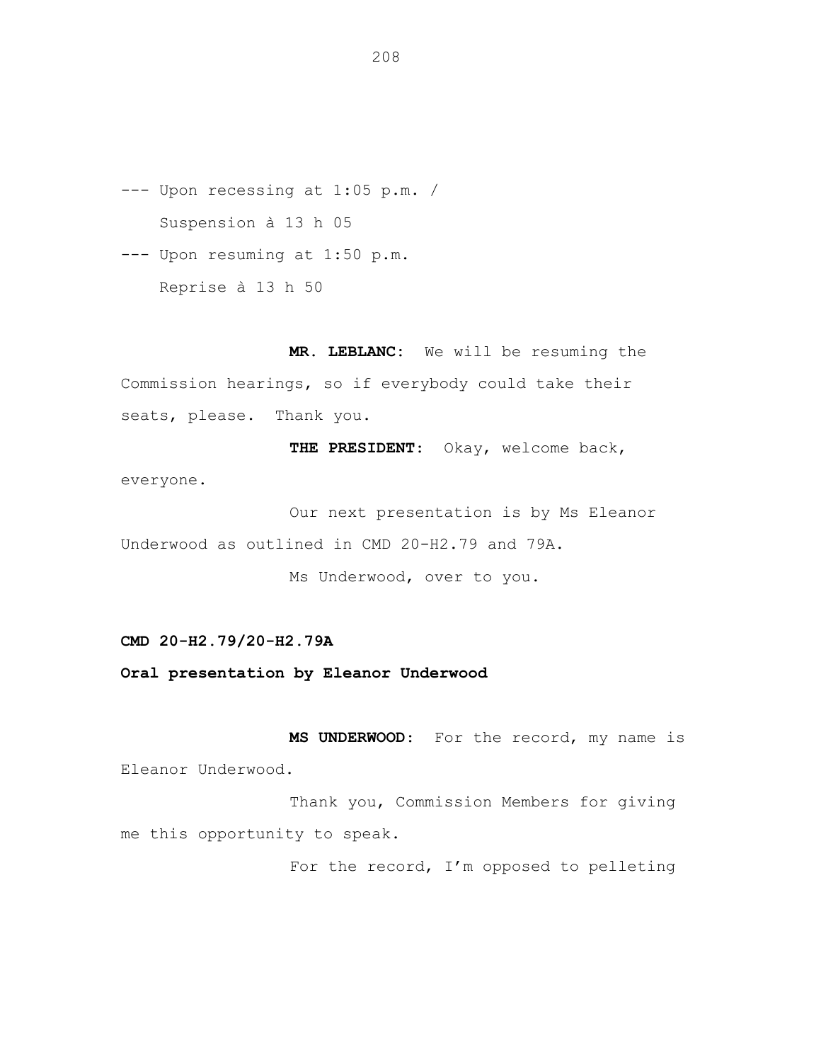--- Upon recessing at 1:05 p.m. /

Suspension à 13 h 05

--- Upon resuming at 1:50 p.m.

Reprise à 13 h 50

**MR. LEBLANC:** We will be resuming the Commission hearings, so if everybody could take their seats, please. Thank you.

**THE PRESIDENT:** Okay, welcome back, everyone.

Our next presentation is by Ms Eleanor Underwood as outlined in CMD 20-H2.79 and 79A.

Ms Underwood, over to you.

**CMD 20-H2.79/20-H2.79A**

**Oral presentation by Eleanor Underwood**

**MS UNDERWOOD:** For the record, my name is Eleanor Underwood.

Thank you, Commission Members for giving me this opportunity to speak.

For the record, I'm opposed to pelleting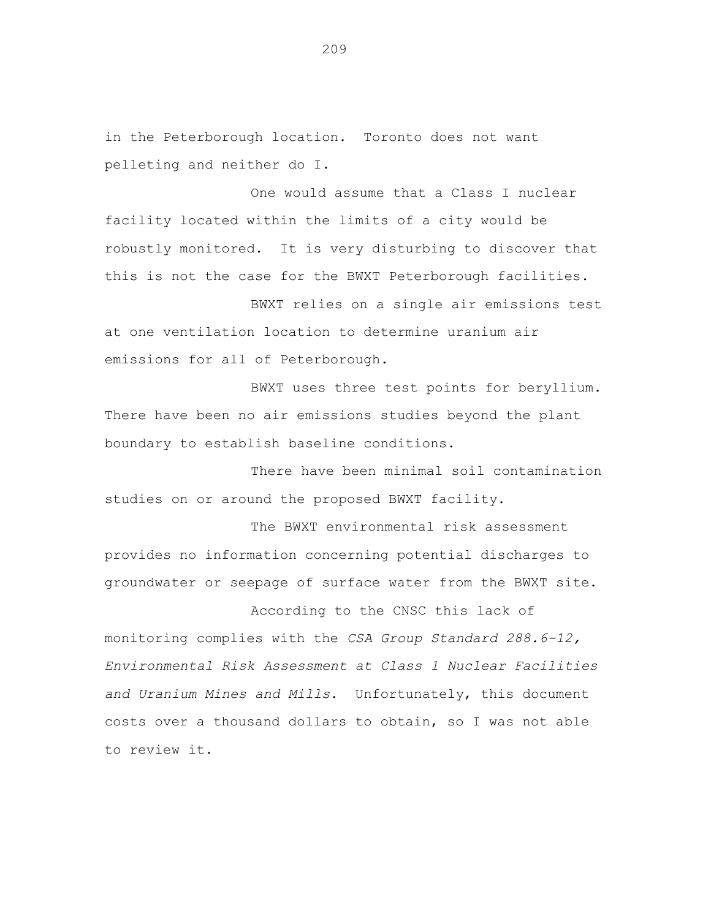in the Peterborough location. Toronto does not want pelleting and neither do I.

One would assume that a Class I nuclear facility located within the limits of a city would be robustly monitored. It is very disturbing to discover that this is not the case for the BWXT Peterborough facilities.

BWXT relies on a single air emissions test at one ventilation location to determine uranium air emissions for all of Peterborough.

BWXT uses three test points for beryllium. There have been no air emissions studies beyond the plant boundary to establish baseline conditions.

There have been minimal soil contamination studies on or around the proposed BWXT facility.

The BWXT environmental risk assessment provides no information concerning potential discharges to groundwater or seepage of surface water from the BWXT site.

According to the CNSC this lack of monitoring complies with the *CSA Group Standard 288.6-12, Environmental Risk Assessment at Class 1 Nuclear Facilities and Uranium Mines and Mills*. Unfortunately, this document costs over a thousand dollars to obtain, so I was not able to review it.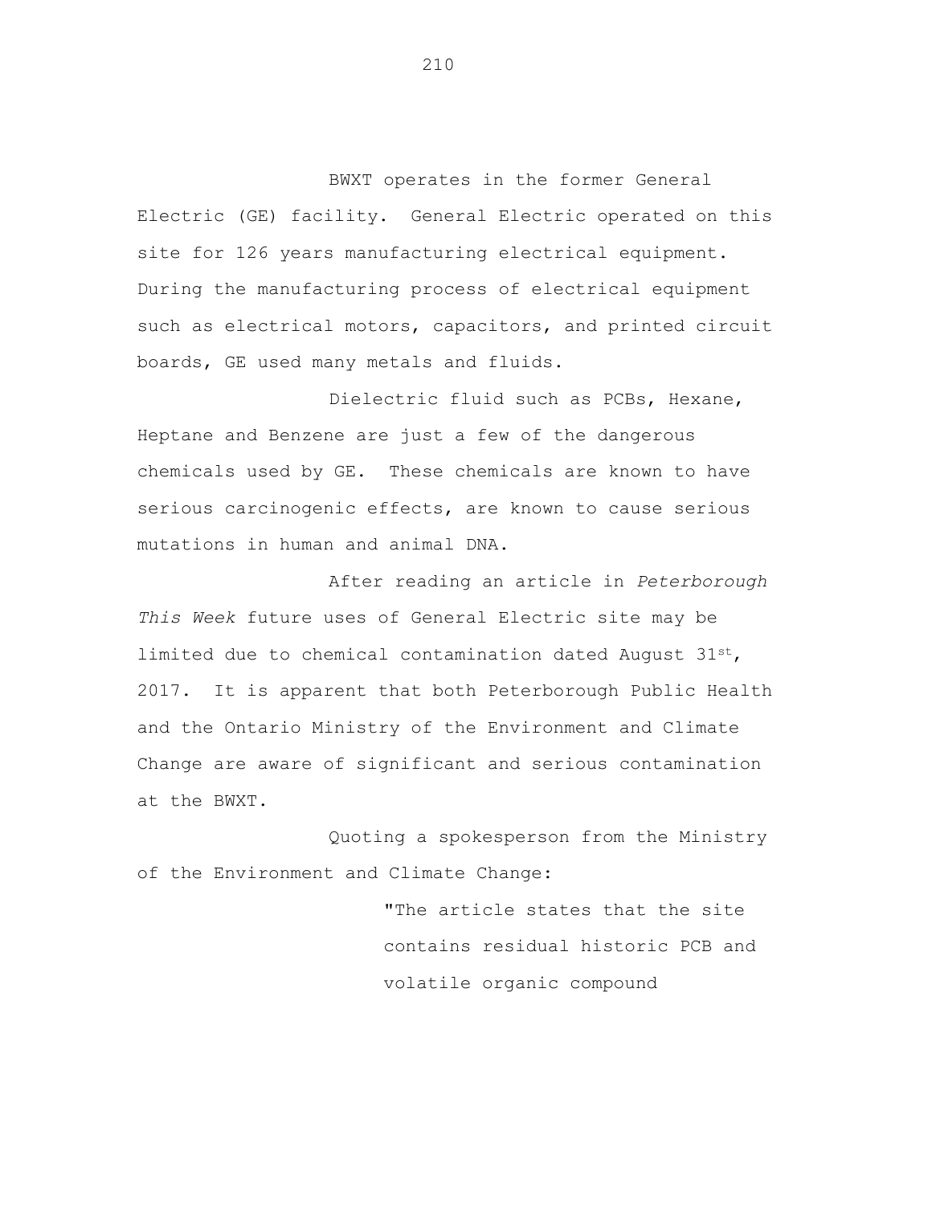BWXT operates in the former General Electric (GE) facility. General Electric operated on this site for 126 years manufacturing electrical equipment. During the manufacturing process of electrical equipment such as electrical motors, capacitors, and printed circuit boards, GE used many metals and fluids.

Dielectric fluid such as PCBs, Hexane, Heptane and Benzene are just a few of the dangerous chemicals used by GE. These chemicals are known to have serious carcinogenic effects, are known to cause serious mutations in human and animal DNA.

After reading an article in *Peterborough This Week* future uses of General Electric site may be limited due to chemical contamination dated August 31st, 2017. It is apparent that both Peterborough Public Health and the Ontario Ministry of the Environment and Climate Change are aware of significant and serious contamination at the BWXT.

Quoting a spokesperson from the Ministry of the Environment and Climate Change:

> "The article states that the site contains residual historic PCB and volatile organic compound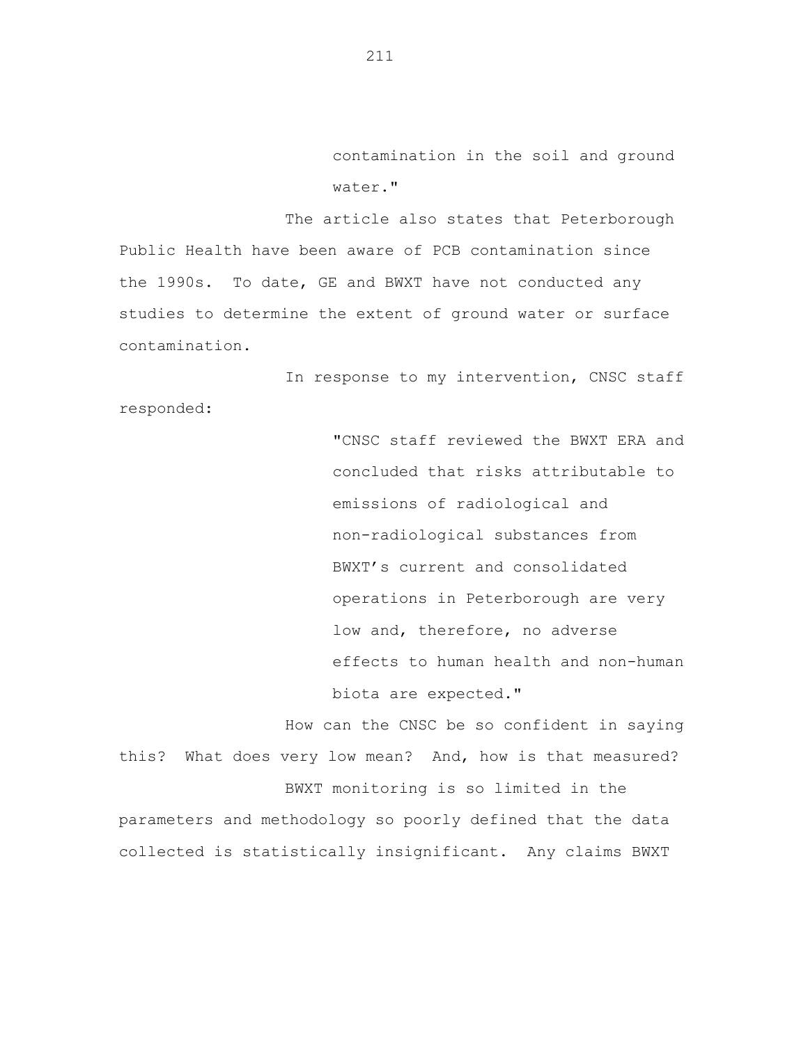> contamination in the soil and ground water."

The article also states that Peterborough Public Health have been aware of PCB contamination since the 1990s. To date, GE and BWXT have not conducted any studies to determine the extent of ground water or surface contamination.

In response to my intervention, CNSC staff responded:

> "CNSC staff reviewed the BWXT ERA and concluded that risks attributable to emissions of radiological and non-radiological substances from BWXT's current and consolidated operations in Peterborough are very low and, therefore, no adverse effects to human health and non-human biota are expected."

How can the CNSC be so confident in saying this? What does very low mean? And, how is that measured?

BWXT monitoring is so limited in the parameters and methodology so poorly defined that the data collected is statistically insignificant. Any claims BWXT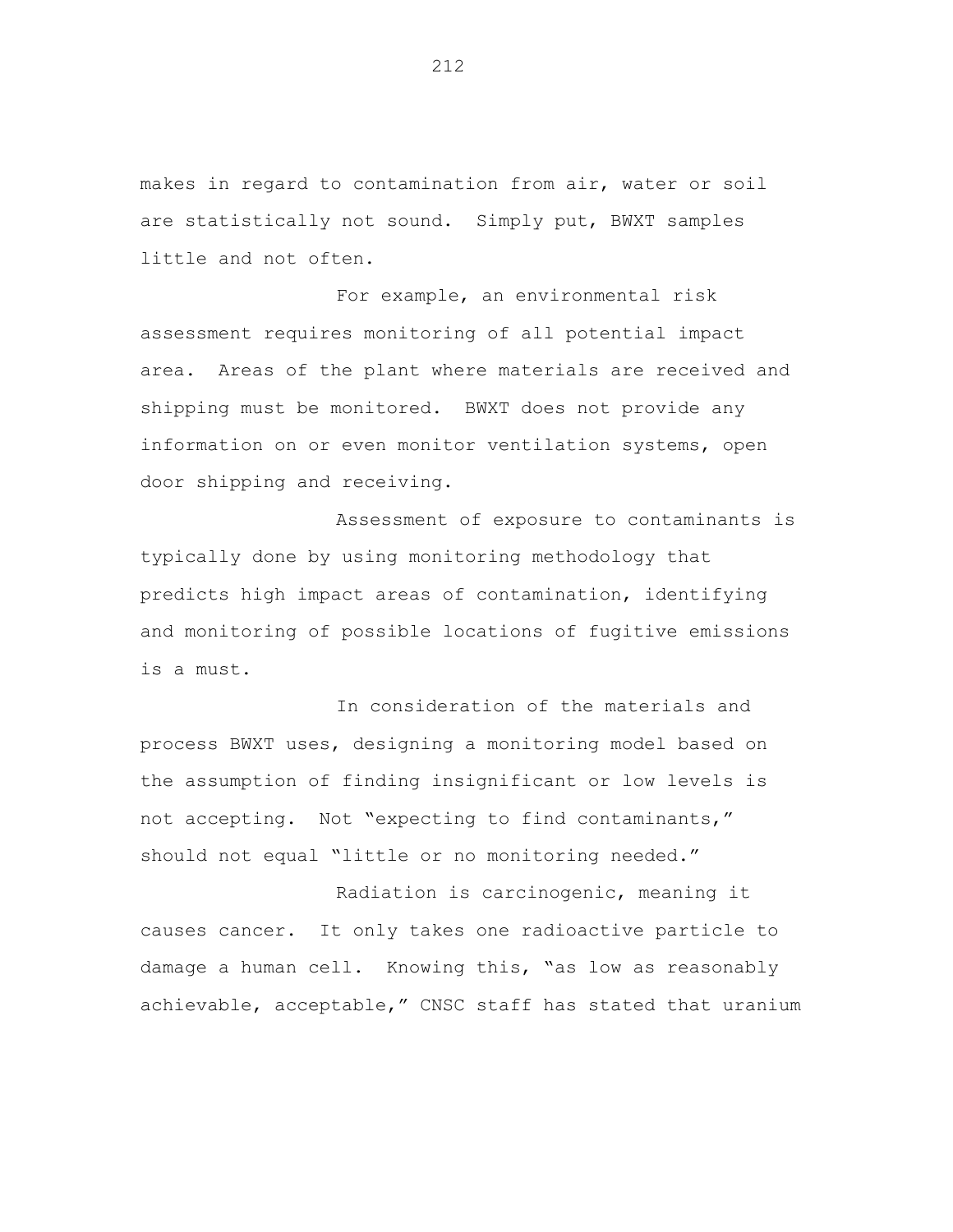makes in regard to contamination from air, water or soil are statistically not sound. Simply put, BWXT samples little and not often.

For example, an environmental risk assessment requires monitoring of all potential impact area. Areas of the plant where materials are received and shipping must be monitored. BWXT does not provide any information on or even monitor ventilation systems, open door shipping and receiving.

Assessment of exposure to contaminants is typically done by using monitoring methodology that predicts high impact areas of contamination, identifying and monitoring of possible locations of fugitive emissions is a must.

In consideration of the materials and process BWXT uses, designing a monitoring model based on the assumption of finding insignificant or low levels is not accepting. Not "expecting to find contaminants," should not equal "little or no monitoring needed."

Radiation is carcinogenic, meaning it causes cancer. It only takes one radioactive particle to damage a human cell. Knowing this, "as low as reasonably achievable, acceptable," CNSC staff has stated that uranium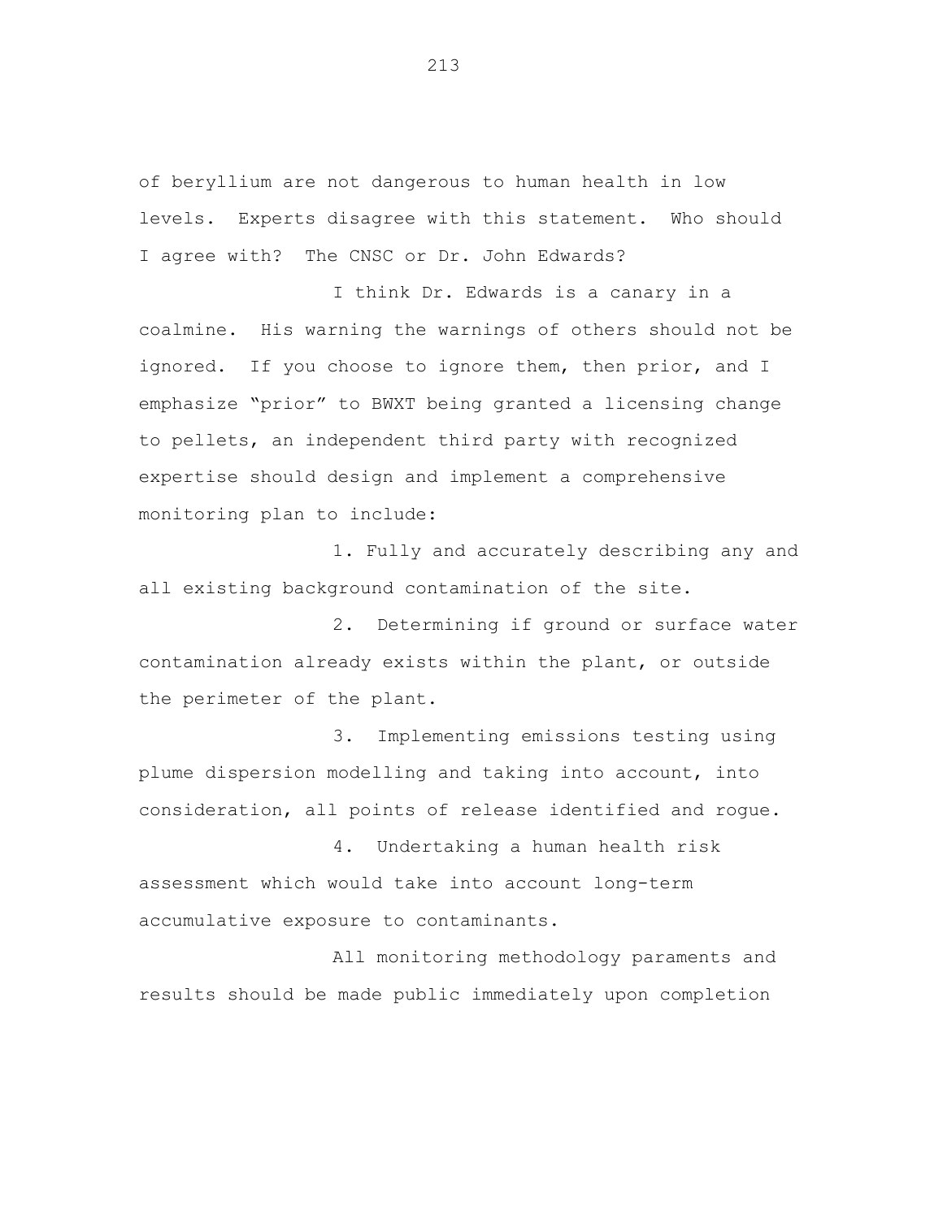of beryllium are not dangerous to human health in low levels. Experts disagree with this statement. Who should I agree with? The CNSC or Dr. John Edwards?

I think Dr. Edwards is a canary in a coalmine. His warning the warnings of others should not be ignored. If you choose to ignore them, then prior, and I emphasize "prior" to BWXT being granted a licensing change to pellets, an independent third party with recognized expertise should design and implement a comprehensive monitoring plan to include:

1. Fully and accurately describing any and all existing background contamination of the site.

2. Determining if ground or surface water contamination already exists within the plant, or outside the perimeter of the plant.

3. Implementing emissions testing using plume dispersion modelling and taking into account, into consideration, all points of release identified and rogue.

4. Undertaking a human health risk assessment which would take into account long-term accumulative exposure to contaminants.

All monitoring methodology paraments and results should be made public immediately upon completion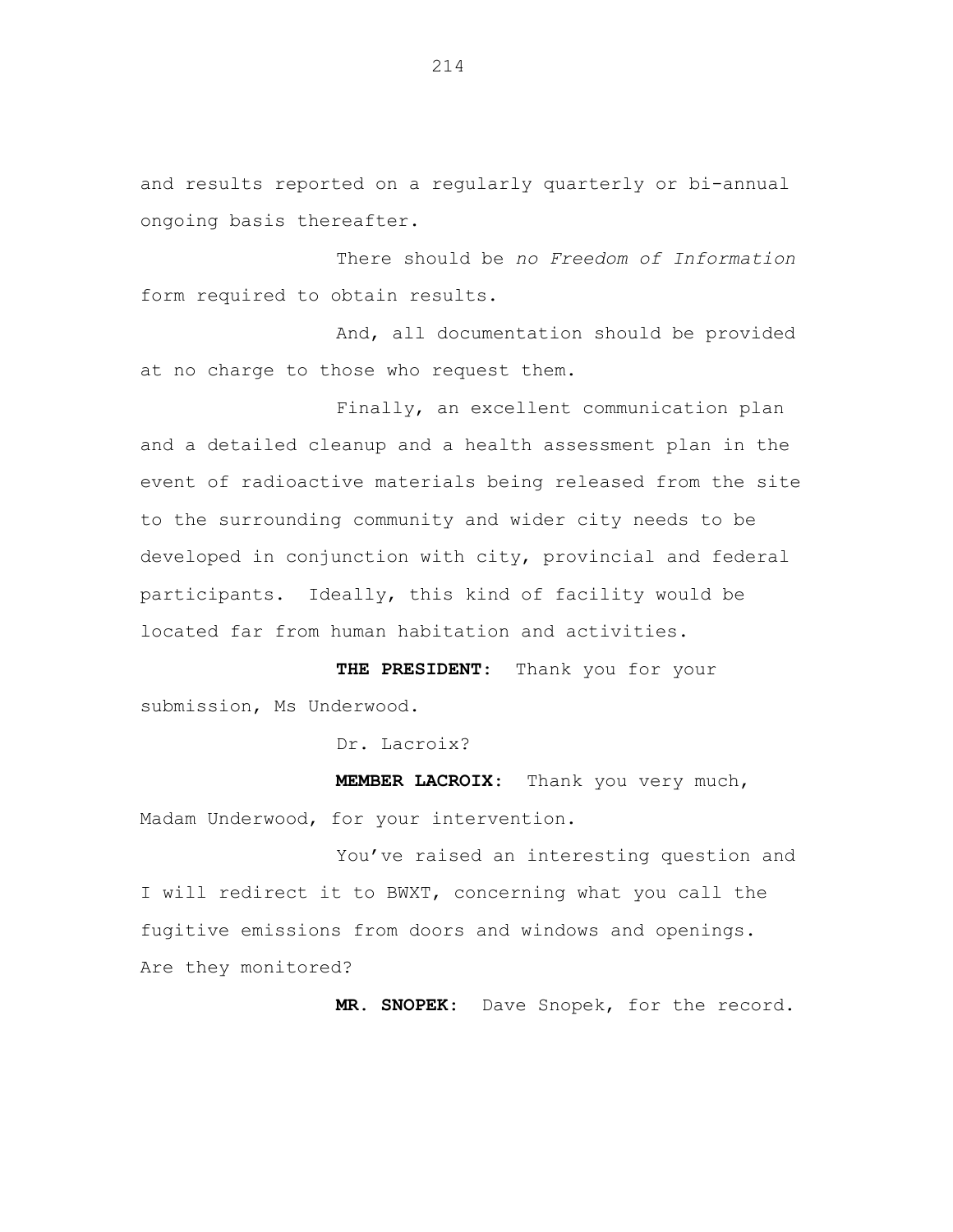and results reported on a regularly quarterly or bi-annual ongoing basis thereafter.

There should be *no Freedom of Information* form required to obtain results.

And, all documentation should be provided at no charge to those who request them.

Finally, an excellent communication plan and a detailed cleanup and a health assessment plan in the event of radioactive materials being released from the site to the surrounding community and wider city needs to be developed in conjunction with city, provincial and federal participants. Ideally, this kind of facility would be located far from human habitation and activities.

**THE PRESIDENT:** Thank you for your submission, Ms Underwood.

Dr. Lacroix?

**MEMBER LACROIX:** Thank you very much, Madam Underwood, for your intervention.

You've raised an interesting question and I will redirect it to BWXT, concerning what you call the fugitive emissions from doors and windows and openings. Are they monitored?

**MR. SNOPEK:** Dave Snopek, for the record.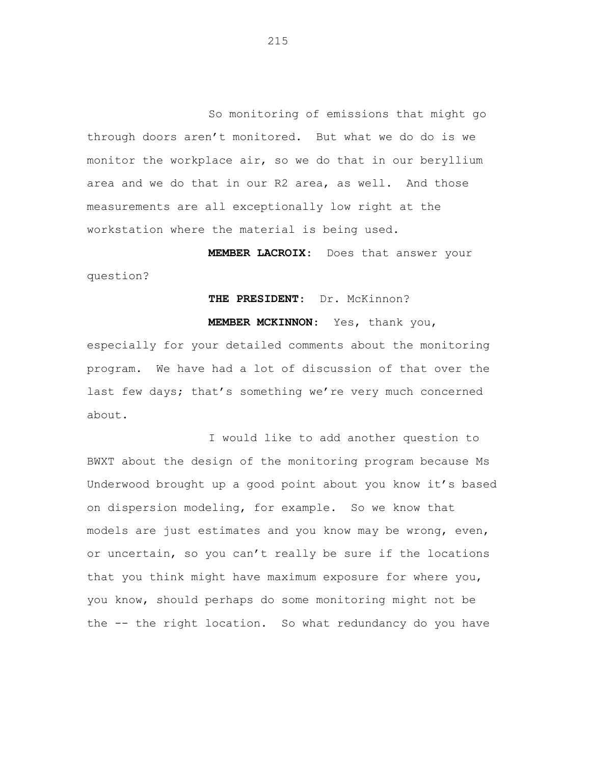So monitoring of emissions that might go through doors aren't monitored. But what we do do is we monitor the workplace air, so we do that in our beryllium area and we do that in our R2 area, as well. And those measurements are all exceptionally low right at the workstation where the material is being used.

**MEMBER LACROIX:** Does that answer your question?

**THE PRESIDENT:** Dr. McKinnon?

**MEMBER MCKINNON:** Yes, thank you, especially for your detailed comments about the monitoring program. We have had a lot of discussion of that over the last few days; that's something we're very much concerned about.

I would like to add another question to BWXT about the design of the monitoring program because Ms Underwood brought up a good point about you know it's based on dispersion modeling, for example. So we know that models are just estimates and you know may be wrong, even, or uncertain, so you can't really be sure if the locations that you think might have maximum exposure for where you, you know, should perhaps do some monitoring might not be the -- the right location. So what redundancy do you have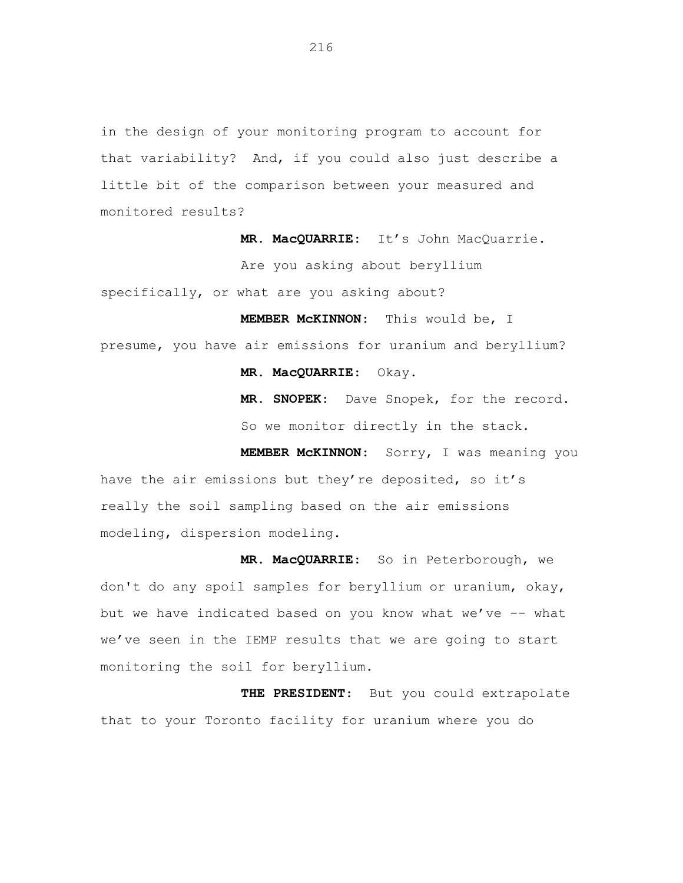in the design of your monitoring program to account for that variability? And, if you could also just describe a little bit of the comparison between your measured and monitored results?

**MR. MacQUARRIE:** It's John MacQuarrie.

Are you asking about beryllium specifically, or what are you asking about?

**MEMBER McKINNON:** This would be, I presume, you have air emissions for uranium and beryllium?

**MR. MacQUARRIE:** Okay.

**MR. SNOPEK:** Dave Snopek, for the record.

So we monitor directly in the stack.

**MEMBER McKINNON:** Sorry, I was meaning you have the air emissions but they're deposited, so it's really the soil sampling based on the air emissions modeling, dispersion modeling.

**MR. MacQUARRIE:** So in Peterborough, we don't do any spoil samples for beryllium or uranium, okay, but we have indicated based on you know what we've -- what we've seen in the IEMP results that we are going to start monitoring the soil for beryllium.

**THE PRESIDENT:** But you could extrapolate that to your Toronto facility for uranium where you do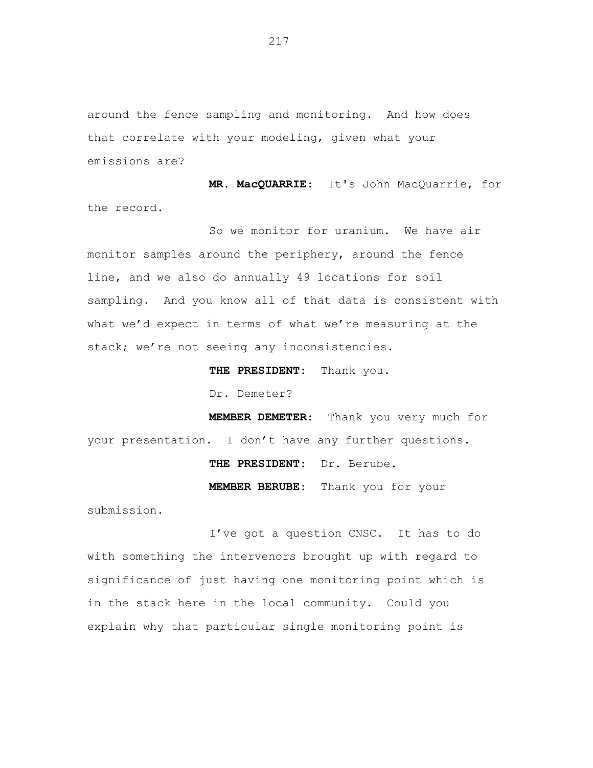around the fence sampling and monitoring. And how does that correlate with your modeling, given what your emissions are?

**MR. MacQUARRIE:** It's John MacQuarrie, for the record.

So we monitor for uranium. We have air monitor samples around the periphery, around the fence line, and we also do annually 49 locations for soil sampling. And you know all of that data is consistent with what we'd expect in terms of what we're measuring at the stack; we're not seeing any inconsistencies.

**THE PRESIDENT:** Thank you.

Dr. Demeter?

**MEMBER DEMETER:** Thank you very much for your presentation. I don't have any further questions.

**THE PRESIDENT:** Dr. Berube.

**MEMBER BERUBE:** Thank you for your submission.

I've got a question CNSC. It has to do with something the intervenors brought up with regard to significance of just having one monitoring point which is in the stack here in the local community. Could you explain why that particular single monitoring point is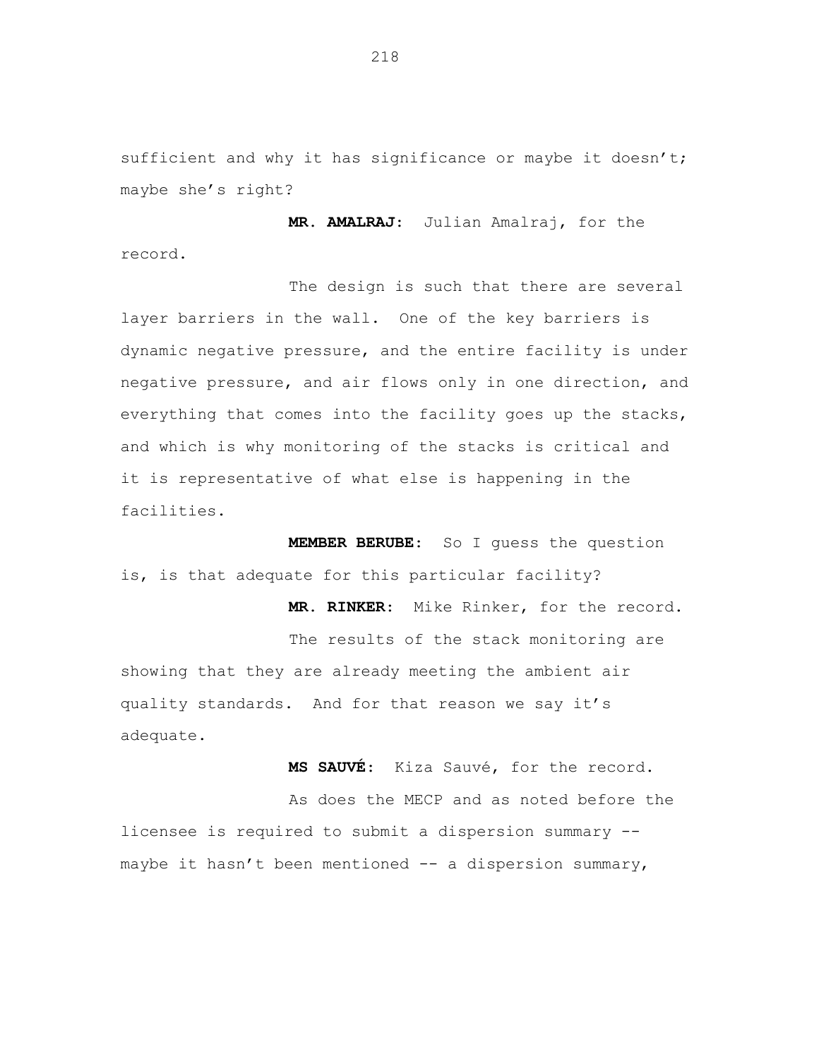sufficient and why it has significance or maybe it doesn't; maybe she's right?

**MR. AMALRAJ:** Julian Amalraj, for the record.

The design is such that there are several layer barriers in the wall. One of the key barriers is dynamic negative pressure, and the entire facility is under negative pressure, and air flows only in one direction, and everything that comes into the facility goes up the stacks, and which is why monitoring of the stacks is critical and it is representative of what else is happening in the facilities.

**MEMBER BERUBE:** So I guess the question is, is that adequate for this particular facility?

**MR. RINKER:** Mike Rinker, for the record.

The results of the stack monitoring are showing that they are already meeting the ambient air quality standards. And for that reason we say it's adequate.

**MS SAUVÉ:** Kiza Sauvé, for the record.

As does the MECP and as noted before the licensee is required to submit a dispersion summary -- maybe it hasn't been mentioned -- a dispersion summary,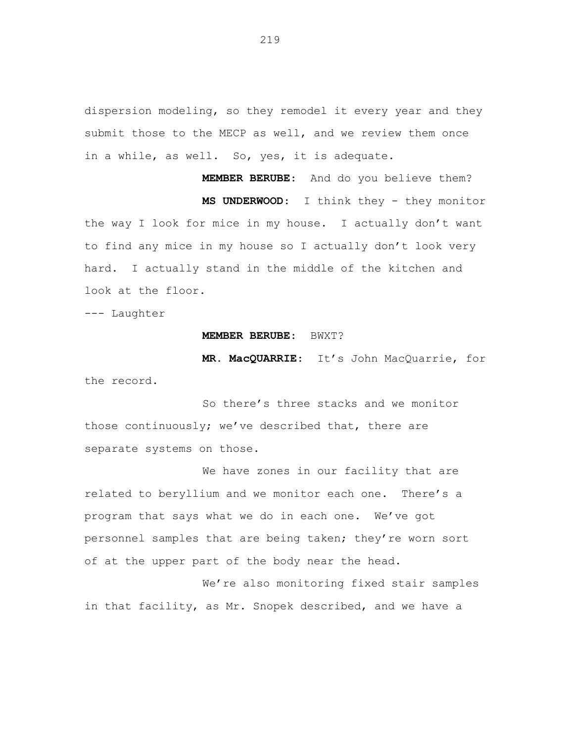dispersion modeling, so they remodel it every year and they submit those to the MECP as well, and we review them once in a while, as well. So, yes, it is adequate.

**MEMBER BERUBE:** And do you believe them?

**MS UNDERWOOD:** I think they - they monitor the way I look for mice in my house. I actually don't want to find any mice in my house so I actually don't look very hard. I actually stand in the middle of the kitchen and look at the floor.

--- Laughter

**MEMBER BERUBE:** BWXT?

**MR. MacQUARRIE:** It's John MacQuarrie, for the record.

So there's three stacks and we monitor those continuously; we've described that, there are separate systems on those.

We have zones in our facility that are related to beryllium and we monitor each one. There's a program that says what we do in each one. We've got personnel samples that are being taken; they're worn sort of at the upper part of the body near the head.

We're also monitoring fixed stair samples in that facility, as Mr. Snopek described, and we have a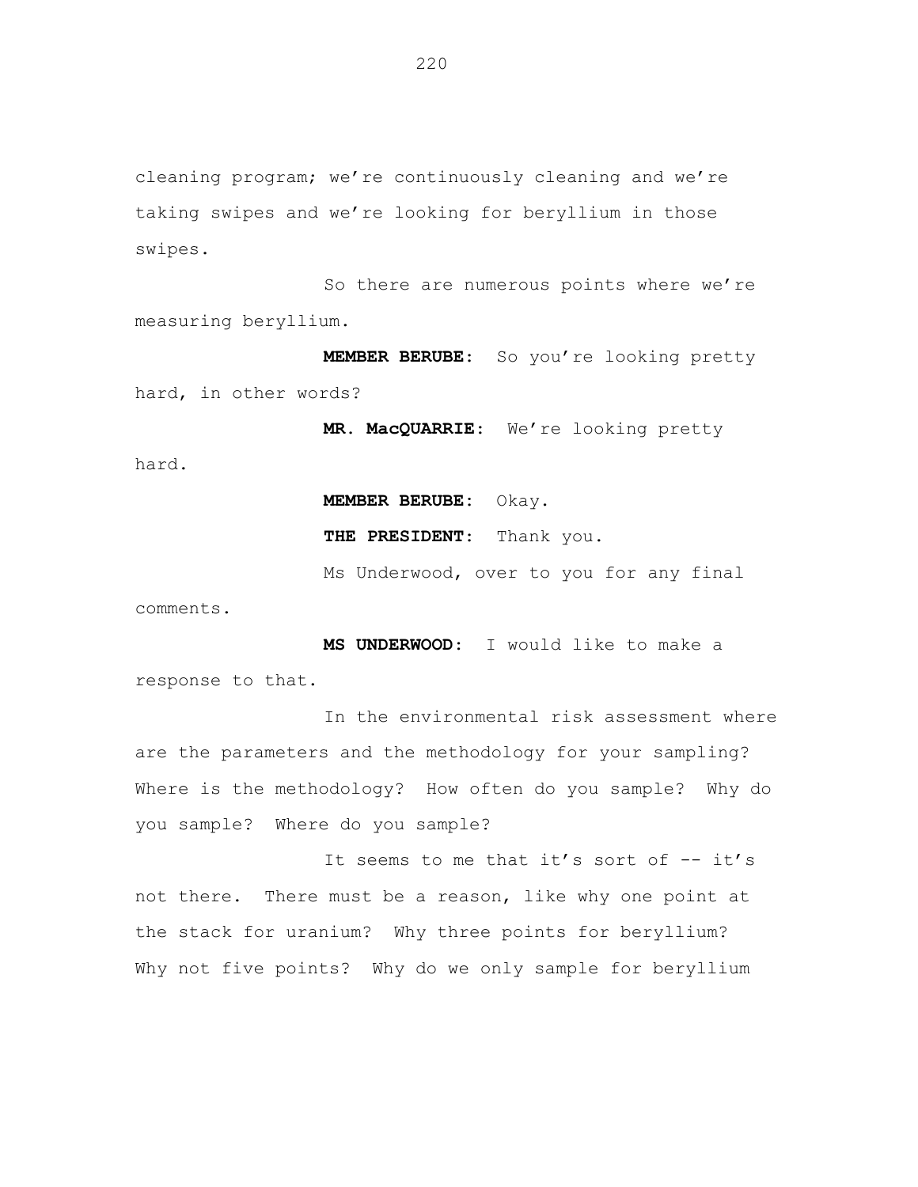cleaning program; we're continuously cleaning and we're taking swipes and we're looking for beryllium in those swipes.

So there are numerous points where we're measuring beryllium.

**MEMBER BERUBE:** So you're looking pretty hard, in other words?

**MR. MacQUARRIE:** We're looking pretty hard.

**MEMBER BERUBE:** Okay.

**THE PRESIDENT:** Thank you.

Ms Underwood, over to you for any final comments.

**MS UNDERWOOD:** I would like to make a response to that.

In the environmental risk assessment where are the parameters and the methodology for your sampling? Where is the methodology? How often do you sample? Why do you sample? Where do you sample?

It seems to me that it's sort of -- it's not there. There must be a reason, like why one point at the stack for uranium? Why three points for beryllium? Why not five points? Why do we only sample for beryllium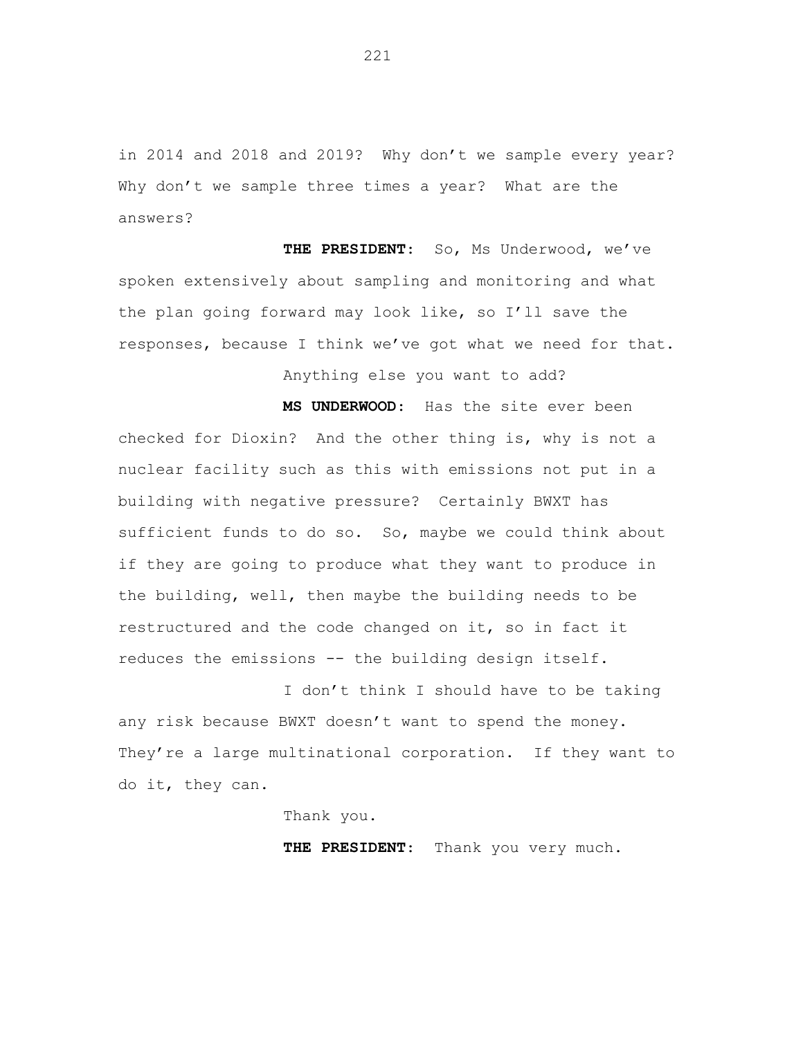in 2014 and 2018 and 2019? Why don't we sample every year? Why don't we sample three times a year? What are the answers?

**THE PRESIDENT:** So, Ms Underwood, we've spoken extensively about sampling and monitoring and what the plan going forward may look like, so I'll save the responses, because I think we've got what we need for that.

Anything else you want to add?

**MS UNDERWOOD:** Has the site ever been checked for Dioxin? And the other thing is, why is not a nuclear facility such as this with emissions not put in a building with negative pressure? Certainly BWXT has sufficient funds to do so. So, maybe we could think about if they are going to produce what they want to produce in the building, well, then maybe the building needs to be restructured and the code changed on it, so in fact it reduces the emissions -- the building design itself.

I don't think I should have to be taking any risk because BWXT doesn't want to spend the money. They're a large multinational corporation. If they want to do it, they can.

Thank you.

**THE PRESIDENT:** Thank you very much.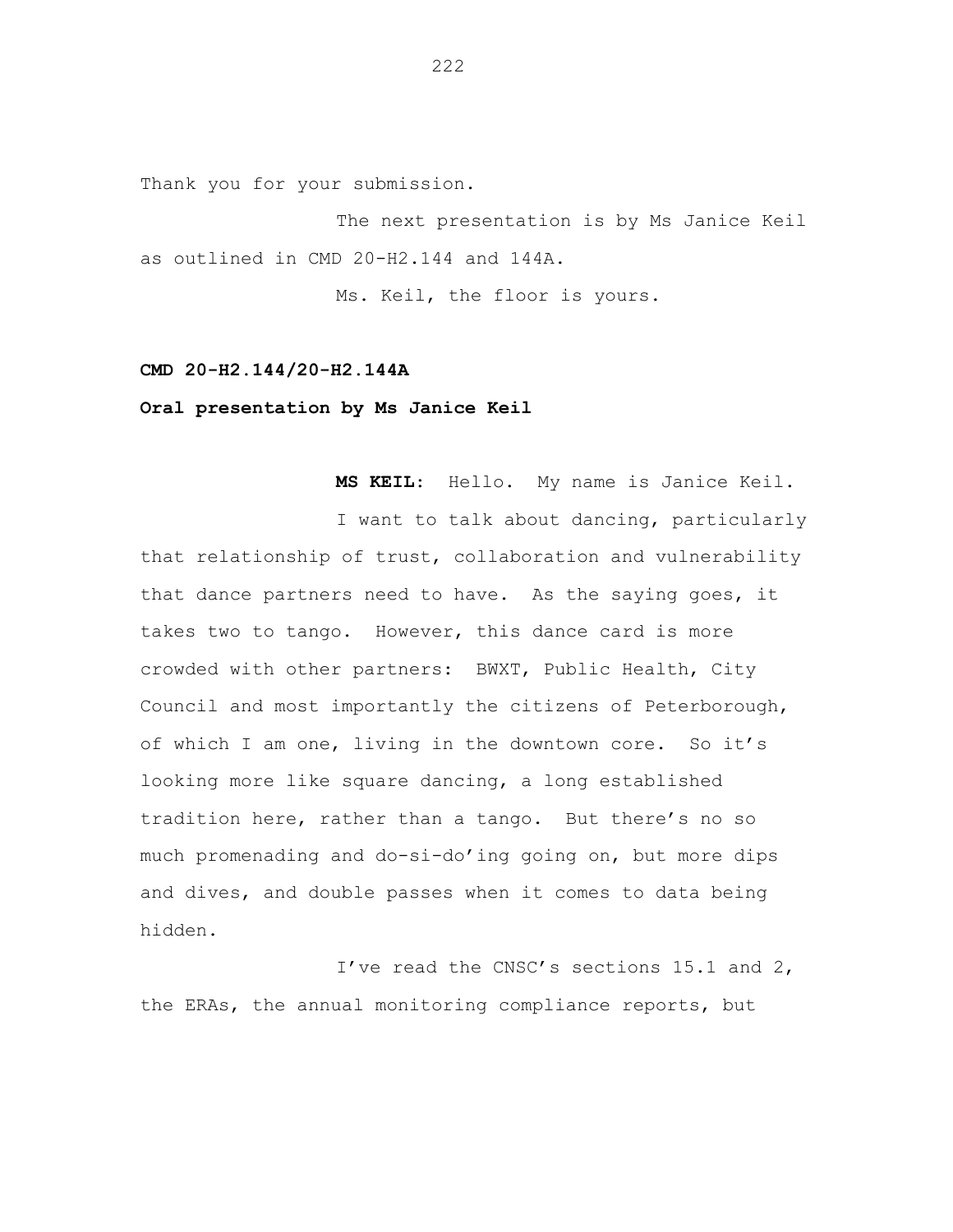Thank you for your submission.

The next presentation is by Ms Janice Keil as outlined in CMD 20-H2.144 and 144A.

Ms. Keil, the floor is yours.

**CMD 20-H2.144/20-H2.144A**

**Oral presentation by Ms Janice Keil**

**MS KEIL:** Hello. My name is Janice Keil.

I want to talk about dancing, particularly that relationship of trust, collaboration and vulnerability that dance partners need to have. As the saying goes, it takes two to tango. However, this dance card is more crowded with other partners: BWXT, Public Health, City Council and most importantly the citizens of Peterborough, of which I am one, living in the downtown core. So it's looking more like square dancing, a long established tradition here, rather than a tango. But there's no so much promenading and do-si-do'ing going on, but more dips and dives, and double passes when it comes to data being hidden.

I've read the CNSC's sections 15.1 and 2, the ERAs, the annual monitoring compliance reports, but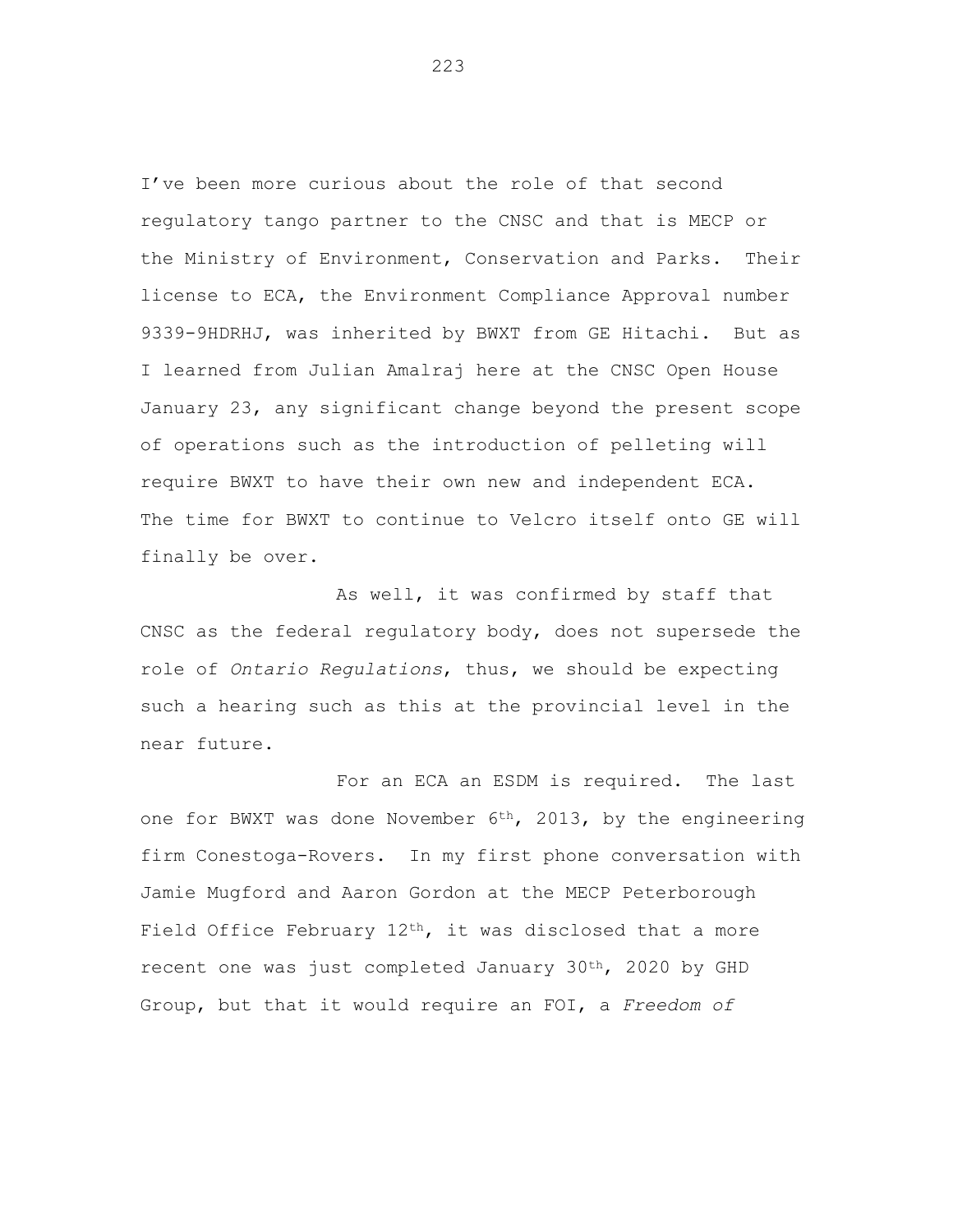I've been more curious about the role of that second regulatory tango partner to the CNSC and that is MECP or the Ministry of Environment, Conservation and Parks. Their license to ECA, the Environment Compliance Approval number 9339-9HDRHJ, was inherited by BWXT from GE Hitachi. But as I learned from Julian Amalraj here at the CNSC Open House January 23, any significant change beyond the present scope of operations such as the introduction of pelleting will require BWXT to have their own new and independent ECA. The time for BWXT to continue to Velcro itself onto GE will finally be over.

As well, it was confirmed by staff that CNSC as the federal regulatory body, does not supersede the role of *Ontario Regulations*, thus, we should be expecting such a hearing such as this at the provincial level in the near future.

For an ECA an ESDM is required. The last one for BWXT was done November 6th, 2013, by the engineering firm Conestoga-Rovers. In my first phone conversation with Jamie Mugford and Aaron Gordon at the MECP Peterborough Field Office February 12th, it was disclosed that a more recent one was just completed January 30th, 2020 by GHD Group, but that it would require an FOI, a *Freedom of*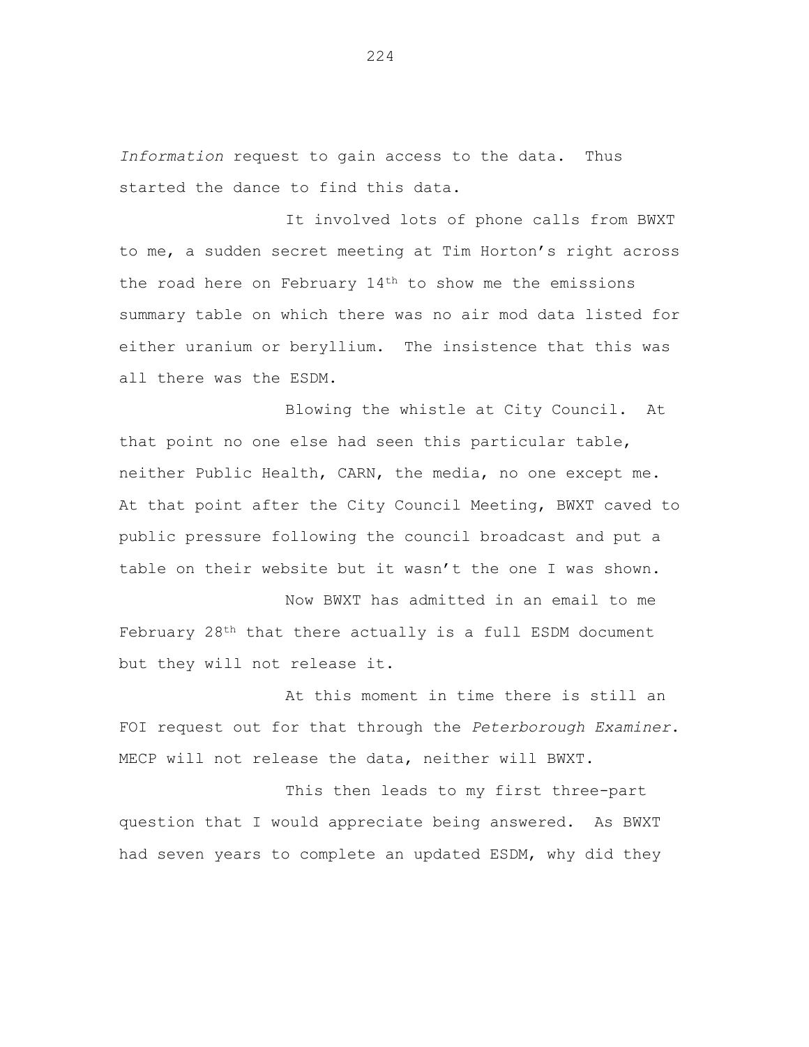*Information* request to gain access to the data. Thus started the dance to find this data.

It involved lots of phone calls from BWXT to me, a sudden secret meeting at Tim Horton's right across the road here on February 14th to show me the emissions summary table on which there was no air mod data listed for either uranium or beryllium. The insistence that this was all there was the ESDM.

Blowing the whistle at City Council. At that point no one else had seen this particular table, neither Public Health, CARN, the media, no one except me. At that point after the City Council Meeting, BWXT caved to public pressure following the council broadcast and put a table on their website but it wasn't the one I was shown.

Now BWXT has admitted in an email to me February 28th that there actually is a full ESDM document but they will not release it.

At this moment in time there is still an FOI request out for that through the *Peterborough Examiner*. MECP will not release the data, neither will BWXT.

This then leads to my first three-part question that I would appreciate being answered. As BWXT had seven years to complete an updated ESDM, why did they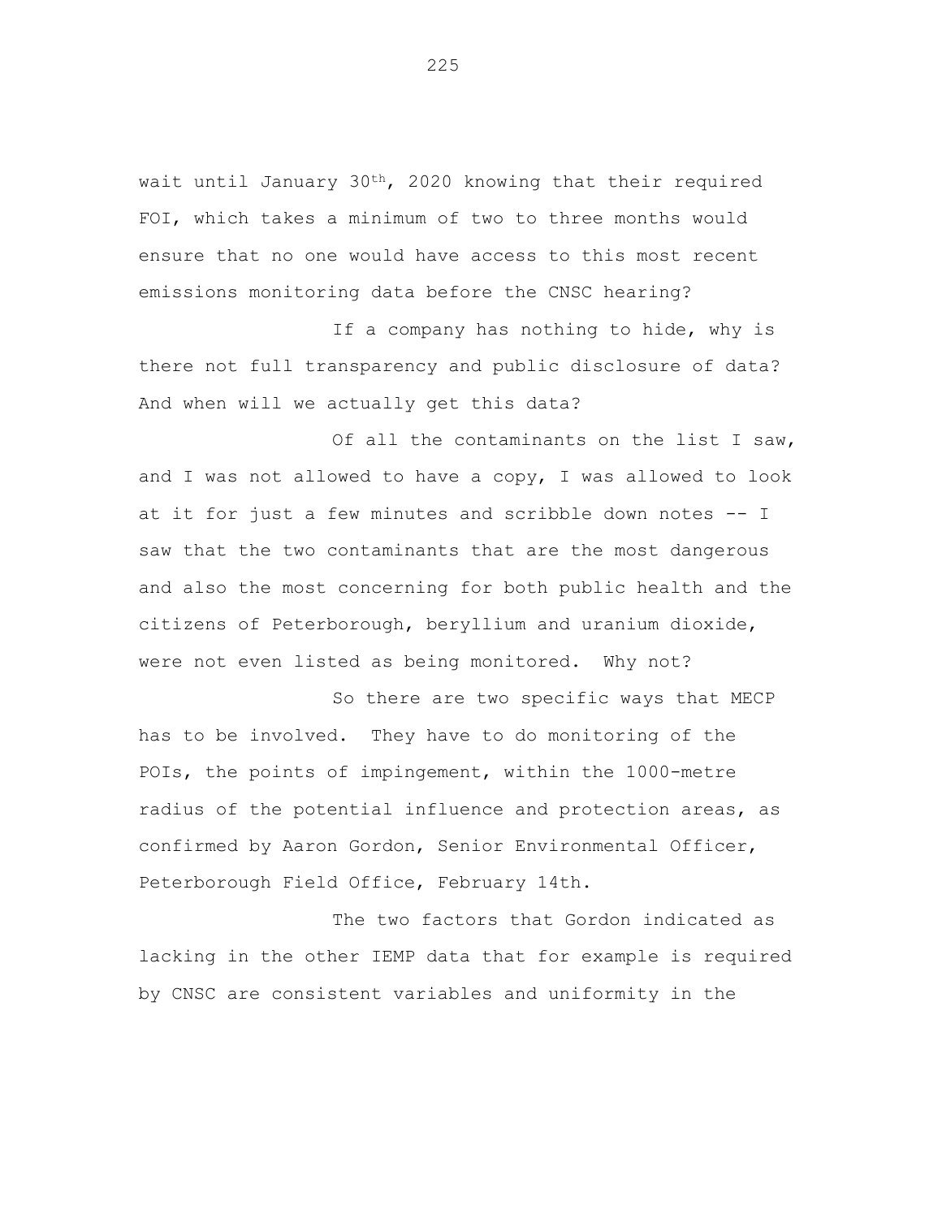wait until January 30th, 2020 knowing that their required FOI, which takes a minimum of two to three months would ensure that no one would have access to this most recent emissions monitoring data before the CNSC hearing?

If a company has nothing to hide, why is there not full transparency and public disclosure of data? And when will we actually get this data?

Of all the contaminants on the list I saw, and I was not allowed to have a copy, I was allowed to look at it for just a few minutes and scribble down notes -- I saw that the two contaminants that are the most dangerous and also the most concerning for both public health and the citizens of Peterborough, beryllium and uranium dioxide, were not even listed as being monitored. Why not?

So there are two specific ways that MECP has to be involved. They have to do monitoring of the POIs, the points of impingement, within the 1000-metre radius of the potential influence and protection areas, as confirmed by Aaron Gordon, Senior Environmental Officer, Peterborough Field Office, February 14th.

The two factors that Gordon indicated as lacking in the other IEMP data that for example is required by CNSC are consistent variables and uniformity in the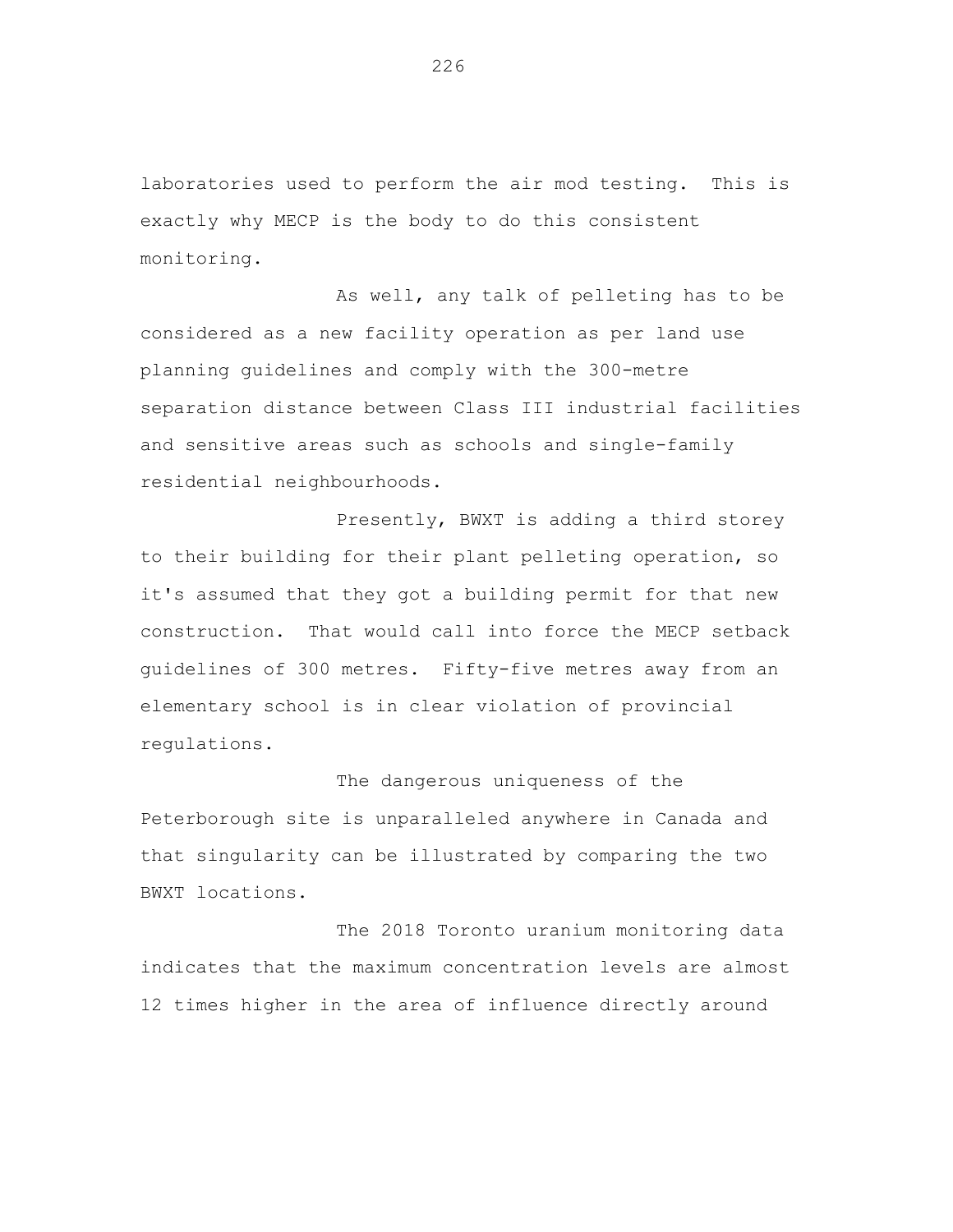laboratories used to perform the air mod testing. This is exactly why MECP is the body to do this consistent monitoring.

As well, any talk of pelleting has to be considered as a new facility operation as per land use planning guidelines and comply with the 300-metre separation distance between Class III industrial facilities and sensitive areas such as schools and single-family residential neighbourhoods.

Presently, BWXT is adding a third storey to their building for their plant pelleting operation, so it's assumed that they got a building permit for that new construction. That would call into force the MECP setback guidelines of 300 metres. Fifty-five metres away from an elementary school is in clear violation of provincial regulations.

The dangerous uniqueness of the Peterborough site is unparalleled anywhere in Canada and that singularity can be illustrated by comparing the two BWXT locations.

The 2018 Toronto uranium monitoring data indicates that the maximum concentration levels are almost 12 times higher in the area of influence directly around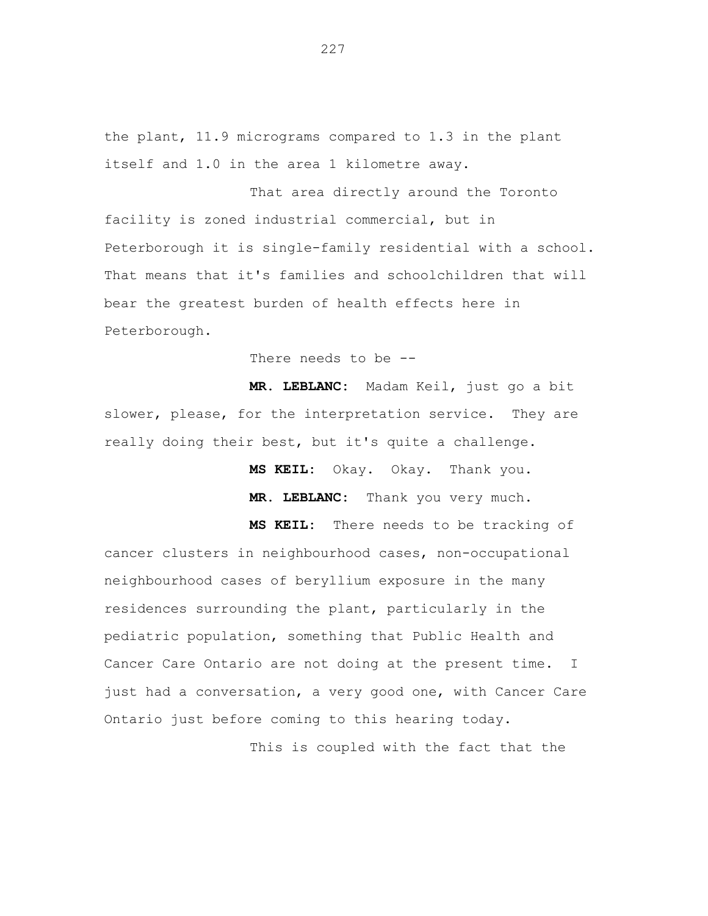the plant, 11.9 micrograms compared to 1.3 in the plant itself and 1.0 in the area 1 kilometre away.

That area directly around the Toronto facility is zoned industrial commercial, but in Peterborough it is single-family residential with a school. That means that it's families and schoolchildren that will bear the greatest burden of health effects here in Peterborough.

There needs to be --

**MR. LEBLANC:** Madam Keil, just go a bit slower, please, for the interpretation service. They are really doing their best, but it's quite a challenge.

**MS KEIL:** Okay. Okay. Thank you.

**MR. LEBLANC:** Thank you very much.

**MS KEIL:** There needs to be tracking of cancer clusters in neighbourhood cases, non-occupational neighbourhood cases of beryllium exposure in the many residences surrounding the plant, particularly in the pediatric population, something that Public Health and Cancer Care Ontario are not doing at the present time. I just had a conversation, a very good one, with Cancer Care Ontario just before coming to this hearing today.

This is coupled with the fact that the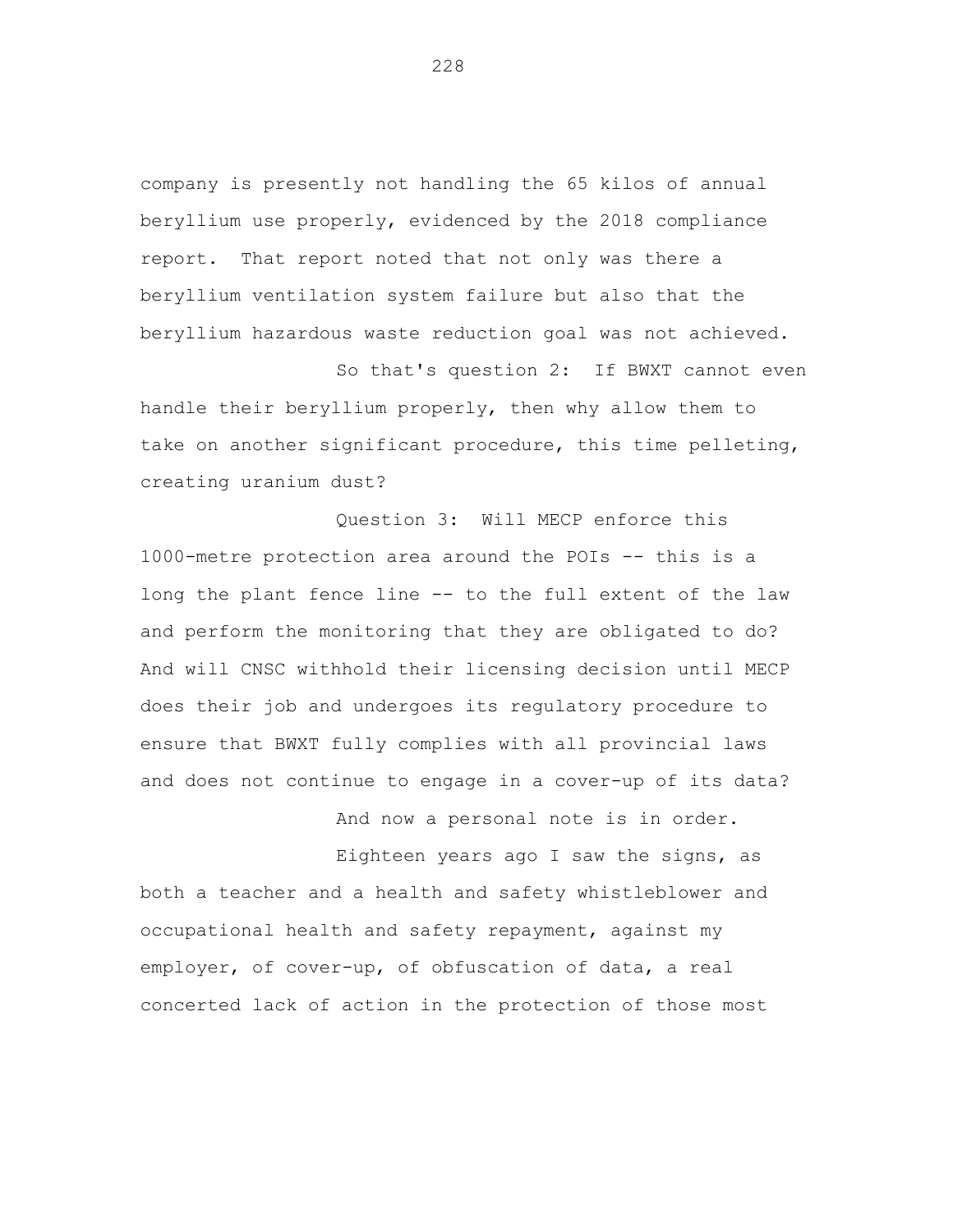company is presently not handling the 65 kilos of annual beryllium use properly, evidenced by the 2018 compliance report. That report noted that not only was there a beryllium ventilation system failure but also that the beryllium hazardous waste reduction goal was not achieved.

So that's question 2: If BWXT cannot even handle their beryllium properly, then why allow them to take on another significant procedure, this time pelleting, creating uranium dust?

Question 3: Will MECP enforce this 1000-metre protection area around the POIs -- this is a long the plant fence line -- to the full extent of the law and perform the monitoring that they are obligated to do? And will CNSC withhold their licensing decision until MECP does their job and undergoes its regulatory procedure to ensure that BWXT fully complies with all provincial laws and does not continue to engage in a cover-up of its data?

And now a personal note is in order.

Eighteen years ago I saw the signs, as both a teacher and a health and safety whistleblower and occupational health and safety repayment, against my employer, of cover-up, of obfuscation of data, a real concerted lack of action in the protection of those most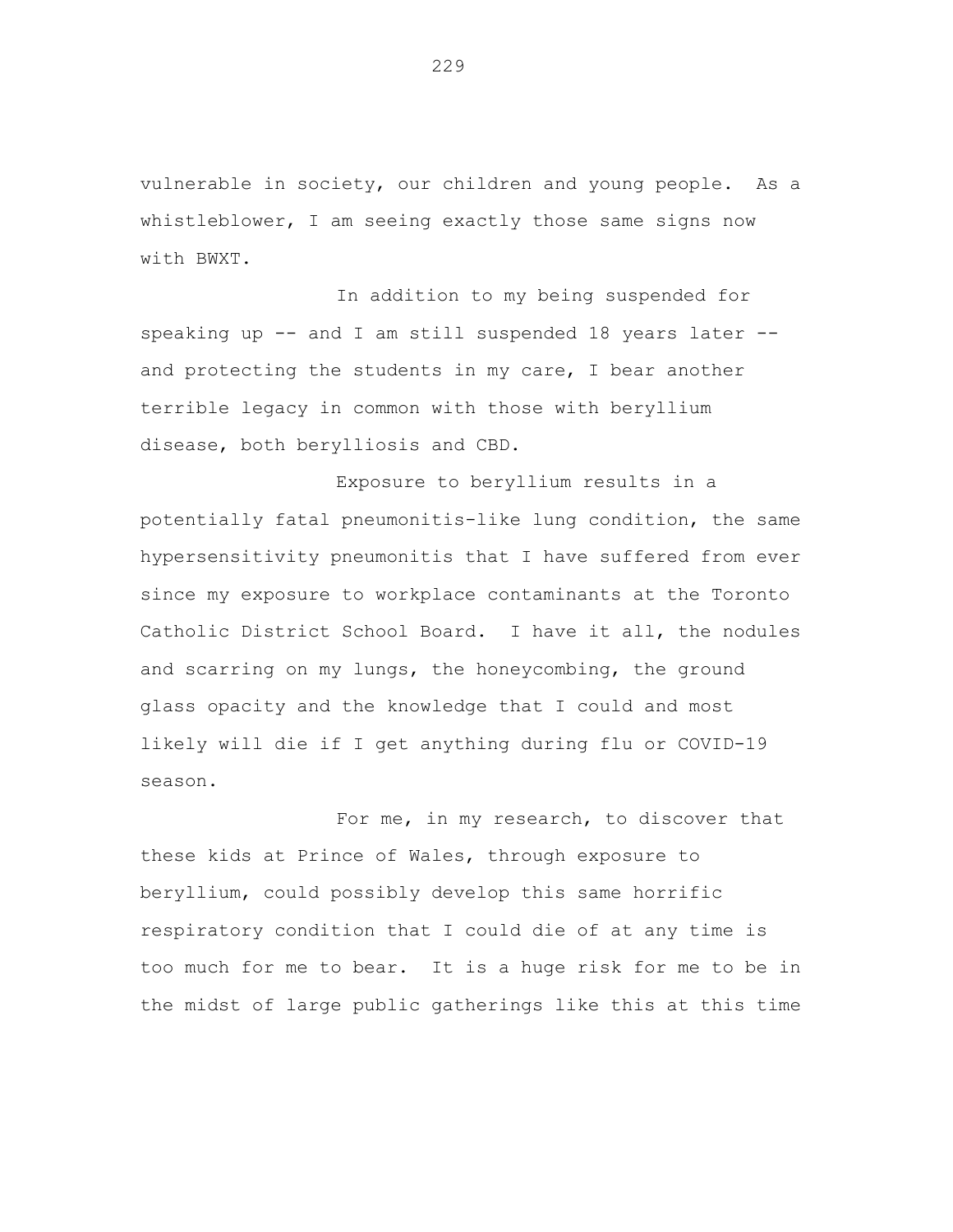vulnerable in society, our children and young people. As a whistleblower, I am seeing exactly those same signs now with BWXT.

In addition to my being suspended for speaking up -- and I am still suspended 18 years later -- and protecting the students in my care, I bear another terrible legacy in common with those with beryllium disease, both berylliosis and CBD.

Exposure to beryllium results in a potentially fatal pneumonitis-like lung condition, the same hypersensitivity pneumonitis that I have suffered from ever since my exposure to workplace contaminants at the Toronto Catholic District School Board. I have it all, the nodules and scarring on my lungs, the honeycombing, the ground glass opacity and the knowledge that I could and most likely will die if I get anything during flu or COVID-19 season.

For me, in my research, to discover that these kids at Prince of Wales, through exposure to beryllium, could possibly develop this same horrific respiratory condition that I could die of at any time is too much for me to bear. It is a huge risk for me to be in the midst of large public gatherings like this at this time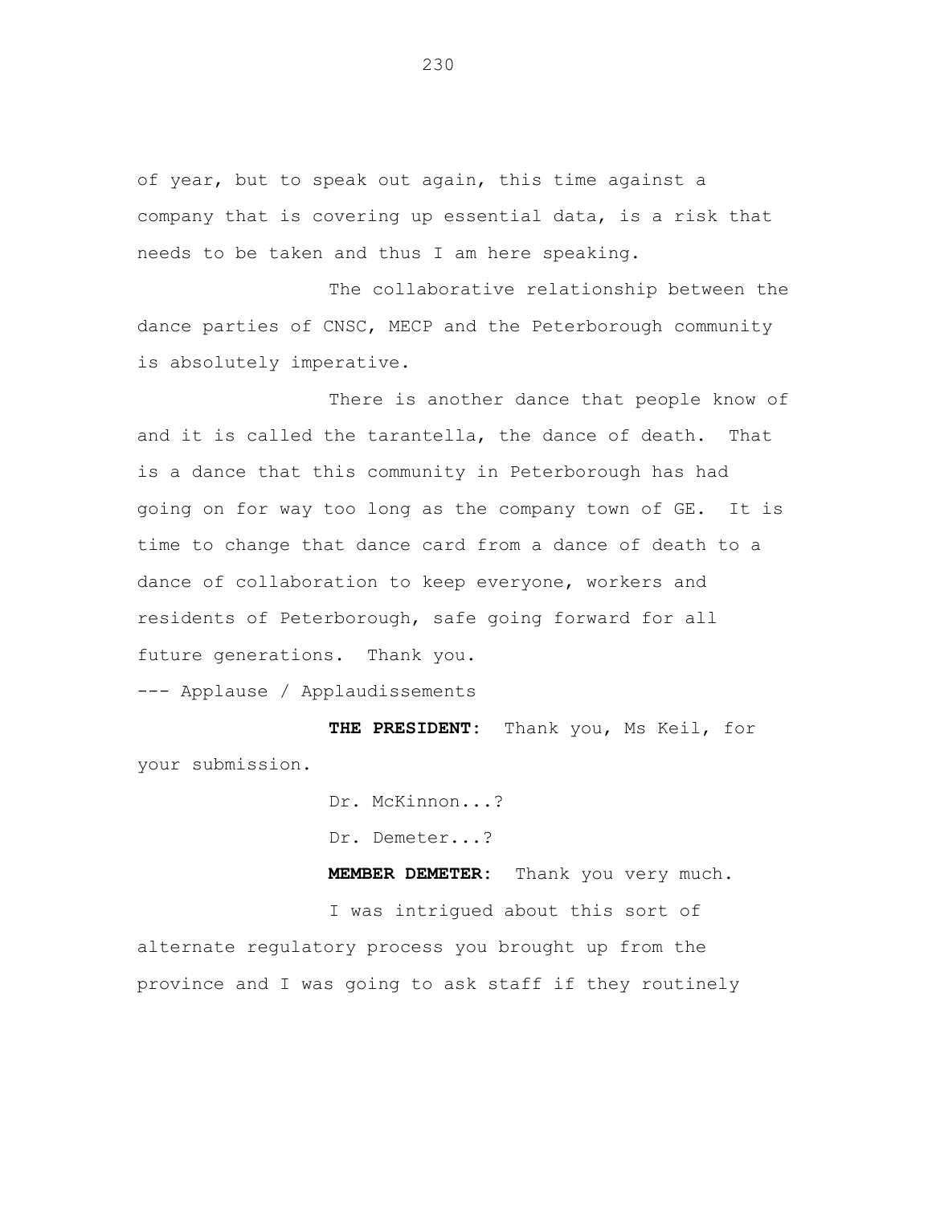of year, but to speak out again, this time against a company that is covering up essential data, is a risk that needs to be taken and thus I am here speaking.

The collaborative relationship between the dance parties of CNSC, MECP and the Peterborough community is absolutely imperative.

There is another dance that people know of and it is called the tarantella, the dance of death. That is a dance that this community in Peterborough has had going on for way too long as the company town of GE. It is time to change that dance card from a dance of death to a dance of collaboration to keep everyone, workers and residents of Peterborough, safe going forward for all future generations. Thank you.

--- Applause / Applaudissements

**THE PRESIDENT:** Thank you, Ms Keil, for your submission.

Dr. McKinnon...?

Dr. Demeter...?

**MEMBER DEMETER:** Thank you very much.

I was intrigued about this sort of alternate regulatory process you brought up from the province and I was going to ask staff if they routinely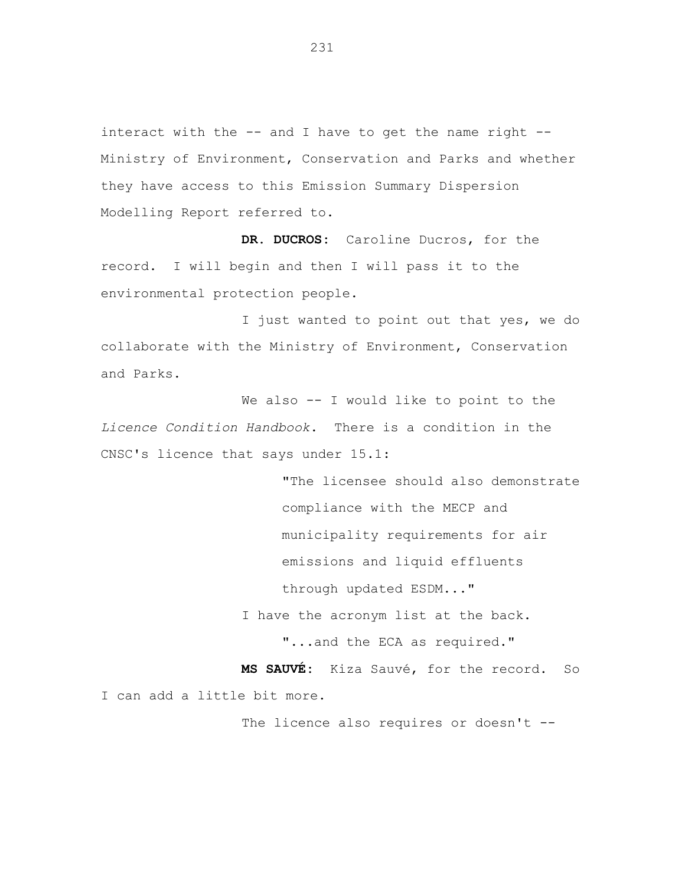interact with the -- and I have to get the name right -- Ministry of Environment, Conservation and Parks and whether they have access to this Emission Summary Dispersion Modelling Report referred to.

**DR. DUCROS:** Caroline Ducros, for the record. I will begin and then I will pass it to the environmental protection people.

I just wanted to point out that yes, we do collaborate with the Ministry of Environment, Conservation and Parks.

We also -- I would like to point to the *Licence Condition Handbook*. There is a condition in the CNSC's licence that says under 15.1:

> "The licensee should also demonstrate compliance with the MECP and municipality requirements for air emissions and liquid effluents through updated ESDM..."

I have the acronym list at the back.

> "...and the ECA as required."

**MS SAUVÉ:** Kiza Sauvé, for the record. So I can add a little bit more.

The licence also requires or doesn't --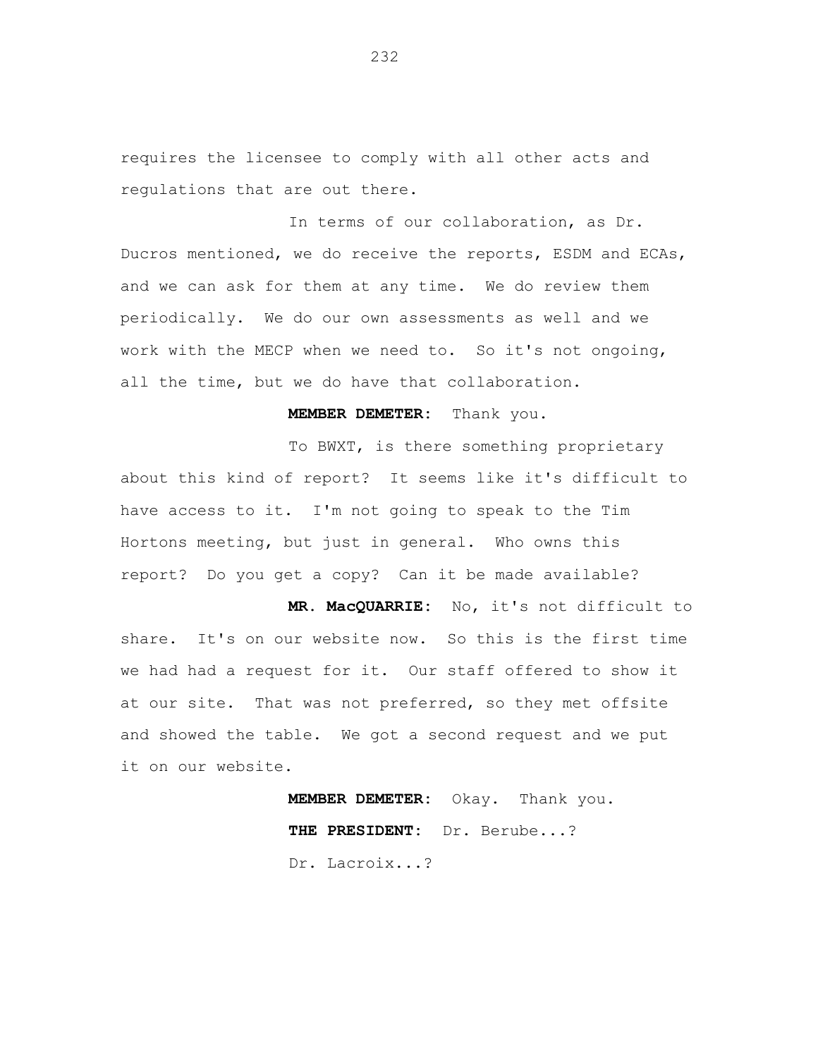requires the licensee to comply with all other acts and regulations that are out there.

In terms of our collaboration, as Dr. Ducros mentioned, we do receive the reports, ESDM and ECAs, and we can ask for them at any time. We do review them periodically. We do our own assessments as well and we work with the MECP when we need to. So it's not ongoing, all the time, but we do have that collaboration.

**MEMBER DEMETER:** Thank you.

To BWXT, is there something proprietary about this kind of report? It seems like it's difficult to have access to it. I'm not going to speak to the Tim Hortons meeting, but just in general. Who owns this report? Do you get a copy? Can it be made available?

**MR. MacQUARRIE:** No, it's not difficult to share. It's on our website now. So this is the first time we had had a request for it. Our staff offered to show it at our site. That was not preferred, so they met offsite and showed the table. We got a second request and we put it on our website.

**MEMBER DEMETER:** Okay. Thank you.

**THE PRESIDENT:** Dr. Berube...?

Dr. Lacroix...?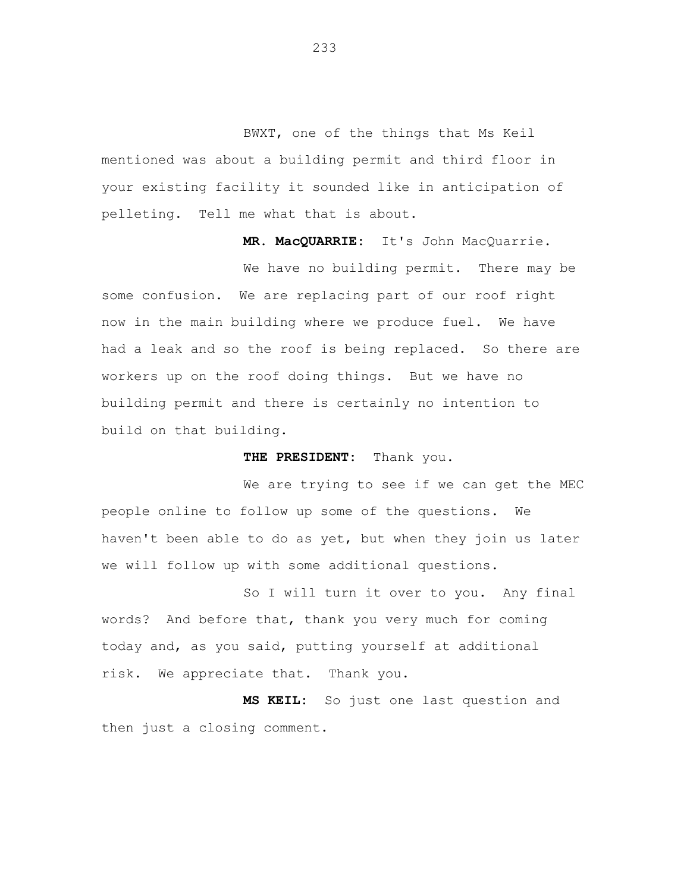BWXT, one of the things that Ms Keil mentioned was about a building permit and third floor in your existing facility it sounded like in anticipation of pelleting. Tell me what that is about.

**MR. MacQUARRIE:** It's John MacQuarrie.

We have no building permit. There may be some confusion. We are replacing part of our roof right now in the main building where we produce fuel. We have had a leak and so the roof is being replaced. So there are workers up on the roof doing things. But we have no building permit and there is certainly no intention to build on that building.

**THE PRESIDENT:** Thank you.

We are trying to see if we can get the MEC people online to follow up some of the questions. We haven't been able to do as yet, but when they join us later we will follow up with some additional questions.

So I will turn it over to you. Any final words? And before that, thank you very much for coming today and, as you said, putting yourself at additional risk. We appreciate that. Thank you.

**MS KEIL:** So just one last question and then just a closing comment.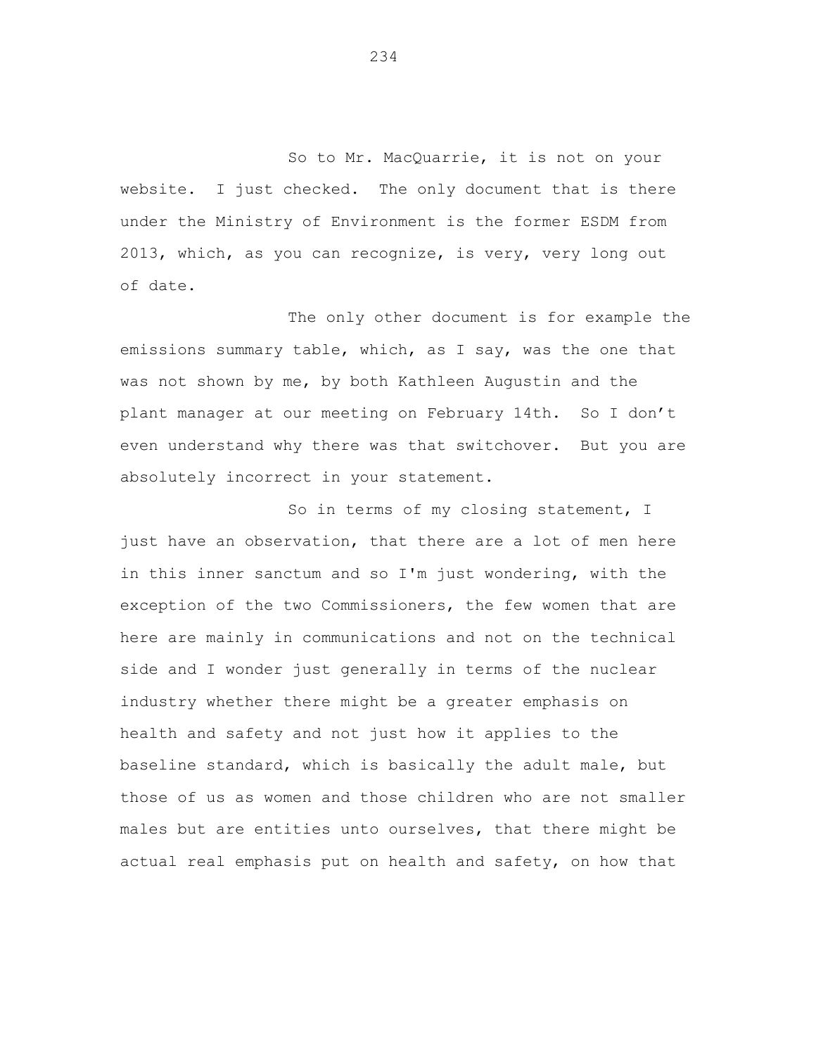So to Mr. MacQuarrie, it is not on your website. I just checked. The only document that is there under the Ministry of Environment is the former ESDM from 2013, which, as you can recognize, is very, very long out of date.

The only other document is for example the emissions summary table, which, as I say, was the one that was not shown by me, by both Kathleen Augustin and the plant manager at our meeting on February 14th. So I don't even understand why there was that switchover. But you are absolutely incorrect in your statement.

So in terms of my closing statement, I just have an observation, that there are a lot of men here in this inner sanctum and so I'm just wondering, with the exception of the two Commissioners, the few women that are here are mainly in communications and not on the technical side and I wonder just generally in terms of the nuclear industry whether there might be a greater emphasis on health and safety and not just how it applies to the baseline standard, which is basically the adult male, but those of us as women and those children who are not smaller males but are entities unto ourselves, that there might be actual real emphasis put on health and safety, on how that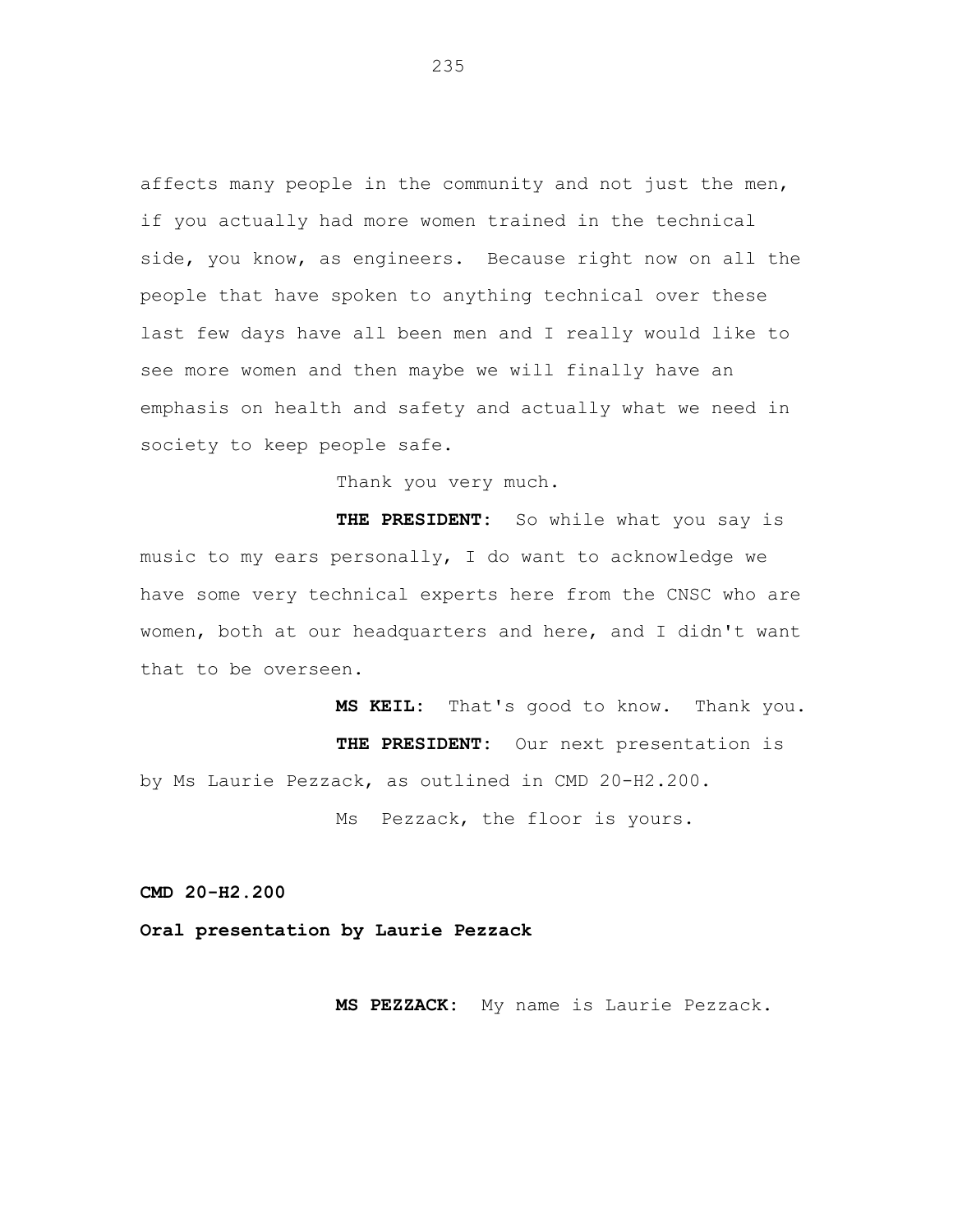affects many people in the community and not just the men, if you actually had more women trained in the technical side, you know, as engineers. Because right now on all the people that have spoken to anything technical over these last few days have all been men and I really would like to see more women and then maybe we will finally have an emphasis on health and safety and actually what we need in society to keep people safe.

Thank you very much.

**THE PRESIDENT:** So while what you say is music to my ears personally, I do want to acknowledge we have some very technical experts here from the CNSC who are women, both at our headquarters and here, and I didn't want that to be overseen.

**MS KEIL:** That's good to know. Thank you.

**THE PRESIDENT:** Our next presentation is by Ms Laurie Pezzack, as outlined in CMD 20-H2.200.

Ms Pezzack, the floor is yours.

**CMD 20-H2.200**

**Oral presentation by Laurie Pezzack**

**MS PEZZACK:** My name is Laurie Pezzack.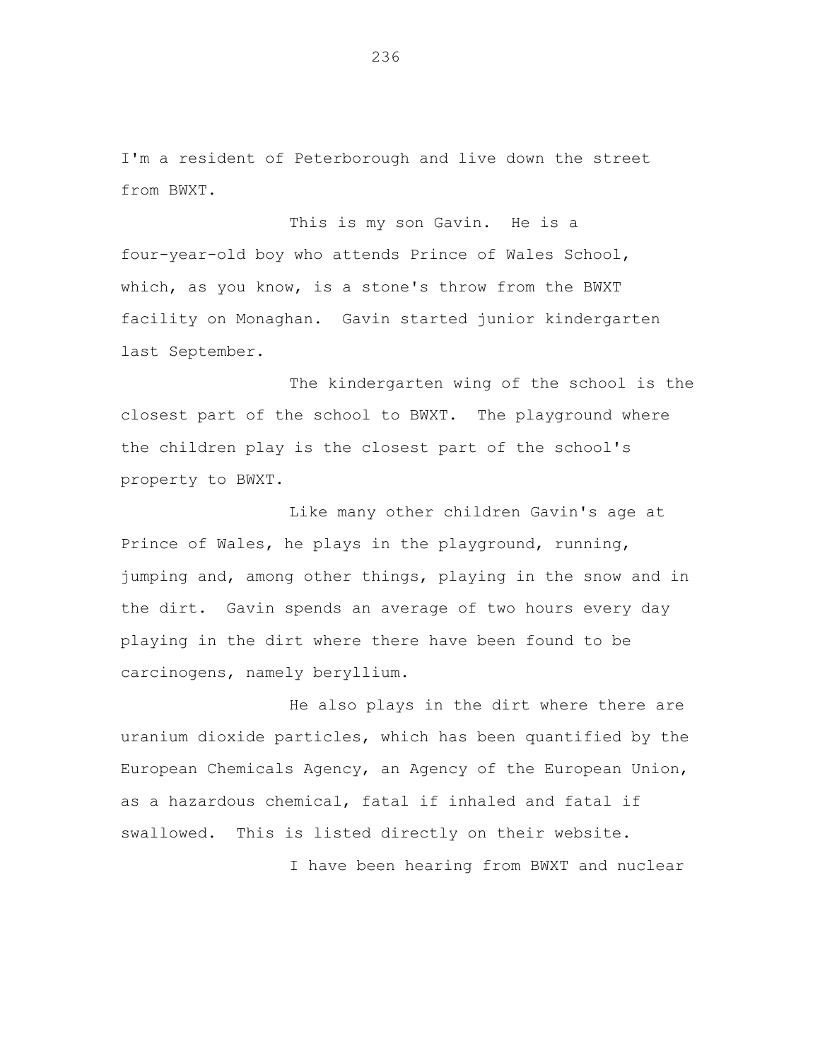I'm a resident of Peterborough and live down the street from BWXT.

This is my son Gavin. He is a four-year-old boy who attends Prince of Wales School, which, as you know, is a stone's throw from the BWXT facility on Monaghan. Gavin started junior kindergarten last September.

The kindergarten wing of the school is the closest part of the school to BWXT. The playground where the children play is the closest part of the school's property to BWXT.

Like many other children Gavin's age at Prince of Wales, he plays in the playground, running, jumping and, among other things, playing in the snow and in the dirt. Gavin spends an average of two hours every day playing in the dirt where there have been found to be carcinogens, namely beryllium.

He also plays in the dirt where there are uranium dioxide particles, which has been quantified by the European Chemicals Agency, an Agency of the European Union, as a hazardous chemical, fatal if inhaled and fatal if swallowed. This is listed directly on their website.

I have been hearing from BWXT and nuclear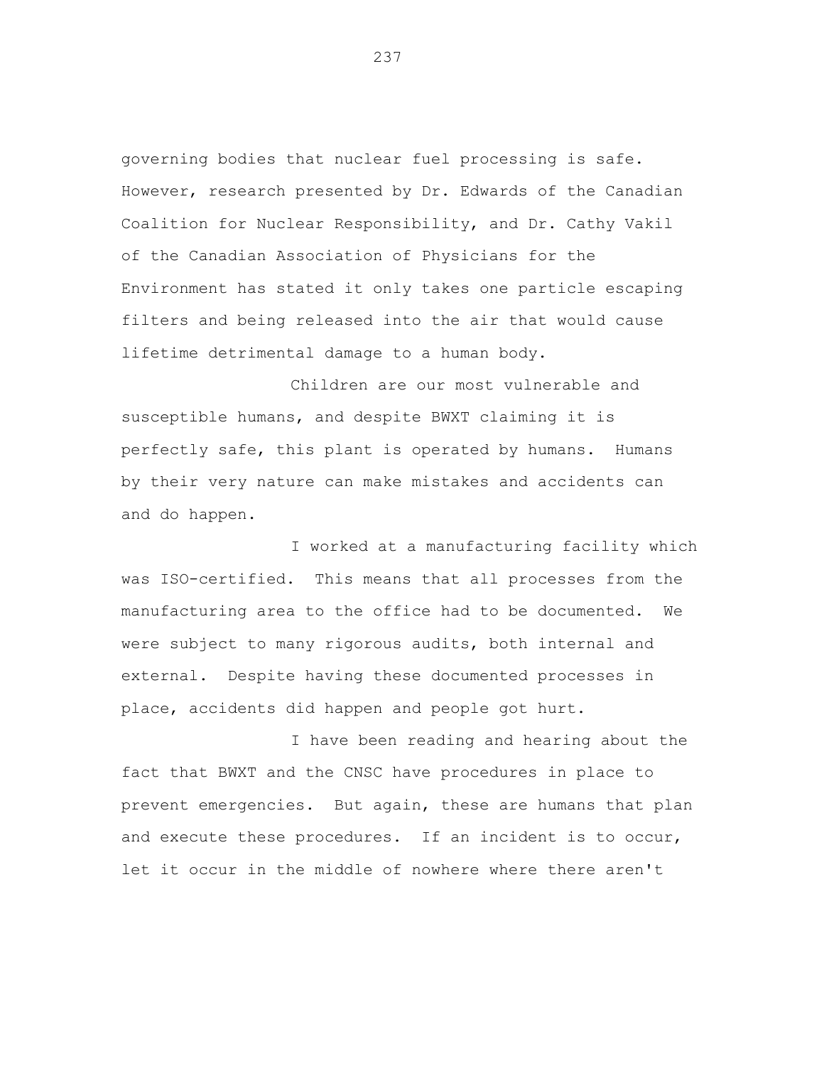governing bodies that nuclear fuel processing is safe. However, research presented by Dr. Edwards of the Canadian Coalition for Nuclear Responsibility, and Dr. Cathy Vakil of the Canadian Association of Physicians for the Environment has stated it only takes one particle escaping filters and being released into the air that would cause lifetime detrimental damage to a human body.

Children are our most vulnerable and susceptible humans, and despite BWXT claiming it is perfectly safe, this plant is operated by humans. Humans by their very nature can make mistakes and accidents can and do happen.

I worked at a manufacturing facility which was ISO-certified. This means that all processes from the manufacturing area to the office had to be documented. We were subject to many rigorous audits, both internal and external. Despite having these documented processes in place, accidents did happen and people got hurt.

I have been reading and hearing about the fact that BWXT and the CNSC have procedures in place to prevent emergencies. But again, these are humans that plan and execute these procedures. If an incident is to occur, let it occur in the middle of nowhere where there aren't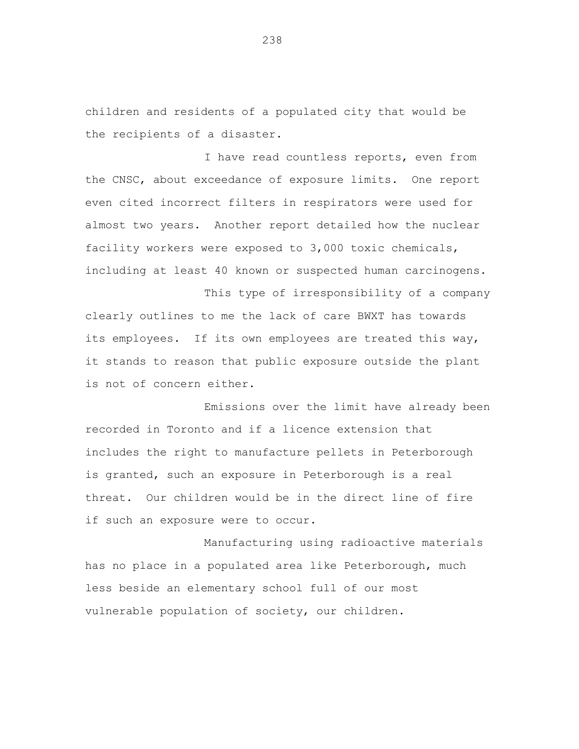children and residents of a populated city that would be the recipients of a disaster.

I have read countless reports, even from the CNSC, about exceedance of exposure limits. One report even cited incorrect filters in respirators were used for almost two years. Another report detailed how the nuclear facility workers were exposed to 3,000 toxic chemicals, including at least 40 known or suspected human carcinogens.

This type of irresponsibility of a company clearly outlines to me the lack of care BWXT has towards its employees. If its own employees are treated this way, it stands to reason that public exposure outside the plant is not of concern either.

Emissions over the limit have already been recorded in Toronto and if a licence extension that includes the right to manufacture pellets in Peterborough is granted, such an exposure in Peterborough is a real threat. Our children would be in the direct line of fire if such an exposure were to occur.

Manufacturing using radioactive materials has no place in a populated area like Peterborough, much less beside an elementary school full of our most vulnerable population of society, our children.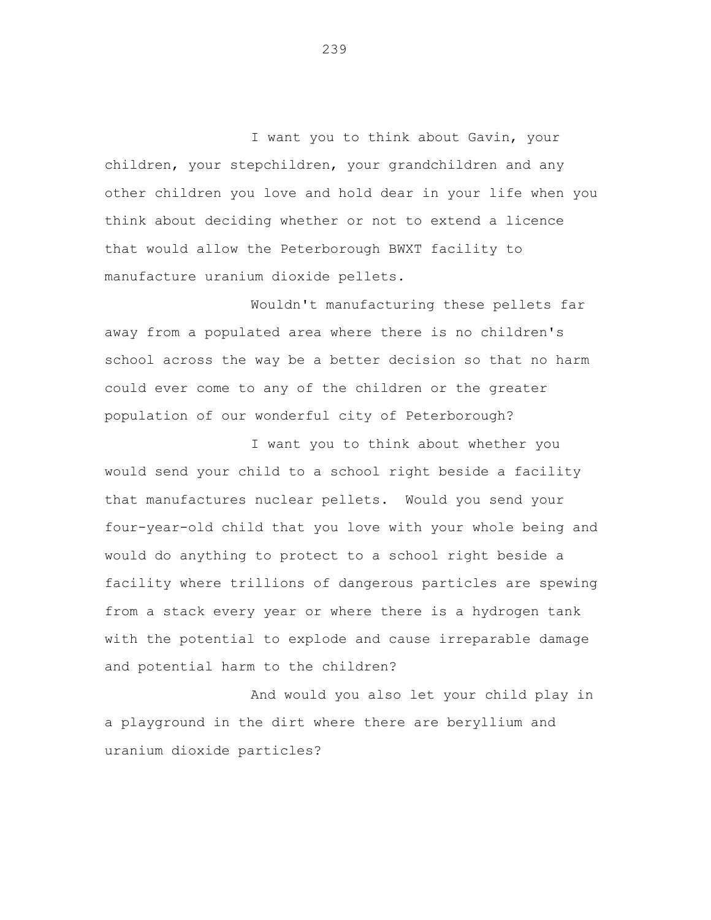I want you to think about Gavin, your children, your stepchildren, your grandchildren and any other children you love and hold dear in your life when you think about deciding whether or not to extend a licence that would allow the Peterborough BWXT facility to manufacture uranium dioxide pellets.

Wouldn't manufacturing these pellets far away from a populated area where there is no children's school across the way be a better decision so that no harm could ever come to any of the children or the greater population of our wonderful city of Peterborough?

I want you to think about whether you would send your child to a school right beside a facility that manufactures nuclear pellets. Would you send your four-year-old child that you love with your whole being and would do anything to protect to a school right beside a facility where trillions of dangerous particles are spewing from a stack every year or where there is a hydrogen tank with the potential to explode and cause irreparable damage and potential harm to the children?

And would you also let your child play in a playground in the dirt where there are beryllium and uranium dioxide particles?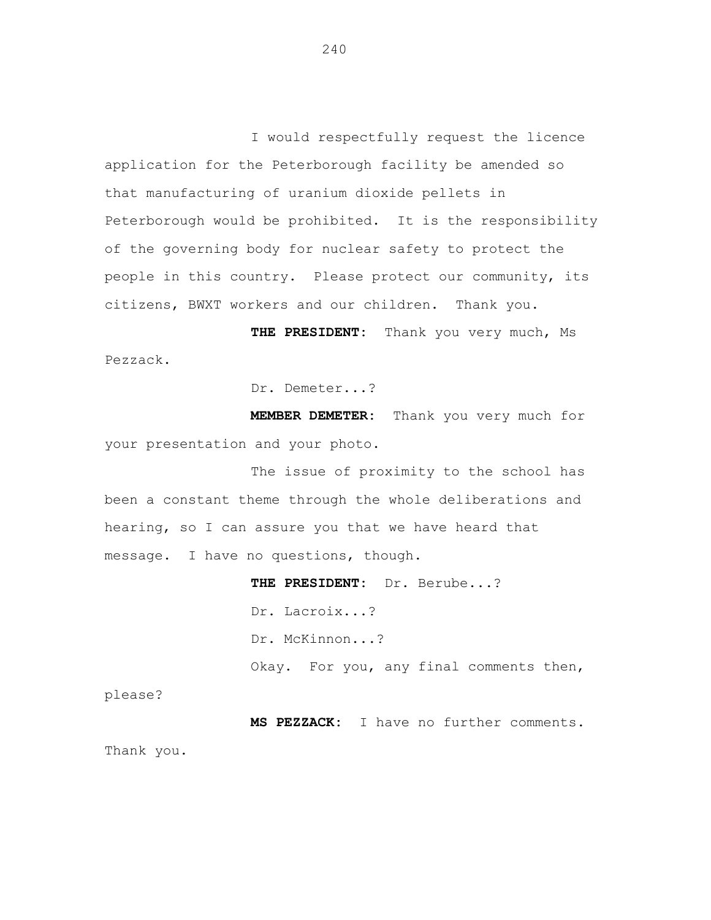I would respectfully request the licence application for the Peterborough facility be amended so that manufacturing of uranium dioxide pellets in Peterborough would be prohibited. It is the responsibility of the governing body for nuclear safety to protect the people in this country. Please protect our community, its citizens, BWXT workers and our children. Thank you.

**THE PRESIDENT:** Thank you very much, Ms Pezzack.

Dr. Demeter...?

**MEMBER DEMETER:** Thank you very much for your presentation and your photo.

The issue of proximity to the school has been a constant theme through the whole deliberations and hearing, so I can assure you that we have heard that message. I have no questions, though.

**THE PRESIDENT:** Dr. Berube...?

Dr. Lacroix...?

Dr. McKinnon...?

Okay. For you, any final comments then, please?

**MS PEZZACK:** I have no further comments. Thank you.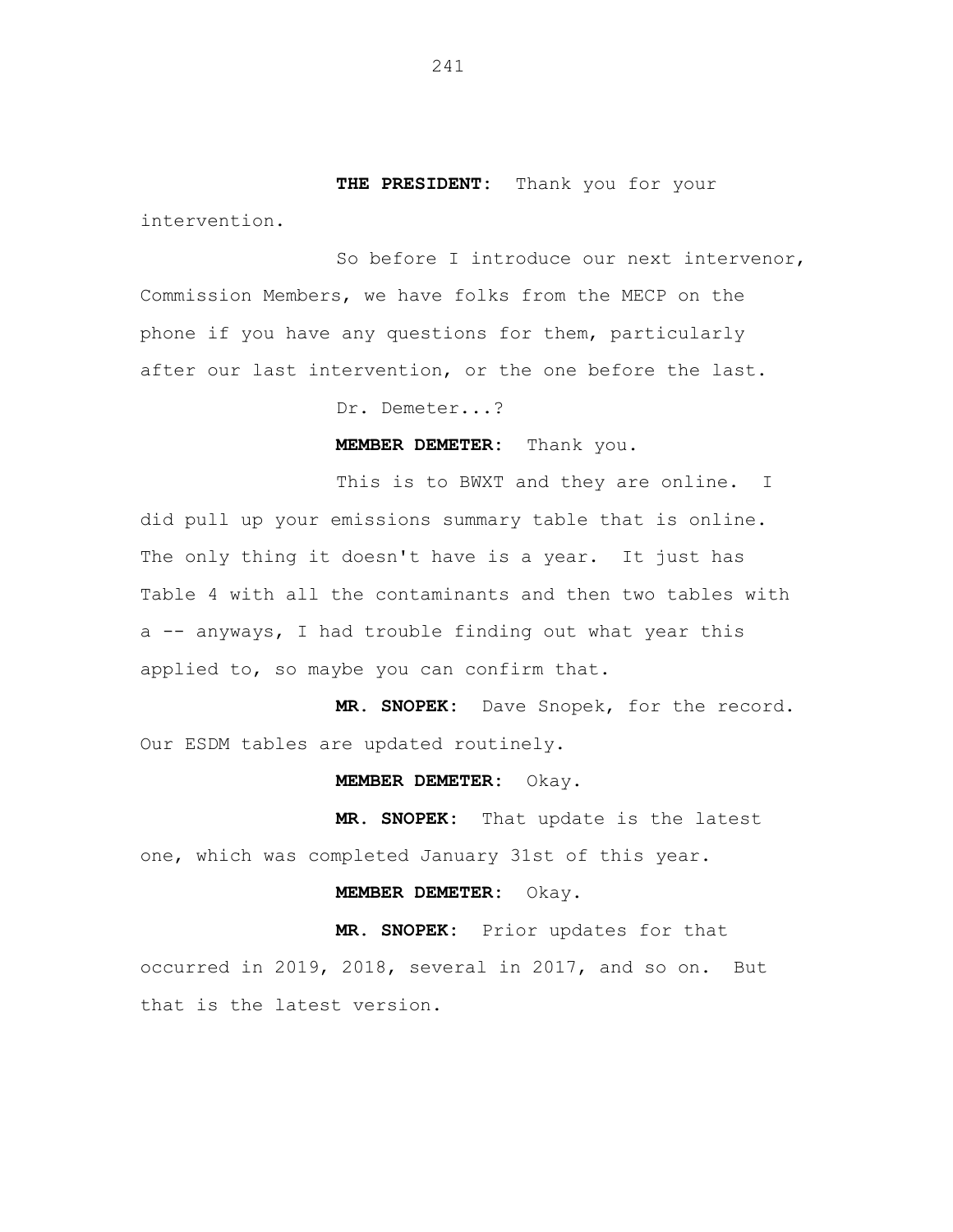**THE PRESIDENT:** Thank you for your intervention.

So before I introduce our next intervenor, Commission Members, we have folks from the MECP on the phone if you have any questions for them, particularly after our last intervention, or the one before the last.

Dr. Demeter...?

**MEMBER DEMETER:** Thank you.

This is to BWXT and they are online. I did pull up your emissions summary table that is online. The only thing it doesn't have is a year. It just has Table 4 with all the contaminants and then two tables with a -- anyways, I had trouble finding out what year this applied to, so maybe you can confirm that.

**MR. SNOPEK:** Dave Snopek, for the record. Our ESDM tables are updated routinely.

**MEMBER DEMETER:** Okay.

**MR. SNOPEK:** That update is the latest one, which was completed January 31st of this year.

**MEMBER DEMETER:** Okay.

**MR. SNOPEK:** Prior updates for that occurred in 2019, 2018, several in 2017, and so on. But that is the latest version.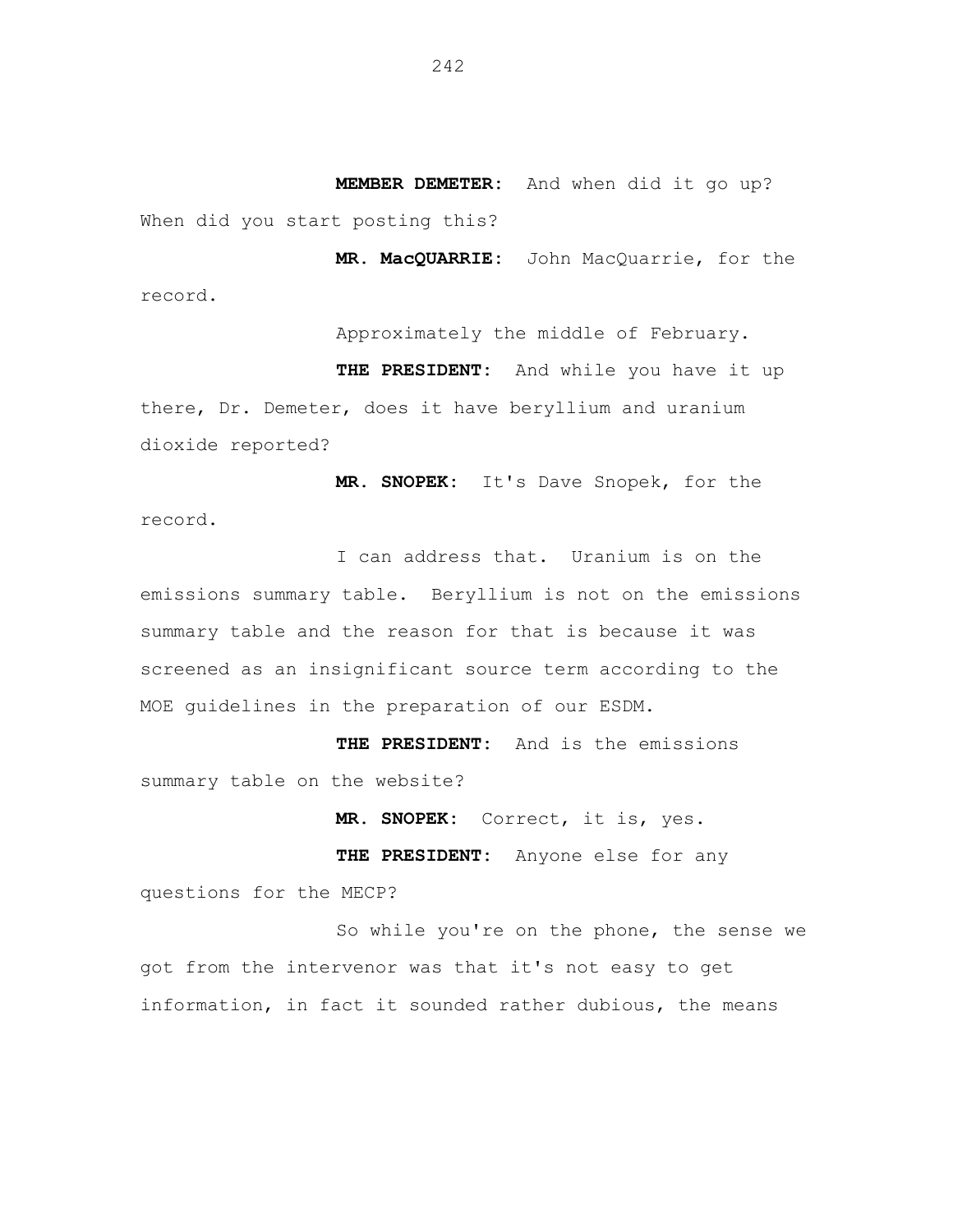**MEMBER DEMETER:** And when did it go up? When did you start posting this?

**MR. MacQUARRIE:** John MacQuarrie, for the record.

Approximately the middle of February.

**THE PRESIDENT:** And while you have it up there, Dr. Demeter, does it have beryllium and uranium dioxide reported?

**MR. SNOPEK:** It's Dave Snopek, for the record.

I can address that. Uranium is on the emissions summary table. Beryllium is not on the emissions summary table and the reason for that is because it was screened as an insignificant source term according to the MOE guidelines in the preparation of our ESDM.

**THE PRESIDENT:** And is the emissions summary table on the website?

**MR. SNOPEK:** Correct, it is, yes.

**THE PRESIDENT:** Anyone else for any questions for the MECP?

So while you're on the phone, the sense we got from the intervenor was that it's not easy to get information, in fact it sounded rather dubious, the means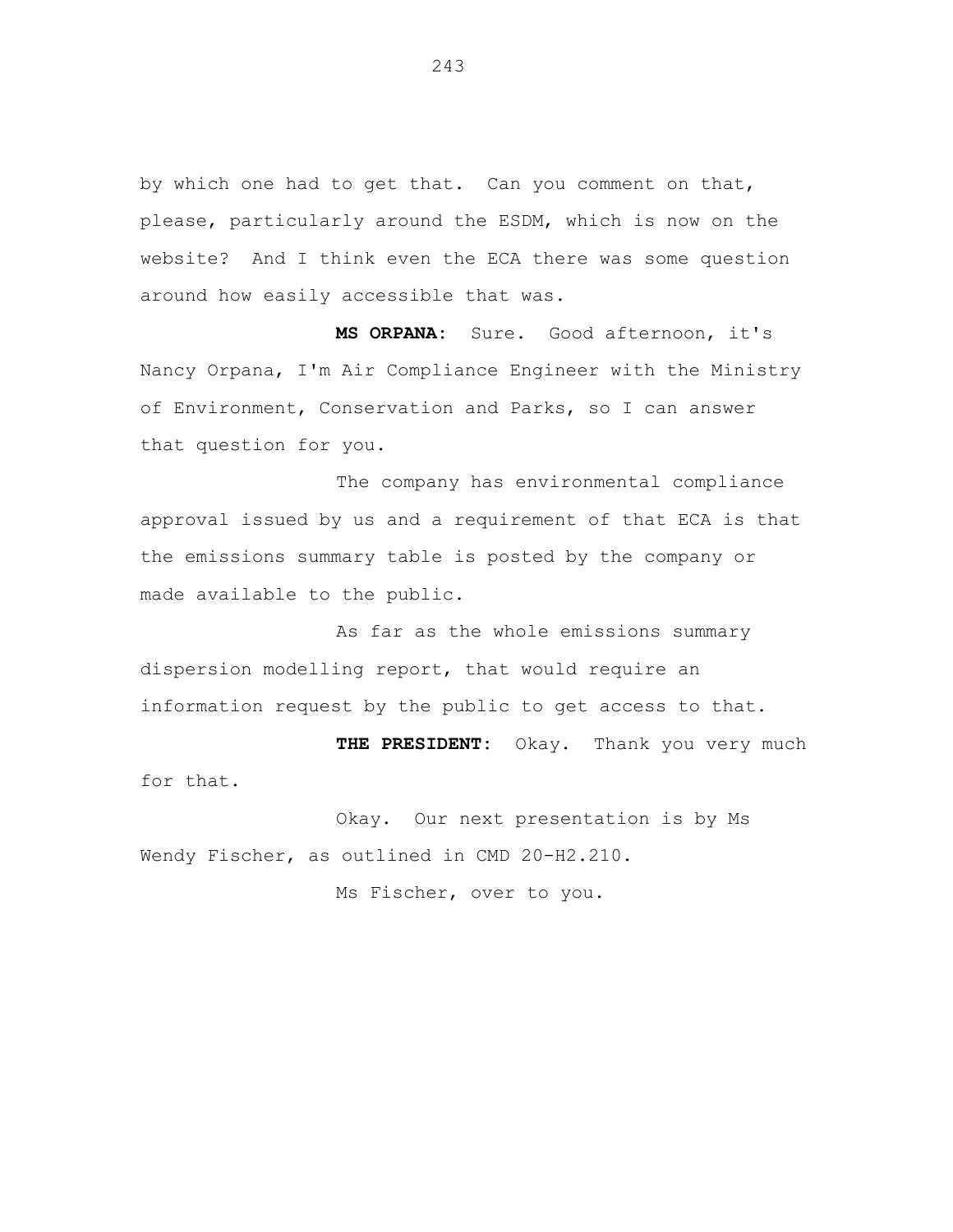by which one had to get that. Can you comment on that, please, particularly around the ESDM, which is now on the website? And I think even the ECA there was some question around how easily accessible that was.

**MS ORPANA:** Sure. Good afternoon, it's Nancy Orpana, I'm Air Compliance Engineer with the Ministry of Environment, Conservation and Parks, so I can answer that question for you.

The company has environmental compliance approval issued by us and a requirement of that ECA is that the emissions summary table is posted by the company or made available to the public.

As far as the whole emissions summary dispersion modelling report, that would require an information request by the public to get access to that.

**THE PRESIDENT:** Okay. Thank you very much for that.

Okay. Our next presentation is by Ms Wendy Fischer, as outlined in CMD 20-H2.210.

Ms Fischer, over to you.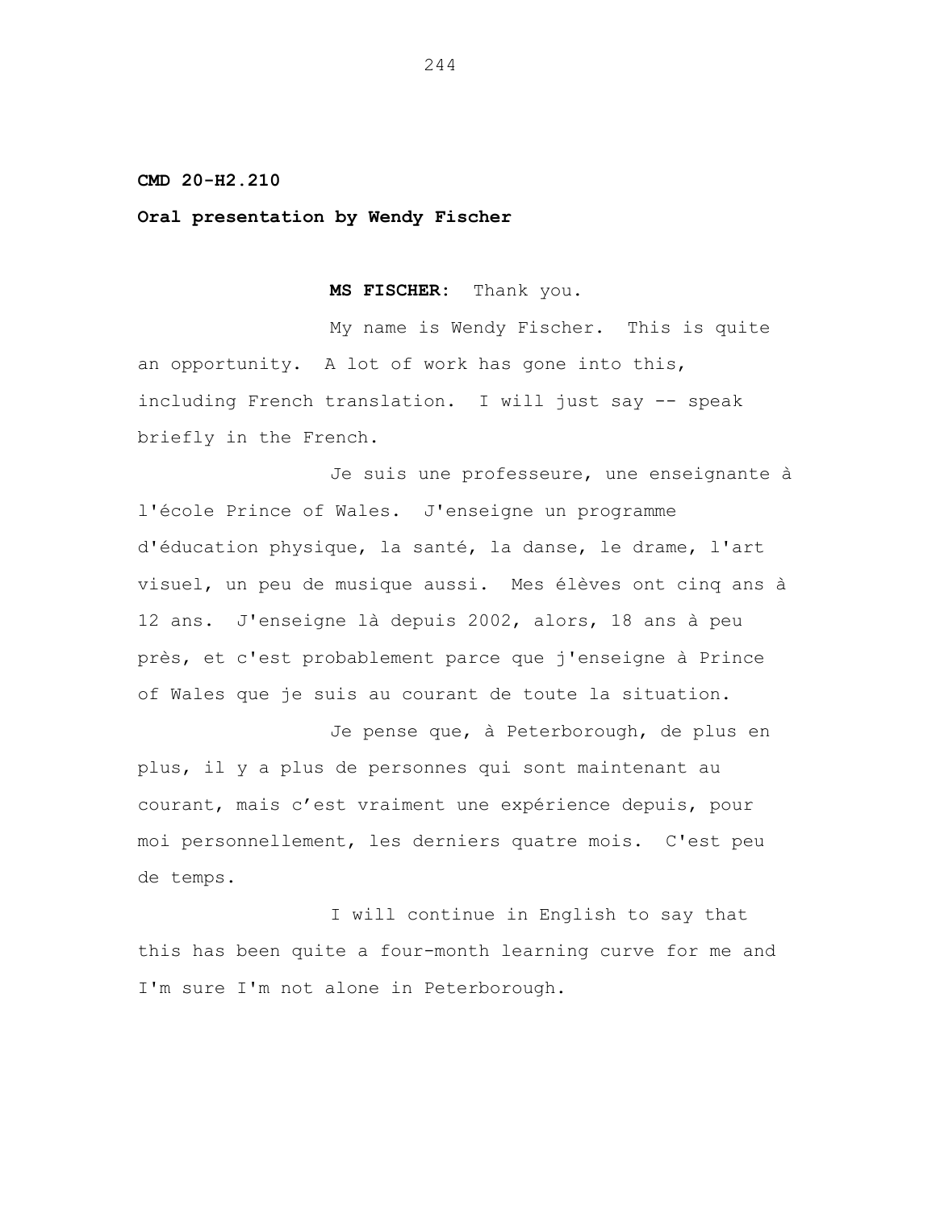**CMD 20-H2.210**

**Oral presentation by Wendy Fischer**

**MS FISCHER:** Thank you.

My name is Wendy Fischer. This is quite an opportunity. A lot of work has gone into this, including French translation. I will just say -- speak briefly in the French.

Je suis une professeure, une enseignante à l'école Prince of Wales. J'enseigne un programme d'éducation physique, la santé, la danse, le drame, l'art visuel, un peu de musique aussi. Mes élèves ont cinq ans à 12 ans. J'enseigne là depuis 2002, alors, 18 ans à peu près, et c'est probablement parce que j'enseigne à Prince of Wales que je suis au courant de toute la situation.

Je pense que, à Peterborough, de plus en plus, il y a plus de personnes qui sont maintenant au courant, mais c'est vraiment une expérience depuis, pour moi personnellement, les derniers quatre mois. C'est peu de temps.

I will continue in English to say that this has been quite a four-month learning curve for me and I'm sure I'm not alone in Peterborough.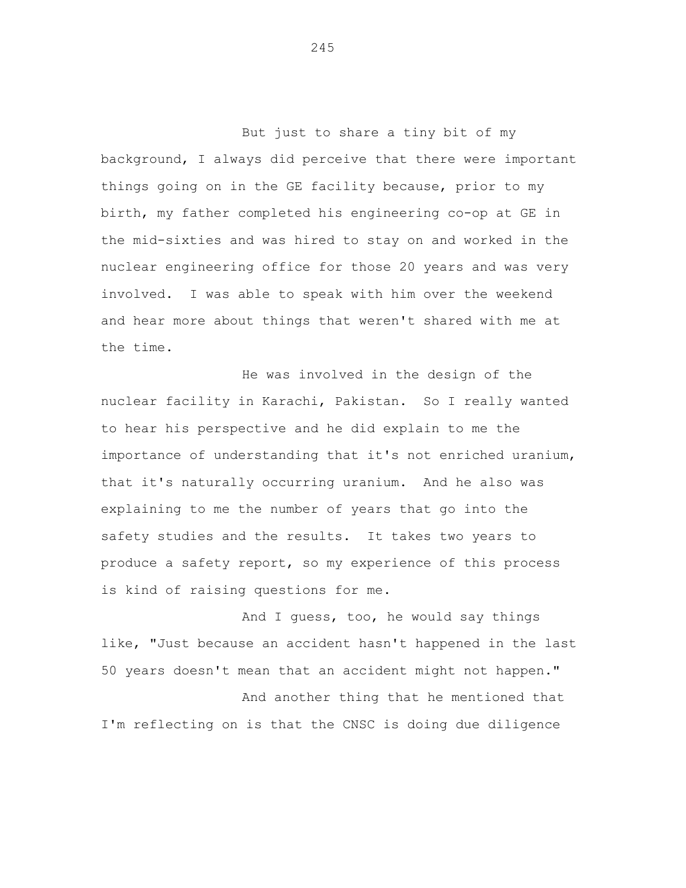But just to share a tiny bit of my background, I always did perceive that there were important things going on in the GE facility because, prior to my birth, my father completed his engineering co-op at GE in the mid-sixties and was hired to stay on and worked in the nuclear engineering office for those 20 years and was very involved. I was able to speak with him over the weekend and hear more about things that weren't shared with me at the time.

He was involved in the design of the nuclear facility in Karachi, Pakistan. So I really wanted to hear his perspective and he did explain to me the importance of understanding that it's not enriched uranium, that it's naturally occurring uranium. And he also was explaining to me the number of years that go into the safety studies and the results. It takes two years to produce a safety report, so my experience of this process is kind of raising questions for me.

And I guess, too, he would say things like, "Just because an accident hasn't happened in the last 50 years doesn't mean that an accident might not happen."

And another thing that he mentioned that I'm reflecting on is that the CNSC is doing due diligence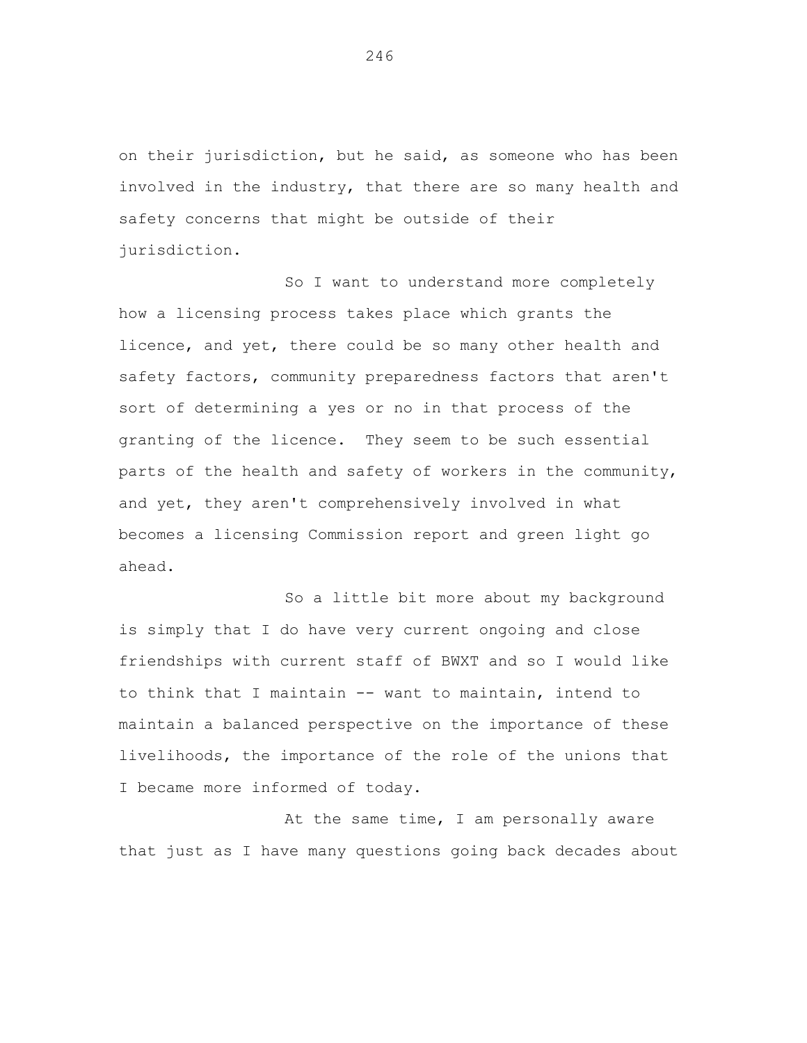on their jurisdiction, but he said, as someone who has been involved in the industry, that there are so many health and safety concerns that might be outside of their jurisdiction.

So I want to understand more completely how a licensing process takes place which grants the licence, and yet, there could be so many other health and safety factors, community preparedness factors that aren't sort of determining a yes or no in that process of the granting of the licence. They seem to be such essential parts of the health and safety of workers in the community, and yet, they aren't comprehensively involved in what becomes a licensing Commission report and green light go ahead.

So a little bit more about my background is simply that I do have very current ongoing and close friendships with current staff of BWXT and so I would like to think that I maintain -- want to maintain, intend to maintain a balanced perspective on the importance of these livelihoods, the importance of the role of the unions that I became more informed of today.

At the same time, I am personally aware that just as I have many questions going back decades about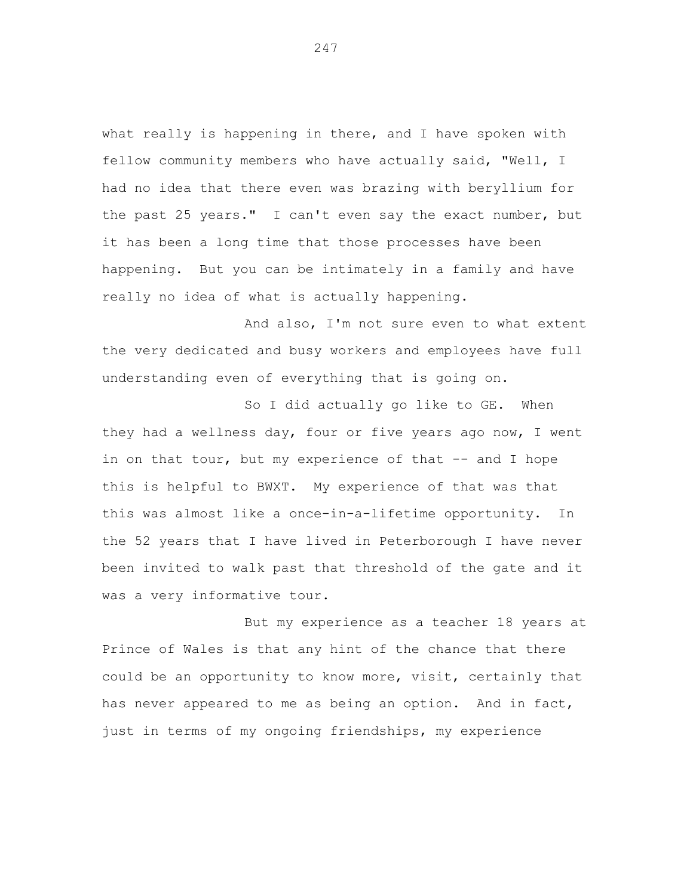what really is happening in there, and I have spoken with fellow community members who have actually said, "Well, I had no idea that there even was brazing with beryllium for the past 25 years." I can't even say the exact number, but it has been a long time that those processes have been happening. But you can be intimately in a family and have really no idea of what is actually happening.

And also, I'm not sure even to what extent the very dedicated and busy workers and employees have full understanding even of everything that is going on.

So I did actually go like to GE. When they had a wellness day, four or five years ago now, I went in on that tour, but my experience of that -- and I hope this is helpful to BWXT. My experience of that was that this was almost like a once-in-a-lifetime opportunity. In the 52 years that I have lived in Peterborough I have never been invited to walk past that threshold of the gate and it was a very informative tour.

But my experience as a teacher 18 years at Prince of Wales is that any hint of the chance that there could be an opportunity to know more, visit, certainly that has never appeared to me as being an option. And in fact, just in terms of my ongoing friendships, my experience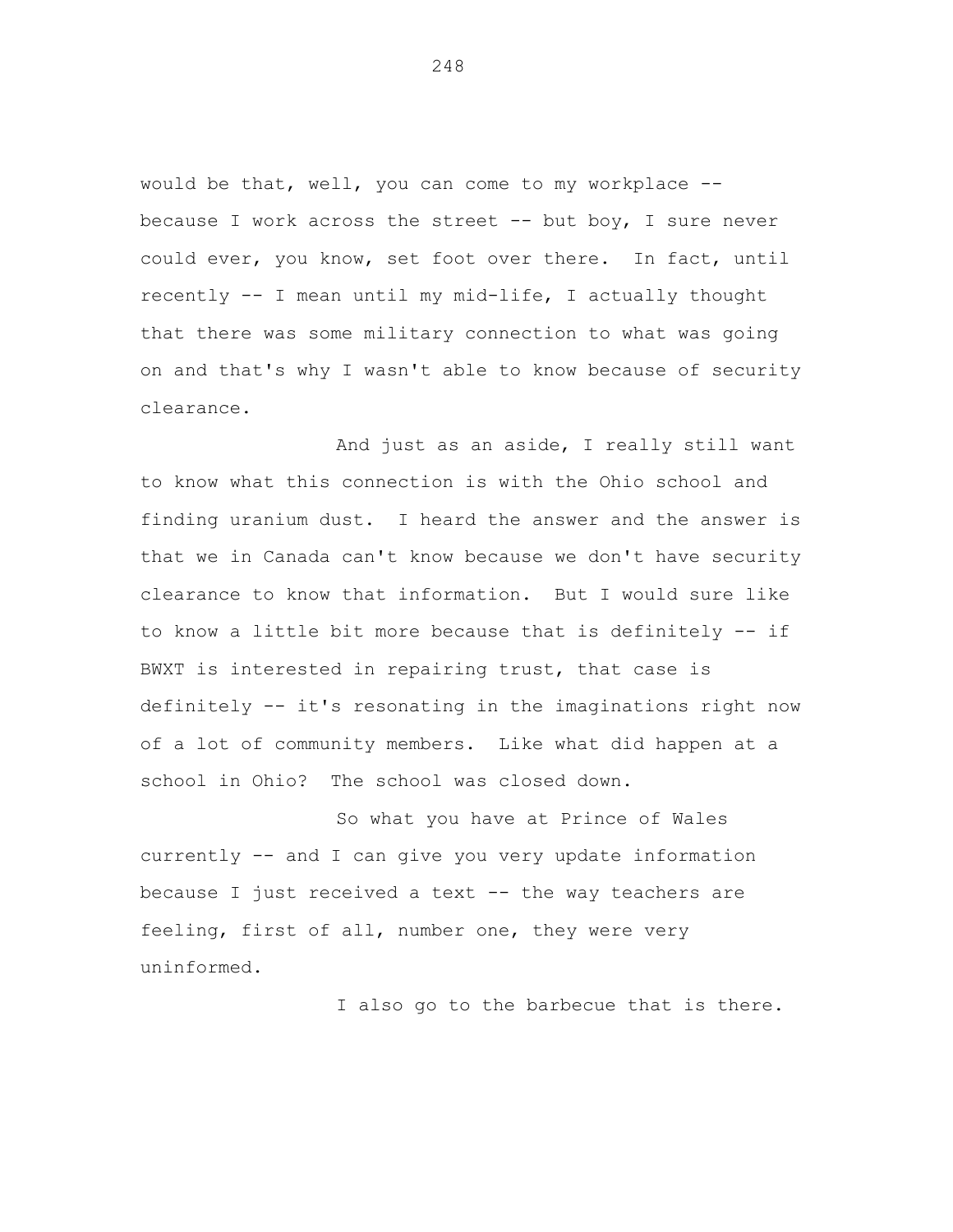would be that, well, you can come to my workplace -- because I work across the street -- but boy, I sure never could ever, you know, set foot over there. In fact, until recently -- I mean until my mid-life, I actually thought that there was some military connection to what was going on and that's why I wasn't able to know because of security clearance.

And just as an aside, I really still want to know what this connection is with the Ohio school and finding uranium dust. I heard the answer and the answer is that we in Canada can't know because we don't have security clearance to know that information. But I would sure like to know a little bit more because that is definitely -- if BWXT is interested in repairing trust, that case is definitely -- it's resonating in the imaginations right now of a lot of community members. Like what did happen at a school in Ohio? The school was closed down.

So what you have at Prince of Wales currently -- and I can give you very update information because I just received a text -- the way teachers are feeling, first of all, number one, they were very uninformed.

I also go to the barbecue that is there.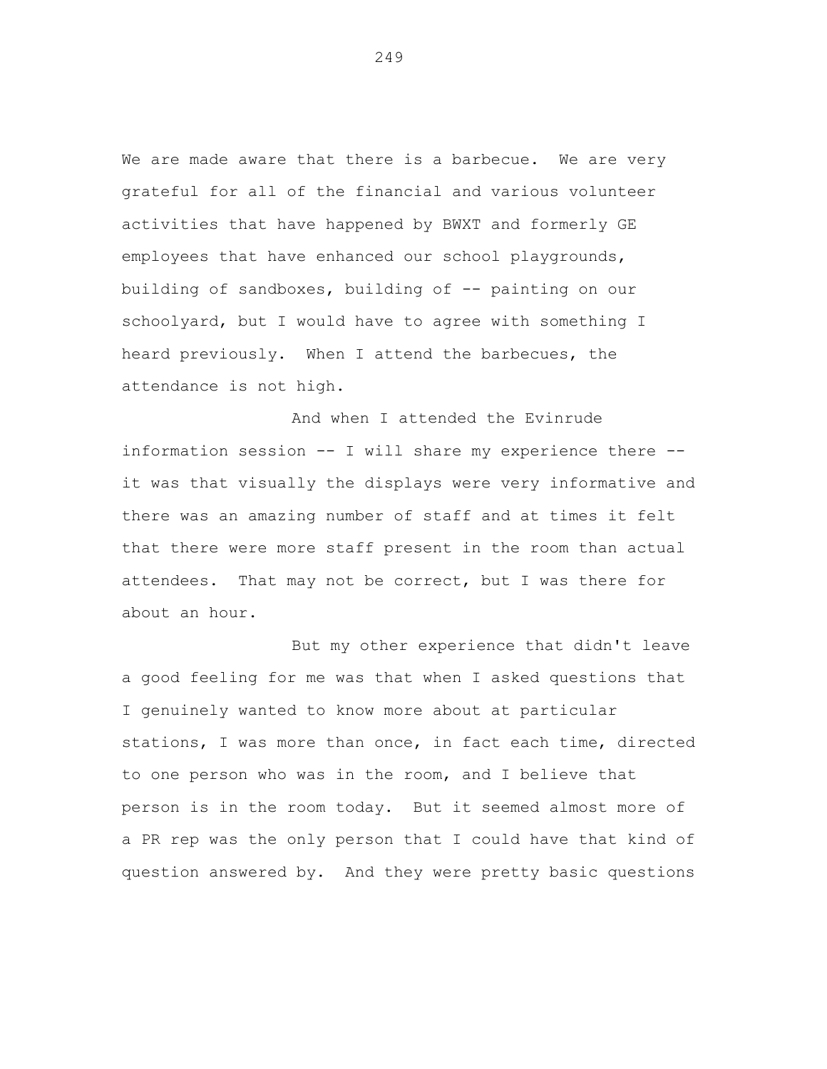We are made aware that there is a barbecue. We are very grateful for all of the financial and various volunteer activities that have happened by BWXT and formerly GE employees that have enhanced our school playgrounds, building of sandboxes, building of -- painting on our schoolyard, but I would have to agree with something I heard previously. When I attend the barbecues, the attendance is not high.

And when I attended the Evinrude information session -- I will share my experience there -- it was that visually the displays were very informative and there was an amazing number of staff and at times it felt that there were more staff present in the room than actual attendees. That may not be correct, but I was there for about an hour.

But my other experience that didn't leave a good feeling for me was that when I asked questions that I genuinely wanted to know more about at particular stations, I was more than once, in fact each time, directed to one person who was in the room, and I believe that person is in the room today. But it seemed almost more of a PR rep was the only person that I could have that kind of question answered by. And they were pretty basic questions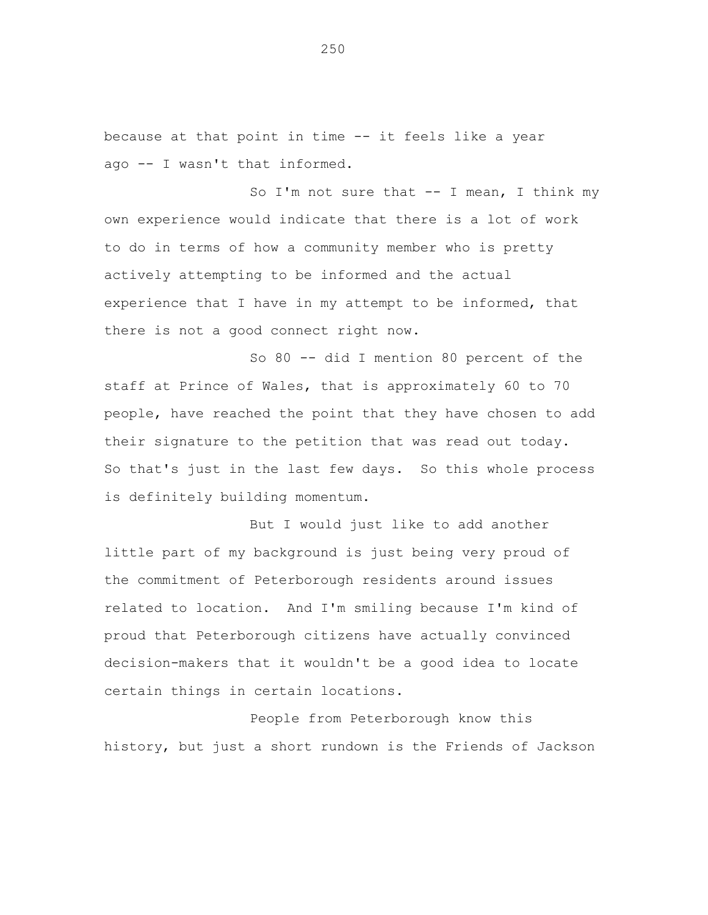because at that point in time -- it feels like a year ago -- I wasn't that informed.

So I'm not sure that -- I mean, I think my own experience would indicate that there is a lot of work to do in terms of how a community member who is pretty actively attempting to be informed and the actual experience that I have in my attempt to be informed, that there is not a good connect right now.

So 80 -- did I mention 80 percent of the staff at Prince of Wales, that is approximately 60 to 70 people, have reached the point that they have chosen to add their signature to the petition that was read out today. So that's just in the last few days. So this whole process is definitely building momentum.

But I would just like to add another little part of my background is just being very proud of the commitment of Peterborough residents around issues related to location. And I'm smiling because I'm kind of proud that Peterborough citizens have actually convinced decision-makers that it wouldn't be a good idea to locate certain things in certain locations.

People from Peterborough know this history, but just a short rundown is the Friends of Jackson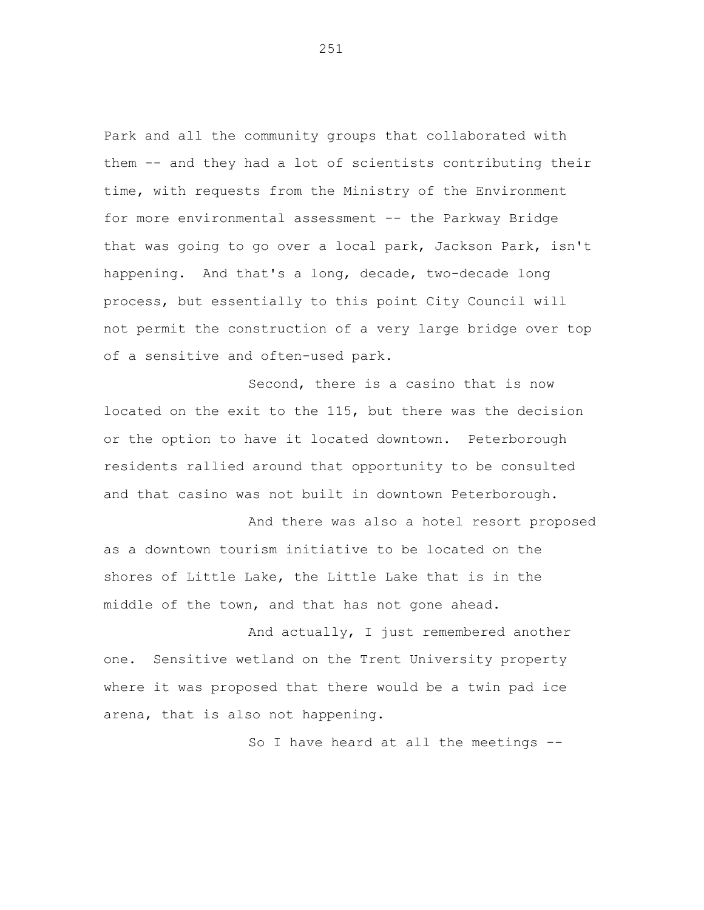Park and all the community groups that collaborated with them -- and they had a lot of scientists contributing their time, with requests from the Ministry of the Environment for more environmental assessment -- the Parkway Bridge that was going to go over a local park, Jackson Park, isn't happening. And that's a long, decade, two-decade long process, but essentially to this point City Council will not permit the construction of a very large bridge over top of a sensitive and often-used park.

Second, there is a casino that is now located on the exit to the 115, but there was the decision or the option to have it located downtown. Peterborough residents rallied around that opportunity to be consulted and that casino was not built in downtown Peterborough.

And there was also a hotel resort proposed as a downtown tourism initiative to be located on the shores of Little Lake, the Little Lake that is in the middle of the town, and that has not gone ahead.

And actually, I just remembered another one. Sensitive wetland on the Trent University property where it was proposed that there would be a twin pad ice arena, that is also not happening.

So I have heard at all the meetings --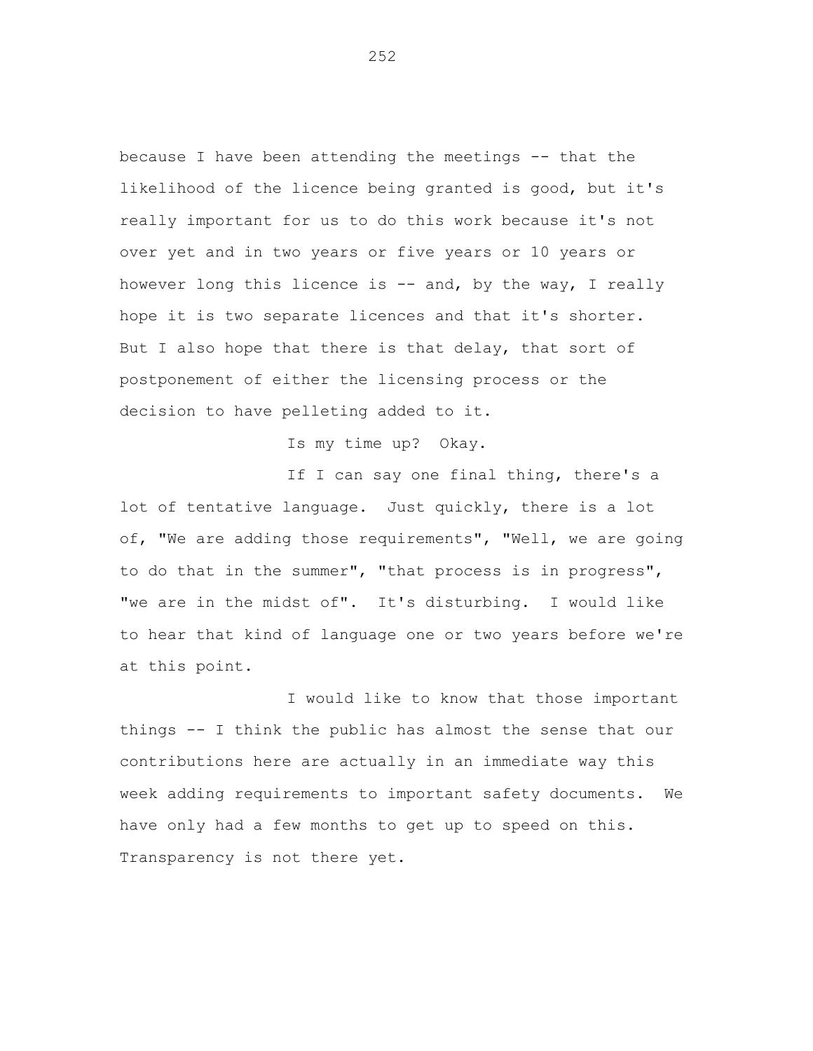because I have been attending the meetings -- that the likelihood of the licence being granted is good, but it's really important for us to do this work because it's not over yet and in two years or five years or 10 years or however long this licence is -- and, by the way, I really hope it is two separate licences and that it's shorter. But I also hope that there is that delay, that sort of postponement of either the licensing process or the decision to have pelleting added to it.

Is my time up? Okay.

If I can say one final thing, there's a lot of tentative language. Just quickly, there is a lot of, "We are adding those requirements", "Well, we are going to do that in the summer", "that process is in progress", "we are in the midst of". It's disturbing. I would like to hear that kind of language one or two years before we're at this point.

I would like to know that those important things -- I think the public has almost the sense that our contributions here are actually in an immediate way this week adding requirements to important safety documents. We have only had a few months to get up to speed on this. Transparency is not there yet.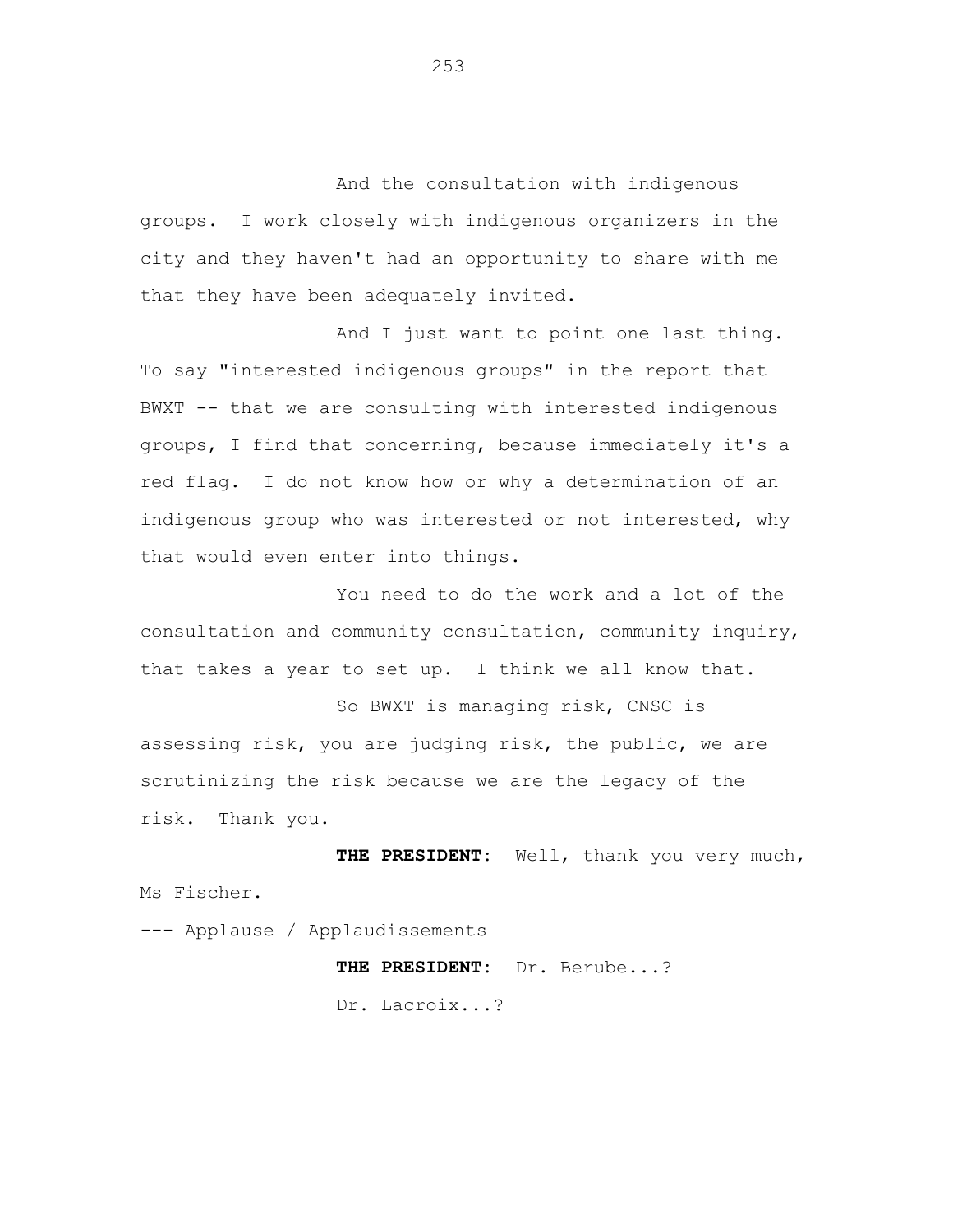And the consultation with indigenous groups. I work closely with indigenous organizers in the city and they haven't had an opportunity to share with me that they have been adequately invited.

And I just want to point one last thing. To say "interested indigenous groups" in the report that BWXT -- that we are consulting with interested indigenous groups, I find that concerning, because immediately it's a red flag. I do not know how or why a determination of an indigenous group who was interested or not interested, why that would even enter into things.

You need to do the work and a lot of the consultation and community consultation, community inquiry, that takes a year to set up. I think we all know that.

So BWXT is managing risk, CNSC is assessing risk, you are judging risk, the public, we are scrutinizing the risk because we are the legacy of the risk. Thank you.

**THE PRESIDENT:** Well, thank you very much, Ms Fischer.

--- Applause / Applaudissements

**THE PRESIDENT:** Dr. Berube...?

Dr. Lacroix...?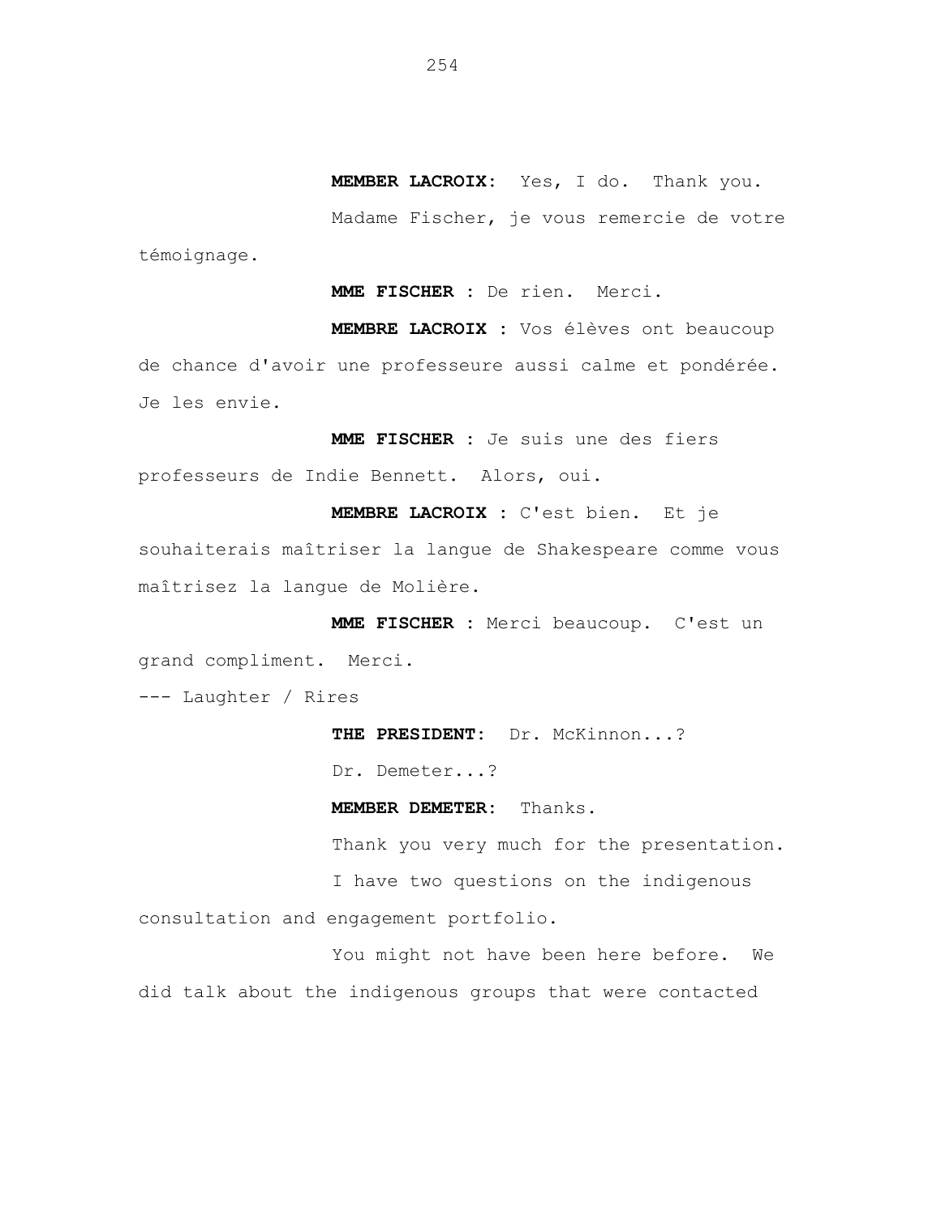**MEMBER LACROIX:** Yes, I do. Thank you.

Madame Fischer, je vous remercie de votre témoignage.

**MME FISCHER :** De rien. Merci.

**MEMBRE LACROIX :** Vos élèves ont beaucoup de chance d'avoir une professeure aussi calme et pondérée. Je les envie.

**MME FISCHER :** Je suis une des fiers professeurs de Indie Bennett. Alors, oui.

**MEMBRE LACROIX :** C'est bien. Et je souhaiterais maîtriser la langue de Shakespeare comme vous maîtrisez la langue de Molière.

**MME FISCHER :** Merci beaucoup. C'est un grand compliment. Merci.

--- Laughter / Rires

**THE PRESIDENT:** Dr. McKinnon...?

Dr. Demeter...?

**MEMBER DEMETER:** Thanks.

Thank you very much for the presentation.

I have two questions on the indigenous consultation and engagement portfolio.

You might not have been here before. We did talk about the indigenous groups that were contacted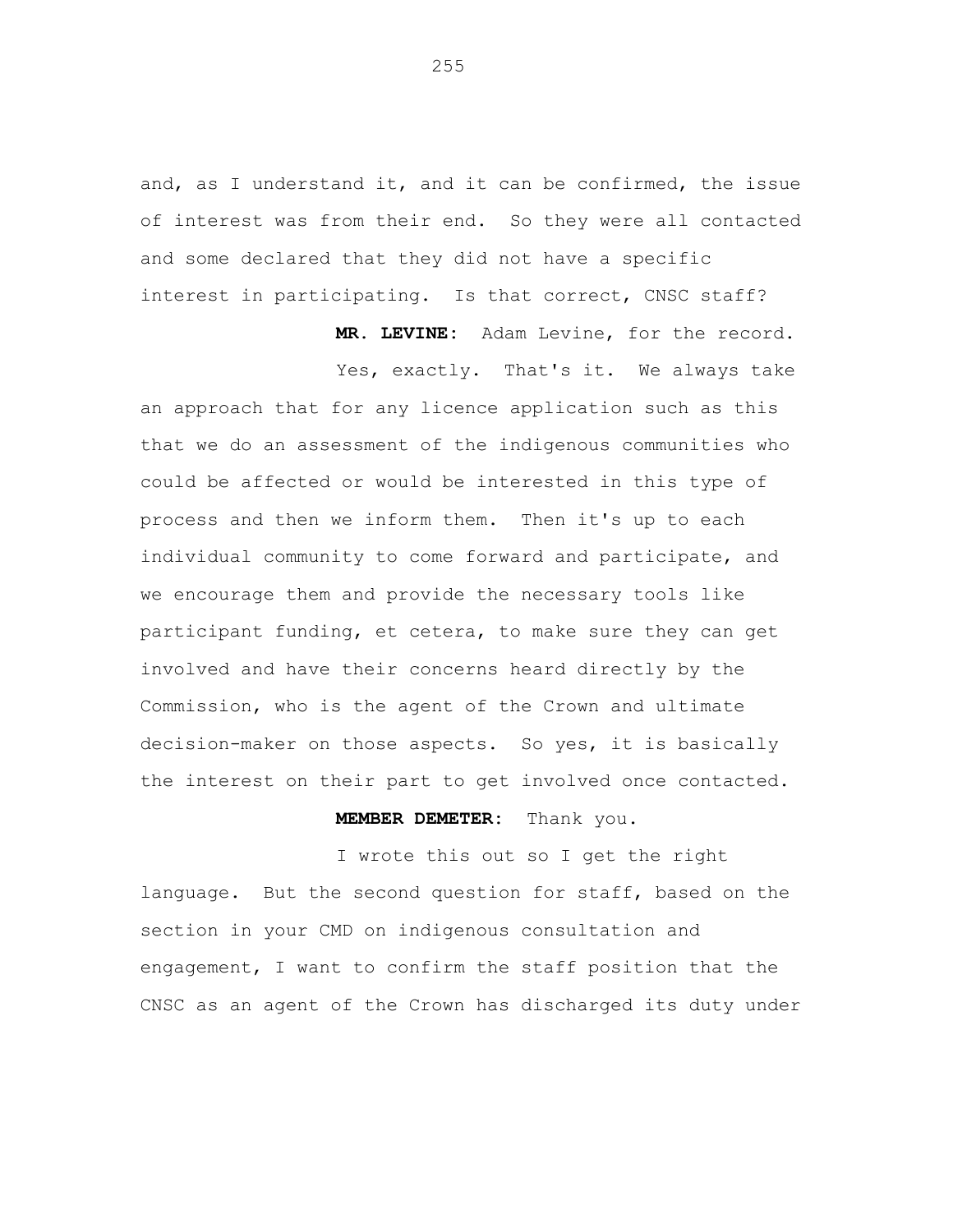and, as I understand it, and it can be confirmed, the issue of interest was from their end. So they were all contacted and some declared that they did not have a specific interest in participating. Is that correct, CNSC staff?

**MR. LEVINE:** Adam Levine, for the record.

Yes, exactly. That's it. We always take an approach that for any licence application such as this that we do an assessment of the indigenous communities who could be affected or would be interested in this type of process and then we inform them. Then it's up to each individual community to come forward and participate, and we encourage them and provide the necessary tools like participant funding, et cetera, to make sure they can get involved and have their concerns heard directly by the Commission, who is the agent of the Crown and ultimate decision-maker on those aspects. So yes, it is basically the interest on their part to get involved once contacted.

**MEMBER DEMETER:** Thank you.

I wrote this out so I get the right language. But the second question for staff, based on the section in your CMD on indigenous consultation and engagement, I want to confirm the staff position that the CNSC as an agent of the Crown has discharged its duty under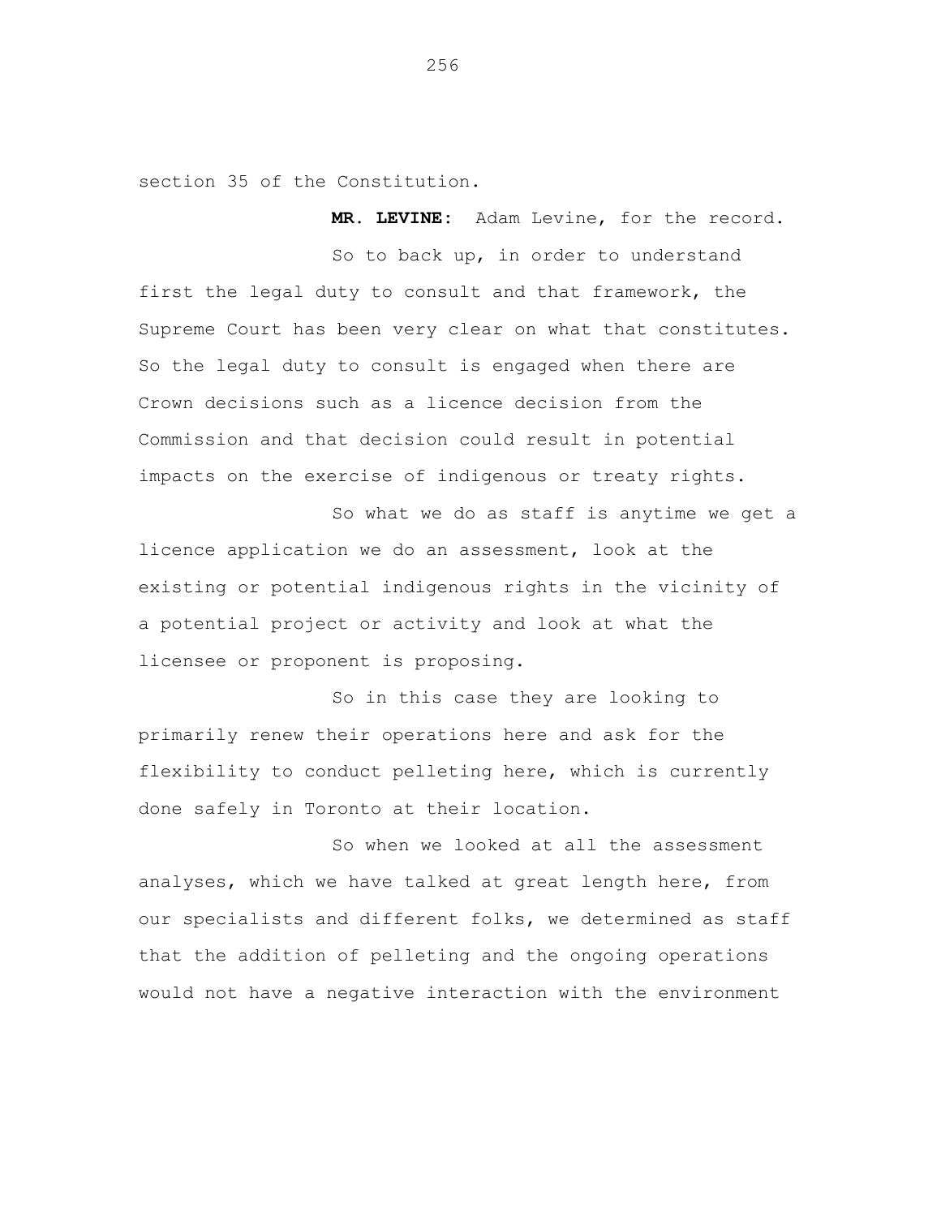section 35 of the Constitution.

**MR. LEVINE:** Adam Levine, for the record.

So to back up, in order to understand first the legal duty to consult and that framework, the Supreme Court has been very clear on what that constitutes. So the legal duty to consult is engaged when there are Crown decisions such as a licence decision from the Commission and that decision could result in potential impacts on the exercise of indigenous or treaty rights.

So what we do as staff is anytime we get a licence application we do an assessment, look at the existing or potential indigenous rights in the vicinity of a potential project or activity and look at what the licensee or proponent is proposing.

So in this case they are looking to primarily renew their operations here and ask for the flexibility to conduct pelleting here, which is currently done safely in Toronto at their location.

So when we looked at all the assessment analyses, which we have talked at great length here, from our specialists and different folks, we determined as staff that the addition of pelleting and the ongoing operations would not have a negative interaction with the environment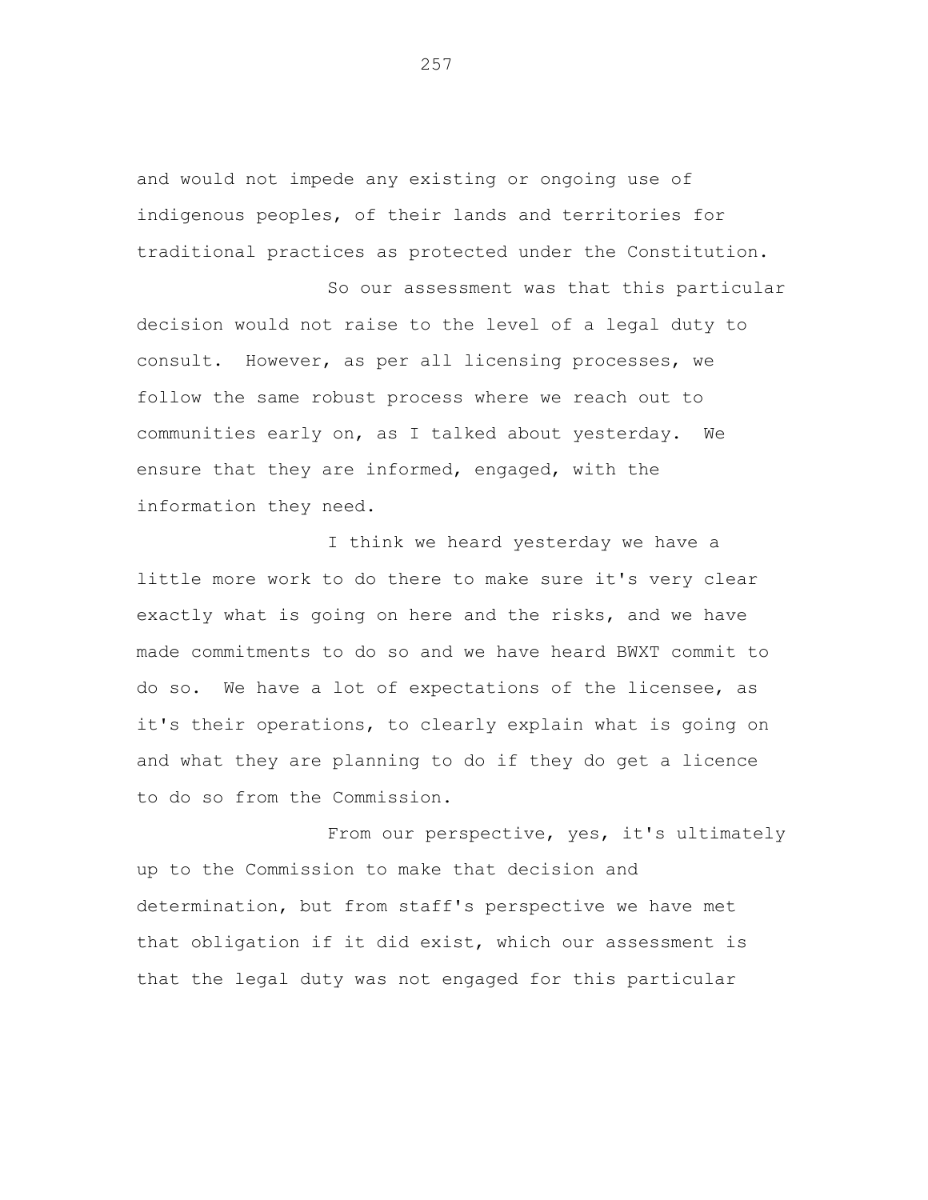and would not impede any existing or ongoing use of indigenous peoples, of their lands and territories for traditional practices as protected under the Constitution.

So our assessment was that this particular decision would not raise to the level of a legal duty to consult. However, as per all licensing processes, we follow the same robust process where we reach out to communities early on, as I talked about yesterday. We ensure that they are informed, engaged, with the information they need.

I think we heard yesterday we have a little more work to do there to make sure it's very clear exactly what is going on here and the risks, and we have made commitments to do so and we have heard BWXT commit to do so. We have a lot of expectations of the licensee, as it's their operations, to clearly explain what is going on and what they are planning to do if they do get a licence to do so from the Commission.

From our perspective, yes, it's ultimately up to the Commission to make that decision and determination, but from staff's perspective we have met that obligation if it did exist, which our assessment is that the legal duty was not engaged for this particular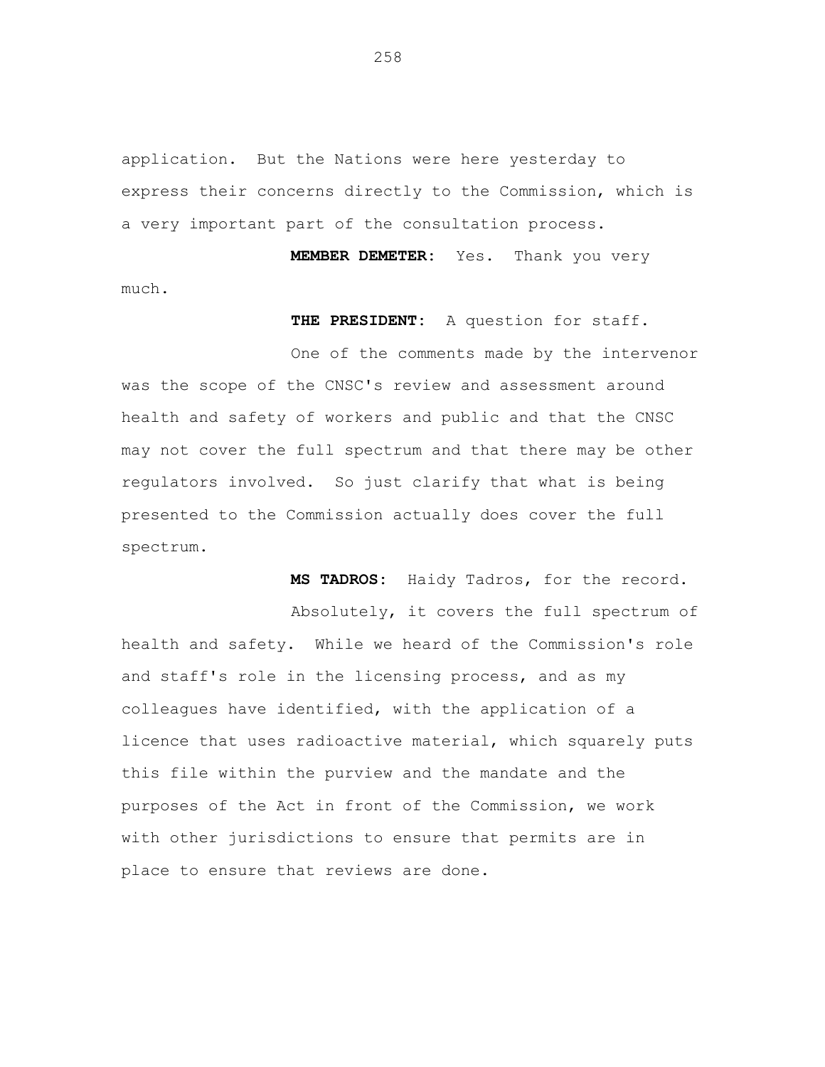application. But the Nations were here yesterday to express their concerns directly to the Commission, which is a very important part of the consultation process.

**MEMBER DEMETER:** Yes. Thank you very much.

**THE PRESIDENT:** A question for staff.

One of the comments made by the intervenor was the scope of the CNSC's review and assessment around health and safety of workers and public and that the CNSC may not cover the full spectrum and that there may be other regulators involved. So just clarify that what is being presented to the Commission actually does cover the full spectrum.

**MS TADROS:** Haidy Tadros, for the record.

Absolutely, it covers the full spectrum of health and safety. While we heard of the Commission's role and staff's role in the licensing process, and as my colleagues have identified, with the application of a licence that uses radioactive material, which squarely puts this file within the purview and the mandate and the purposes of the Act in front of the Commission, we work with other jurisdictions to ensure that permits are in place to ensure that reviews are done.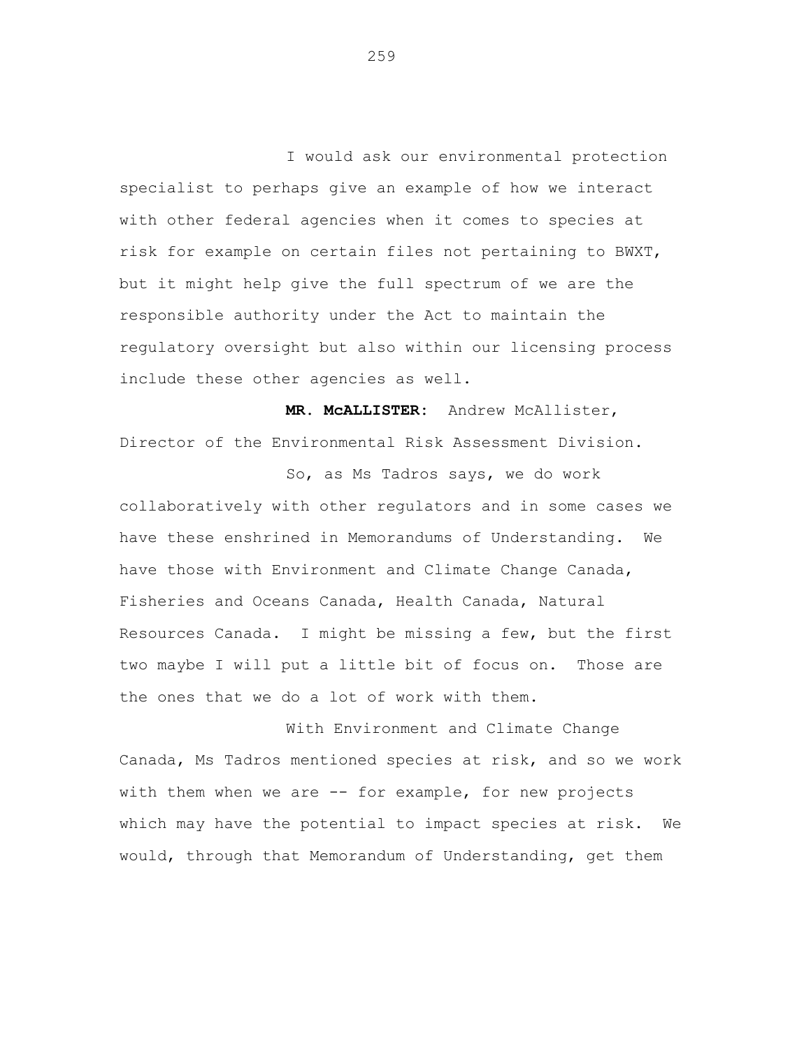I would ask our environmental protection specialist to perhaps give an example of how we interact with other federal agencies when it comes to species at risk for example on certain files not pertaining to BWXT, but it might help give the full spectrum of we are the responsible authority under the Act to maintain the regulatory oversight but also within our licensing process include these other agencies as well.

**MR. McALLISTER:** Andrew McAllister, Director of the Environmental Risk Assessment Division.

So, as Ms Tadros says, we do work collaboratively with other regulators and in some cases we have these enshrined in Memorandums of Understanding. We have those with Environment and Climate Change Canada, Fisheries and Oceans Canada, Health Canada, Natural Resources Canada. I might be missing a few, but the first two maybe I will put a little bit of focus on. Those are the ones that we do a lot of work with them.

With Environment and Climate Change Canada, Ms Tadros mentioned species at risk, and so we work with them when we are -- for example, for new projects which may have the potential to impact species at risk. We would, through that Memorandum of Understanding, get them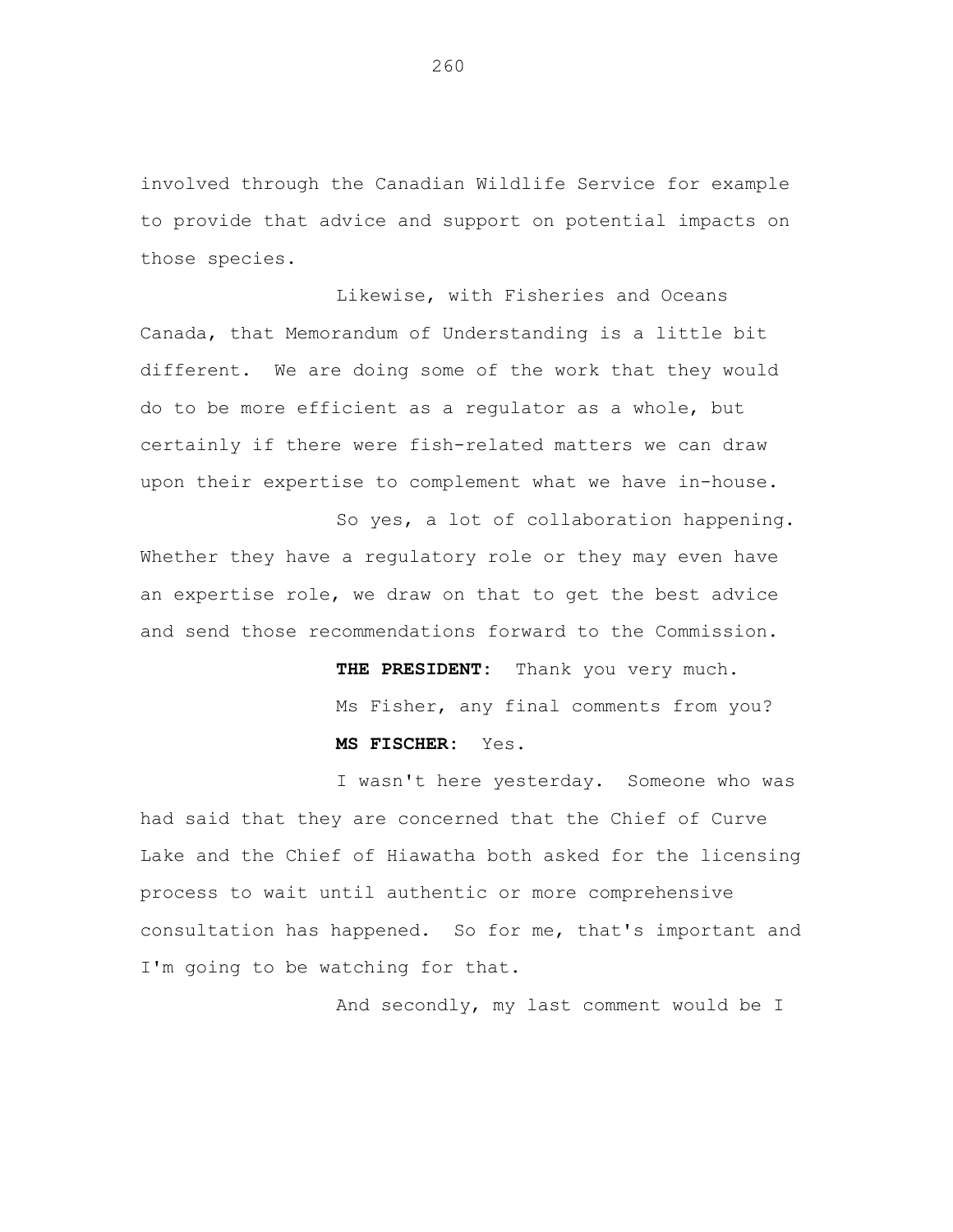involved through the Canadian Wildlife Service for example to provide that advice and support on potential impacts on those species.

Likewise, with Fisheries and Oceans Canada, that Memorandum of Understanding is a little bit different. We are doing some of the work that they would do to be more efficient as a regulator as a whole, but certainly if there were fish-related matters we can draw upon their expertise to complement what we have in-house.

So yes, a lot of collaboration happening. Whether they have a regulatory role or they may even have an expertise role, we draw on that to get the best advice and send those recommendations forward to the Commission.

**THE PRESIDENT:** Thank you very much.

Ms Fisher, any final comments from you?

**MS FISCHER:** Yes.

I wasn't here yesterday. Someone who was had said that they are concerned that the Chief of Curve Lake and the Chief of Hiawatha both asked for the licensing process to wait until authentic or more comprehensive consultation has happened. So for me, that's important and I'm going to be watching for that.

And secondly, my last comment would be I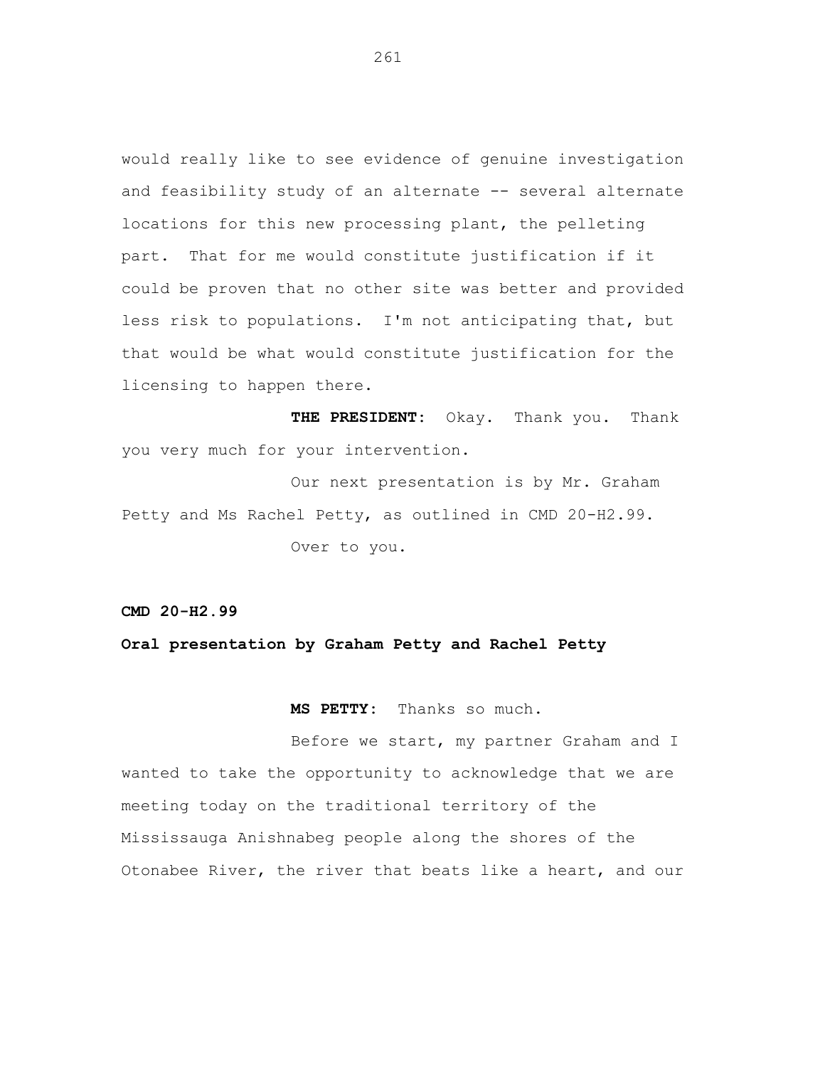would really like to see evidence of genuine investigation and feasibility study of an alternate -- several alternate locations for this new processing plant, the pelleting part. That for me would constitute justification if it could be proven that no other site was better and provided less risk to populations. I'm not anticipating that, but that would be what would constitute justification for the licensing to happen there.

**THE PRESIDENT:** Okay. Thank you. Thank you very much for your intervention.

Our next presentation is by Mr. Graham Petty and Ms Rachel Petty, as outlined in CMD 20-H2.99.

Over to you.

**CMD 20-H2.99**

**Oral presentation by Graham Petty and Rachel Petty**

**MS PETTY:** Thanks so much.

Before we start, my partner Graham and I wanted to take the opportunity to acknowledge that we are meeting today on the traditional territory of the Mississauga Anishnabeg people along the shores of the Otonabee River, the river that beats like a heart, and our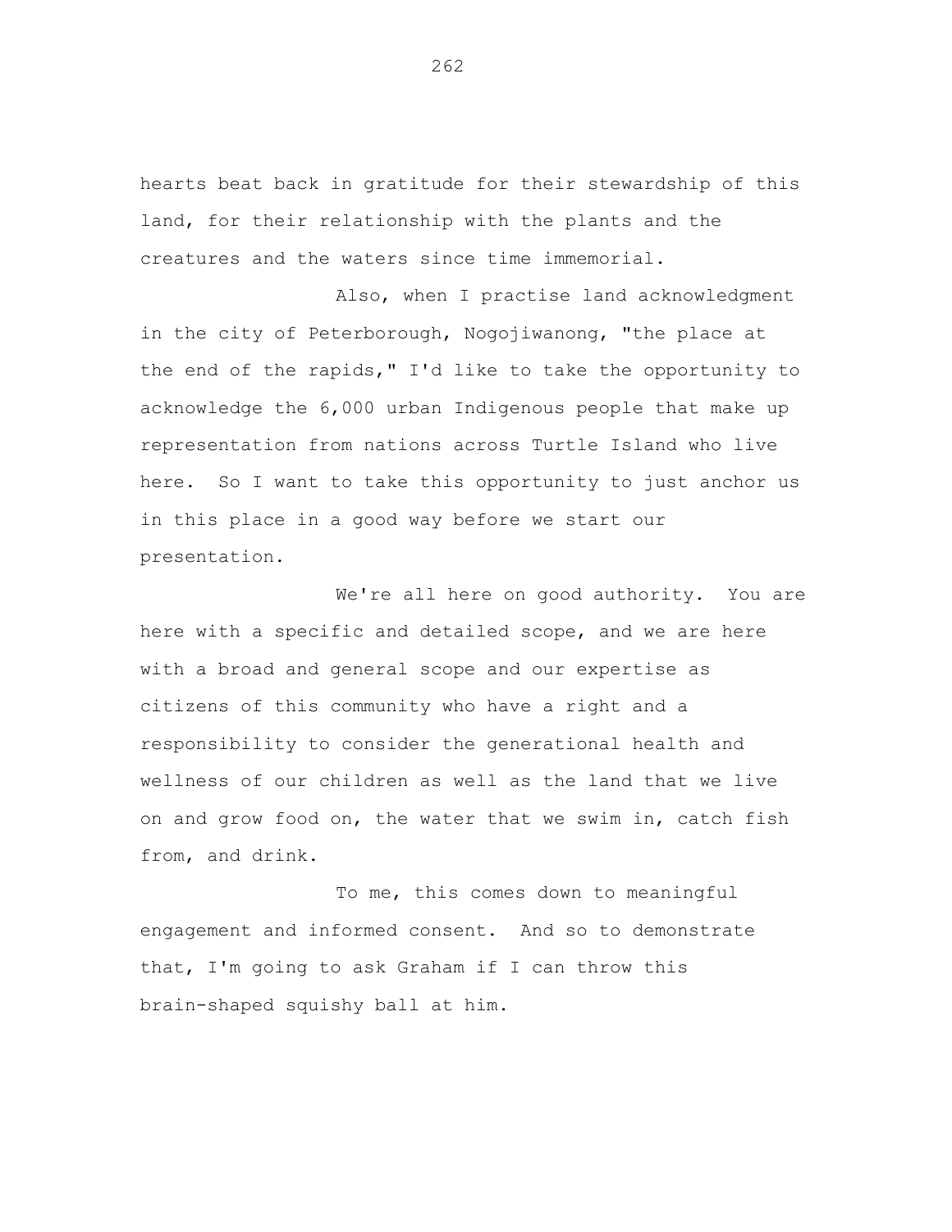hearts beat back in gratitude for their stewardship of this land, for their relationship with the plants and the creatures and the waters since time immemorial.

Also, when I practise land acknowledgment in the city of Peterborough, Nogojiwanong, "the place at the end of the rapids," I'd like to take the opportunity to acknowledge the 6,000 urban Indigenous people that make up representation from nations across Turtle Island who live here. So I want to take this opportunity to just anchor us in this place in a good way before we start our presentation.

We're all here on good authority. You are here with a specific and detailed scope, and we are here with a broad and general scope and our expertise as citizens of this community who have a right and a responsibility to consider the generational health and wellness of our children as well as the land that we live on and grow food on, the water that we swim in, catch fish from, and drink.

To me, this comes down to meaningful engagement and informed consent. And so to demonstrate that, I'm going to ask Graham if I can throw this brain-shaped squishy ball at him.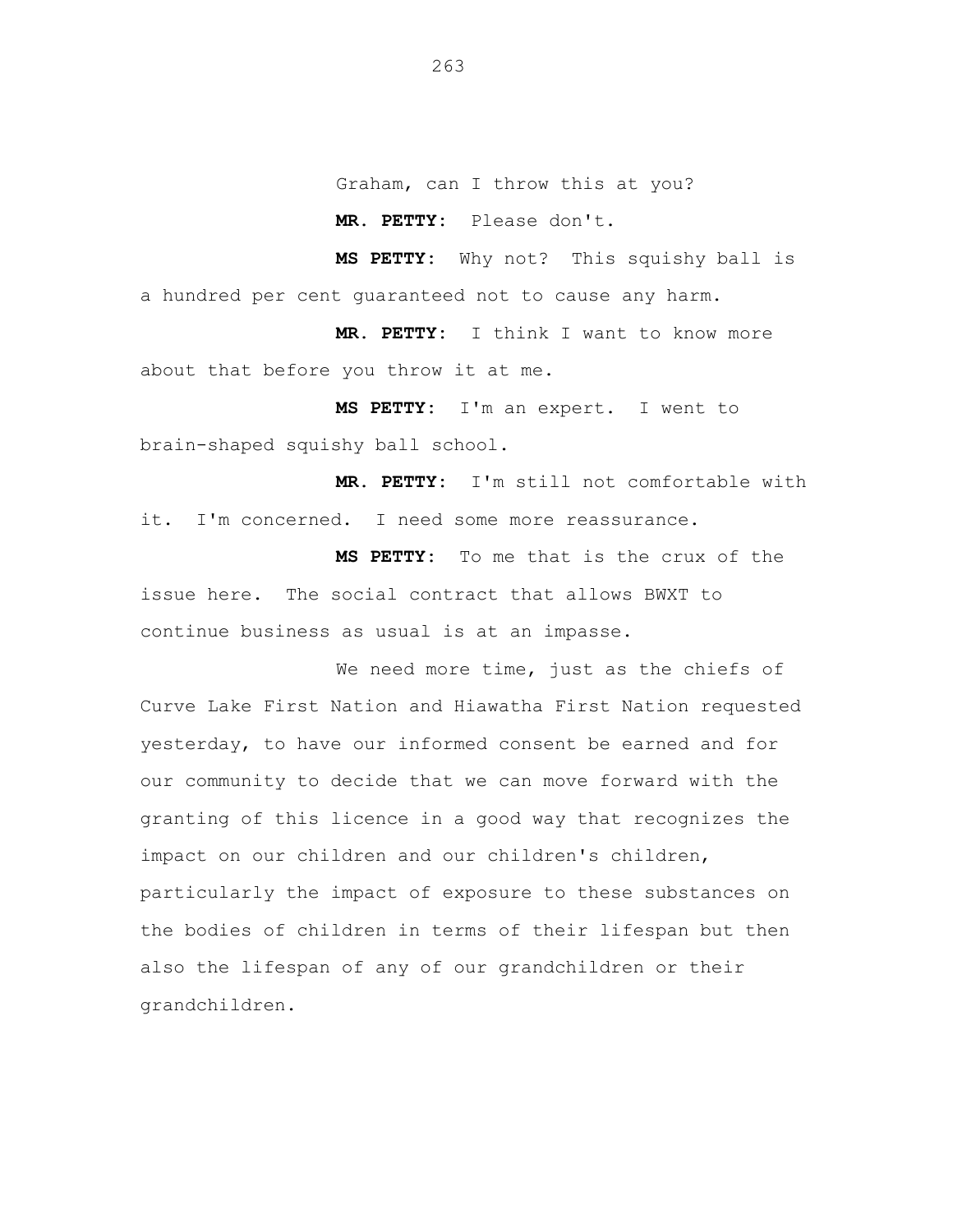Graham, can I throw this at you?

**MR. PETTY:** Please don't.

**MS PETTY:** Why not? This squishy ball is a hundred per cent guaranteed not to cause any harm.

**MR. PETTY:** I think I want to know more about that before you throw it at me.

**MS PETTY:** I'm an expert. I went to brain-shaped squishy ball school.

**MR. PETTY:** I'm still not comfortable with it. I'm concerned. I need some more reassurance.

**MS PETTY:** To me that is the crux of the issue here. The social contract that allows BWXT to continue business as usual is at an impasse.

We need more time, just as the chiefs of Curve Lake First Nation and Hiawatha First Nation requested yesterday, to have our informed consent be earned and for our community to decide that we can move forward with the granting of this licence in a good way that recognizes the impact on our children and our children's children, particularly the impact of exposure to these substances on the bodies of children in terms of their lifespan but then also the lifespan of any of our grandchildren or their grandchildren.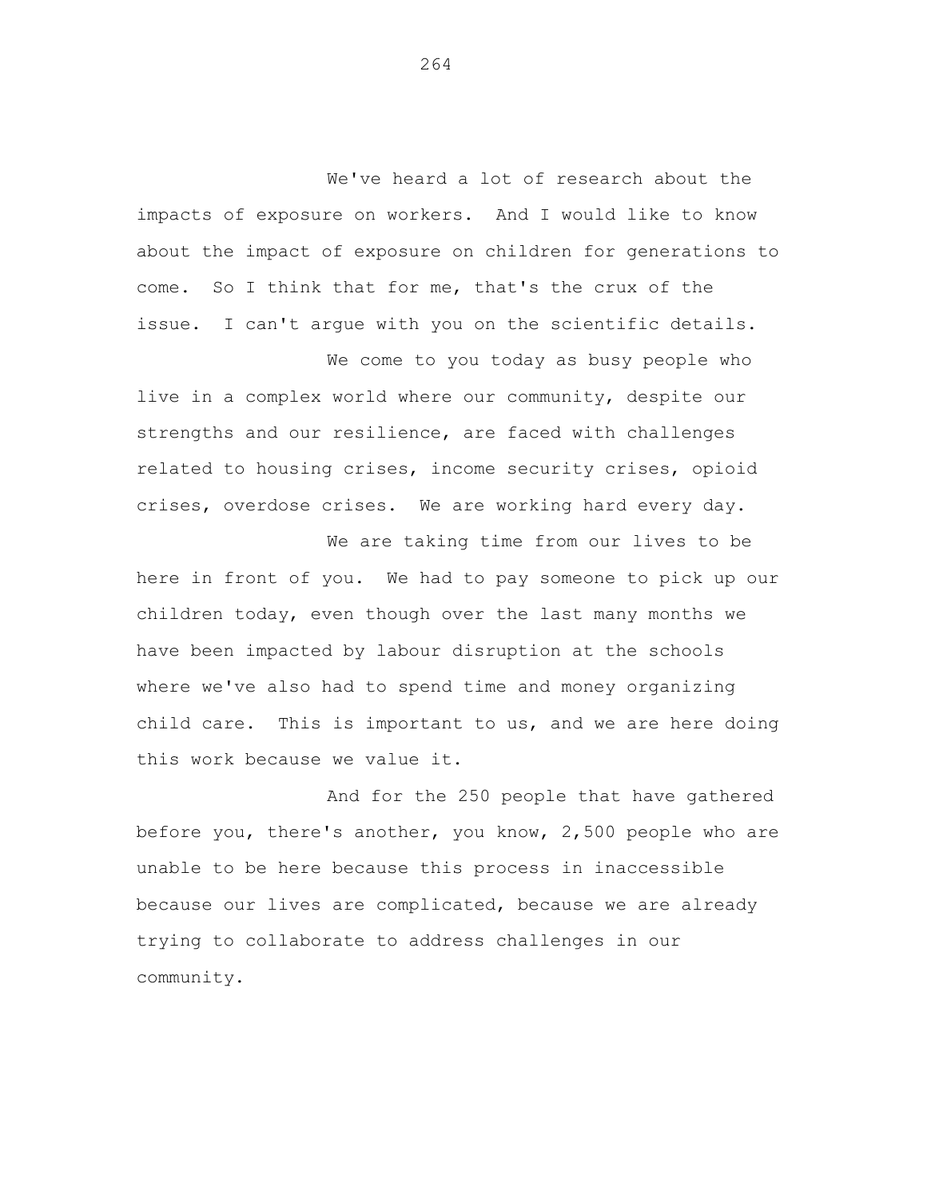We've heard a lot of research about the impacts of exposure on workers. And I would like to know about the impact of exposure on children for generations to come. So I think that for me, that's the crux of the issue. I can't argue with you on the scientific details.

We come to you today as busy people who live in a complex world where our community, despite our strengths and our resilience, are faced with challenges related to housing crises, income security crises, opioid crises, overdose crises. We are working hard every day.

We are taking time from our lives to be here in front of you. We had to pay someone to pick up our children today, even though over the last many months we have been impacted by labour disruption at the schools where we've also had to spend time and money organizing child care. This is important to us, and we are here doing this work because we value it.

And for the 250 people that have gathered before you, there's another, you know, 2,500 people who are unable to be here because this process in inaccessible because our lives are complicated, because we are already trying to collaborate to address challenges in our community.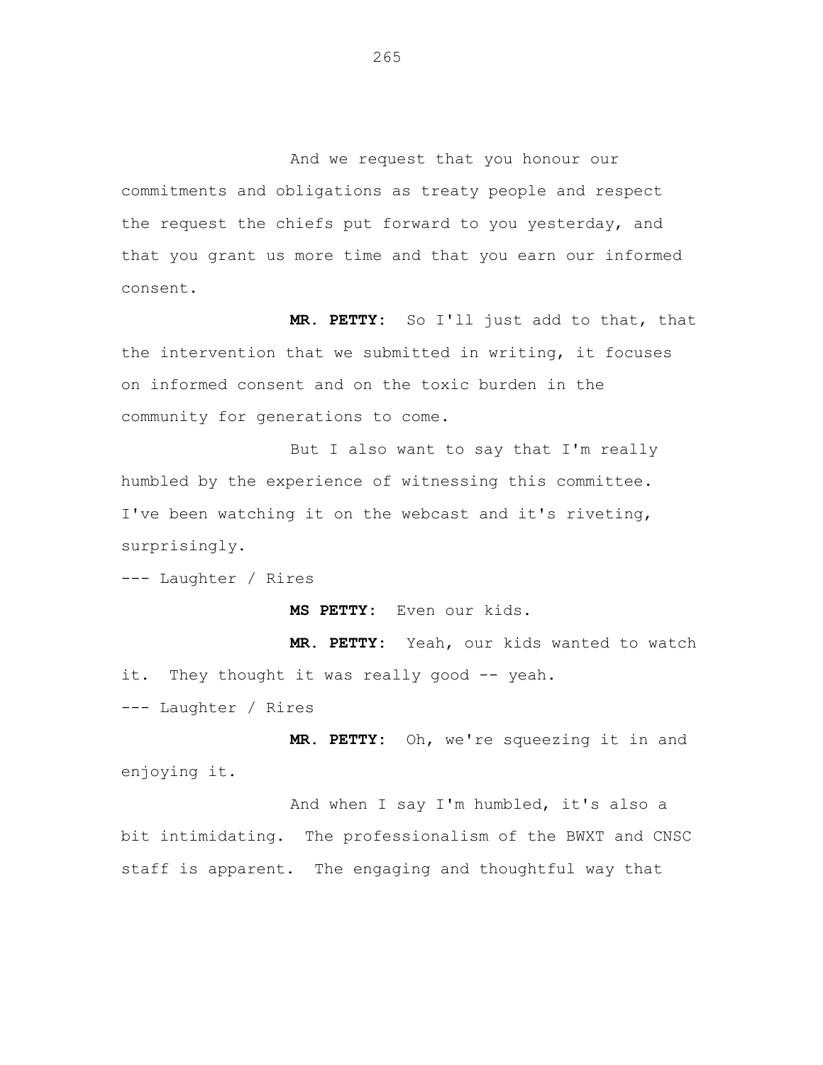And we request that you honour our commitments and obligations as treaty people and respect the request the chiefs put forward to you yesterday, and that you grant us more time and that you earn our informed consent.

**MR. PETTY:** So I'll just add to that, that the intervention that we submitted in writing, it focuses on informed consent and on the toxic burden in the community for generations to come.

But I also want to say that I'm really humbled by the experience of witnessing this committee. I've been watching it on the webcast and it's riveting, surprisingly.

--- Laughter / Rires

**MS PETTY:** Even our kids.

**MR. PETTY:** Yeah, our kids wanted to watch it. They thought it was really good -- yeah.

--- Laughter / Rires

**MR. PETTY:** Oh, we're squeezing it in and enjoying it.

And when I say I'm humbled, it's also a bit intimidating. The professionalism of the BWXT and CNSC staff is apparent. The engaging and thoughtful way that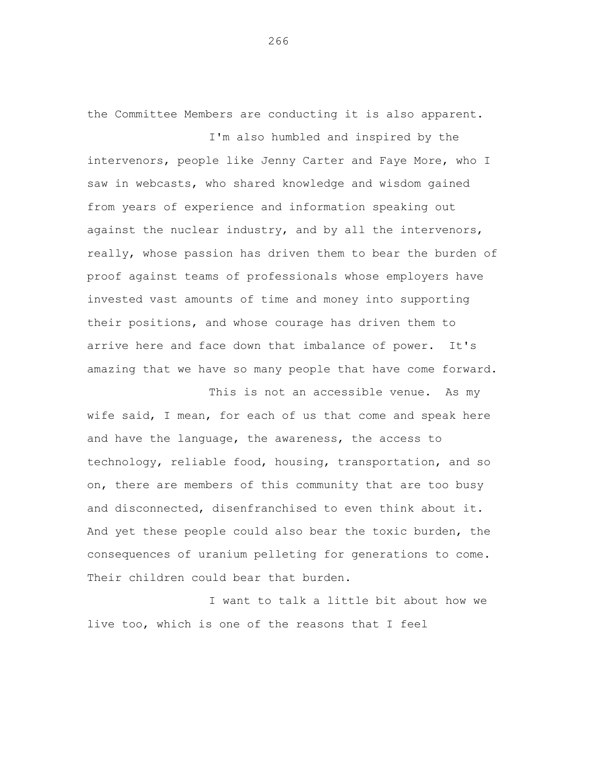the Committee Members are conducting it is also apparent.

I'm also humbled and inspired by the intervenors, people like Jenny Carter and Faye More, who I saw in webcasts, who shared knowledge and wisdom gained from years of experience and information speaking out against the nuclear industry, and by all the intervenors, really, whose passion has driven them to bear the burden of proof against teams of professionals whose employers have invested vast amounts of time and money into supporting their positions, and whose courage has driven them to arrive here and face down that imbalance of power. It's amazing that we have so many people that have come forward.

This is not an accessible venue. As my wife said, I mean, for each of us that come and speak here and have the language, the awareness, the access to technology, reliable food, housing, transportation, and so on, there are members of this community that are too busy and disconnected, disenfranchised to even think about it. And yet these people could also bear the toxic burden, the consequences of uranium pelleting for generations to come. Their children could bear that burden.

I want to talk a little bit about how we live too, which is one of the reasons that I feel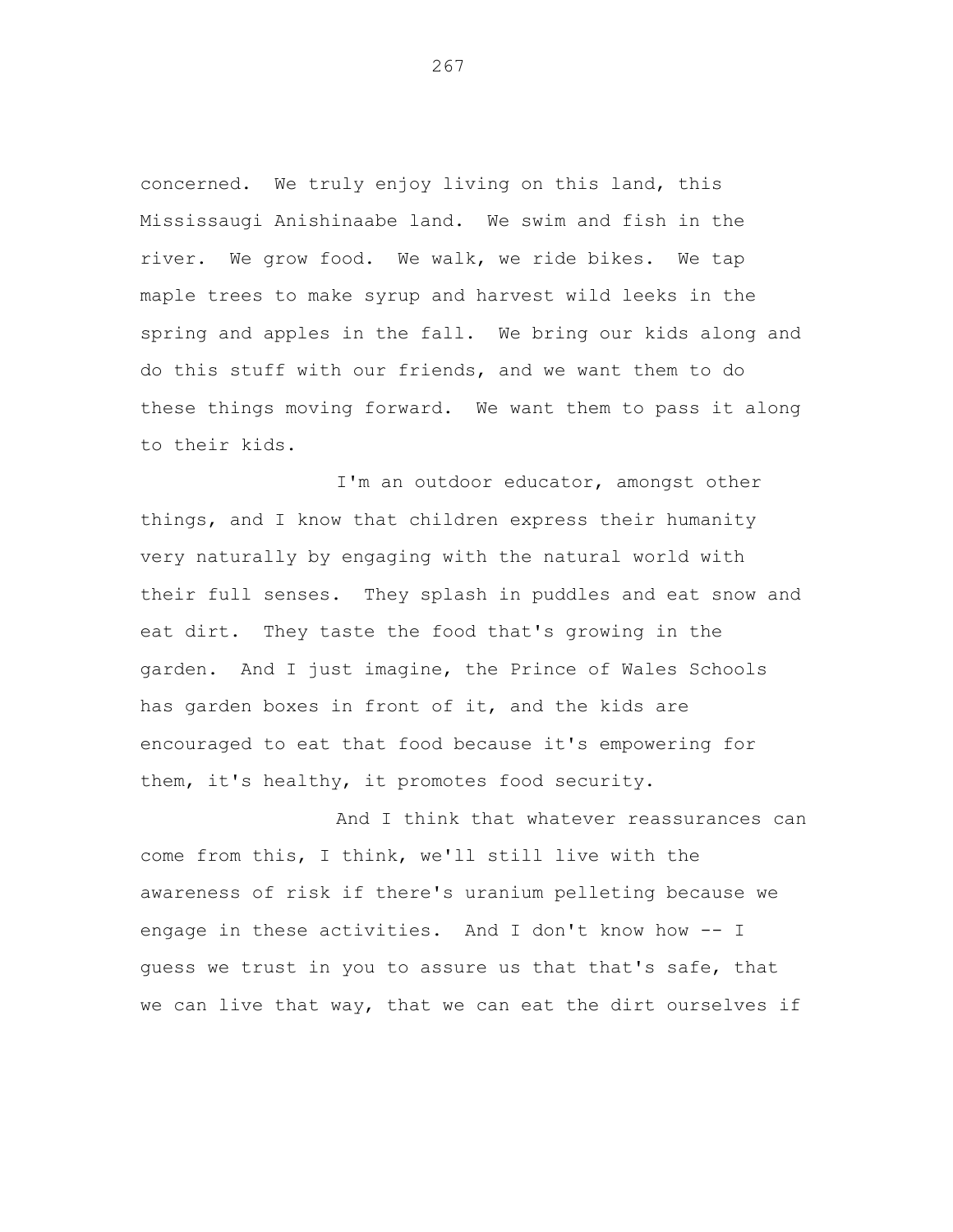concerned. We truly enjoy living on this land, this Mississaugi Anishinaabe land. We swim and fish in the river. We grow food. We walk, we ride bikes. We tap maple trees to make syrup and harvest wild leeks in the spring and apples in the fall. We bring our kids along and do this stuff with our friends, and we want them to do these things moving forward. We want them to pass it along to their kids.

I'm an outdoor educator, amongst other things, and I know that children express their humanity very naturally by engaging with the natural world with their full senses. They splash in puddles and eat snow and eat dirt. They taste the food that's growing in the garden. And I just imagine, the Prince of Wales Schools has garden boxes in front of it, and the kids are encouraged to eat that food because it's empowering for them, it's healthy, it promotes food security.

And I think that whatever reassurances can come from this, I think, we'll still live with the awareness of risk if there's uranium pelleting because we engage in these activities. And I don't know how -- I guess we trust in you to assure us that that's safe, that we can live that way, that we can eat the dirt ourselves if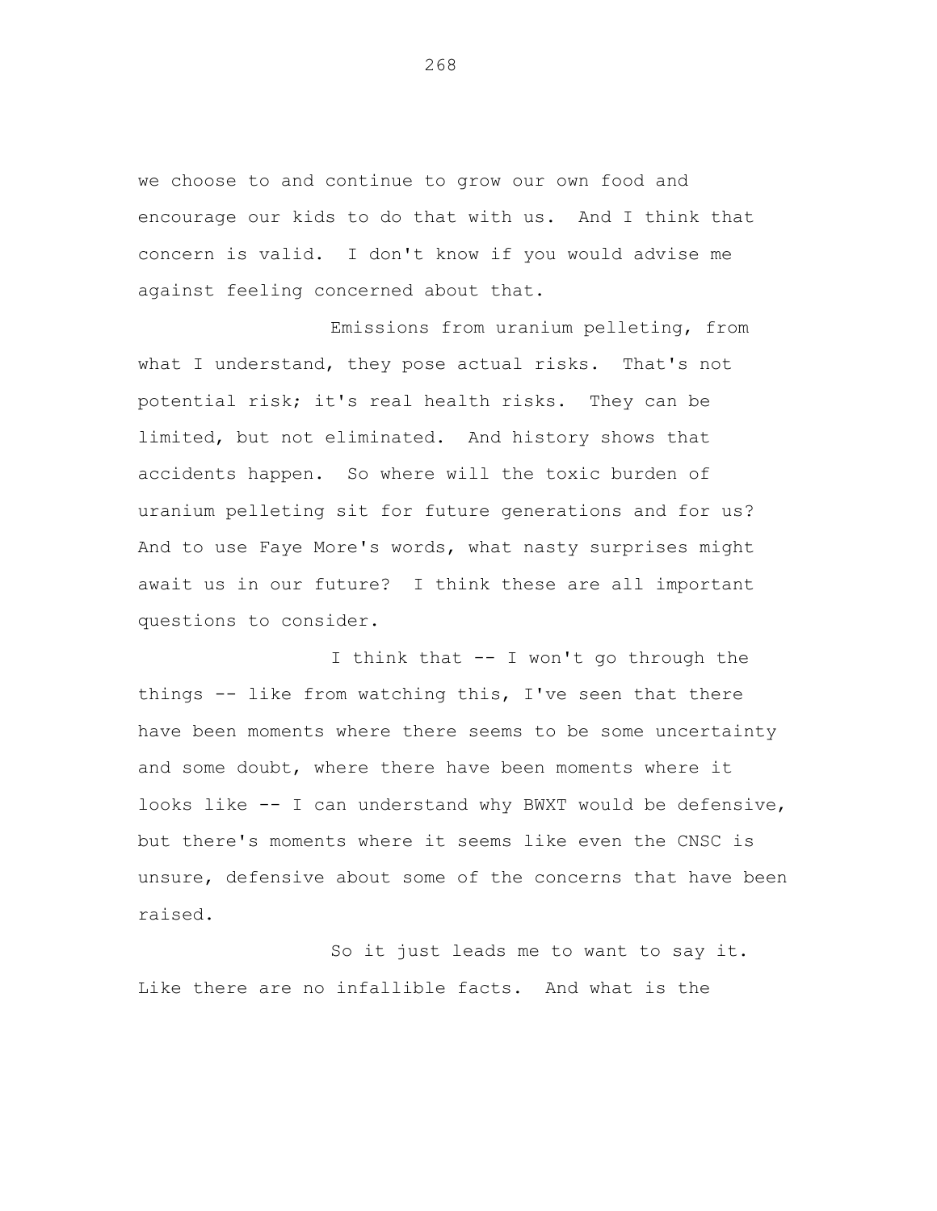we choose to and continue to grow our own food and encourage our kids to do that with us. And I think that concern is valid. I don't know if you would advise me against feeling concerned about that.

Emissions from uranium pelleting, from what I understand, they pose actual risks. That's not potential risk; it's real health risks. They can be limited, but not eliminated. And history shows that accidents happen. So where will the toxic burden of uranium pelleting sit for future generations and for us? And to use Faye More's words, what nasty surprises might await us in our future? I think these are all important questions to consider.

I think that -- I won't go through the things -- like from watching this, I've seen that there have been moments where there seems to be some uncertainty and some doubt, where there have been moments where it looks like -- I can understand why BWXT would be defensive, but there's moments where it seems like even the CNSC is unsure, defensive about some of the concerns that have been raised.

So it just leads me to want to say it. Like there are no infallible facts. And what is the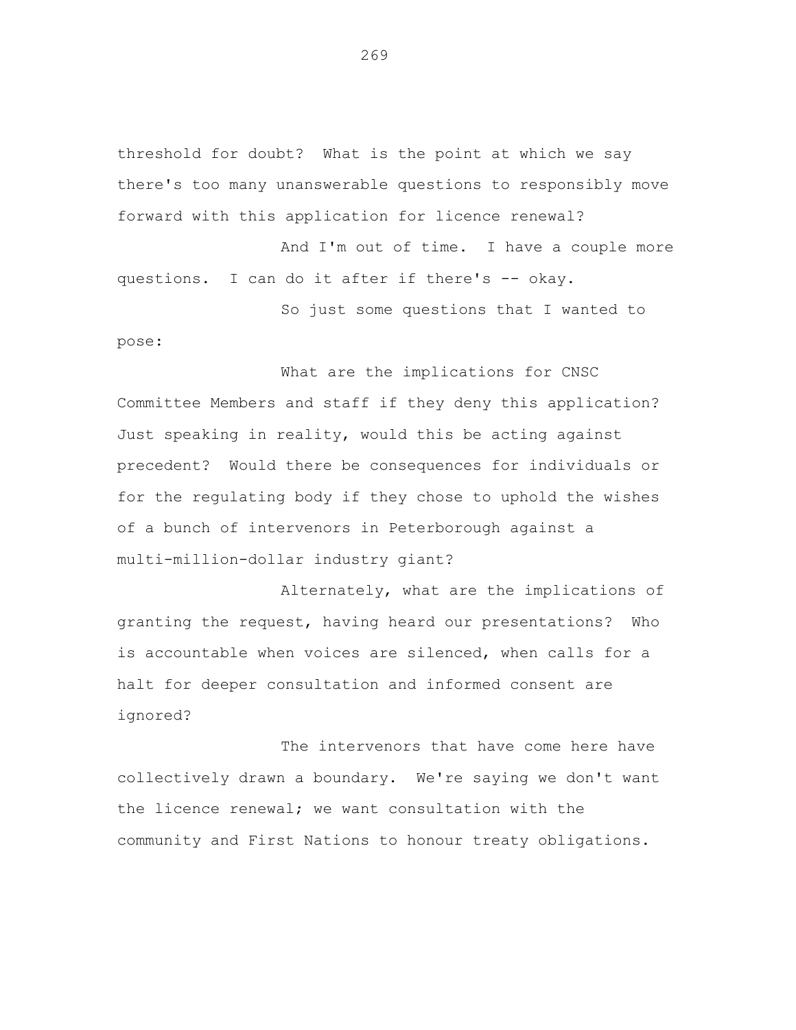threshold for doubt? What is the point at which we say there's too many unanswerable questions to responsibly move forward with this application for licence renewal?

And I'm out of time. I have a couple more questions. I can do it after if there's -- okay.

So just some questions that I wanted to pose:

What are the implications for CNSC Committee Members and staff if they deny this application? Just speaking in reality, would this be acting against precedent? Would there be consequences for individuals or for the regulating body if they chose to uphold the wishes of a bunch of intervenors in Peterborough against a multi-million-dollar industry giant?

Alternately, what are the implications of granting the request, having heard our presentations? Who is accountable when voices are silenced, when calls for a halt for deeper consultation and informed consent are ignored?

The intervenors that have come here have collectively drawn a boundary. We're saying we don't want the licence renewal; we want consultation with the community and First Nations to honour treaty obligations.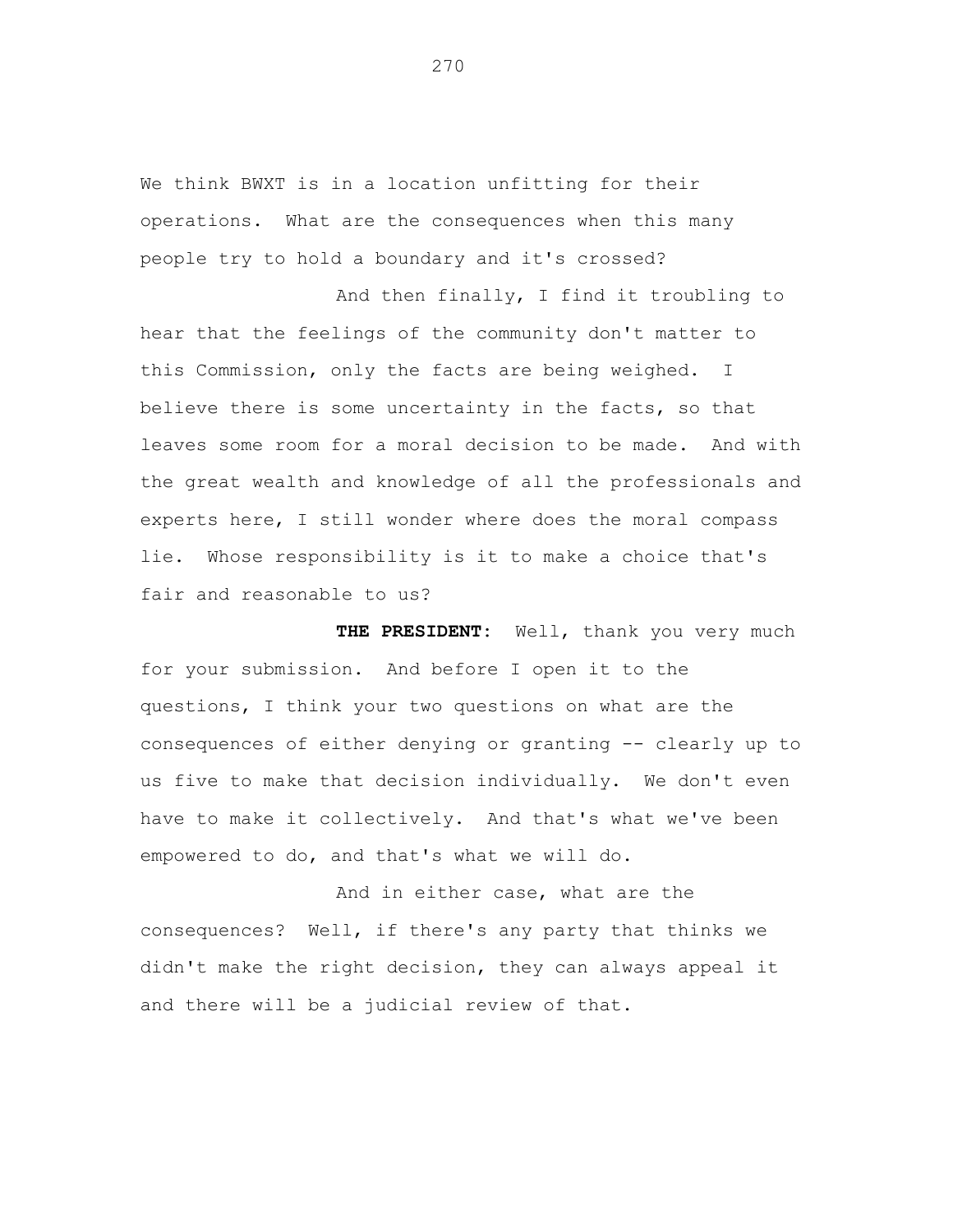We think BWXT is in a location unfitting for their operations. What are the consequences when this many people try to hold a boundary and it's crossed?

And then finally, I find it troubling to hear that the feelings of the community don't matter to this Commission, only the facts are being weighed. I believe there is some uncertainty in the facts, so that leaves some room for a moral decision to be made. And with the great wealth and knowledge of all the professionals and experts here, I still wonder where does the moral compass lie. Whose responsibility is it to make a choice that's fair and reasonable to us?

**THE PRESIDENT:** Well, thank you very much for your submission. And before I open it to the questions, I think your two questions on what are the consequences of either denying or granting -- clearly up to us five to make that decision individually. We don't even have to make it collectively. And that's what we've been empowered to do, and that's what we will do.

And in either case, what are the consequences? Well, if there's any party that thinks we didn't make the right decision, they can always appeal it and there will be a judicial review of that.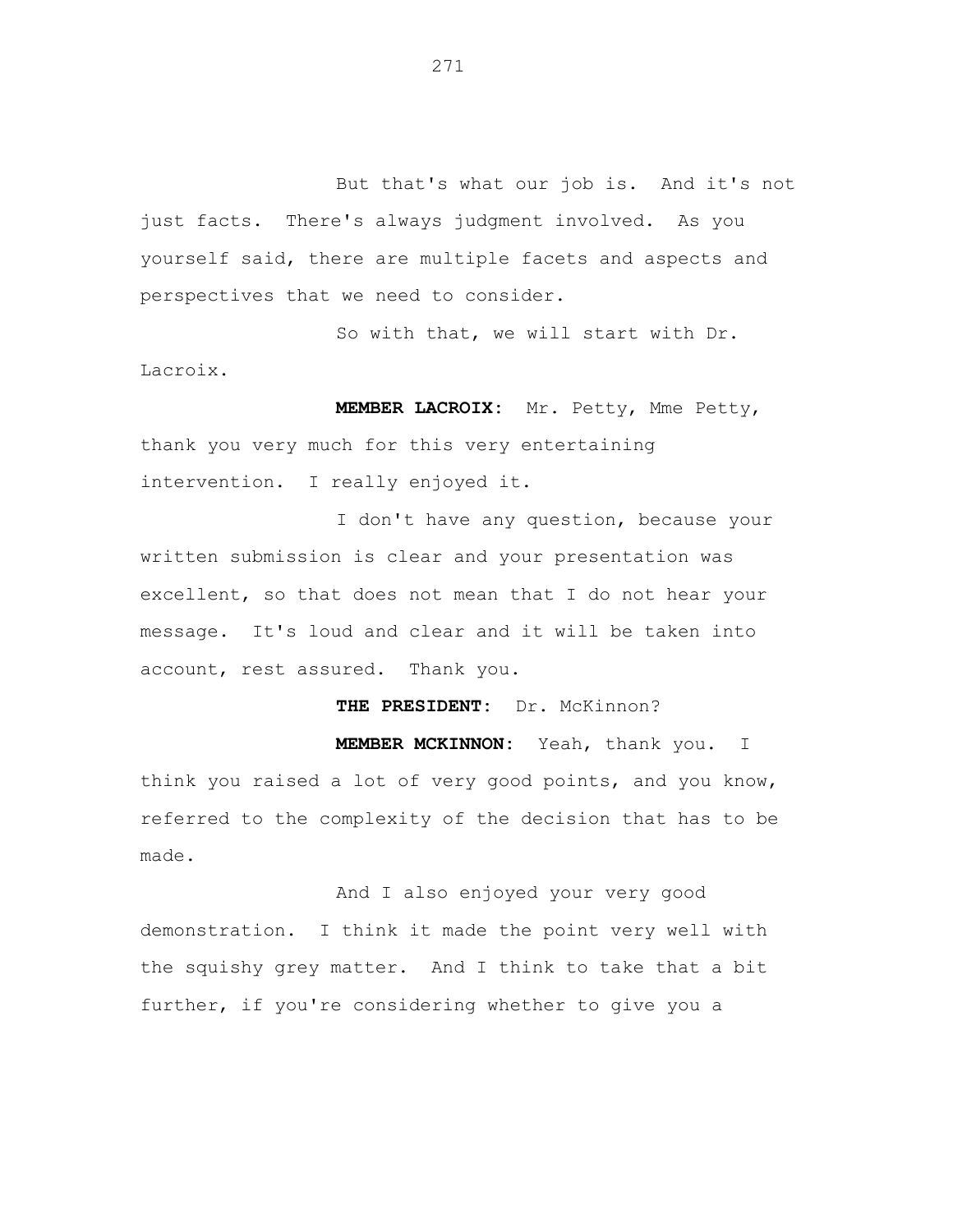But that's what our job is. And it's not just facts. There's always judgment involved. As you yourself said, there are multiple facets and aspects and perspectives that we need to consider.

So with that, we will start with Dr. Lacroix.

**MEMBER LACROIX:** Mr. Petty, Mme Petty, thank you very much for this very entertaining intervention. I really enjoyed it.

I don't have any question, because your written submission is clear and your presentation was excellent, so that does not mean that I do not hear your message. It's loud and clear and it will be taken into account, rest assured. Thank you.

**THE PRESIDENT:** Dr. McKinnon?

**MEMBER MCKINNON:** Yeah, thank you. I think you raised a lot of very good points, and you know, referred to the complexity of the decision that has to be made.

And I also enjoyed your very good demonstration. I think it made the point very well with the squishy grey matter. And I think to take that a bit further, if you're considering whether to give you a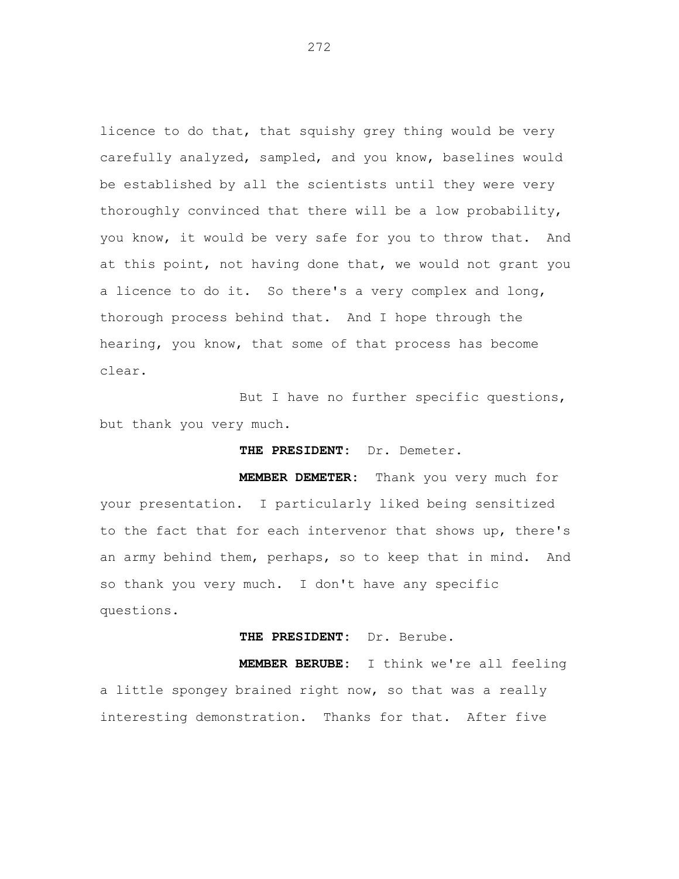licence to do that, that squishy grey thing would be very carefully analyzed, sampled, and you know, baselines would be established by all the scientists until they were very thoroughly convinced that there will be a low probability, you know, it would be very safe for you to throw that. And at this point, not having done that, we would not grant you a licence to do it. So there's a very complex and long, thorough process behind that. And I hope through the hearing, you know, that some of that process has become clear.

But I have no further specific questions, but thank you very much.

**THE PRESIDENT:** Dr. Demeter.

**MEMBER DEMETER:** Thank you very much for your presentation. I particularly liked being sensitized to the fact that for each intervenor that shows up, there's an army behind them, perhaps, so to keep that in mind. And so thank you very much. I don't have any specific questions.

**THE PRESIDENT:** Dr. Berube.

**MEMBER BERUBE:** I think we're all feeling a little spongey brained right now, so that was a really interesting demonstration. Thanks for that. After five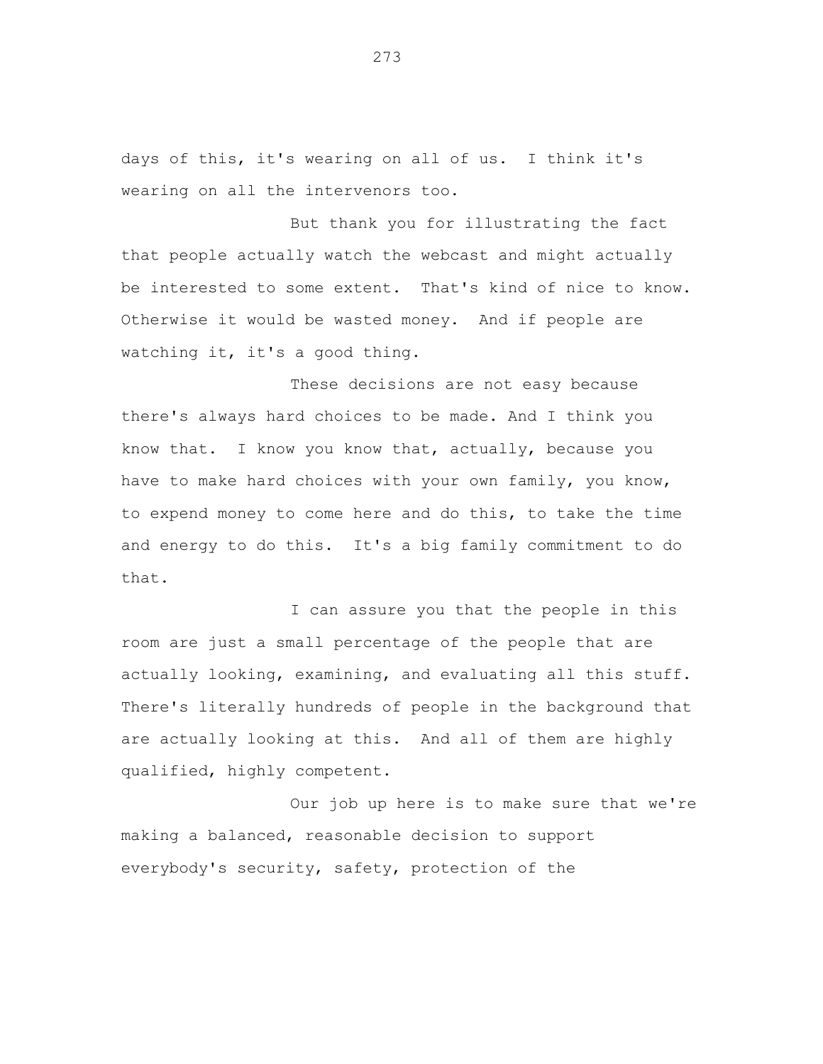days of this, it's wearing on all of us. I think it's wearing on all the intervenors too.

But thank you for illustrating the fact that people actually watch the webcast and might actually be interested to some extent. That's kind of nice to know. Otherwise it would be wasted money. And if people are watching it, it's a good thing.

These decisions are not easy because there's always hard choices to be made. And I think you know that. I know you know that, actually, because you have to make hard choices with your own family, you know, to expend money to come here and do this, to take the time and energy to do this. It's a big family commitment to do that.

I can assure you that the people in this room are just a small percentage of the people that are actually looking, examining, and evaluating all this stuff. There's literally hundreds of people in the background that are actually looking at this. And all of them are highly qualified, highly competent.

Our job up here is to make sure that we're making a balanced, reasonable decision to support everybody's security, safety, protection of the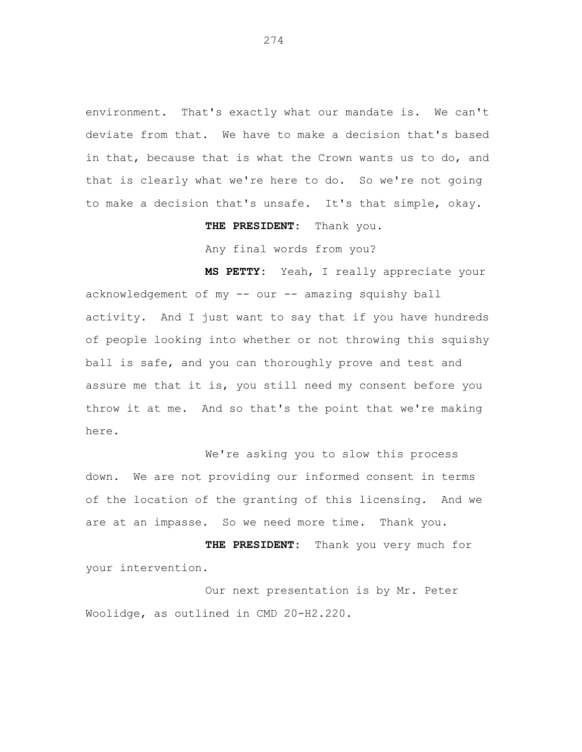environment. That's exactly what our mandate is. We can't deviate from that. We have to make a decision that's based in that, because that is what the Crown wants us to do, and that is clearly what we're here to do. So we're not going to make a decision that's unsafe. It's that simple, okay.

**THE PRESIDENT:** Thank you.

Any final words from you?

**MS PETTY:** Yeah, I really appreciate your acknowledgement of my -- our -- amazing squishy ball activity. And I just want to say that if you have hundreds of people looking into whether or not throwing this squishy ball is safe, and you can thoroughly prove and test and assure me that it is, you still need my consent before you throw it at me. And so that's the point that we're making here.

We're asking you to slow this process down. We are not providing our informed consent in terms of the location of the granting of this licensing. And we are at an impasse. So we need more time. Thank you.

**THE PRESIDENT:** Thank you very much for your intervention.

Our next presentation is by Mr. Peter Woolidge, as outlined in CMD 20-H2.220.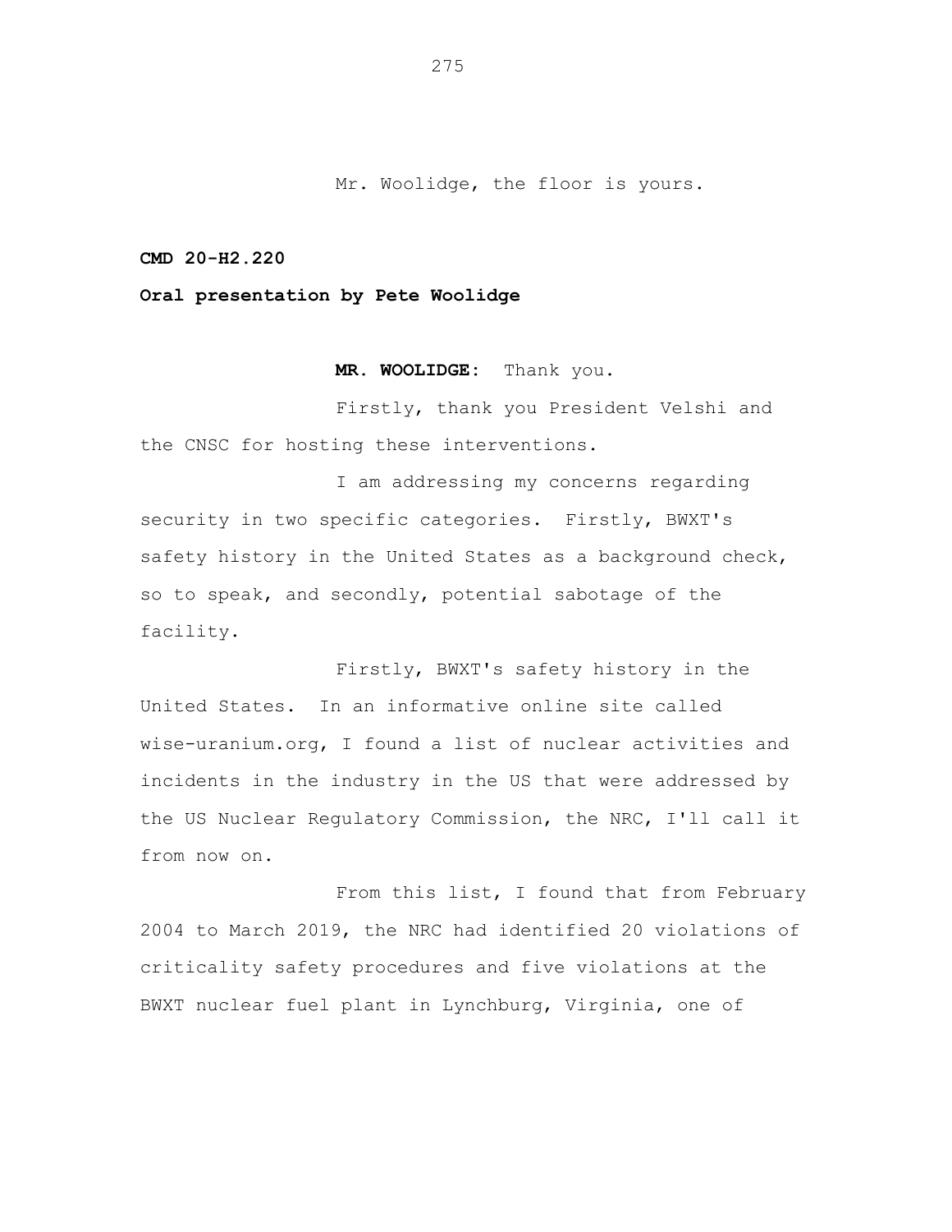Mr. Woolidge, the floor is yours.

**CMD 20-H2.220**

**Oral presentation by Pete Woolidge**

**MR. WOOLIDGE:** Thank you.

Firstly, thank you President Velshi and the CNSC for hosting these interventions.

I am addressing my concerns regarding security in two specific categories. Firstly, BWXT's safety history in the United States as a background check, so to speak, and secondly, potential sabotage of the facility.

Firstly, BWXT's safety history in the United States. In an informative online site called wise-uranium.org, I found a list of nuclear activities and incidents in the industry in the US that were addressed by the US Nuclear Regulatory Commission, the NRC, I'll call it from now on.

From this list, I found that from February 2004 to March 2019, the NRC had identified 20 violations of criticality safety procedures and five violations at the BWXT nuclear fuel plant in Lynchburg, Virginia, one of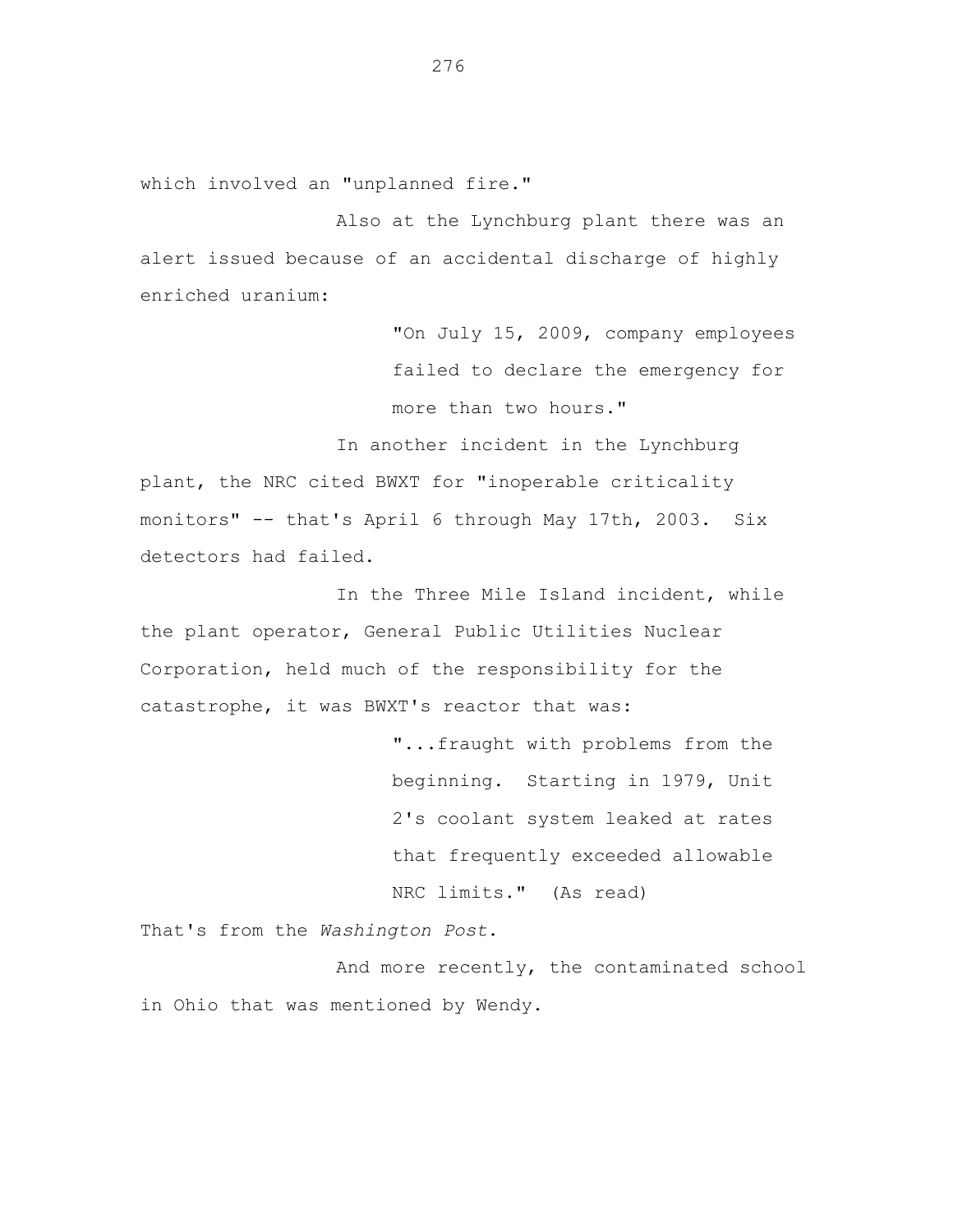which involved an "unplanned fire."

Also at the Lynchburg plant there was an alert issued because of an accidental discharge of highly enriched uranium:

> "On July 15, 2009, company employees failed to declare the emergency for more than two hours."

In another incident in the Lynchburg plant, the NRC cited BWXT for "inoperable criticality monitors" -- that's April 6 through May 17th, 2003. Six detectors had failed.

In the Three Mile Island incident, while the plant operator, General Public Utilities Nuclear Corporation, held much of the responsibility for the catastrophe, it was BWXT's reactor that was:

> "...fraught with problems from the beginning. Starting in 1979, Unit 2's coolant system leaked at rates that frequently exceeded allowable NRC limits." (As read)

That's from the *Washington Post*.

And more recently, the contaminated school in Ohio that was mentioned by Wendy.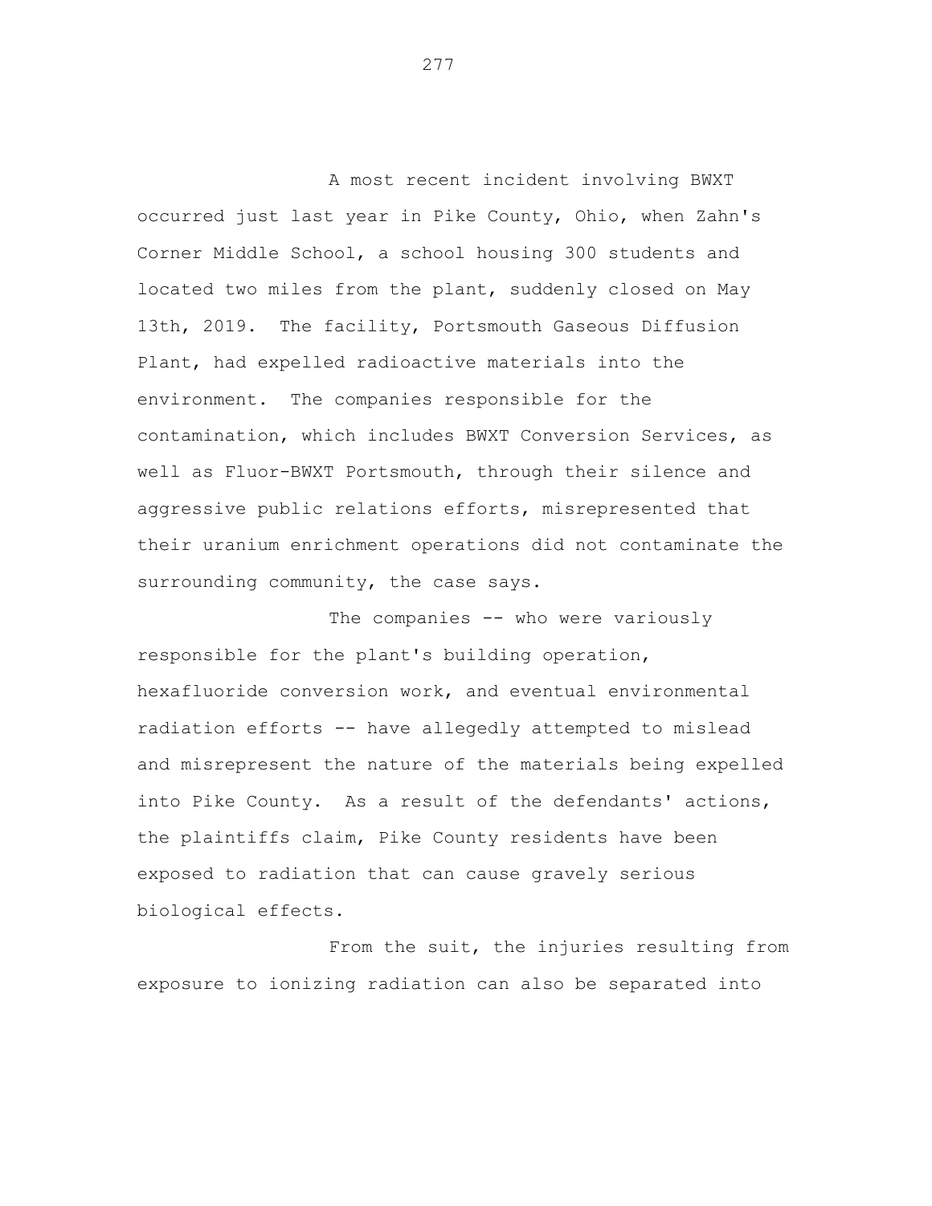A most recent incident involving BWXT occurred just last year in Pike County, Ohio, when Zahn's Corner Middle School, a school housing 300 students and located two miles from the plant, suddenly closed on May 13th, 2019. The facility, Portsmouth Gaseous Diffusion Plant, had expelled radioactive materials into the environment. The companies responsible for the contamination, which includes BWXT Conversion Services, as well as Fluor-BWXT Portsmouth, through their silence and aggressive public relations efforts, misrepresented that their uranium enrichment operations did not contaminate the surrounding community, the case says.

The companies -- who were variously responsible for the plant's building operation, hexafluoride conversion work, and eventual environmental radiation efforts -- have allegedly attempted to mislead and misrepresent the nature of the materials being expelled into Pike County. As a result of the defendants' actions, the plaintiffs claim, Pike County residents have been exposed to radiation that can cause gravely serious biological effects.

From the suit, the injuries resulting from exposure to ionizing radiation can also be separated into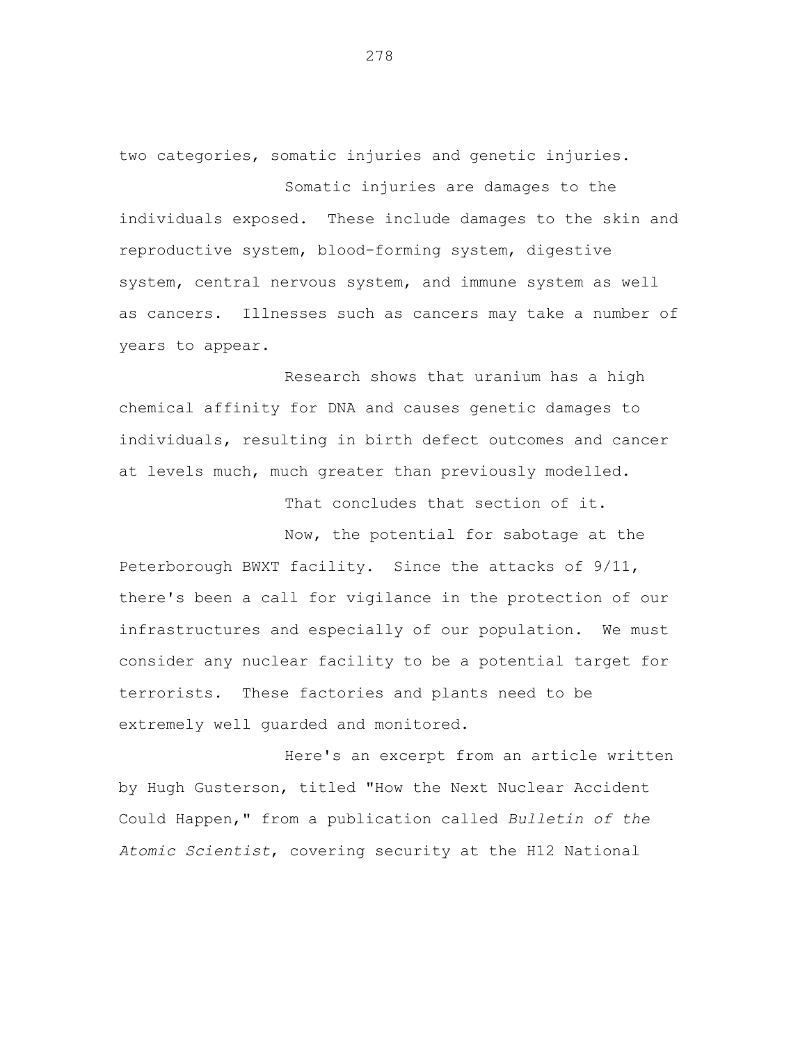two categories, somatic injuries and genetic injuries.

Somatic injuries are damages to the individuals exposed. These include damages to the skin and reproductive system, blood-forming system, digestive system, central nervous system, and immune system as well as cancers. Illnesses such as cancers may take a number of years to appear.

Research shows that uranium has a high chemical affinity for DNA and causes genetic damages to individuals, resulting in birth defect outcomes and cancer at levels much, much greater than previously modelled.

That concludes that section of it.

Now, the potential for sabotage at the Peterborough BWXT facility. Since the attacks of 9/11, there's been a call for vigilance in the protection of our infrastructures and especially of our population. We must consider any nuclear facility to be a potential target for terrorists. These factories and plants need to be extremely well guarded and monitored.

Here's an excerpt from an article written by Hugh Gusterson, titled "How the Next Nuclear Accident Could Happen," from a publication called *Bulletin of the Atomic Scientist*, covering security at the H12 National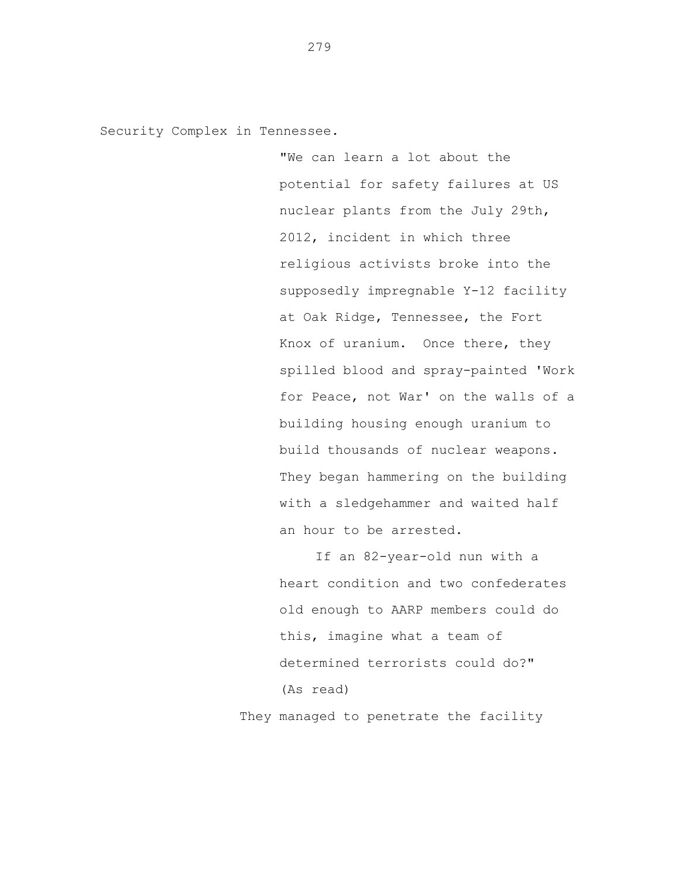Security Complex in Tennessee.

> "We can learn a lot about the potential for safety failures at US nuclear plants from the July 29th, 2012, incident in which three religious activists broke into the supposedly impregnable Y-12 facility at Oak Ridge, Tennessee, the Fort Knox of uranium. Once there, they spilled blood and spray-painted 'Work for Peace, not War' on the walls of a building housing enough uranium to build thousands of nuclear weapons. They began hammering on the building with a sledgehammer and waited half an hour to be arrested.
>
> If an 82-year-old nun with a heart condition and two confederates old enough to AARP members could do this, imagine what a team of determined terrorists could do?"
>
> (As read)

They managed to penetrate the facility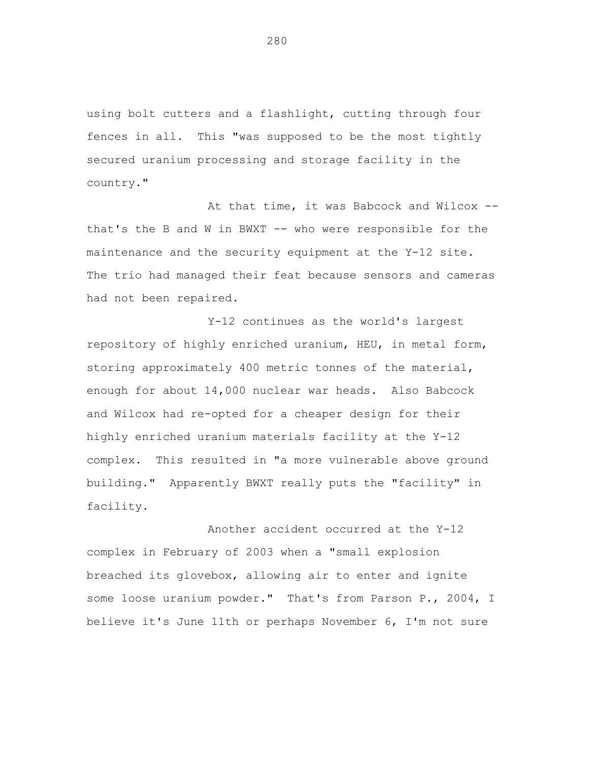using bolt cutters and a flashlight, cutting through four fences in all. This "was supposed to be the most tightly secured uranium processing and storage facility in the country."

At that time, it was Babcock and Wilcox -- that's the B and W in BWXT -- who were responsible for the maintenance and the security equipment at the Y-12 site. The trio had managed their feat because sensors and cameras had not been repaired.

Y-12 continues as the world's largest repository of highly enriched uranium, HEU, in metal form, storing approximately 400 metric tonnes of the material, enough for about 14,000 nuclear war heads. Also Babcock and Wilcox had re-opted for a cheaper design for their highly enriched uranium materials facility at the Y-12 complex. This resulted in "a more vulnerable above ground building." Apparently BWXT really puts the "facility" in facility.

Another accident occurred at the Y-12 complex in February of 2003 when a "small explosion breached its glovebox, allowing air to enter and ignite some loose uranium powder." That's from Parson P., 2004, I believe it's June 11th or perhaps November 6, I'm not sure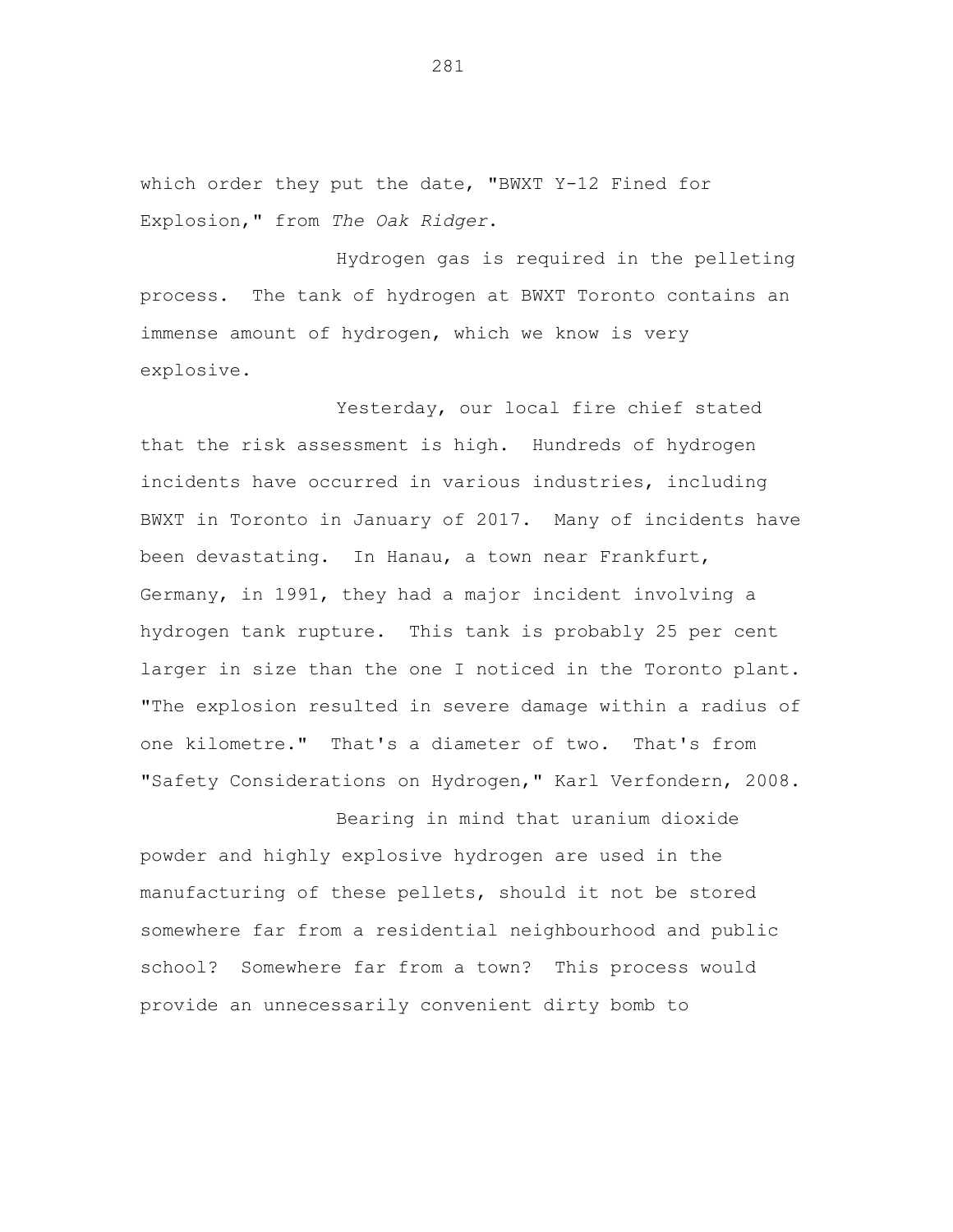which order they put the date, "BWXT Y-12 Fined for Explosion," from *The Oak Ridger*.

Hydrogen gas is required in the pelleting process. The tank of hydrogen at BWXT Toronto contains an immense amount of hydrogen, which we know is very explosive.

Yesterday, our local fire chief stated that the risk assessment is high. Hundreds of hydrogen incidents have occurred in various industries, including BWXT in Toronto in January of 2017. Many of incidents have been devastating. In Hanau, a town near Frankfurt, Germany, in 1991, they had a major incident involving a hydrogen tank rupture. This tank is probably 25 per cent larger in size than the one I noticed in the Toronto plant. "The explosion resulted in severe damage within a radius of one kilometre." That's a diameter of two. That's from "Safety Considerations on Hydrogen," Karl Verfondern, 2008.

Bearing in mind that uranium dioxide powder and highly explosive hydrogen are used in the manufacturing of these pellets, should it not be stored somewhere far from a residential neighbourhood and public school? Somewhere far from a town? This process would provide an unnecessarily convenient dirty bomb to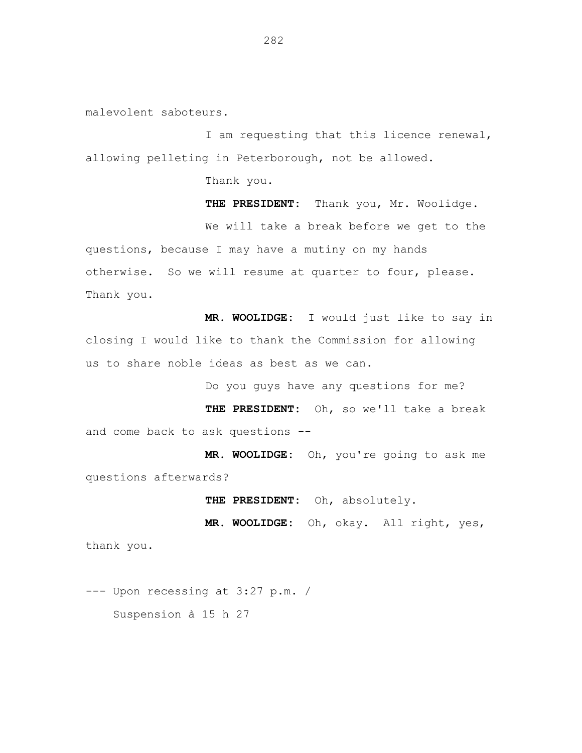malevolent saboteurs.

I am requesting that this licence renewal, allowing pelleting in Peterborough, not be allowed.

Thank you.

**THE PRESIDENT:** Thank you, Mr. Woolidge.

We will take a break before we get to the questions, because I may have a mutiny on my hands otherwise. So we will resume at quarter to four, please. Thank you.

**MR. WOOLIDGE:** I would just like to say in closing I would like to thank the Commission for allowing us to share noble ideas as best as we can.

Do you guys have any questions for me?

**THE PRESIDENT:** Oh, so we'll take a break and come back to ask questions --

**MR. WOOLIDGE:** Oh, you're going to ask me questions afterwards?

**THE PRESIDENT:** Oh, absolutely.

**MR. WOOLIDGE:** Oh, okay. All right, yes, thank you.

--- Upon recessing at 3:27 p.m. /
Suspension à 15 h 27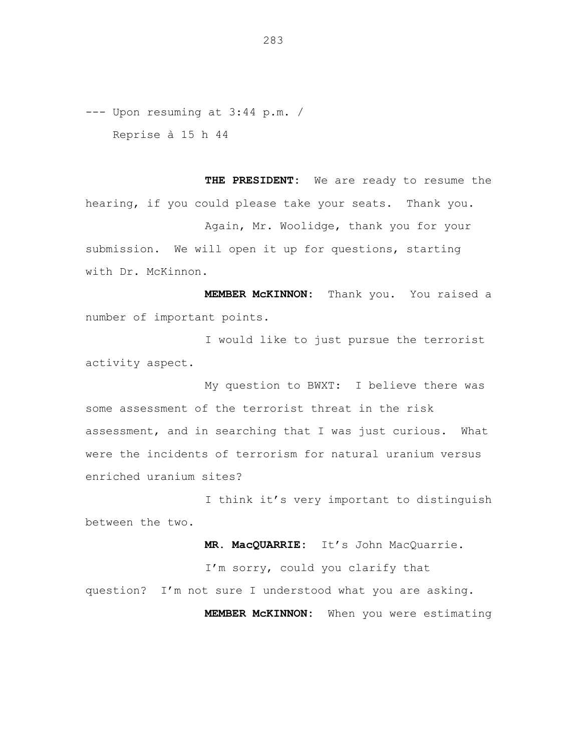--- Upon resuming at 3:44 p.m. /
Reprise à 15 h 44

**THE PRESIDENT:** We are ready to resume the hearing, if you could please take your seats. Thank you.

Again, Mr. Woolidge, thank you for your submission. We will open it up for questions, starting with Dr. McKinnon.

**MEMBER McKINNON:** Thank you. You raised a number of important points.

I would like to just pursue the terrorist activity aspect.

My question to BWXT: I believe there was some assessment of the terrorist threat in the risk assessment, and in searching that I was just curious. What were the incidents of terrorism for natural uranium versus enriched uranium sites?

I think it's very important to distinguish between the two.

**MR. MacQUARRIE:** It's John MacQuarrie.

I'm sorry, could you clarify that question? I'm not sure I understood what you are asking.

**MEMBER McKINNON:** When you were estimating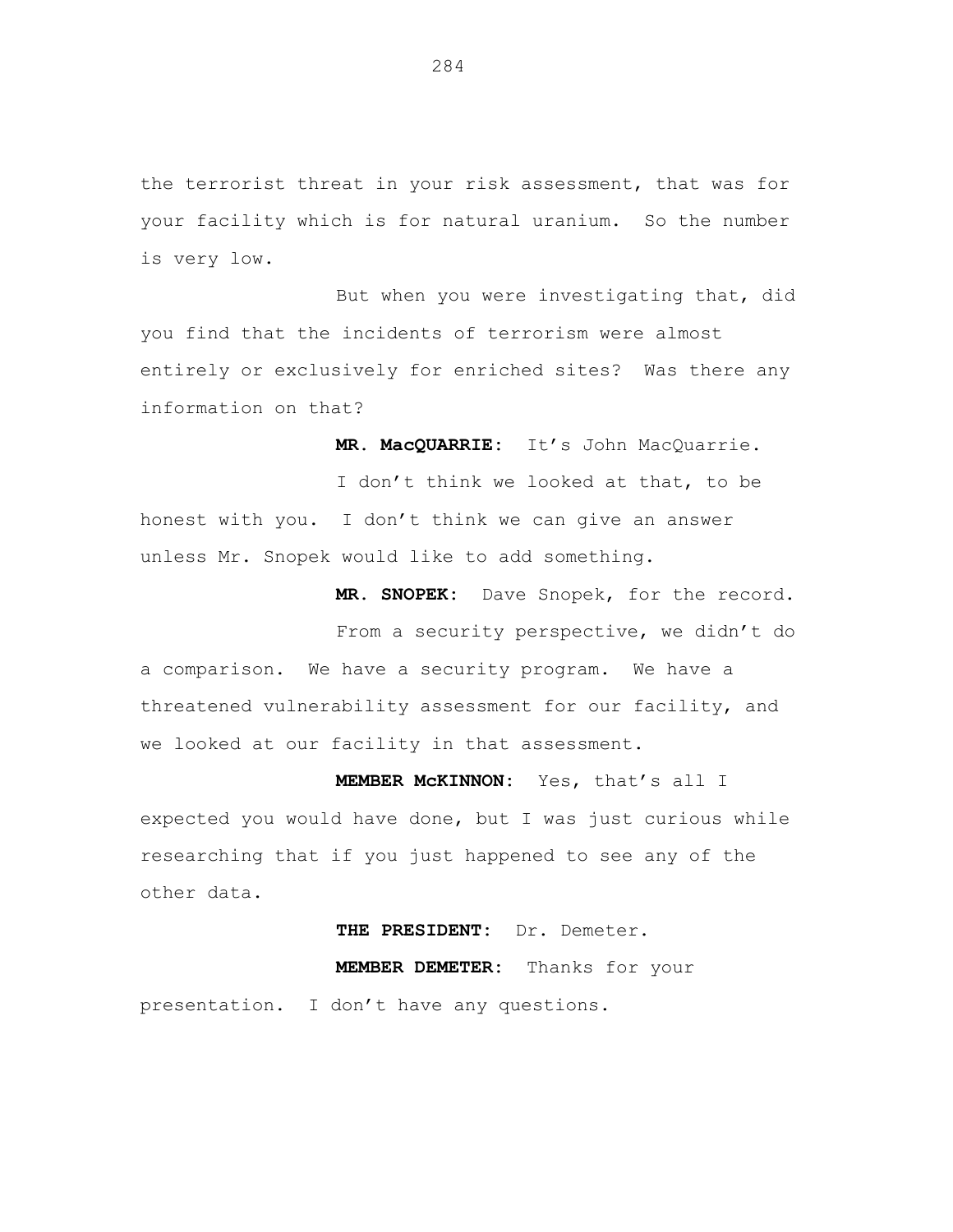the terrorist threat in your risk assessment, that was for your facility which is for natural uranium. So the number is very low.

But when you were investigating that, did you find that the incidents of terrorism were almost entirely or exclusively for enriched sites? Was there any information on that?

**MR. MacQUARRIE:** It's John MacQuarrie.

I don't think we looked at that, to be honest with you. I don't think we can give an answer unless Mr. Snopek would like to add something.

**MR. SNOPEK:** Dave Snopek, for the record.

From a security perspective, we didn't do a comparison. We have a security program. We have a threatened vulnerability assessment for our facility, and we looked at our facility in that assessment.

**MEMBER McKINNON:** Yes, that's all I expected you would have done, but I was just curious while researching that if you just happened to see any of the other data.

**THE PRESIDENT:** Dr. Demeter.

**MEMBER DEMETER:** Thanks for your presentation. I don't have any questions.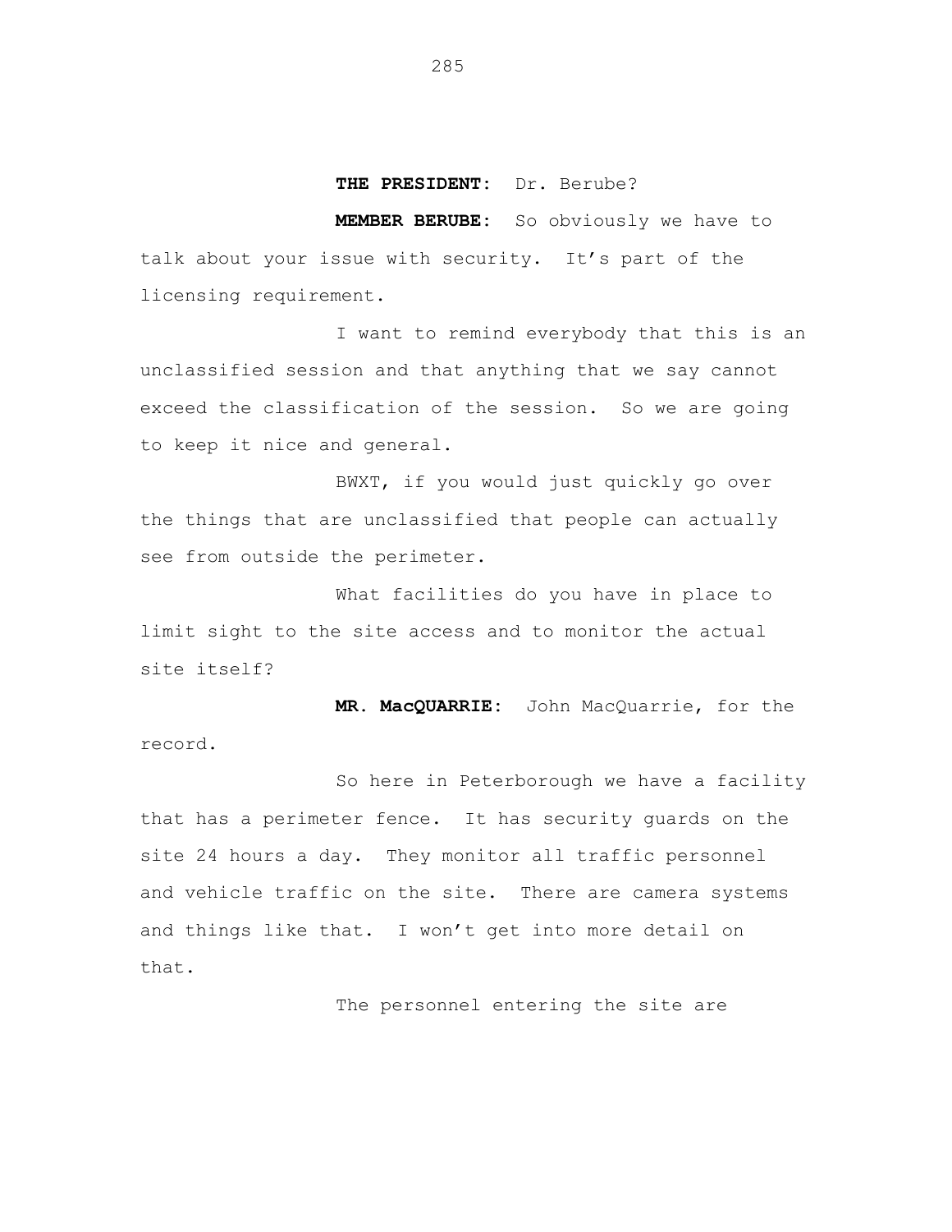**THE PRESIDENT:** Dr. Berube?

**MEMBER BERUBE:** So obviously we have to talk about your issue with security. It's part of the licensing requirement.

I want to remind everybody that this is an unclassified session and that anything that we say cannot exceed the classification of the session. So we are going to keep it nice and general.

BWXT, if you would just quickly go over the things that are unclassified that people can actually see from outside the perimeter.

What facilities do you have in place to limit sight to the site access and to monitor the actual site itself?

**MR. MacQUARRIE:** John MacQuarrie, for the record.

So here in Peterborough we have a facility that has a perimeter fence. It has security guards on the site 24 hours a day. They monitor all traffic personnel and vehicle traffic on the site. There are camera systems and things like that. I won't get into more detail on that.

The personnel entering the site are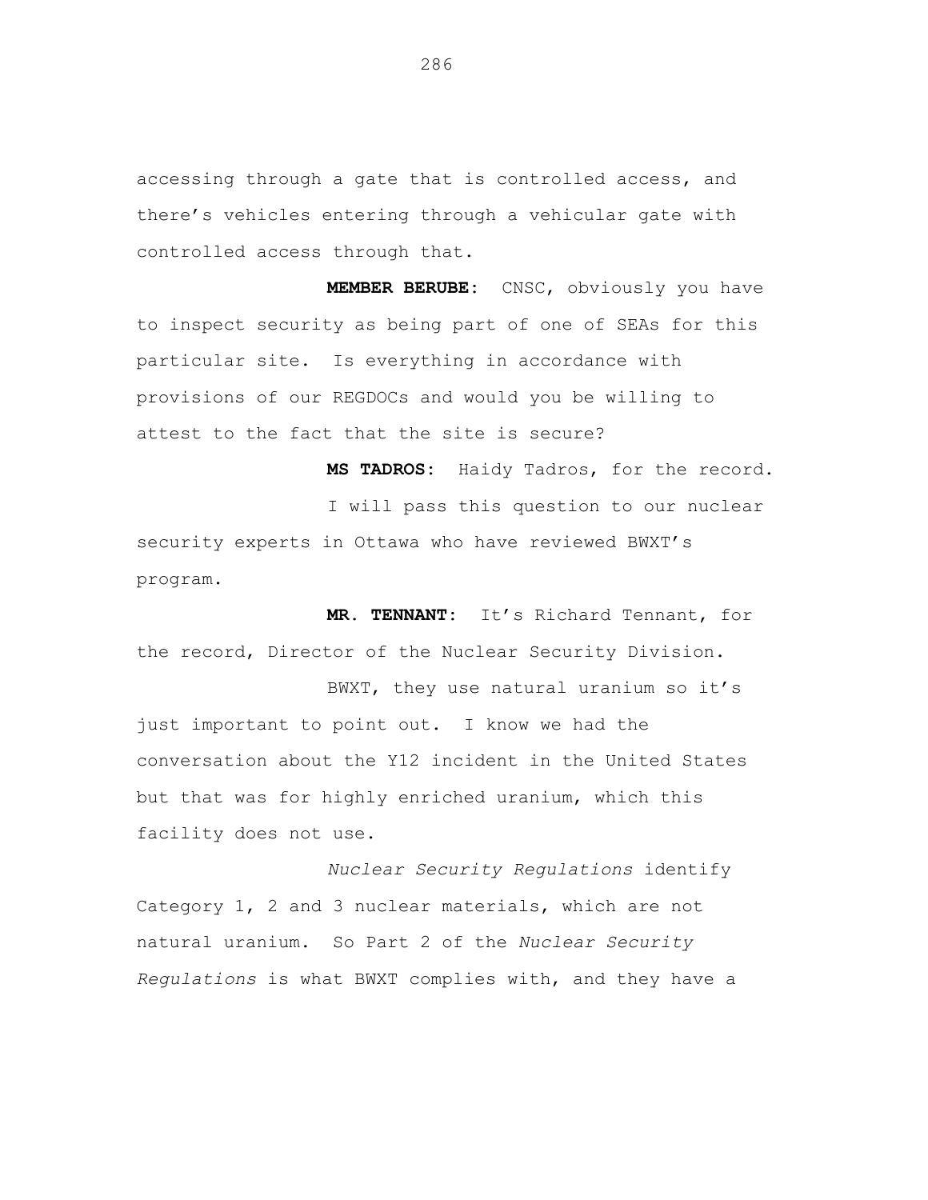accessing through a gate that is controlled access, and there's vehicles entering through a vehicular gate with controlled access through that.

**MEMBER BERUBE:** CNSC, obviously you have to inspect security as being part of one of SEAs for this particular site. Is everything in accordance with provisions of our REGDOCs and would you be willing to attest to the fact that the site is secure?

**MS TADROS:** Haidy Tadros, for the record.

I will pass this question to our nuclear security experts in Ottawa who have reviewed BWXT's program.

**MR. TENNANT:** It's Richard Tennant, for the record, Director of the Nuclear Security Division.

BWXT, they use natural uranium so it's just important to point out. I know we had the conversation about the Y12 incident in the United States but that was for highly enriched uranium, which this facility does not use.

*Nuclear Security Regulations* identify Category 1, 2 and 3 nuclear materials, which are not natural uranium. So Part 2 of the *Nuclear Security Regulations* is what BWXT complies with, and they have a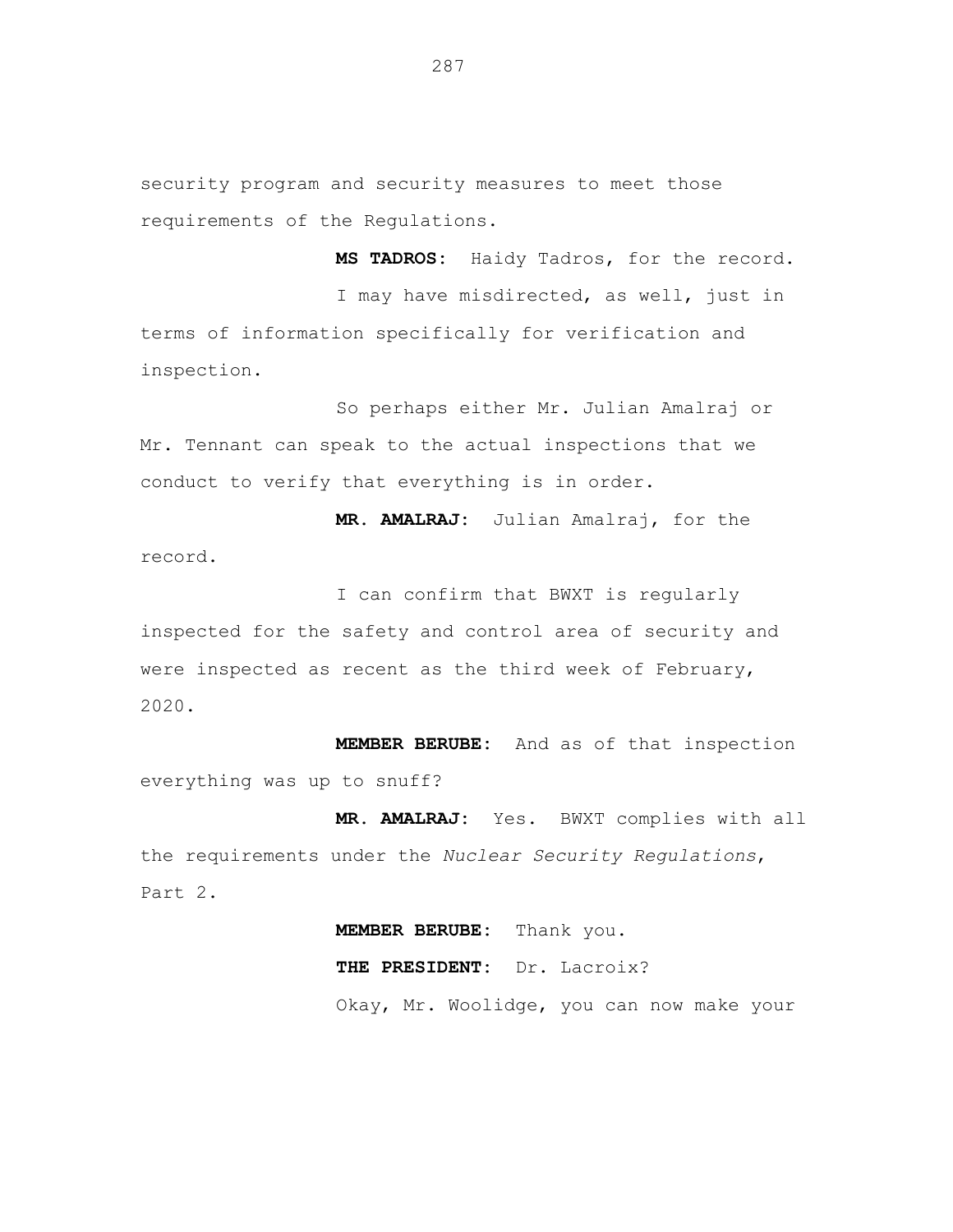security program and security measures to meet those requirements of the Regulations.

**MS TADROS:** Haidy Tadros, for the record.

I may have misdirected, as well, just in terms of information specifically for verification and inspection.

So perhaps either Mr. Julian Amalraj or Mr. Tennant can speak to the actual inspections that we conduct to verify that everything is in order.

**MR. AMALRAJ:** Julian Amalraj, for the record.

I can confirm that BWXT is regularly inspected for the safety and control area of security and were inspected as recent as the third week of February, 2020.

**MEMBER BERUBE:** And as of that inspection everything was up to snuff?

**MR. AMALRAJ:** Yes. BWXT complies with all the requirements under the *Nuclear Security Regulations*, Part 2.

**MEMBER BERUBE:** Thank you.

**THE PRESIDENT:** Dr. Lacroix?

Okay, Mr. Woolidge, you can now make your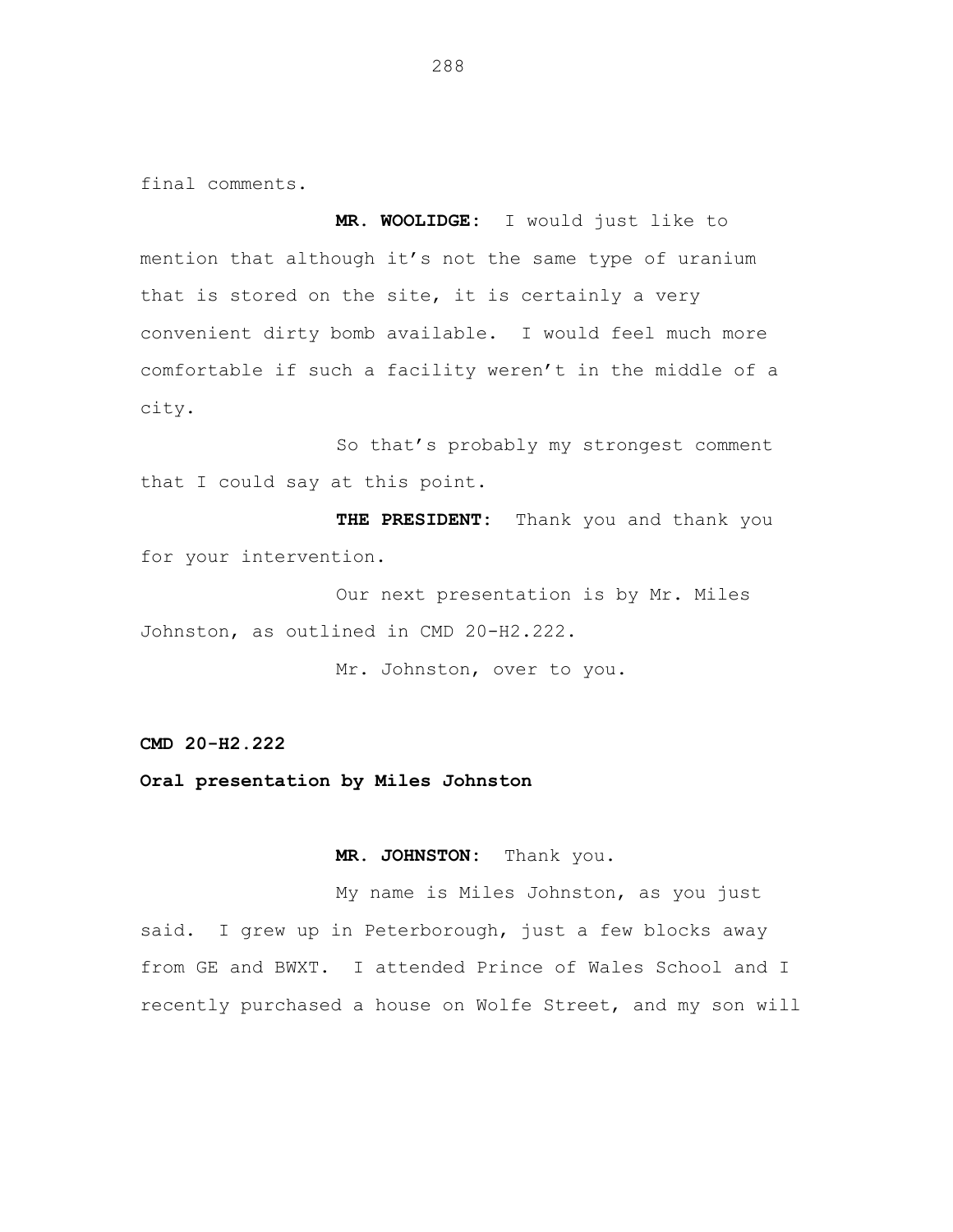final comments.

**MR. WOOLIDGE:** I would just like to mention that although it's not the same type of uranium that is stored on the site, it is certainly a very convenient dirty bomb available. I would feel much more comfortable if such a facility weren't in the middle of a city.

So that's probably my strongest comment that I could say at this point.

**THE PRESIDENT:** Thank you and thank you for your intervention.

Our next presentation is by Mr. Miles Johnston, as outlined in CMD 20-H2.222.

Mr. Johnston, over to you.

**CMD 20-H2.222**

**Oral presentation by Miles Johnston**

**MR. JOHNSTON:** Thank you.

My name is Miles Johnston, as you just said. I grew up in Peterborough, just a few blocks away from GE and BWXT. I attended Prince of Wales School and I recently purchased a house on Wolfe Street, and my son will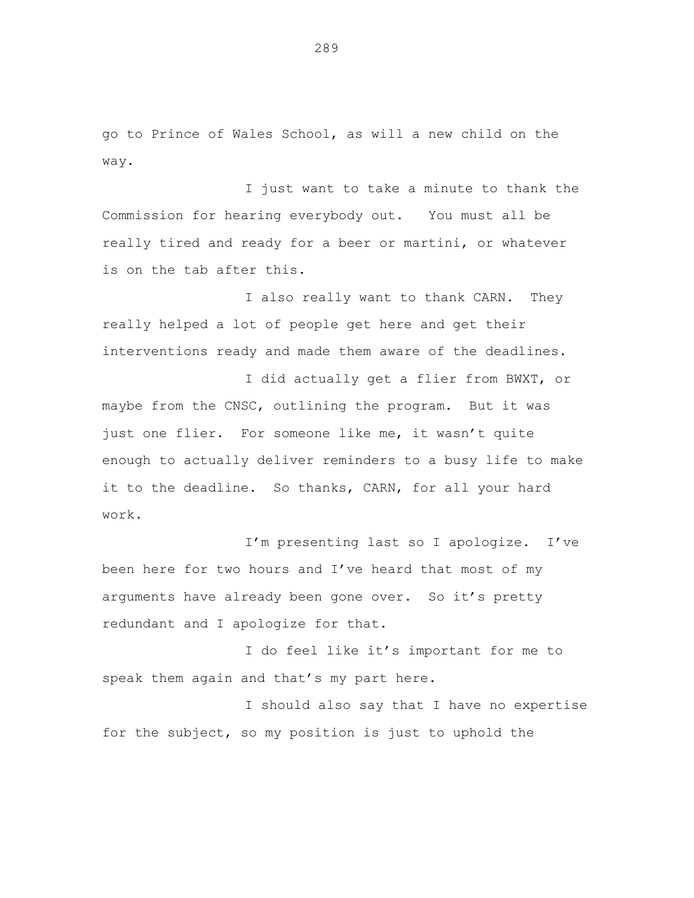go to Prince of Wales School, as will a new child on the way.

I just want to take a minute to thank the Commission for hearing everybody out. You must all be really tired and ready for a beer or martini, or whatever is on the tab after this.

I also really want to thank CARN. They really helped a lot of people get here and get their interventions ready and made them aware of the deadlines.

I did actually get a flier from BWXT, or maybe from the CNSC, outlining the program. But it was just one flier. For someone like me, it wasn't quite enough to actually deliver reminders to a busy life to make it to the deadline. So thanks, CARN, for all your hard work.

I'm presenting last so I apologize. I've been here for two hours and I've heard that most of my arguments have already been gone over. So it's pretty redundant and I apologize for that.

I do feel like it's important for me to speak them again and that's my part here.

I should also say that I have no expertise for the subject, so my position is just to uphold the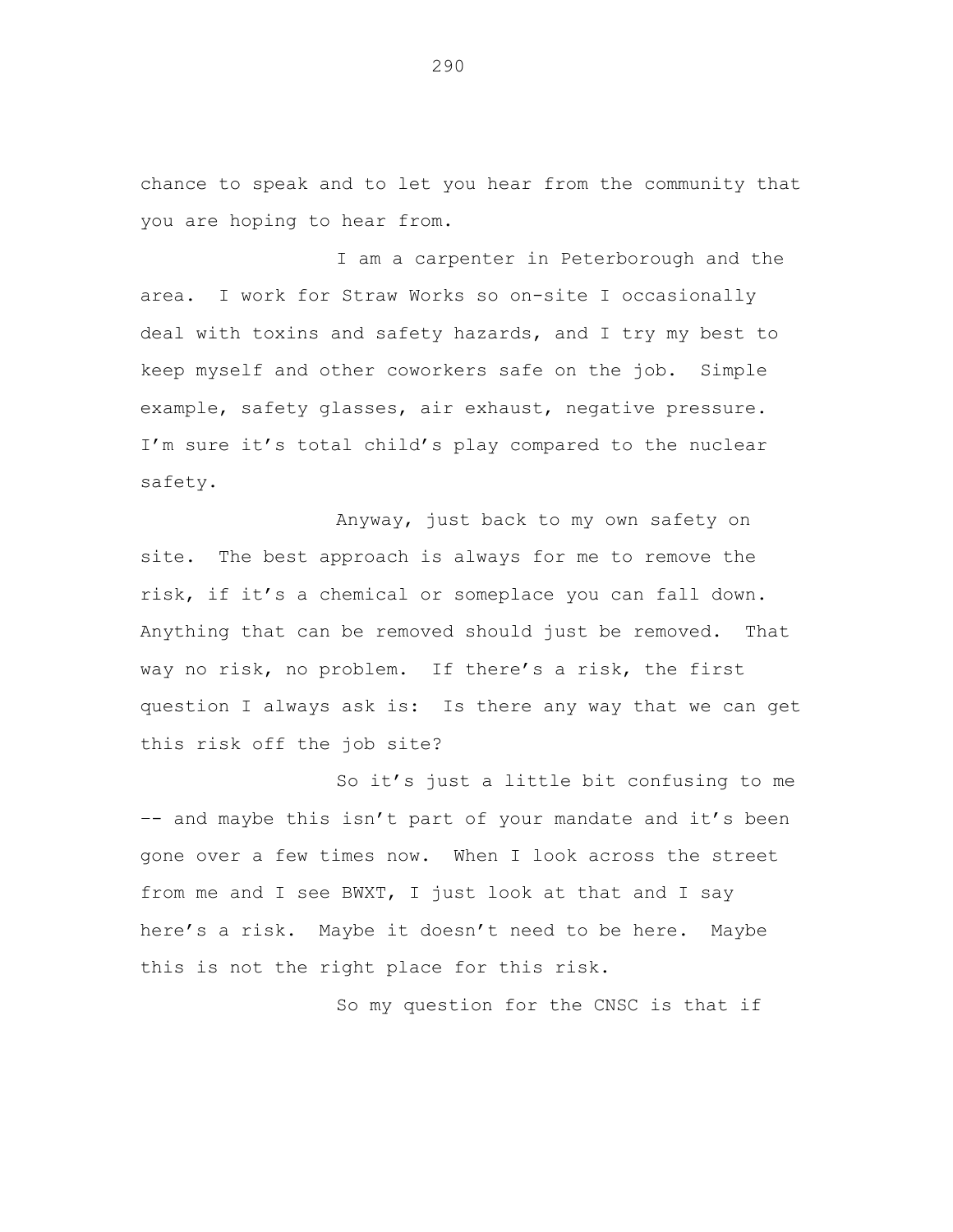chance to speak and to let you hear from the community that you are hoping to hear from.

I am a carpenter in Peterborough and the area. I work for Straw Works so on-site I occasionally deal with toxins and safety hazards, and I try my best to keep myself and other coworkers safe on the job. Simple example, safety glasses, air exhaust, negative pressure. I'm sure it's total child's play compared to the nuclear safety.

Anyway, just back to my own safety on site. The best approach is always for me to remove the risk, if it's a chemical or someplace you can fall down. Anything that can be removed should just be removed. That way no risk, no problem. If there's a risk, the first question I always ask is: Is there any way that we can get this risk off the job site?

So it's just a little bit confusing to me -- and maybe this isn't part of your mandate and it's been gone over a few times now. When I look across the street from me and I see BWXT, I just look at that and I say here's a risk. Maybe it doesn't need to be here. Maybe this is not the right place for this risk.

So my question for the CNSC is that if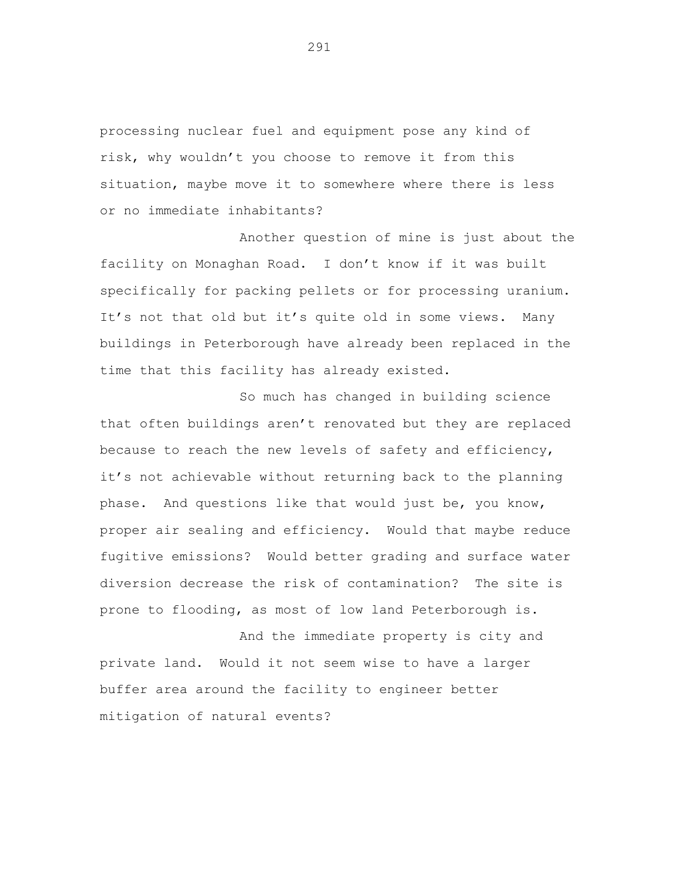processing nuclear fuel and equipment pose any kind of risk, why wouldn't you choose to remove it from this situation, maybe move it to somewhere where there is less or no immediate inhabitants?

Another question of mine is just about the facility on Monaghan Road. I don't know if it was built specifically for packing pellets or for processing uranium. It's not that old but it's quite old in some views. Many buildings in Peterborough have already been replaced in the time that this facility has already existed.

So much has changed in building science that often buildings aren't renovated but they are replaced because to reach the new levels of safety and efficiency, it's not achievable without returning back to the planning phase. And questions like that would just be, you know, proper air sealing and efficiency. Would that maybe reduce fugitive emissions? Would better grading and surface water diversion decrease the risk of contamination? The site is prone to flooding, as most of low land Peterborough is.

And the immediate property is city and private land. Would it not seem wise to have a larger buffer area around the facility to engineer better mitigation of natural events?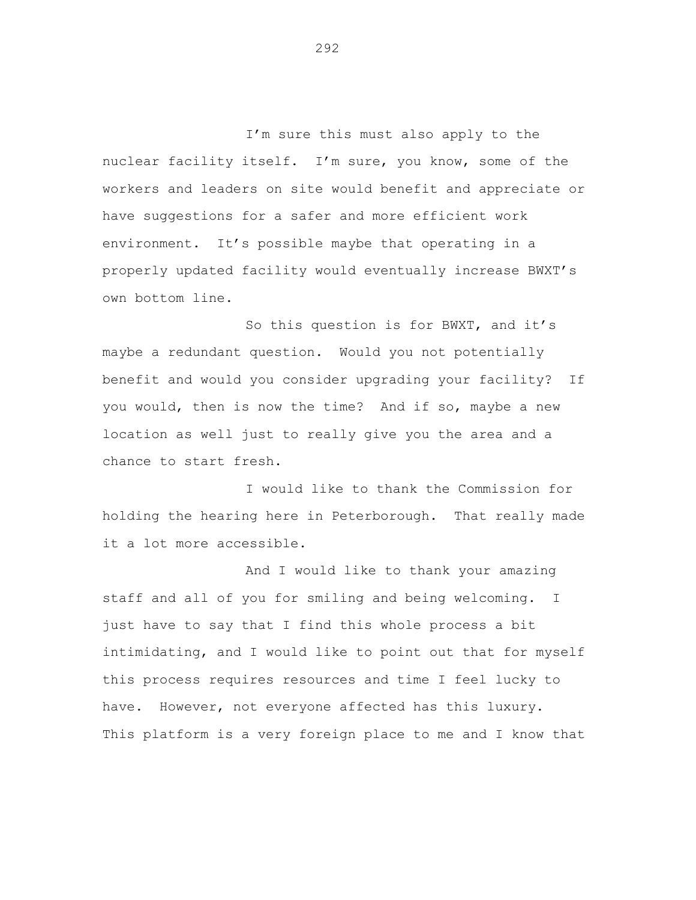I'm sure this must also apply to the nuclear facility itself. I'm sure, you know, some of the workers and leaders on site would benefit and appreciate or have suggestions for a safer and more efficient work environment. It's possible maybe that operating in a properly updated facility would eventually increase BWXT's own bottom line.

So this question is for BWXT, and it's maybe a redundant question. Would you not potentially benefit and would you consider upgrading your facility? If you would, then is now the time? And if so, maybe a new location as well just to really give you the area and a chance to start fresh.

I would like to thank the Commission for holding the hearing here in Peterborough. That really made it a lot more accessible.

And I would like to thank your amazing staff and all of you for smiling and being welcoming. I just have to say that I find this whole process a bit intimidating, and I would like to point out that for myself this process requires resources and time I feel lucky to have. However, not everyone affected has this luxury. This platform is a very foreign place to me and I know that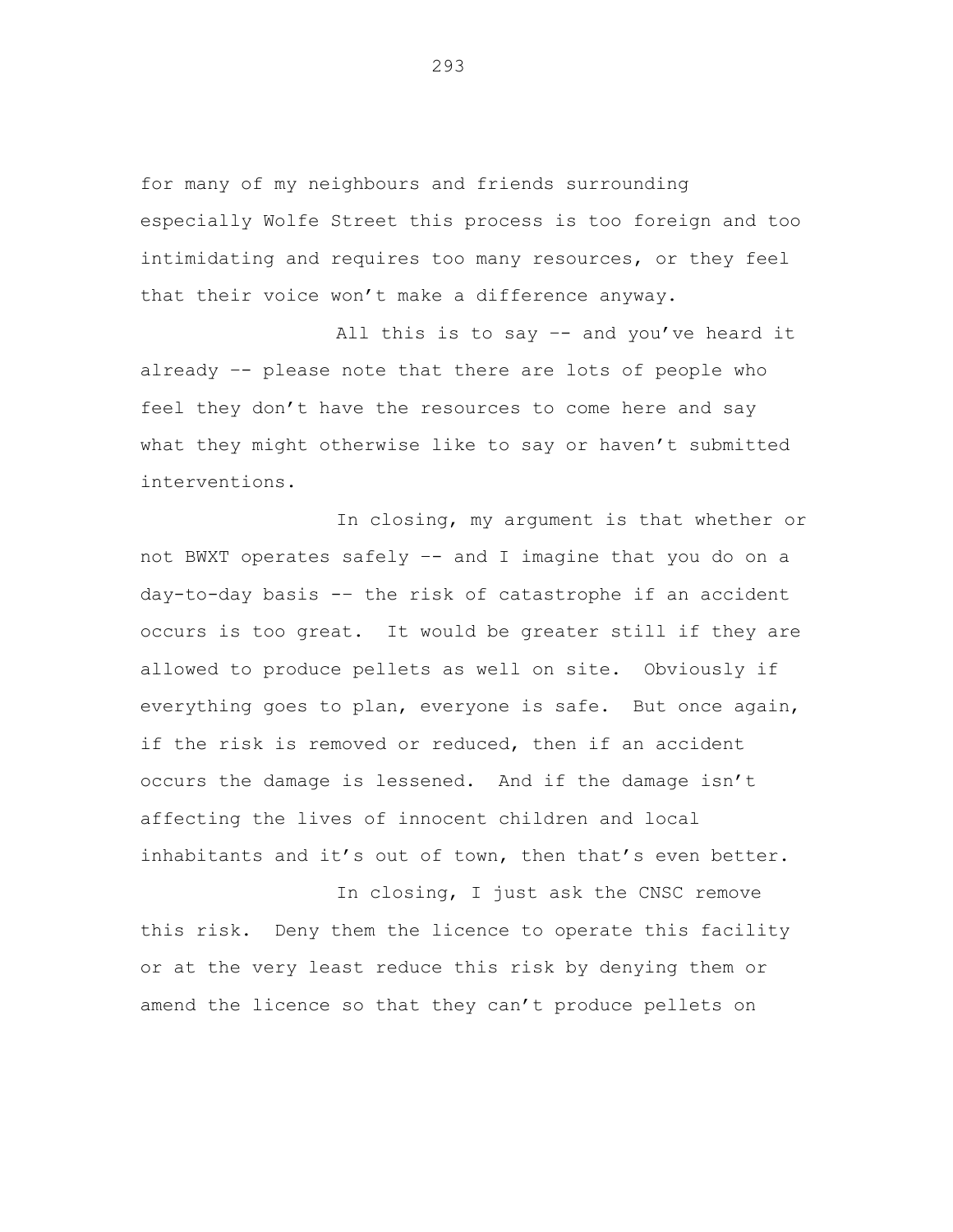for many of my neighbours and friends surrounding especially Wolfe Street this process is too foreign and too intimidating and requires too many resources, or they feel that their voice won't make a difference anyway.

All this is to say –- and you've heard it already –- please note that there are lots of people who feel they don't have the resources to come here and say what they might otherwise like to say or haven't submitted interventions.

In closing, my argument is that whether or not BWXT operates safely –- and I imagine that you do on a day-to-day basis –- the risk of catastrophe if an accident occurs is too great. It would be greater still if they are allowed to produce pellets as well on site. Obviously if everything goes to plan, everyone is safe. But once again, if the risk is removed or reduced, then if an accident occurs the damage is lessened. And if the damage isn't affecting the lives of innocent children and local inhabitants and it's out of town, then that's even better.

In closing, I just ask the CNSC remove this risk. Deny them the licence to operate this facility or at the very least reduce this risk by denying them or amend the licence so that they can't produce pellets on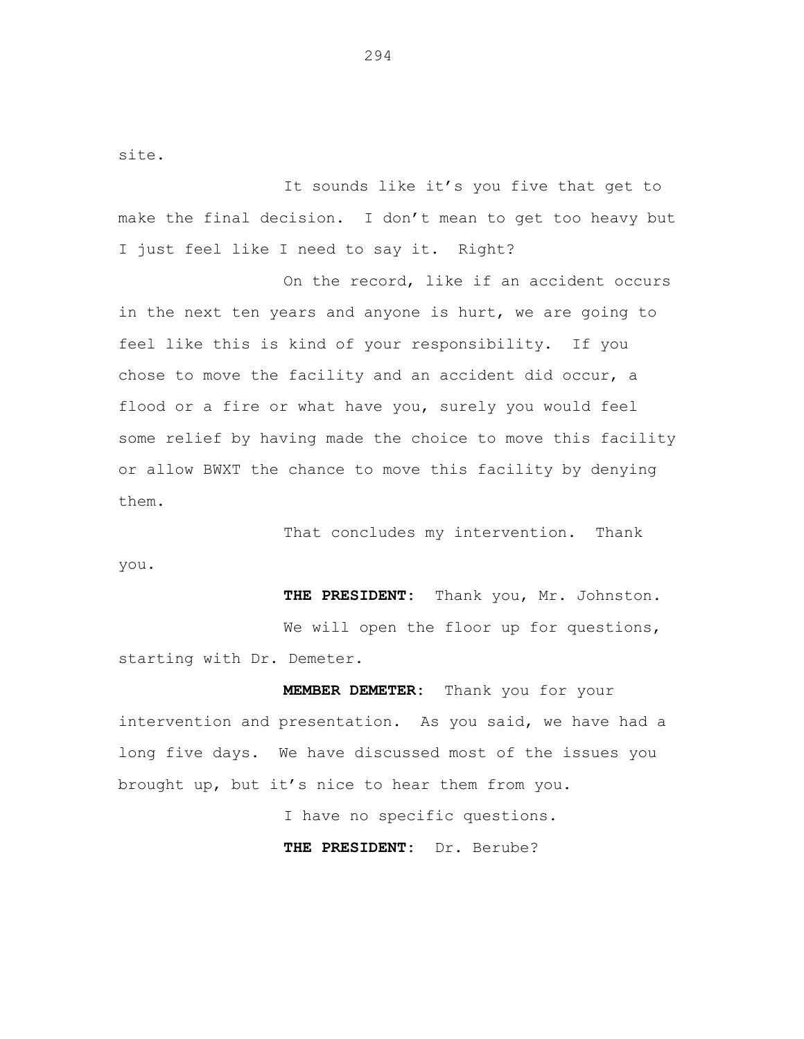site.

It sounds like it's you five that get to make the final decision. I don't mean to get too heavy but I just feel like I need to say it. Right?

On the record, like if an accident occurs in the next ten years and anyone is hurt, we are going to feel like this is kind of your responsibility. If you chose to move the facility and an accident did occur, a flood or a fire or what have you, surely you would feel some relief by having made the choice to move this facility or allow BWXT the chance to move this facility by denying them.

That concludes my intervention. Thank you.

**THE PRESIDENT:** Thank you, Mr. Johnston.

We will open the floor up for questions, starting with Dr. Demeter.

**MEMBER DEMETER:** Thank you for your intervention and presentation. As you said, we have had a long five days. We have discussed most of the issues you brought up, but it's nice to hear them from you.

I have no specific questions.

**THE PRESIDENT:** Dr. Berube?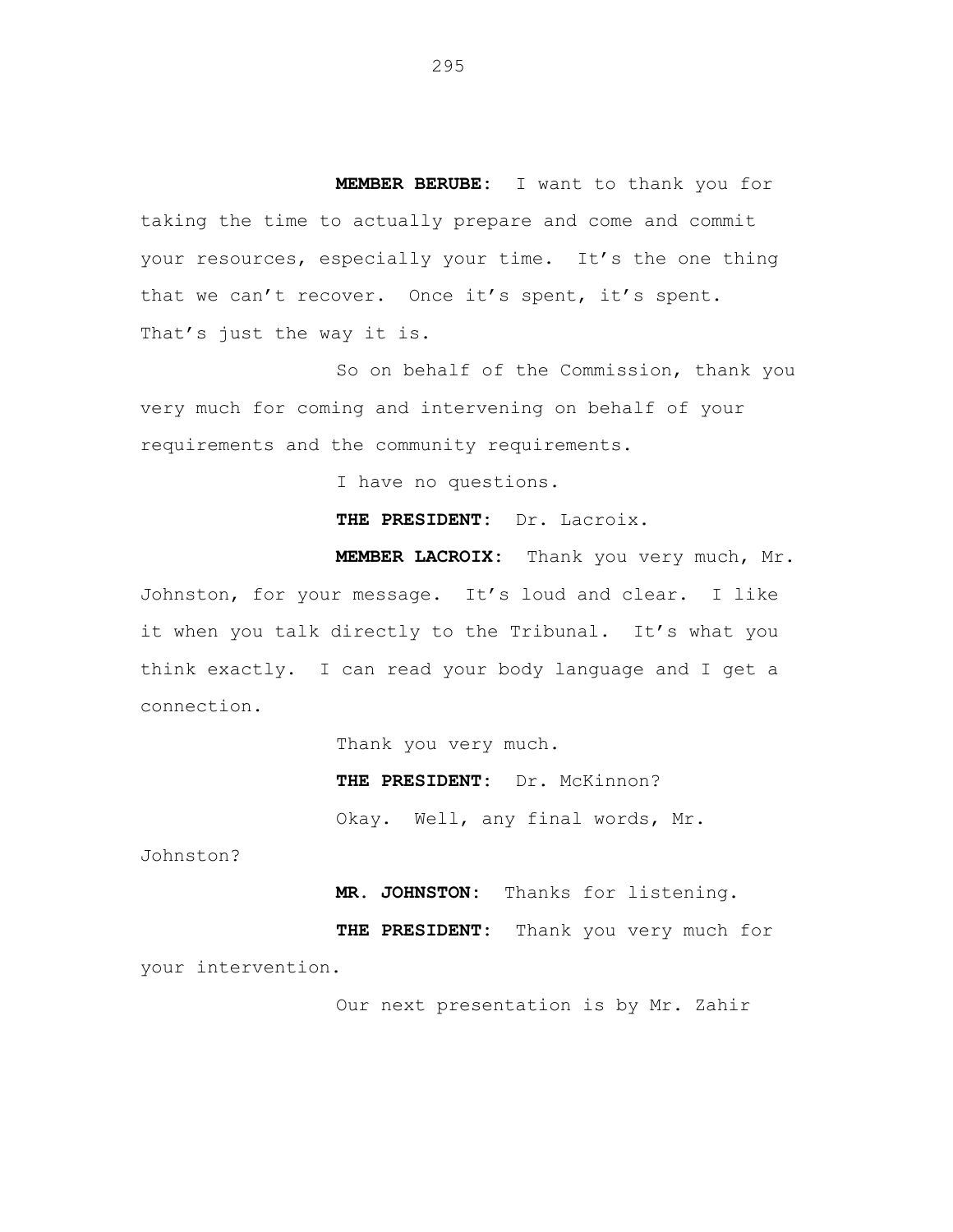**MEMBER BERUBE:** I want to thank you for taking the time to actually prepare and come and commit your resources, especially your time. It's the one thing that we can't recover. Once it's spent, it's spent. That's just the way it is.

So on behalf of the Commission, thank you very much for coming and intervening on behalf of your requirements and the community requirements.

I have no questions.

**THE PRESIDENT:** Dr. Lacroix.

**MEMBER LACROIX:** Thank you very much, Mr. Johnston, for your message. It's loud and clear. I like it when you talk directly to the Tribunal. It's what you think exactly. I can read your body language and I get a connection.

Thank you very much.

**THE PRESIDENT:** Dr. McKinnon?

Okay. Well, any final words, Mr. Johnston?

**MR. JOHNSTON:** Thanks for listening.

**THE PRESIDENT:** Thank you very much for your intervention.

Our next presentation is by Mr. Zahir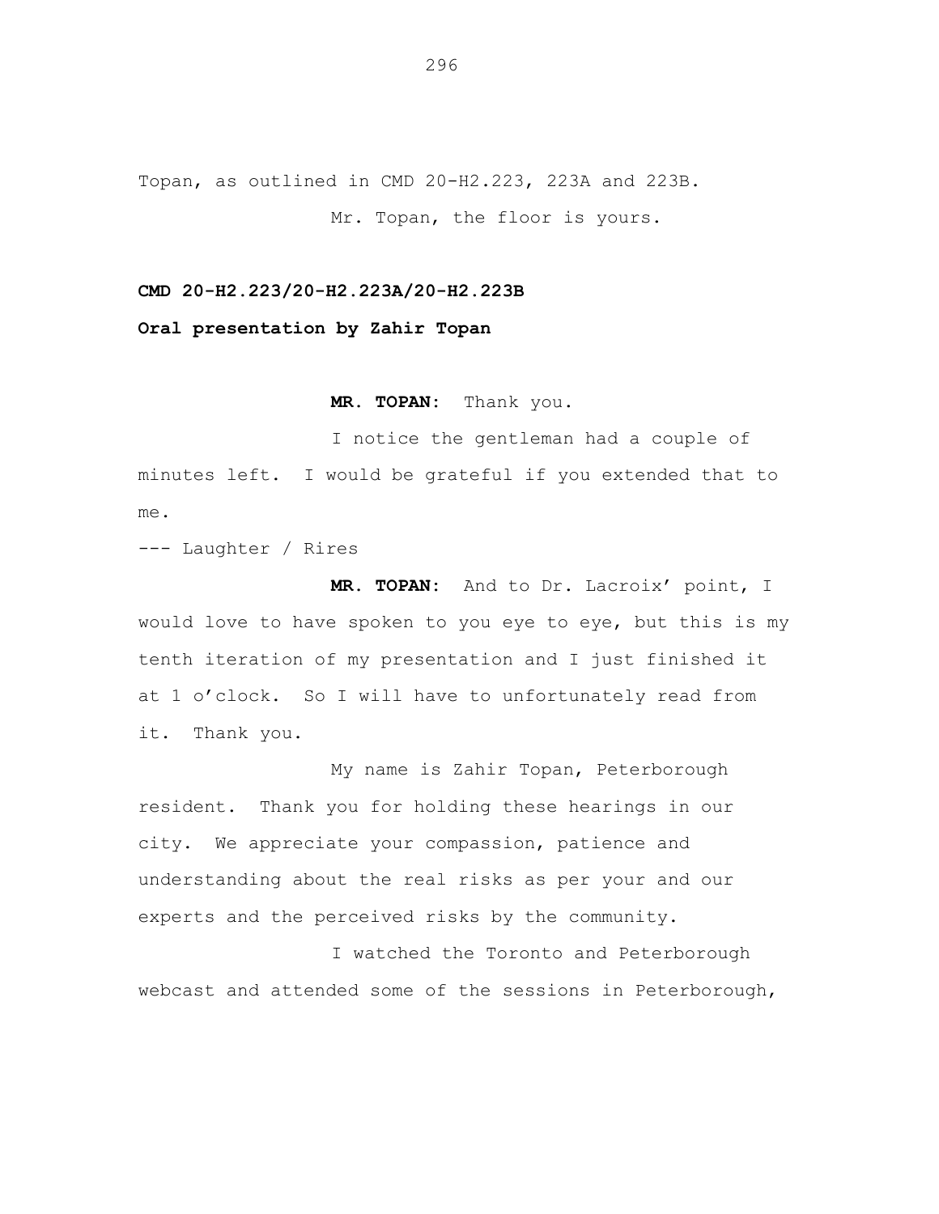Topan, as outlined in CMD 20-H2.223, 223A and 223B.

Mr. Topan, the floor is yours.

**CMD 20-H2.223/20-H2.223A/20-H2.223B**

**Oral presentation by Zahir Topan**

**MR. TOPAN:** Thank you.

I notice the gentleman had a couple of minutes left. I would be grateful if you extended that to me.

--- Laughter / Rires

**MR. TOPAN:** And to Dr. Lacroix' point, I would love to have spoken to you eye to eye, but this is my tenth iteration of my presentation and I just finished it at 1 o'clock. So I will have to unfortunately read from it. Thank you.

My name is Zahir Topan, Peterborough resident. Thank you for holding these hearings in our city. We appreciate your compassion, patience and understanding about the real risks as per your and our experts and the perceived risks by the community.

I watched the Toronto and Peterborough webcast and attended some of the sessions in Peterborough,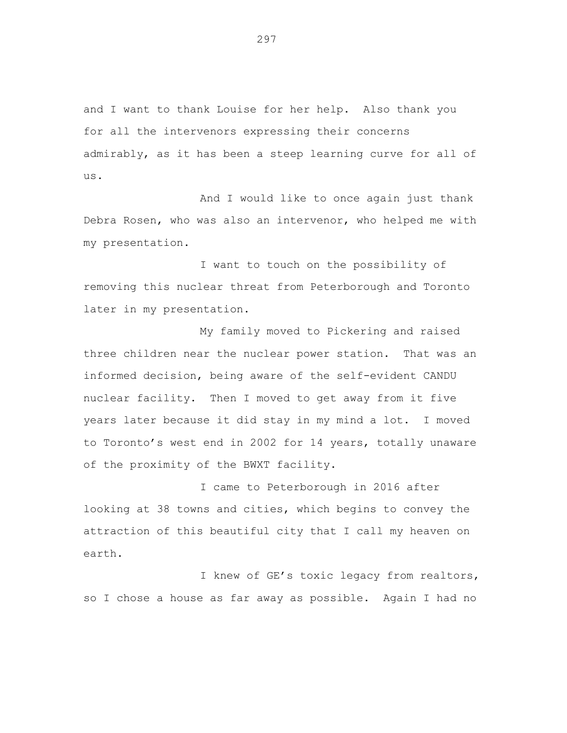and I want to thank Louise for her help. Also thank you for all the intervenors expressing their concerns admirably, as it has been a steep learning curve for all of us.

And I would like to once again just thank Debra Rosen, who was also an intervenor, who helped me with my presentation.

I want to touch on the possibility of removing this nuclear threat from Peterborough and Toronto later in my presentation.

My family moved to Pickering and raised three children near the nuclear power station. That was an informed decision, being aware of the self-evident CANDU nuclear facility. Then I moved to get away from it five years later because it did stay in my mind a lot. I moved to Toronto's west end in 2002 for 14 years, totally unaware of the proximity of the BWXT facility.

I came to Peterborough in 2016 after looking at 38 towns and cities, which begins to convey the attraction of this beautiful city that I call my heaven on earth.

I knew of GE's toxic legacy from realtors, so I chose a house as far away as possible. Again I had no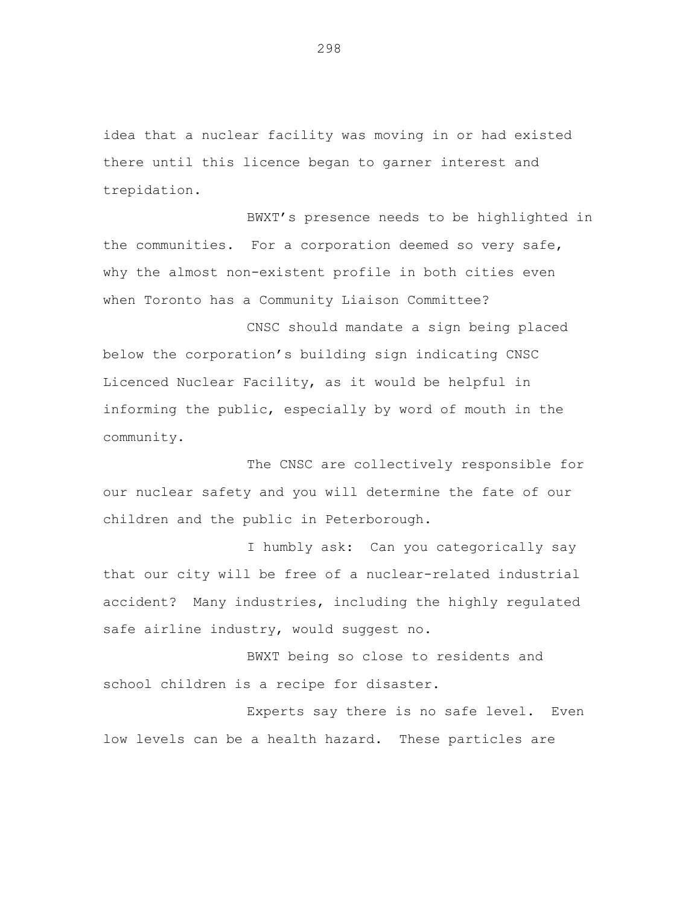idea that a nuclear facility was moving in or had existed there until this licence began to garner interest and trepidation.

BWXT's presence needs to be highlighted in the communities. For a corporation deemed so very safe, why the almost non-existent profile in both cities even when Toronto has a Community Liaison Committee?

CNSC should mandate a sign being placed below the corporation's building sign indicating CNSC Licenced Nuclear Facility, as it would be helpful in informing the public, especially by word of mouth in the community.

The CNSC are collectively responsible for our nuclear safety and you will determine the fate of our children and the public in Peterborough.

I humbly ask: Can you categorically say that our city will be free of a nuclear-related industrial accident? Many industries, including the highly regulated safe airline industry, would suggest no.

BWXT being so close to residents and school children is a recipe for disaster.

Experts say there is no safe level. Even low levels can be a health hazard. These particles are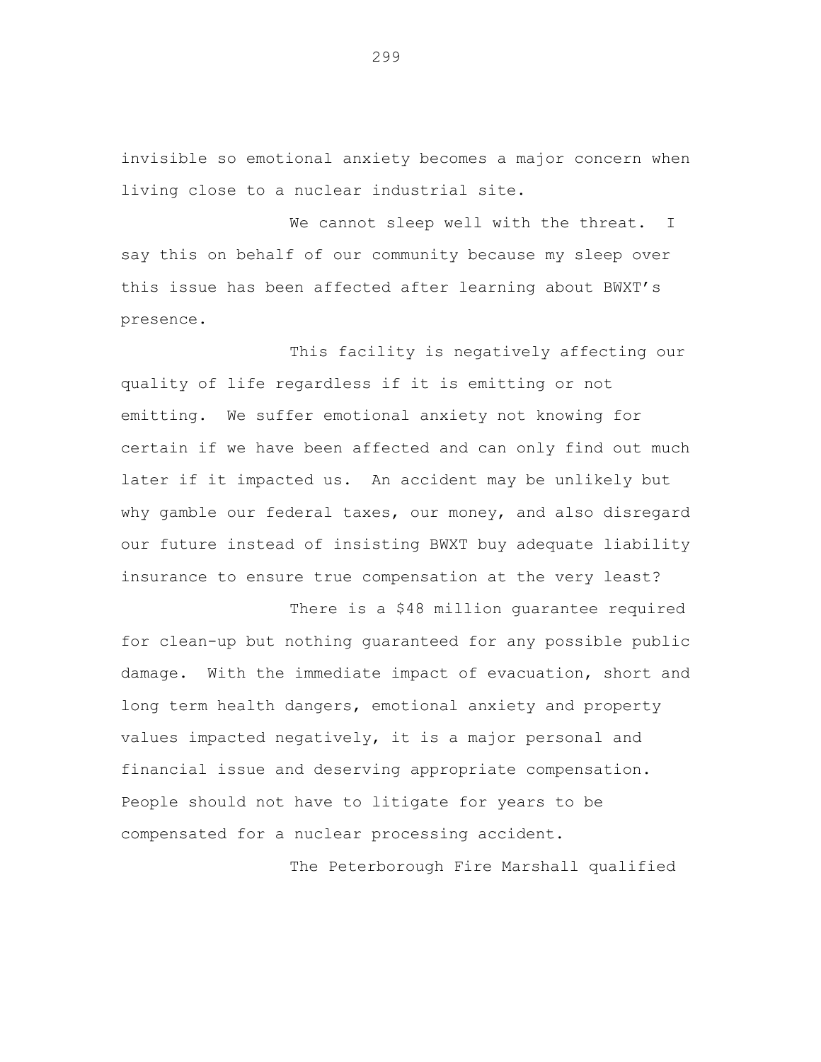invisible so emotional anxiety becomes a major concern when living close to a nuclear industrial site.

We cannot sleep well with the threat. I say this on behalf of our community because my sleep over this issue has been affected after learning about BWXT's presence.

This facility is negatively affecting our quality of life regardless if it is emitting or not emitting. We suffer emotional anxiety not knowing for certain if we have been affected and can only find out much later if it impacted us. An accident may be unlikely but why gamble our federal taxes, our money, and also disregard our future instead of insisting BWXT buy adequate liability insurance to ensure true compensation at the very least?

There is a $48 million guarantee required for clean-up but nothing guaranteed for any possible public damage. With the immediate impact of evacuation, short and long term health dangers, emotional anxiety and property values impacted negatively, it is a major personal and financial issue and deserving appropriate compensation. People should not have to litigate for years to be compensated for a nuclear processing accident.

The Peterborough Fire Marshall qualified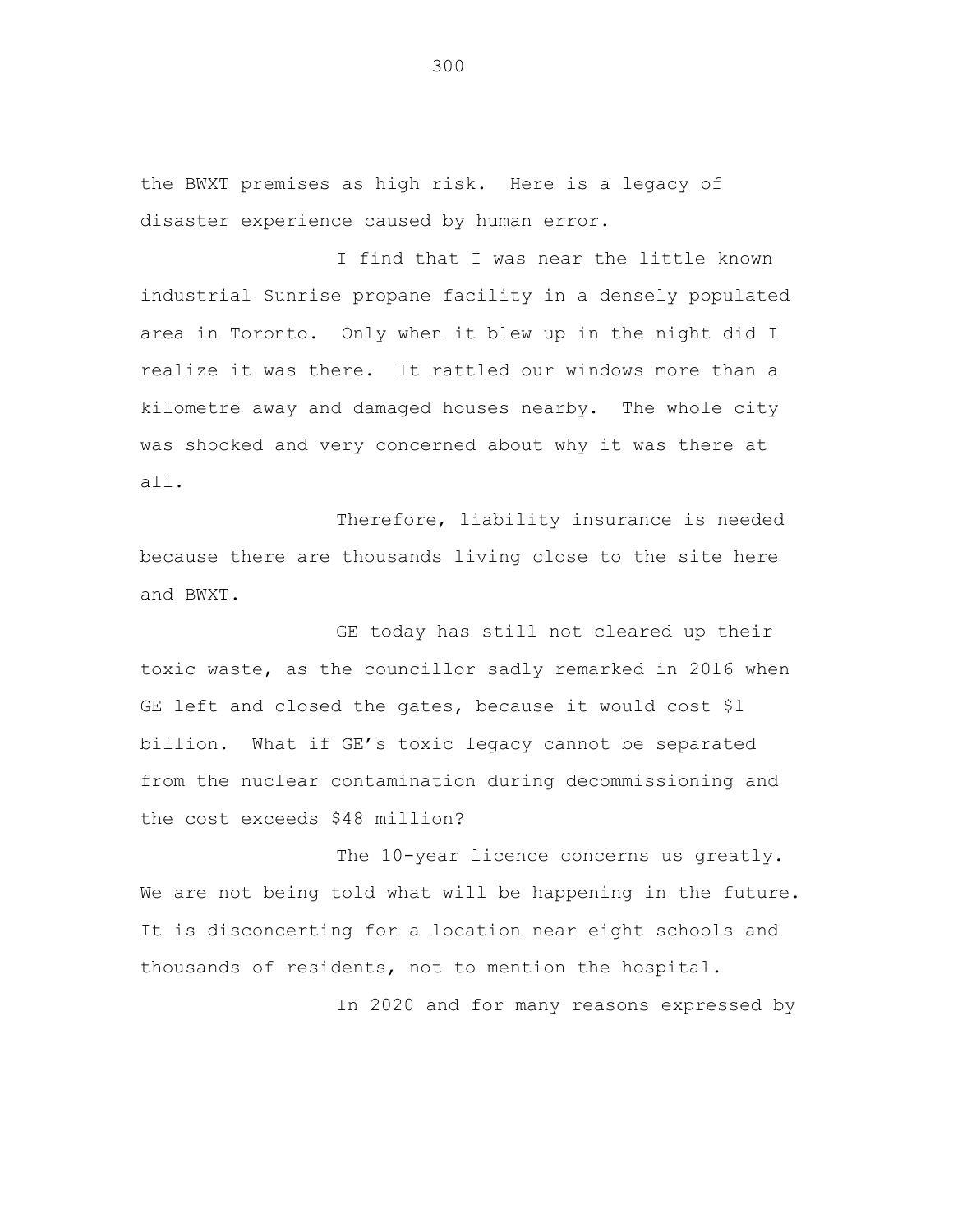the BWXT premises as high risk. Here is a legacy of disaster experience caused by human error.

I find that I was near the little known industrial Sunrise propane facility in a densely populated area in Toronto. Only when it blew up in the night did I realize it was there. It rattled our windows more than a kilometre away and damaged houses nearby. The whole city was shocked and very concerned about why it was there at all.

Therefore, liability insurance is needed because there are thousands living close to the site here and BWXT.

GE today has still not cleared up their toxic waste, as the councillor sadly remarked in 2016 when GE left and closed the gates, because it would cost $1 billion. What if GE's toxic legacy cannot be separated from the nuclear contamination during decommissioning and the cost exceeds $48 million?

The 10-year licence concerns us greatly. We are not being told what will be happening in the future. It is disconcerting for a location near eight schools and thousands of residents, not to mention the hospital.

In 2020 and for many reasons expressed by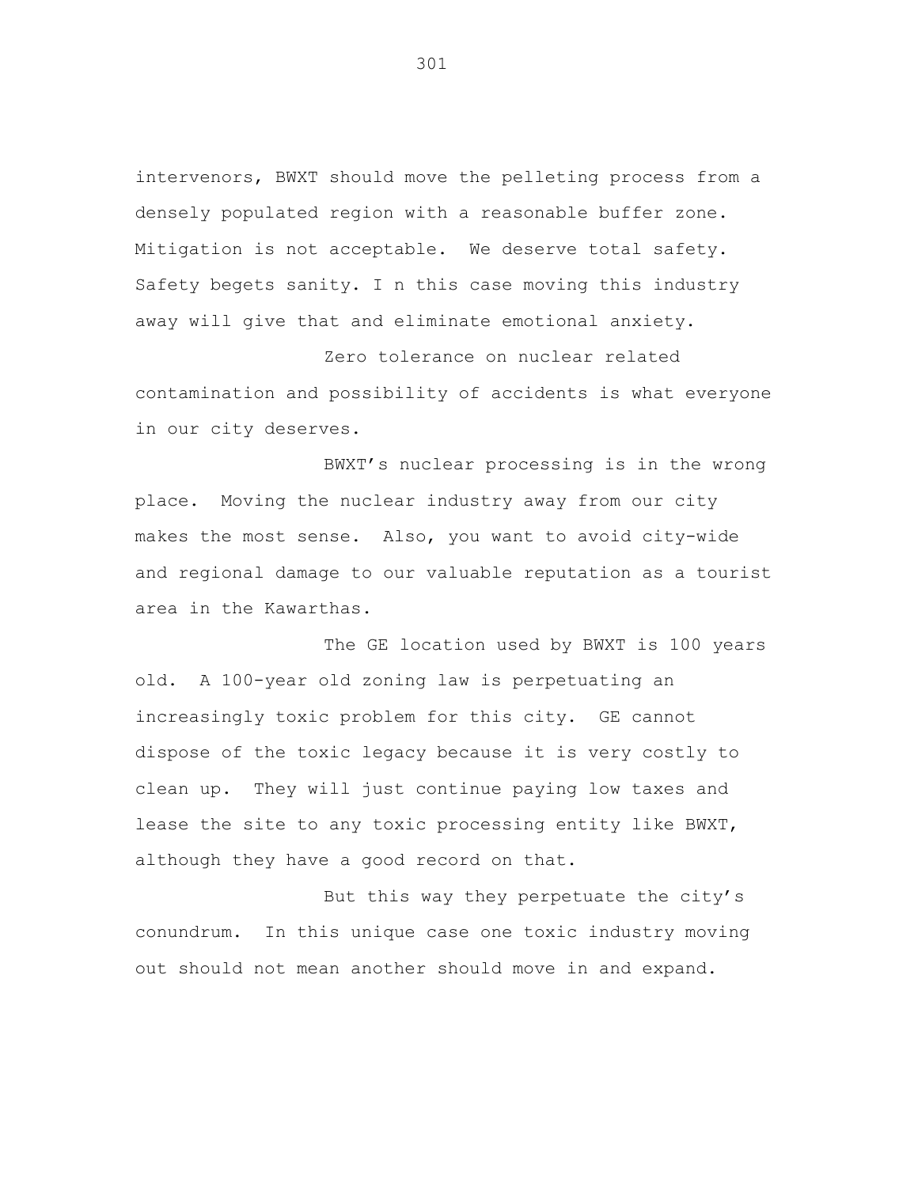intervenors, BWXT should move the pelleting process from a densely populated region with a reasonable buffer zone. Mitigation is not acceptable. We deserve total safety. Safety begets sanity. I n this case moving this industry away will give that and eliminate emotional anxiety.

Zero tolerance on nuclear related contamination and possibility of accidents is what everyone in our city deserves.

BWXT's nuclear processing is in the wrong place. Moving the nuclear industry away from our city makes the most sense. Also, you want to avoid city-wide and regional damage to our valuable reputation as a tourist area in the Kawarthas.

The GE location used by BWXT is 100 years old. A 100-year old zoning law is perpetuating an increasingly toxic problem for this city. GE cannot dispose of the toxic legacy because it is very costly to clean up. They will just continue paying low taxes and lease the site to any toxic processing entity like BWXT, although they have a good record on that.

But this way they perpetuate the city's conundrum. In this unique case one toxic industry moving out should not mean another should move in and expand.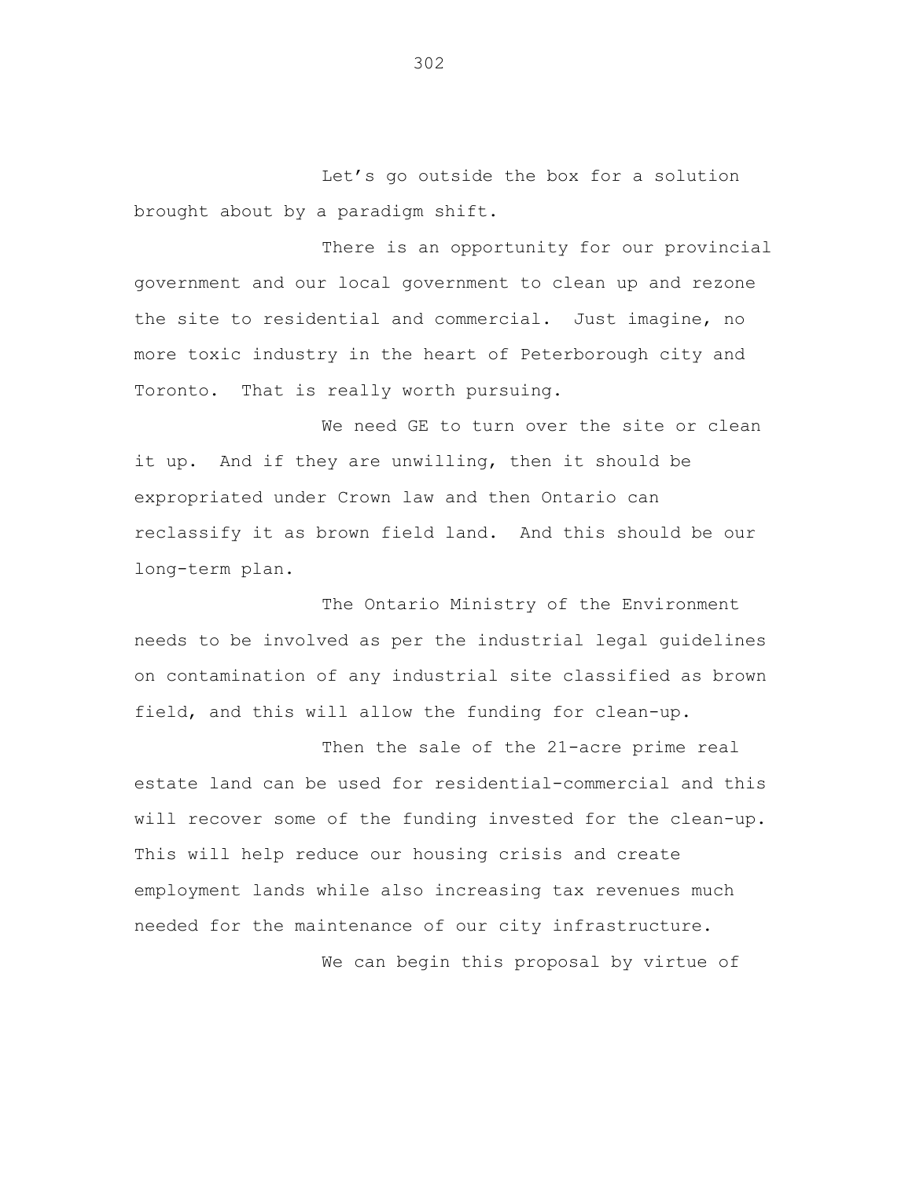Let's go outside the box for a solution brought about by a paradigm shift.

There is an opportunity for our provincial government and our local government to clean up and rezone the site to residential and commercial. Just imagine, no more toxic industry in the heart of Peterborough city and Toronto. That is really worth pursuing.

We need GE to turn over the site or clean it up. And if they are unwilling, then it should be expropriated under Crown law and then Ontario can reclassify it as brown field land. And this should be our long-term plan.

The Ontario Ministry of the Environment needs to be involved as per the industrial legal guidelines on contamination of any industrial site classified as brown field, and this will allow the funding for clean-up.

Then the sale of the 21-acre prime real estate land can be used for residential-commercial and this will recover some of the funding invested for the clean-up. This will help reduce our housing crisis and create employment lands while also increasing tax revenues much needed for the maintenance of our city infrastructure.

We can begin this proposal by virtue of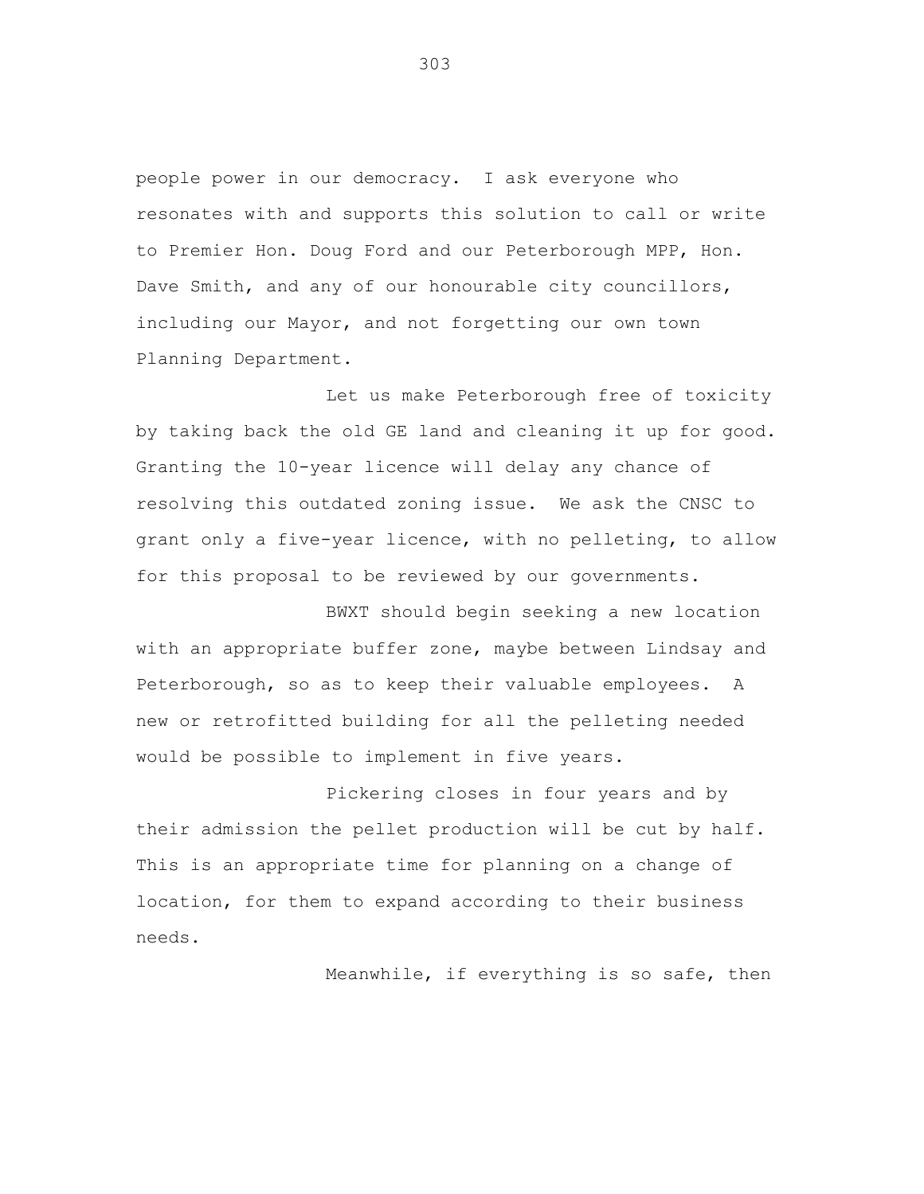people power in our democracy. I ask everyone who resonates with and supports this solution to call or write to Premier Hon. Doug Ford and our Peterborough MPP, Hon. Dave Smith, and any of our honourable city councillors, including our Mayor, and not forgetting our own town Planning Department.

Let us make Peterborough free of toxicity by taking back the old GE land and cleaning it up for good. Granting the 10-year licence will delay any chance of resolving this outdated zoning issue. We ask the CNSC to grant only a five-year licence, with no pelleting, to allow for this proposal to be reviewed by our governments.

BWXT should begin seeking a new location with an appropriate buffer zone, maybe between Lindsay and Peterborough, so as to keep their valuable employees. A new or retrofitted building for all the pelleting needed would be possible to implement in five years.

Pickering closes in four years and by their admission the pellet production will be cut by half. This is an appropriate time for planning on a change of location, for them to expand according to their business needs.

Meanwhile, if everything is so safe, then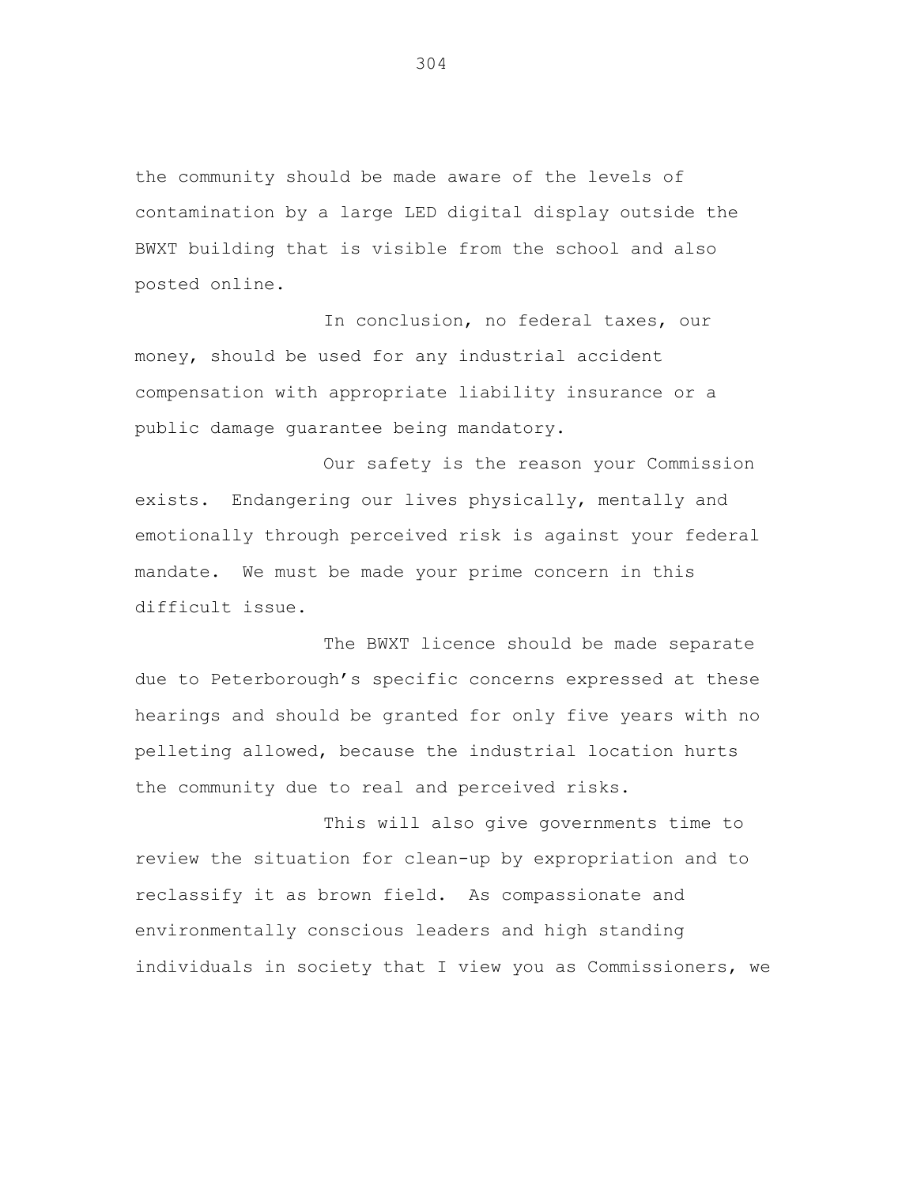the community should be made aware of the levels of contamination by a large LED digital display outside the BWXT building that is visible from the school and also posted online.

In conclusion, no federal taxes, our money, should be used for any industrial accident compensation with appropriate liability insurance or a public damage guarantee being mandatory.

Our safety is the reason your Commission exists. Endangering our lives physically, mentally and emotionally through perceived risk is against your federal mandate. We must be made your prime concern in this difficult issue.

The BWXT licence should be made separate due to Peterborough's specific concerns expressed at these hearings and should be granted for only five years with no pelleting allowed, because the industrial location hurts the community due to real and perceived risks.

This will also give governments time to review the situation for clean-up by expropriation and to reclassify it as brown field. As compassionate and environmentally conscious leaders and high standing individuals in society that I view you as Commissioners, we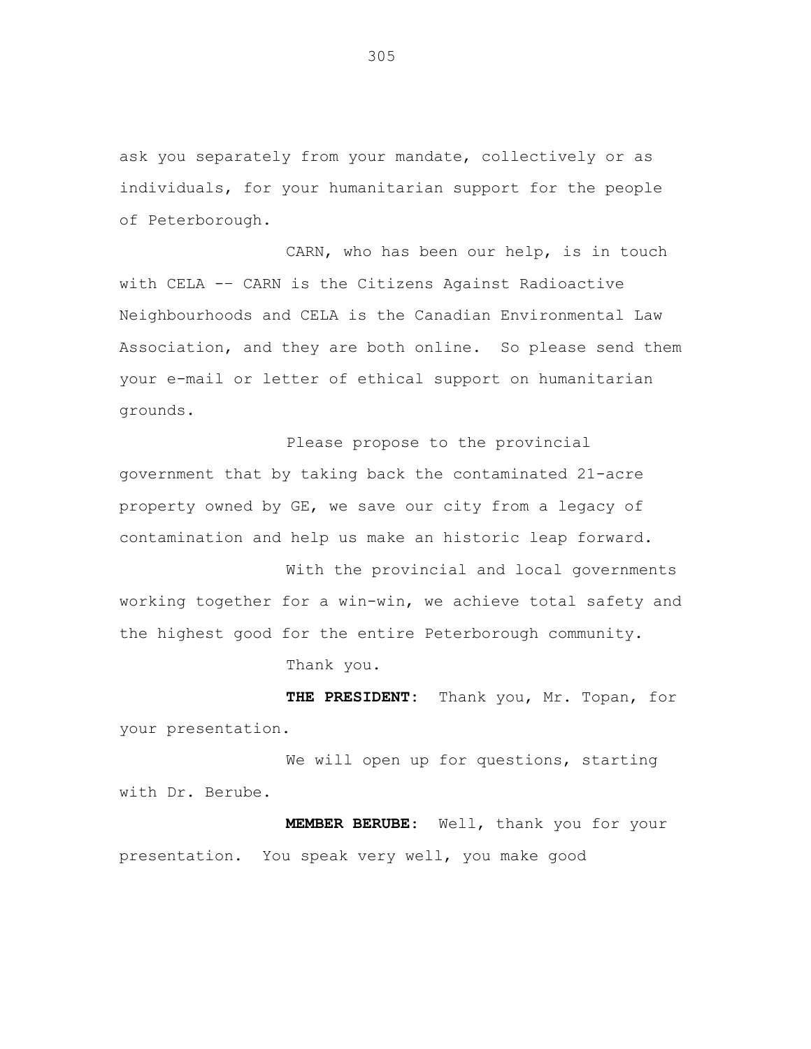ask you separately from your mandate, collectively or as individuals, for your humanitarian support for the people of Peterborough.

CARN, who has been our help, is in touch with CELA -- CARN is the Citizens Against Radioactive Neighbourhoods and CELA is the Canadian Environmental Law Association, and they are both online. So please send them your e-mail or letter of ethical support on humanitarian grounds.

Please propose to the provincial government that by taking back the contaminated 21-acre property owned by GE, we save our city from a legacy of contamination and help us make an historic leap forward.

With the provincial and local governments working together for a win-win, we achieve total safety and the highest good for the entire Peterborough community.

Thank you.

**THE PRESIDENT:** Thank you, Mr. Topan, for your presentation.

We will open up for questions, starting with Dr. Berube.

**MEMBER BERUBE:** Well, thank you for your presentation. You speak very well, you make good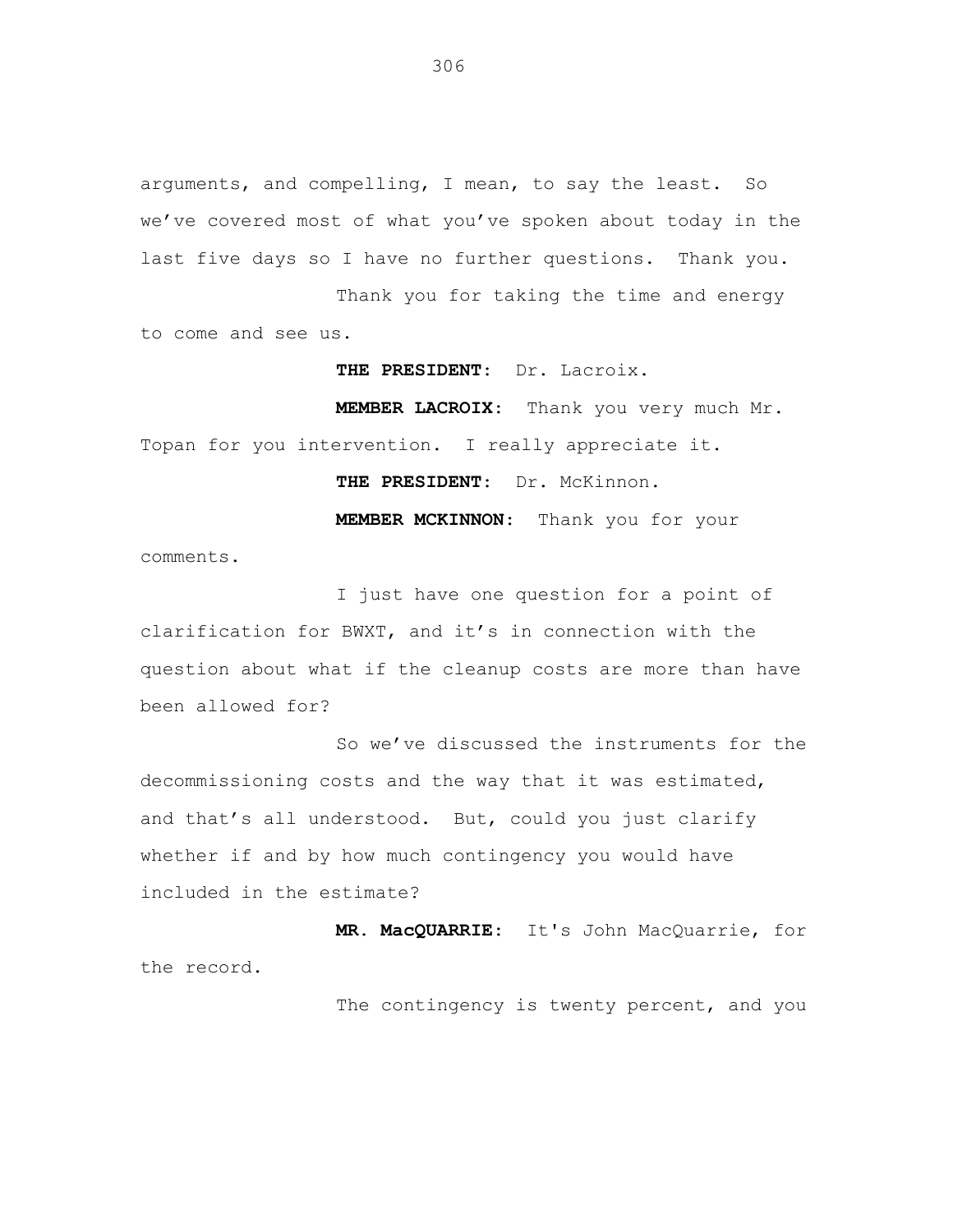arguments, and compelling, I mean, to say the least. So we’ve covered most of what you’ve spoken about today in the last five days so I have no further questions. Thank you.

Thank you for taking the time and energy to come and see us.

**THE PRESIDENT:** Dr. Lacroix.

**MEMBER LACROIX:** Thank you very much Mr. Topan for you intervention. I really appreciate it.

**THE PRESIDENT:** Dr. McKinnon.

**MEMBER MCKINNON:** Thank you for your comments.

I just have one question for a point of clarification for BWXT, and it’s in connection with the question about what if the cleanup costs are more than have been allowed for?

So we’ve discussed the instruments for the decommissioning costs and the way that it was estimated, and that’s all understood. But, could you just clarify whether if and by how much contingency you would have included in the estimate?

**MR. MacQUARRIE:** It's John MacQuarrie, for the record.

The contingency is twenty percent, and you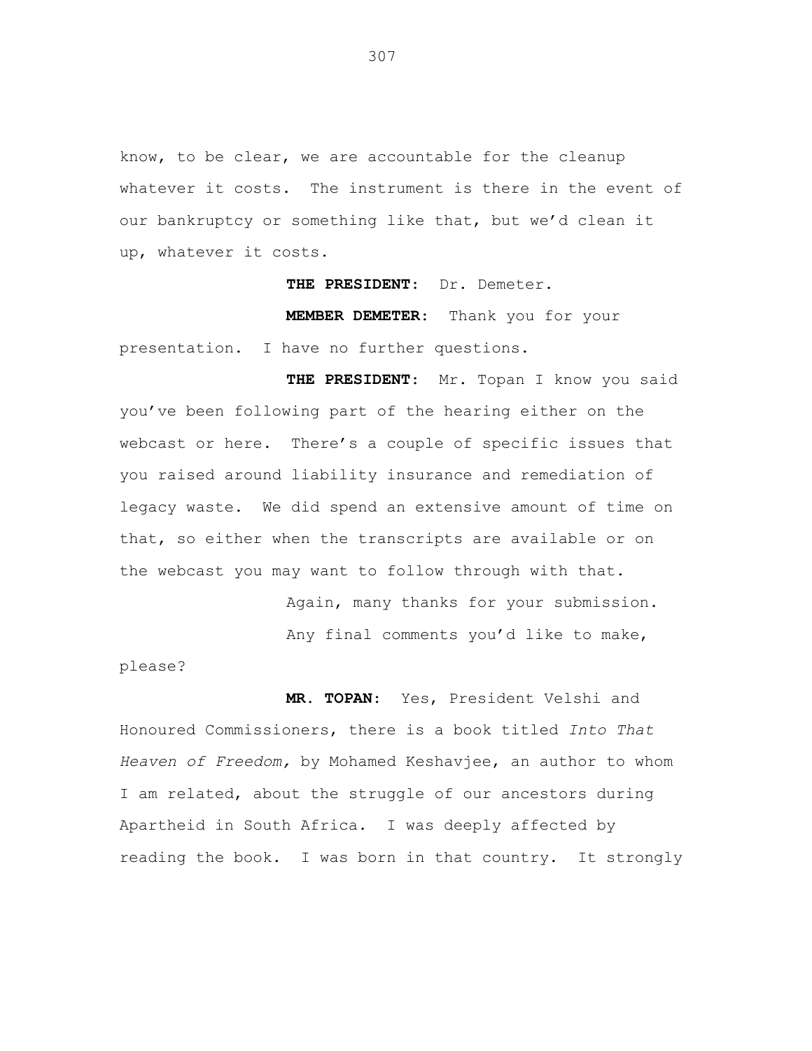know, to be clear, we are accountable for the cleanup whatever it costs. The instrument is there in the event of our bankruptcy or something like that, but we'd clean it up, whatever it costs.

**THE PRESIDENT:** Dr. Demeter.

**MEMBER DEMETER:** Thank you for your presentation. I have no further questions.

**THE PRESIDENT:** Mr. Topan I know you said you've been following part of the hearing either on the webcast or here. There's a couple of specific issues that you raised around liability insurance and remediation of legacy waste. We did spend an extensive amount of time on that, so either when the transcripts are available or on the webcast you may want to follow through with that.

Again, many thanks for your submission.

Any final comments you'd like to make, please?

**MR. TOPAN:** Yes, President Velshi and Honoured Commissioners, there is a book titled *Into That Heaven of Freedom,* by Mohamed Keshavjee, an author to whom I am related, about the struggle of our ancestors during Apartheid in South Africa. I was deeply affected by reading the book. I was born in that country. It strongly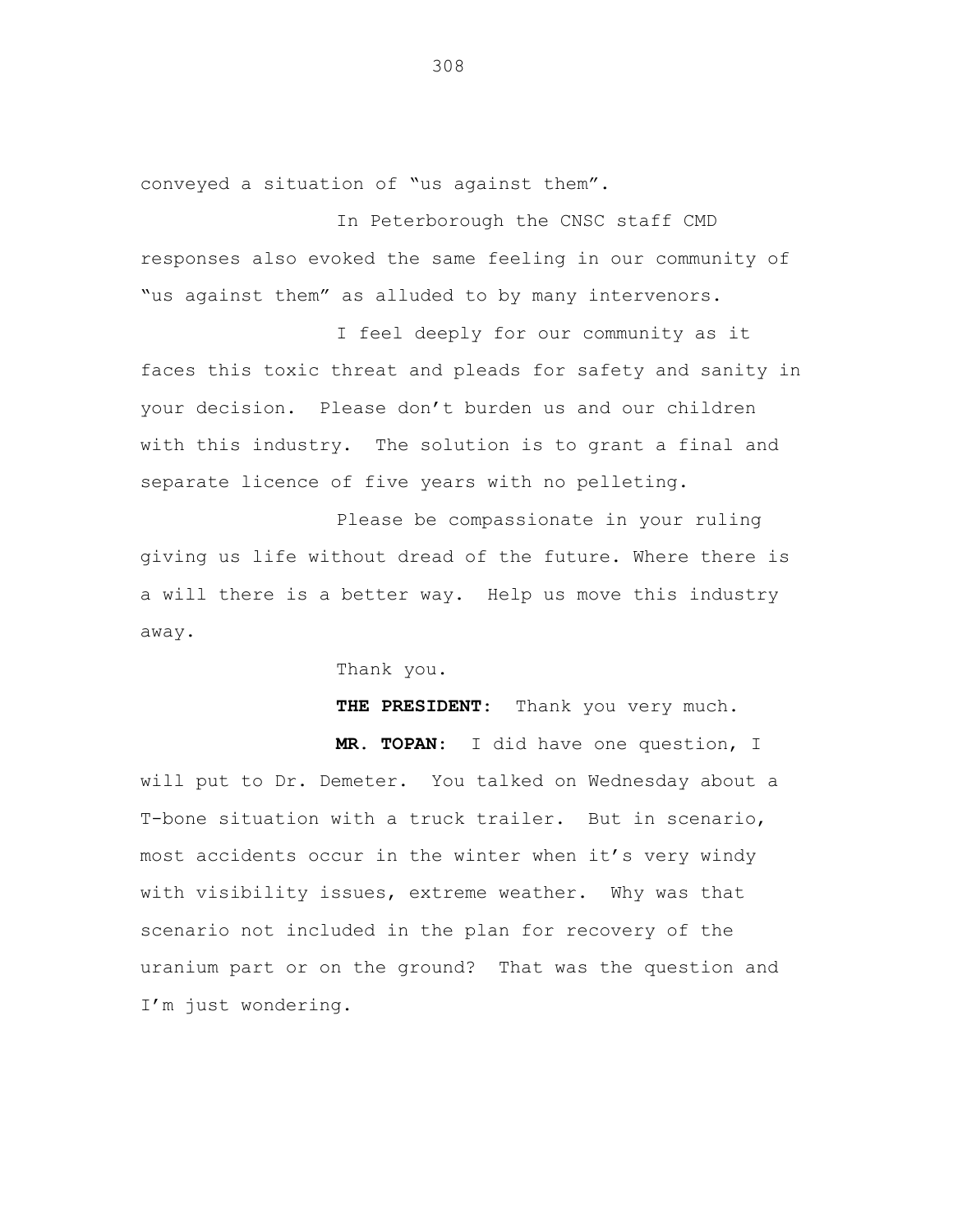conveyed a situation of “us against them”.

In Peterborough the CNSC staff CMD responses also evoked the same feeling in our community of “us against them” as alluded to by many intervenors.

I feel deeply for our community as it faces this toxic threat and pleads for safety and sanity in your decision. Please don’t burden us and our children with this industry. The solution is to grant a final and separate licence of five years with no pelleting.

Please be compassionate in your ruling giving us life without dread of the future. Where there is a will there is a better way. Help us move this industry away.

Thank you.

**THE PRESIDENT:** Thank you very much.

**MR. TOPAN:** I did have one question, I will put to Dr. Demeter. You talked on Wednesday about a T-bone situation with a truck trailer. But in scenario, most accidents occur in the winter when it’s very windy with visibility issues, extreme weather. Why was that scenario not included in the plan for recovery of the uranium part or on the ground? That was the question and I’m just wondering.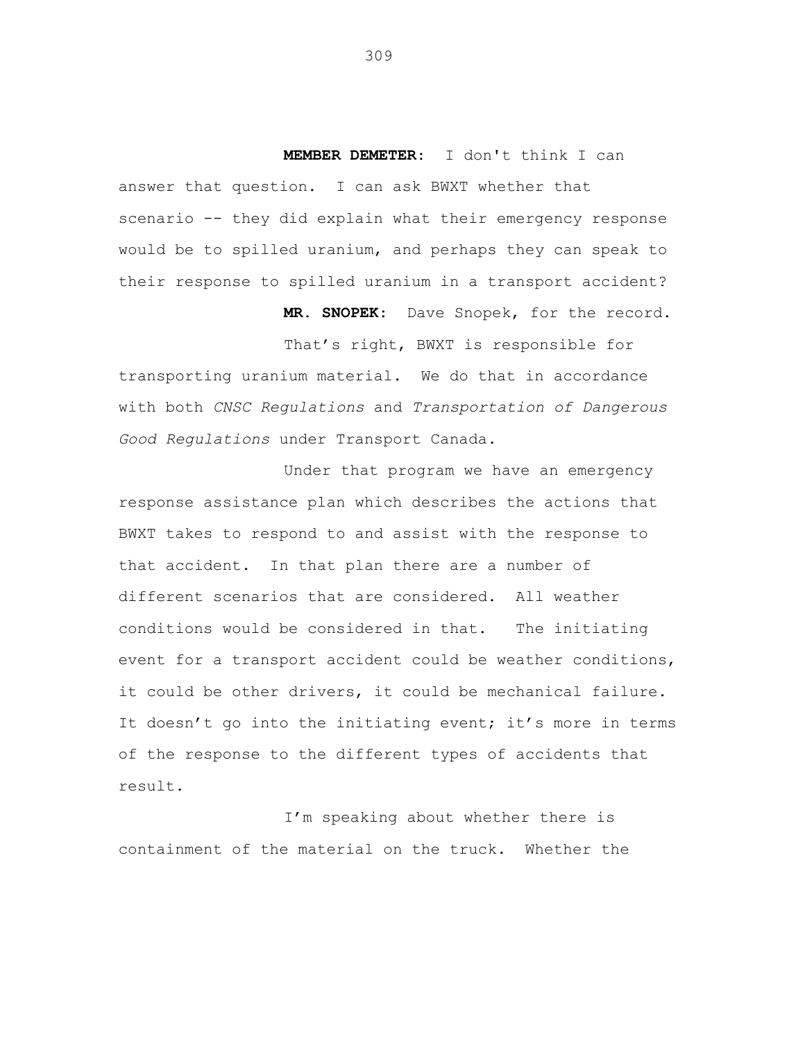**MEMBER DEMETER:** I don't think I can answer that question. I can ask BWXT whether that scenario -- they did explain what their emergency response would be to spilled uranium, and perhaps they can speak to their response to spilled uranium in a transport accident?

**MR. SNOPEK:** Dave Snopek, for the record.

That's right, BWXT is responsible for transporting uranium material. We do that in accordance with both *CNSC Regulations* and *Transportation of Dangerous Good Regulations* under Transport Canada.

Under that program we have an emergency response assistance plan which describes the actions that BWXT takes to respond to and assist with the response to that accident. In that plan there are a number of different scenarios that are considered. All weather conditions would be considered in that. The initiating event for a transport accident could be weather conditions, it could be other drivers, it could be mechanical failure. It doesn't go into the initiating event; it's more in terms of the response to the different types of accidents that result.

I'm speaking about whether there is containment of the material on the truck. Whether the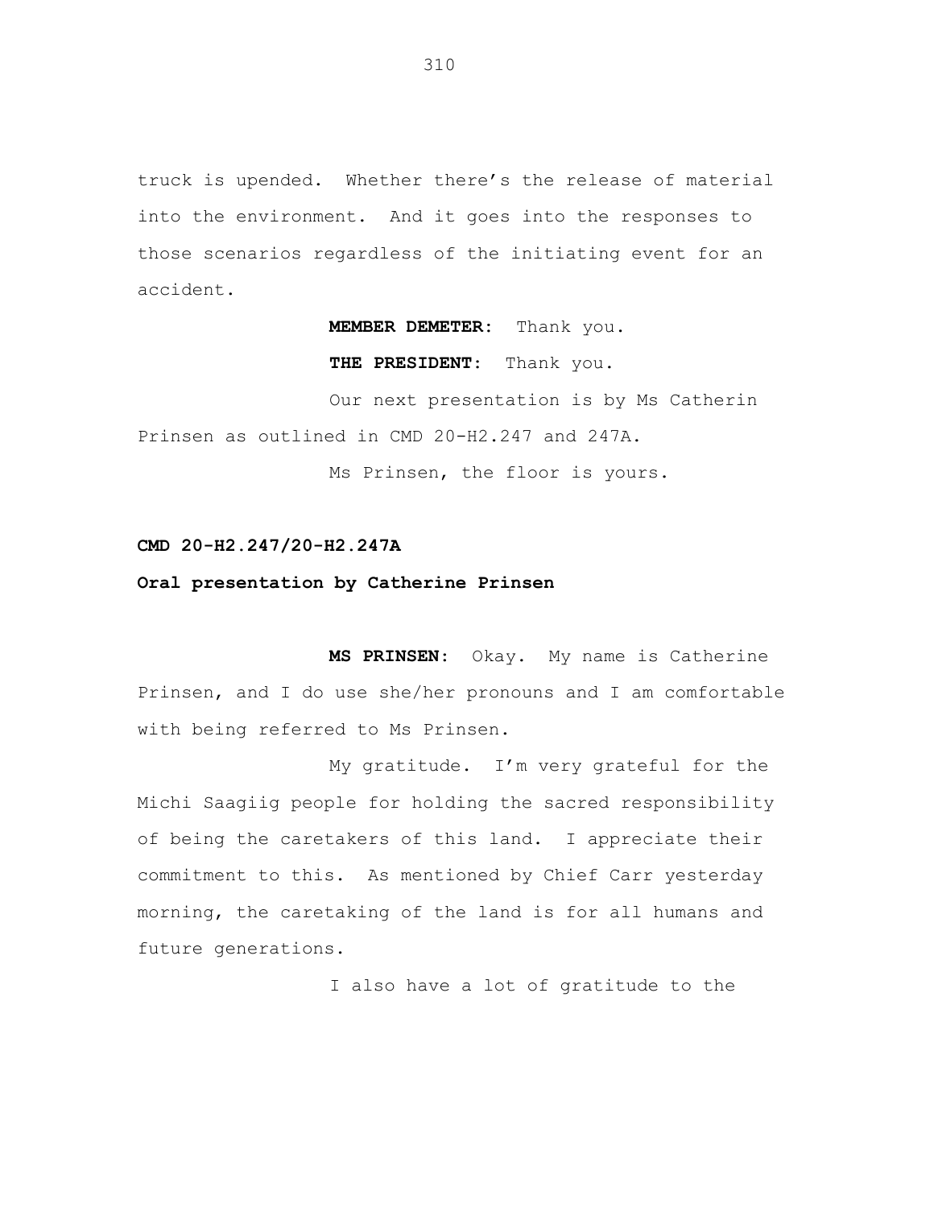truck is upended. Whether there's the release of material into the environment. And it goes into the responses to those scenarios regardless of the initiating event for an accident.

**MEMBER DEMETER:** Thank you.

**THE PRESIDENT:** Thank you.

Our next presentation is by Ms Catherin Prinsen as outlined in CMD 20-H2.247 and 247A.

Ms Prinsen, the floor is yours.

**CMD 20-H2.247/20-H2.247A**

**Oral presentation by Catherine Prinsen**

**MS PRINSEN:** Okay. My name is Catherine Prinsen, and I do use she/her pronouns and I am comfortable with being referred to Ms Prinsen.

My gratitude. I'm very grateful for the Michi Saagiig people for holding the sacred responsibility of being the caretakers of this land. I appreciate their commitment to this. As mentioned by Chief Carr yesterday morning, the caretaking of the land is for all humans and future generations.

I also have a lot of gratitude to the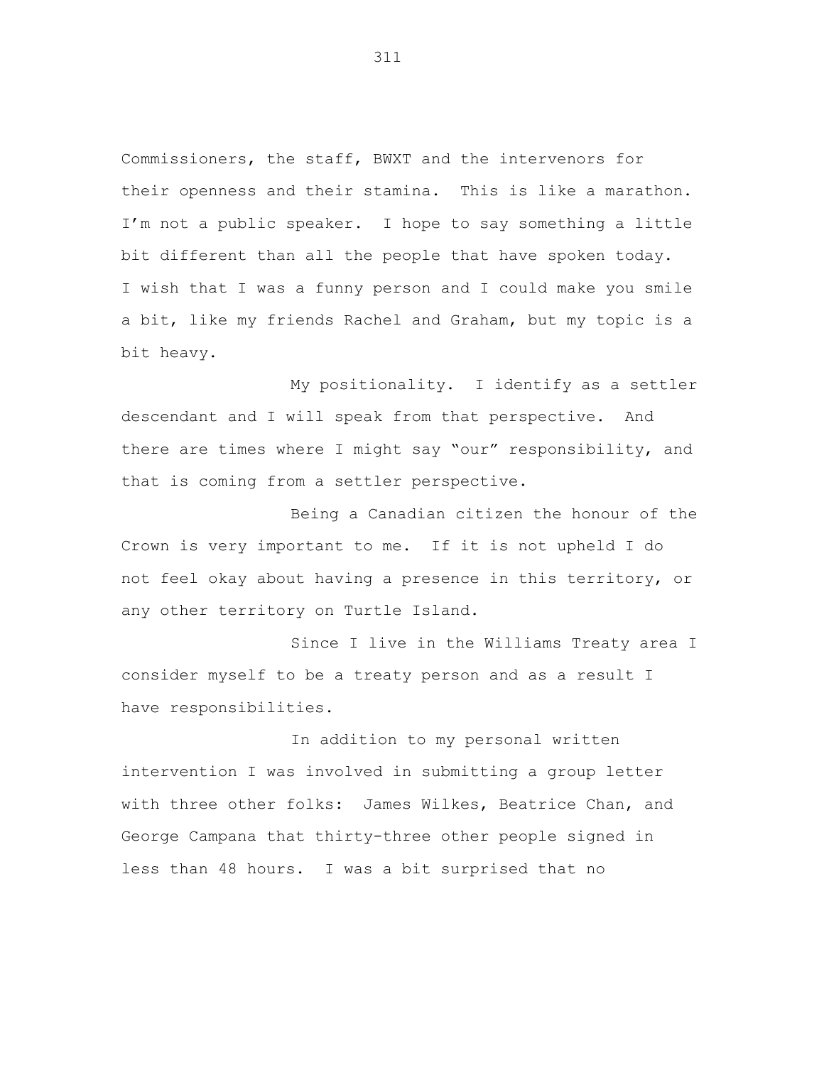Commissioners, the staff, BWXT and the intervenors for their openness and their stamina. This is like a marathon. I'm not a public speaker. I hope to say something a little bit different than all the people that have spoken today. I wish that I was a funny person and I could make you smile a bit, like my friends Rachel and Graham, but my topic is a bit heavy.

My positionality. I identify as a settler descendant and I will speak from that perspective. And there are times where I might say "our" responsibility, and that is coming from a settler perspective.

Being a Canadian citizen the honour of the Crown is very important to me. If it is not upheld I do not feel okay about having a presence in this territory, or any other territory on Turtle Island.

Since I live in the Williams Treaty area I consider myself to be a treaty person and as a result I have responsibilities.

In addition to my personal written intervention I was involved in submitting a group letter with three other folks: James Wilkes, Beatrice Chan, and George Campana that thirty-three other people signed in less than 48 hours. I was a bit surprised that no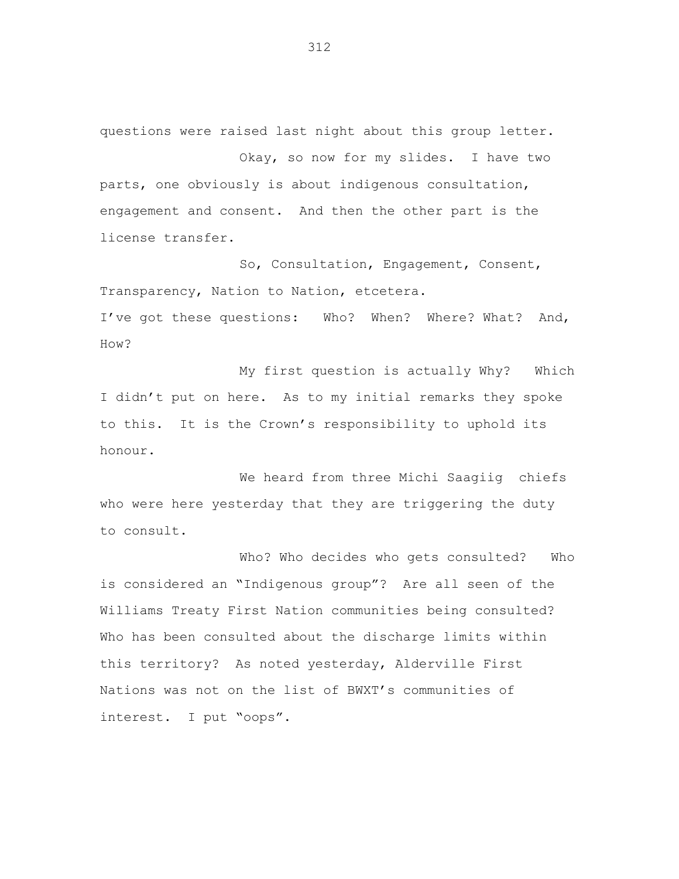questions were raised last night about this group letter.

Okay, so now for my slides. I have two parts, one obviously is about indigenous consultation, engagement and consent. And then the other part is the license transfer.

So, Consultation, Engagement, Consent, Transparency, Nation to Nation, etcetera.
I've got these questions: Who? When? Where? What? And, How?

My first question is actually Why? Which I didn't put on here. As to my initial remarks they spoke to this. It is the Crown's responsibility to uphold its honour.

We heard from three Michi Saagiig chiefs who were here yesterday that they are triggering the duty to consult.

Who? Who decides who gets consulted? Who is considered an "Indigenous group"? Are all seen of the Williams Treaty First Nation communities being consulted? Who has been consulted about the discharge limits within this territory? As noted yesterday, Alderville First Nations was not on the list of BWXT's communities of interest. I put "oops".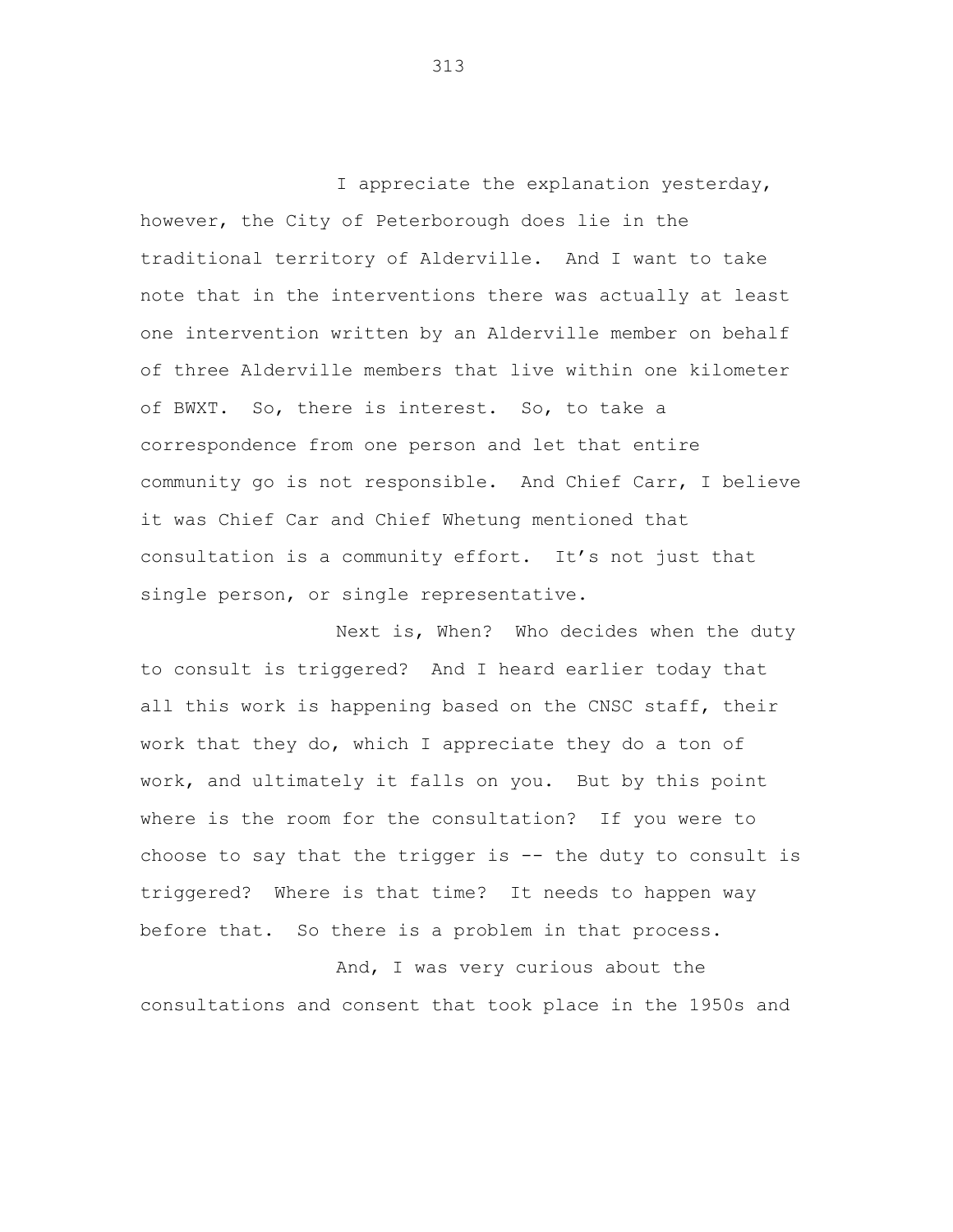I appreciate the explanation yesterday, however, the City of Peterborough does lie in the traditional territory of Alderville. And I want to take note that in the interventions there was actually at least one intervention written by an Alderville member on behalf of three Alderville members that live within one kilometer of BWXT. So, there is interest. So, to take a correspondence from one person and let that entire community go is not responsible. And Chief Carr, I believe it was Chief Car and Chief Whetung mentioned that consultation is a community effort. It's not just that single person, or single representative.

Next is, When? Who decides when the duty to consult is triggered? And I heard earlier today that all this work is happening based on the CNSC staff, their work that they do, which I appreciate they do a ton of work, and ultimately it falls on you. But by this point where is the room for the consultation? If you were to choose to say that the trigger is -- the duty to consult is triggered? Where is that time? It needs to happen way before that. So there is a problem in that process.

And, I was very curious about the consultations and consent that took place in the 1950s and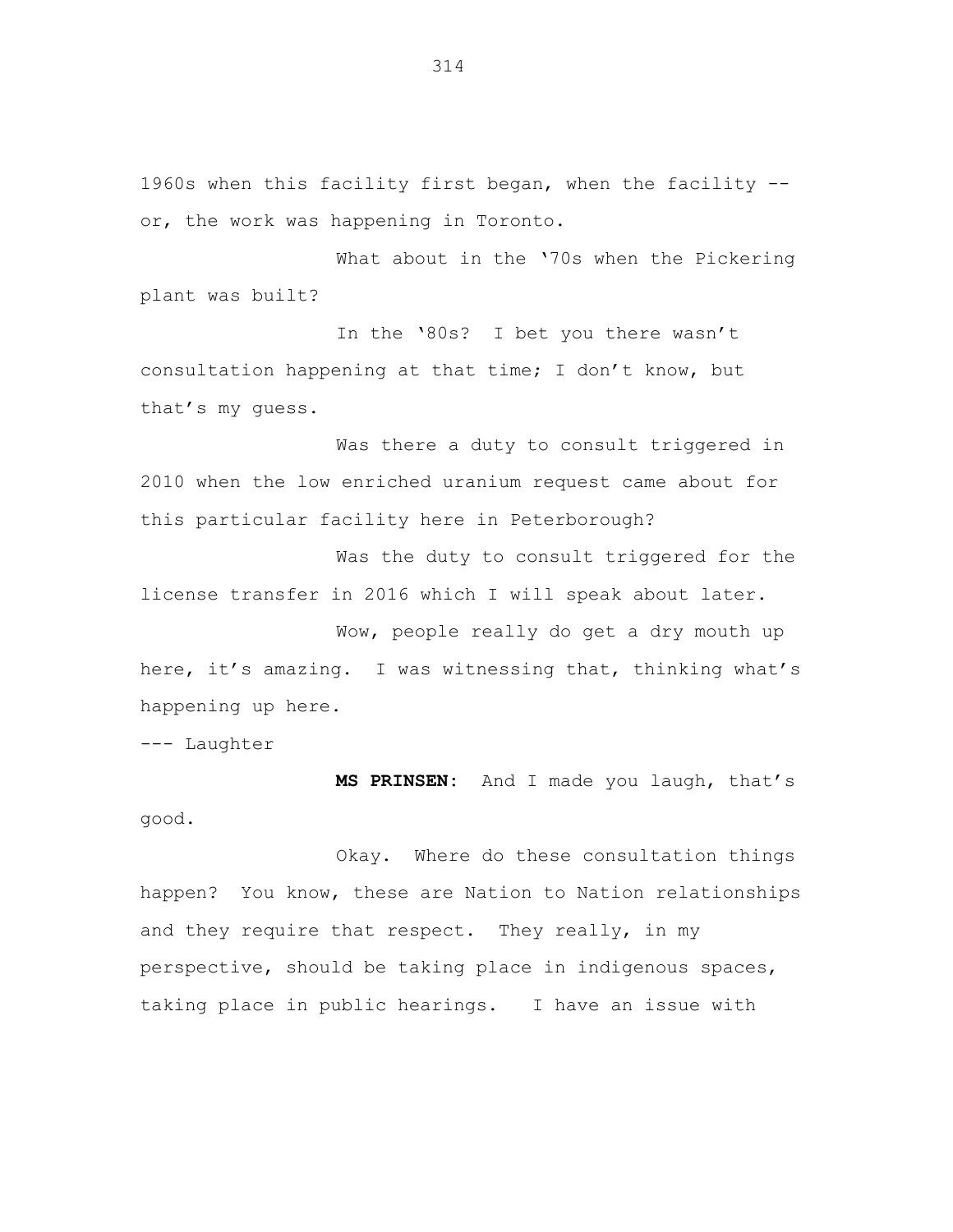1960s when this facility first began, when the facility -- or, the work was happening in Toronto.

What about in the '70s when the Pickering plant was built?

In the '80s? I bet you there wasn't consultation happening at that time; I don't know, but that's my guess.

Was there a duty to consult triggered in 2010 when the low enriched uranium request came about for this particular facility here in Peterborough?

Was the duty to consult triggered for the license transfer in 2016 which I will speak about later.

Wow, people really do get a dry mouth up here, it's amazing. I was witnessing that, thinking what's happening up here.

--- Laughter

**MS PRINSEN:** And I made you laugh, that's good.

Okay. Where do these consultation things happen? You know, these are Nation to Nation relationships and they require that respect. They really, in my perspective, should be taking place in indigenous spaces, taking place in public hearings. I have an issue with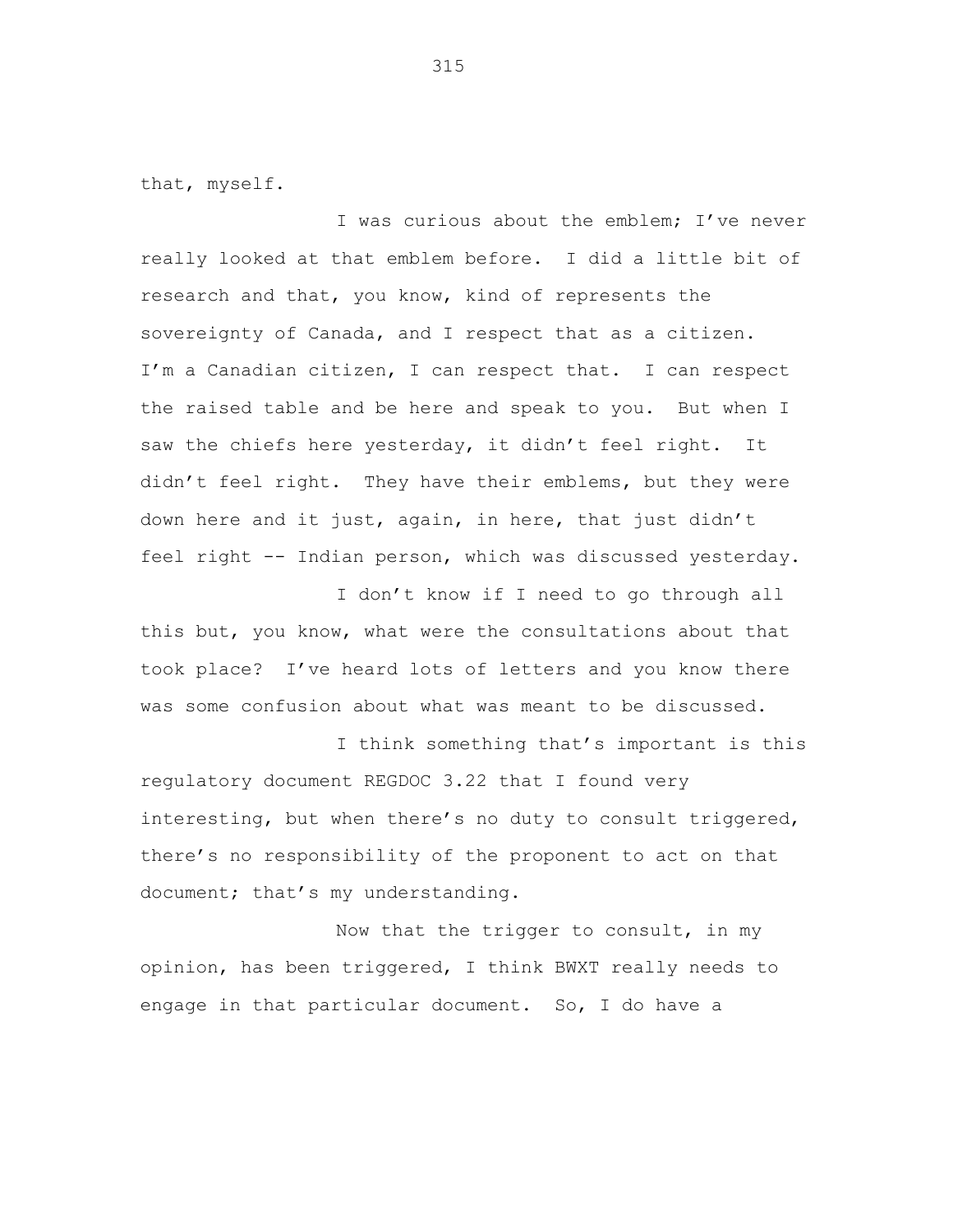that, myself.

I was curious about the emblem; I've never really looked at that emblem before. I did a little bit of research and that, you know, kind of represents the sovereignty of Canada, and I respect that as a citizen. I'm a Canadian citizen, I can respect that. I can respect the raised table and be here and speak to you. But when I saw the chiefs here yesterday, it didn't feel right. It didn't feel right. They have their emblems, but they were down here and it just, again, in here, that just didn't feel right -- Indian person, which was discussed yesterday.

I don't know if I need to go through all this but, you know, what were the consultations about that took place? I've heard lots of letters and you know there was some confusion about what was meant to be discussed.

I think something that's important is this regulatory document REGDOC 3.22 that I found very interesting, but when there's no duty to consult triggered, there's no responsibility of the proponent to act on that document; that's my understanding.

Now that the trigger to consult, in my opinion, has been triggered, I think BWXT really needs to engage in that particular document. So, I do have a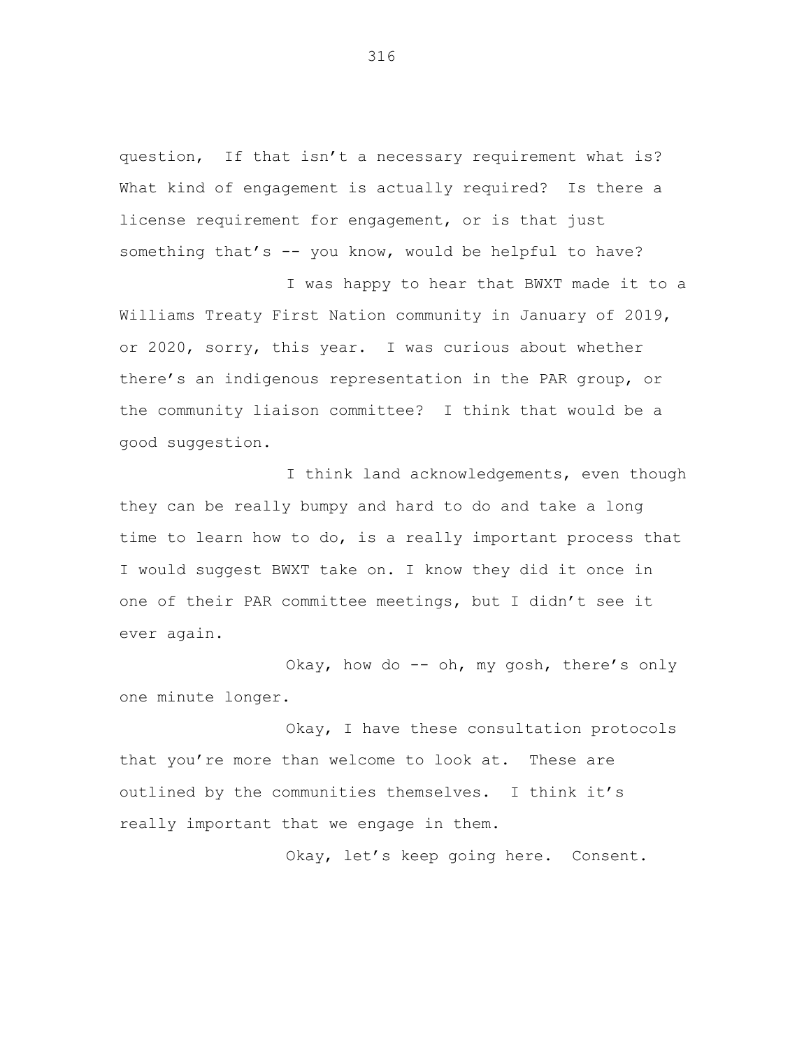question, If that isn't a necessary requirement what is? What kind of engagement is actually required? Is there a license requirement for engagement, or is that just something that's -- you know, would be helpful to have?

I was happy to hear that BWXT made it to a Williams Treaty First Nation community in January of 2019, or 2020, sorry, this year. I was curious about whether there's an indigenous representation in the PAR group, or the community liaison committee? I think that would be a good suggestion.

I think land acknowledgements, even though they can be really bumpy and hard to do and take a long time to learn how to do, is a really important process that I would suggest BWXT take on. I know they did it once in one of their PAR committee meetings, but I didn't see it ever again.

Okay, how do -- oh, my gosh, there's only one minute longer.

Okay, I have these consultation protocols that you're more than welcome to look at. These are outlined by the communities themselves. I think it's really important that we engage in them.

Okay, let's keep going here. Consent.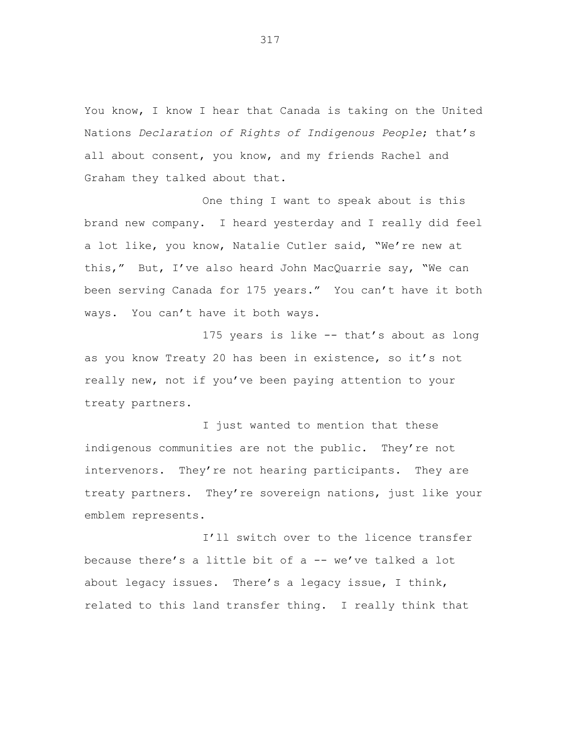You know, I know I hear that Canada is taking on the United Nations *Declaration of Rights of Indigenous People*; that's all about consent, you know, and my friends Rachel and Graham they talked about that.

One thing I want to speak about is this brand new company. I heard yesterday and I really did feel a lot like, you know, Natalie Cutler said, "We're new at this," But, I've also heard John MacQuarrie say, "We can been serving Canada for 175 years." You can't have it both ways. You can't have it both ways.

175 years is like -- that's about as long as you know Treaty 20 has been in existence, so it's not really new, not if you've been paying attention to your treaty partners.

I just wanted to mention that these indigenous communities are not the public. They're not intervenors. They're not hearing participants. They are treaty partners. They're sovereign nations, just like your emblem represents.

I'll switch over to the licence transfer because there's a little bit of a -- we've talked a lot about legacy issues. There's a legacy issue, I think, related to this land transfer thing. I really think that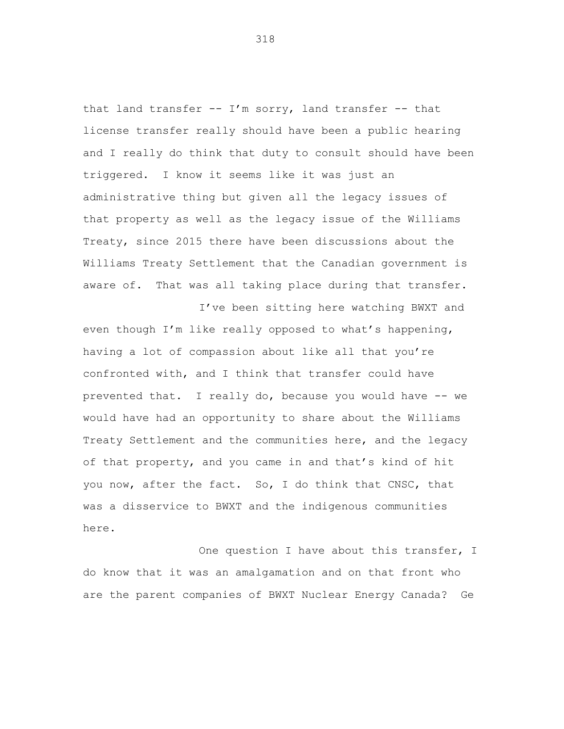that land transfer -- I'm sorry, land transfer -- that license transfer really should have been a public hearing and I really do think that duty to consult should have been triggered. I know it seems like it was just an administrative thing but given all the legacy issues of that property as well as the legacy issue of the Williams Treaty, since 2015 there have been discussions about the Williams Treaty Settlement that the Canadian government is aware of. That was all taking place during that transfer.

I've been sitting here watching BWXT and even though I'm like really opposed to what's happening, having a lot of compassion about like all that you're confronted with, and I think that transfer could have prevented that. I really do, because you would have -- we would have had an opportunity to share about the Williams Treaty Settlement and the communities here, and the legacy of that property, and you came in and that's kind of hit you now, after the fact. So, I do think that CNSC, that was a disservice to BWXT and the indigenous communities here.

One question I have about this transfer, I do know that it was an amalgamation and on that front who are the parent companies of BWXT Nuclear Energy Canada? Ge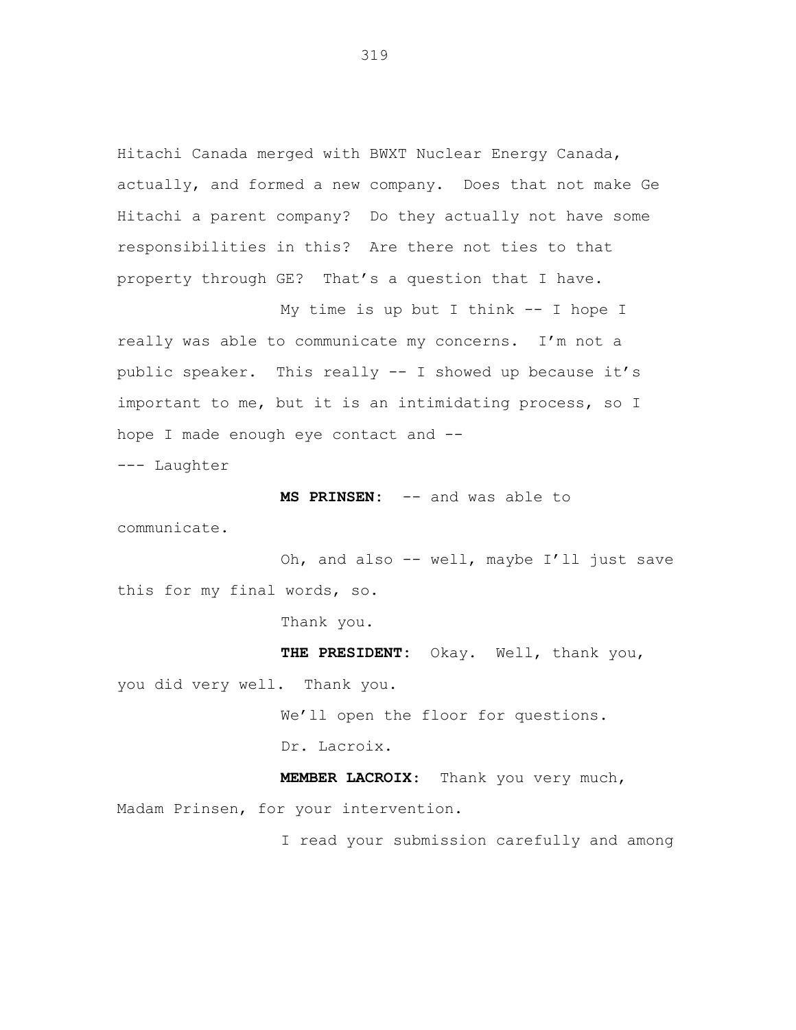Hitachi Canada merged with BWXT Nuclear Energy Canada, actually, and formed a new company. Does that not make Ge Hitachi a parent company? Do they actually not have some responsibilities in this? Are there not ties to that property through GE? That's a question that I have.

My time is up but I think -- I hope I really was able to communicate my concerns. I'm not a public speaker. This really -- I showed up because it's important to me, but it is an intimidating process, so I hope I made enough eye contact and --

--- Laughter

**MS PRINSEN:** -- and was able to communicate.

Oh, and also -- well, maybe I'll just save this for my final words, so.

Thank you.

**THE PRESIDENT:** Okay. Well, thank you, you did very well. Thank you.

We'll open the floor for questions.

Dr. Lacroix.

**MEMBER LACROIX:** Thank you very much, Madam Prinsen, for your intervention.

I read your submission carefully and among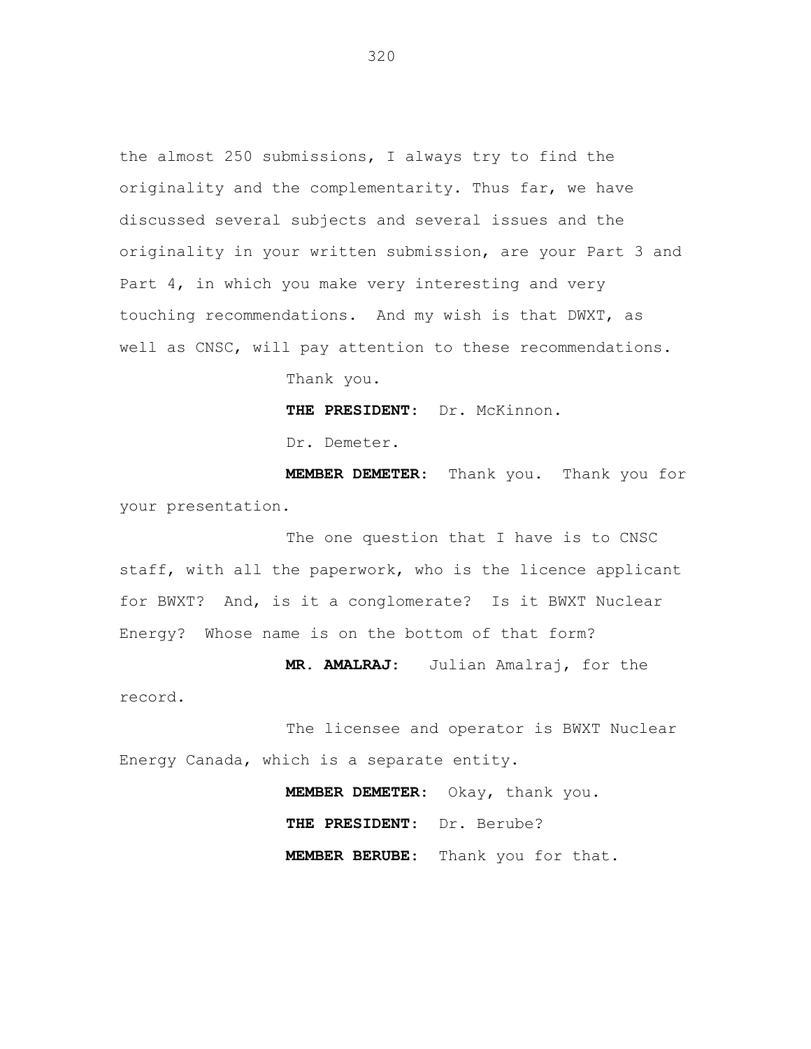the almost 250 submissions, I always try to find the originality and the complementarity. Thus far, we have discussed several subjects and several issues and the originality in your written submission, are your Part 3 and Part 4, in which you make very interesting and very touching recommendations. And my wish is that DWXT, as well as CNSC, will pay attention to these recommendations.

Thank you.

**THE PRESIDENT:** Dr. McKinnon.

Dr. Demeter.

**MEMBER DEMETER:** Thank you. Thank you for your presentation.

The one question that I have is to CNSC staff, with all the paperwork, who is the licence applicant for BWXT? And, is it a conglomerate? Is it BWXT Nuclear Energy? Whose name is on the bottom of that form?

**MR. AMALRAJ:** Julian Amalraj, for the record.

The licensee and operator is BWXT Nuclear Energy Canada, which is a separate entity.

**MEMBER DEMETER:** Okay, thank you.

**THE PRESIDENT:** Dr. Berube?

**MEMBER BERUBE:** Thank you for that.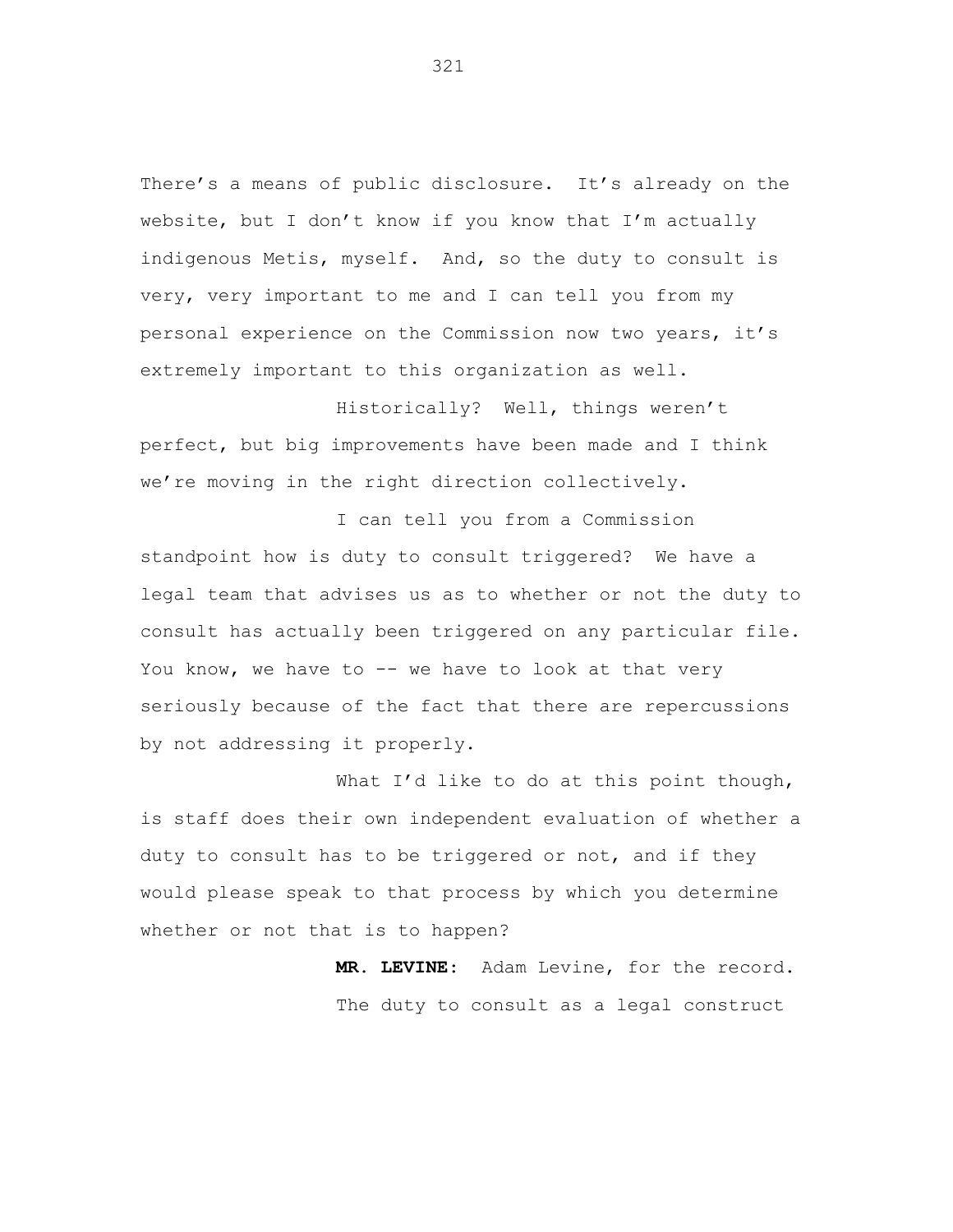There's a means of public disclosure. It's already on the website, but I don't know if you know that I'm actually indigenous Metis, myself. And, so the duty to consult is very, very important to me and I can tell you from my personal experience on the Commission now two years, it's extremely important to this organization as well.

Historically? Well, things weren't perfect, but big improvements have been made and I think we're moving in the right direction collectively.

I can tell you from a Commission standpoint how is duty to consult triggered? We have a legal team that advises us as to whether or not the duty to consult has actually been triggered on any particular file. You know, we have to -- we have to look at that very seriously because of the fact that there are repercussions by not addressing it properly.

What I'd like to do at this point though, is staff does their own independent evaluation of whether a duty to consult has to be triggered or not, and if they would please speak to that process by which you determine whether or not that is to happen?

**MR. LEVINE:** Adam Levine, for the record.

The duty to consult as a legal construct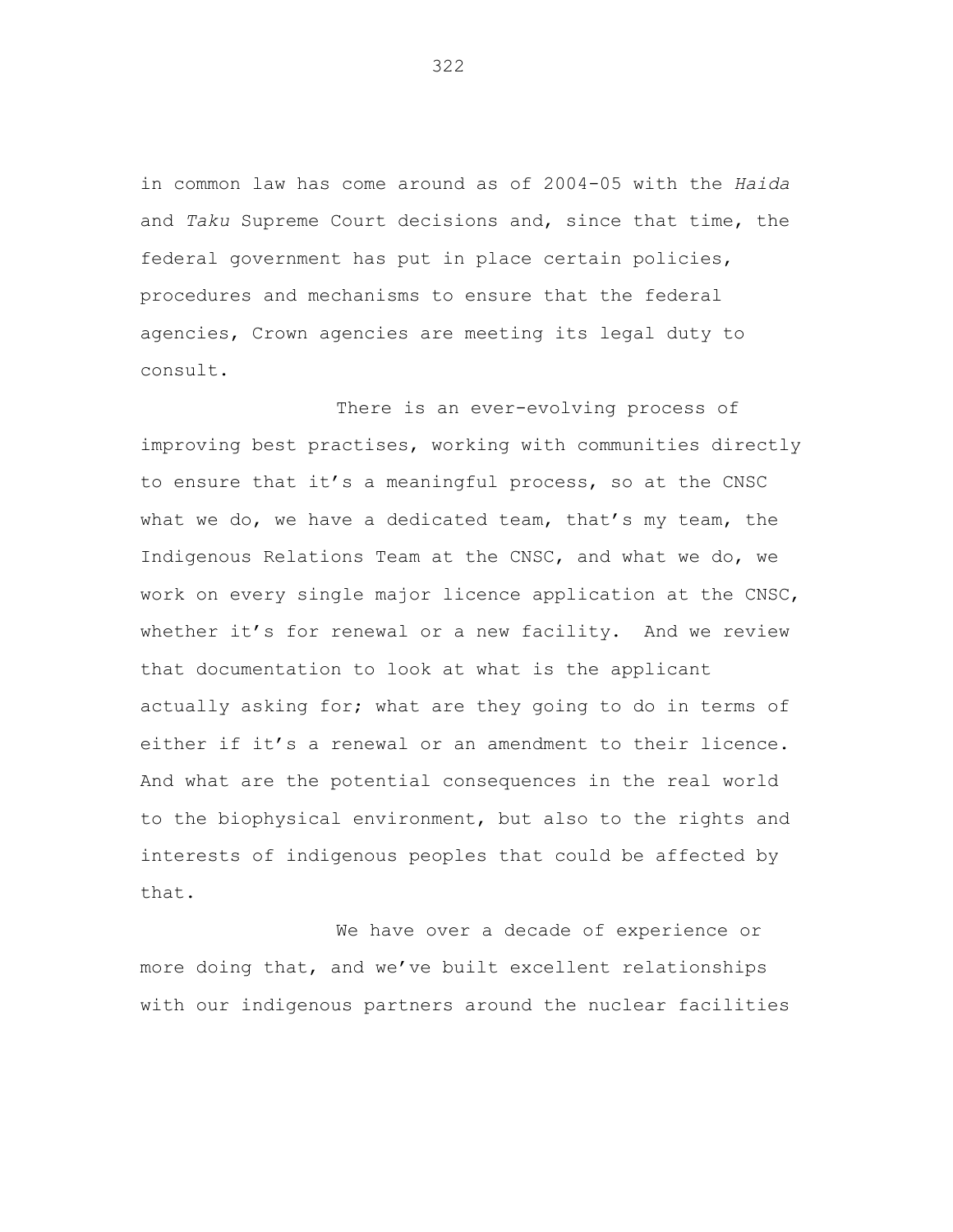in common law has come around as of 2004-05 with the *Haida* and *Taku* Supreme Court decisions and, since that time, the federal government has put in place certain policies, procedures and mechanisms to ensure that the federal agencies, Crown agencies are meeting its legal duty to consult.

There is an ever-evolving process of improving best practises, working with communities directly to ensure that it's a meaningful process, so at the CNSC what we do, we have a dedicated team, that's my team, the Indigenous Relations Team at the CNSC, and what we do, we work on every single major licence application at the CNSC, whether it's for renewal or a new facility. And we review that documentation to look at what is the applicant actually asking for; what are they going to do in terms of either if it's a renewal or an amendment to their licence. And what are the potential consequences in the real world to the biophysical environment, but also to the rights and interests of indigenous peoples that could be affected by that.

We have over a decade of experience or more doing that, and we've built excellent relationships with our indigenous partners around the nuclear facilities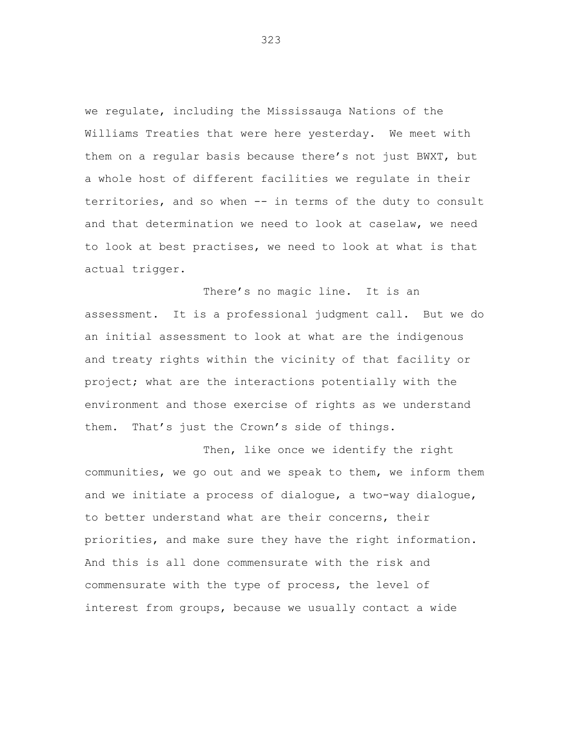we regulate, including the Mississauga Nations of the Williams Treaties that were here yesterday. We meet with them on a regular basis because there's not just BWXT, but a whole host of different facilities we regulate in their territories, and so when -- in terms of the duty to consult and that determination we need to look at caselaw, we need to look at best practises, we need to look at what is that actual trigger.

There's no magic line. It is an assessment. It is a professional judgment call. But we do an initial assessment to look at what are the indigenous and treaty rights within the vicinity of that facility or project; what are the interactions potentially with the environment and those exercise of rights as we understand them. That's just the Crown's side of things.

Then, like once we identify the right communities, we go out and we speak to them, we inform them and we initiate a process of dialogue, a two-way dialogue, to better understand what are their concerns, their priorities, and make sure they have the right information. And this is all done commensurate with the risk and commensurate with the type of process, the level of interest from groups, because we usually contact a wide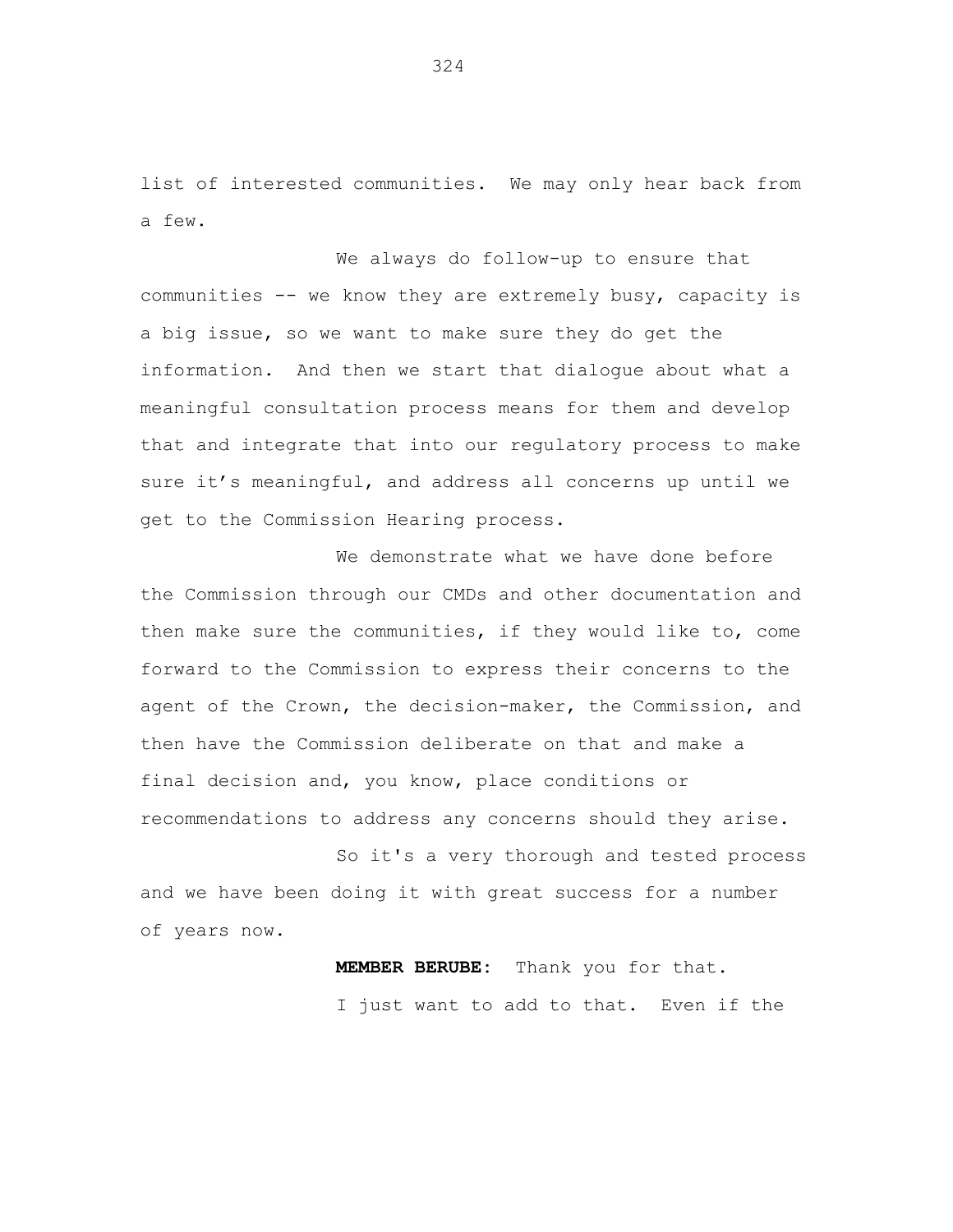list of interested communities. We may only hear back from a few.

We always do follow-up to ensure that communities -- we know they are extremely busy, capacity is a big issue, so we want to make sure they do get the information. And then we start that dialogue about what a meaningful consultation process means for them and develop that and integrate that into our regulatory process to make sure it's meaningful, and address all concerns up until we get to the Commission Hearing process.

We demonstrate what we have done before the Commission through our CMDs and other documentation and then make sure the communities, if they would like to, come forward to the Commission to express their concerns to the agent of the Crown, the decision-maker, the Commission, and then have the Commission deliberate on that and make a final decision and, you know, place conditions or recommendations to address any concerns should they arise.

So it's a very thorough and tested process and we have been doing it with great success for a number of years now.

**MEMBER BERUBE:** Thank you for that.

I just want to add to that. Even if the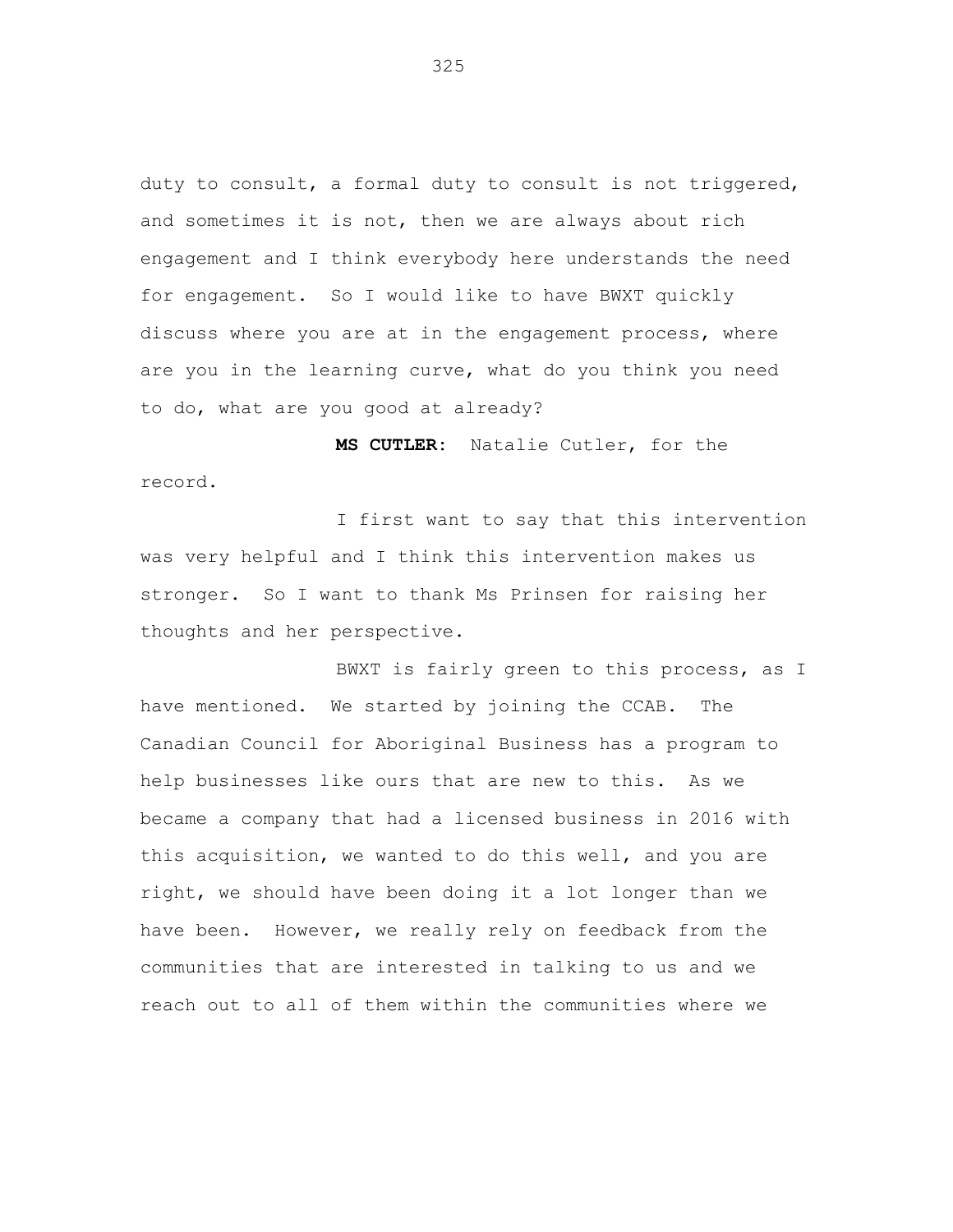duty to consult, a formal duty to consult is not triggered, and sometimes it is not, then we are always about rich engagement and I think everybody here understands the need for engagement. So I would like to have BWXT quickly discuss where you are at in the engagement process, where are you in the learning curve, what do you think you need to do, what are you good at already?

**MS CUTLER:** Natalie Cutler, for the record.

I first want to say that this intervention was very helpful and I think this intervention makes us stronger. So I want to thank Ms Prinsen for raising her thoughts and her perspective.

BWXT is fairly green to this process, as I have mentioned. We started by joining the CCAB. The Canadian Council for Aboriginal Business has a program to help businesses like ours that are new to this. As we became a company that had a licensed business in 2016 with this acquisition, we wanted to do this well, and you are right, we should have been doing it a lot longer than we have been. However, we really rely on feedback from the communities that are interested in talking to us and we reach out to all of them within the communities where we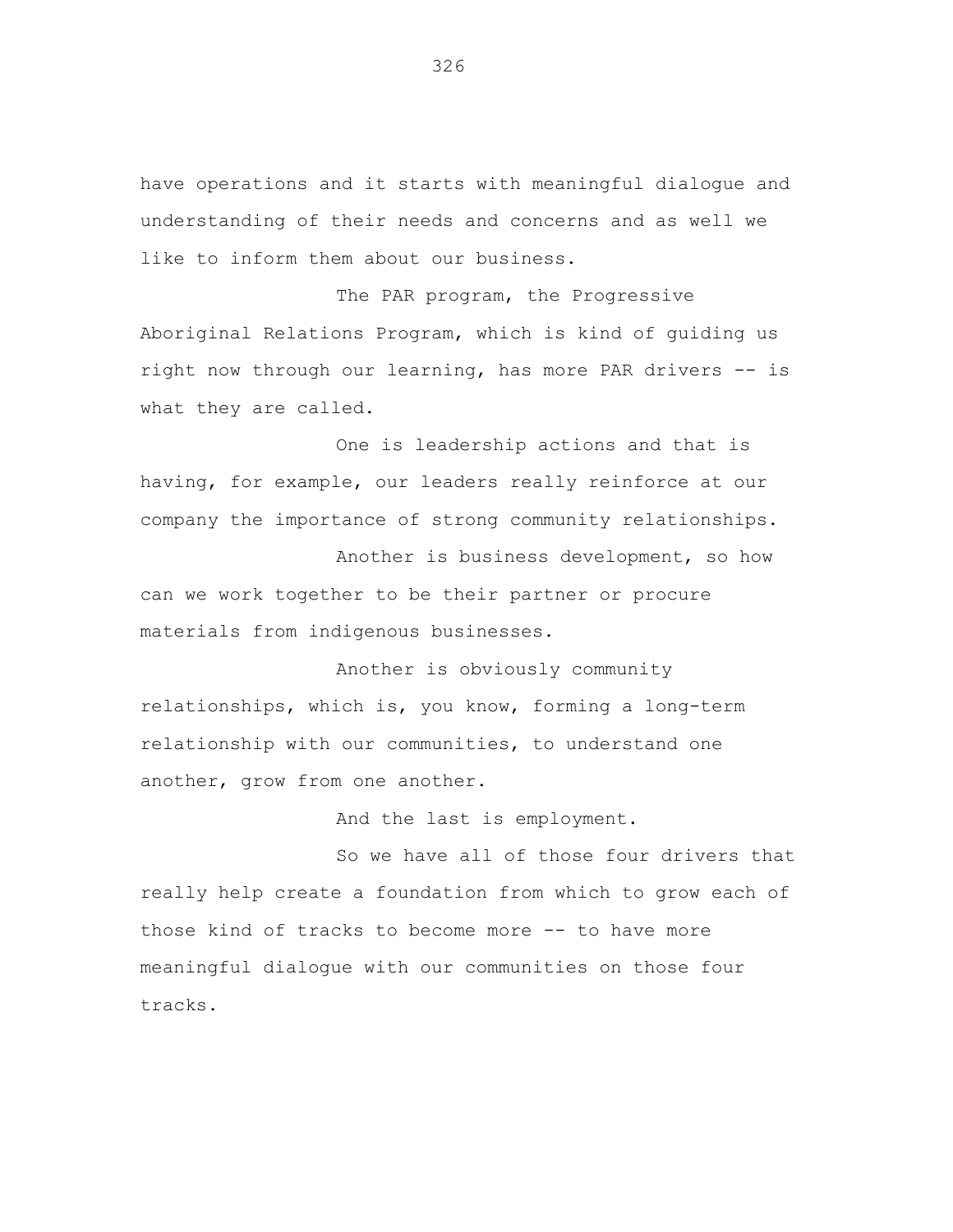have operations and it starts with meaningful dialogue and understanding of their needs and concerns and as well we like to inform them about our business.

The PAR program, the Progressive Aboriginal Relations Program, which is kind of guiding us right now through our learning, has more PAR drivers -- is what they are called.

One is leadership actions and that is having, for example, our leaders really reinforce at our company the importance of strong community relationships.

Another is business development, so how can we work together to be their partner or procure materials from indigenous businesses.

Another is obviously community relationships, which is, you know, forming a long-term relationship with our communities, to understand one another, grow from one another.

And the last is employment.

So we have all of those four drivers that really help create a foundation from which to grow each of those kind of tracks to become more -- to have more meaningful dialogue with our communities on those four tracks.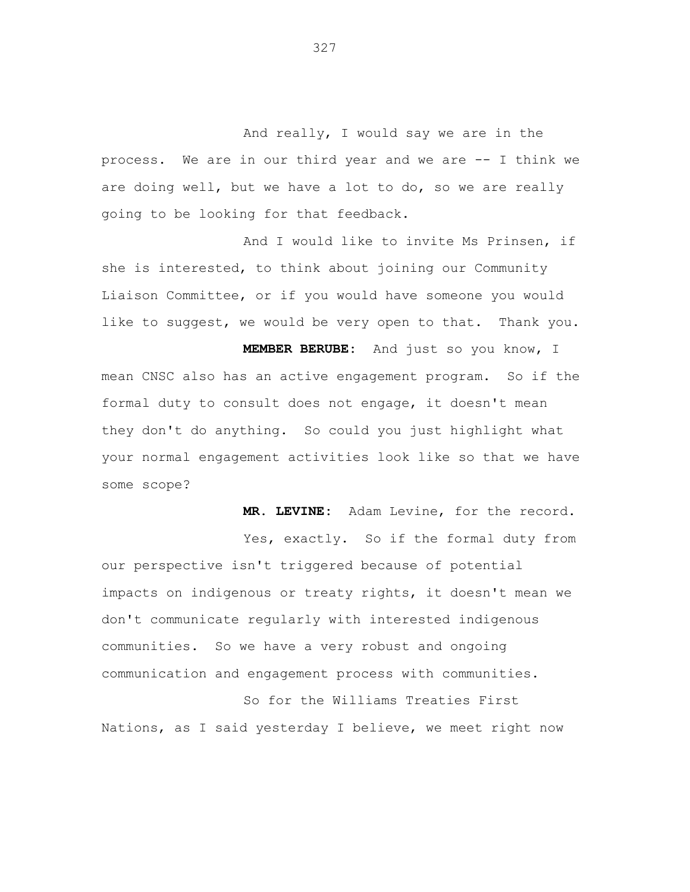And really, I would say we are in the process. We are in our third year and we are -- I think we are doing well, but we have a lot to do, so we are really going to be looking for that feedback.

And I would like to invite Ms Prinsen, if she is interested, to think about joining our Community Liaison Committee, or if you would have someone you would like to suggest, we would be very open to that. Thank you.

**MEMBER BERUBE:** And just so you know, I mean CNSC also has an active engagement program. So if the formal duty to consult does not engage, it doesn't mean they don't do anything. So could you just highlight what your normal engagement activities look like so that we have some scope?

**MR. LEVINE:** Adam Levine, for the record.

Yes, exactly. So if the formal duty from our perspective isn't triggered because of potential impacts on indigenous or treaty rights, it doesn't mean we don't communicate regularly with interested indigenous communities. So we have a very robust and ongoing communication and engagement process with communities.

So for the Williams Treaties First Nations, as I said yesterday I believe, we meet right now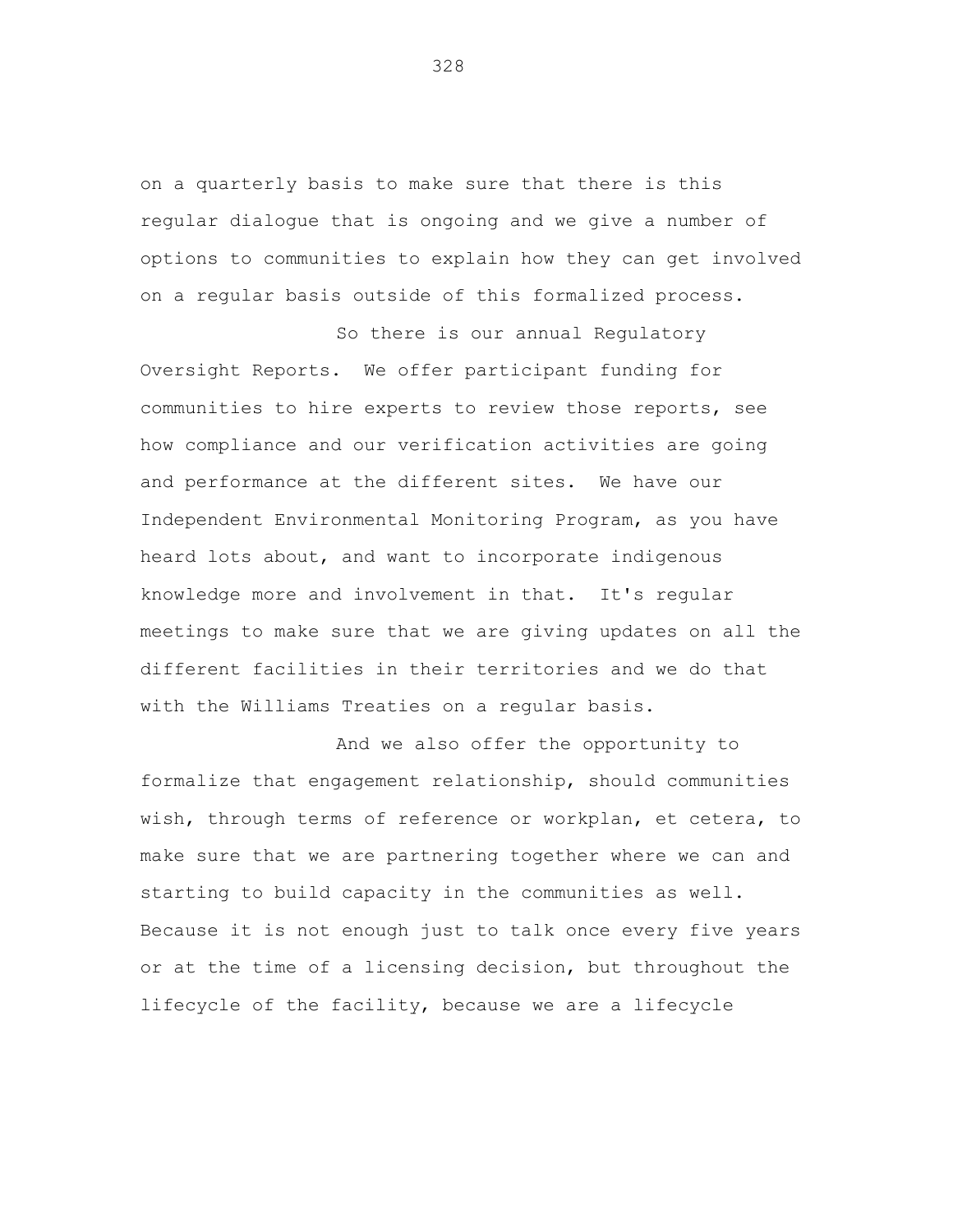on a quarterly basis to make sure that there is this regular dialogue that is ongoing and we give a number of options to communities to explain how they can get involved on a regular basis outside of this formalized process.

So there is our annual Regulatory Oversight Reports. We offer participant funding for communities to hire experts to review those reports, see how compliance and our verification activities are going and performance at the different sites. We have our Independent Environmental Monitoring Program, as you have heard lots about, and want to incorporate indigenous knowledge more and involvement in that. It's regular meetings to make sure that we are giving updates on all the different facilities in their territories and we do that with the Williams Treaties on a regular basis.

And we also offer the opportunity to formalize that engagement relationship, should communities wish, through terms of reference or workplan, et cetera, to make sure that we are partnering together where we can and starting to build capacity in the communities as well. Because it is not enough just to talk once every five years or at the time of a licensing decision, but throughout the lifecycle of the facility, because we are a lifecycle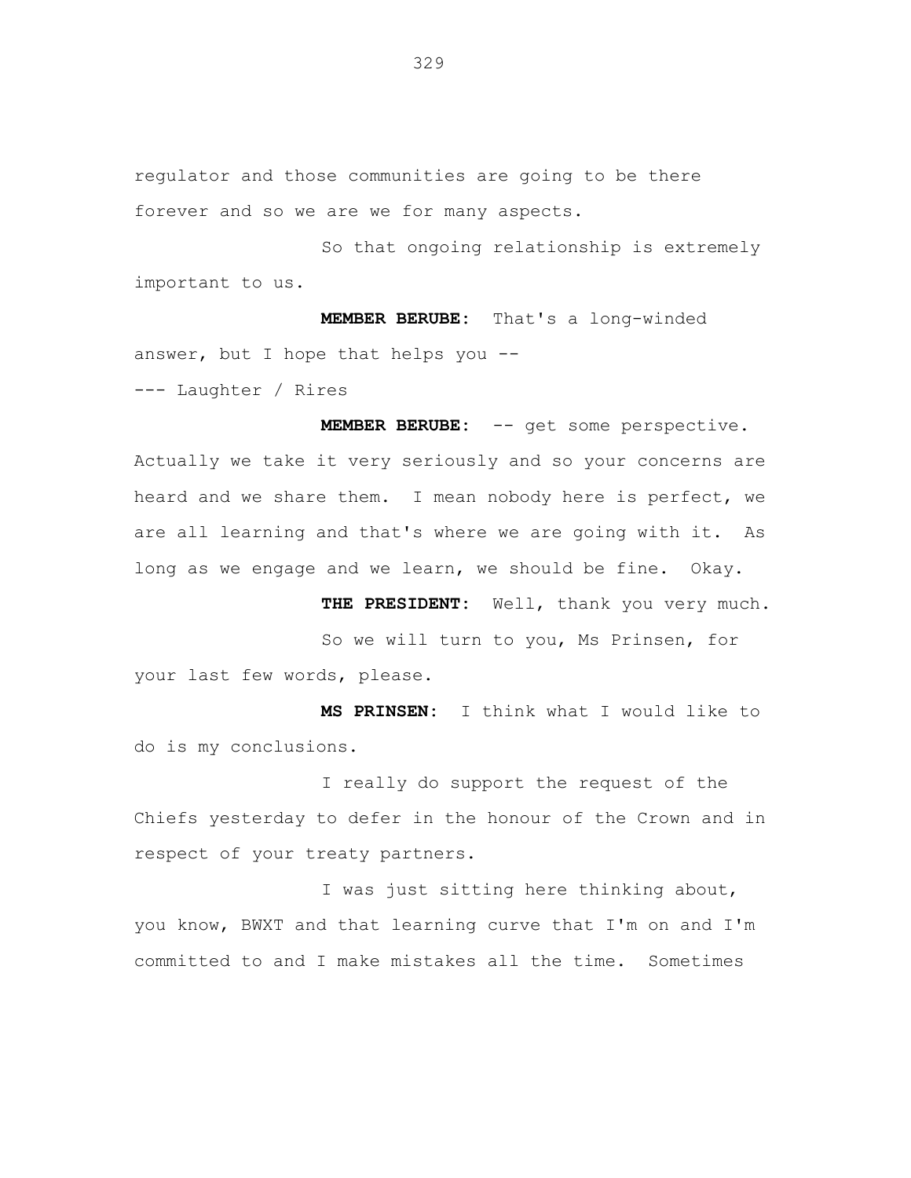regulator and those communities are going to be there forever and so we are we for many aspects.

So that ongoing relationship is extremely important to us.

**MEMBER BERUBE:** That's a long-winded answer, but I hope that helps you --

--- Laughter / Rires

**MEMBER BERUBE:** -- get some perspective. Actually we take it very seriously and so your concerns are heard and we share them. I mean nobody here is perfect, we are all learning and that's where we are going with it. As long as we engage and we learn, we should be fine. Okay.

**THE PRESIDENT:** Well, thank you very much.

So we will turn to you, Ms Prinsen, for your last few words, please.

**MS PRINSEN:** I think what I would like to do is my conclusions.

I really do support the request of the Chiefs yesterday to defer in the honour of the Crown and in respect of your treaty partners.

I was just sitting here thinking about, you know, BWXT and that learning curve that I'm on and I'm committed to and I make mistakes all the time. Sometimes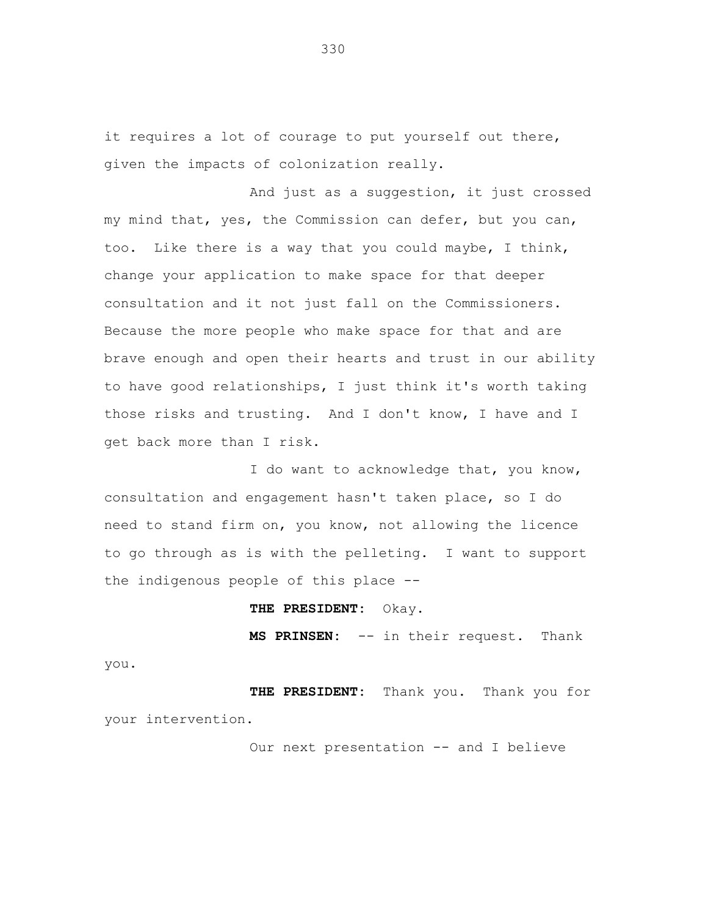it requires a lot of courage to put yourself out there, given the impacts of colonization really.

And just as a suggestion, it just crossed my mind that, yes, the Commission can defer, but you can, too. Like there is a way that you could maybe, I think, change your application to make space for that deeper consultation and it not just fall on the Commissioners. Because the more people who make space for that and are brave enough and open their hearts and trust in our ability to have good relationships, I just think it's worth taking those risks and trusting. And I don't know, I have and I get back more than I risk.

I do want to acknowledge that, you know, consultation and engagement hasn't taken place, so I do need to stand firm on, you know, not allowing the licence to go through as is with the pelleting. I want to support the indigenous people of this place --

**THE PRESIDENT:** Okay.

**MS PRINSEN:** -- in their request. Thank you.

**THE PRESIDENT:** Thank you. Thank you for your intervention.

Our next presentation -- and I believe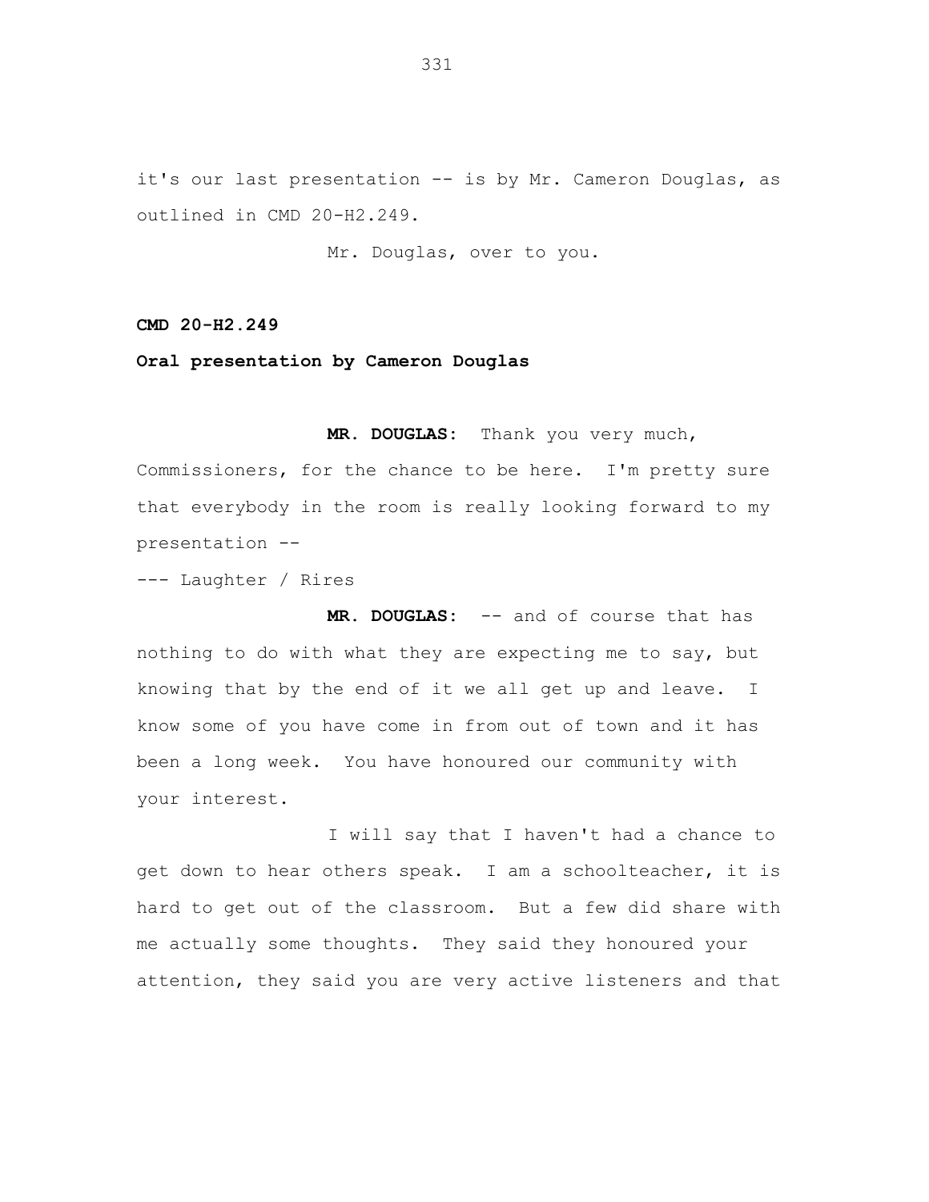it's our last presentation -- is by Mr. Cameron Douglas, as outlined in CMD 20-H2.249.

Mr. Douglas, over to you.

**CMD 20-H2.249**

**Oral presentation by Cameron Douglas**

**MR. DOUGLAS:** Thank you very much, Commissioners, for the chance to be here. I'm pretty sure that everybody in the room is really looking forward to my presentation --

--- Laughter / Rires

**MR. DOUGLAS:** -- and of course that has nothing to do with what they are expecting me to say, but knowing that by the end of it we all get up and leave. I know some of you have come in from out of town and it has been a long week. You have honoured our community with your interest.

I will say that I haven't had a chance to get down to hear others speak. I am a schoolteacher, it is hard to get out of the classroom. But a few did share with me actually some thoughts. They said they honoured your attention, they said you are very active listeners and that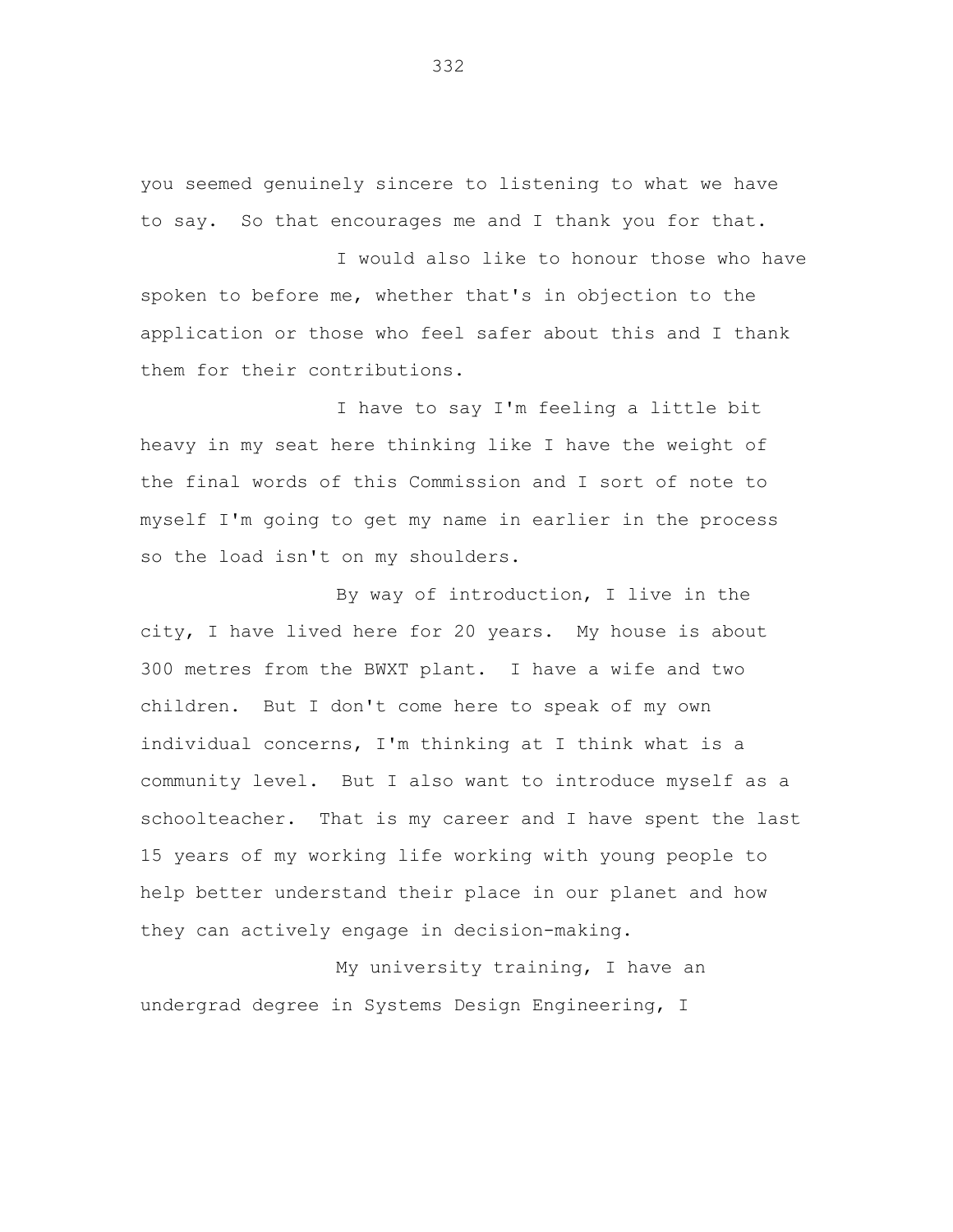you seemed genuinely sincere to listening to what we have to say. So that encourages me and I thank you for that.

I would also like to honour those who have spoken to before me, whether that's in objection to the application or those who feel safer about this and I thank them for their contributions.

I have to say I'm feeling a little bit heavy in my seat here thinking like I have the weight of the final words of this Commission and I sort of note to myself I'm going to get my name in earlier in the process so the load isn't on my shoulders.

By way of introduction, I live in the city, I have lived here for 20 years. My house is about 300 metres from the BWXT plant. I have a wife and two children. But I don't come here to speak of my own individual concerns, I'm thinking at I think what is a community level. But I also want to introduce myself as a schoolteacher. That is my career and I have spent the last 15 years of my working life working with young people to help better understand their place in our planet and how they can actively engage in decision-making.

My university training, I have an undergrad degree in Systems Design Engineering, I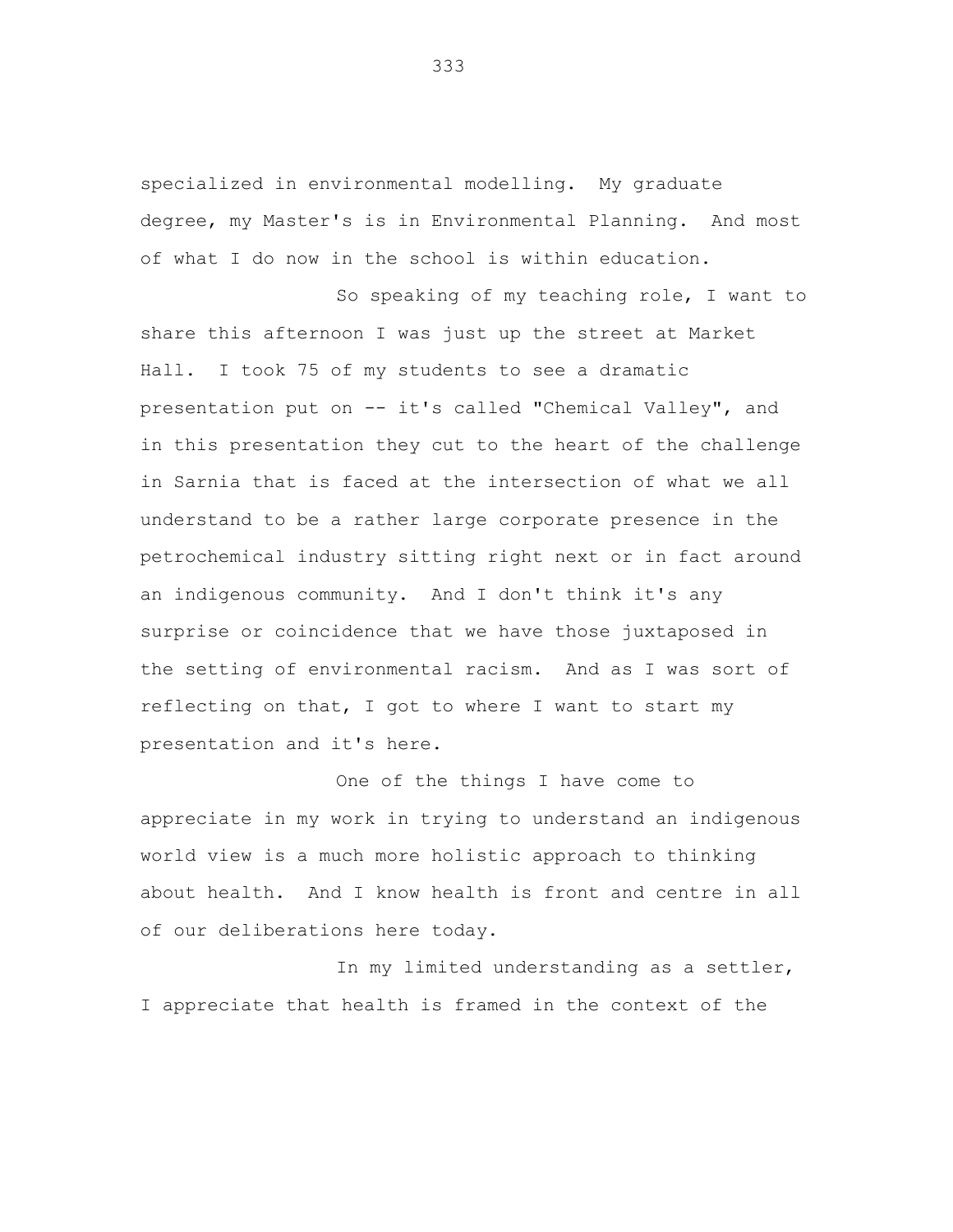specialized in environmental modelling. My graduate degree, my Master's is in Environmental Planning. And most of what I do now in the school is within education.

So speaking of my teaching role, I want to share this afternoon I was just up the street at Market Hall. I took 75 of my students to see a dramatic presentation put on -- it's called "Chemical Valley", and in this presentation they cut to the heart of the challenge in Sarnia that is faced at the intersection of what we all understand to be a rather large corporate presence in the petrochemical industry sitting right next or in fact around an indigenous community. And I don't think it's any surprise or coincidence that we have those juxtaposed in the setting of environmental racism. And as I was sort of reflecting on that, I got to where I want to start my presentation and it's here.

One of the things I have come to appreciate in my work in trying to understand an indigenous world view is a much more holistic approach to thinking about health. And I know health is front and centre in all of our deliberations here today.

In my limited understanding as a settler, I appreciate that health is framed in the context of the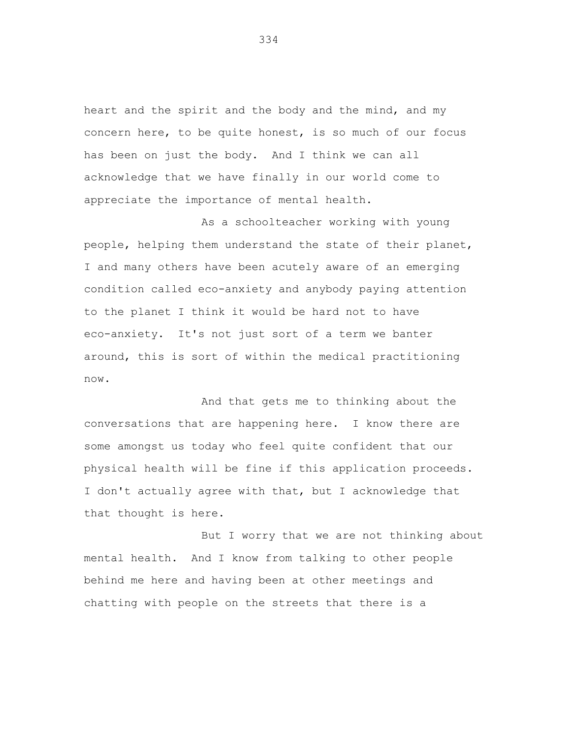heart and the spirit and the body and the mind, and my concern here, to be quite honest, is so much of our focus has been on just the body. And I think we can all acknowledge that we have finally in our world come to appreciate the importance of mental health.

As a schoolteacher working with young people, helping them understand the state of their planet, I and many others have been acutely aware of an emerging condition called eco-anxiety and anybody paying attention to the planet I think it would be hard not to have eco-anxiety. It's not just sort of a term we banter around, this is sort of within the medical practitioning now.

And that gets me to thinking about the conversations that are happening here. I know there are some amongst us today who feel quite confident that our physical health will be fine if this application proceeds. I don't actually agree with that, but I acknowledge that that thought is here.

But I worry that we are not thinking about mental health. And I know from talking to other people behind me here and having been at other meetings and chatting with people on the streets that there is a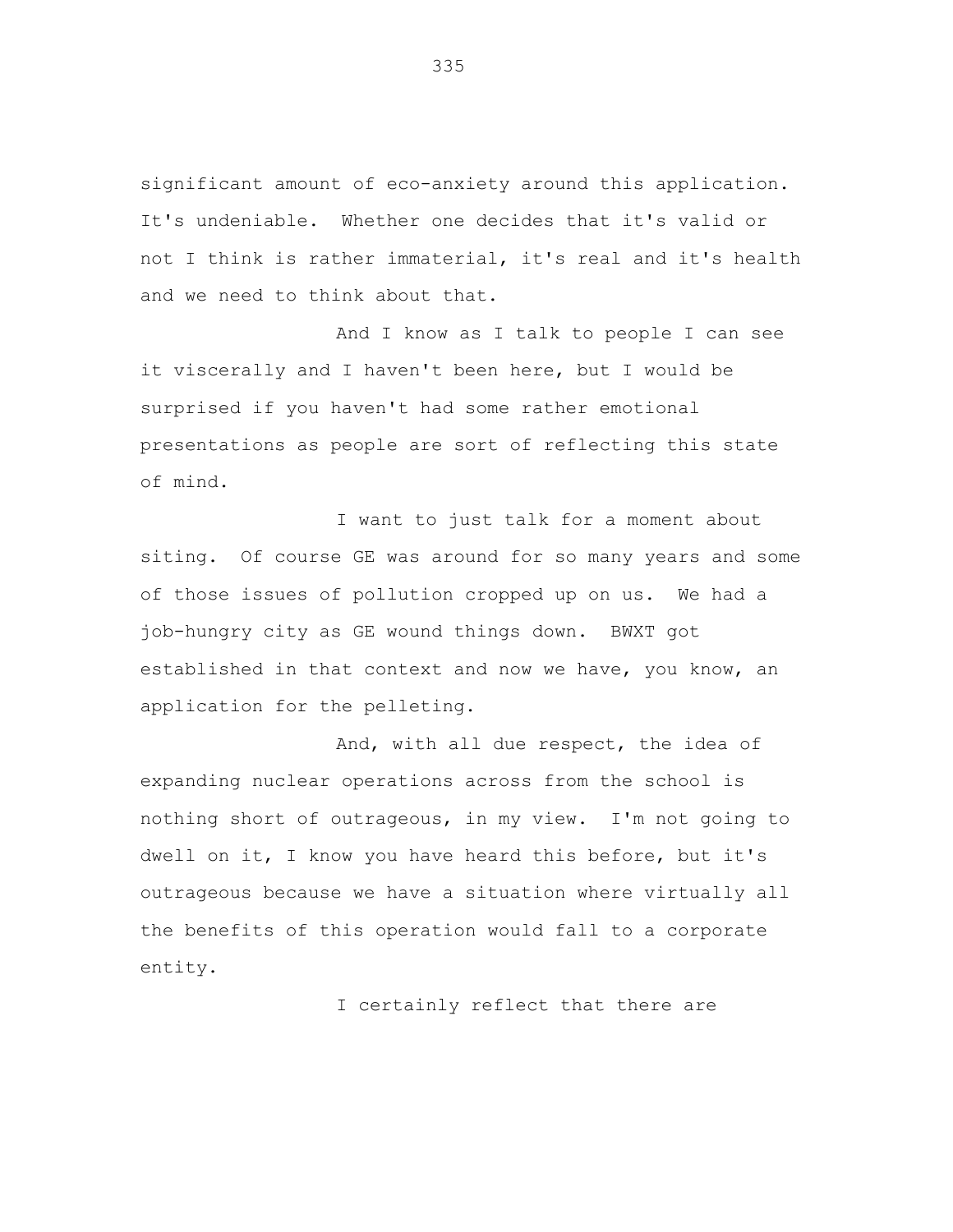significant amount of eco-anxiety around this application. It's undeniable. Whether one decides that it's valid or not I think is rather immaterial, it's real and it's health and we need to think about that.

And I know as I talk to people I can see it viscerally and I haven't been here, but I would be surprised if you haven't had some rather emotional presentations as people are sort of reflecting this state of mind.

I want to just talk for a moment about siting. Of course GE was around for so many years and some of those issues of pollution cropped up on us. We had a job-hungry city as GE wound things down. BWXT got established in that context and now we have, you know, an application for the pelleting.

And, with all due respect, the idea of expanding nuclear operations across from the school is nothing short of outrageous, in my view. I'm not going to dwell on it, I know you have heard this before, but it's outrageous because we have a situation where virtually all the benefits of this operation would fall to a corporate entity.

I certainly reflect that there are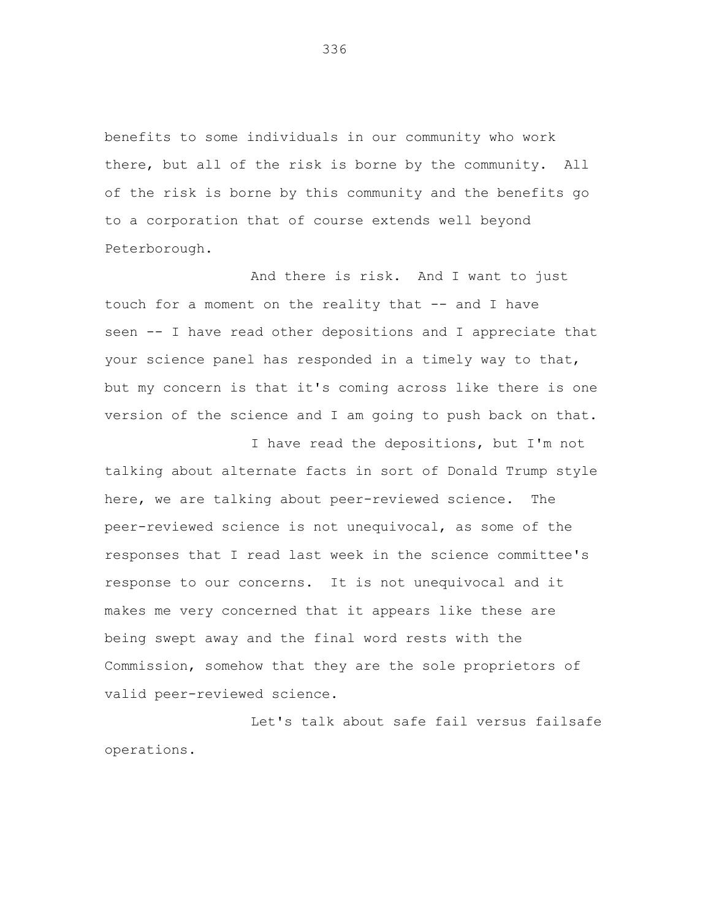benefits to some individuals in our community who work there, but all of the risk is borne by the community. All of the risk is borne by this community and the benefits go to a corporation that of course extends well beyond Peterborough.

And there is risk. And I want to just touch for a moment on the reality that -- and I have seen -- I have read other depositions and I appreciate that your science panel has responded in a timely way to that, but my concern is that it's coming across like there is one version of the science and I am going to push back on that.

I have read the depositions, but I'm not talking about alternate facts in sort of Donald Trump style here, we are talking about peer-reviewed science. The peer-reviewed science is not unequivocal, as some of the responses that I read last week in the science committee's response to our concerns. It is not unequivocal and it makes me very concerned that it appears like these are being swept away and the final word rests with the Commission, somehow that they are the sole proprietors of valid peer-reviewed science.

Let's talk about safe fail versus failsafe operations.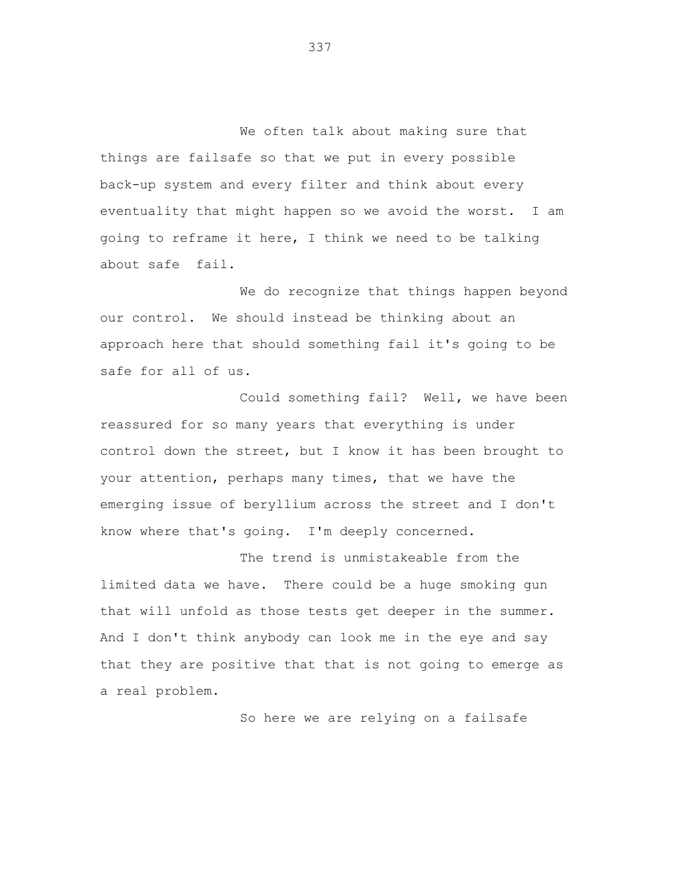We often talk about making sure that things are failsafe so that we put in every possible back-up system and every filter and think about every eventuality that might happen so we avoid the worst. I am going to reframe it here, I think we need to be talking about safe fail.

We do recognize that things happen beyond our control. We should instead be thinking about an approach here that should something fail it's going to be safe for all of us.

Could something fail? Well, we have been reassured for so many years that everything is under control down the street, but I know it has been brought to your attention, perhaps many times, that we have the emerging issue of beryllium across the street and I don't know where that's going. I'm deeply concerned.

The trend is unmistakeable from the limited data we have. There could be a huge smoking gun that will unfold as those tests get deeper in the summer. And I don't think anybody can look me in the eye and say that they are positive that that is not going to emerge as a real problem.

So here we are relying on a failsafe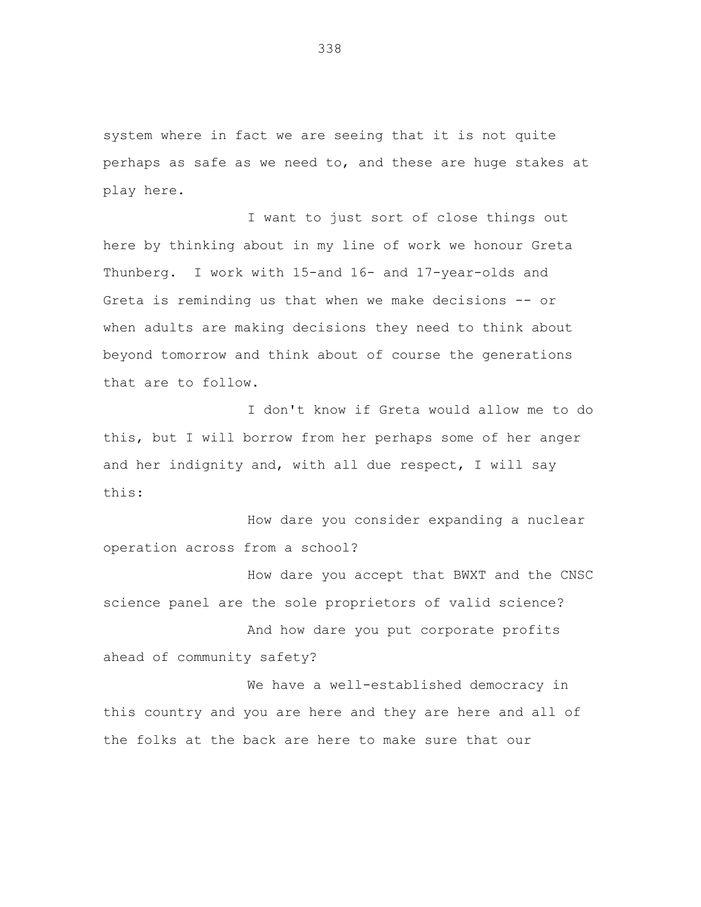system where in fact we are seeing that it is not quite perhaps as safe as we need to, and these are huge stakes at play here.

I want to just sort of close things out here by thinking about in my line of work we honour Greta Thunberg. I work with 15-and 16- and 17-year-olds and Greta is reminding us that when we make decisions -- or when adults are making decisions they need to think about beyond tomorrow and think about of course the generations that are to follow.

I don't know if Greta would allow me to do this, but I will borrow from her perhaps some of her anger and her indignity and, with all due respect, I will say this:

How dare you consider expanding a nuclear operation across from a school?

How dare you accept that BWXT and the CNSC science panel are the sole proprietors of valid science?

And how dare you put corporate profits ahead of community safety?

We have a well-established democracy in this country and you are here and they are here and all of the folks at the back are here to make sure that our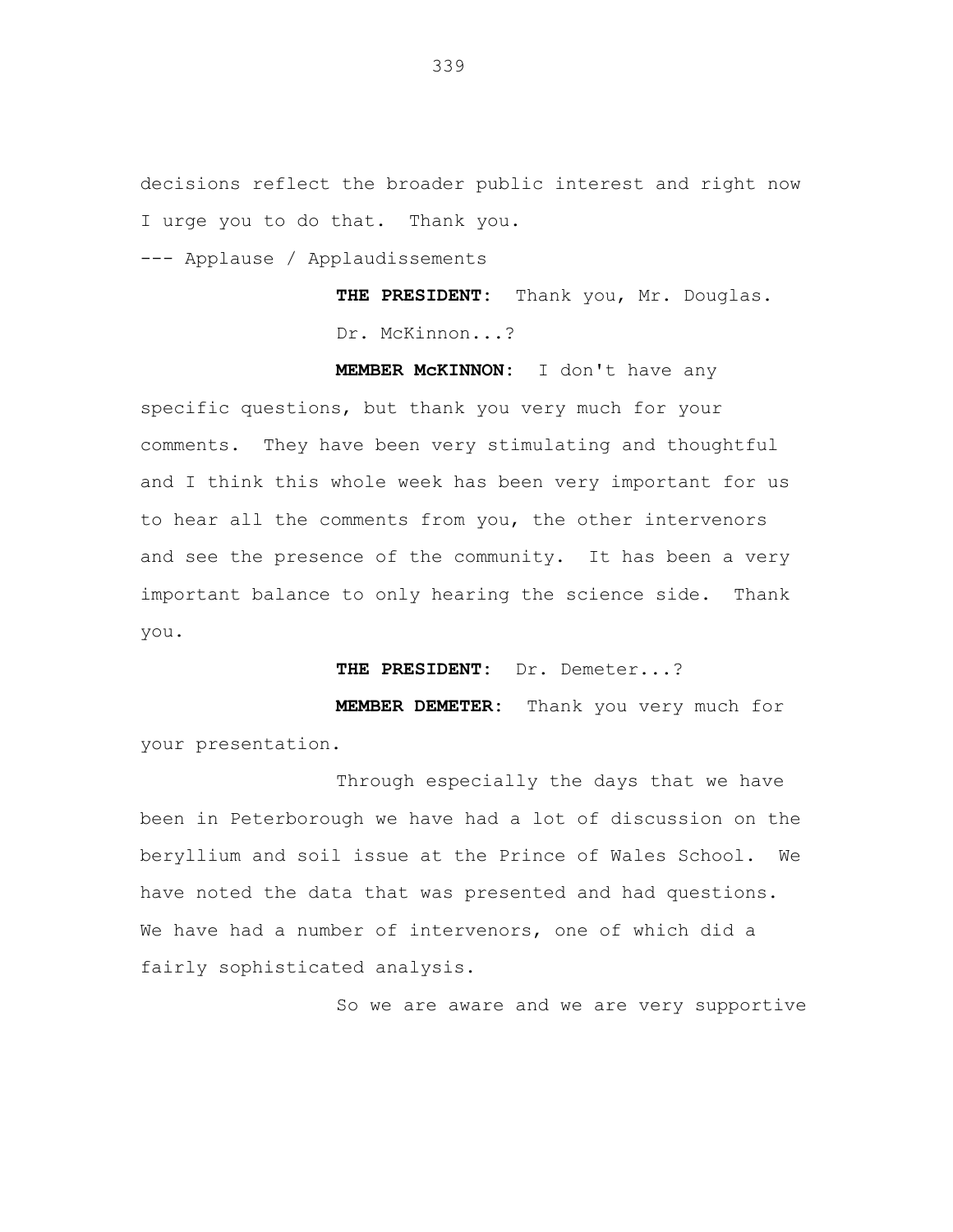decisions reflect the broader public interest and right now I urge you to do that. Thank you.

--- Applause / Applaudissements

**THE PRESIDENT:** Thank you, Mr. Douglas.

Dr. McKinnon...?

**MEMBER McKINNON:** I don't have any specific questions, but thank you very much for your comments. They have been very stimulating and thoughtful and I think this whole week has been very important for us to hear all the comments from you, the other intervenors and see the presence of the community. It has been a very important balance to only hearing the science side. Thank you.

**THE PRESIDENT:** Dr. Demeter...?

**MEMBER DEMETER:** Thank you very much for your presentation.

Through especially the days that we have been in Peterborough we have had a lot of discussion on the beryllium and soil issue at the Prince of Wales School. We have noted the data that was presented and had questions. We have had a number of intervenors, one of which did a fairly sophisticated analysis.

So we are aware and we are very supportive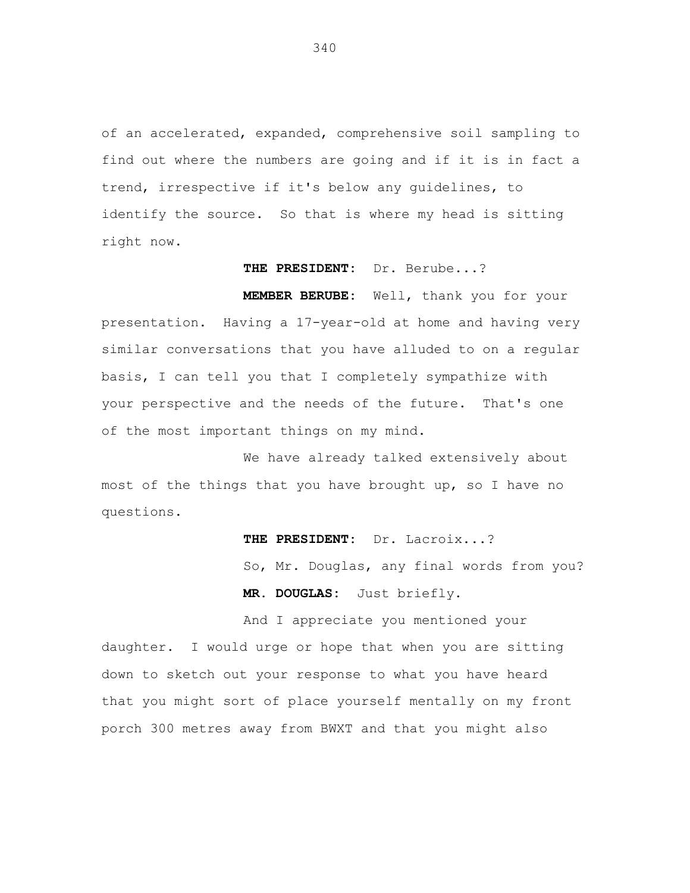of an accelerated, expanded, comprehensive soil sampling to find out where the numbers are going and if it is in fact a trend, irrespective if it's below any guidelines, to identify the source. So that is where my head is sitting right now.

**THE PRESIDENT:** Dr. Berube...?

**MEMBER BERUBE:** Well, thank you for your presentation. Having a 17-year-old at home and having very similar conversations that you have alluded to on a regular basis, I can tell you that I completely sympathize with your perspective and the needs of the future. That's one of the most important things on my mind.

We have already talked extensively about most of the things that you have brought up, so I have no questions.

**THE PRESIDENT:** Dr. Lacroix...?

So, Mr. Douglas, any final words from you?

**MR. DOUGLAS:** Just briefly.

And I appreciate you mentioned your daughter. I would urge or hope that when you are sitting down to sketch out your response to what you have heard that you might sort of place yourself mentally on my front porch 300 metres away from BWXT and that you might also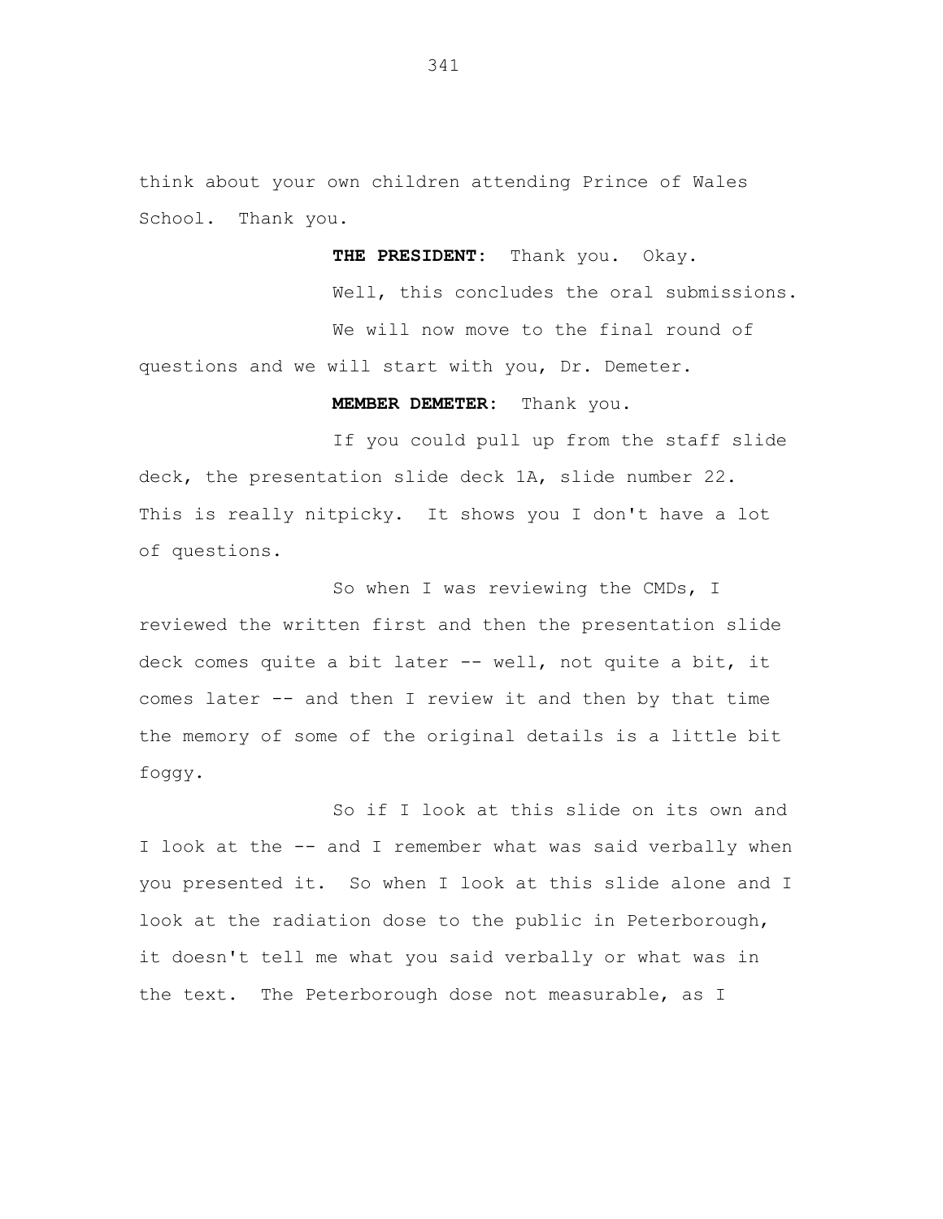think about your own children attending Prince of Wales School. Thank you.

**THE PRESIDENT:** Thank you. Okay.

Well, this concludes the oral submissions.

We will now move to the final round of questions and we will start with you, Dr. Demeter.

**MEMBER DEMETER:** Thank you.

If you could pull up from the staff slide deck, the presentation slide deck 1A, slide number 22. This is really nitpicky. It shows you I don't have a lot of questions.

So when I was reviewing the CMDs, I reviewed the written first and then the presentation slide deck comes quite a bit later -- well, not quite a bit, it comes later -- and then I review it and then by that time the memory of some of the original details is a little bit foggy.

So if I look at this slide on its own and I look at the -- and I remember what was said verbally when you presented it. So when I look at this slide alone and I look at the radiation dose to the public in Peterborough, it doesn't tell me what you said verbally or what was in the text. The Peterborough dose not measurable, as I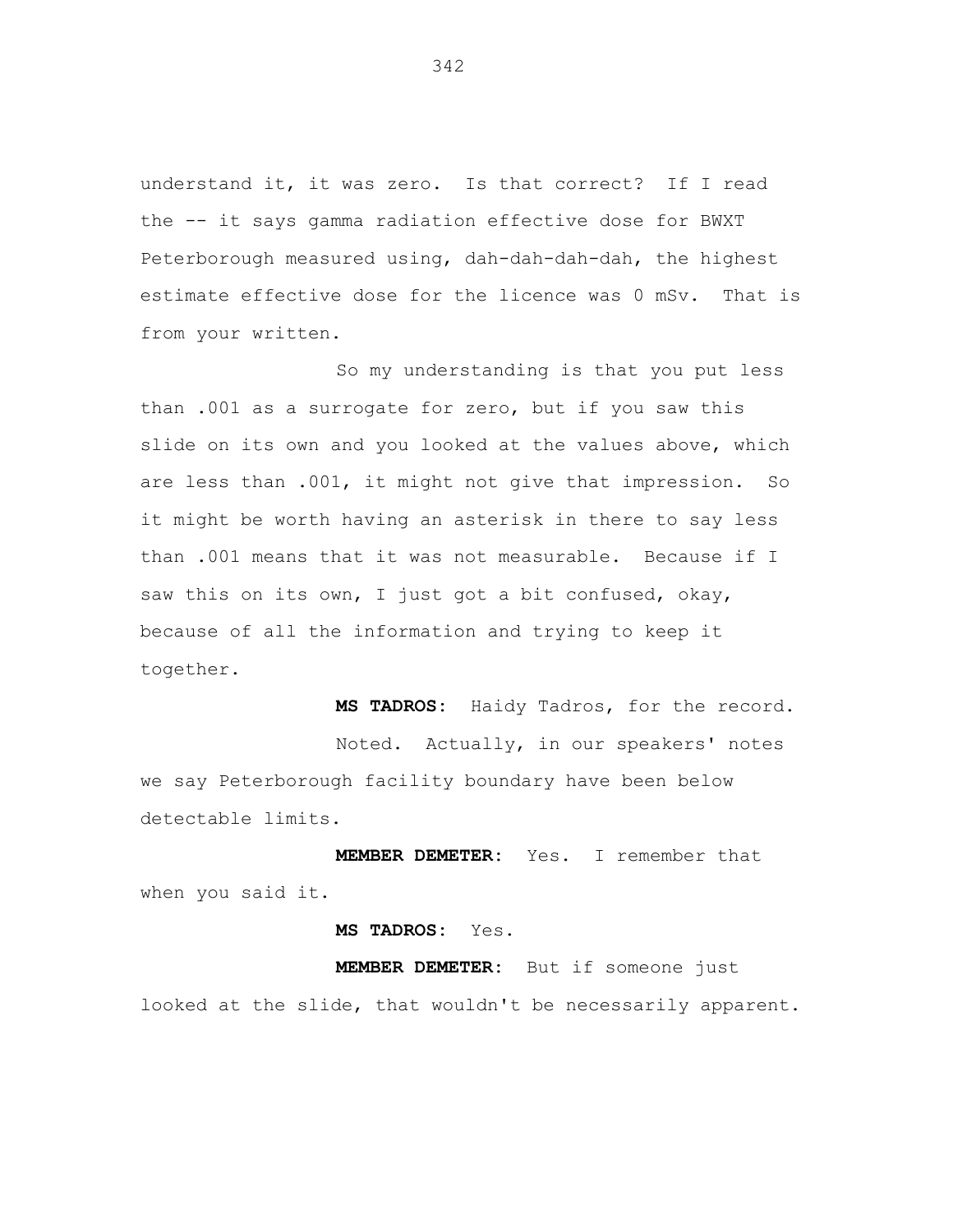understand it, it was zero. Is that correct? If I read the -- it says gamma radiation effective dose for BWXT Peterborough measured using, dah-dah-dah-dah, the highest estimate effective dose for the licence was 0 mSv. That is from your written.

So my understanding is that you put less than .001 as a surrogate for zero, but if you saw this slide on its own and you looked at the values above, which are less than .001, it might not give that impression. So it might be worth having an asterisk in there to say less than .001 means that it was not measurable. Because if I saw this on its own, I just got a bit confused, okay, because of all the information and trying to keep it together.

**MS TADROS:** Haidy Tadros, for the record.

Noted. Actually, in our speakers' notes we say Peterborough facility boundary have been below detectable limits.

**MEMBER DEMETER:** Yes. I remember that when you said it.

**MS TADROS:** Yes.

**MEMBER DEMETER:** But if someone just looked at the slide, that wouldn't be necessarily apparent.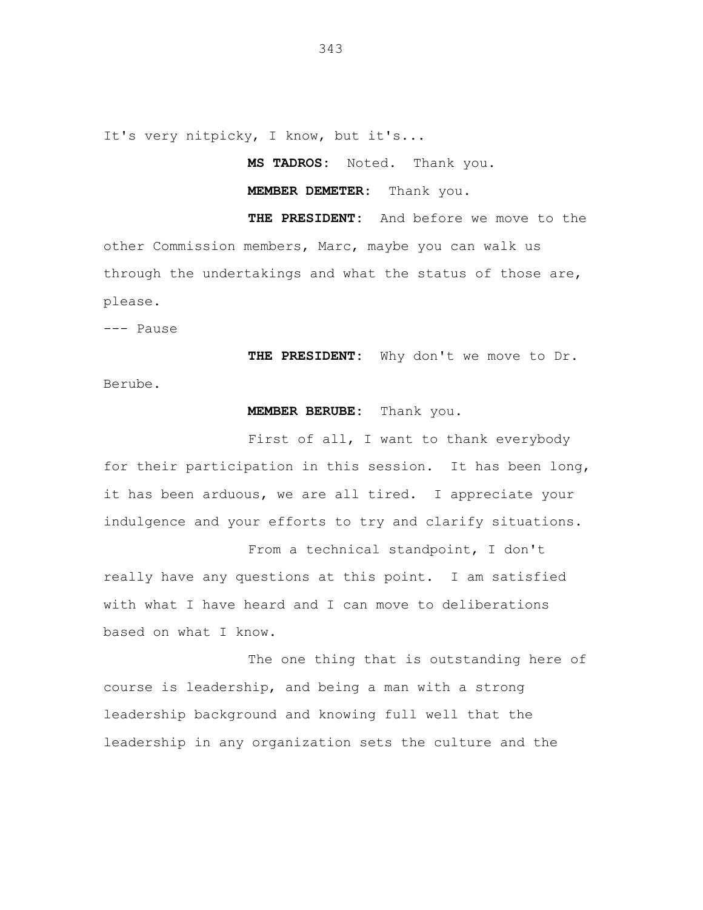It's very nitpicky, I know, but it's...

**MS TADROS:** Noted. Thank you.

**MEMBER DEMETER:** Thank you.

**THE PRESIDENT:** And before we move to the other Commission members, Marc, maybe you can walk us through the undertakings and what the status of those are, please.

--- Pause

**THE PRESIDENT:** Why don't we move to Dr. Berube.

**MEMBER BERUBE:** Thank you.

First of all, I want to thank everybody for their participation in this session. It has been long, it has been arduous, we are all tired. I appreciate your indulgence and your efforts to try and clarify situations.

From a technical standpoint, I don't really have any questions at this point. I am satisfied with what I have heard and I can move to deliberations based on what I know.

The one thing that is outstanding here of course is leadership, and being a man with a strong leadership background and knowing full well that the leadership in any organization sets the culture and the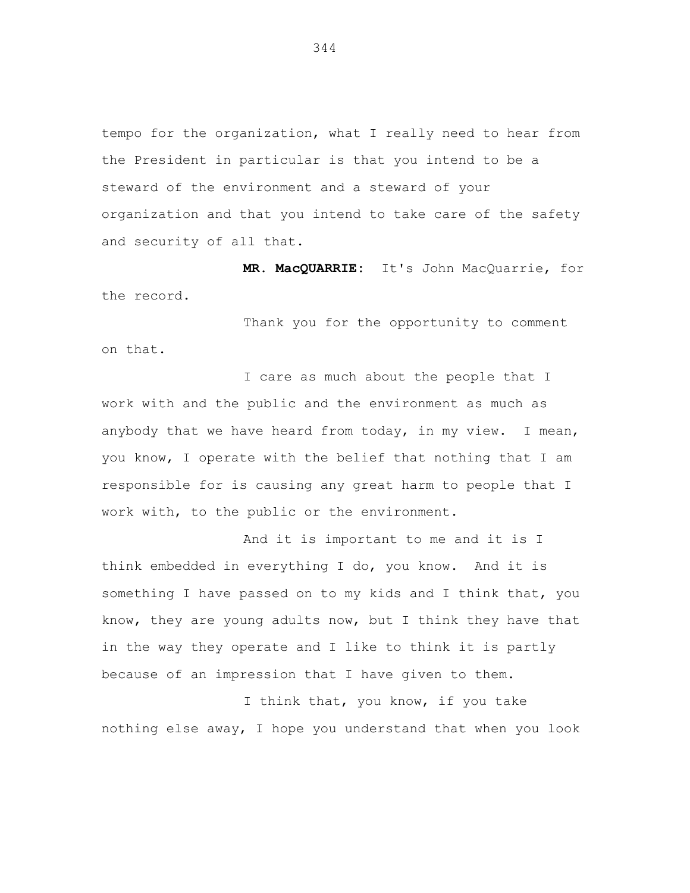tempo for the organization, what I really need to hear from the President in particular is that you intend to be a steward of the environment and a steward of your organization and that you intend to take care of the safety and security of all that.

**MR. MacQUARRIE:** It's John MacQuarrie, for the record.

Thank you for the opportunity to comment on that.

I care as much about the people that I work with and the public and the environment as much as anybody that we have heard from today, in my view. I mean, you know, I operate with the belief that nothing that I am responsible for is causing any great harm to people that I work with, to the public or the environment.

And it is important to me and it is I think embedded in everything I do, you know. And it is something I have passed on to my kids and I think that, you know, they are young adults now, but I think they have that in the way they operate and I like to think it is partly because of an impression that I have given to them.

I think that, you know, if you take nothing else away, I hope you understand that when you look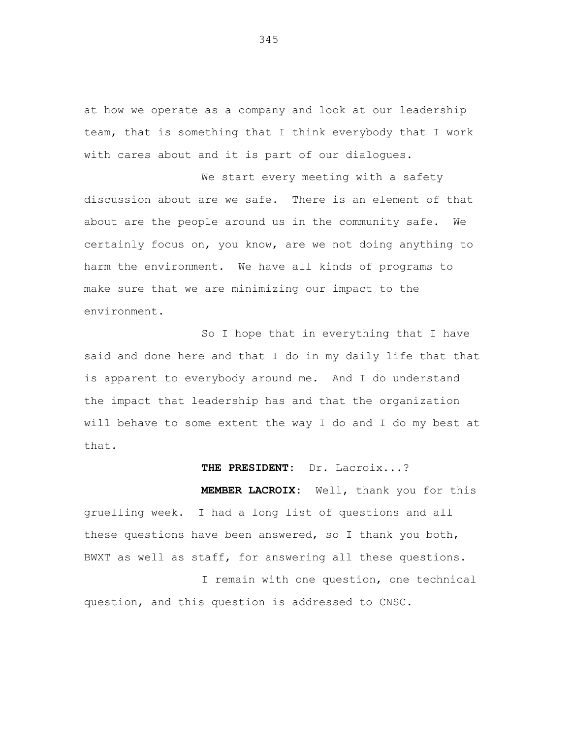at how we operate as a company and look at our leadership team, that is something that I think everybody that I work with cares about and it is part of our dialogues.

We start every meeting with a safety discussion about are we safe. There is an element of that about are the people around us in the community safe. We certainly focus on, you know, are we not doing anything to harm the environment. We have all kinds of programs to make sure that we are minimizing our impact to the environment.

So I hope that in everything that I have said and done here and that I do in my daily life that that is apparent to everybody around me. And I do understand the impact that leadership has and that the organization will behave to some extent the way I do and I do my best at that.

**THE PRESIDENT:** Dr. Lacroix...?

**MEMBER LACROIX:** Well, thank you for this gruelling week. I had a long list of questions and all these questions have been answered, so I thank you both, BWXT as well as staff, for answering all these questions.

I remain with one question, one technical question, and this question is addressed to CNSC.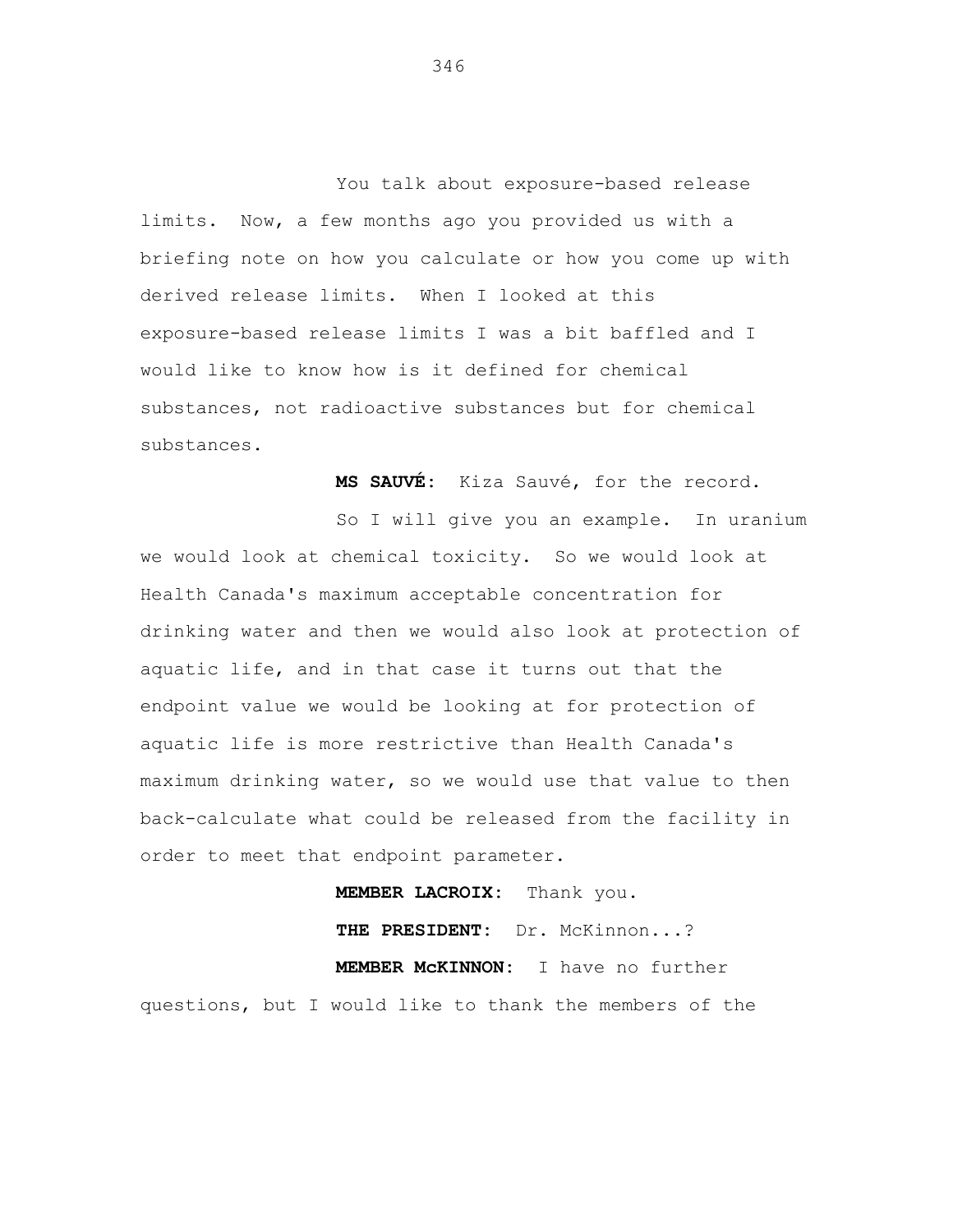You talk about exposure-based release limits. Now, a few months ago you provided us with a briefing note on how you calculate or how you come up with derived release limits. When I looked at this exposure-based release limits I was a bit baffled and I would like to know how is it defined for chemical substances, not radioactive substances but for chemical substances.

**MS SAUVÉ:** Kiza Sauvé, for the record.

So I will give you an example. In uranium we would look at chemical toxicity. So we would look at Health Canada's maximum acceptable concentration for drinking water and then we would also look at protection of aquatic life, and in that case it turns out that the endpoint value we would be looking at for protection of aquatic life is more restrictive than Health Canada's maximum drinking water, so we would use that value to then back-calculate what could be released from the facility in order to meet that endpoint parameter.

**MEMBER LACROIX:** Thank you.

**THE PRESIDENT:** Dr. McKinnon...?

**MEMBER McKINNON:** I have no further questions, but I would like to thank the members of the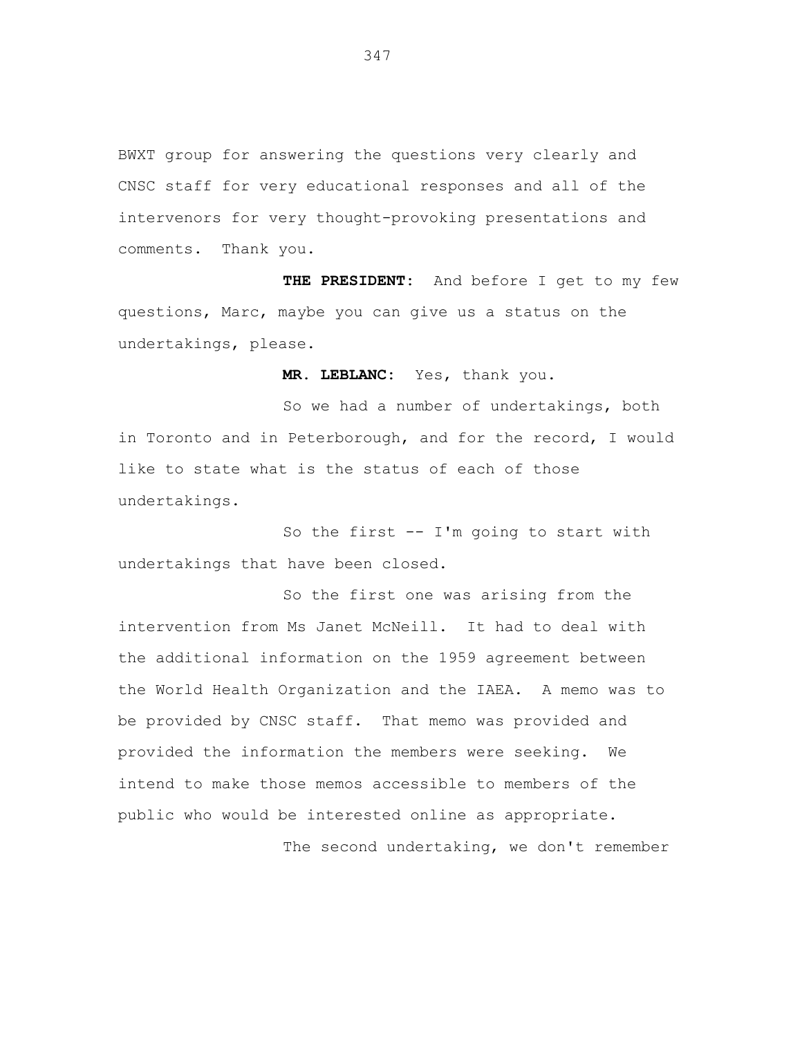BWXT group for answering the questions very clearly and CNSC staff for very educational responses and all of the intervenors for very thought-provoking presentations and comments. Thank you.

**THE PRESIDENT:** And before I get to my few questions, Marc, maybe you can give us a status on the undertakings, please.

**MR. LEBLANC:** Yes, thank you.

So we had a number of undertakings, both in Toronto and in Peterborough, and for the record, I would like to state what is the status of each of those undertakings.

So the first -- I'm going to start with undertakings that have been closed.

So the first one was arising from the intervention from Ms Janet McNeill. It had to deal with the additional information on the 1959 agreement between the World Health Organization and the IAEA. A memo was to be provided by CNSC staff. That memo was provided and provided the information the members were seeking. We intend to make those memos accessible to members of the public who would be interested online as appropriate.

The second undertaking, we don't remember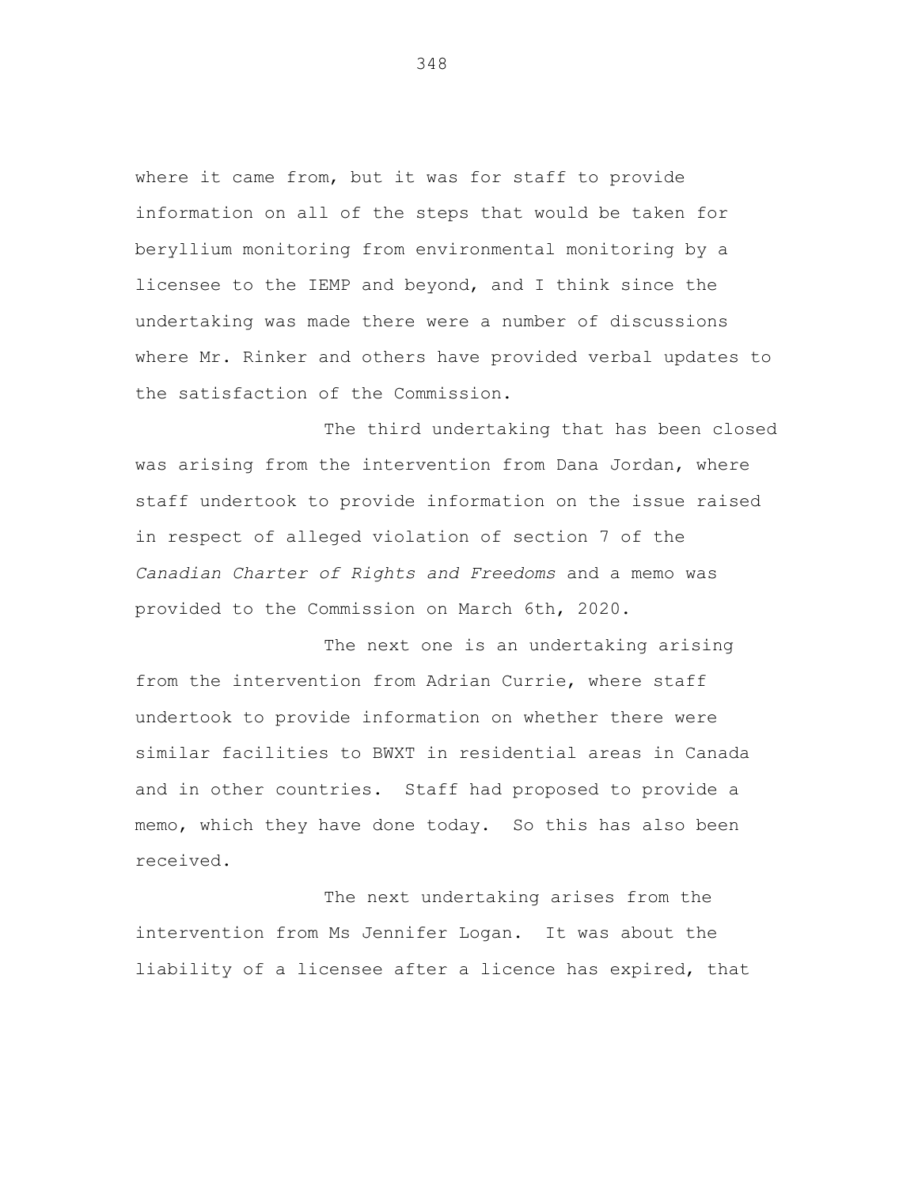where it came from, but it was for staff to provide information on all of the steps that would be taken for beryllium monitoring from environmental monitoring by a licensee to the IEMP and beyond, and I think since the undertaking was made there were a number of discussions where Mr. Rinker and others have provided verbal updates to the satisfaction of the Commission.

The third undertaking that has been closed was arising from the intervention from Dana Jordan, where staff undertook to provide information on the issue raised in respect of alleged violation of section 7 of the *Canadian Charter of Rights and Freedoms* and a memo was provided to the Commission on March 6th, 2020.

The next one is an undertaking arising from the intervention from Adrian Currie, where staff undertook to provide information on whether there were similar facilities to BWXT in residential areas in Canada and in other countries. Staff had proposed to provide a memo, which they have done today. So this has also been received.

The next undertaking arises from the intervention from Ms Jennifer Logan. It was about the liability of a licensee after a licence has expired, that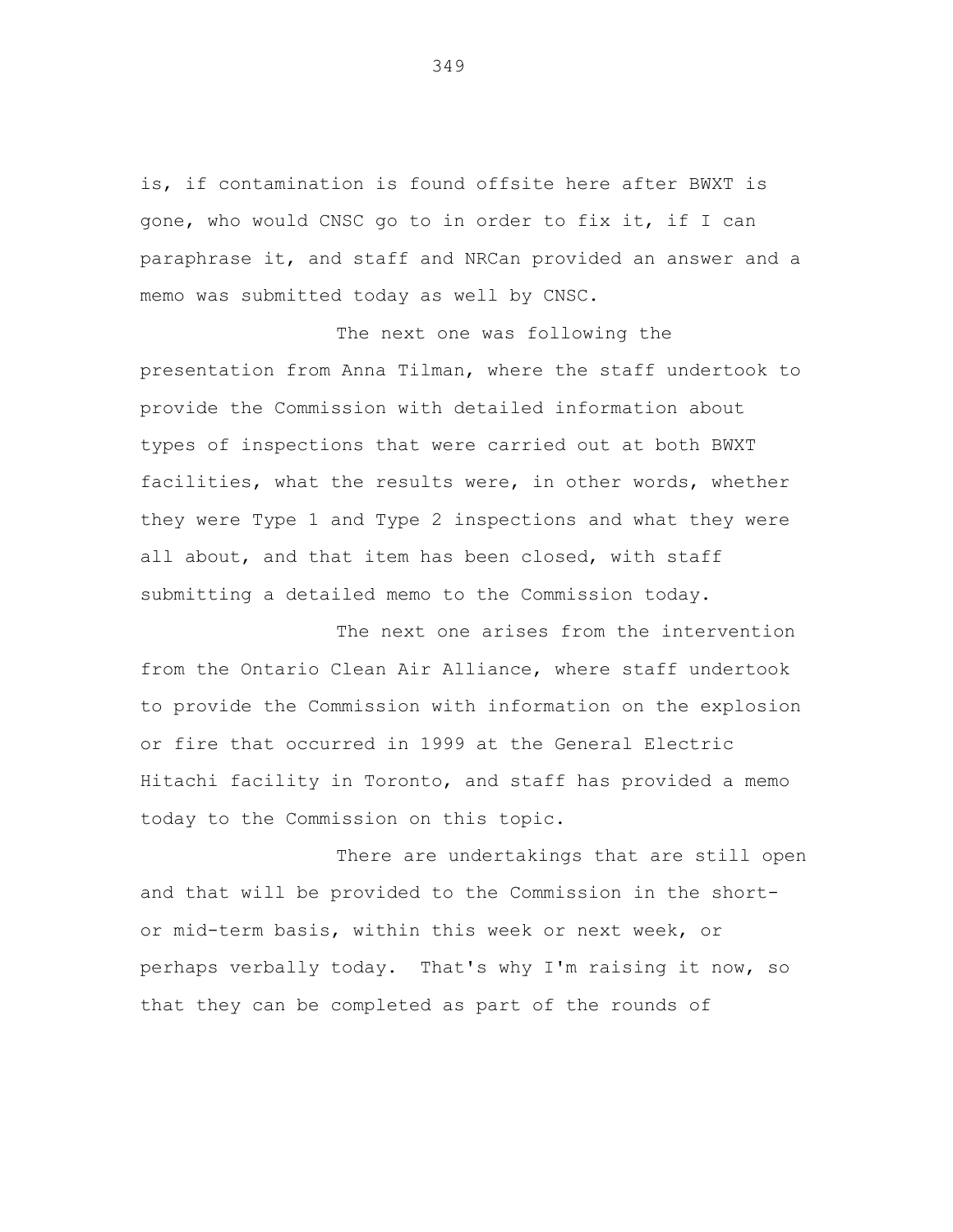is, if contamination is found offsite here after BWXT is gone, who would CNSC go to in order to fix it, if I can paraphrase it, and staff and NRCan provided an answer and a memo was submitted today as well by CNSC.

The next one was following the presentation from Anna Tilman, where the staff undertook to provide the Commission with detailed information about types of inspections that were carried out at both BWXT facilities, what the results were, in other words, whether they were Type 1 and Type 2 inspections and what they were all about, and that item has been closed, with staff submitting a detailed memo to the Commission today.

The next one arises from the intervention from the Ontario Clean Air Alliance, where staff undertook to provide the Commission with information on the explosion or fire that occurred in 1999 at the General Electric Hitachi facility in Toronto, and staff has provided a memo today to the Commission on this topic.

There are undertakings that are still open and that will be provided to the Commission in the short- or mid-term basis, within this week or next week, or perhaps verbally today. That's why I'm raising it now, so that they can be completed as part of the rounds of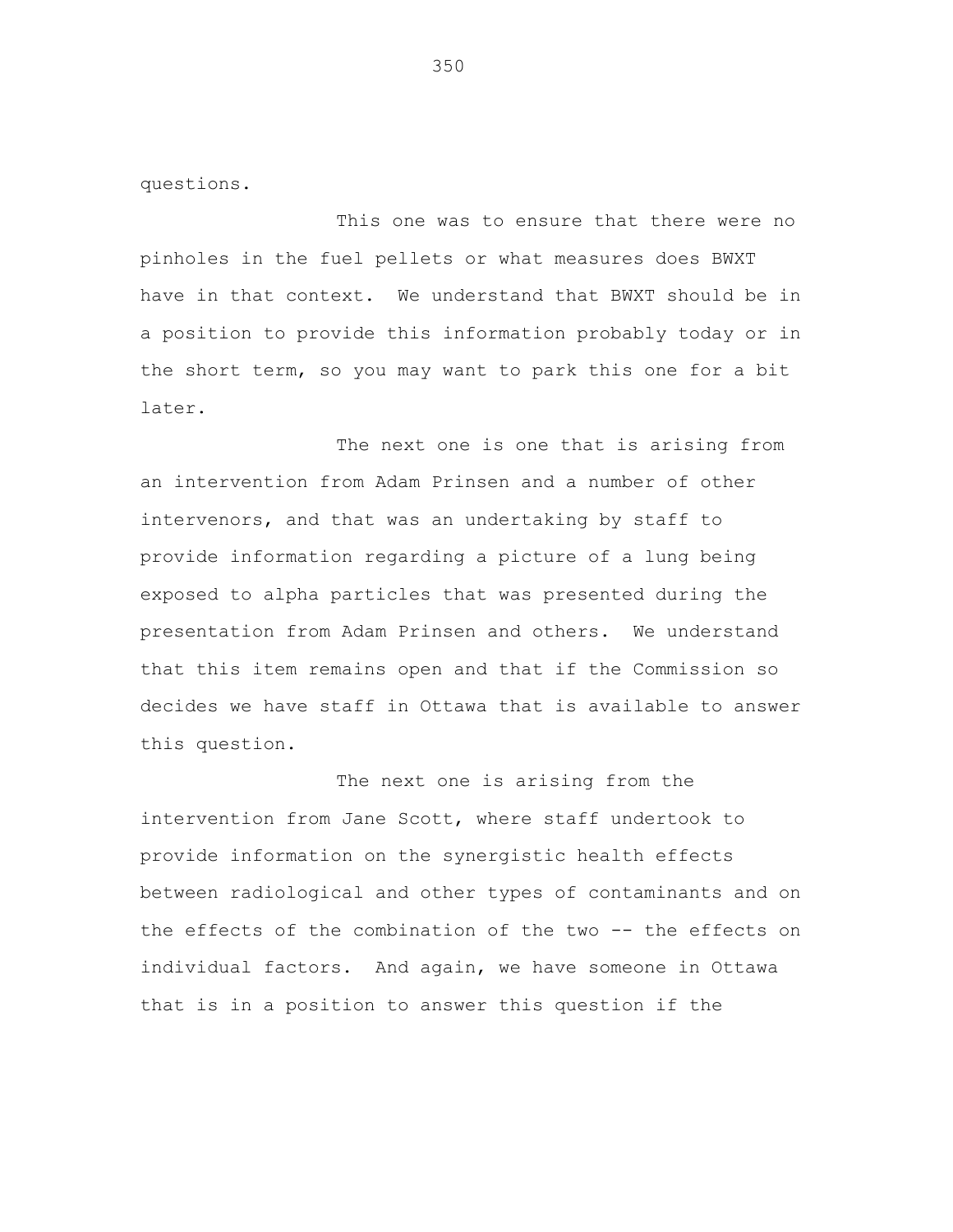questions.

This one was to ensure that there were no pinholes in the fuel pellets or what measures does BWXT have in that context. We understand that BWXT should be in a position to provide this information probably today or in the short term, so you may want to park this one for a bit later.

The next one is one that is arising from an intervention from Adam Prinsen and a number of other intervenors, and that was an undertaking by staff to provide information regarding a picture of a lung being exposed to alpha particles that was presented during the presentation from Adam Prinsen and others. We understand that this item remains open and that if the Commission so decides we have staff in Ottawa that is available to answer this question.

The next one is arising from the intervention from Jane Scott, where staff undertook to provide information on the synergistic health effects between radiological and other types of contaminants and on the effects of the combination of the two -- the effects on individual factors. And again, we have someone in Ottawa that is in a position to answer this question if the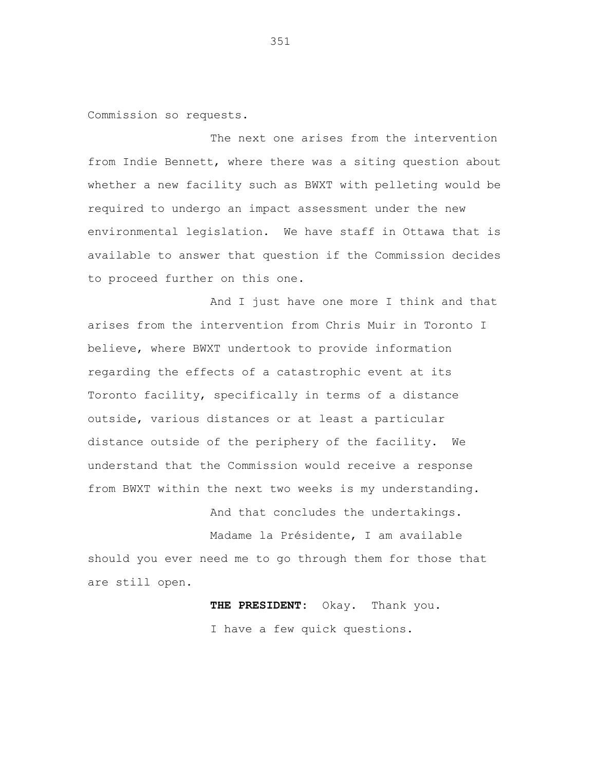Commission so requests.

The next one arises from the intervention from Indie Bennett, where there was a siting question about whether a new facility such as BWXT with pelleting would be required to undergo an impact assessment under the new environmental legislation. We have staff in Ottawa that is available to answer that question if the Commission decides to proceed further on this one.

And I just have one more I think and that arises from the intervention from Chris Muir in Toronto I believe, where BWXT undertook to provide information regarding the effects of a catastrophic event at its Toronto facility, specifically in terms of a distance outside, various distances or at least a particular distance outside of the periphery of the facility. We understand that the Commission would receive a response from BWXT within the next two weeks is my understanding.

And that concludes the undertakings.

Madame la Présidente, I am available should you ever need me to go through them for those that are still open.

**THE PRESIDENT:** Okay. Thank you.

I have a few quick questions.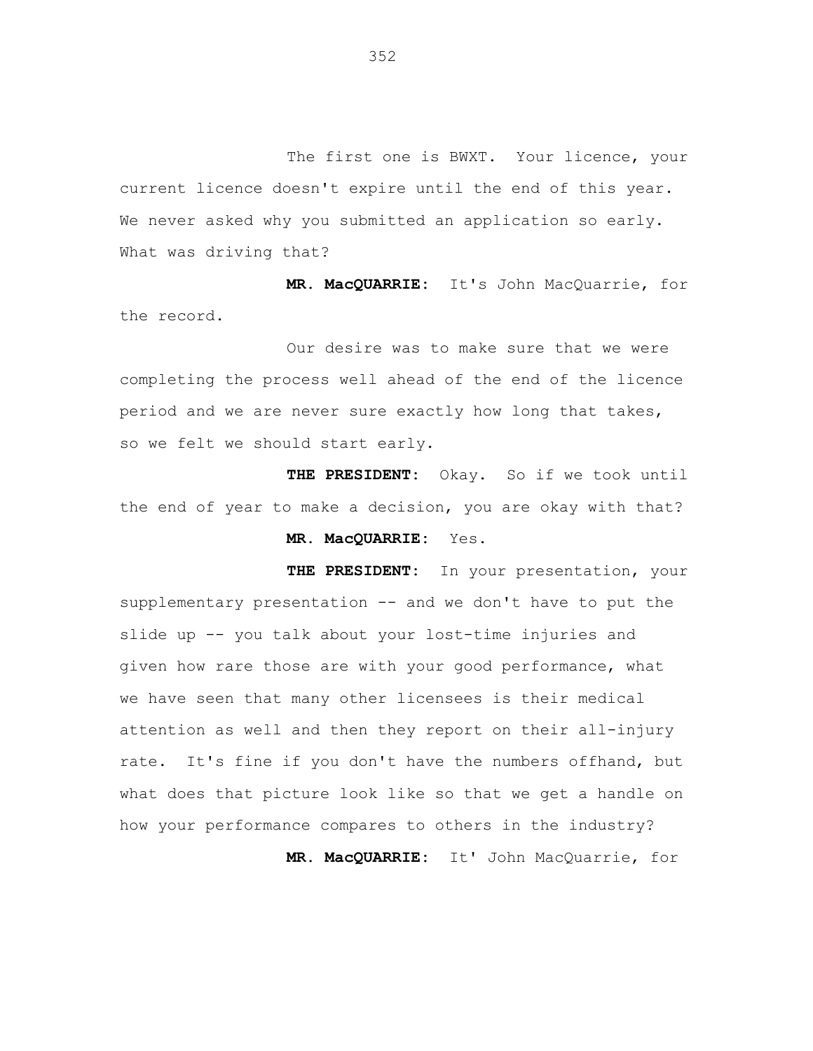The first one is BWXT. Your licence, your current licence doesn't expire until the end of this year. We never asked why you submitted an application so early. What was driving that?

**MR. MacQUARRIE:** It's John MacQuarrie, for the record.

Our desire was to make sure that we were completing the process well ahead of the end of the licence period and we are never sure exactly how long that takes, so we felt we should start early.

**THE PRESIDENT:** Okay. So if we took until the end of year to make a decision, you are okay with that?

**MR. MacQUARRIE:** Yes.

**THE PRESIDENT:** In your presentation, your supplementary presentation -- and we don't have to put the slide up -- you talk about your lost-time injuries and given how rare those are with your good performance, what we have seen that many other licensees is their medical attention as well and then they report on their all-injury rate. It's fine if you don't have the numbers offhand, but what does that picture look like so that we get a handle on how your performance compares to others in the industry?

**MR. MacQUARRIE:** It' John MacQuarrie, for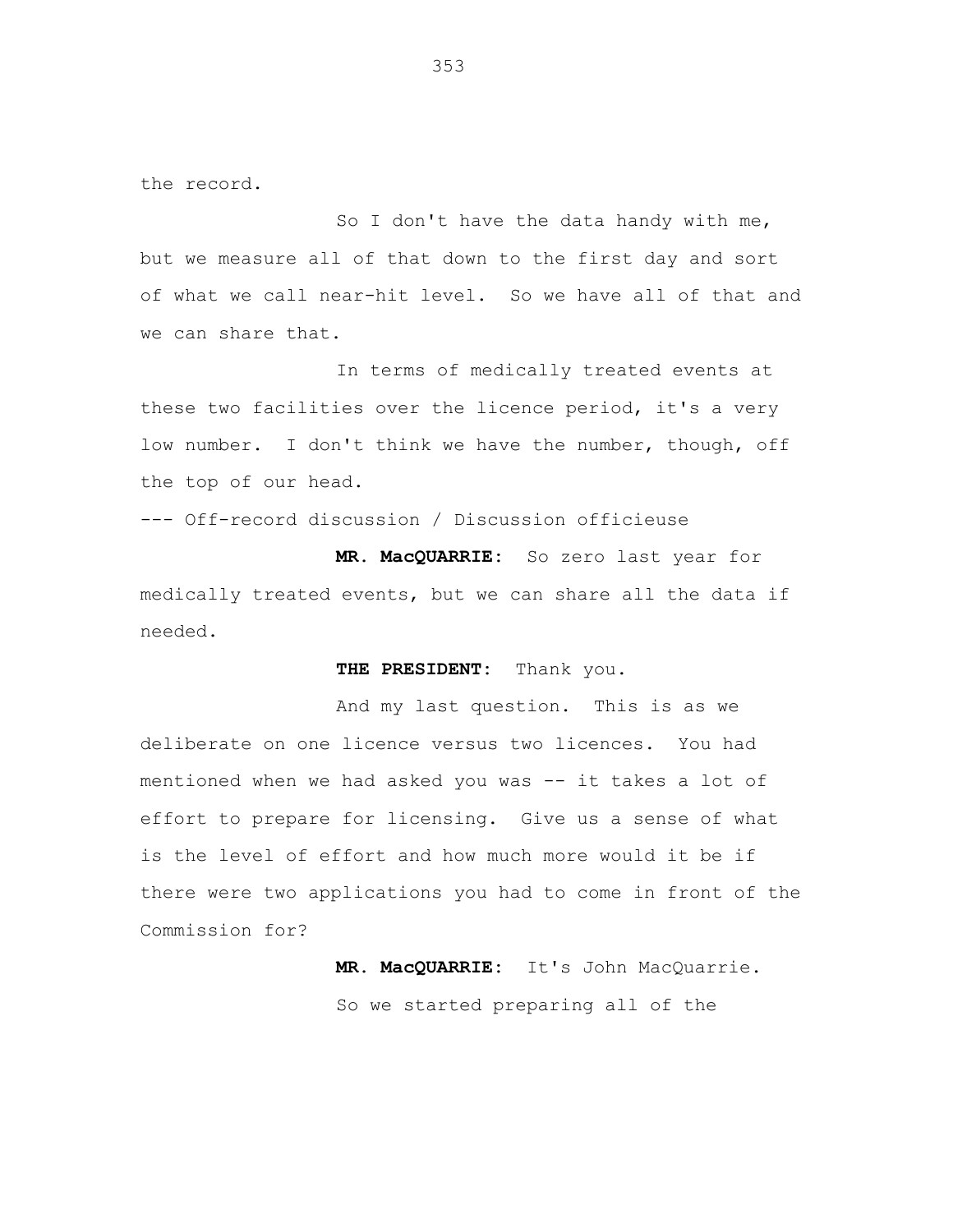the record.

So I don't have the data handy with me, but we measure all of that down to the first day and sort of what we call near-hit level. So we have all of that and we can share that.

In terms of medically treated events at these two facilities over the licence period, it's a very low number. I don't think we have the number, though, off the top of our head.

--- Off-record discussion / Discussion officieuse

**MR. MacQUARRIE:** So zero last year for medically treated events, but we can share all the data if needed.

**THE PRESIDENT:** Thank you.

And my last question. This is as we deliberate on one licence versus two licences. You had mentioned when we had asked you was -- it takes a lot of effort to prepare for licensing. Give us a sense of what is the level of effort and how much more would it be if there were two applications you had to come in front of the Commission for?

**MR. MacQUARRIE:** It's John MacQuarrie.

So we started preparing all of the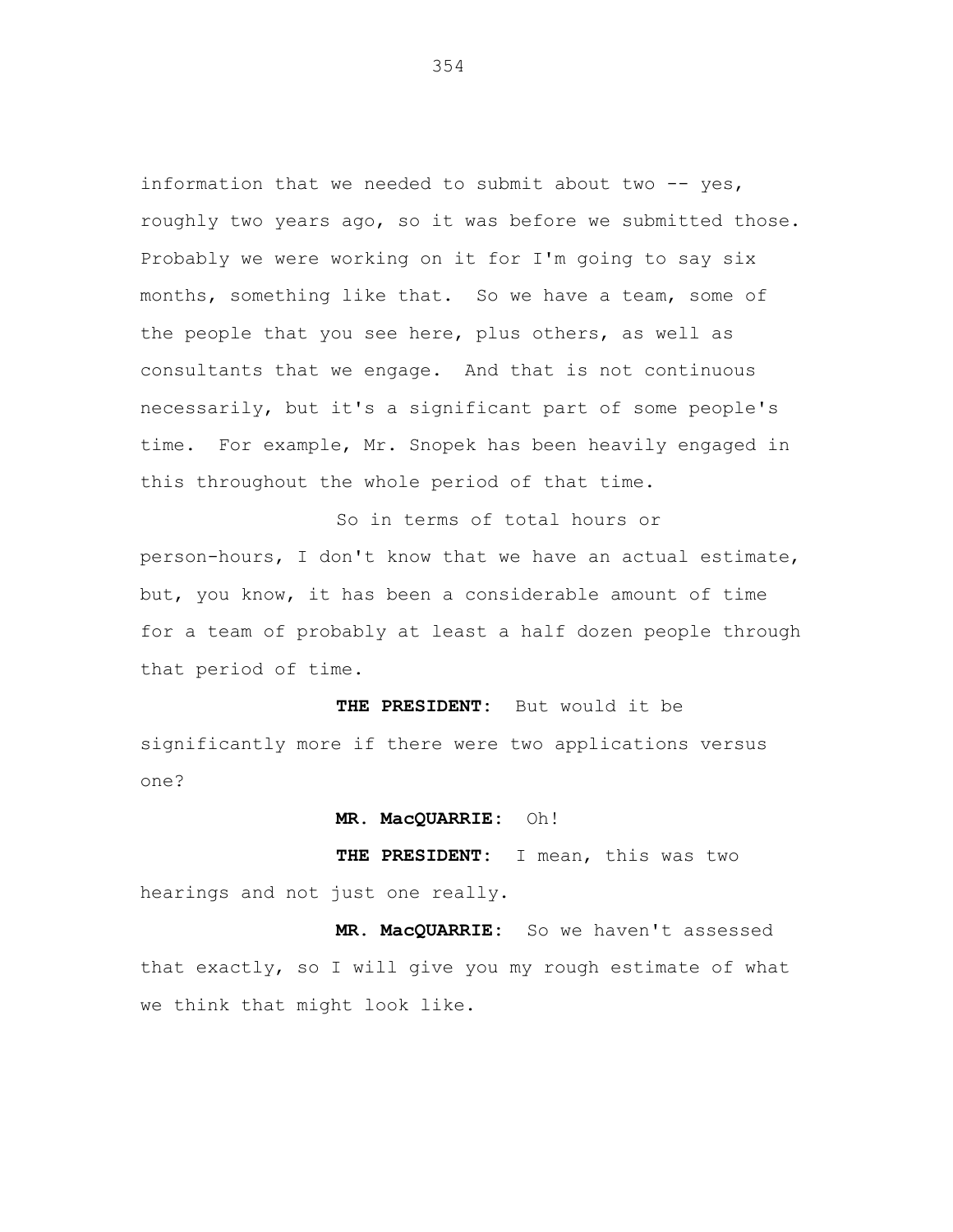information that we needed to submit about two -- yes, roughly two years ago, so it was before we submitted those. Probably we were working on it for I'm going to say six months, something like that. So we have a team, some of the people that you see here, plus others, as well as consultants that we engage. And that is not continuous necessarily, but it's a significant part of some people's time. For example, Mr. Snopek has been heavily engaged in this throughout the whole period of that time.

So in terms of total hours or person-hours, I don't know that we have an actual estimate, but, you know, it has been a considerable amount of time for a team of probably at least a half dozen people through that period of time.

**THE PRESIDENT:** But would it be significantly more if there were two applications versus one?

**MR. MacQUARRIE:** Oh!

**THE PRESIDENT:** I mean, this was two hearings and not just one really.

**MR. MacQUARRIE:** So we haven't assessed that exactly, so I will give you my rough estimate of what we think that might look like.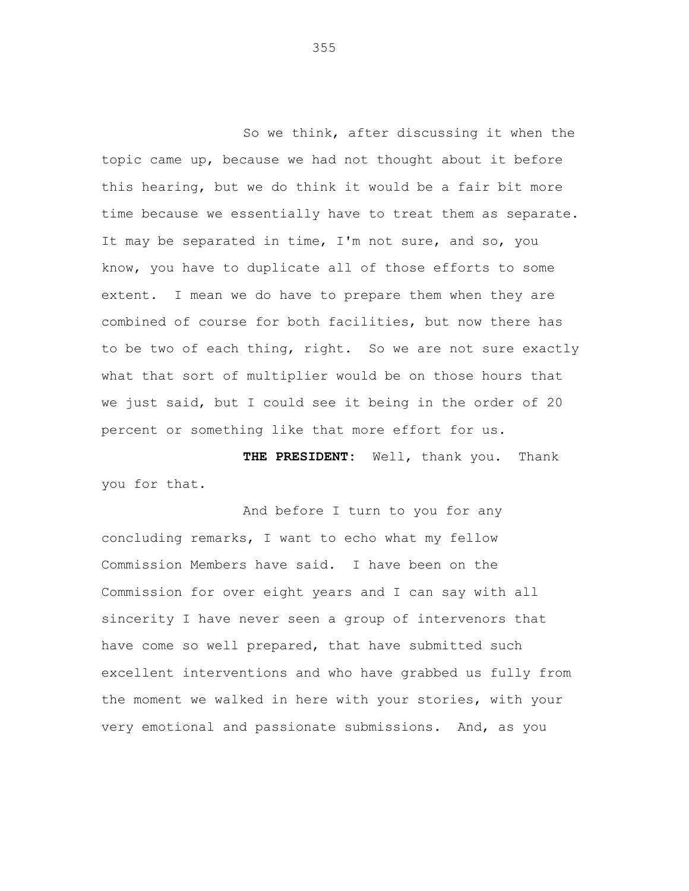So we think, after discussing it when the topic came up, because we had not thought about it before this hearing, but we do think it would be a fair bit more time because we essentially have to treat them as separate. It may be separated in time, I'm not sure, and so, you know, you have to duplicate all of those efforts to some extent. I mean we do have to prepare them when they are combined of course for both facilities, but now there has to be two of each thing, right. So we are not sure exactly what that sort of multiplier would be on those hours that we just said, but I could see it being in the order of 20 percent or something like that more effort for us.

**THE PRESIDENT:** Well, thank you. Thank you for that.

And before I turn to you for any concluding remarks, I want to echo what my fellow Commission Members have said. I have been on the Commission for over eight years and I can say with all sincerity I have never seen a group of intervenors that have come so well prepared, that have submitted such excellent interventions and who have grabbed us fully from the moment we walked in here with your stories, with your very emotional and passionate submissions. And, as you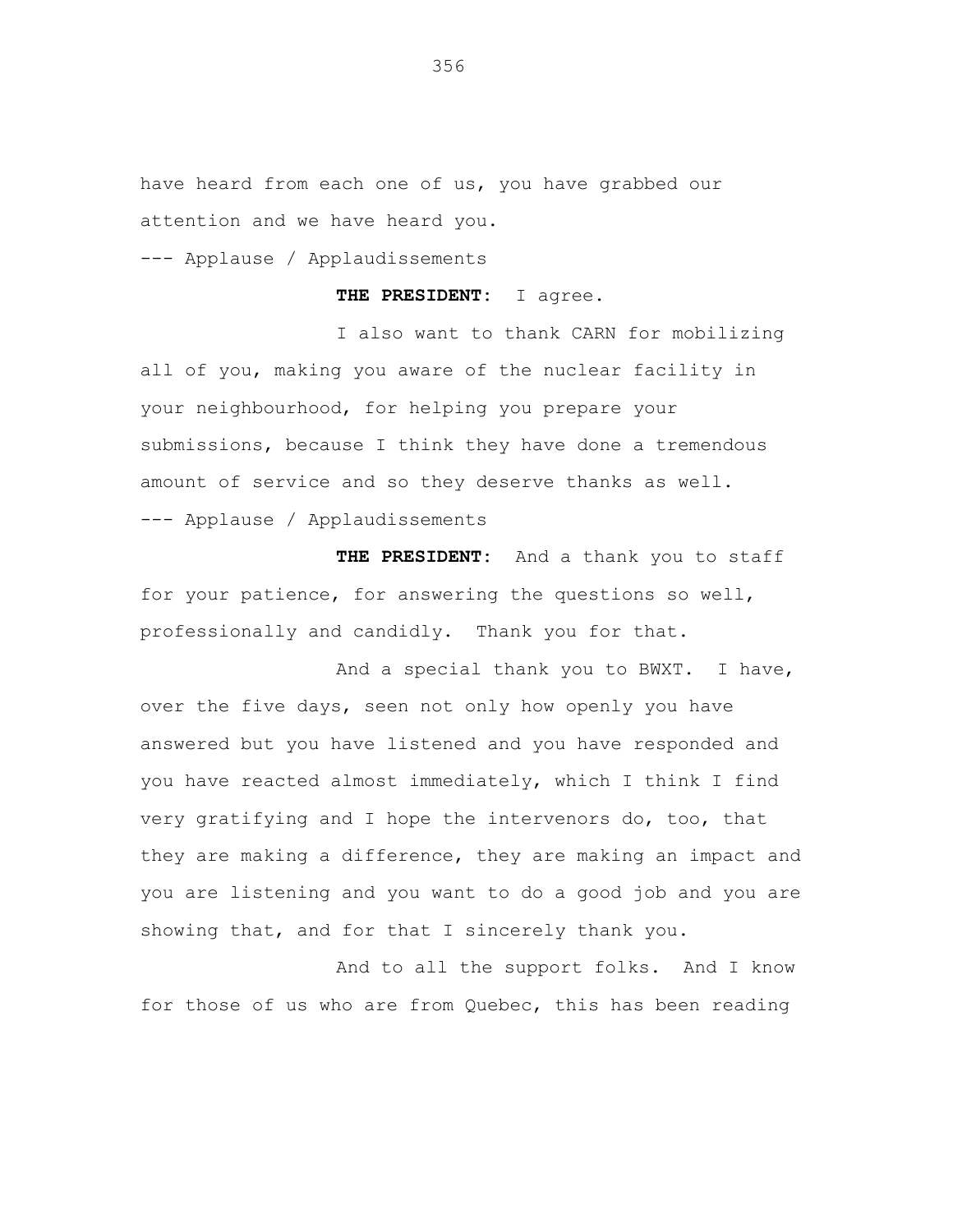have heard from each one of us, you have grabbed our attention and we have heard you.

--- Applause / Applaudissements

**THE PRESIDENT:** I agree.

I also want to thank CARN for mobilizing all of you, making you aware of the nuclear facility in your neighbourhood, for helping you prepare your submissions, because I think they have done a tremendous amount of service and so they deserve thanks as well.

--- Applause / Applaudissements

**THE PRESIDENT:** And a thank you to staff for your patience, for answering the questions so well, professionally and candidly. Thank you for that.

And a special thank you to BWXT. I have, over the five days, seen not only how openly you have answered but you have listened and you have responded and you have reacted almost immediately, which I think I find very gratifying and I hope the intervenors do, too, that they are making a difference, they are making an impact and you are listening and you want to do a good job and you are showing that, and for that I sincerely thank you.

And to all the support folks. And I know for those of us who are from Quebec, this has been reading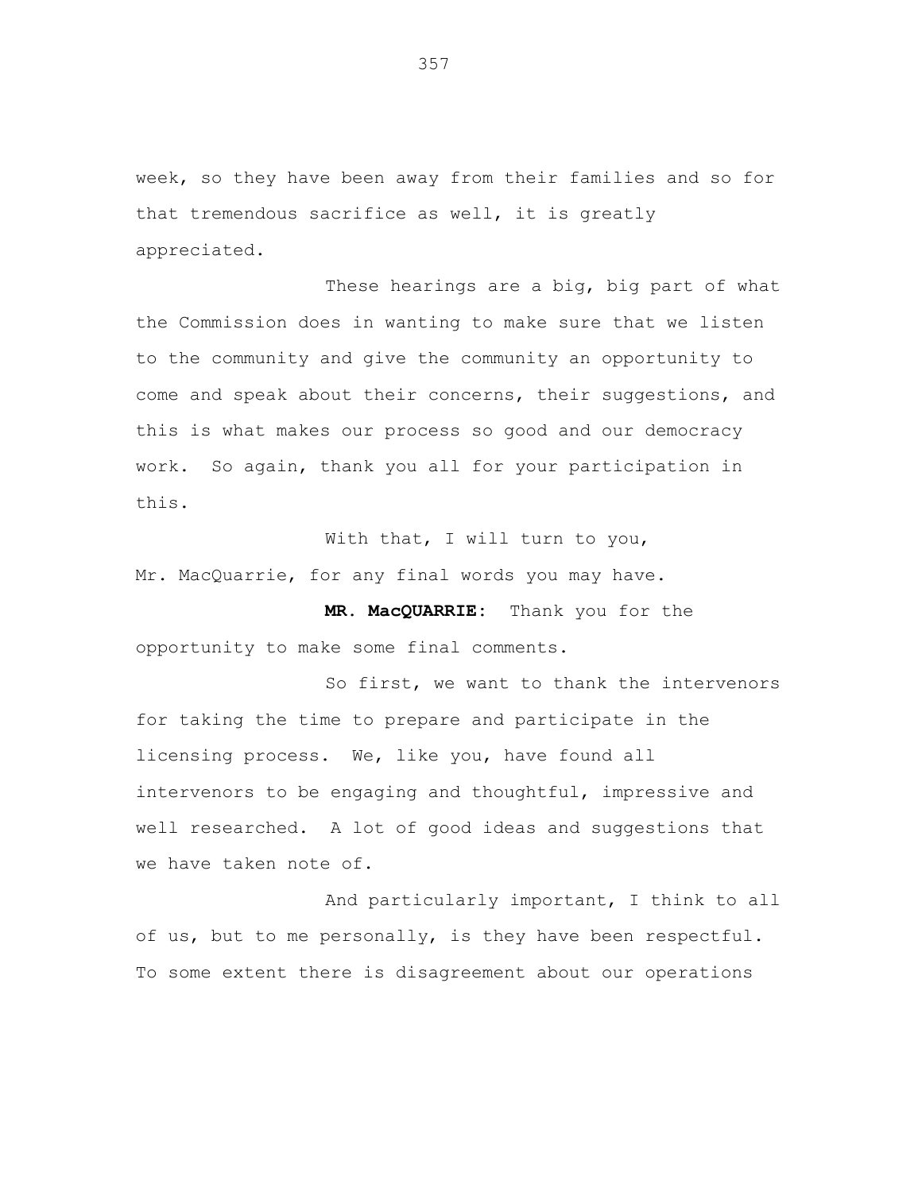week, so they have been away from their families and so for that tremendous sacrifice as well, it is greatly appreciated.

These hearings are a big, big part of what the Commission does in wanting to make sure that we listen to the community and give the community an opportunity to come and speak about their concerns, their suggestions, and this is what makes our process so good and our democracy work. So again, thank you all for your participation in this.

With that, I will turn to you, Mr. MacQuarrie, for any final words you may have.

**MR. MacQUARRIE:** Thank you for the opportunity to make some final comments.

So first, we want to thank the intervenors for taking the time to prepare and participate in the licensing process. We, like you, have found all intervenors to be engaging and thoughtful, impressive and well researched. A lot of good ideas and suggestions that we have taken note of.

And particularly important, I think to all of us, but to me personally, is they have been respectful. To some extent there is disagreement about our operations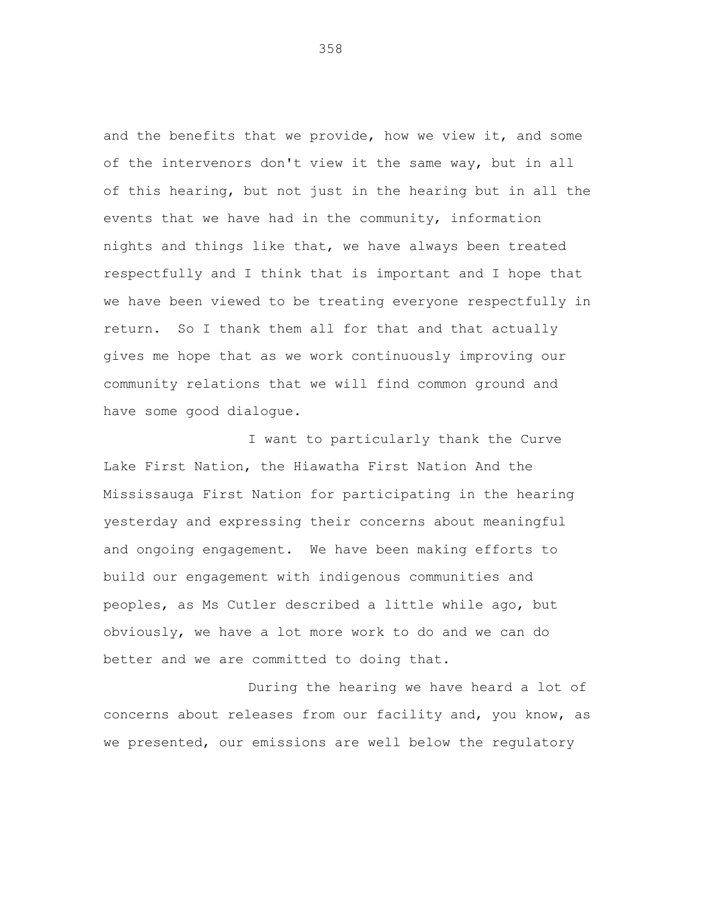and the benefits that we provide, how we view it, and some of the intervenors don't view it the same way, but in all of this hearing, but not just in the hearing but in all the events that we have had in the community, information nights and things like that, we have always been treated respectfully and I think that is important and I hope that we have been viewed to be treating everyone respectfully in return. So I thank them all for that and that actually gives me hope that as we work continuously improving our community relations that we will find common ground and have some good dialogue.

I want to particularly thank the Curve Lake First Nation, the Hiawatha First Nation And the Mississauga First Nation for participating in the hearing yesterday and expressing their concerns about meaningful and ongoing engagement. We have been making efforts to build our engagement with indigenous communities and peoples, as Ms Cutler described a little while ago, but obviously, we have a lot more work to do and we can do better and we are committed to doing that.

During the hearing we have heard a lot of concerns about releases from our facility and, you know, as we presented, our emissions are well below the regulatory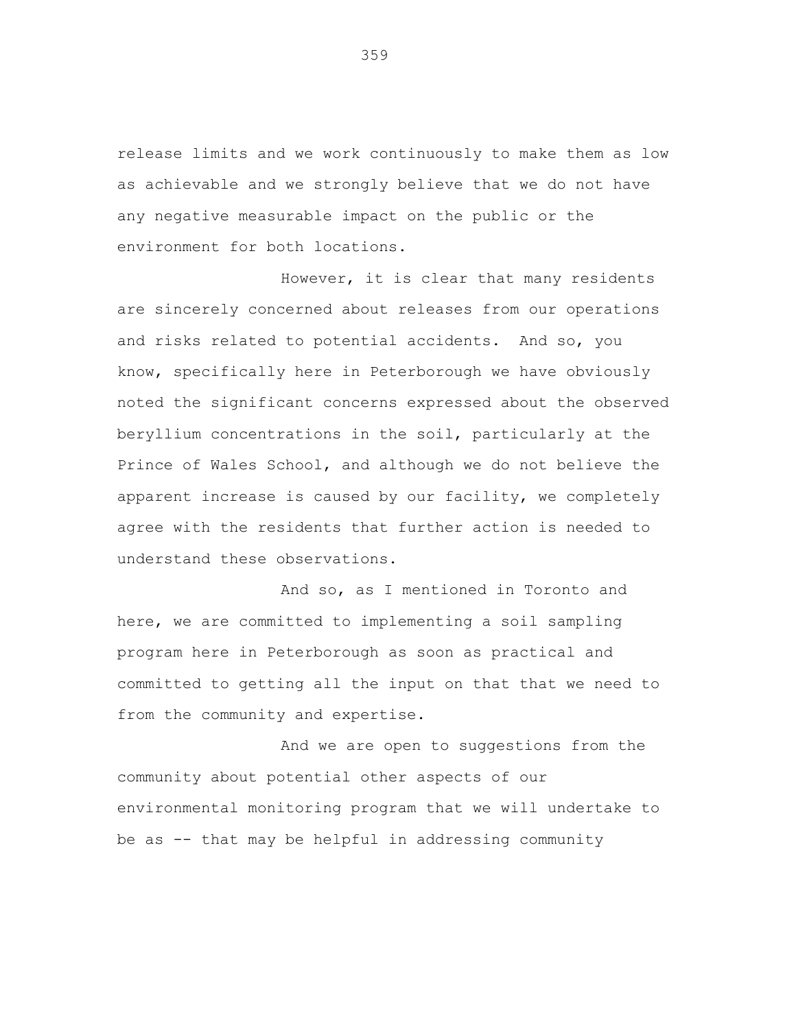release limits and we work continuously to make them as low as achievable and we strongly believe that we do not have any negative measurable impact on the public or the environment for both locations.

However, it is clear that many residents are sincerely concerned about releases from our operations and risks related to potential accidents. And so, you know, specifically here in Peterborough we have obviously noted the significant concerns expressed about the observed beryllium concentrations in the soil, particularly at the Prince of Wales School, and although we do not believe the apparent increase is caused by our facility, we completely agree with the residents that further action is needed to understand these observations.

And so, as I mentioned in Toronto and here, we are committed to implementing a soil sampling program here in Peterborough as soon as practical and committed to getting all the input on that that we need to from the community and expertise.

And we are open to suggestions from the community about potential other aspects of our environmental monitoring program that we will undertake to be as -- that may be helpful in addressing community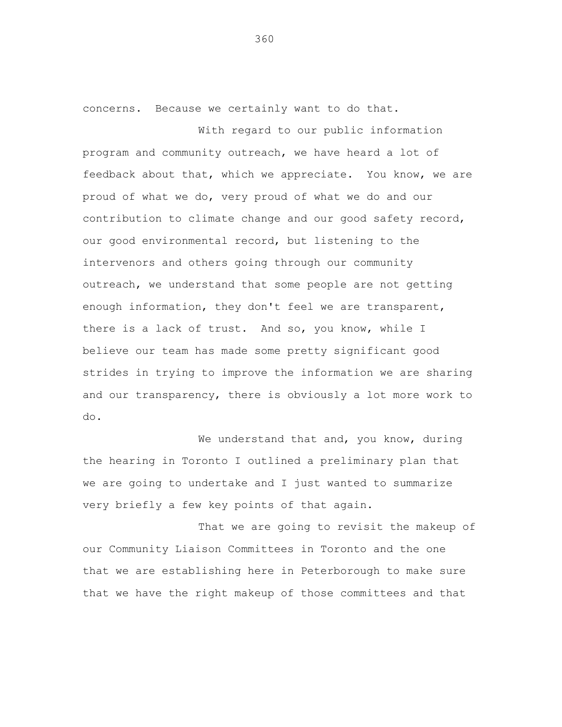concerns. Because we certainly want to do that.

With regard to our public information program and community outreach, we have heard a lot of feedback about that, which we appreciate. You know, we are proud of what we do, very proud of what we do and our contribution to climate change and our good safety record, our good environmental record, but listening to the intervenors and others going through our community outreach, we understand that some people are not getting enough information, they don't feel we are transparent, there is a lack of trust. And so, you know, while I believe our team has made some pretty significant good strides in trying to improve the information we are sharing and our transparency, there is obviously a lot more work to do.

We understand that and, you know, during the hearing in Toronto I outlined a preliminary plan that we are going to undertake and I just wanted to summarize very briefly a few key points of that again.

That we are going to revisit the makeup of our Community Liaison Committees in Toronto and the one that we are establishing here in Peterborough to make sure that we have the right makeup of those committees and that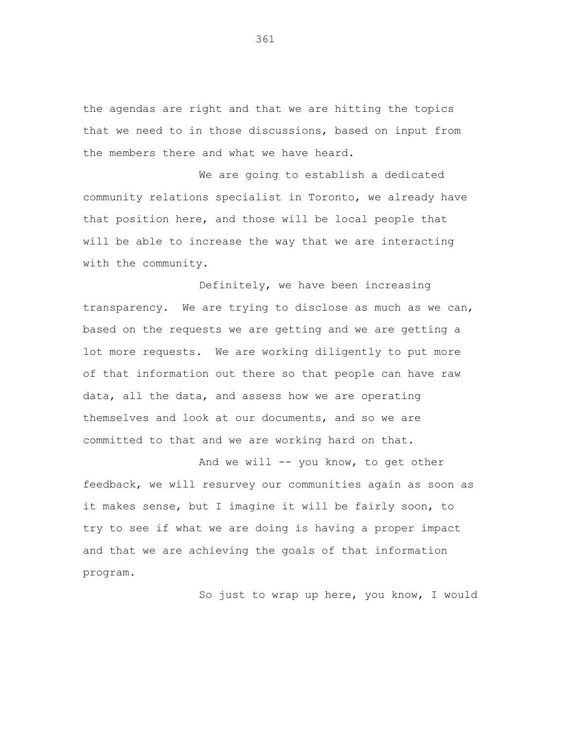the agendas are right and that we are hitting the topics that we need to in those discussions, based on input from the members there and what we have heard.

We are going to establish a dedicated community relations specialist in Toronto, we already have that position here, and those will be local people that will be able to increase the way that we are interacting with the community.

Definitely, we have been increasing transparency. We are trying to disclose as much as we can, based on the requests we are getting and we are getting a lot more requests. We are working diligently to put more of that information out there so that people can have raw data, all the data, and assess how we are operating themselves and look at our documents, and so we are committed to that and we are working hard on that.

And we will -- you know, to get other feedback, we will resurvey our communities again as soon as it makes sense, but I imagine it will be fairly soon, to try to see if what we are doing is having a proper impact and that we are achieving the goals of that information program.

So just to wrap up here, you know, I would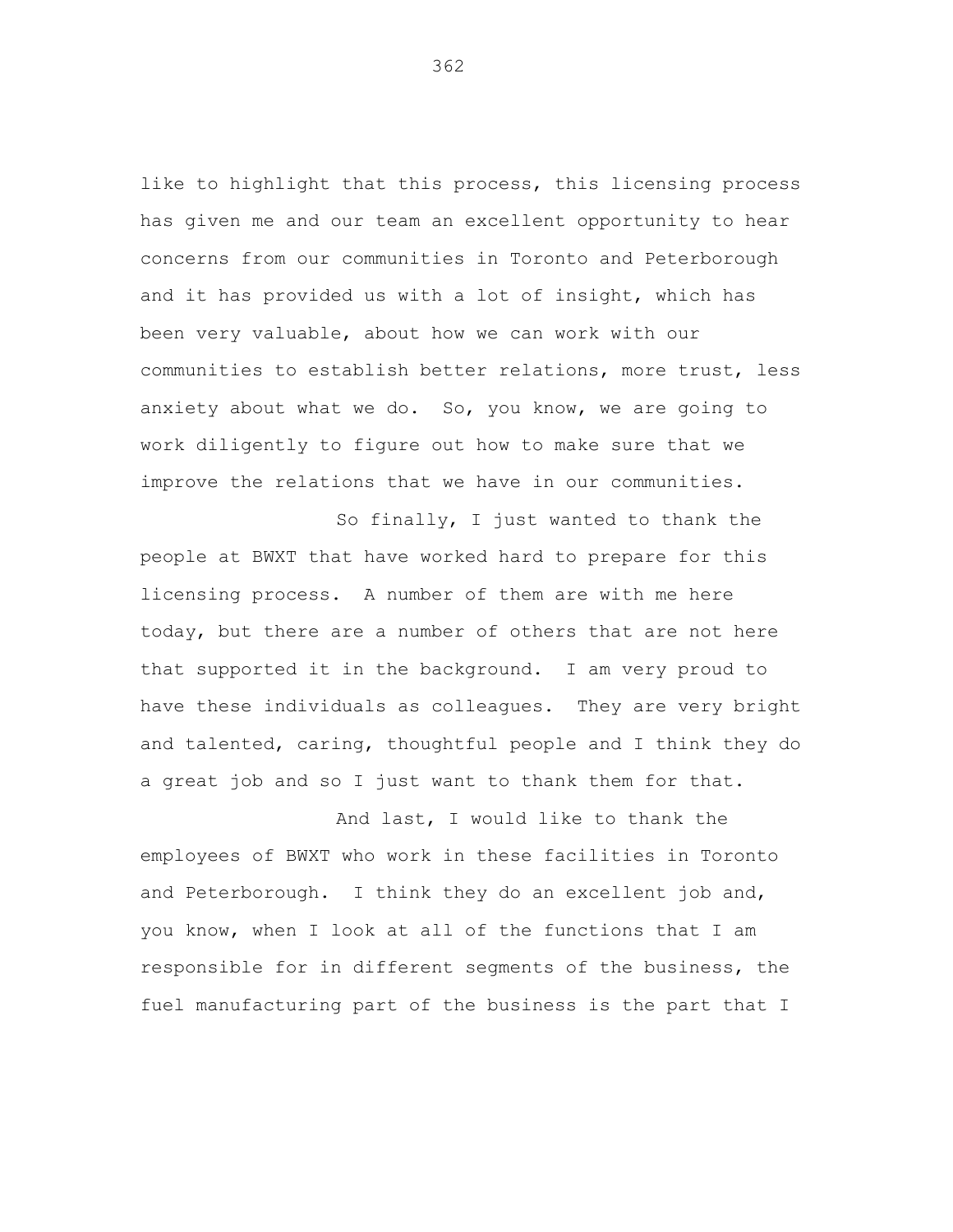like to highlight that this process, this licensing process has given me and our team an excellent opportunity to hear concerns from our communities in Toronto and Peterborough and it has provided us with a lot of insight, which has been very valuable, about how we can work with our communities to establish better relations, more trust, less anxiety about what we do. So, you know, we are going to work diligently to figure out how to make sure that we improve the relations that we have in our communities.

So finally, I just wanted to thank the people at BWXT that have worked hard to prepare for this licensing process. A number of them are with me here today, but there are a number of others that are not here that supported it in the background. I am very proud to have these individuals as colleagues. They are very bright and talented, caring, thoughtful people and I think they do a great job and so I just want to thank them for that.

And last, I would like to thank the employees of BWXT who work in these facilities in Toronto and Peterborough. I think they do an excellent job and, you know, when I look at all of the functions that I am responsible for in different segments of the business, the fuel manufacturing part of the business is the part that I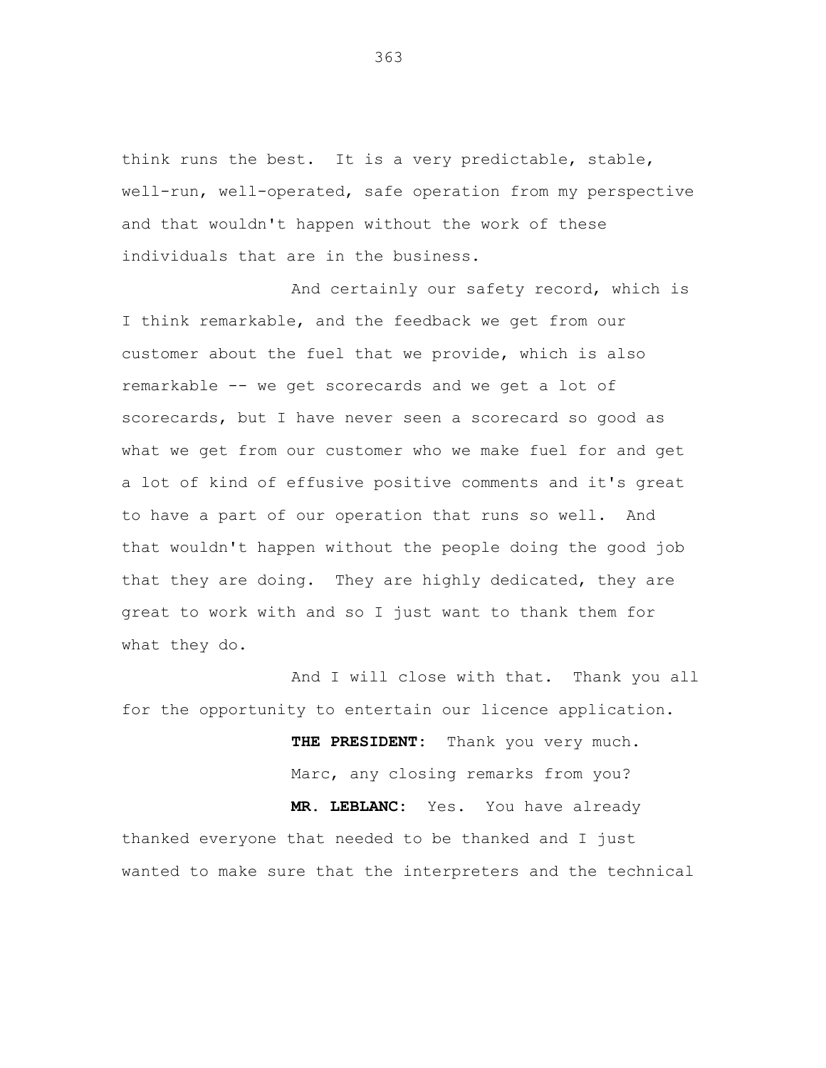think runs the best. It is a very predictable, stable, well-run, well-operated, safe operation from my perspective and that wouldn't happen without the work of these individuals that are in the business.

And certainly our safety record, which is I think remarkable, and the feedback we get from our customer about the fuel that we provide, which is also remarkable -- we get scorecards and we get a lot of scorecards, but I have never seen a scorecard so good as what we get from our customer who we make fuel for and get a lot of kind of effusive positive comments and it's great to have a part of our operation that runs so well. And that wouldn't happen without the people doing the good job that they are doing. They are highly dedicated, they are great to work with and so I just want to thank them for what they do.

And I will close with that. Thank you all for the opportunity to entertain our licence application.

**THE PRESIDENT:** Thank you very much.

Marc, any closing remarks from you?

**MR. LEBLANC:** Yes. You have already thanked everyone that needed to be thanked and I just wanted to make sure that the interpreters and the technical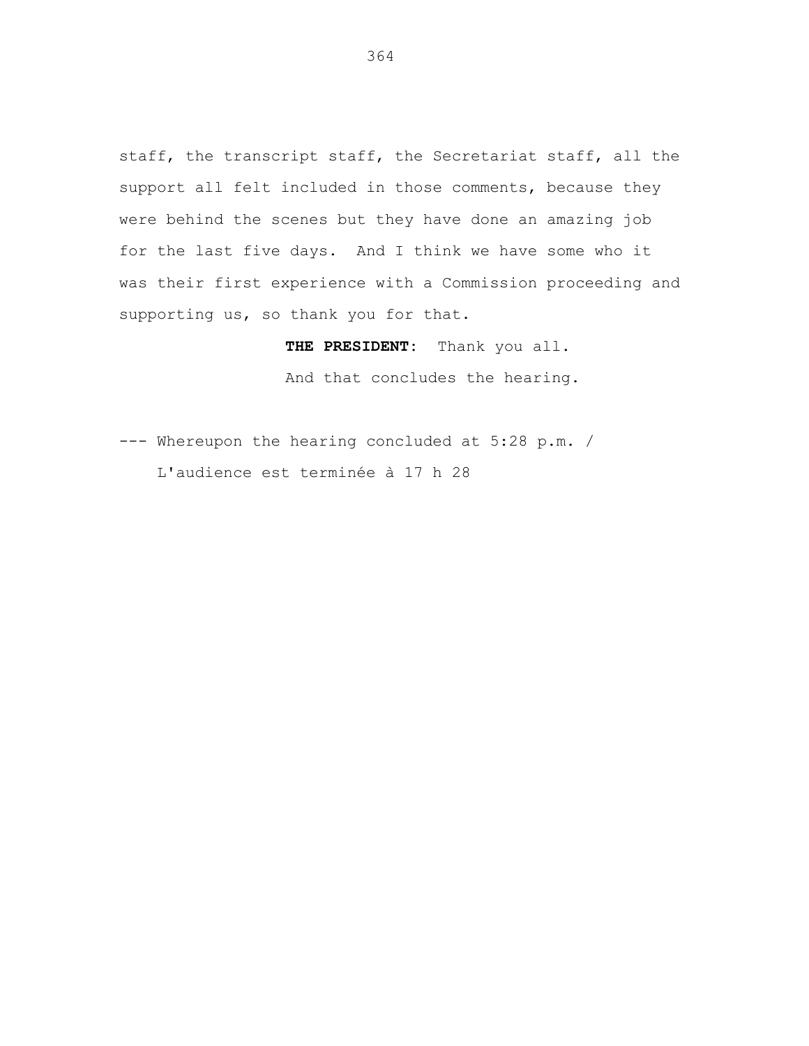staff, the transcript staff, the Secretariat staff, all the support all felt included in those comments, because they were behind the scenes but they have done an amazing job for the last five days. And I think we have some who it was their first experience with a Commission proceeding and supporting us, so thank you for that.

**THE PRESIDENT:** Thank you all.

And that concludes the hearing.

--- Whereupon the hearing concluded at 5:28 p.m. / L'audience est terminée à 17 h 28